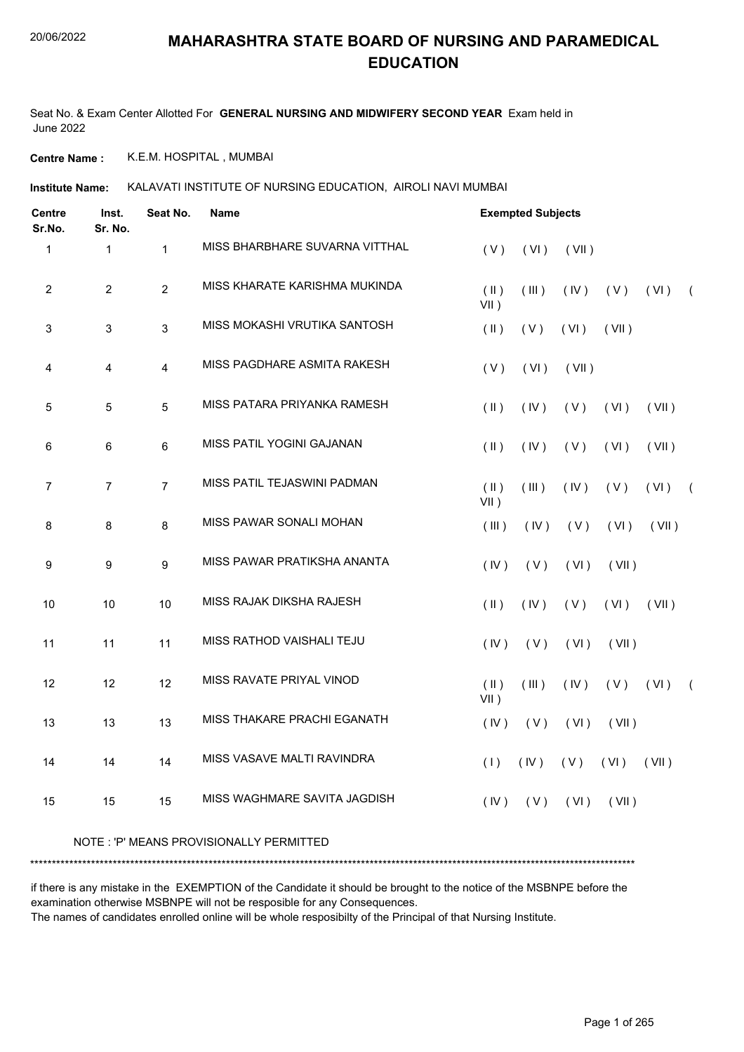# MAHARASHTRA STATE BOARD OF NURSING AND PARAMEDICAL EDUCATION

Seat No. & Exam Center Allotted For **GENERAL NURSING AND MIDWIFERY SECOND YEAR** Exam held in June 2022

**Centre Name :** K.E.M. HOSPITAL , MUMBAI

**Institute Name:** KALAVATI INSTITUTE OF NURSING EDUCATION, AIROLI NAVI MUMBAI

| Centre Sr.No. | Inst. Sr. No. | Seat No. | Name | Exempted Subjects |
|---|---|---|---|---|
| 1 | 1 | 1 | MISS BHARBHARE SUVARNA VITTHAL | ( V ) ( VI ) ( VII ) |
| 2 | 2 | 2 | MISS KHARATE KARISHMA MUKINDA | ( II ) ( III ) ( IV ) ( V ) ( VI ) ( VII ) |
| 3 | 3 | 3 | MISS MOKASHI VRUTIKA SANTOSH | ( II ) ( V ) ( VI ) ( VII ) |
| 4 | 4 | 4 | MISS PAGDHARE ASMITA RAKESH | ( V ) ( VI ) ( VII ) |
| 5 | 5 | 5 | MISS PATARA PRIYANKA RAMESH | ( II ) ( IV ) ( V ) ( VI ) ( VII ) |
| 6 | 6 | 6 | MISS PATIL YOGINI GAJANAN | ( II ) ( IV ) ( V ) ( VI ) ( VII ) |
| 7 | 7 | 7 | MISS PATIL TEJASWINI PADMAN | ( II ) ( III ) ( IV ) ( V ) ( VI ) ( VII ) |
| 8 | 8 | 8 | MISS PAWAR SONALI MOHAN | ( III ) ( IV ) ( V ) ( VI ) ( VII ) |
| 9 | 9 | 9 | MISS PAWAR PRATIKSHA ANANTA | ( IV ) ( V ) ( VI ) ( VII ) |
| 10 | 10 | 10 | MISS RAJAK DIKSHA RAJESH | ( II ) ( IV ) ( V ) ( VI ) ( VII ) |
| 11 | 11 | 11 | MISS RATHOD VAISHALI TEJU | ( IV ) ( V ) ( VI ) ( VII ) |
| 12 | 12 | 12 | MISS RAVATE PRIYAL VINOD | ( II ) ( III ) ( IV ) ( V ) ( VI ) ( VII ) |
| 13 | 13 | 13 | MISS THAKARE PRACHI EGANATH | ( IV ) ( V ) ( VI ) ( VII ) |
| 14 | 14 | 14 | MISS VASAVE MALTI RAVINDRA | ( I ) ( IV ) ( V ) ( VI ) ( VII ) |
| 15 | 15 | 15 | MISS WAGHMARE SAVITA JAGDISH | ( IV ) ( V ) ( VI ) ( VII ) |

NOTE : 'P' MEANS PROVISIONALLY PERMITTED

*******************************************************************************************************************************************

if there is any mistake in the EXEMPTION of the Candidate it should be brought to the notice of the MSBNPE before the examination otherwise MSBNPE will not be resposible for any Consequences.

The names of candidates enrolled online will be whole resposibilty of the Principal of that Nursing Institute.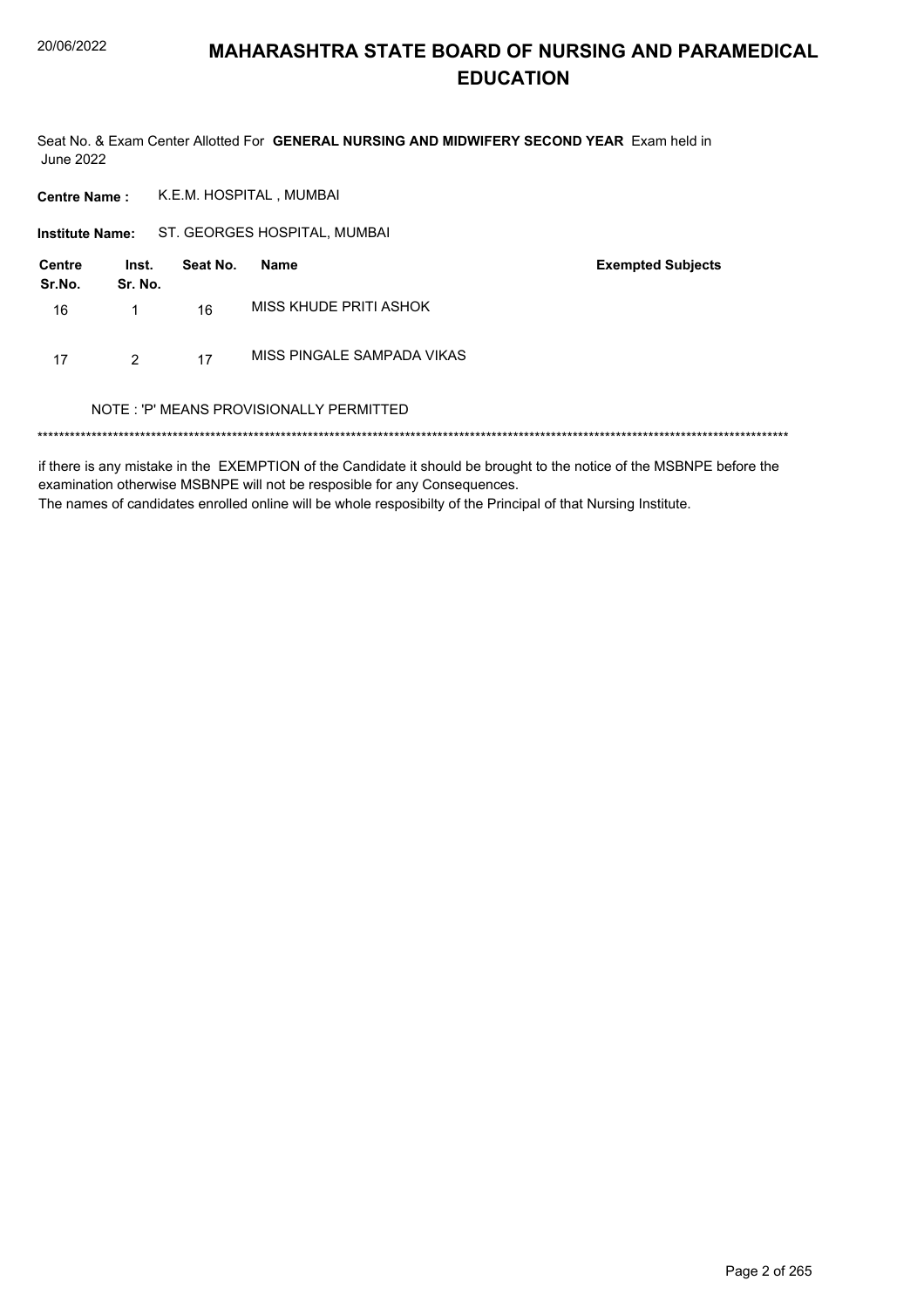# MAHARASHTRA STATE BOARD OF NURSING AND PARAMEDICAL EDUCATION

Seat No. & Exam Center Allotted For **GENERAL NURSING AND MIDWIFERY SECOND YEAR** Exam held in June 2022

**Centre Name :** K.E.M. HOSPITAL , MUMBAI

**Institute Name:** ST. GEORGES HOSPITAL, MUMBAI

| Centre Sr.No. | Inst. Sr. No. | Seat No. | Name | Exempted Subjects |
|---|---|---|---|---|
| 16 | 1 | 16 | MISS KHUDE PRITI ASHOK | |
| 17 | 2 | 17 | MISS PINGALE SAMPADA VIKAS | |

NOTE : 'P' MEANS PROVISIONALLY PERMITTED

******************************************************************************************************************************************

if there is any mistake in the EXEMPTION of the Candidate it should be brought to the notice of the MSBNPE before the examination otherwise MSBNPE will not be resposible for any Consequences.

The names of candidates enrolled online will be whole resposibilty of the Principal of that Nursing Institute.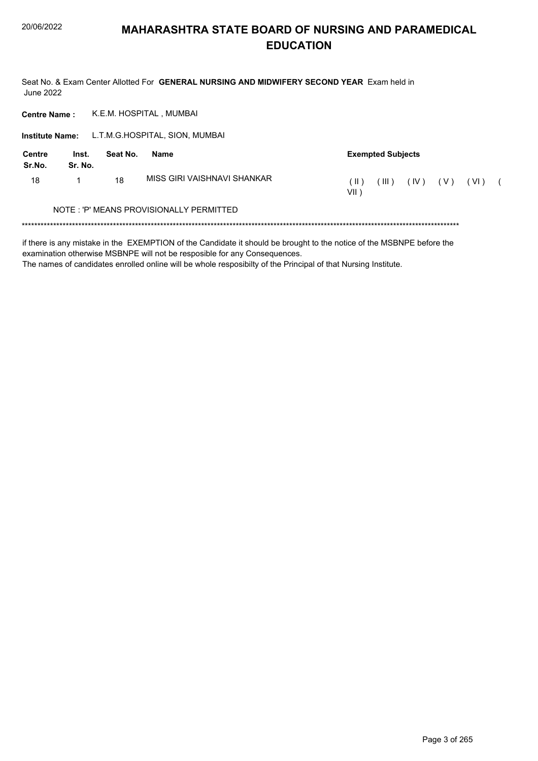# MAHARASHTRA STATE BOARD OF NURSING AND PARAMEDICAL EDUCATION

Seat No. & Exam Center Allotted For **GENERAL NURSING AND MIDWIFERY SECOND YEAR** Exam held in June 2022

**Centre Name :** K.E.M. HOSPITAL , MUMBAI

**Institute Name:** L.T.M.G.HOSPITAL, SION, MUMBAI

| Centre Sr.No. | Inst. Sr. No. | Seat No. | Name | Exempted Subjects |
|---|---|---|---|---|
| 18 | 1 | 18 | MISS GIRI VAISHNAVI SHANKAR | ( II ) ( III ) ( IV ) ( V ) ( VI ) ( VII ) |

NOTE : 'P' MEANS PROVISIONALLY PERMITTED

*******************************************************************************************************************************************

if there is any mistake in the EXEMPTION of the Candidate it should be brought to the notice of the MSBNPE before the examination otherwise MSBNPE will not be resposible for any Consequences.
The names of candidates enrolled online will be whole resposibilty of the Principal of that Nursing Institute.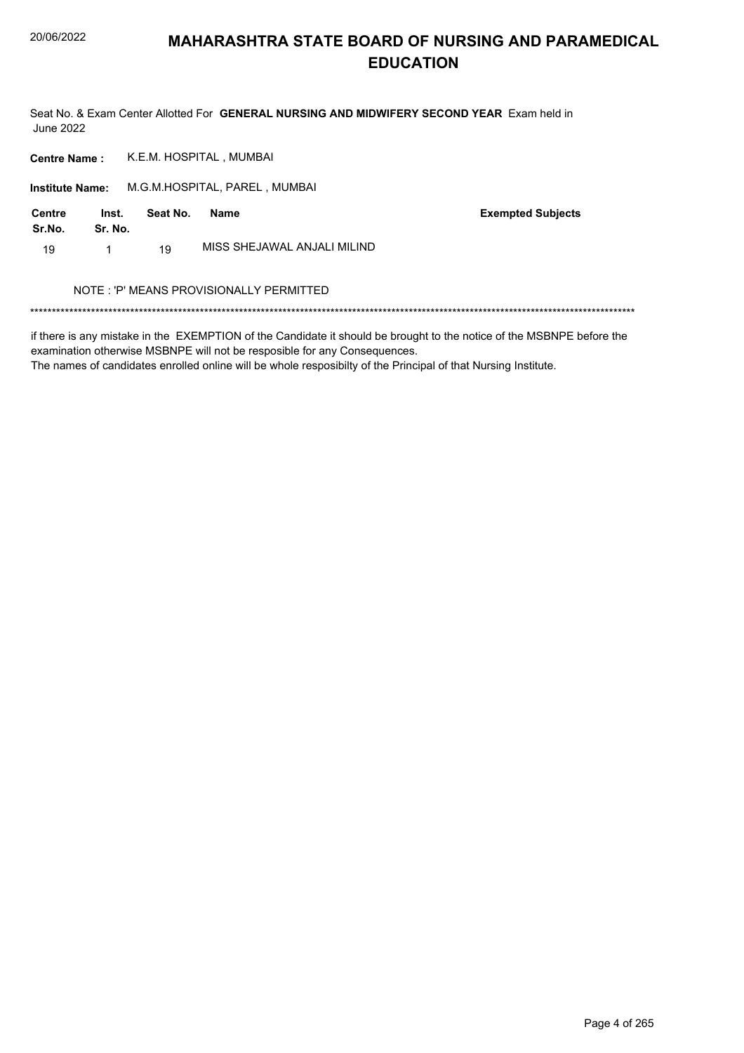# MAHARASHTRA STATE BOARD OF NURSING AND PARAMEDICAL EDUCATION

Seat No. & Exam Center Allotted For **GENERAL NURSING AND MIDWIFERY SECOND YEAR** Exam held in June 2022

**Centre Name :** K.E.M. HOSPITAL , MUMBAI

**Institute Name:** M.G.M.HOSPITAL, PAREL , MUMBAI

| Centre Sr.No. | Inst. Sr. No. | Seat No. | Name | Exempted Subjects |
|---|---|---|---|---|
| 19 | 1 | 19 | MISS SHEJAWAL ANJALI MILIND | |

NOTE : 'P' MEANS PROVISIONALLY PERMITTED

******************************************************************************************************************************************

if there is any mistake in the EXEMPTION of the Candidate it should be brought to the notice of the MSBNPE before the examination otherwise MSBNPE will not be resposible for any Consequences.

The names of candidates enrolled online will be whole resposibilty of the Principal of that Nursing Institute.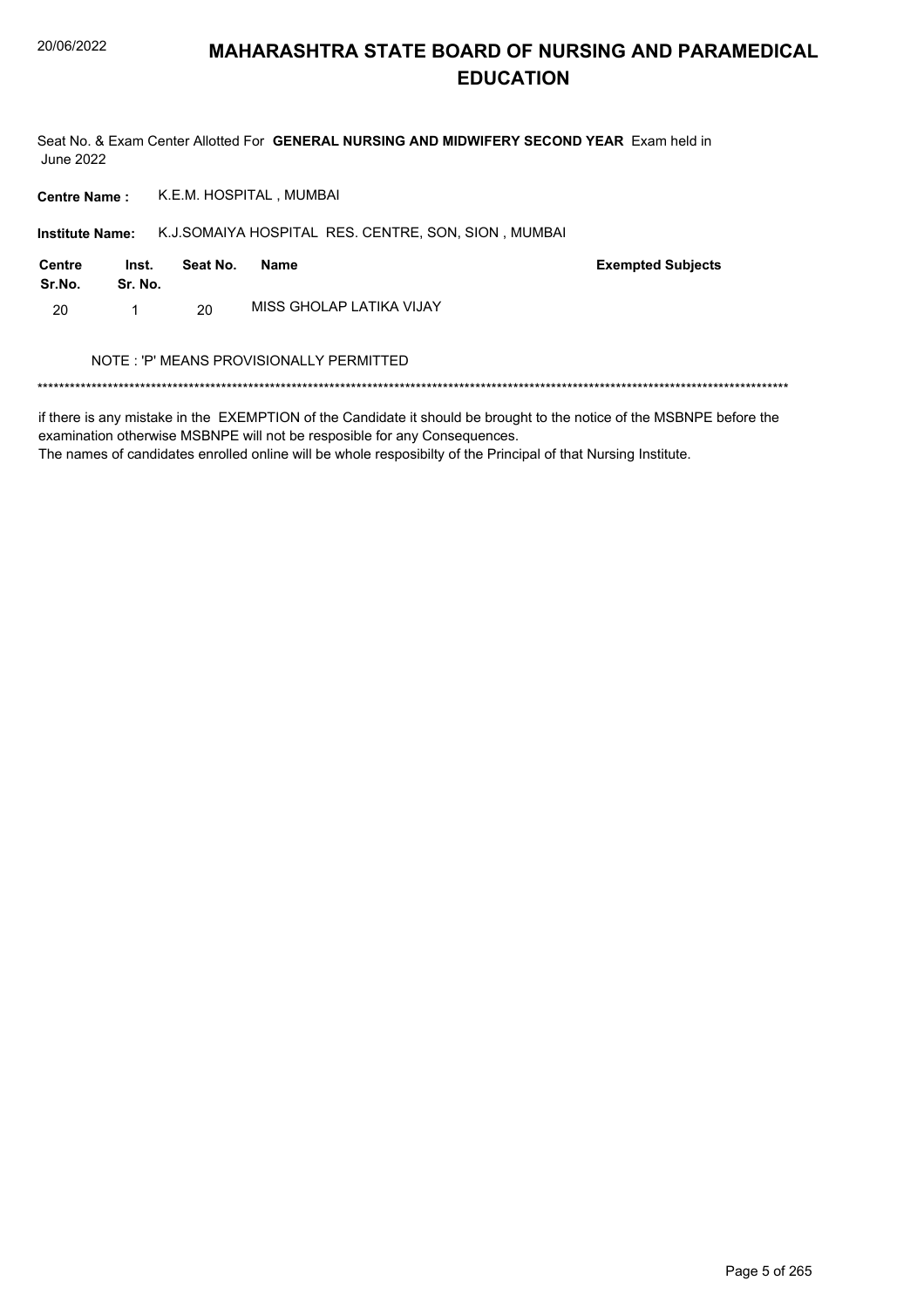Seat No. & Exam Center Allotted For **GENERAL NURSING AND MIDWIFERY SECOND YEAR** Exam held in June 2022

**Centre Name :** K.E.M. HOSPITAL , MUMBAI

**Institute Name:** K.J.SOMAIYA HOSPITAL RES. CENTRE, SON, SION , MUMBAI

| Centre Sr.No. | Inst. Sr. No. | Seat No. | Name | Exempted Subjects |
|---|---|---|---|---|
| 20 | 1 | 20 | MISS GHOLAP LATIKA VIJAY | |

NOTE : 'P' MEANS PROVISIONALLY PERMITTED

*******************************************************************************************************************************************

if there is any mistake in the EXEMPTION of the Candidate it should be brought to the notice of the MSBNPE before the examination otherwise MSBNPE will not be resposible for any Consequences.
The names of candidates enrolled online will be whole resposibilty of the Principal of that Nursing Institute.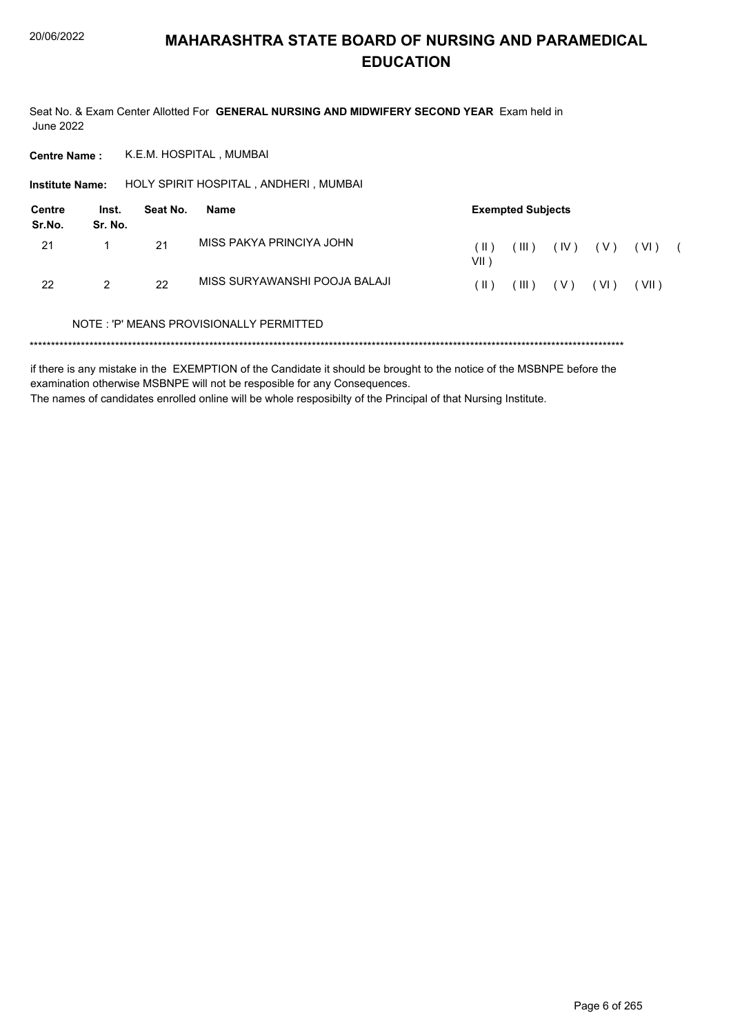# MAHARASHTRA STATE BOARD OF NURSING AND PARAMEDICAL EDUCATION

Seat No. & Exam Center Allotted For **GENERAL NURSING AND MIDWIFERY SECOND YEAR** Exam held in June 2022

**Centre Name :** K.E.M. HOSPITAL , MUMBAI

**Institute Name:** HOLY SPIRIT HOSPITAL , ANDHERI , MUMBAI

| Centre Sr.No. | Inst. Sr. No. | Seat No. | Name | Exempted Subjects |
|---|---|---|---|---|
| 21 | 1 | 21 | MISS PAKYA PRINCIYA JOHN | ( II ) ( III ) ( IV ) ( V ) ( VI ) ( VII ) |
| 22 | 2 | 22 | MISS SURYAWANSHI POOJA BALAJI | ( II ) ( III ) ( V ) ( VI ) ( VII ) |

NOTE : 'P' MEANS PROVISIONALLY PERMITTED

******************************************************************************************************************************************

if there is any mistake in the EXEMPTION of the Candidate it should be brought to the notice of the MSBNPE before the examination otherwise MSBNPE will not be resposible for any Consequences.

The names of candidates enrolled online will be whole resposibilty of the Principal of that Nursing Institute.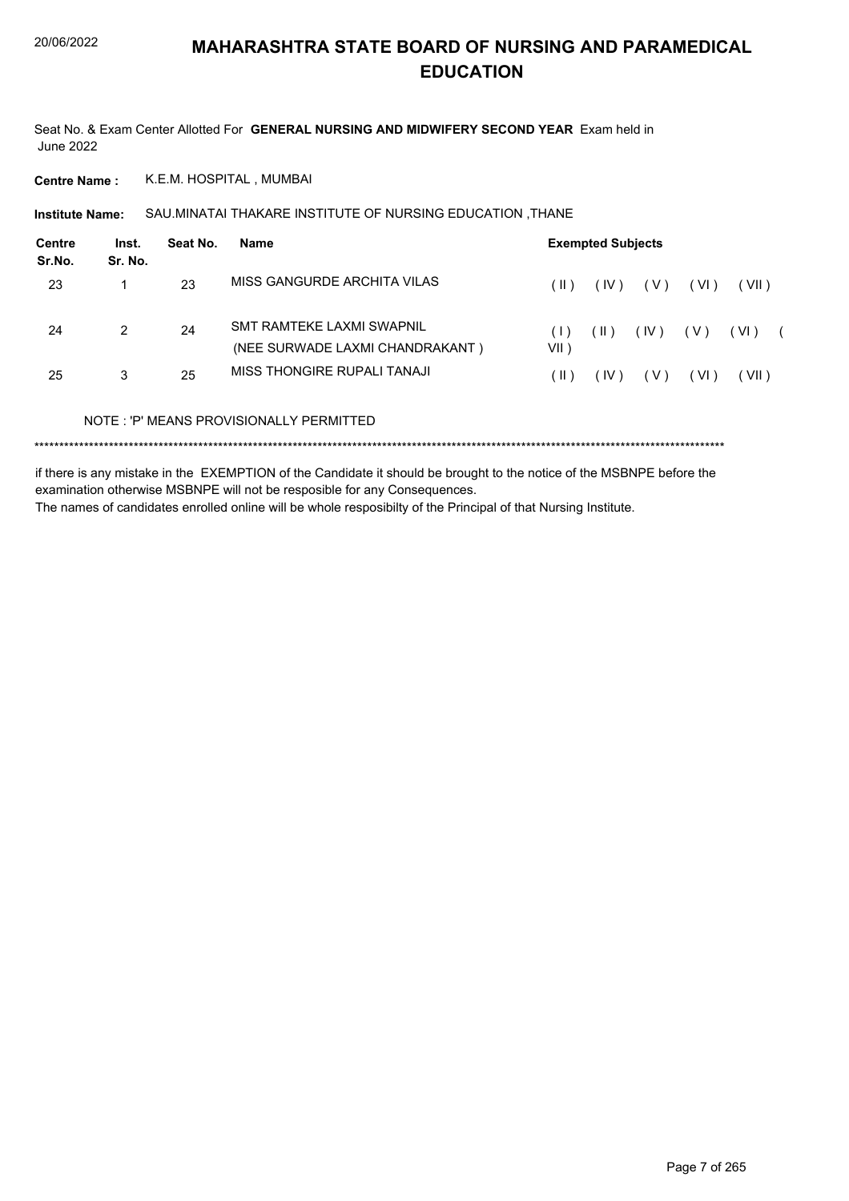# MAHARASHTRA STATE BOARD OF NURSING AND PARAMEDICAL EDUCATION

Seat No. & Exam Center Allotted For **GENERAL NURSING AND MIDWIFERY SECOND YEAR** Exam held in June 2022

**Centre Name :** K.E.M. HOSPITAL , MUMBAI

**Institute Name:** SAU.MINATAI THAKARE INSTITUTE OF NURSING EDUCATION ,THANE

| Centre Sr.No. | Inst. Sr. No. | Seat No. | Name | Exempted Subjects |
|---|---|---|---|---|
| 23 | 1 | 23 | MISS GANGURDE ARCHITA VILAS | ( II ) ( IV ) ( V ) ( VI ) ( VII ) |
| 24 | 2 | 24 | SMT RAMTEKE LAXMI SWAPNIL (NEE SURWADE LAXMI CHANDRAKANT ) | ( I ) ( II ) ( IV ) ( V ) ( VI ) ( VII ) |
| 25 | 3 | 25 | MISS THONGIRE RUPALI TANAJI | ( II ) ( IV ) ( V ) ( VI ) ( VII ) |

NOTE : 'P' MEANS PROVISIONALLY PERMITTED

\*\*\*\*\*\*\*\*\*\*\*\*\*\*\*\*\*\*\*\*\*\*\*\*\*\*\*\*\*\*\*\*\*\*\*\*\*\*\*\*\*\*\*\*\*\*\*\*\*\*\*\*\*\*\*\*\*\*\*\*\*\*\*\*\*\*\*\*\*\*\*\*\*\*\*\*\*\*\*\*\*\*\*\*\*\*\*\*\*\*\*\*\*\*\*\*\*\*\*\*\*\*\*\*\*\*\*\*\*\*\*\*\*\*\*\*\*\*\*\*\*\*\*\*\*\*\*\*\*\*\*\*\*\*

if there is any mistake in the EXEMPTION of the Candidate it should be brought to the notice of the MSBNPE before the examination otherwise MSBNPE will not be resposible for any Consequences.

The names of candidates enrolled online will be whole resposibilty of the Principal of that Nursing Institute.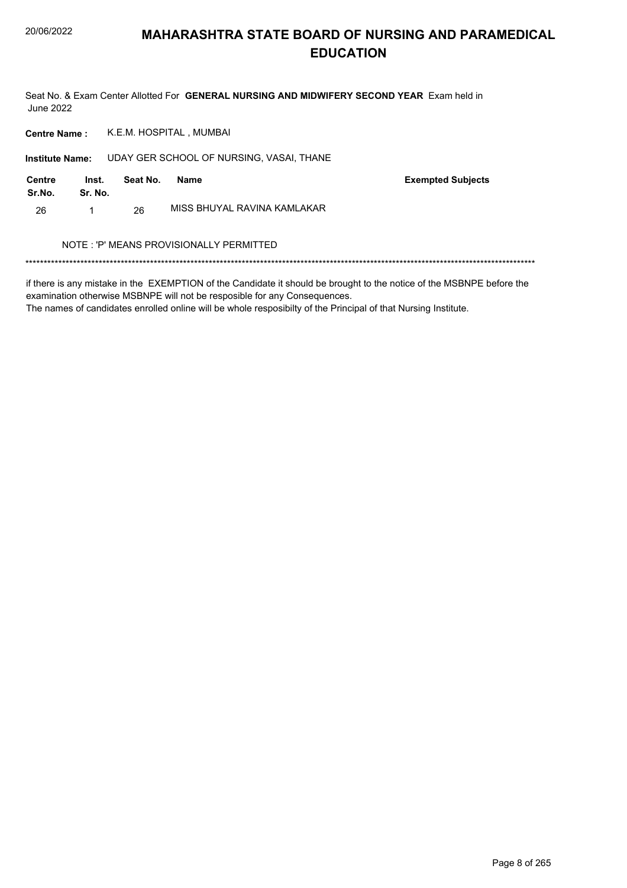# MAHARASHTRA STATE BOARD OF NURSING AND PARAMEDICAL EDUCATION

Seat No. & Exam Center Allotted For **GENERAL NURSING AND MIDWIFERY SECOND YEAR** Exam held in June 2022

**Centre Name :** K.E.M. HOSPITAL , MUMBAI

**Institute Name:** UDAY GER SCHOOL OF NURSING, VASAI, THANE

| Centre Sr.No. | Inst. Sr. No. | Seat No. | Name | Exempted Subjects |
|---|---|---|---|---|
| 26 | 1 | 26 | MISS BHUYAL RAVINA KAMLAKAR | |

NOTE : 'P' MEANS PROVISIONALLY PERMITTED

*******************************************************************************************************************************************

if there is any mistake in the EXEMPTION of the Candidate it should be brought to the notice of the MSBNPE before the examination otherwise MSBNPE will not be resposible for any Consequences.
The names of candidates enrolled online will be whole resposibilty of the Principal of that Nursing Institute.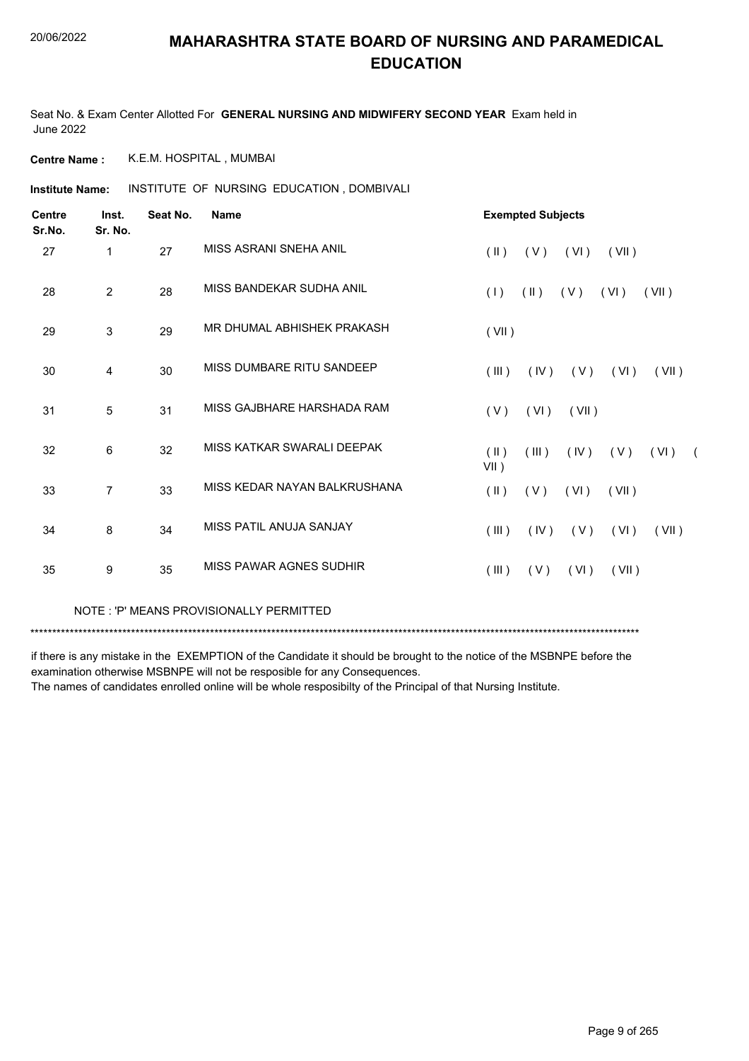# MAHARASHTRA STATE BOARD OF NURSING AND PARAMEDICAL EDUCATION

Seat No. & Exam Center Allotted For **GENERAL NURSING AND MIDWIFERY SECOND YEAR** Exam held in June 2022

**Centre Name :** K.E.M. HOSPITAL , MUMBAI

**Institute Name:** INSTITUTE OF NURSING EDUCATION , DOMBIVALI

| Centre Sr.No. | Inst. Sr. No. | Seat No. | Name | Exempted Subjects |
|---|---|---|---|---|
| 27 | 1 | 27 | MISS ASRANI SNEHA ANIL | ( II ) ( V ) ( VI ) ( VII ) |
| 28 | 2 | 28 | MISS BANDEKAR SUDHA ANIL | ( I ) ( II ) ( V ) ( VI ) ( VII ) |
| 29 | 3 | 29 | MR DHUMAL ABHISHEK PRAKASH | ( VII ) |
| 30 | 4 | 30 | MISS DUMBARE RITU SANDEEP | ( III ) ( IV ) ( V ) ( VI ) ( VII ) |
| 31 | 5 | 31 | MISS GAJBHARE HARSHADA RAM | ( V ) ( VI ) ( VII ) |
| 32 | 6 | 32 | MISS KATKAR SWARALI DEEPAK | ( II ) ( III ) ( IV ) ( V ) ( VI ) ( VII ) |
| 33 | 7 | 33 | MISS KEDAR NAYAN BALKRUSHANA | ( II ) ( V ) ( VI ) ( VII ) |
| 34 | 8 | 34 | MISS PATIL ANUJA SANJAY | ( III ) ( IV ) ( V ) ( VI ) ( VII ) |
| 35 | 9 | 35 | MISS PAWAR AGNES SUDHIR | ( III ) ( V ) ( VI ) ( VII ) |

NOTE : 'P' MEANS PROVISIONALLY PERMITTED

*******************************************************************************************************************************************

if there is any mistake in the EXEMPTION of the Candidate it should be brought to the notice of the MSBNPE before the examination otherwise MSBNPE will not be resposible for any Consequences.
The names of candidates enrolled online will be whole resposibilty of the Principal of that Nursing Institute.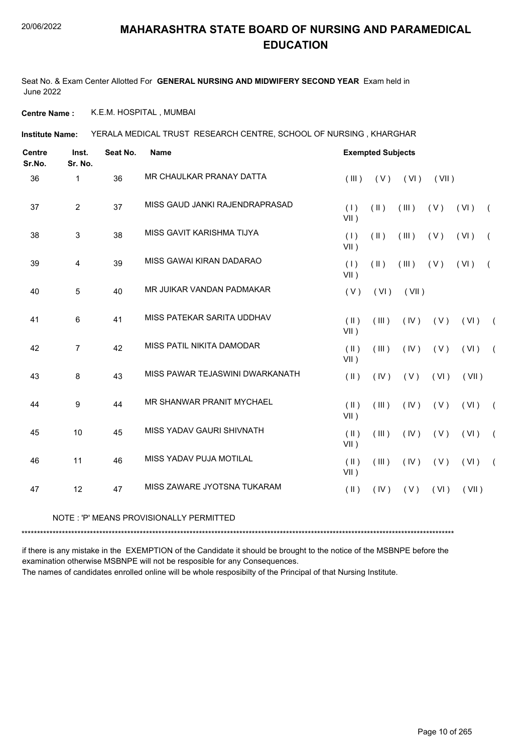# MAHARASHTRA STATE BOARD OF NURSING AND PARAMEDICAL EDUCATION

Seat No. & Exam Center Allotted For **GENERAL NURSING AND MIDWIFERY SECOND YEAR** Exam held in June 2022

**Centre Name :** K.E.M. HOSPITAL , MUMBAI

**Institute Name:** YERALA MEDICAL TRUST RESEARCH CENTRE, SCHOOL OF NURSING , KHARGHAR

| Centre Sr.No. | Inst. Sr. No. | Seat No. | Name | Exempted Subjects |
|---|---|---|---|---|
| 36 | 1 | 36 | MR CHAULKAR PRANAY DATTA | ( III ) ( V ) ( VI ) ( VII ) |
| 37 | 2 | 37 | MISS GAUD JANKI RAJENDRAPRASAD | ( I ) ( II ) ( III ) ( V ) ( VI ) ( VII ) |
| 38 | 3 | 38 | MISS GAVIT KARISHMA TIJYA | ( I ) ( II ) ( III ) ( V ) ( VI ) ( VII ) |
| 39 | 4 | 39 | MISS GAWAI KIRAN DADARAO | ( I ) ( II ) ( III ) ( V ) ( VI ) ( VII ) |
| 40 | 5 | 40 | MR JUIKAR VANDAN PADMAKAR | ( V ) ( VI ) ( VII ) |
| 41 | 6 | 41 | MISS PATEKAR SARITA UDDHAV | ( II ) ( III ) ( IV ) ( V ) ( VI ) ( VII ) |
| 42 | 7 | 42 | MISS PATIL NIKITA DAMODAR | ( II ) ( III ) ( IV ) ( V ) ( VI ) ( VII ) |
| 43 | 8 | 43 | MISS PAWAR TEJASWINI DWARKANATH | ( II ) ( IV ) ( V ) ( VI ) ( VII ) |
| 44 | 9 | 44 | MR SHANWAR PRANIT MYCHAEL | ( II ) ( III ) ( IV ) ( V ) ( VI ) ( VII ) |
| 45 | 10 | 45 | MISS YADAV GAURI SHIVNATH | ( II ) ( III ) ( IV ) ( V ) ( VI ) ( VII ) |
| 46 | 11 | 46 | MISS YADAV PUJA MOTILAL | ( II ) ( III ) ( IV ) ( V ) ( VI ) ( VII ) |
| 47 | 12 | 47 | MISS ZAWARE JYOTSNA TUKARAM | ( II ) ( IV ) ( V ) ( VI ) ( VII ) |

NOTE : 'P' MEANS PROVISIONALLY PERMITTED

***************************************************************************************************************************************

if there is any mistake in the EXEMPTION of the Candidate it should be brought to the notice of the MSBNPE before the examination otherwise MSBNPE will not be resposible for any Consequences.

The names of candidates enrolled online will be whole resposibilty of the Principal of that Nursing Institute.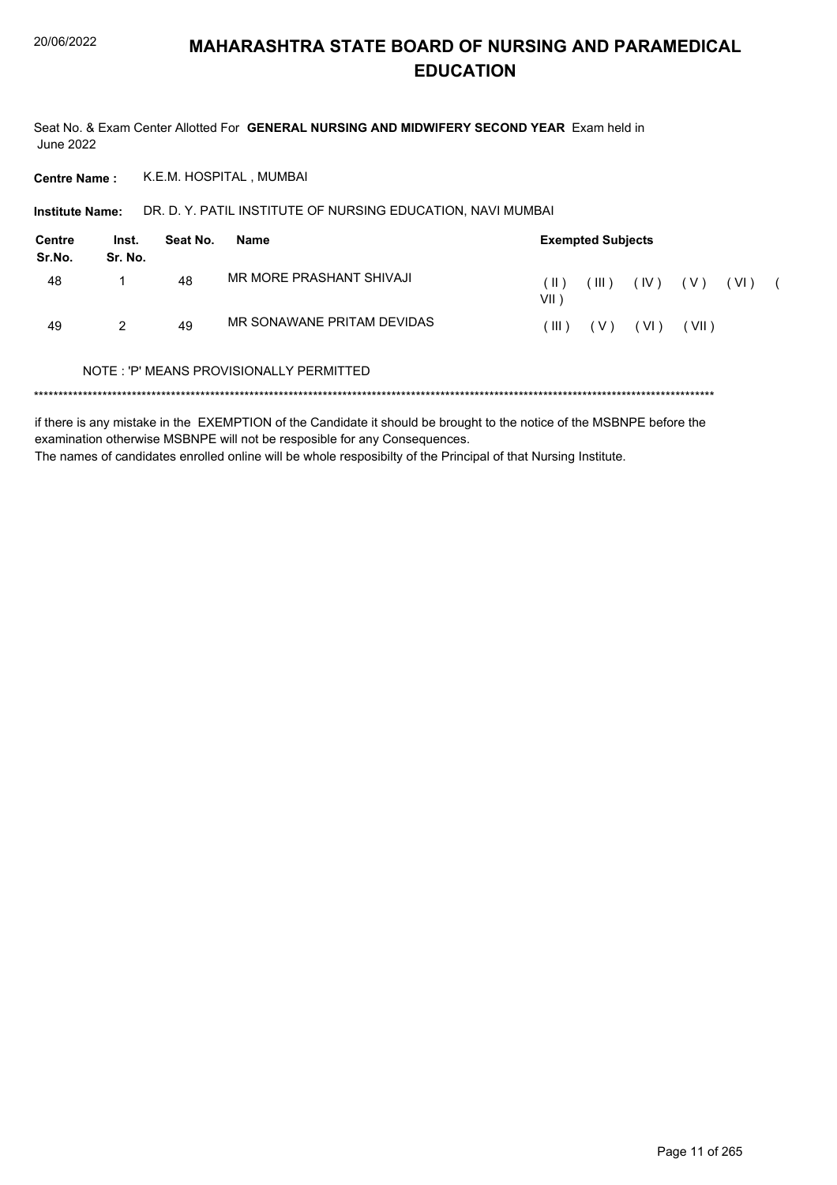# MAHARASHTRA STATE BOARD OF NURSING AND PARAMEDICAL EDUCATION

Seat No. & Exam Center Allotted For **GENERAL NURSING AND MIDWIFERY SECOND YEAR** Exam held in June 2022

**Centre Name :** K.E.M. HOSPITAL , MUMBAI

**Institute Name:** DR. D. Y. PATIL INSTITUTE OF NURSING EDUCATION, NAVI MUMBAI

| Centre Sr.No. | Inst. Sr. No. | Seat No. | Name | Exempted Subjects |
|---|---|---|---|---|
| 48 | 1 | 48 | MR MORE PRASHANT SHIVAJI | ( II ) ( III ) ( IV ) ( V ) ( VI ) ( VII ) |
| 49 | 2 | 49 | MR SONAWANE PRITAM DEVIDAS | ( III ) ( V ) ( VI ) ( VII ) |

NOTE : 'P' MEANS PROVISIONALLY PERMITTED

***************************************************************************************************************************************

if there is any mistake in the EXEMPTION of the Candidate it should be brought to the notice of the MSBNPE before the examination otherwise MSBNPE will not be resposible for any Consequences.

The names of candidates enrolled online will be whole resposibilty of the Principal of that Nursing Institute.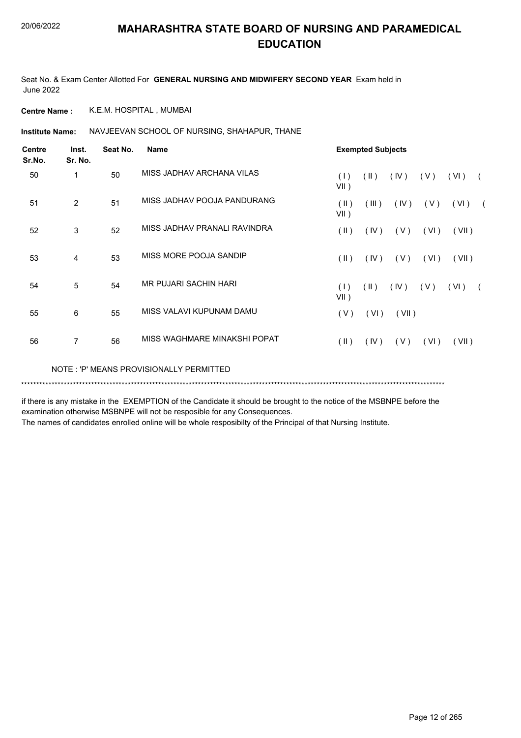# MAHARASHTRA STATE BOARD OF NURSING AND PARAMEDICAL EDUCATION

20/06/2022

Seat No. & Exam Center Allotted For **GENERAL NURSING AND MIDWIFERY SECOND YEAR** Exam held in June 2022

**Centre Name :** K.E.M. HOSPITAL , MUMBAI

**Institute Name:** NAVJEEVAN SCHOOL OF NURSING, SHAHAPUR, THANE

| Centre Sr.No. | Inst. Sr. No. | Seat No. | Name | Exempted Subjects |
|---|---|---|---|---|
| 50 | 1 | 50 | MISS JADHAV ARCHANA VILAS | ( I ) ( II ) ( IV ) ( V ) ( VI ) ( VII ) |
| 51 | 2 | 51 | MISS JADHAV POOJA PANDURANG | ( II ) ( III ) ( IV ) ( V ) ( VI ) ( VII ) |
| 52 | 3 | 52 | MISS JADHAV PRANALI RAVINDRA | ( II ) ( IV ) ( V ) ( VI ) ( VII ) |
| 53 | 4 | 53 | MISS MORE POOJA SANDIP | ( II ) ( IV ) ( V ) ( VI ) ( VII ) |
| 54 | 5 | 54 | MR PUJARI SACHIN HARI | ( I ) ( II ) ( IV ) ( V ) ( VI ) ( VII ) |
| 55 | 6 | 55 | MISS VALAVI KUPUNAM DAMU | ( V ) ( VI ) ( VII ) |
| 56 | 7 | 56 | MISS WAGHMARE MINAKSHI POPAT | ( II ) ( IV ) ( V ) ( VI ) ( VII ) |

NOTE : 'P' MEANS PROVISIONALLY PERMITTED

******************************************************************************************************************************************

if there is any mistake in the EXEMPTION of the Candidate it should be brought to the notice of the MSBNPE before the examination otherwise MSBNPE will not be resposible for any Consequences.

The names of candidates enrolled online will be whole resposibilty of the Principal of that Nursing Institute.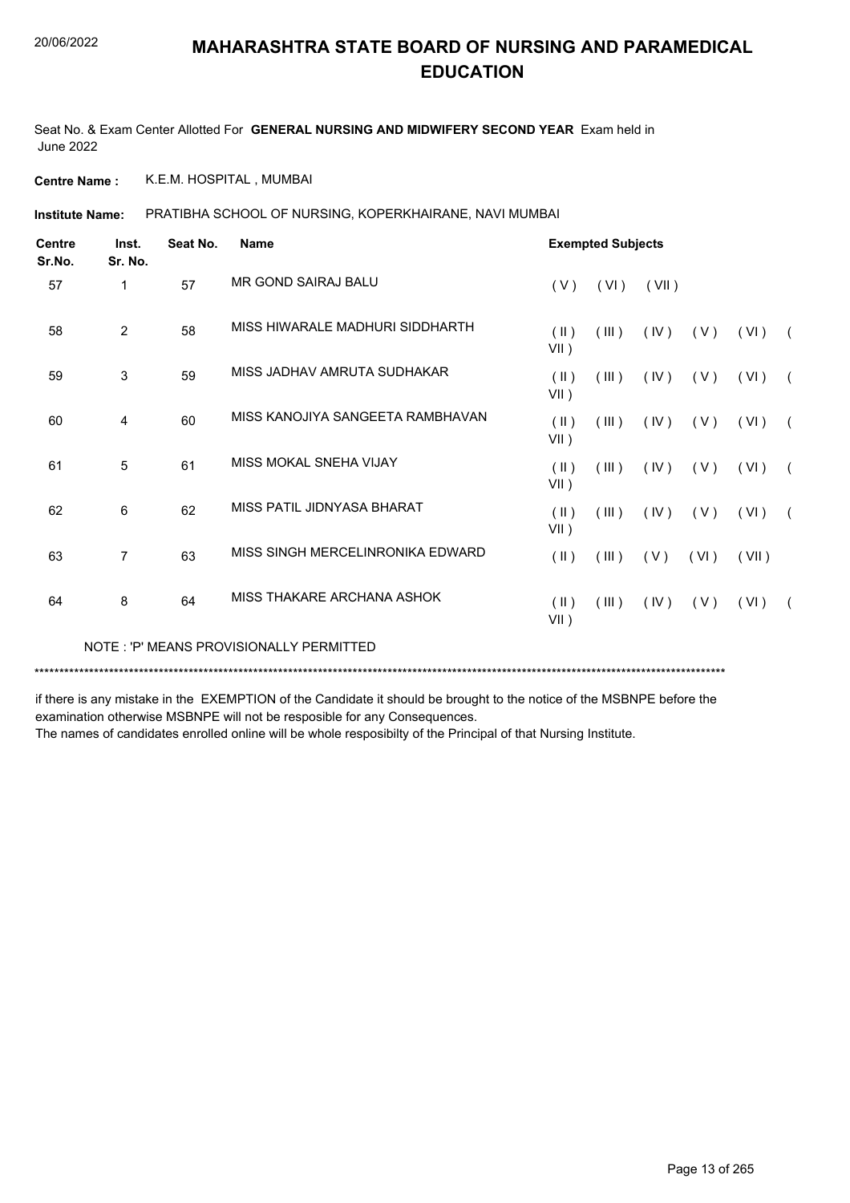# MAHARASHTRA STATE BOARD OF NURSING AND PARAMEDICAL EDUCATION

Seat No. & Exam Center Allotted For **GENERAL NURSING AND MIDWIFERY SECOND YEAR** Exam held in June 2022

**Centre Name :** K.E.M. HOSPITAL , MUMBAI

**Institute Name:** PRATIBHA SCHOOL OF NURSING, KOPERKHAIRANE, NAVI MUMBAI

| Centre Sr.No. | Inst. Sr. No. | Seat No. | Name | Exempted Subjects |
|---|---|---|---|---|
| 57 | 1 | 57 | MR GOND SAIRAJ BALU | ( V ) ( VI ) ( VII ) |
| 58 | 2 | 58 | MISS HIWARALE MADHURI SIDDHARTH | ( II ) ( III ) ( IV ) ( V ) ( VI ) ( VII ) |
| 59 | 3 | 59 | MISS JADHAV AMRUTA SUDHAKAR | ( II ) ( III ) ( IV ) ( V ) ( VI ) ( VII ) |
| 60 | 4 | 60 | MISS KANOJIYA SANGEETA RAMBHAVAN | ( II ) ( III ) ( IV ) ( V ) ( VI ) ( VII ) |
| 61 | 5 | 61 | MISS MOKAL SNEHA VIJAY | ( II ) ( III ) ( IV ) ( V ) ( VI ) ( VII ) |
| 62 | 6 | 62 | MISS PATIL JIDNYASA BHARAT | ( II ) ( III ) ( IV ) ( V ) ( VI ) ( VII ) |
| 63 | 7 | 63 | MISS SINGH MERCELINRONIKA EDWARD | ( II ) ( III ) ( V ) ( VI ) ( VII ) |
| 64 | 8 | 64 | MISS THAKARE ARCHANA ASHOK | ( II ) ( III ) ( IV ) ( V ) ( VI ) ( VII ) |

NOTE : 'P' MEANS PROVISIONALLY PERMITTED

***************************************************************************************************************************************

if there is any mistake in the EXEMPTION of the Candidate it should be brought to the notice of the MSBNPE before the examination otherwise MSBNPE will not be resposible for any Consequences.

The names of candidates enrolled online will be whole resposibilty of the Principal of that Nursing Institute.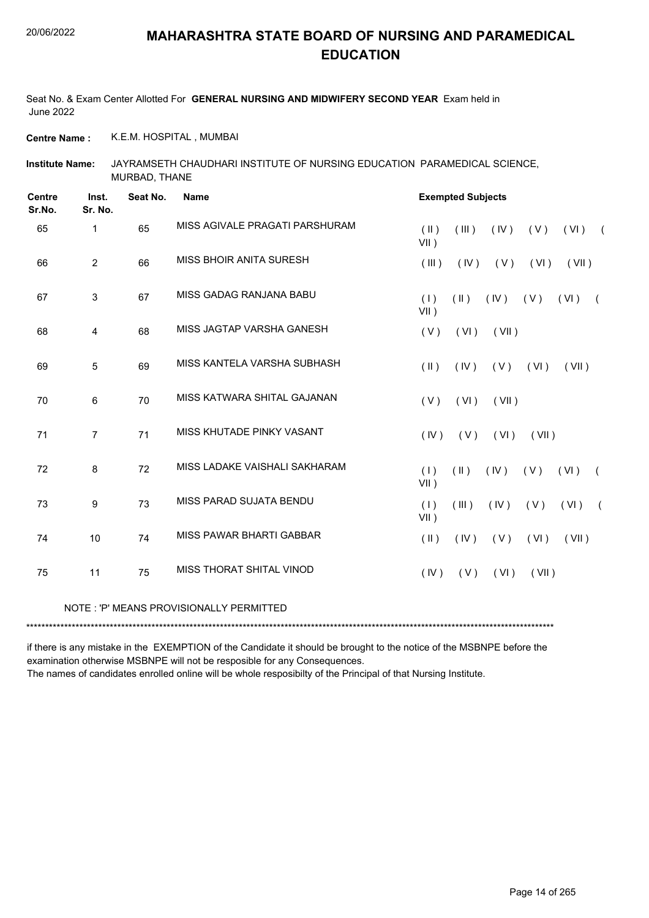# MAHARASHTRA STATE BOARD OF NURSING AND PARAMEDICAL EDUCATION

Seat No. & Exam Center Allotted For **GENERAL NURSING AND MIDWIFERY SECOND YEAR** Exam held in June 2022

**Centre Name :** K.E.M. HOSPITAL , MUMBAI

**Institute Name:** JAYRAMSETH CHAUDHARI INSTITUTE OF NURSING EDUCATION PARAMEDICAL SCIENCE, MURBAD, THANE

| Centre Sr.No. | Inst. Sr. No. | Seat No. | Name | Exempted Subjects |
|---|---|---|---|---|
| 65 | 1 | 65 | MISS AGIVALE PRAGATI PARSHURAM | ( II ) ( III ) ( IV ) ( V ) ( VI ) ( VII ) |
| 66 | 2 | 66 | MISS BHOIR ANITA SURESH | ( III ) ( IV ) ( V ) ( VI ) ( VII ) |
| 67 | 3 | 67 | MISS GADAG RANJANA BABU | ( I ) ( II ) ( IV ) ( V ) ( VI ) ( VII ) |
| 68 | 4 | 68 | MISS JAGTAP VARSHA GANESH | ( V ) ( VI ) ( VII ) |
| 69 | 5 | 69 | MISS KANTELA VARSHA SUBHASH | ( II ) ( IV ) ( V ) ( VI ) ( VII ) |
| 70 | 6 | 70 | MISS KATWARA SHITAL GAJANAN | ( V ) ( VI ) ( VII ) |
| 71 | 7 | 71 | MISS KHUTADE PINKY VASANT | ( IV ) ( V ) ( VI ) ( VII ) |
| 72 | 8 | 72 | MISS LADAKE VAISHALI SAKHARAM | ( I ) ( II ) ( IV ) ( V ) ( VI ) ( VII ) |
| 73 | 9 | 73 | MISS PARAD SUJATA BENDU | ( I ) ( III ) ( IV ) ( V ) ( VI ) ( VII ) |
| 74 | 10 | 74 | MISS PAWAR BHARTI GABBAR | ( II ) ( IV ) ( V ) ( VI ) ( VII ) |
| 75 | 11 | 75 | MISS THORAT SHITAL VINOD | ( IV ) ( V ) ( VI ) ( VII ) |

NOTE : 'P' MEANS PROVISIONALLY PERMITTED

******************************************************************************************************************************************

if there is any mistake in the EXEMPTION of the Candidate it should be brought to the notice of the MSBNPE before the examination otherwise MSBNPE will not be resposible for any Consequences.

The names of candidates enrolled online will be whole resposibilty of the Principal of that Nursing Institute.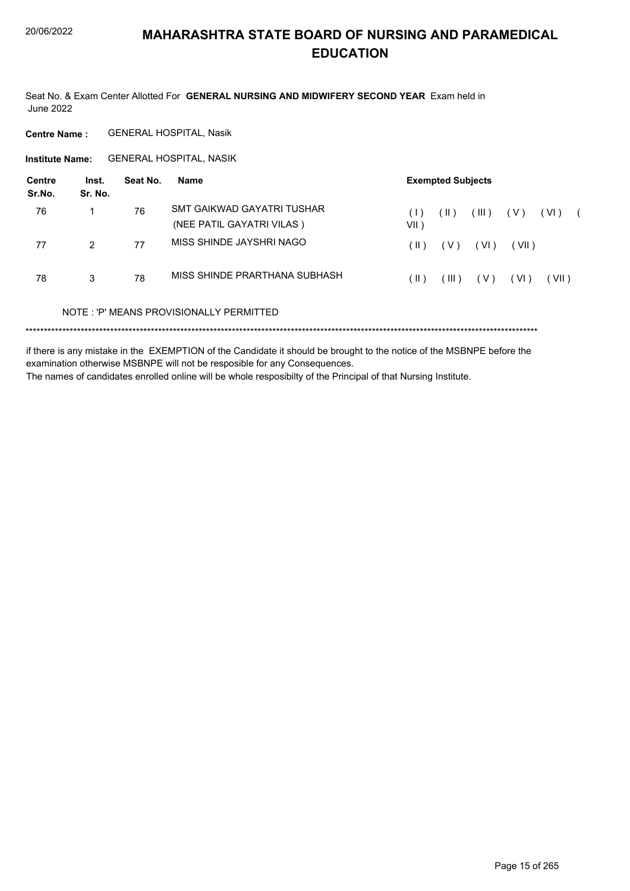# MAHARASHTRA STATE BOARD OF NURSING AND PARAMEDICAL EDUCATION

Seat No. & Exam Center Allotted For **GENERAL NURSING AND MIDWIFERY SECOND YEAR** Exam held in June 2022

**Centre Name :** GENERAL HOSPITAL, Nasik

**Institute Name:** GENERAL HOSPITAL, NASIK

| Centre Sr.No. | Inst. Sr. No. | Seat No. | Name | Exempted Subjects |
|---|---|---|---|---|
| 76 | 1 | 76 | SMT GAIKWAD GAYATRI TUSHAR (NEE PATIL GAYATRI VILAS ) | ( I ) ( II ) ( III ) ( V ) ( VI ) ( VII ) |
| 77 | 2 | 77 | MISS SHINDE JAYSHRI NAGO | ( II ) ( V ) ( VI ) ( VII ) |
| 78 | 3 | 78 | MISS SHINDE PRARTHANA SUBHASH | ( II ) ( III ) ( V ) ( VI ) ( VII ) |

NOTE : 'P' MEANS PROVISIONALLY PERMITTED

******************************************************************************************************************************************

if there is any mistake in the EXEMPTION of the Candidate it should be brought to the notice of the MSBNPE before the examination otherwise MSBNPE will not be resposible for any Consequences.

The names of candidates enrolled online will be whole resposibilty of the Principal of that Nursing Institute.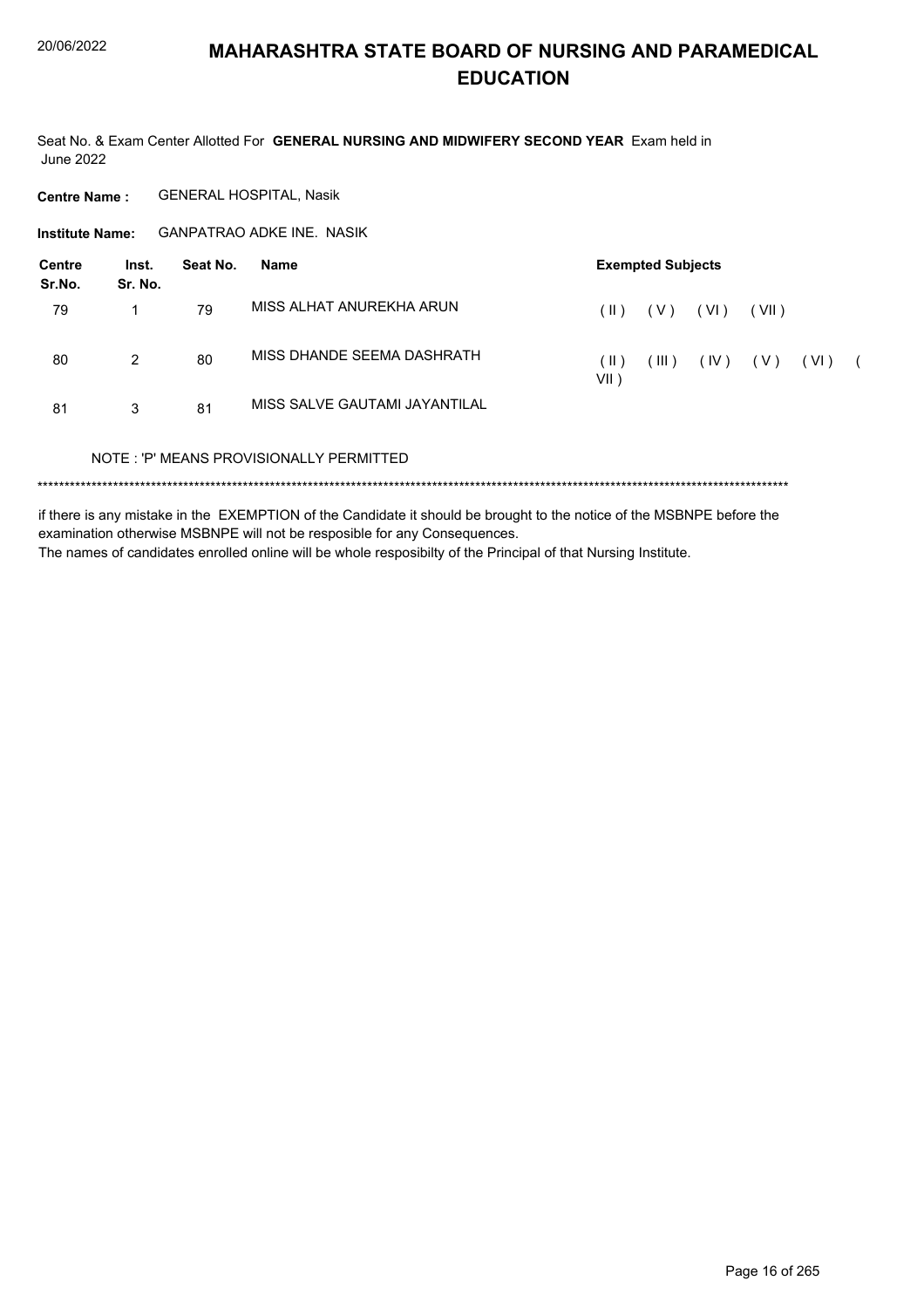# MAHARASHTRA STATE BOARD OF NURSING AND PARAMEDICAL EDUCATION

Seat No. & Exam Center Allotted For **GENERAL NURSING AND MIDWIFERY SECOND YEAR** Exam held in June 2022

**Centre Name :** GENERAL HOSPITAL, Nasik

**Institute Name:** GANPATRAO ADKE INE. NASIK

| Centre Sr.No. | Inst. Sr. No. | Seat No. | Name | Exempted Subjects |
|---|---|---|---|---|
| 79 | 1 | 79 | MISS ALHAT ANUREKHA ARUN | ( II ) ( V ) ( VI ) ( VII ) |
| 80 | 2 | 80 | MISS DHANDE SEEMA DASHRATH | ( II ) ( III ) ( IV ) ( V ) ( VI ) ( VII ) |
| 81 | 3 | 81 | MISS SALVE GAUTAMI JAYANTILAL | |

NOTE : 'P' MEANS PROVISIONALLY PERMITTED

******************************************************************************************************************************************

if there is any mistake in the EXEMPTION of the Candidate it should be brought to the notice of the MSBNPE before the examination otherwise MSBNPE will not be resposible for any Consequences.

The names of candidates enrolled online will be whole resposibilty of the Principal of that Nursing Institute.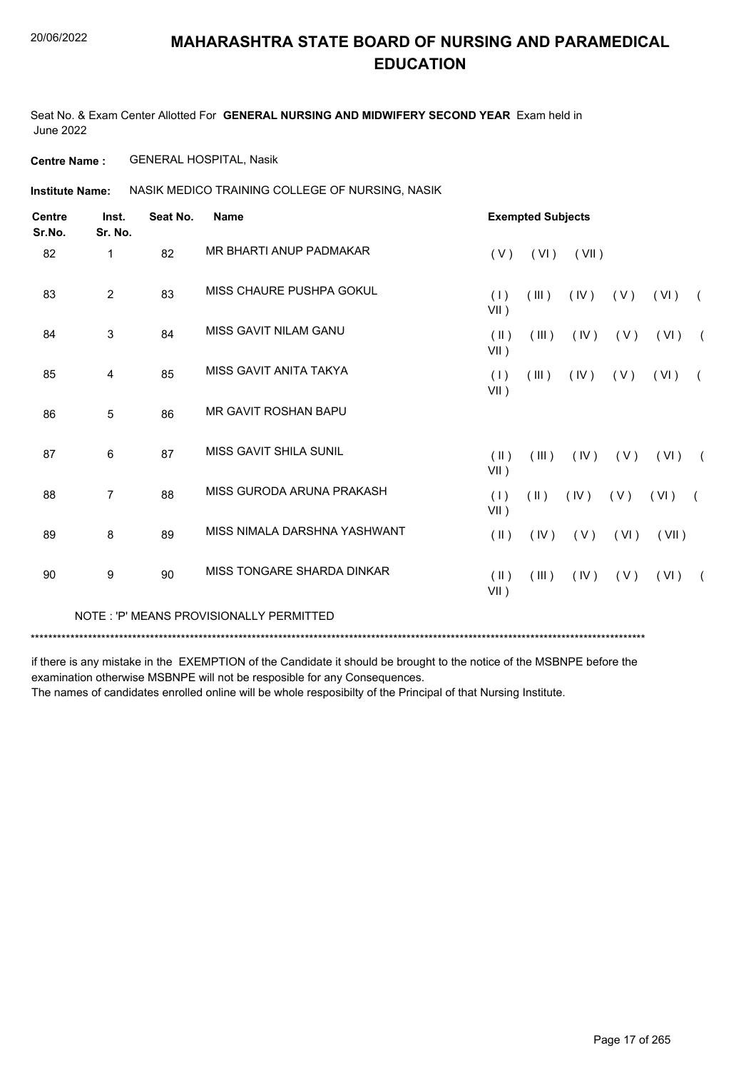# MAHARASHTRA STATE BOARD OF NURSING AND PARAMEDICAL EDUCATION

Seat No. & Exam Center Allotted For **GENERAL NURSING AND MIDWIFERY SECOND YEAR** Exam held in June 2022

**Centre Name :** GENERAL HOSPITAL, Nasik

**Institute Name:** NASIK MEDICO TRAINING COLLEGE OF NURSING, NASIK

| Centre Sr.No. | Inst. Sr. No. | Seat No. | Name | Exempted Subjects |
|---|---|---|---|---|
| 82 | 1 | 82 | MR BHARTI ANUP PADMAKAR | ( V ) ( VI ) ( VII ) |
| 83 | 2 | 83 | MISS CHAURE PUSHPA GOKUL | ( I ) ( III ) ( IV ) ( V ) ( VI ) ( VII ) |
| 84 | 3 | 84 | MISS GAVIT NILAM GANU | ( II ) ( III ) ( IV ) ( V ) ( VI ) ( VII ) |
| 85 | 4 | 85 | MISS GAVIT ANITA TAKYA | ( I ) ( III ) ( IV ) ( V ) ( VI ) ( VII ) |
| 86 | 5 | 86 | MR GAVIT ROSHAN BAPU | |
| 87 | 6 | 87 | MISS GAVIT SHILA SUNIL | ( II ) ( III ) ( IV ) ( V ) ( VI ) ( VII ) |
| 88 | 7 | 88 | MISS GURODA ARUNA PRAKASH | ( I ) ( II ) ( IV ) ( V ) ( VI ) ( VII ) |
| 89 | 8 | 89 | MISS NIMALA DARSHNA YASHWANT | ( II ) ( IV ) ( V ) ( VI ) ( VII ) |
| 90 | 9 | 90 | MISS TONGARE SHARDA DINKAR | ( II ) ( III ) ( IV ) ( V ) ( VI ) ( VII ) |

NOTE : 'P' MEANS PROVISIONALLY PERMITTED

*******************************************************************************************************************************************

if there is any mistake in the EXEMPTION of the Candidate it should be brought to the notice of the MSBNPE before the examination otherwise MSBNPE will not be resposible for any Consequences.

The names of candidates enrolled online will be whole resposibilty of the Principal of that Nursing Institute.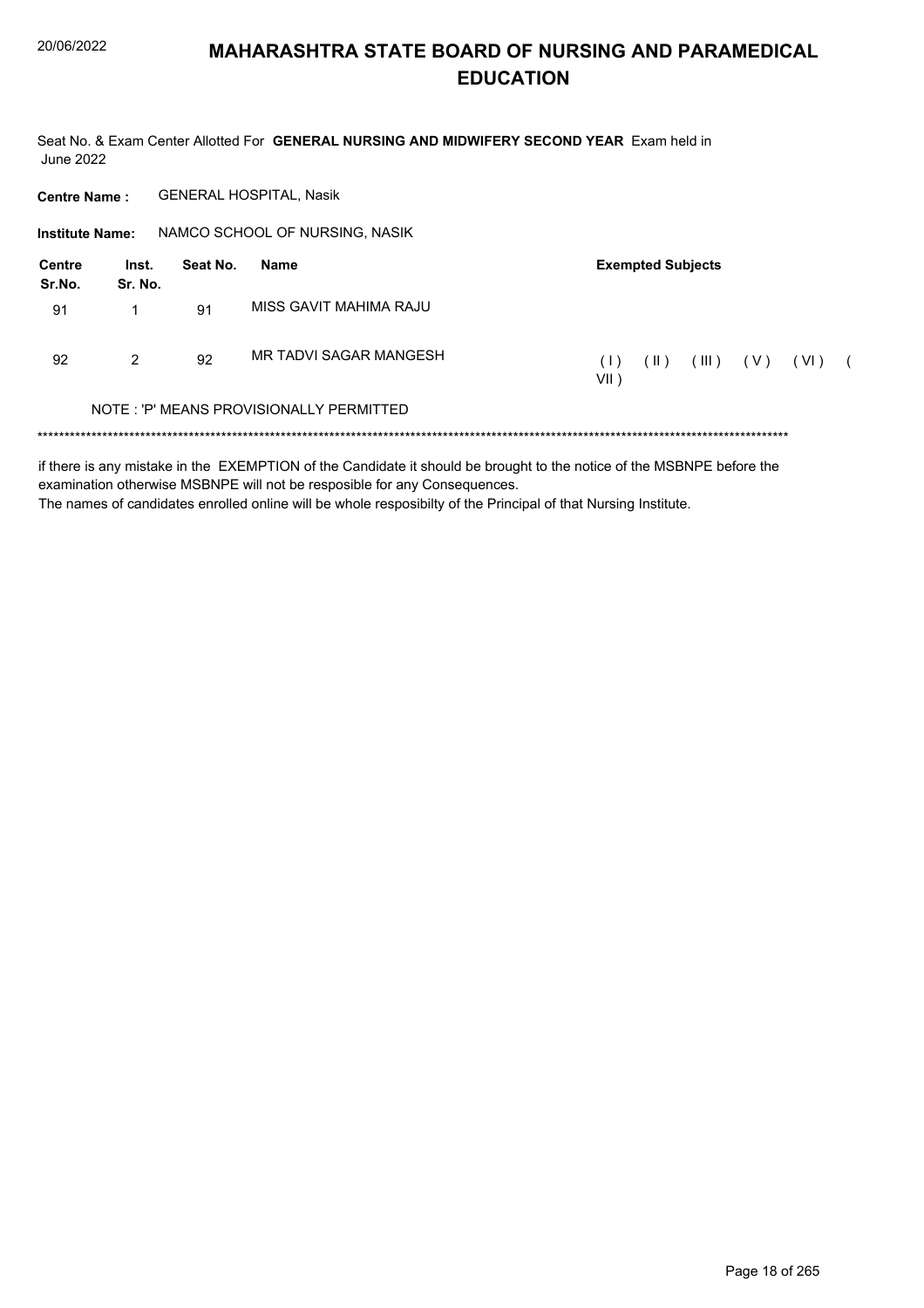# MAHARASHTRA STATE BOARD OF NURSING AND PARAMEDICAL EDUCATION

Seat No. & Exam Center Allotted For **GENERAL NURSING AND MIDWIFERY SECOND YEAR** Exam held in June 2022

**Centre Name :** GENERAL HOSPITAL, Nasik

**Institute Name:** NAMCO SCHOOL OF NURSING, NASIK

| Centre Sr.No. | Inst. Sr. No. | Seat No. | Name | Exempted Subjects |
|---|---|---|---|---|
| 91 | 1 | 91 | MISS GAVIT MAHIMA RAJU | |
| 92 | 2 | 92 | MR TADVI SAGAR MANGESH | ( I ) ( II ) ( III ) ( V ) ( VI ) ( VII ) |

NOTE : 'P' MEANS PROVISIONALLY PERMITTED

\*\*\*\*\*\*\*\*\*\*\*\*\*\*\*\*\*\*\*\*\*\*\*\*\*\*\*\*\*\*\*\*\*\*\*\*\*\*\*\*\*\*\*\*\*\*\*\*\*\*\*\*\*\*\*\*\*\*\*\*\*\*\*\*\*\*\*\*\*\*\*\*\*\*\*\*\*\*\*\*\*\*\*\*\*\*\*\*\*\*\*\*\*\*\*\*\*\*\*\*\*\*\*\*\*\*\*\*\*\*\*\*\*\*\*\*\*\*\*\*\*\*\*\*\*\*\*\*\*\*\*\*\*

if there is any mistake in the EXEMPTION of the Candidate it should be brought to the notice of the MSBNPE before the examination otherwise MSBNPE will not be resposible for any Consequences.

The names of candidates enrolled online will be whole resposibilty of the Principal of that Nursing Institute.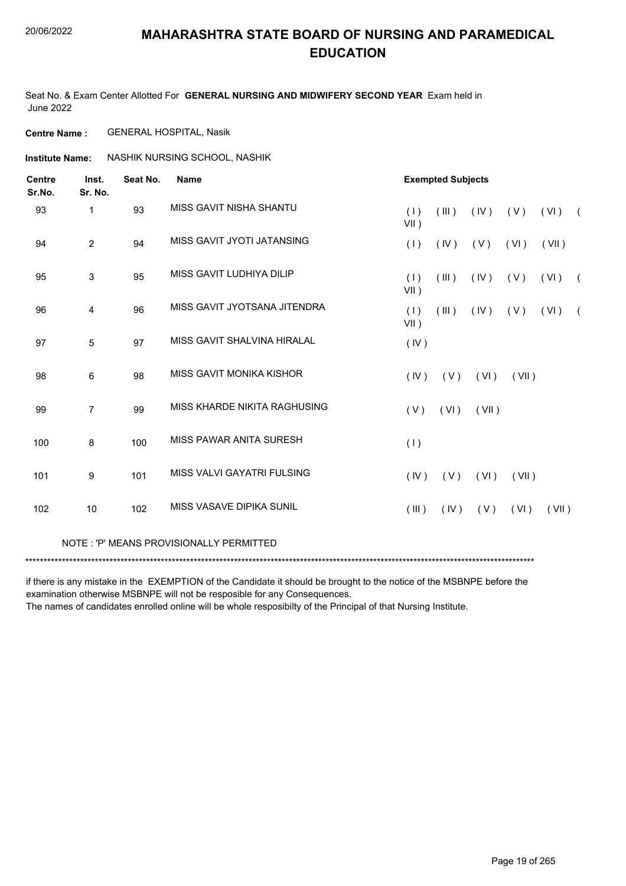# MAHARASHTRA STATE BOARD OF NURSING AND PARAMEDICAL EDUCATION

Seat No. & Exam Center Allotted For **GENERAL NURSING AND MIDWIFERY SECOND YEAR** Exam held in June 2022

**Centre Name :** GENERAL HOSPITAL, Nasik

**Institute Name:** NASHIK NURSING SCHOOL, NASHIK

| Centre Sr.No. | Inst. Sr. No. | Seat No. | Name | Exempted Subjects |
|---|---|---|---|---|
| 93 | 1 | 93 | MISS GAVIT NISHA SHANTU | ( I ) ( III ) ( IV ) ( V ) ( VI ) ( VII ) |
| 94 | 2 | 94 | MISS GAVIT JYOTI JATANSING | ( I ) ( IV ) ( V ) ( VI ) ( VII ) |
| 95 | 3 | 95 | MISS GAVIT LUDHIYA DILIP | ( I ) ( III ) ( IV ) ( V ) ( VI ) ( VII ) |
| 96 | 4 | 96 | MISS GAVIT JYOTSANA JITENDRA | ( I ) ( III ) ( IV ) ( V ) ( VI ) ( VII ) |
| 97 | 5 | 97 | MISS GAVIT SHALVINA HIRALAL | ( IV ) |
| 98 | 6 | 98 | MISS GAVIT MONIKA KISHOR | ( IV ) ( V ) ( VI ) ( VII ) |
| 99 | 7 | 99 | MISS KHARDE NIKITA RAGHUSING | ( V ) ( VI ) ( VII ) |
| 100 | 8 | 100 | MISS PAWAR ANITA SURESH | ( I ) |
| 101 | 9 | 101 | MISS VALVI GAYATRI FULSING | ( IV ) ( V ) ( VI ) ( VII ) |
| 102 | 10 | 102 | MISS VASAVE DIPIKA SUNIL | ( III ) ( IV ) ( V ) ( VI ) ( VII ) |

NOTE : 'P' MEANS PROVISIONALLY PERMITTED

*******************************************************************************************************************************************

if there is any mistake in the EXEMPTION of the Candidate it should be brought to the notice of the MSBNPE before the examination otherwise MSBNPE will not be resposible for any Consequences.

The names of candidates enrolled online will be whole resposibilty of the Principal of that Nursing Institute.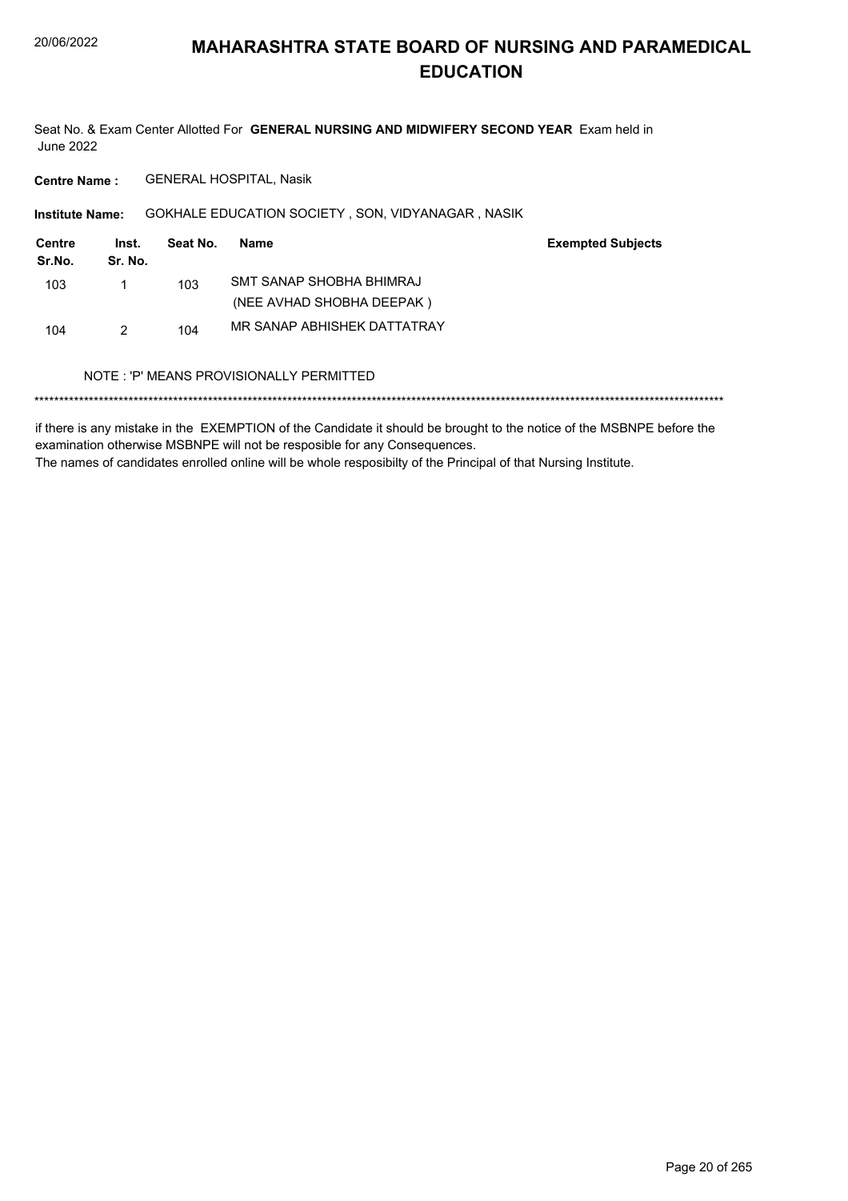# MAHARASHTRA STATE BOARD OF NURSING AND PARAMEDICAL EDUCATION

Seat No. & Exam Center Allotted For **GENERAL NURSING AND MIDWIFERY SECOND YEAR** Exam held in June 2022

**Centre Name :** GENERAL HOSPITAL, Nasik

**Institute Name:** GOKHALE EDUCATION SOCIETY , SON, VIDYANAGAR , NASIK

| Centre Sr.No. | Inst. Sr. No. | Seat No. | Name | Exempted Subjects |
|---|---|---|---|---|
| 103 | 1 | 103 | SMT SANAP SHOBHA BHIMRAJ (NEE AVHAD SHOBHA DEEPAK ) | |
| 104 | 2 | 104 | MR SANAP ABHISHEK DATTATRAY | |

NOTE : 'P' MEANS PROVISIONALLY PERMITTED

*******************************************************************************************************************************************

if there is any mistake in the EXEMPTION of the Candidate it should be brought to the notice of the MSBNPE before the examination otherwise MSBNPE will not be resposible for any Consequences.

The names of candidates enrolled online will be whole resposibilty of the Principal of that Nursing Institute.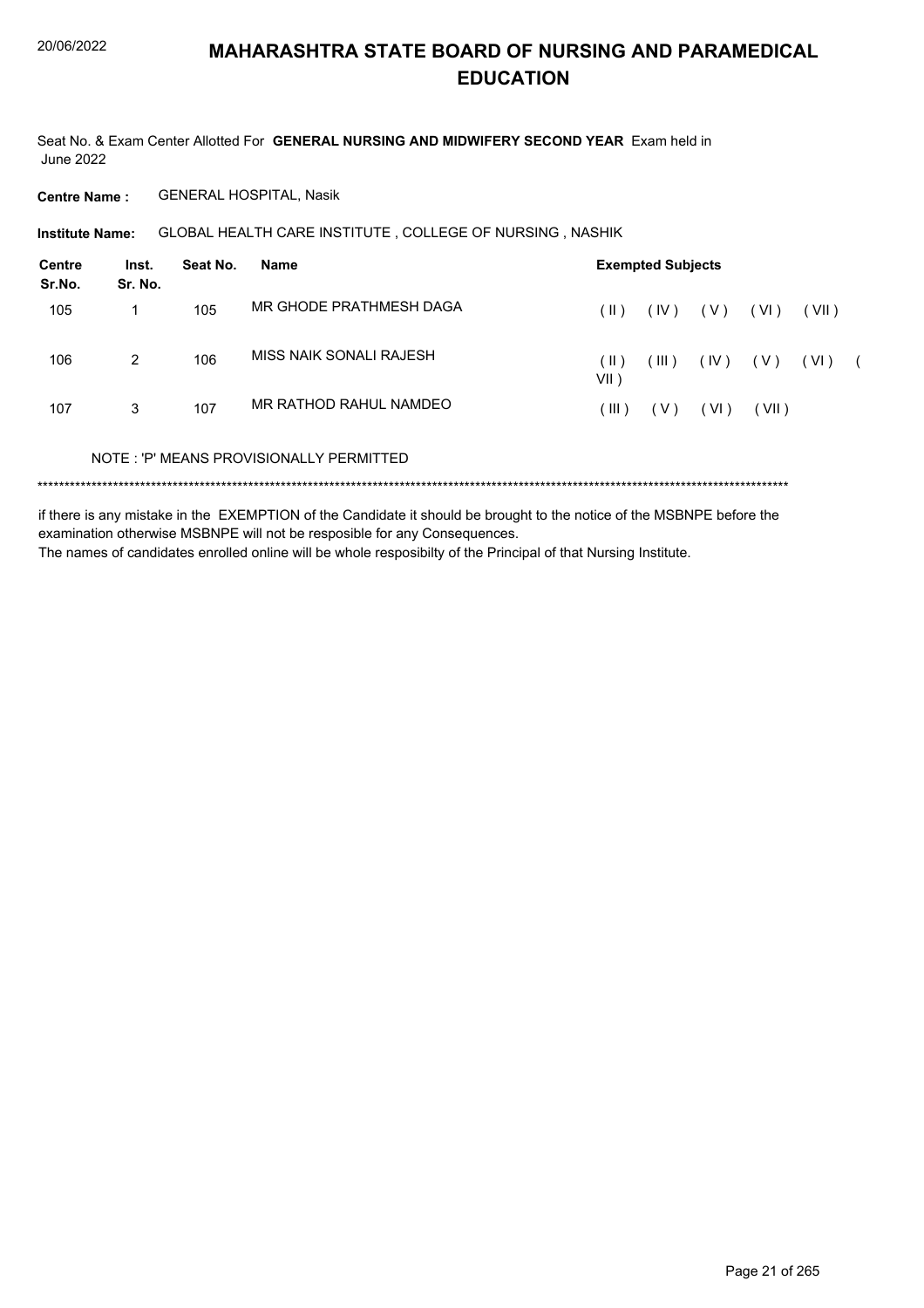# MAHARASHTRA STATE BOARD OF NURSING AND PARAMEDICAL EDUCATION

Seat No. & Exam Center Allotted For **GENERAL NURSING AND MIDWIFERY SECOND YEAR** Exam held in June 2022

**Centre Name :** GENERAL HOSPITAL, Nasik

**Institute Name:** GLOBAL HEALTH CARE INSTITUTE , COLLEGE OF NURSING , NASHIK

| Centre Sr.No. | Inst. Sr. No. | Seat No. | Name | Exempted Subjects |
|---|---|---|---|---|
| 105 | 1 | 105 | MR GHODE PRATHMESH DAGA | ( II ) ( IV ) ( V ) ( VI ) ( VII ) |
| 106 | 2 | 106 | MISS NAIK SONALI RAJESH | ( II ) ( III ) ( IV ) ( V ) ( VI ) ( VII ) |
| 107 | 3 | 107 | MR RATHOD RAHUL NAMDEO | ( III ) ( V ) ( VI ) ( VII ) |

NOTE : 'P' MEANS PROVISIONALLY PERMITTED

******************************************************************************************************************************************

if there is any mistake in the EXEMPTION of the Candidate it should be brought to the notice of the MSBNPE before the examination otherwise MSBNPE will not be resposible for any Consequences.

The names of candidates enrolled online will be whole resposibilty of the Principal of that Nursing Institute.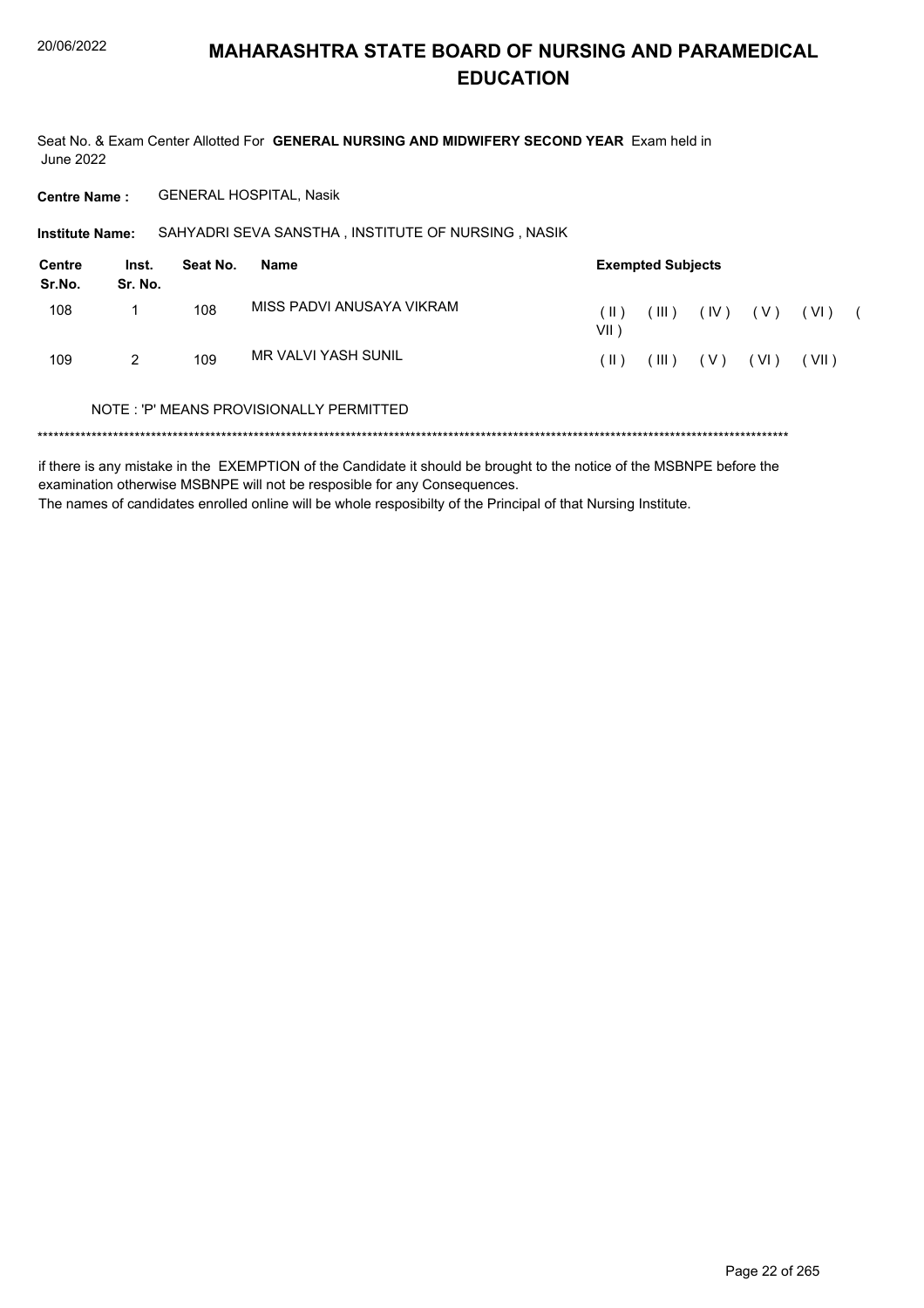# MAHARASHTRA STATE BOARD OF NURSING AND PARAMEDICAL EDUCATION

Seat No. & Exam Center Allotted For **GENERAL NURSING AND MIDWIFERY SECOND YEAR** Exam held in June 2022

**Centre Name :** GENERAL HOSPITAL, Nasik

**Institute Name:** SAHYADRI SEVA SANSTHA , INSTITUTE OF NURSING , NASIK

| Centre Sr.No. | Inst. Sr. No. | Seat No. | Name | Exempted Subjects |
|---|---|---|---|---|
| 108 | 1 | 108 | MISS PADVI ANUSAYA VIKRAM | ( II ) ( III ) ( IV ) ( V ) ( VI ) ( VII ) |
| 109 | 2 | 109 | MR VALVI YASH SUNIL | ( II ) ( III ) ( V ) ( VI ) ( VII ) |

NOTE : 'P' MEANS PROVISIONALLY PERMITTED

******************************************************************************************************************************************

if there is any mistake in the EXEMPTION of the Candidate it should be brought to the notice of the MSBNPE before the examination otherwise MSBNPE will not be resposible for any Consequences.
The names of candidates enrolled online will be whole resposibilty of the Principal of that Nursing Institute.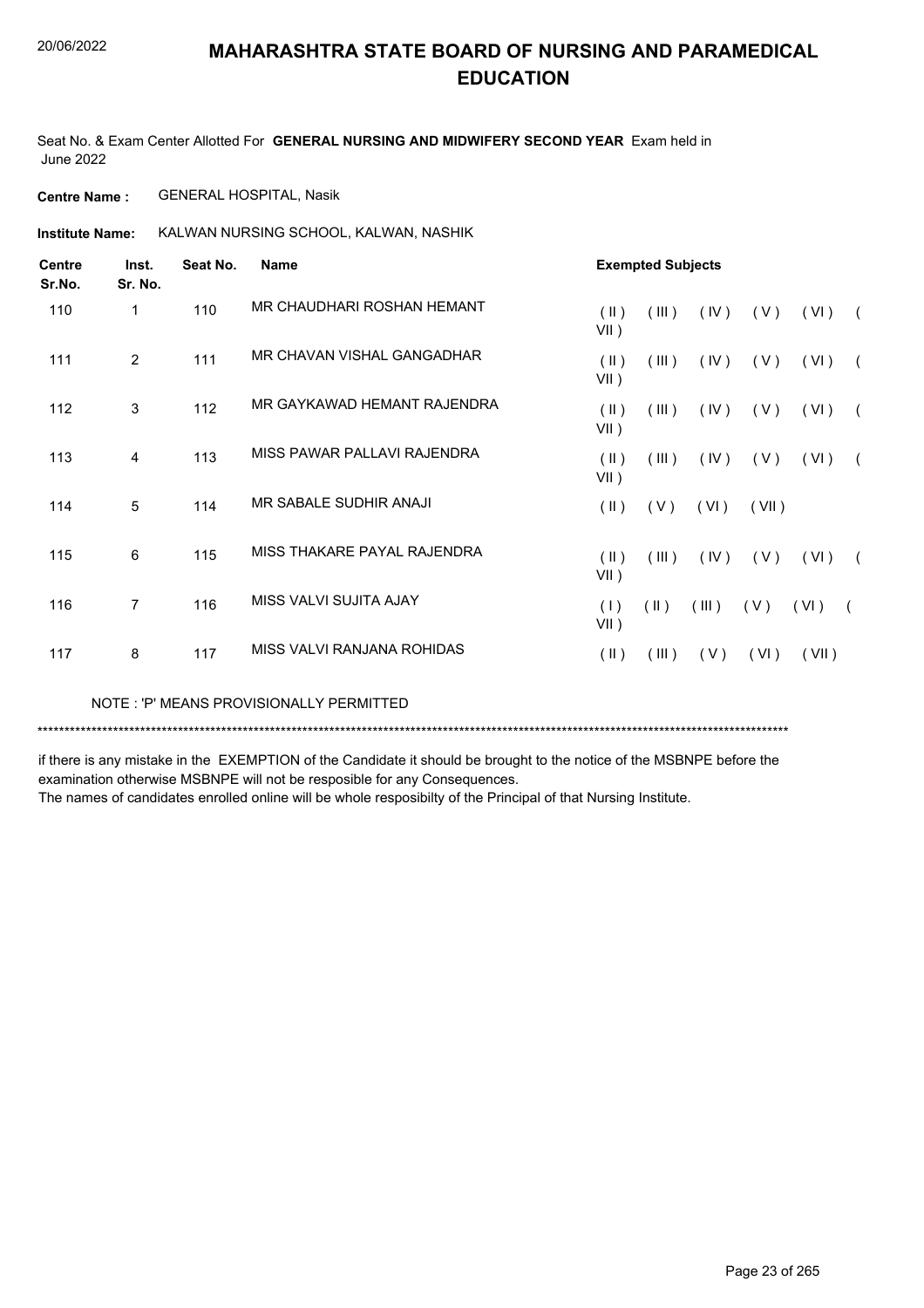# MAHARASHTRA STATE BOARD OF NURSING AND PARAMEDICAL EDUCATION

Seat No. & Exam Center Allotted For **GENERAL NURSING AND MIDWIFERY SECOND YEAR** Exam held in June 2022

**Centre Name :** GENERAL HOSPITAL, Nasik

**Institute Name:** KALWAN NURSING SCHOOL, KALWAN, NASHIK

| Centre Sr.No. | Inst. Sr. No. | Seat No. | Name | Exempted Subjects |
|---|---|---|---|---|
| 110 | 1 | 110 | MR CHAUDHARI ROSHAN HEMANT | ( II ) ( III ) ( IV ) ( V ) ( VI ) ( VII ) |
| 111 | 2 | 111 | MR CHAVAN VISHAL GANGADHAR | ( II ) ( III ) ( IV ) ( V ) ( VI ) ( VII ) |
| 112 | 3 | 112 | MR GAYKAWAD HEMANT RAJENDRA | ( II ) ( III ) ( IV ) ( V ) ( VI ) ( VII ) |
| 113 | 4 | 113 | MISS PAWAR PALLAVI RAJENDRA | ( II ) ( III ) ( IV ) ( V ) ( VI ) ( VII ) |
| 114 | 5 | 114 | MR SABALE SUDHIR ANAJI | ( II ) ( V ) ( VI ) ( VII ) |
| 115 | 6 | 115 | MISS THAKARE PAYAL RAJENDRA | ( II ) ( III ) ( IV ) ( V ) ( VI ) ( VII ) |
| 116 | 7 | 116 | MISS VALVI SUJITA AJAY | ( I ) ( II ) ( III ) ( V ) ( VI ) ( VII ) |
| 117 | 8 | 117 | MISS VALVI RANJANA ROHIDAS | ( II ) ( III ) ( V ) ( VI ) ( VII ) |

NOTE : 'P' MEANS PROVISIONALLY PERMITTED

*******************************************************************************************************************************************

if there is any mistake in the EXEMPTION of the Candidate it should be brought to the notice of the MSBNPE before the examination otherwise MSBNPE will not be resposible for any Consequences.

The names of candidates enrolled online will be whole resposibilty of the Principal of that Nursing Institute.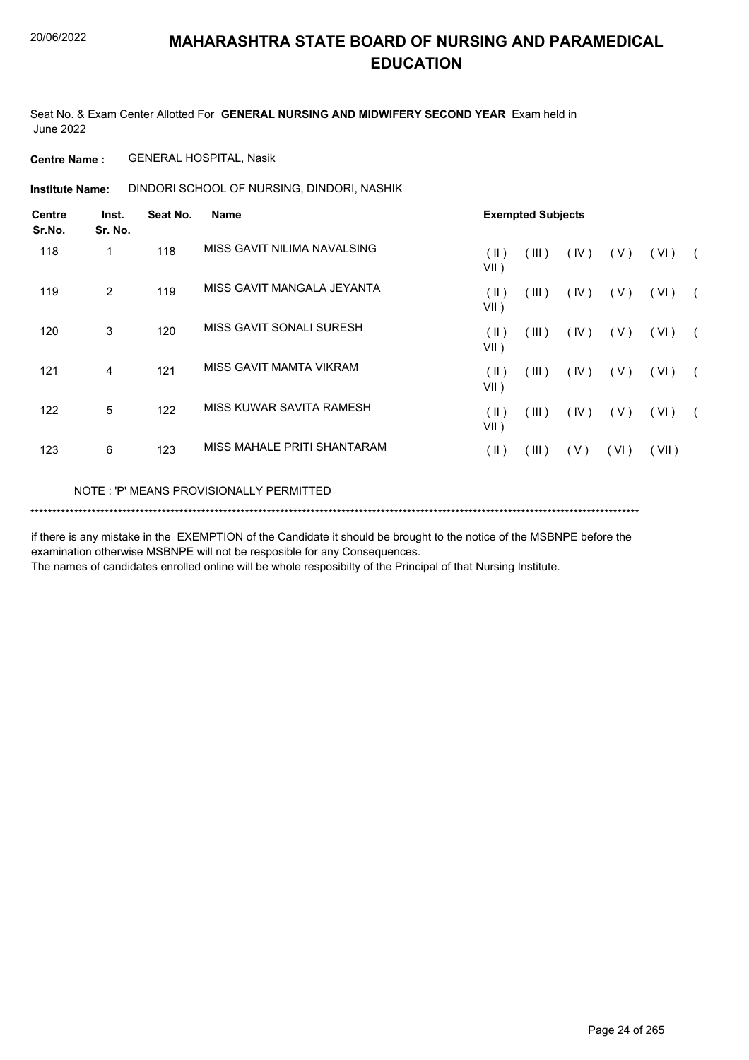# MAHARASHTRA STATE BOARD OF NURSING AND PARAMEDICAL EDUCATION

Seat No. & Exam Center Allotted For **GENERAL NURSING AND MIDWIFERY SECOND YEAR** Exam held in June 2022

**Centre Name :** GENERAL HOSPITAL, Nasik

**Institute Name:** DINDORI SCHOOL OF NURSING, DINDORI, NASHIK

| Centre Sr.No. | Inst. Sr. No. | Seat No. | Name | Exempted Subjects |
|---|---|---|---|---|
| 118 | 1 | 118 | MISS GAVIT NILIMA NAVALSING | ( II ) ( III ) ( IV ) ( V ) ( VI ) ( VII ) |
| 119 | 2 | 119 | MISS GAVIT MANGALA JEYANTA | ( II ) ( III ) ( IV ) ( V ) ( VI ) ( VII ) |
| 120 | 3 | 120 | MISS GAVIT SONALI SURESH | ( II ) ( III ) ( IV ) ( V ) ( VI ) ( VII ) |
| 121 | 4 | 121 | MISS GAVIT MAMTA VIKRAM | ( II ) ( III ) ( IV ) ( V ) ( VI ) ( VII ) |
| 122 | 5 | 122 | MISS KUWAR SAVITA RAMESH | ( II ) ( III ) ( IV ) ( V ) ( VI ) ( VII ) |
| 123 | 6 | 123 | MISS MAHALE PRITI SHANTARAM | ( II ) ( III ) ( V ) ( VI ) ( VII ) |

NOTE : 'P' MEANS PROVISIONALLY PERMITTED

*******************************************************************************************************************************************

if there is any mistake in the EXEMPTION of the Candidate it should be brought to the notice of the MSBNPE before the examination otherwise MSBNPE will not be resposible for any Consequences.

The names of candidates enrolled online will be whole resposibilty of the Principal of that Nursing Institute.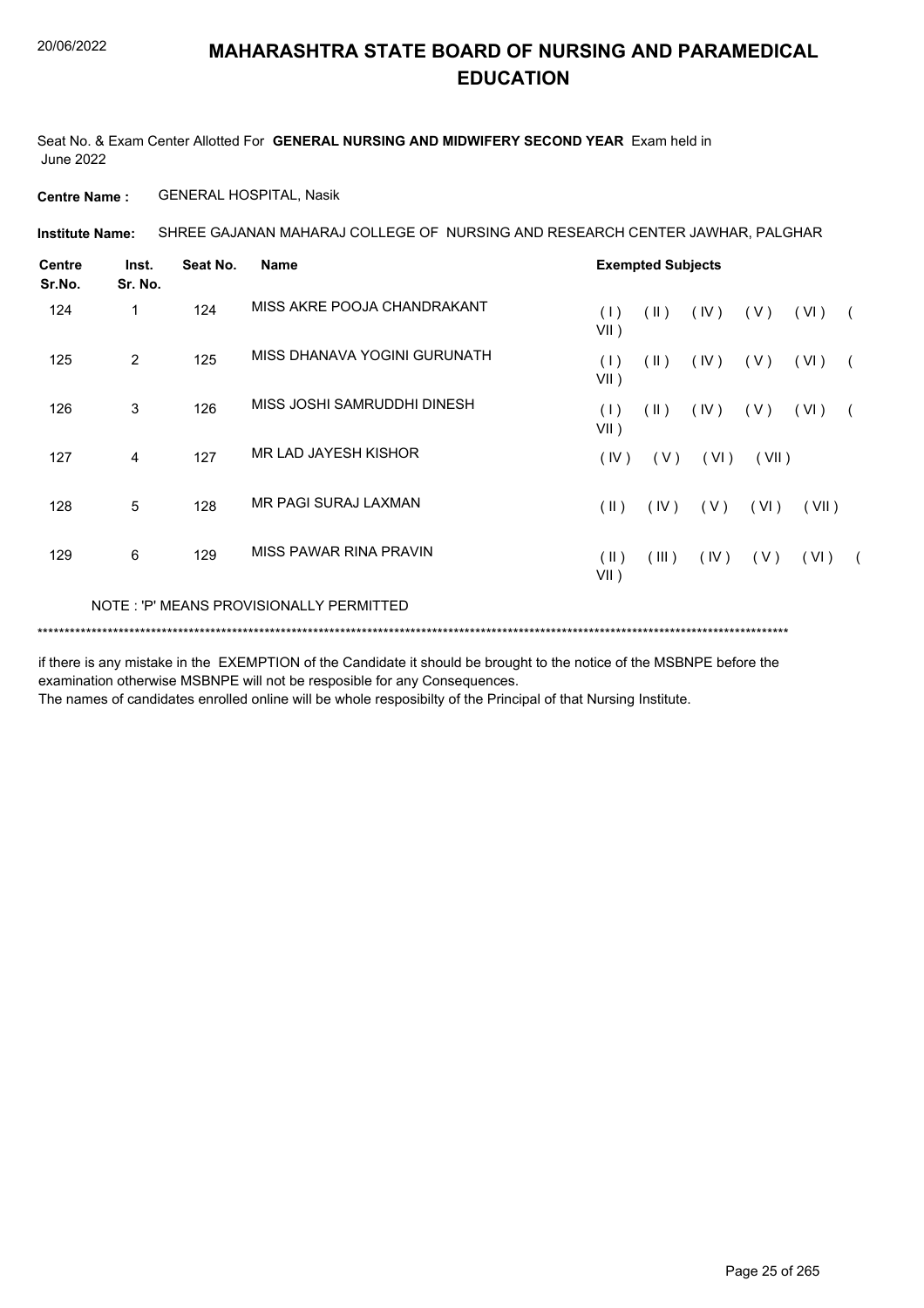# MAHARASHTRA STATE BOARD OF NURSING AND PARAMEDICAL EDUCATION

Seat No. & Exam Center Allotted For **GENERAL NURSING AND MIDWIFERY SECOND YEAR** Exam held in June 2022

**Centre Name :** GENERAL HOSPITAL, Nasik

**Institute Name:** SHREE GAJANAN MAHARAJ COLLEGE OF NURSING AND RESEARCH CENTER JAWHAR, PALGHAR

| Centre Sr.No. | Inst. Sr. No. | Seat No. | Name | Exempted Subjects |
|---|---|---|---|---|
| 124 | 1 | 124 | MISS AKRE POOJA CHANDRAKANT | ( I ) ( II ) ( IV ) ( V ) ( VI ) ( VII ) |
| 125 | 2 | 125 | MISS DHANAVA YOGINI GURUNATH | ( I ) ( II ) ( IV ) ( V ) ( VI ) ( VII ) |
| 126 | 3 | 126 | MISS JOSHI SAMRUDDHI DINESH | ( I ) ( II ) ( IV ) ( V ) ( VI ) ( VII ) |
| 127 | 4 | 127 | MR LAD JAYESH KISHOR | ( IV ) ( V ) ( VI ) ( VII ) |
| 128 | 5 | 128 | MR PAGI SURAJ LAXMAN | ( II ) ( IV ) ( V ) ( VI ) ( VII ) |
| 129 | 6 | 129 | MISS PAWAR RINA PRAVIN | ( II ) ( III ) ( IV ) ( V ) ( VI ) ( VII ) |

NOTE : 'P' MEANS PROVISIONALLY PERMITTED

*******************************************************************************************************************************************

if there is any mistake in the EXEMPTION of the Candidate it should be brought to the notice of the MSBNPE before the examination otherwise MSBNPE will not be resposible for any Consequences.

The names of candidates enrolled online will be whole resposibilty of the Principal of that Nursing Institute.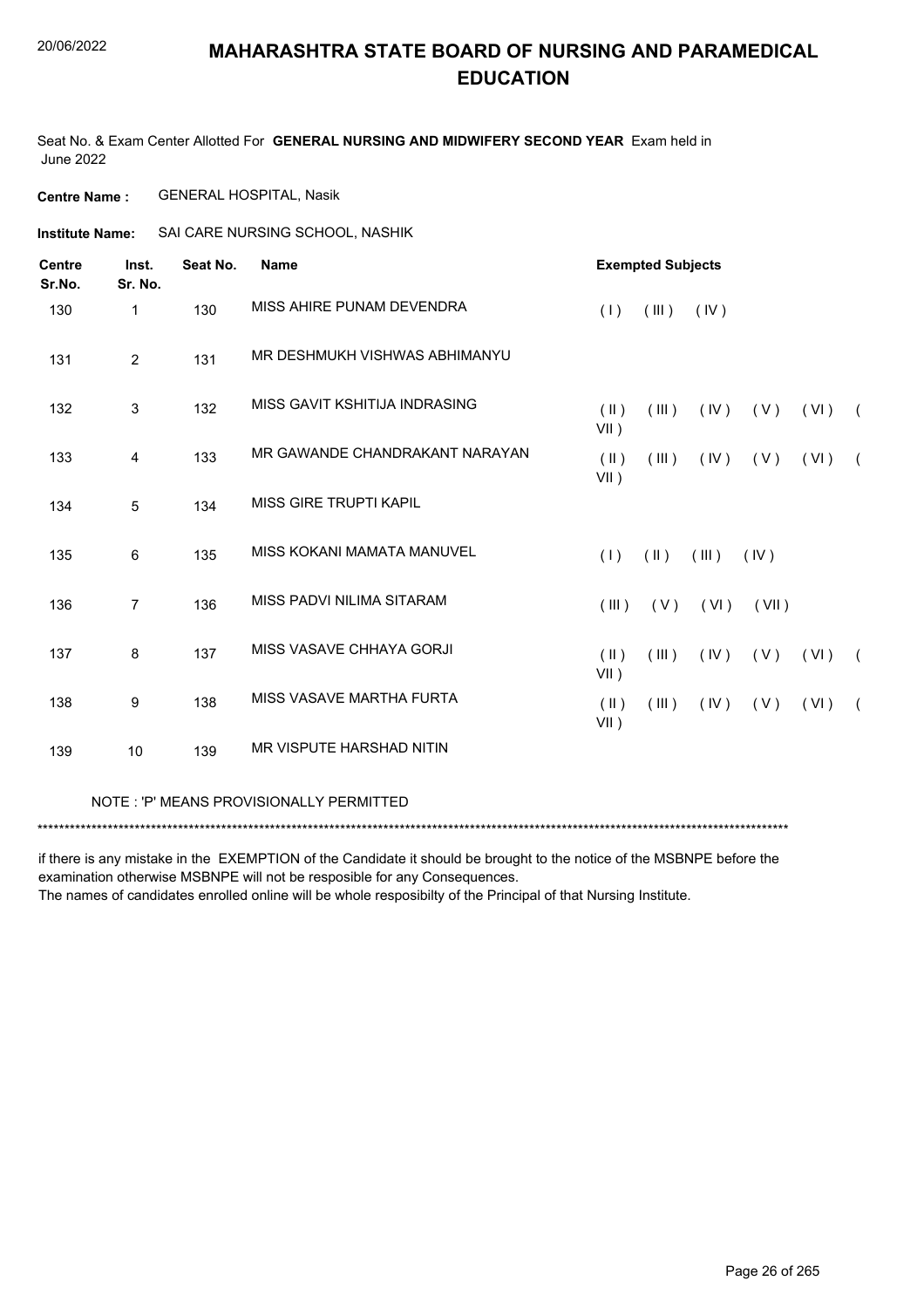# MAHARASHTRA STATE BOARD OF NURSING AND PARAMEDICAL EDUCATION

Seat No. & Exam Center Allotted For **GENERAL NURSING AND MIDWIFERY SECOND YEAR** Exam held in June 2022

**Centre Name :** GENERAL HOSPITAL, Nasik

**Institute Name:** SAI CARE NURSING SCHOOL, NASHIK

| Centre Sr.No. | Inst. Sr. No. | Seat No. | Name | Exempted Subjects |
|---|---|---|---|---|
| 130 | 1 | 130 | MISS AHIRE PUNAM DEVENDRA | ( I ) ( III ) ( IV ) |
| 131 | 2 | 131 | MR DESHMUKH VISHWAS ABHIMANYU | |
| 132 | 3 | 132 | MISS GAVIT KSHITIJA INDRASING | ( II ) ( III ) ( IV ) ( V ) ( VI ) ( VII ) |
| 133 | 4 | 133 | MR GAWANDE CHANDRAKANT NARAYAN | ( II ) ( III ) ( IV ) ( V ) ( VI ) ( VII ) |
| 134 | 5 | 134 | MISS GIRE TRUPTI KAPIL | |
| 135 | 6 | 135 | MISS KOKANI MAMATA MANUVEL | ( I ) ( II ) ( III ) ( IV ) |
| 136 | 7 | 136 | MISS PADVI NILIMA SITARAM | ( III ) ( V ) ( VI ) ( VII ) |
| 137 | 8 | 137 | MISS VASAVE CHHAYA GORJI | ( II ) ( III ) ( IV ) ( V ) ( VI ) ( VII ) |
| 138 | 9 | 138 | MISS VASAVE MARTHA FURTA | ( II ) ( III ) ( IV ) ( V ) ( VI ) ( VII ) |
| 139 | 10 | 139 | MR VISPUTE HARSHAD NITIN | |

NOTE : 'P' MEANS PROVISIONALLY PERMITTED

*******************************************************************************************************************************************

if there is any mistake in the EXEMPTION of the Candidate it should be brought to the notice of the MSBNPE before the examination otherwise MSBNPE will not be resposible for any Consequences.

The names of candidates enrolled online will be whole resposibilty of the Principal of that Nursing Institute.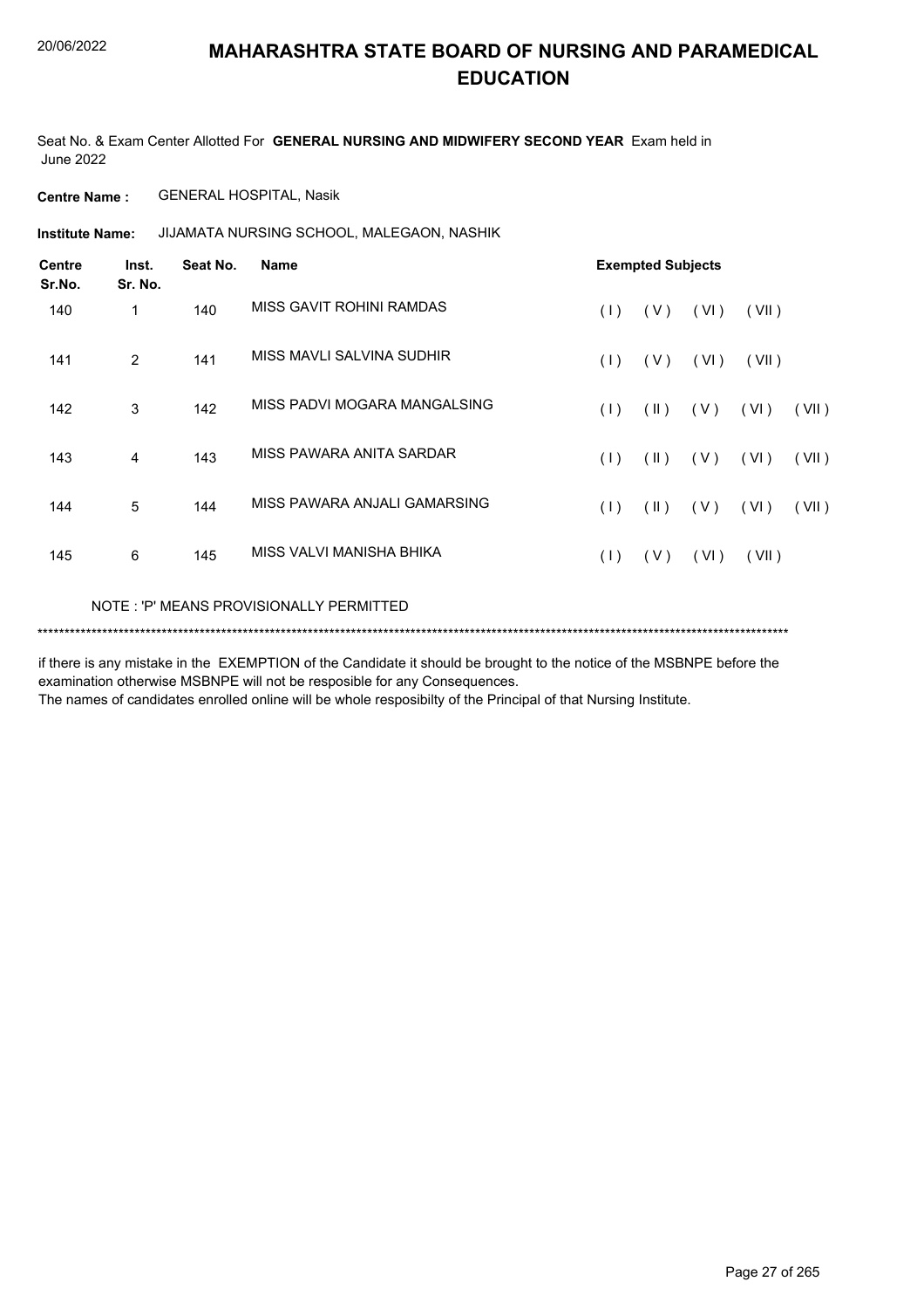# MAHARASHTRA STATE BOARD OF NURSING AND PARAMEDICAL EDUCATION

Seat No. & Exam Center Allotted For **GENERAL NURSING AND MIDWIFERY SECOND YEAR** Exam held in June 2022

**Centre Name :** GENERAL HOSPITAL, Nasik

**Institute Name:** JIJAMATA NURSING SCHOOL, MALEGAON, NASHIK

| Centre Sr.No. | Inst. Sr. No. | Seat No. | Name | Exempted Subjects | | | | |
|---|---|---|---|---|---|---|---|---|
| 140 | 1 | 140 | MISS GAVIT ROHINI RAMDAS | ( I ) | ( V ) | ( VI ) | ( VII ) | |
| 141 | 2 | 141 | MISS MAVLI SALVINA SUDHIR | ( I ) | ( V ) | ( VI ) | ( VII ) | |
| 142 | 3 | 142 | MISS PADVI MOGARA MANGALSING | ( I ) | ( II ) | ( V ) | ( VI ) | ( VII ) |
| 143 | 4 | 143 | MISS PAWARA ANITA SARDAR | ( I ) | ( II ) | ( V ) | ( VI ) | ( VII ) |
| 144 | 5 | 144 | MISS PAWARA ANJALI GAMARSING | ( I ) | ( II ) | ( V ) | ( VI ) | ( VII ) |
| 145 | 6 | 145 | MISS VALVI MANISHA BHIKA | ( I ) | ( V ) | ( VI ) | ( VII ) | |

NOTE : 'P' MEANS PROVISIONALLY PERMITTED

*******************************************************************************************************************************************

if there is any mistake in the EXEMPTION of the Candidate it should be brought to the notice of the MSBNPE before the examination otherwise MSBNPE will not be resposible for any Consequences.

The names of candidates enrolled online will be whole resposibilty of the Principal of that Nursing Institute.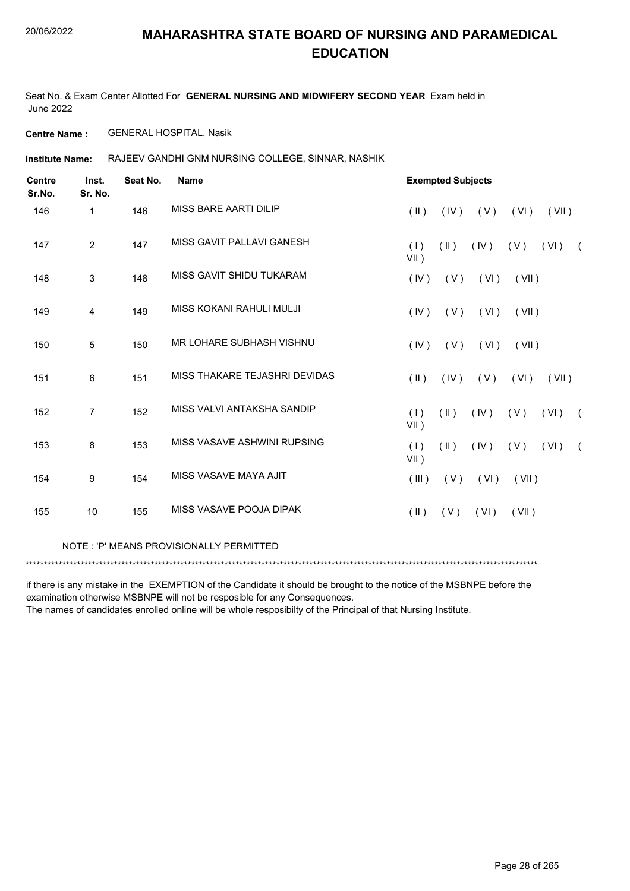# MAHARASHTRA STATE BOARD OF NURSING AND PARAMEDICAL EDUCATION

20/06/2022

Seat No. & Exam Center Allotted For **GENERAL NURSING AND MIDWIFERY SECOND YEAR** Exam held in June 2022

**Centre Name :** GENERAL HOSPITAL, Nasik

**Institute Name:** RAJEEV GANDHI GNM NURSING COLLEGE, SINNAR, NASHIK

| Centre Sr.No. | Inst. Sr. No. | Seat No. | Name | Exempted Subjects |
|---|---|---|---|---|
| 146 | 1 | 146 | MISS BARE AARTI DILIP | ( II ) ( IV ) ( V ) ( VI ) ( VII ) |
| 147 | 2 | 147 | MISS GAVIT PALLAVI GANESH | ( I ) ( II ) ( IV ) ( V ) ( VI ) ( VII ) |
| 148 | 3 | 148 | MISS GAVIT SHIDU TUKARAM | ( IV ) ( V ) ( VI ) ( VII ) |
| 149 | 4 | 149 | MISS KOKANI RAHULI MULJI | ( IV ) ( V ) ( VI ) ( VII ) |
| 150 | 5 | 150 | MR LOHARE SUBHASH VISHNU | ( IV ) ( V ) ( VI ) ( VII ) |
| 151 | 6 | 151 | MISS THAKARE TEJASHRI DEVIDAS | ( II ) ( IV ) ( V ) ( VI ) ( VII ) |
| 152 | 7 | 152 | MISS VALVI ANTAKSHA SANDIP | ( I ) ( II ) ( IV ) ( V ) ( VI ) ( VII ) |
| 153 | 8 | 153 | MISS VASAVE ASHWINI RUPSING | ( I ) ( II ) ( IV ) ( V ) ( VI ) ( VII ) |
| 154 | 9 | 154 | MISS VASAVE MAYA AJIT | ( III ) ( V ) ( VI ) ( VII ) |
| 155 | 10 | 155 | MISS VASAVE POOJA DIPAK | ( II ) ( V ) ( VI ) ( VII ) |

NOTE : 'P' MEANS PROVISIONALLY PERMITTED

***************************************************************************************************************************************

if there is any mistake in the EXEMPTION of the Candidate it should be brought to the notice of the MSBNPE before the examination otherwise MSBNPE will not be resposible for any Consequences.
The names of candidates enrolled online will be whole resposibilty of the Principal of that Nursing Institute.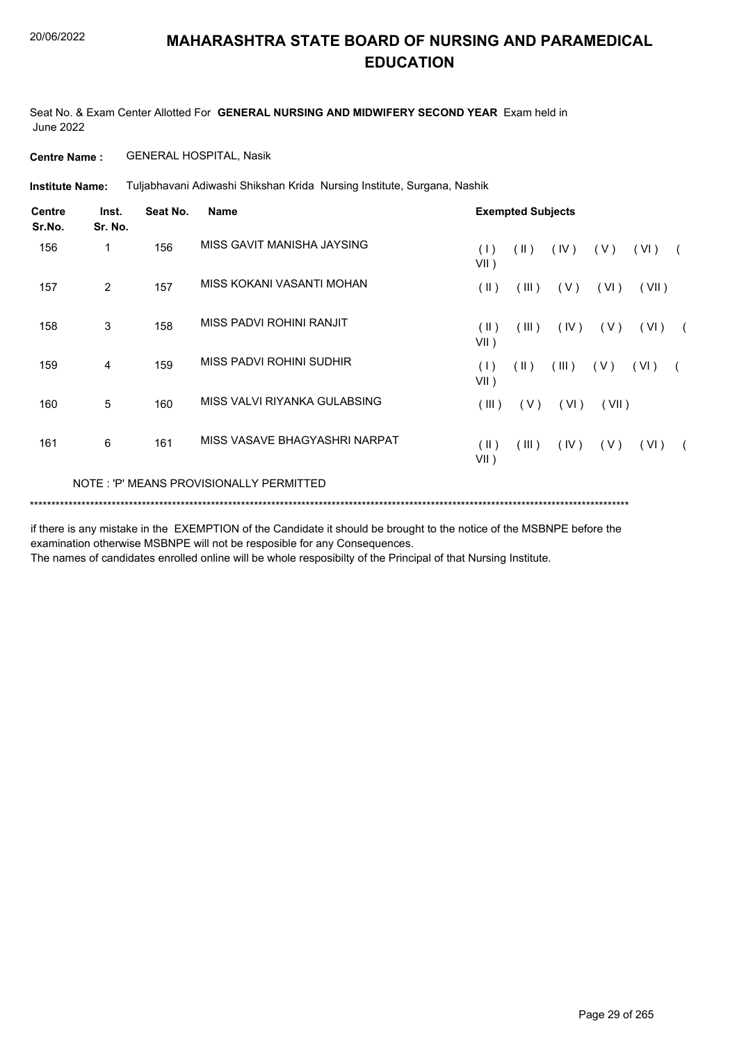# MAHARASHTRA STATE BOARD OF NURSING AND PARAMEDICAL EDUCATION

Seat No. & Exam Center Allotted For **GENERAL NURSING AND MIDWIFERY SECOND YEAR** Exam held in June 2022

**Centre Name :** GENERAL HOSPITAL, Nasik

**Institute Name:** Tuljabhavani Adiwashi Shikshan Krida Nursing Institute, Surgana, Nashik

| Centre Sr.No. | Inst. Sr. No. | Seat No. | Name | Exempted Subjects |
|---|---|---|---|---|
| 156 | 1 | 156 | MISS GAVIT MANISHA JAYSING | ( I ) ( II ) ( IV ) ( V ) ( VI ) ( VII ) |
| 157 | 2 | 157 | MISS KOKANI VASANTI MOHAN | ( II ) ( III ) ( V ) ( VI ) ( VII ) |
| 158 | 3 | 158 | MISS PADVI ROHINI RANJIT | ( II ) ( III ) ( IV ) ( V ) ( VI ) ( VII ) |
| 159 | 4 | 159 | MISS PADVI ROHINI SUDHIR | ( I ) ( II ) ( III ) ( V ) ( VI ) ( VII ) |
| 160 | 5 | 160 | MISS VALVI RIYANKA GULABSING | ( III ) ( V ) ( VI ) ( VII ) |
| 161 | 6 | 161 | MISS VASAVE BHAGYASHRI NARPAT | ( II ) ( III ) ( IV ) ( V ) ( VI ) ( VII ) |

NOTE : 'P' MEANS PROVISIONALLY PERMITTED

*******************************************************************************************************************************************

if there is any mistake in the EXEMPTION of the Candidate it should be brought to the notice of the MSBNPE before the examination otherwise MSBNPE will not be resposible for any Consequences.

The names of candidates enrolled online will be whole resposibilty of the Principal of that Nursing Institute.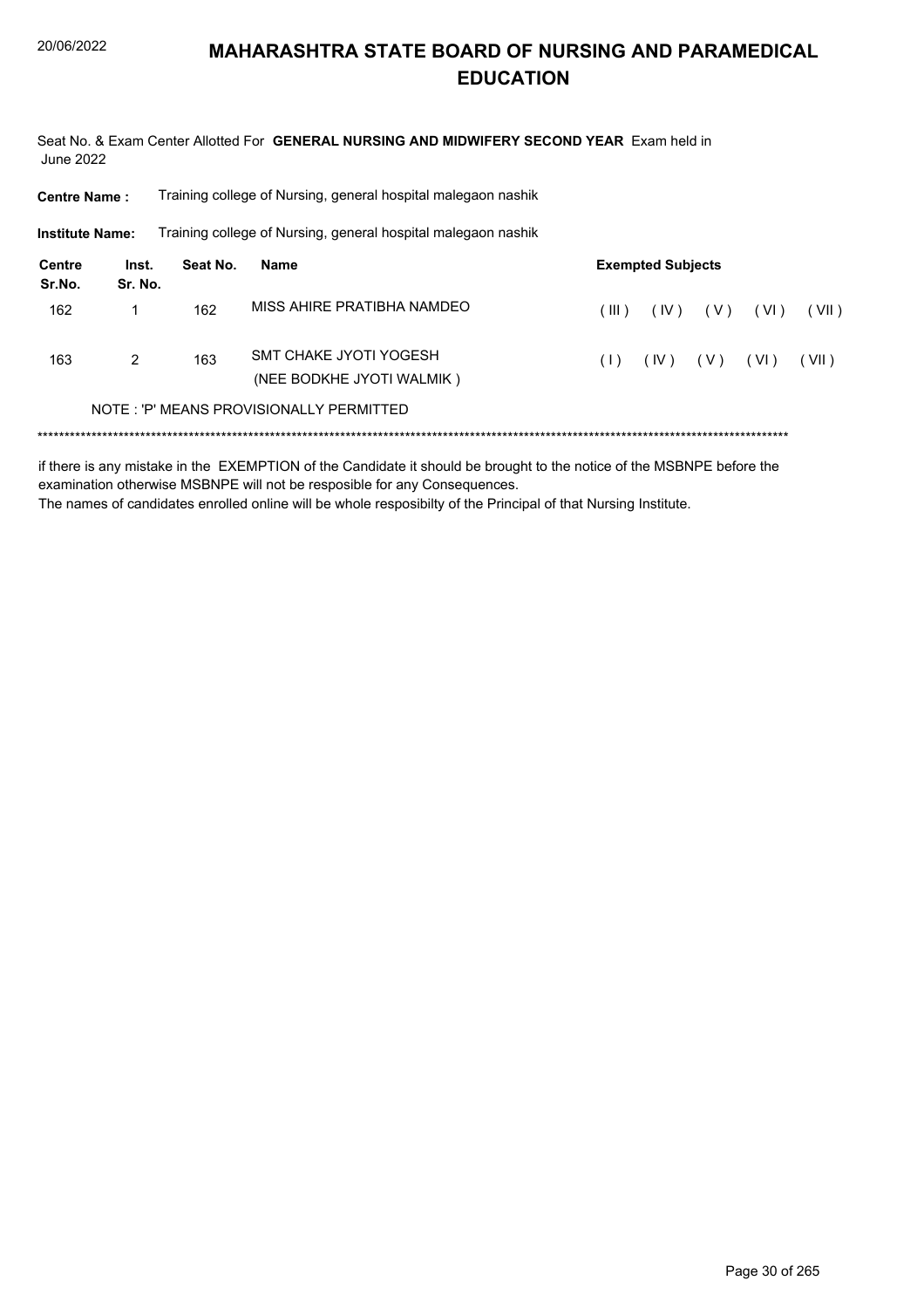# MAHARASHTRA STATE BOARD OF NURSING AND PARAMEDICAL EDUCATION

Seat No. & Exam Center Allotted For **GENERAL NURSING AND MIDWIFERY SECOND YEAR** Exam held in June 2022

**Centre Name :** Training college of Nursing, general hospital malegaon nashik

**Institute Name:** Training college of Nursing, general hospital malegaon nashik

| Centre Sr.No. | Inst. Sr. No. | Seat No. | Name | Exempted Subjects |
|---|---|---|---|---|
| 162 | 1 | 162 | MISS AHIRE PRATIBHA NAMDEO | ( III ) ( IV ) ( V ) ( VI ) ( VII ) |
| 163 | 2 | 163 | SMT CHAKE JYOTI YOGESH (NEE BODKHE JYOTI WALMIK ) | ( I ) ( IV ) ( V ) ( VI ) ( VII ) |

NOTE : 'P' MEANS PROVISIONALLY PERMITTED

******************************************************************************************************************************************

if there is any mistake in the EXEMPTION of the Candidate it should be brought to the notice of the MSBNPE before the examination otherwise MSBNPE will not be resposible for any Consequences.

The names of candidates enrolled online will be whole resposibilty of the Principal of that Nursing Institute.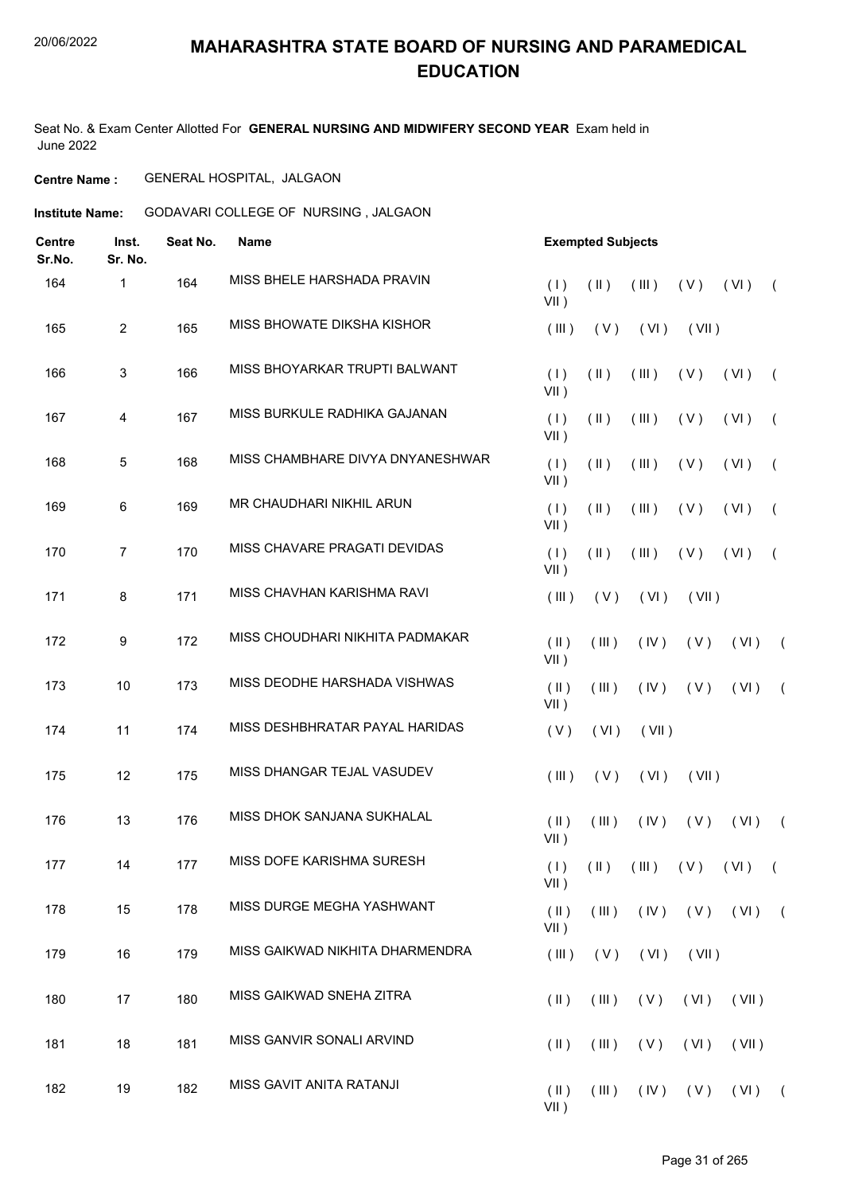# MAHARASHTRA STATE BOARD OF NURSING AND PARAMEDICAL EDUCATION

Seat No. & Exam Center Allotted For **GENERAL NURSING AND MIDWIFERY SECOND YEAR** Exam held in June 2022

**Centre Name :** GENERAL HOSPITAL, JALGAON

**Institute Name:** GODAVARI COLLEGE OF NURSING , JALGAON

| Centre Sr.No. | Inst. Sr. No. | Seat No. | Name | Exempted Subjects |
|---|---|---|---|---|
| 164 | 1 | 164 | MISS BHELE HARSHADA PRAVIN | ( I ) ( II ) ( III ) ( V ) ( VI ) ( VII ) |
| 165 | 2 | 165 | MISS BHOWATE DIKSHA KISHOR | ( III ) ( V ) ( VI ) ( VII ) |
| 166 | 3 | 166 | MISS BHOYARKAR TRUPTI BALWANT | ( I ) ( II ) ( III ) ( V ) ( VI ) ( VII ) |
| 167 | 4 | 167 | MISS BURKULE RADHIKA GAJANAN | ( I ) ( II ) ( III ) ( V ) ( VI ) ( VII ) |
| 168 | 5 | 168 | MISS CHAMBHARE DIVYA DNYANESHWAR | ( I ) ( II ) ( III ) ( V ) ( VI ) ( VII ) |
| 169 | 6 | 169 | MR CHAUDHARI NIKHIL ARUN | ( I ) ( II ) ( III ) ( V ) ( VI ) ( VII ) |
| 170 | 7 | 170 | MISS CHAVARE PRAGATI DEVIDAS | ( I ) ( II ) ( III ) ( V ) ( VI ) ( VII ) |
| 171 | 8 | 171 | MISS CHAVHAN KARISHMA RAVI | ( III ) ( V ) ( VI ) ( VII ) |
| 172 | 9 | 172 | MISS CHOUDHARI NIKHITA PADMAKAR | ( II ) ( III ) ( IV ) ( V ) ( VI ) ( VII ) |
| 173 | 10 | 173 | MISS DEODHE HARSHADA VISHWAS | ( II ) ( III ) ( IV ) ( V ) ( VI ) ( VII ) |
| 174 | 11 | 174 | MISS DESHBHRATAR PAYAL HARIDAS | ( V ) ( VI ) ( VII ) |
| 175 | 12 | 175 | MISS DHANGAR TEJAL VASUDEV | ( III ) ( V ) ( VI ) ( VII ) |
| 176 | 13 | 176 | MISS DHOK SANJANA SUKHALAL | ( II ) ( III ) ( IV ) ( V ) ( VI ) ( VII ) |
| 177 | 14 | 177 | MISS DOFE KARISHMA SURESH | ( I ) ( II ) ( III ) ( V ) ( VI ) ( VII ) |
| 178 | 15 | 178 | MISS DURGE MEGHA YASHWANT | ( II ) ( III ) ( IV ) ( V ) ( VI ) ( VII ) |
| 179 | 16 | 179 | MISS GAIKWAD NIKHITA DHARMENDRA | ( III ) ( V ) ( VI ) ( VII ) |
| 180 | 17 | 180 | MISS GAIKWAD SNEHA ZITRA | ( II ) ( III ) ( V ) ( VI ) ( VII ) |
| 181 | 18 | 181 | MISS GANVIR SONALI ARVIND | ( II ) ( III ) ( V ) ( VI ) ( VII ) |
| 182 | 19 | 182 | MISS GAVIT ANITA RATANJI | ( II ) ( III ) ( IV ) ( V ) ( VI ) ( VII ) |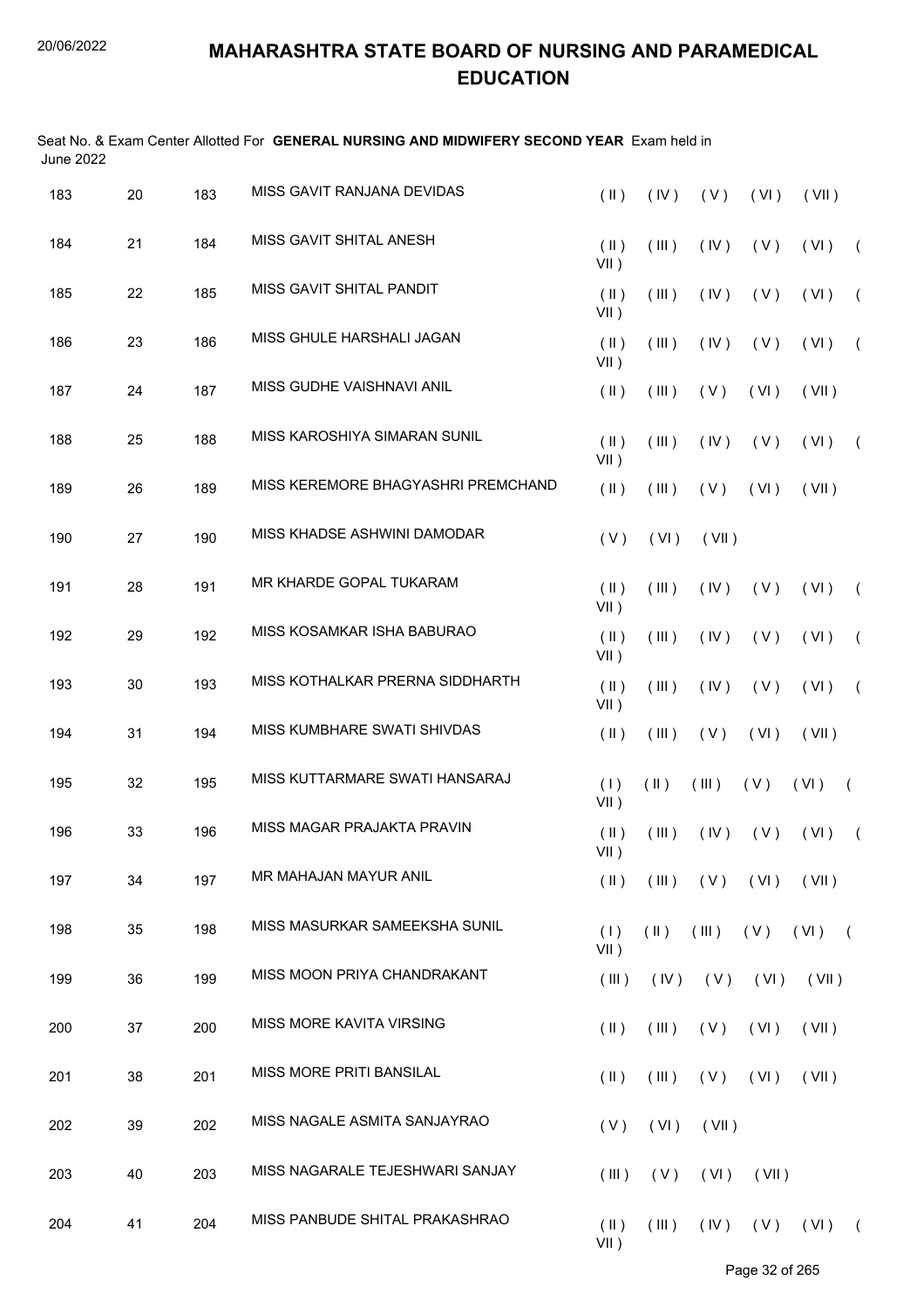# MAHARASHTRA STATE BOARD OF NURSING AND PARAMEDICAL EDUCATION

Seat No. & Exam Center Allotted For **GENERAL NURSING AND MIDWIFERY SECOND YEAR** Exam held in June 2022

| | | | | |
|---|---|---|---|---|
| 183 | 20 | 183 | MISS GAVIT RANJANA DEVIDAS | ( II ) ( IV ) ( V ) ( VI ) ( VII ) |
| 184 | 21 | 184 | MISS GAVIT SHITAL ANESH | ( II ) ( III ) ( IV ) ( V ) ( VI ) ( VII ) |
| 185 | 22 | 185 | MISS GAVIT SHITAL PANDIT | ( II ) ( III ) ( IV ) ( V ) ( VI ) ( VII ) |
| 186 | 23 | 186 | MISS GHULE HARSHALI JAGAN | ( II ) ( III ) ( IV ) ( V ) ( VI ) ( VII ) |
| 187 | 24 | 187 | MISS GUDHE VAISHNAVI ANIL | ( II ) ( III ) ( V ) ( VI ) ( VII ) |
| 188 | 25 | 188 | MISS KAROSHIYA SIMARAN SUNIL | ( II ) ( III ) ( IV ) ( V ) ( VI ) ( VII ) |
| 189 | 26 | 189 | MISS KEREMORE BHAGYASHRI PREMCHAND | ( II ) ( III ) ( V ) ( VI ) ( VII ) |
| 190 | 27 | 190 | MISS KHADSE ASHWINI DAMODAR | ( V ) ( VI ) ( VII ) |
| 191 | 28 | 191 | MR KHARDE GOPAL TUKARAM | ( II ) ( III ) ( IV ) ( V ) ( VI ) ( VII ) |
| 192 | 29 | 192 | MISS KOSAMKAR ISHA BABURAO | ( II ) ( III ) ( IV ) ( V ) ( VI ) ( VII ) |
| 193 | 30 | 193 | MISS KOTHALKAR PRERNA SIDDHARTH | ( II ) ( III ) ( IV ) ( V ) ( VI ) ( VII ) |
| 194 | 31 | 194 | MISS KUMBHARE SWATI SHIVDAS | ( II ) ( III ) ( V ) ( VI ) ( VII ) |
| 195 | 32 | 195 | MISS KUTTARMARE SWATI HANSARAJ | ( I ) ( II ) ( III ) ( V ) ( VI ) ( VII ) |
| 196 | 33 | 196 | MISS MAGAR PRAJAKTA PRAVIN | ( II ) ( III ) ( IV ) ( V ) ( VI ) ( VII ) |
| 197 | 34 | 197 | MR MAHAJAN MAYUR ANIL | ( II ) ( III ) ( V ) ( VI ) ( VII ) |
| 198 | 35 | 198 | MISS MASURKAR SAMEEKSHA SUNIL | ( I ) ( II ) ( III ) ( V ) ( VI ) ( VII ) |
| 199 | 36 | 199 | MISS MOON PRIYA CHANDRAKANT | ( III ) ( IV ) ( V ) ( VI ) ( VII ) |
| 200 | 37 | 200 | MISS MORE KAVITA VIRSING | ( II ) ( III ) ( V ) ( VI ) ( VII ) |
| 201 | 38 | 201 | MISS MORE PRITI BANSILAL | ( II ) ( III ) ( V ) ( VI ) ( VII ) |
| 202 | 39 | 202 | MISS NAGALE ASMITA SANJAYRAO | ( V ) ( VI ) ( VII ) |
| 203 | 40 | 203 | MISS NAGARALE TEJESHWARI SANJAY | ( III ) ( V ) ( VI ) ( VII ) |
| 204 | 41 | 204 | MISS PANBUDE SHITAL PRAKASHRAO | ( II ) ( III ) ( IV ) ( V ) ( VI ) ( VII ) |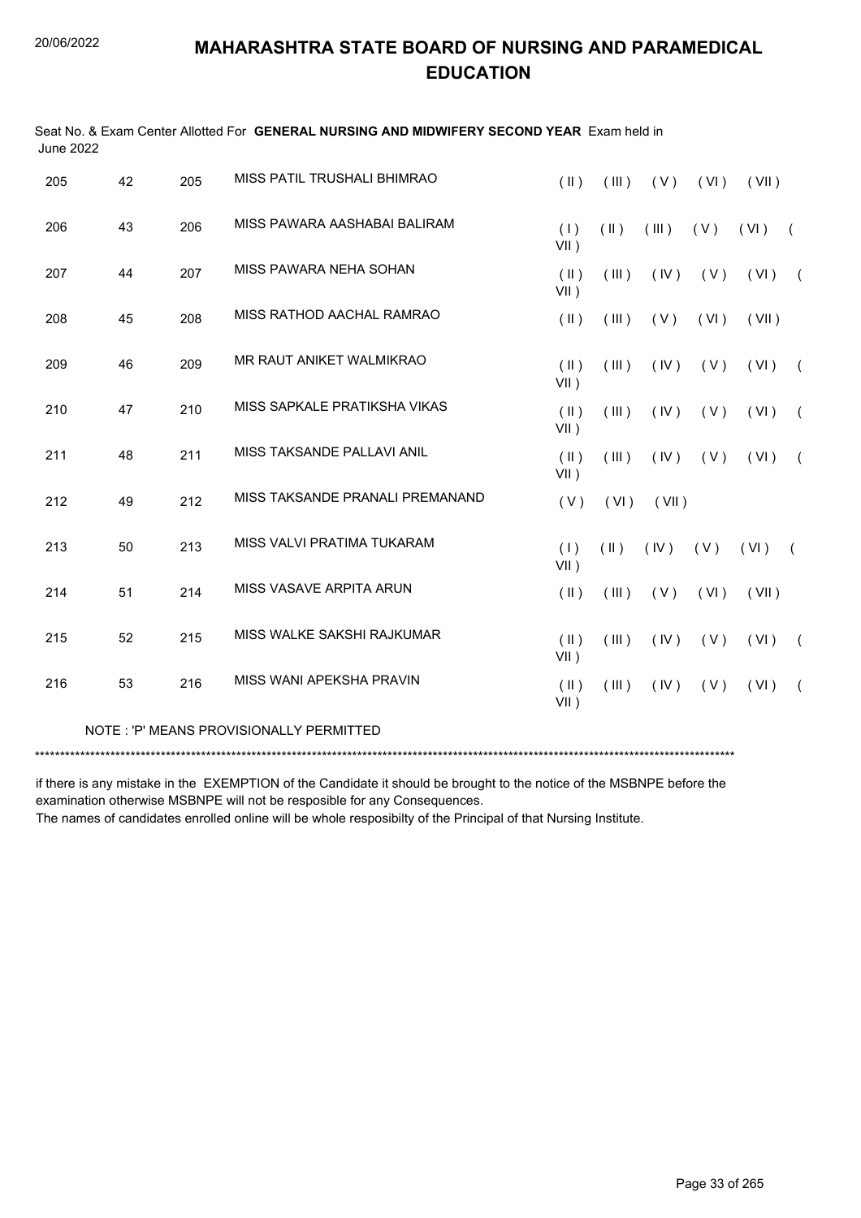# MAHARASHTRA STATE BOARD OF NURSING AND PARAMEDICAL EDUCATION

Seat No. & Exam Center Allotted For **GENERAL NURSING AND MIDWIFERY SECOND YEAR** Exam held in June 2022

| | | | | |
|---|---|---|---|---|
| 205 | 42 | 205 | MISS PATIL TRUSHALI BHIMRAO | ( II ) ( III ) ( V ) ( VI ) ( VII ) |
| 206 | 43 | 206 | MISS PAWARA AASHABAI BALIRAM | ( I ) ( II ) ( III ) ( V ) ( VI ) ( VII ) |
| 207 | 44 | 207 | MISS PAWARA NEHA SOHAN | ( II ) ( III ) ( IV ) ( V ) ( VI ) ( VII ) |
| 208 | 45 | 208 | MISS RATHOD AACHAL RAMRAO | ( II ) ( III ) ( V ) ( VI ) ( VII ) |
| 209 | 46 | 209 | MR RAUT ANIKET WALMIKRAO | ( II ) ( III ) ( IV ) ( V ) ( VI ) ( VII ) |
| 210 | 47 | 210 | MISS SAPKALE PRATIKSHA VIKAS | ( II ) ( III ) ( IV ) ( V ) ( VI ) ( VII ) |
| 211 | 48 | 211 | MISS TAKSANDE PALLAVI ANIL | ( II ) ( III ) ( IV ) ( V ) ( VI ) ( VII ) |
| 212 | 49 | 212 | MISS TAKSANDE PRANALI PREMANAND | ( V ) ( VI ) ( VII ) |
| 213 | 50 | 213 | MISS VALVI PRATIMA TUKARAM | ( I ) ( II ) ( IV ) ( V ) ( VI ) ( VII ) |
| 214 | 51 | 214 | MISS VASAVE ARPITA ARUN | ( II ) ( III ) ( V ) ( VI ) ( VII ) |
| 215 | 52 | 215 | MISS WALKE SAKSHI RAJKUMAR | ( II ) ( III ) ( IV ) ( V ) ( VI ) ( VII ) |
| 216 | 53 | 216 | MISS WANI APEKSHA PRAVIN | ( II ) ( III ) ( IV ) ( V ) ( VI ) ( VII ) |

NOTE : 'P' MEANS PROVISIONALLY PERMITTED

******************************************************************************************************************************************

if there is any mistake in the EXEMPTION of the Candidate it should be brought to the notice of the MSBNPE before the examination otherwise MSBNPE will not be resposible for any Consequences.

The names of candidates enrolled online will be whole resposibilty of the Principal of that Nursing Institute.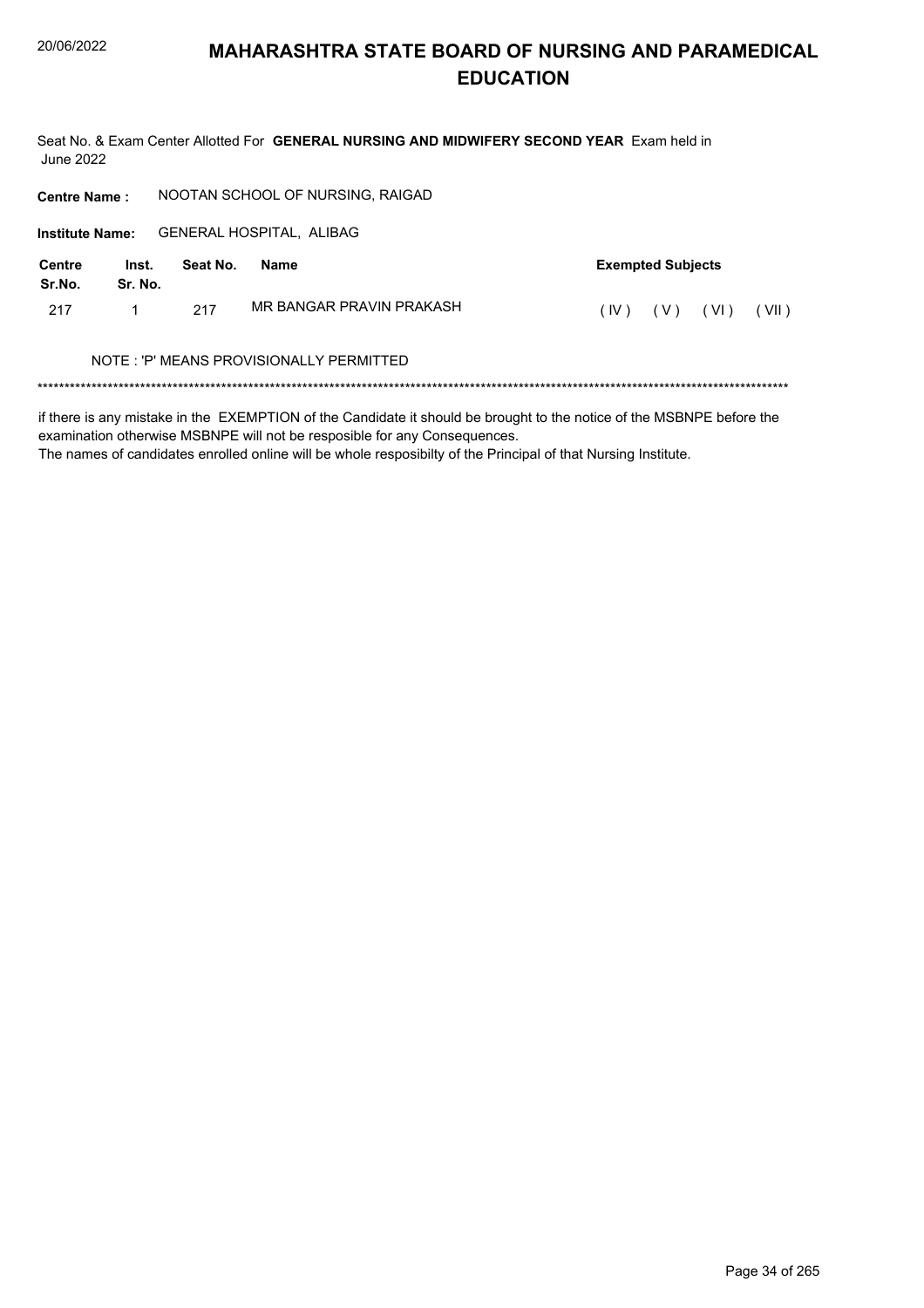# MAHARASHTRA STATE BOARD OF NURSING AND PARAMEDICAL EDUCATION

Seat No. & Exam Center Allotted For **GENERAL NURSING AND MIDWIFERY SECOND YEAR** Exam held in June 2022

**Centre Name :** NOOTAN SCHOOL OF NURSING, RAIGAD

**Institute Name:** GENERAL HOSPITAL, ALIBAG

| Centre Sr.No. | Inst. Sr. No. | Seat No. | Name | Exempted Subjects |
|---|---|---|---|---|
| 217 | 1 | 217 | MR BANGAR PRAVIN PRAKASH | ( IV ) ( V ) ( VI ) ( VII ) |

NOTE : 'P' MEANS PROVISIONALLY PERMITTED

******************************************************************************************************************************************

if there is any mistake in the EXEMPTION of the Candidate it should be brought to the notice of the MSBNPE before the examination otherwise MSBNPE will not be resposible for any Consequences.
The names of candidates enrolled online will be whole resposibilty of the Principal of that Nursing Institute.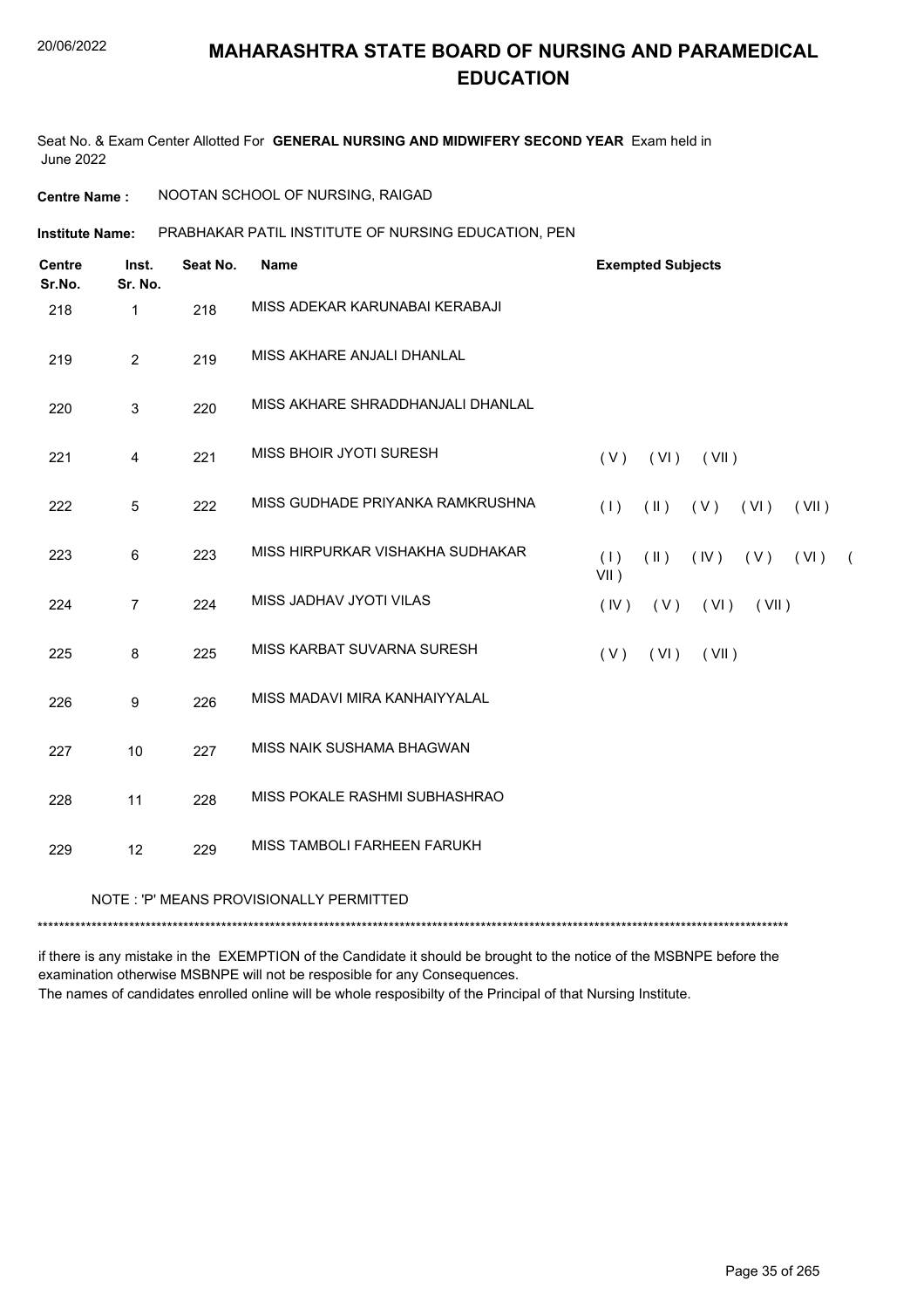# MAHARASHTRA STATE BOARD OF NURSING AND PARAMEDICAL EDUCATION

Seat No. & Exam Center Allotted For **GENERAL NURSING AND MIDWIFERY SECOND YEAR** Exam held in June 2022

**Centre Name :** NOOTAN SCHOOL OF NURSING, RAIGAD

**Institute Name:** PRABHAKAR PATIL INSTITUTE OF NURSING EDUCATION, PEN

| Centre Sr.No. | Inst. Sr. No. | Seat No. | Name | Exempted Subjects |
|---|---|---|---|---|
| 218 | 1 | 218 | MISS ADEKAR KARUNABAI KERABAJI | |
| 219 | 2 | 219 | MISS AKHARE ANJALI DHANLAL | |
| 220 | 3 | 220 | MISS AKHARE SHRADDHANJALI DHANLAL | |
| 221 | 4 | 221 | MISS BHOIR JYOTI SURESH | ( V ) ( VI ) ( VII ) |
| 222 | 5 | 222 | MISS GUDHADE PRIYANKA RAMKRUSHNA | ( I ) ( II ) ( V ) ( VI ) ( VII ) |
| 223 | 6 | 223 | MISS HIRPURKAR VISHAKHA SUDHAKAR | ( I ) ( II ) ( IV ) ( V ) ( VI ) ( VII ) |
| 224 | 7 | 224 | MISS JADHAV JYOTI VILAS | ( IV ) ( V ) ( VI ) ( VII ) |
| 225 | 8 | 225 | MISS KARBAT SUVARNA SURESH | ( V ) ( VI ) ( VII ) |
| 226 | 9 | 226 | MISS MADAVI MIRA KANHAIYYALAL | |
| 227 | 10 | 227 | MISS NAIK SUSHAMA BHAGWAN | |
| 228 | 11 | 228 | MISS POKALE RASHMI SUBHASHRAO | |
| 229 | 12 | 229 | MISS TAMBOLI FARHEEN FARUKH | |

NOTE : 'P' MEANS PROVISIONALLY PERMITTED

******************************************************************************************************************************************

if there is any mistake in the EXEMPTION of the Candidate it should be brought to the notice of the MSBNPE before the examination otherwise MSBNPE will not be resposible for any Consequences.
The names of candidates enrolled online will be whole resposibilty of the Principal of that Nursing Institute.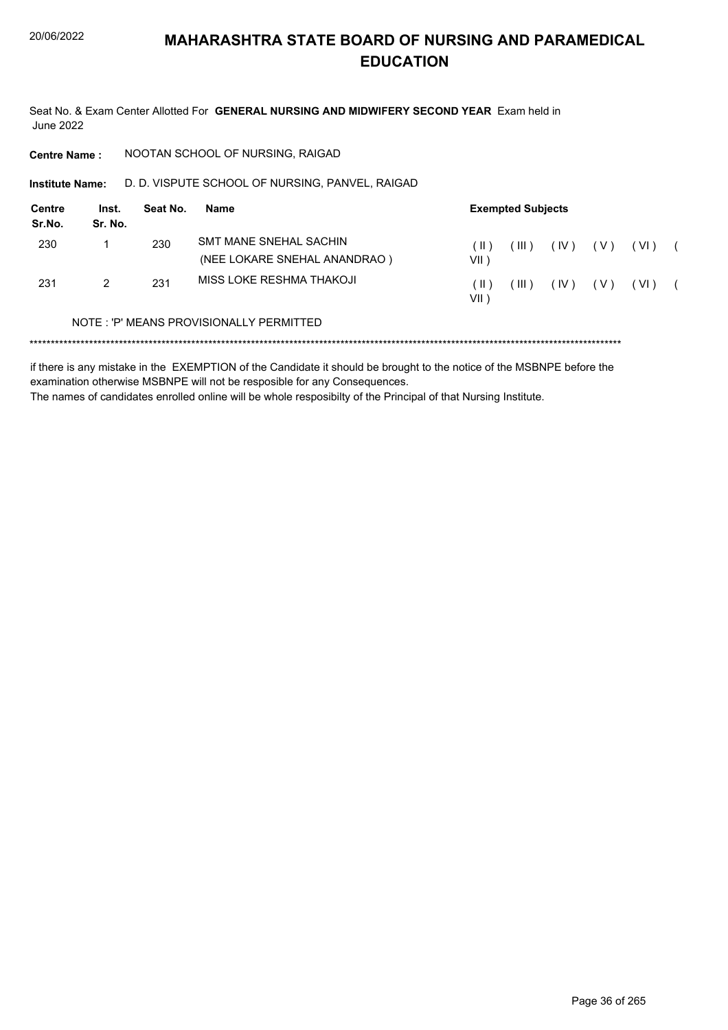# MAHARASHTRA STATE BOARD OF NURSING AND PARAMEDICAL EDUCATION

Seat No. & Exam Center Allotted For **GENERAL NURSING AND MIDWIFERY SECOND YEAR** Exam held in June 2022

**Centre Name :** NOOTAN SCHOOL OF NURSING, RAIGAD

**Institute Name:** D. D. VISPUTE SCHOOL OF NURSING, PANVEL, RAIGAD

| Centre Sr.No. | Inst. Sr. No. | Seat No. | Name | Exempted Subjects |
|---|---|---|---|---|
| 230 | 1 | 230 | SMT MANE SNEHAL SACHIN (NEE LOKARE SNEHAL ANANDRAO ) | ( II ) ( III ) ( IV ) ( V ) ( VI ) ( VII ) |
| 231 | 2 | 231 | MISS LOKE RESHMA THAKOJI | ( II ) ( III ) ( IV ) ( V ) ( VI ) ( VII ) |

NOTE : 'P' MEANS PROVISIONALLY PERMITTED

******************************************************************************************************************************************

if there is any mistake in the EXEMPTION of the Candidate it should be brought to the notice of the MSBNPE before the examination otherwise MSBNPE will not be resposible for any Consequences.

The names of candidates enrolled online will be whole resposibilty of the Principal of that Nursing Institute.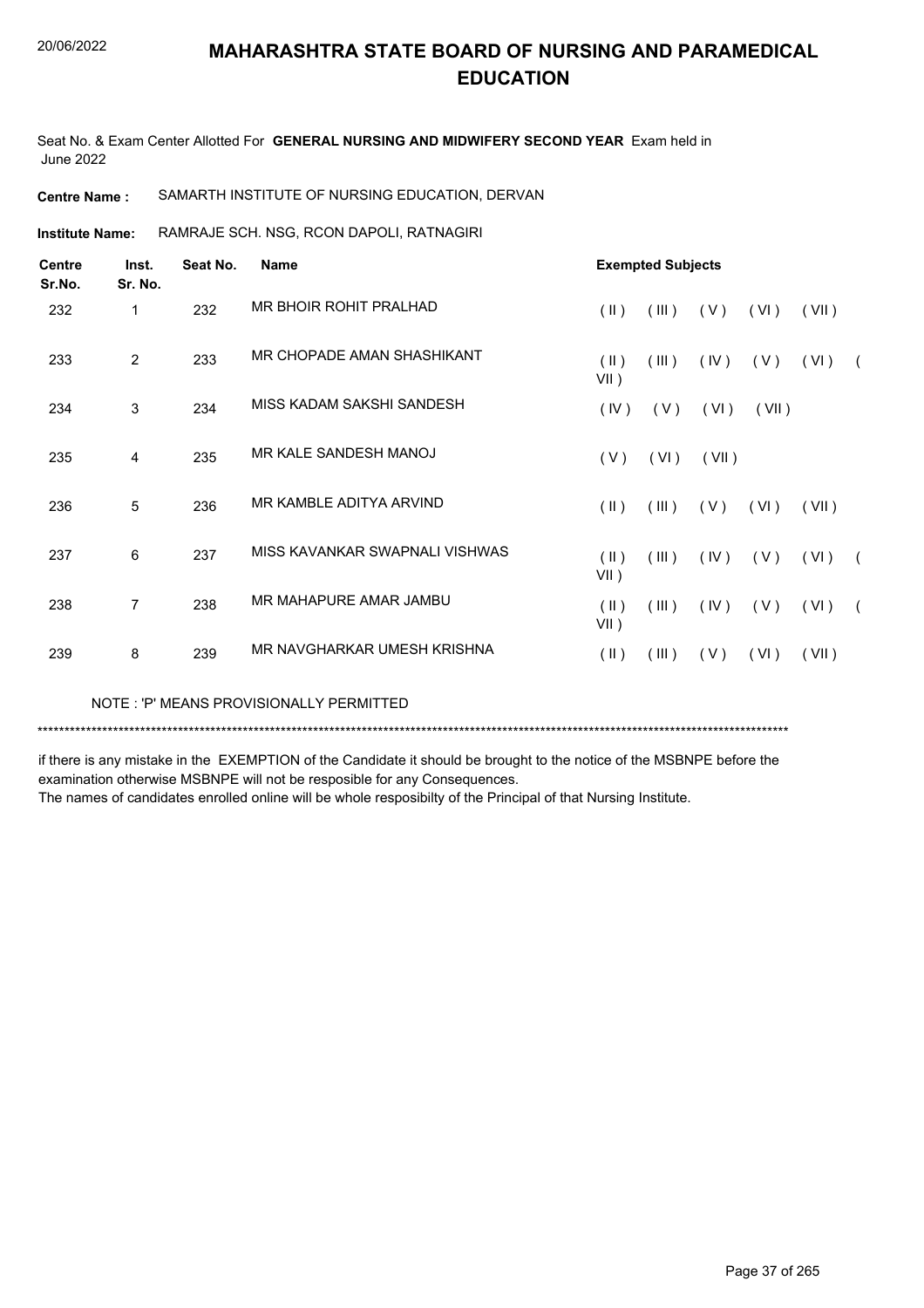# MAHARASHTRA STATE BOARD OF NURSING AND PARAMEDICAL EDUCATION

Seat No. & Exam Center Allotted For **GENERAL NURSING AND MIDWIFERY SECOND YEAR** Exam held in June 2022

**Centre Name :** SAMARTH INSTITUTE OF NURSING EDUCATION, DERVAN

**Institute Name:** RAMRAJE SCH. NSG, RCON DAPOLI, RATNAGIRI

| Centre Sr.No. | Inst. Sr. No. | Seat No. | Name | Exempted Subjects |
|---|---|---|---|---|
| 232 | 1 | 232 | MR BHOIR ROHIT PRALHAD | ( II ) ( III ) ( V ) ( VI ) ( VII ) |
| 233 | 2 | 233 | MR CHOPADE AMAN SHASHIKANT | ( II ) ( III ) ( IV ) ( V ) ( VI ) ( VII ) |
| 234 | 3 | 234 | MISS KADAM SAKSHI SANDESH | ( IV ) ( V ) ( VI ) ( VII ) |
| 235 | 4 | 235 | MR KALE SANDESH MANOJ | ( V ) ( VI ) ( VII ) |
| 236 | 5 | 236 | MR KAMBLE ADITYA ARVIND | ( II ) ( III ) ( V ) ( VI ) ( VII ) |
| 237 | 6 | 237 | MISS KAVANKAR SWAPNALI VISHWAS | ( II ) ( III ) ( IV ) ( V ) ( VI ) ( VII ) |
| 238 | 7 | 238 | MR MAHAPURE AMAR JAMBU | ( II ) ( III ) ( IV ) ( V ) ( VI ) ( VII ) |
| 239 | 8 | 239 | MR NAVGHARKAR UMESH KRISHNA | ( II ) ( III ) ( V ) ( VI ) ( VII ) |

NOTE : 'P' MEANS PROVISIONALLY PERMITTED

*******************************************************************************************************************************************

if there is any mistake in the EXEMPTION of the Candidate it should be brought to the notice of the MSBNPE before the examination otherwise MSBNPE will not be resposible for any Consequences.

The names of candidates enrolled online will be whole resposibilty of the Principal of that Nursing Institute.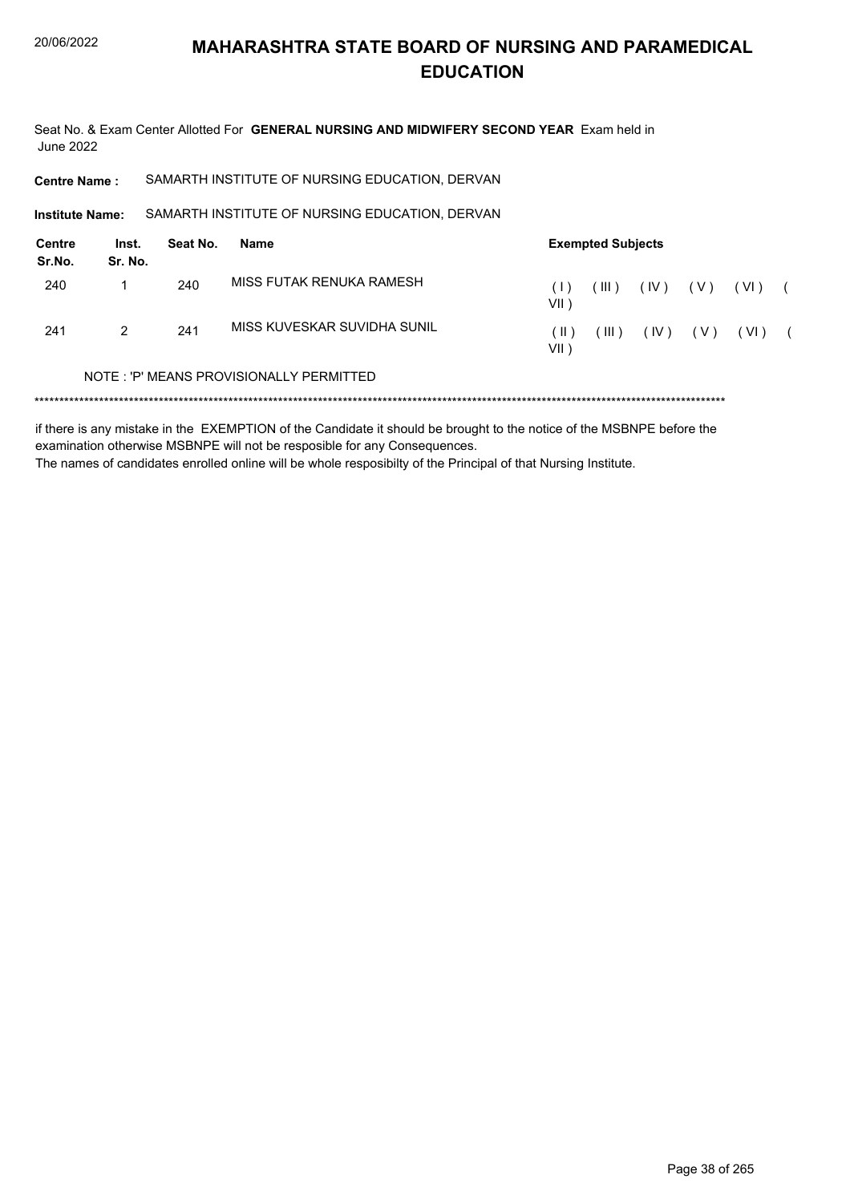# MAHARASHTRA STATE BOARD OF NURSING AND PARAMEDICAL EDUCATION

Seat No. & Exam Center Allotted For **GENERAL NURSING AND MIDWIFERY SECOND YEAR** Exam held in June 2022

**Centre Name :** SAMARTH INSTITUTE OF NURSING EDUCATION, DERVAN

**Institute Name:** SAMARTH INSTITUTE OF NURSING EDUCATION, DERVAN

| Centre Sr.No. | Inst. Sr. No. | Seat No. | Name | Exempted Subjects |
|---|---|---|---|---|
| 240 | 1 | 240 | MISS FUTAK RENUKA RAMESH | ( I ) ( III ) ( IV ) ( V ) ( VI ) ( VII ) |
| 241 | 2 | 241 | MISS KUVESKAR SUVIDHA SUNIL | ( II ) ( III ) ( IV ) ( V ) ( VI ) ( VII ) |

NOTE : 'P' MEANS PROVISIONALLY PERMITTED

******************************************************************************************************************************************

if there is any mistake in the EXEMPTION of the Candidate it should be brought to the notice of the MSBNPE before the examination otherwise MSBNPE will not be resposible for any Consequences.

The names of candidates enrolled online will be whole resposibilty of the Principal of that Nursing Institute.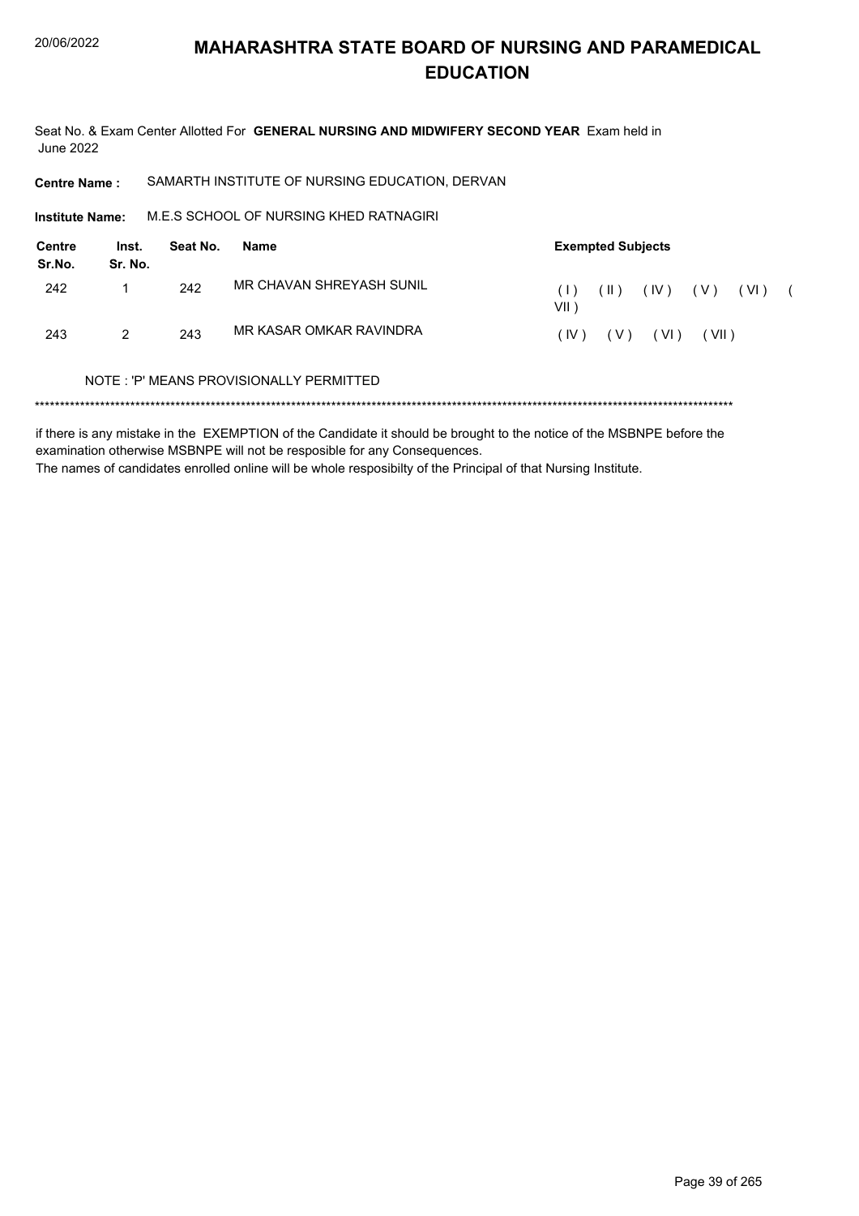# MAHARASHTRA STATE BOARD OF NURSING AND PARAMEDICAL EDUCATION

Seat No. & Exam Center Allotted For **GENERAL NURSING AND MIDWIFERY SECOND YEAR** Exam held in June 2022

**Centre Name :** SAMARTH INSTITUTE OF NURSING EDUCATION, DERVAN

**Institute Name:** M.E.S SCHOOL OF NURSING KHED RATNAGIRI

| Centre Sr.No. | Inst. Sr. No. | Seat No. | Name | Exempted Subjects |
|---|---|---|---|---|
| 242 | 1 | 242 | MR CHAVAN SHREYASH SUNIL | ( I ) ( II ) ( IV ) ( V ) ( VI ) ( VII ) |
| 243 | 2 | 243 | MR KASAR OMKAR RAVINDRA | ( IV ) ( V ) ( VI ) ( VII ) |

NOTE : 'P' MEANS PROVISIONALLY PERMITTED

*******************************************************************************************************************************************

if there is any mistake in the EXEMPTION of the Candidate it should be brought to the notice of the MSBNPE before the examination otherwise MSBNPE will not be resposible for any Consequences.

The names of candidates enrolled online will be whole resposibilty of the Principal of that Nursing Institute.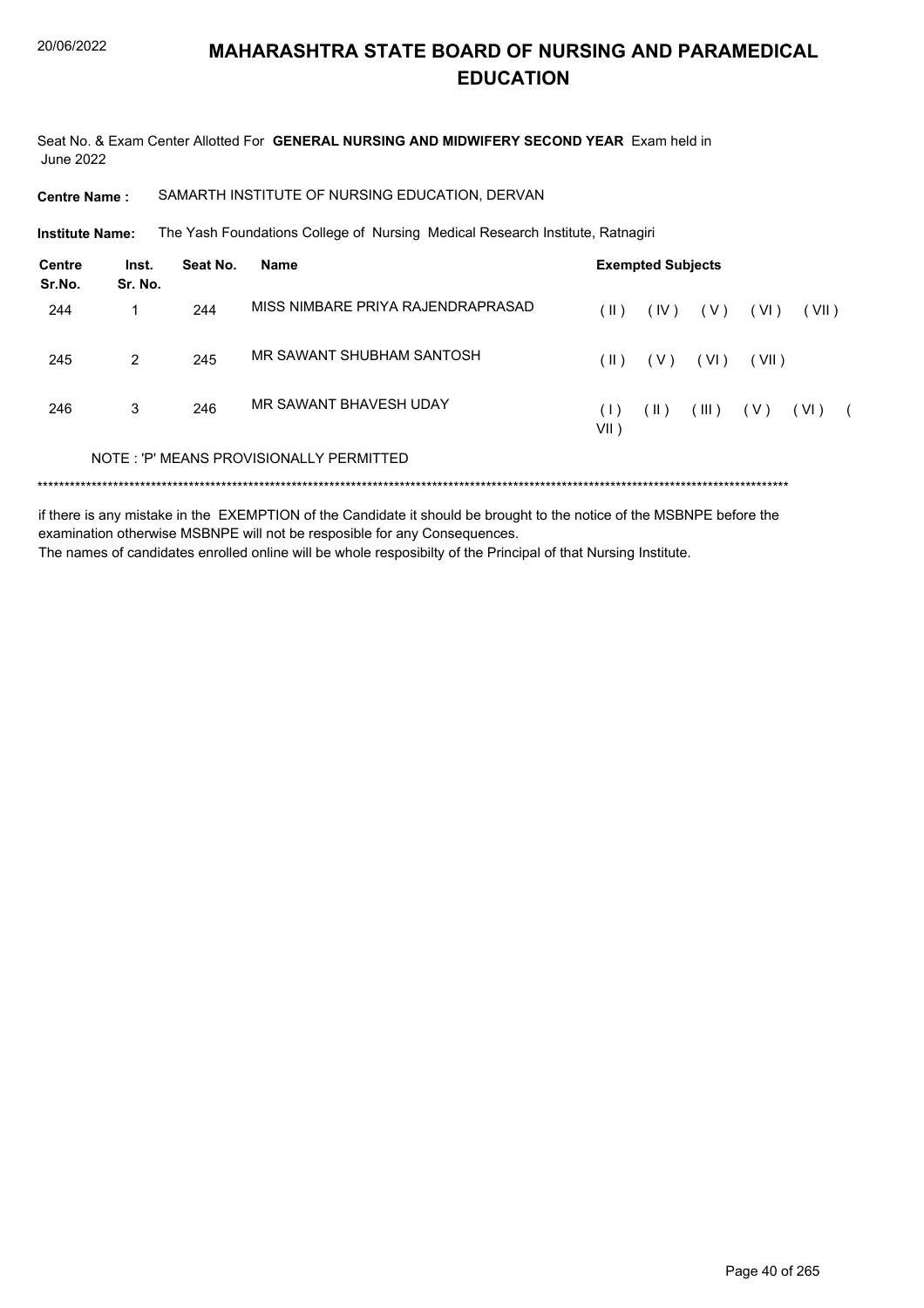# MAHARASHTRA STATE BOARD OF NURSING AND PARAMEDICAL EDUCATION

Seat No. & Exam Center Allotted For **GENERAL NURSING AND MIDWIFERY SECOND YEAR** Exam held in June 2022

**Centre Name :** SAMARTH INSTITUTE OF NURSING EDUCATION, DERVAN

**Institute Name:** The Yash Foundations College of Nursing Medical Research Institute, Ratnagiri

| Centre Sr.No. | Inst. Sr. No. | Seat No. | Name | Exempted Subjects |
|---|---|---|---|---|
| 244 | 1 | 244 | MISS NIMBARE PRIYA RAJENDRAPRASAD | ( II ) ( IV ) ( V ) ( VI ) ( VII ) |
| 245 | 2 | 245 | MR SAWANT SHUBHAM SANTOSH | ( II ) ( V ) ( VI ) ( VII ) |
| 246 | 3 | 246 | MR SAWANT BHAVESH UDAY | ( I ) ( II ) ( III ) ( V ) ( VI ) ( VII ) |

NOTE : 'P' MEANS PROVISIONALLY PERMITTED

*******************************************************************************************************************************************

if there is any mistake in the EXEMPTION of the Candidate it should be brought to the notice of the MSBNPE before the examination otherwise MSBNPE will not be resposible for any Consequences.

The names of candidates enrolled online will be whole resposibilty of the Principal of that Nursing Institute.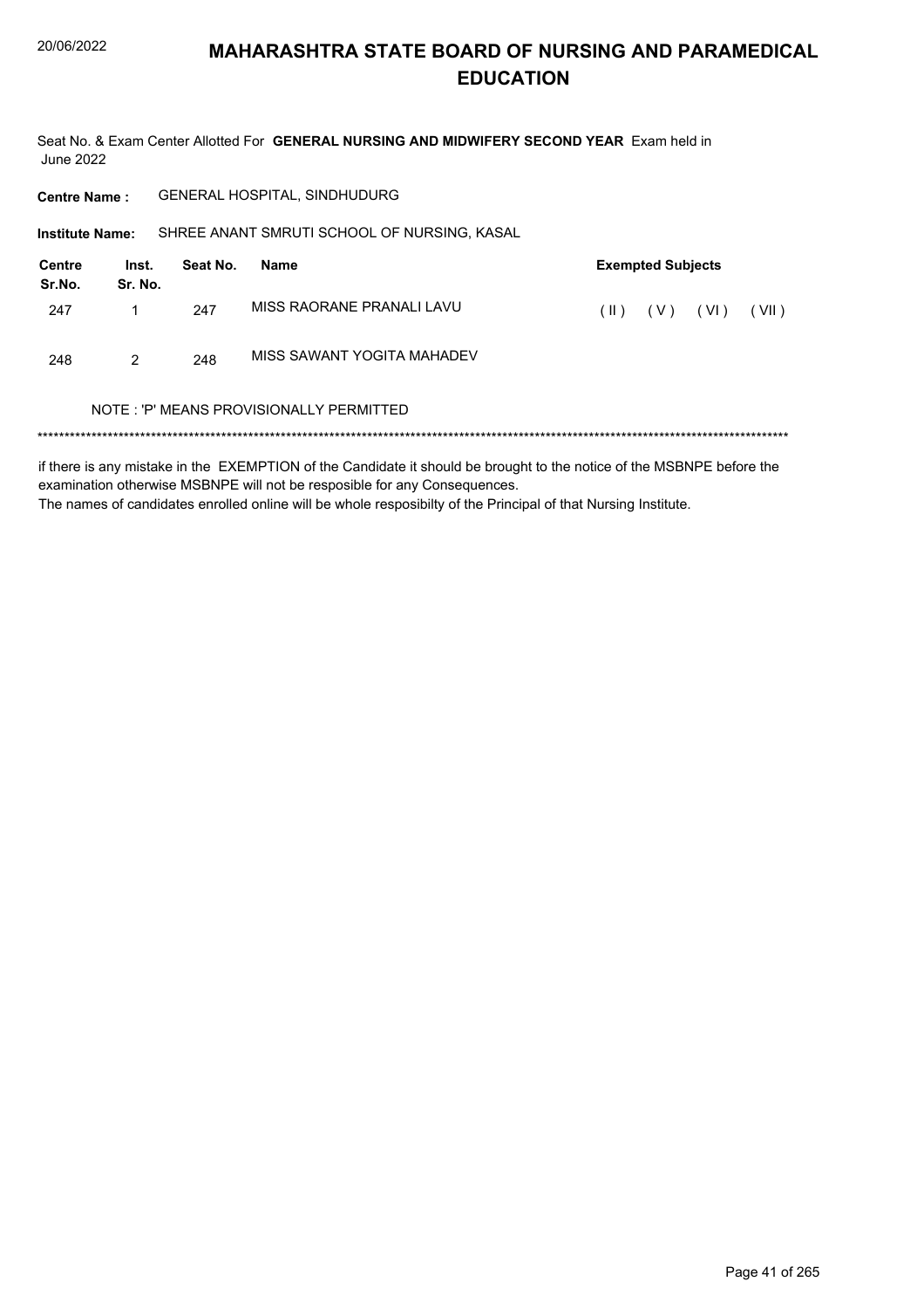# MAHARASHTRA STATE BOARD OF NURSING AND PARAMEDICAL EDUCATION

Seat No. & Exam Center Allotted For **GENERAL NURSING AND MIDWIFERY SECOND YEAR** Exam held in June 2022

**Centre Name :** GENERAL HOSPITAL, SINDHUDURG

**Institute Name:** SHREE ANANT SMRUTI SCHOOL OF NURSING, KASAL

| Centre Sr.No. | Inst. Sr. No. | Seat No. | Name | Exempted Subjects |
|---|---|---|---|---|
| 247 | 1 | 247 | MISS RAORANE PRANALI LAVU | ( II ) ( V ) ( VI ) ( VII ) |
| 248 | 2 | 248 | MISS SAWANT YOGITA MAHADEV | |

NOTE : 'P' MEANS PROVISIONALLY PERMITTED

*******************************************************************************************************************************************

if there is any mistake in the EXEMPTION of the Candidate it should be brought to the notice of the MSBNPE before the examination otherwise MSBNPE will not be resposible for any Consequences.
The names of candidates enrolled online will be whole resposibilty of the Principal of that Nursing Institute.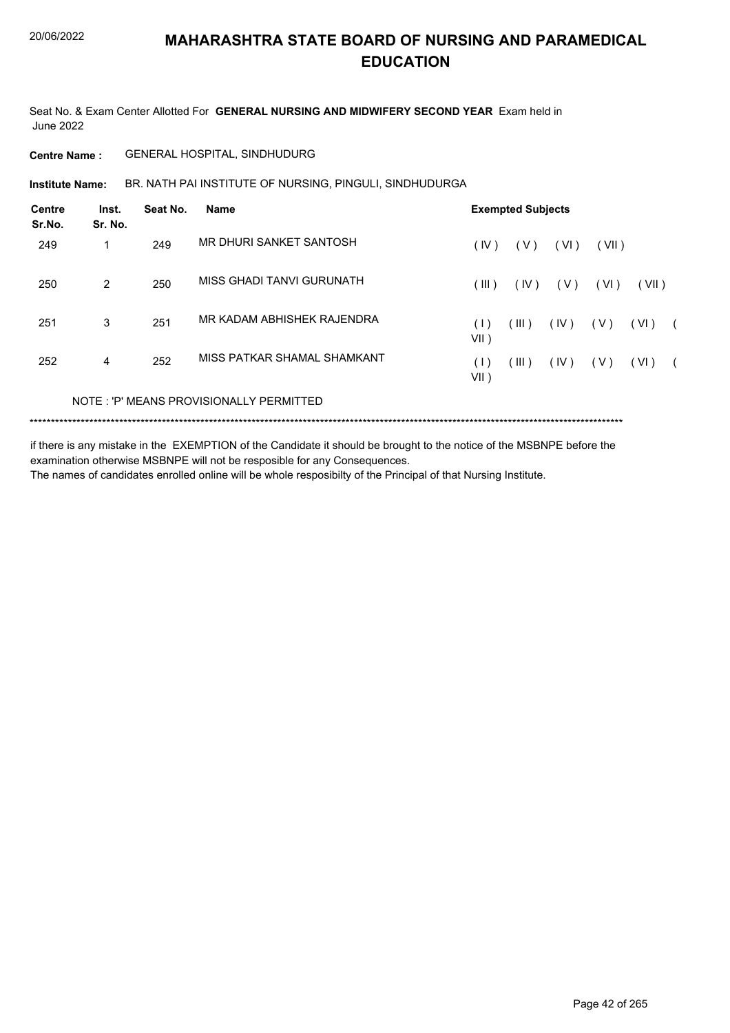# MAHARASHTRA STATE BOARD OF NURSING AND PARAMEDICAL EDUCATION

Seat No. & Exam Center Allotted For **GENERAL NURSING AND MIDWIFERY SECOND YEAR** Exam held in June 2022

**Centre Name :** GENERAL HOSPITAL, SINDHUDURG

**Institute Name:** BR. NATH PAI INSTITUTE OF NURSING, PINGULI, SINDHUDURGA

| Centre Sr.No. | Inst. Sr. No. | Seat No. | Name | Exempted Subjects |
|---|---|---|---|---|
| 249 | 1 | 249 | MR DHURI SANKET SANTOSH | ( IV ) ( V ) ( VI ) ( VII ) |
| 250 | 2 | 250 | MISS GHADI TANVI GURUNATH | ( III ) ( IV ) ( V ) ( VI ) ( VII ) |
| 251 | 3 | 251 | MR KADAM ABHISHEK RAJENDRA | ( I ) ( III ) ( IV ) ( V ) ( VI ) ( VII ) |
| 252 | 4 | 252 | MISS PATKAR SHAMAL SHAMKANT | ( I ) ( III ) ( IV ) ( V ) ( VI ) ( VII ) |

NOTE : 'P' MEANS PROVISIONALLY PERMITTED

\*\*\*\*\*\*\*\*\*\*\*\*\*\*\*\*\*\*\*\*\*\*\*\*\*\*\*\*\*\*\*\*\*\*\*\*\*\*\*\*\*\*\*\*\*\*\*\*\*\*\*\*\*\*\*\*\*\*\*\*\*\*\*\*\*\*\*\*\*\*\*\*\*\*\*\*\*\*\*\*\*\*\*\*\*\*\*\*\*\*\*\*\*\*\*\*\*\*\*\*\*\*\*\*\*\*\*\*\*\*\*\*\*\*\*\*\*\*\*\*\*\*\*\*\*\*\*\*\*\*\*\*\*\*\*\*

if there is any mistake in the EXEMPTION of the Candidate it should be brought to the notice of the MSBNPE before the examination otherwise MSBNPE will not be resposible for any Consequences.

The names of candidates enrolled online will be whole resposibilty of the Principal of that Nursing Institute.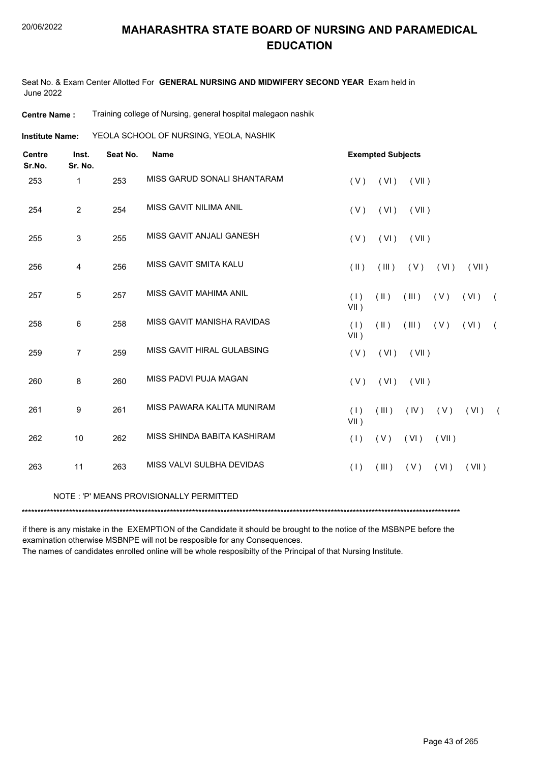# MAHARASHTRA STATE BOARD OF NURSING AND PARAMEDICAL EDUCATION

Seat No. & Exam Center Allotted For **GENERAL NURSING AND MIDWIFERY SECOND YEAR** Exam held in June 2022

**Centre Name :** Training college of Nursing, general hospital malegaon nashik

**Institute Name:** YEOLA SCHOOL OF NURSING, YEOLA, NASHIK

| Centre Sr.No. | Inst. Sr. No. | Seat No. | Name | Exempted Subjects |
|---|---|---|---|---|
| 253 | 1 | 253 | MISS GARUD SONALI SHANTARAM | ( V ) ( VI ) ( VII ) |
| 254 | 2 | 254 | MISS GAVIT NILIMA ANIL | ( V ) ( VI ) ( VII ) |
| 255 | 3 | 255 | MISS GAVIT ANJALI GANESH | ( V ) ( VI ) ( VII ) |
| 256 | 4 | 256 | MISS GAVIT SMITA KALU | ( II ) ( III ) ( V ) ( VI ) ( VII ) |
| 257 | 5 | 257 | MISS GAVIT MAHIMA ANIL | ( I ) ( II ) ( III ) ( V ) ( VI ) ( VII ) |
| 258 | 6 | 258 | MISS GAVIT MANISHA RAVIDAS | ( I ) ( II ) ( III ) ( V ) ( VI ) ( VII ) |
| 259 | 7 | 259 | MISS GAVIT HIRAL GULABSING | ( V ) ( VI ) ( VII ) |
| 260 | 8 | 260 | MISS PADVI PUJA MAGAN | ( V ) ( VI ) ( VII ) |
| 261 | 9 | 261 | MISS PAWARA KALITA MUNIRAM | ( I ) ( III ) ( IV ) ( V ) ( VI ) ( VII ) |
| 262 | 10 | 262 | MISS SHINDA BABITA KASHIRAM | ( I ) ( V ) ( VI ) ( VII ) |
| 263 | 11 | 263 | MISS VALVI SULBHA DEVIDAS | ( I ) ( III ) ( V ) ( VI ) ( VII ) |

NOTE : 'P' MEANS PROVISIONALLY PERMITTED

******************************************************************************************************************************************

if there is any mistake in the EXEMPTION of the Candidate it should be brought to the notice of the MSBNPE before the examination otherwise MSBNPE will not be resposible for any Consequences.

The names of candidates enrolled online will be whole resposibilty of the Principal of that Nursing Institute.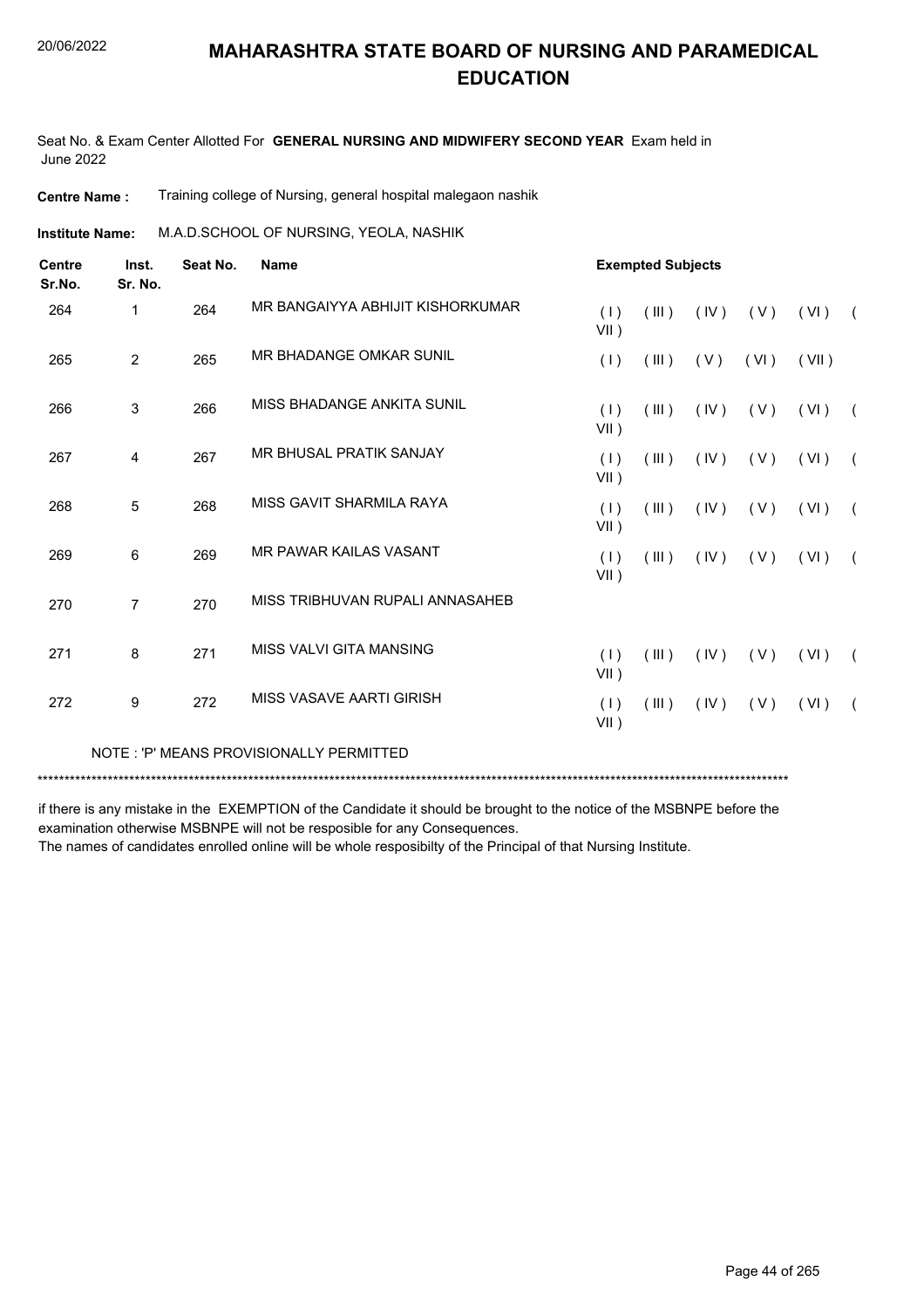# MAHARASHTRA STATE BOARD OF NURSING AND PARAMEDICAL EDUCATION

20/06/2022

Seat No. & Exam Center Allotted For **GENERAL NURSING AND MIDWIFERY SECOND YEAR** Exam held in June 2022

**Centre Name :** Training college of Nursing, general hospital malegaon nashik

**Institute Name:** M.A.D.SCHOOL OF NURSING, YEOLA, NASHIK

| Centre Sr.No. | Inst. Sr. No. | Seat No. | Name | Exempted Subjects |
|---|---|---|---|---|
| 264 | 1 | 264 | MR BANGAIYYA ABHIJIT KISHORKUMAR | ( I ) ( III ) ( IV ) ( V ) ( VI ) ( VII ) |
| 265 | 2 | 265 | MR BHADANGE OMKAR SUNIL | ( I ) ( III ) ( V ) ( VI ) ( VII ) |
| 266 | 3 | 266 | MISS BHADANGE ANKITA SUNIL | ( I ) ( III ) ( IV ) ( V ) ( VI ) ( VII ) |
| 267 | 4 | 267 | MR BHUSAL PRATIK SANJAY | ( I ) ( III ) ( IV ) ( V ) ( VI ) ( VII ) |
| 268 | 5 | 268 | MISS GAVIT SHARMILA RAYA | ( I ) ( III ) ( IV ) ( V ) ( VI ) ( VII ) |
| 269 | 6 | 269 | MR PAWAR KAILAS VASANT | ( I ) ( III ) ( IV ) ( V ) ( VI ) ( VII ) |
| 270 | 7 | 270 | MISS TRIBHUVAN RUPALI ANNASAHEB | |
| 271 | 8 | 271 | MISS VALVI GITA MANSING | ( I ) ( III ) ( IV ) ( V ) ( VI ) ( VII ) |
| 272 | 9 | 272 | MISS VASAVE AARTI GIRISH | ( I ) ( III ) ( IV ) ( V ) ( VI ) ( VII ) |

NOTE : 'P' MEANS PROVISIONALLY PERMITTED

*******************************************************************************************************************************************

if there is any mistake in the EXEMPTION of the Candidate it should be brought to the notice of the MSBNPE before the examination otherwise MSBNPE will not be resposible for any Consequences.

The names of candidates enrolled online will be whole resposibilty of the Principal of that Nursing Institute.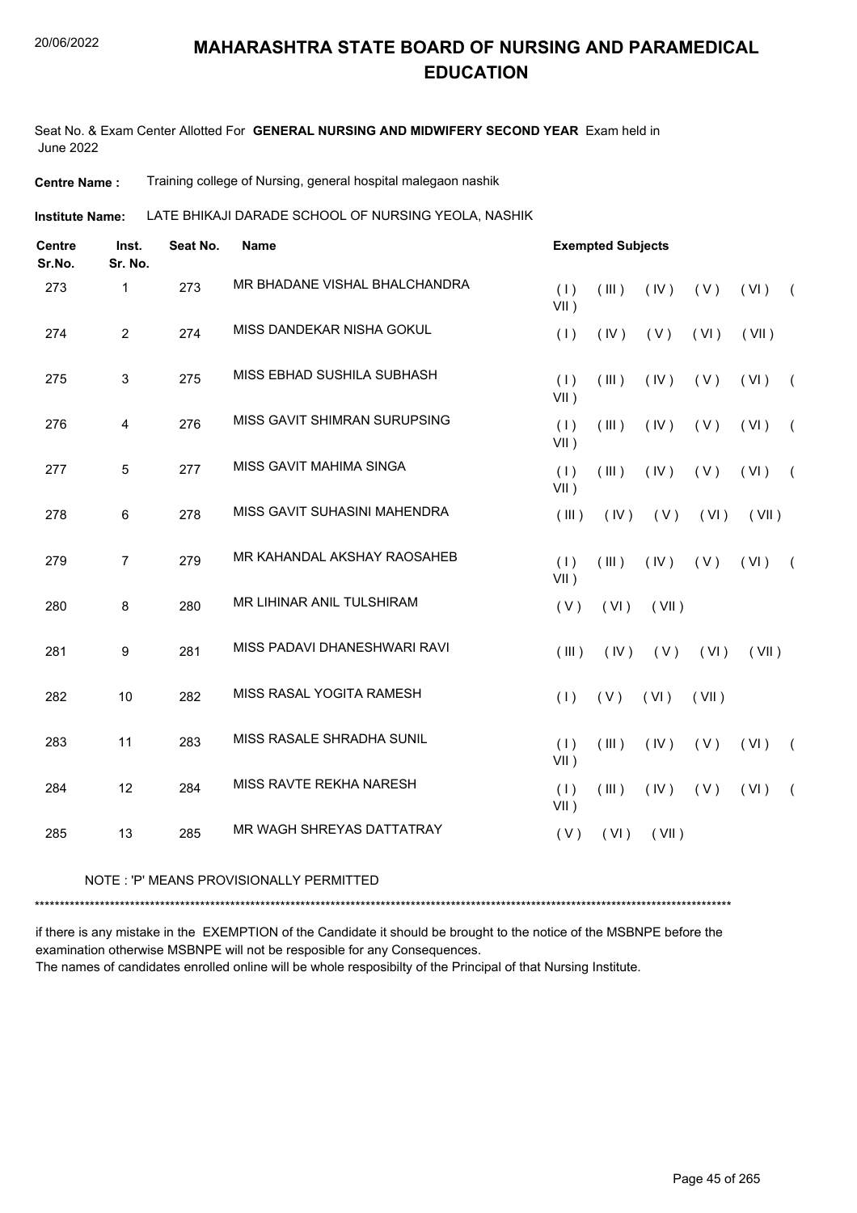# MAHARASHTRA STATE BOARD OF NURSING AND PARAMEDICAL EDUCATION

Seat No. & Exam Center Allotted For **GENERAL NURSING AND MIDWIFERY SECOND YEAR** Exam held in June 2022

**Centre Name :** Training college of Nursing, general hospital malegaon nashik

**Institute Name:** LATE BHIKAJI DARADE SCHOOL OF NURSING YEOLA, NASHIK

| Centre Sr.No. | Inst. Sr. No. | Seat No. | Name | Exempted Subjects |
|---|---|---|---|---|
| 273 | 1 | 273 | MR BHADANE VISHAL BHALCHANDRA | ( I ) ( III ) ( IV ) ( V ) ( VI ) ( VII ) |
| 274 | 2 | 274 | MISS DANDEKAR NISHA GOKUL | ( I ) ( IV ) ( V ) ( VI ) ( VII ) |
| 275 | 3 | 275 | MISS EBHAD SUSHILA SUBHASH | ( I ) ( III ) ( IV ) ( V ) ( VI ) ( VII ) |
| 276 | 4 | 276 | MISS GAVIT SHIMRAN SURUPSING | ( I ) ( III ) ( IV ) ( V ) ( VI ) ( VII ) |
| 277 | 5 | 277 | MISS GAVIT MAHIMA SINGA | ( I ) ( III ) ( IV ) ( V ) ( VI ) ( VII ) |
| 278 | 6 | 278 | MISS GAVIT SUHASINI MAHENDRA | ( III ) ( IV ) ( V ) ( VI ) ( VII ) |
| 279 | 7 | 279 | MR KAHANDAL AKSHAY RAOSAHEB | ( I ) ( III ) ( IV ) ( V ) ( VI ) ( VII ) |
| 280 | 8 | 280 | MR LIHINAR ANIL TULSHIRAM | ( V ) ( VI ) ( VII ) |
| 281 | 9 | 281 | MISS PADAVI DHANESHWARI RAVI | ( III ) ( IV ) ( V ) ( VI ) ( VII ) |
| 282 | 10 | 282 | MISS RASAL YOGITA RAMESH | ( I ) ( V ) ( VI ) ( VII ) |
| 283 | 11 | 283 | MISS RASALE SHRADHA SUNIL | ( I ) ( III ) ( IV ) ( V ) ( VI ) ( VII ) |
| 284 | 12 | 284 | MISS RAVTE REKHA NARESH | ( I ) ( III ) ( IV ) ( V ) ( VI ) ( VII ) |
| 285 | 13 | 285 | MR WAGH SHREYAS DATTATRAY | ( V ) ( VI ) ( VII ) |

NOTE : 'P' MEANS PROVISIONALLY PERMITTED

*******************************************************************************************************************************************

if there is any mistake in the EXEMPTION of the Candidate it should be brought to the notice of the MSBNPE before the examination otherwise MSBNPE will not be resposible for any Consequences.

The names of candidates enrolled online will be whole resposibilty of the Principal of that Nursing Institute.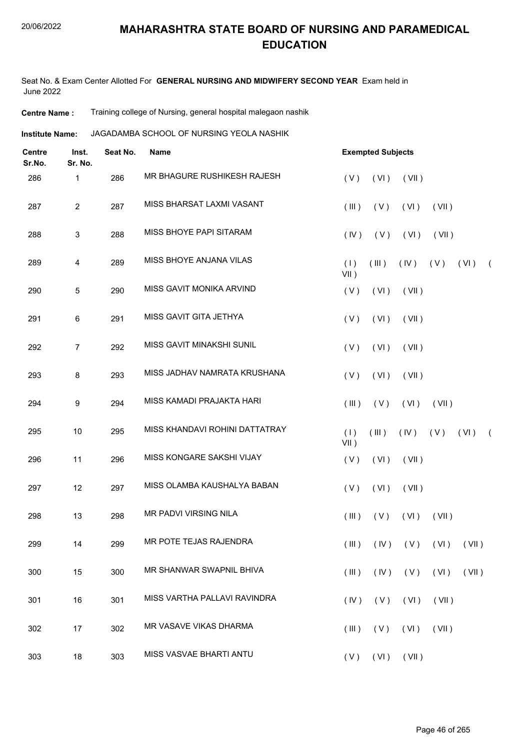# MAHARASHTRA STATE BOARD OF NURSING AND PARAMEDICAL EDUCATION

Seat No. & Exam Center Allotted For **GENERAL NURSING AND MIDWIFERY SECOND YEAR** Exam held in June 2022

**Centre Name :** Training college of Nursing, general hospital malegaon nashik

**Institute Name:** JAGADAMBA SCHOOL OF NURSING YEOLA NASHIK

| Centre Sr.No. | Inst. Sr. No. | Seat No. | Name | Exempted Subjects |
|---|---|---|---|---|
| 286 | 1 | 286 | MR BHAGURE RUSHIKESH RAJESH | ( V ) ( VI ) ( VII ) |
| 287 | 2 | 287 | MISS BHARSAT LAXMI VASANT | ( III ) ( V ) ( VI ) ( VII ) |
| 288 | 3 | 288 | MISS BHOYE PAPI SITARAM | ( IV ) ( V ) ( VI ) ( VII ) |
| 289 | 4 | 289 | MISS BHOYE ANJANA VILAS | ( I ) ( III ) ( IV ) ( V ) ( VI ) ( VII ) |
| 290 | 5 | 290 | MISS GAVIT MONIKA ARVIND | ( V ) ( VI ) ( VII ) |
| 291 | 6 | 291 | MISS GAVIT GITA JETHYA | ( V ) ( VI ) ( VII ) |
| 292 | 7 | 292 | MISS GAVIT MINAKSHI SUNIL | ( V ) ( VI ) ( VII ) |
| 293 | 8 | 293 | MISS JADHAV NAMRATA KRUSHANA | ( V ) ( VI ) ( VII ) |
| 294 | 9 | 294 | MISS KAMADI PRAJAKTA HARI | ( III ) ( V ) ( VI ) ( VII ) |
| 295 | 10 | 295 | MISS KHANDAVI ROHINI DATTATRAY | ( I ) ( III ) ( IV ) ( V ) ( VI ) ( VII ) |
| 296 | 11 | 296 | MISS KONGARE SAKSHI VIJAY | ( V ) ( VI ) ( VII ) |
| 297 | 12 | 297 | MISS OLAMBA KAUSHALYA BABAN | ( V ) ( VI ) ( VII ) |
| 298 | 13 | 298 | MR PADVI VIRSING NILA | ( III ) ( V ) ( VI ) ( VII ) |
| 299 | 14 | 299 | MR POTE TEJAS RAJENDRA | ( III ) ( IV ) ( V ) ( VI ) ( VII ) |
| 300 | 15 | 300 | MR SHANWAR SWAPNIL BHIVA | ( III ) ( IV ) ( V ) ( VI ) ( VII ) |
| 301 | 16 | 301 | MISS VARTHA PALLAVI RAVINDRA | ( IV ) ( V ) ( VI ) ( VII ) |
| 302 | 17 | 302 | MR VASAVE VIKAS DHARMA | ( III ) ( V ) ( VI ) ( VII ) |
| 303 | 18 | 303 | MISS VASVAE BHARTI ANTU | ( V ) ( VI ) ( VII ) |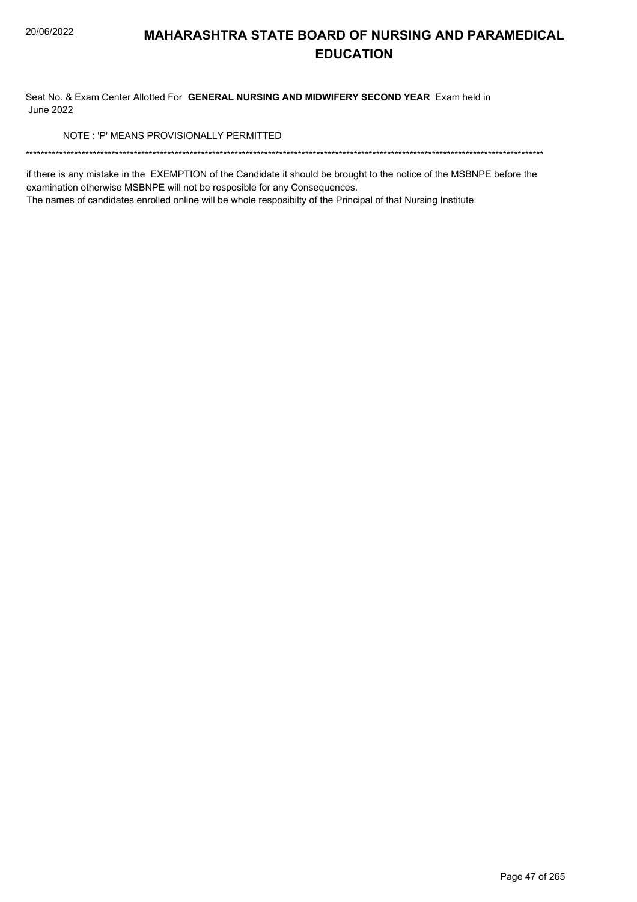# MAHARASHTRA STATE BOARD OF NURSING AND PARAMEDICAL EDUCATION

Seat No. & Exam Center Allotted For **GENERAL NURSING AND MIDWIFERY SECOND YEAR** Exam held in June 2022

NOTE : 'P' MEANS PROVISIONALLY PERMITTED

*******************************************************************************************************************************************

if there is any mistake in the EXEMPTION of the Candidate it should be brought to the notice of the MSBNPE before the examination otherwise MSBNPE will not be resposible for any Consequences.
The names of candidates enrolled online will be whole resposibilty of the Principal of that Nursing Institute.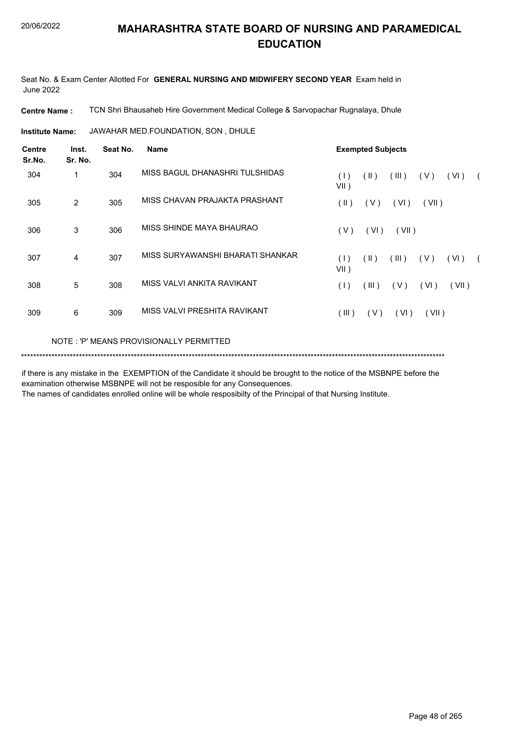# MAHARASHTRA STATE BOARD OF NURSING AND PARAMEDICAL EDUCATION

20/06/2022

Seat No. & Exam Center Allotted For **GENERAL NURSING AND MIDWIFERY SECOND YEAR** Exam held in June 2022

**Centre Name :** TCN Shri Bhausaheb Hire Government Medical College & Sarvopachar Rugnalaya, Dhule

**Institute Name:** JAWAHAR MED.FOUNDATION, SON , DHULE

| Centre Sr.No. | Inst. Sr. No. | Seat No. | Name | Exempted Subjects |
|---|---|---|---|---|
| 304 | 1 | 304 | MISS BAGUL DHANASHRI TULSHIDAS | ( I ) ( II ) ( III ) ( V ) ( VI ) ( VII ) |
| 305 | 2 | 305 | MISS CHAVAN PRAJAKTA PRASHANT | ( II ) ( V ) ( VI ) ( VII ) |
| 306 | 3 | 306 | MISS SHINDE MAYA BHAURAO | ( V ) ( VI ) ( VII ) |
| 307 | 4 | 307 | MISS SURYAWANSHI BHARATI SHANKAR | ( I ) ( II ) ( III ) ( V ) ( VI ) ( VII ) |
| 308 | 5 | 308 | MISS VALVI ANKITA RAVIKANT | ( I ) ( III ) ( V ) ( VI ) ( VII ) |
| 309 | 6 | 309 | MISS VALVI PRESHITA RAVIKANT | ( III ) ( V ) ( VI ) ( VII ) |

NOTE : 'P' MEANS PROVISIONALLY PERMITTED

*******************************************************************************************************************************************

if there is any mistake in the EXEMPTION of the Candidate it should be brought to the notice of the MSBNPE before the examination otherwise MSBNPE will not be resposible for any Consequences.
The names of candidates enrolled online will be whole resposibilty of the Principal of that Nursing Institute.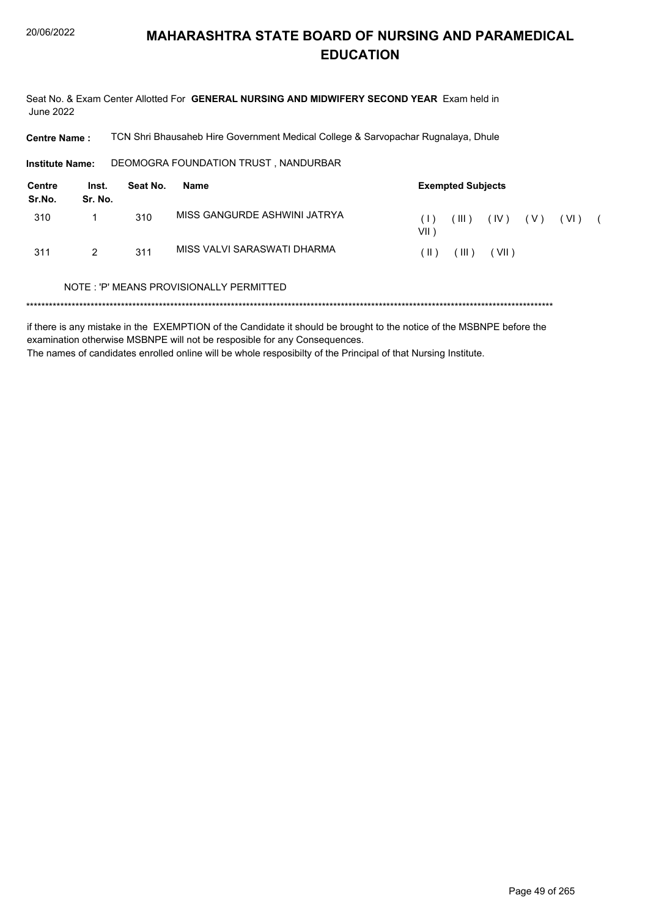# MAHARASHTRA STATE BOARD OF NURSING AND PARAMEDICAL EDUCATION

Seat No. & Exam Center Allotted For **GENERAL NURSING AND MIDWIFERY SECOND YEAR** Exam held in June 2022

**Centre Name :** TCN Shri Bhausaheb Hire Government Medical College & Sarvopachar Rugnalaya, Dhule

**Institute Name:** DEOMOGRA FOUNDATION TRUST , NANDURBAR

| Centre Sr.No. | Inst. Sr. No. | Seat No. | Name | Exempted Subjects |
|---|---|---|---|---|
| 310 | 1 | 310 | MISS GANGURDE ASHWINI JATRYA | ( I ) ( III ) ( IV ) ( V ) ( VI ) ( VII ) |
| 311 | 2 | 311 | MISS VALVI SARASWATI DHARMA | ( II ) ( III ) ( VII ) |

NOTE : 'P' MEANS PROVISIONALLY PERMITTED

*******************************************************************************************************************************************

if there is any mistake in the EXEMPTION of the Candidate it should be brought to the notice of the MSBNPE before the examination otherwise MSBNPE will not be resposible for any Consequences.

The names of candidates enrolled online will be whole resposibilty of the Principal of that Nursing Institute.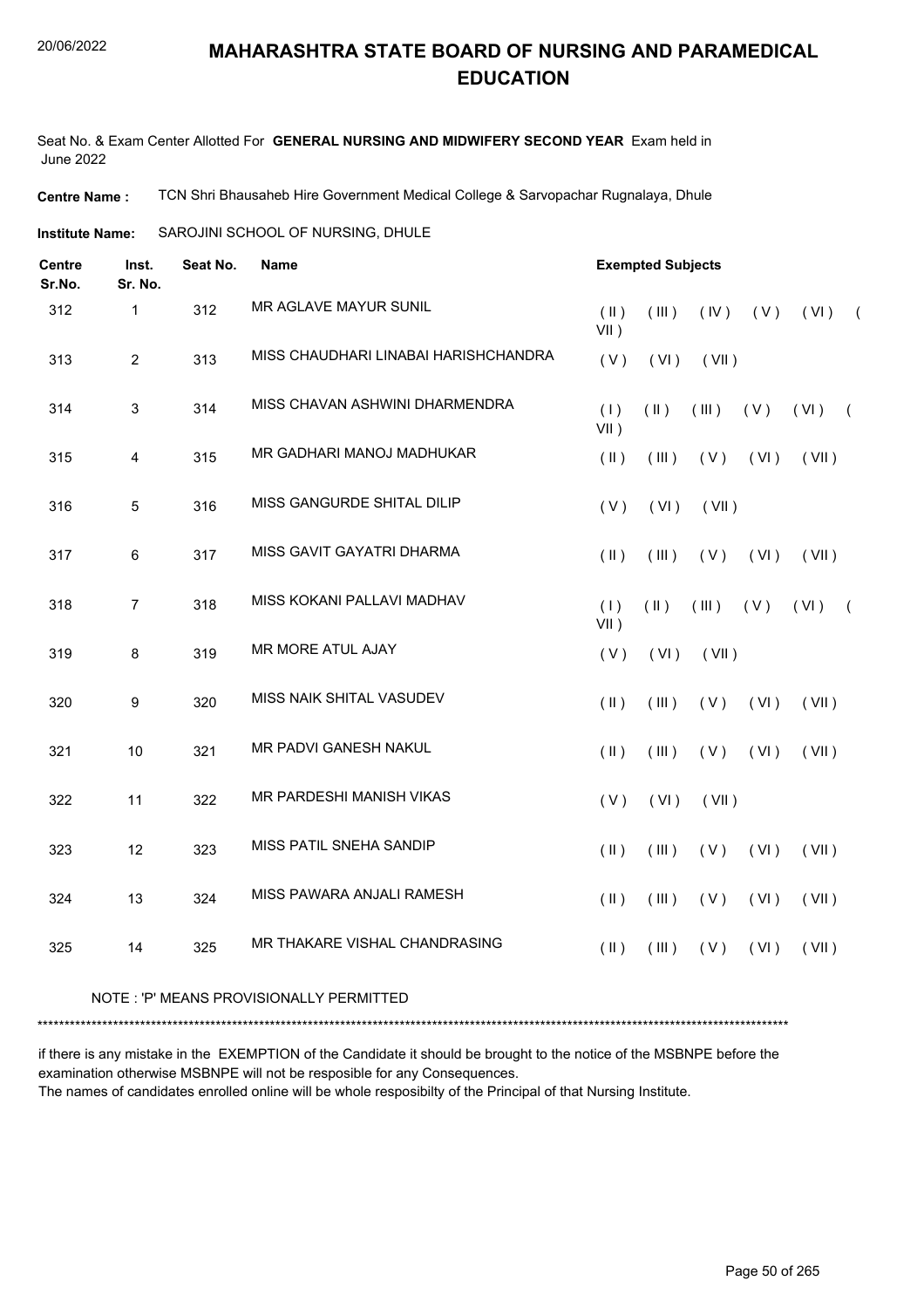# MAHARASHTRA STATE BOARD OF NURSING AND PARAMEDICAL EDUCATION

Seat No. & Exam Center Allotted For **GENERAL NURSING AND MIDWIFERY SECOND YEAR** Exam held in June 2022

**Centre Name :** TCN Shri Bhausaheb Hire Government Medical College & Sarvopachar Rugnalaya, Dhule

**Institute Name:** SAROJINI SCHOOL OF NURSING, DHULE

| Centre Sr.No. | Inst. Sr. No. | Seat No. | Name | Exempted Subjects |
|---|---|---|---|---|
| 312 | 1 | 312 | MR AGLAVE MAYUR SUNIL | ( II ) ( III ) ( IV ) ( V ) ( VI ) ( VII ) |
| 313 | 2 | 313 | MISS CHAUDHARI LINABAI HARISHCHANDRA | ( V ) ( VI ) ( VII ) |
| 314 | 3 | 314 | MISS CHAVAN ASHWINI DHARMENDRA | ( I ) ( II ) ( III ) ( V ) ( VI ) ( VII ) |
| 315 | 4 | 315 | MR GADHARI MANOJ MADHUKAR | ( II ) ( III ) ( V ) ( VI ) ( VII ) |
| 316 | 5 | 316 | MISS GANGURDE SHITAL DILIP | ( V ) ( VI ) ( VII ) |
| 317 | 6 | 317 | MISS GAVIT GAYATRI DHARMA | ( II ) ( III ) ( V ) ( VI ) ( VII ) |
| 318 | 7 | 318 | MISS KOKANI PALLAVI MADHAV | ( I ) ( II ) ( III ) ( V ) ( VI ) ( VII ) |
| 319 | 8 | 319 | MR MORE ATUL AJAY | ( V ) ( VI ) ( VII ) |
| 320 | 9 | 320 | MISS NAIK SHITAL VASUDEV | ( II ) ( III ) ( V ) ( VI ) ( VII ) |
| 321 | 10 | 321 | MR PADVI GANESH NAKUL | ( II ) ( III ) ( V ) ( VI ) ( VII ) |
| 322 | 11 | 322 | MR PARDESHI MANISH VIKAS | ( V ) ( VI ) ( VII ) |
| 323 | 12 | 323 | MISS PATIL SNEHA SANDIP | ( II ) ( III ) ( V ) ( VI ) ( VII ) |
| 324 | 13 | 324 | MISS PAWARA ANJALI RAMESH | ( II ) ( III ) ( V ) ( VI ) ( VII ) |
| 325 | 14 | 325 | MR THAKARE VISHAL CHANDRASING | ( II ) ( III ) ( V ) ( VI ) ( VII ) |

NOTE : 'P' MEANS PROVISIONALLY PERMITTED

*******************************************************************************************************************************************

if there is any mistake in the EXEMPTION of the Candidate it should be brought to the notice of the MSBNPE before the examination otherwise MSBNPE will not be resposible for any Consequences.

The names of candidates enrolled online will be whole resposibilty of the Principal of that Nursing Institute.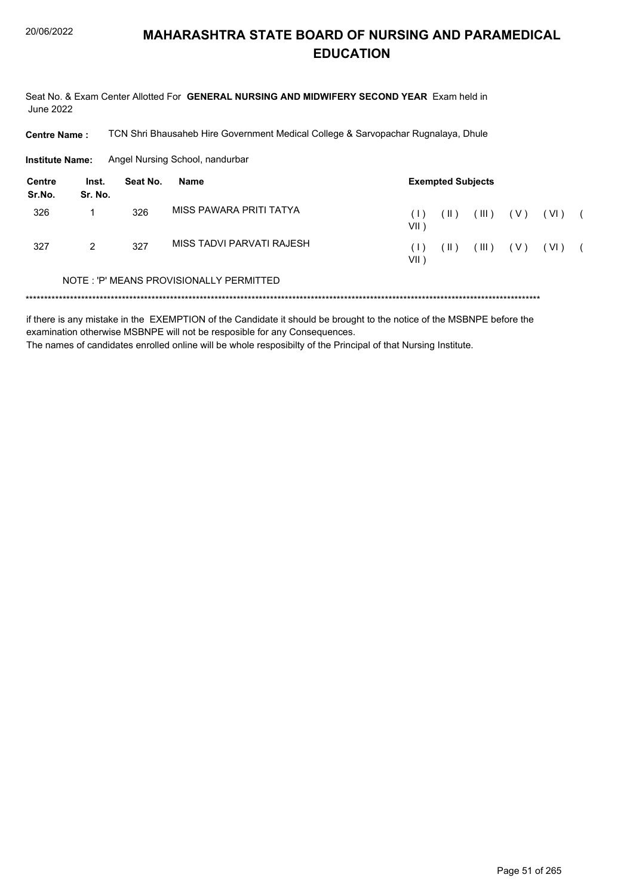# MAHARASHTRA STATE BOARD OF NURSING AND PARAMEDICAL EDUCATION

Seat No. & Exam Center Allotted For **GENERAL NURSING AND MIDWIFERY SECOND YEAR** Exam held in June 2022

**Centre Name :** TCN Shri Bhausaheb Hire Government Medical College & Sarvopachar Rugnalaya, Dhule

**Institute Name:** Angel Nursing School, nandurbar

| Centre Sr.No. | Inst. Sr. No. | Seat No. | Name | Exempted Subjects |
|---|---|---|---|---|
| 326 | 1 | 326 | MISS PAWARA PRITI TATYA | ( I ) ( II ) ( III ) ( V ) ( VI ) ( VII ) |
| 327 | 2 | 327 | MISS TADVI PARVATI RAJESH | ( I ) ( II ) ( III ) ( V ) ( VI ) ( VII ) |

NOTE : 'P' MEANS PROVISIONALLY PERMITTED

*******************************************************************************************************************************************

if there is any mistake in the EXEMPTION of the Candidate it should be brought to the notice of the MSBNPE before the examination otherwise MSBNPE will not be resposible for any Consequences.

The names of candidates enrolled online will be whole resposibilty of the Principal of that Nursing Institute.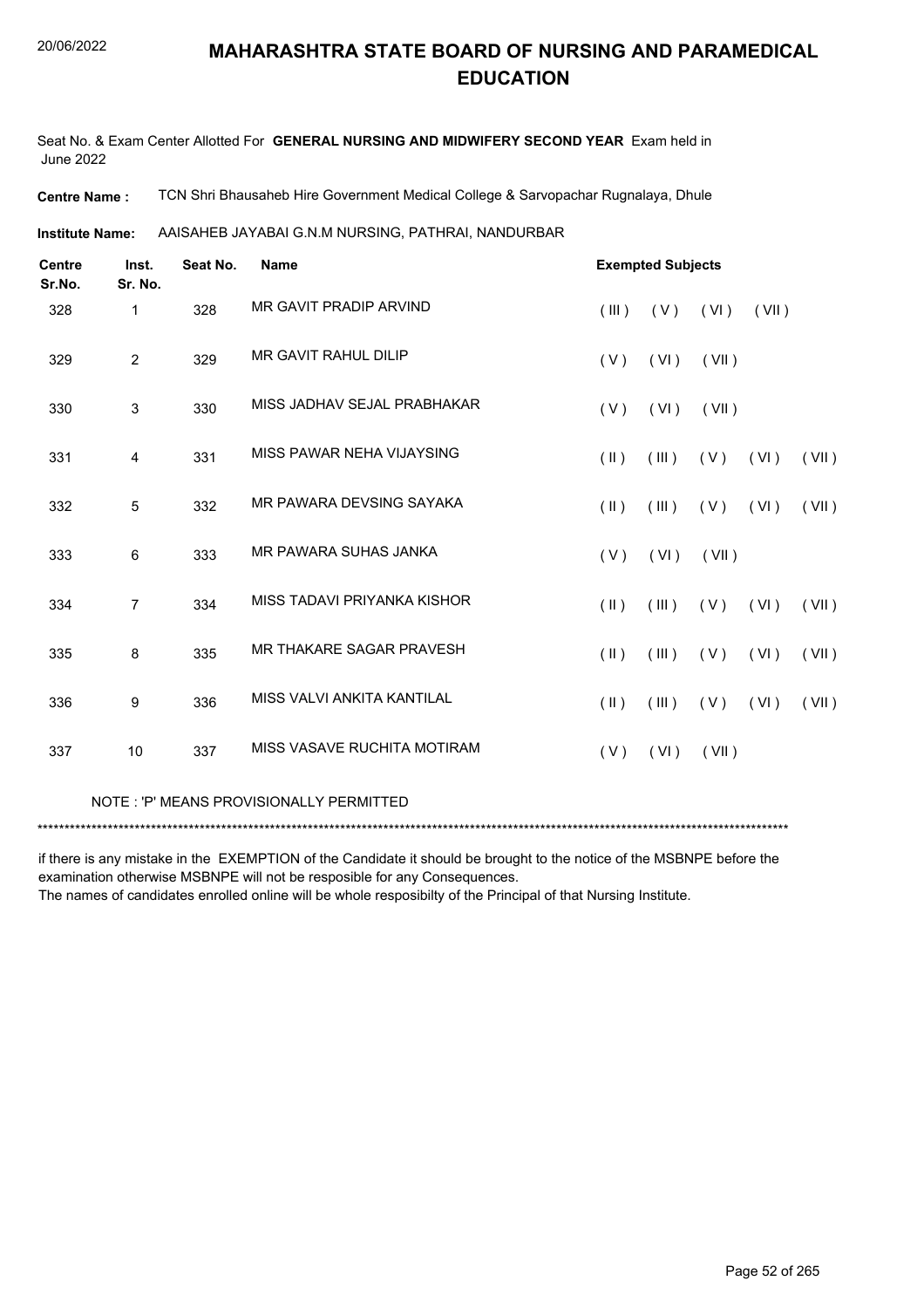# MAHARASHTRA STATE BOARD OF NURSING AND PARAMEDICAL EDUCATION

Seat No. & Exam Center Allotted For **GENERAL NURSING AND MIDWIFERY SECOND YEAR** Exam held in June 2022

**Centre Name :** TCN Shri Bhausaheb Hire Government Medical College & Sarvopachar Rugnalaya, Dhule

**Institute Name:** AAISAHEB JAYABAI G.N.M NURSING, PATHRAI, NANDURBAR

| Centre Sr.No. | Inst. Sr. No. | Seat No. | Name | Exempted Subjects |
|---|---|---|---|---|
| 328 | 1 | 328 | MR GAVIT PRADIP ARVIND | ( III ) ( V ) ( VI ) ( VII ) |
| 329 | 2 | 329 | MR GAVIT RAHUL DILIP | ( V ) ( VI ) ( VII ) |
| 330 | 3 | 330 | MISS JADHAV SEJAL PRABHAKAR | ( V ) ( VI ) ( VII ) |
| 331 | 4 | 331 | MISS PAWAR NEHA VIJAYSING | ( II ) ( III ) ( V ) ( VI ) ( VII ) |
| 332 | 5 | 332 | MR PAWARA DEVSING SAYAKA | ( II ) ( III ) ( V ) ( VI ) ( VII ) |
| 333 | 6 | 333 | MR PAWARA SUHAS JANKA | ( V ) ( VI ) ( VII ) |
| 334 | 7 | 334 | MISS TADAVI PRIYANKA KISHOR | ( II ) ( III ) ( V ) ( VI ) ( VII ) |
| 335 | 8 | 335 | MR THAKARE SAGAR PRAVESH | ( II ) ( III ) ( V ) ( VI ) ( VII ) |
| 336 | 9 | 336 | MISS VALVI ANKITA KANTILAL | ( II ) ( III ) ( V ) ( VI ) ( VII ) |
| 337 | 10 | 337 | MISS VASAVE RUCHITA MOTIRAM | ( V ) ( VI ) ( VII ) |

NOTE : 'P' MEANS PROVISIONALLY PERMITTED

******************************************************************************************************************************************

if there is any mistake in the EXEMPTION of the Candidate it should be brought to the notice of the MSBNPE before the examination otherwise MSBNPE will not be resposible for any Consequences.

The names of candidates enrolled online will be whole resposibilty of the Principal of that Nursing Institute.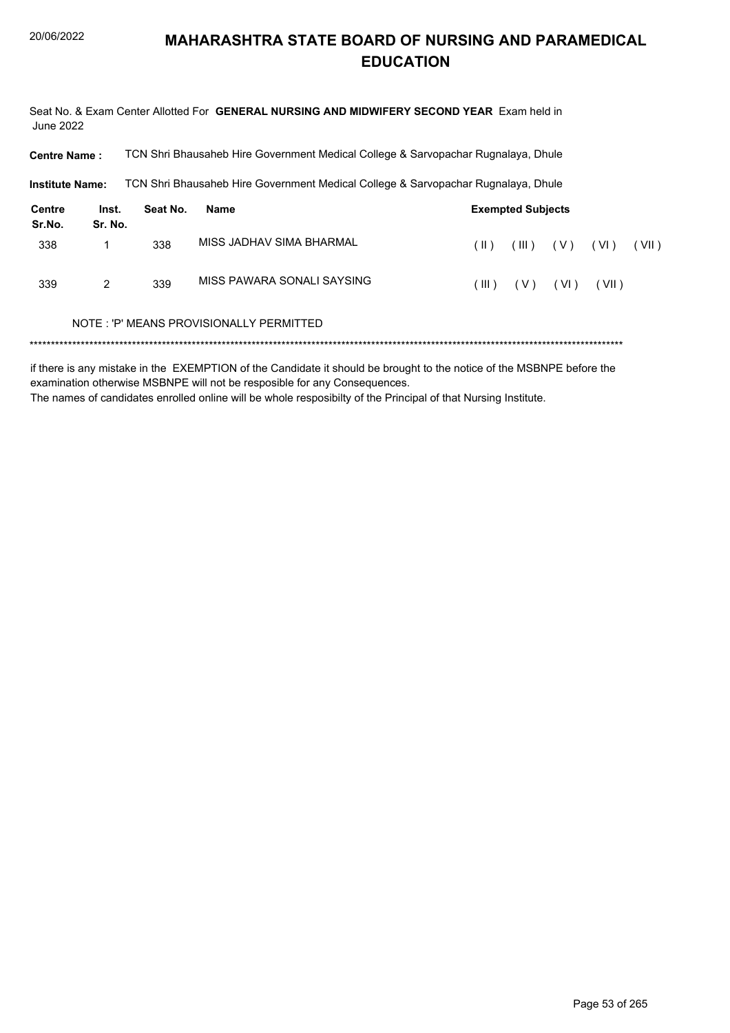# MAHARASHTRA STATE BOARD OF NURSING AND PARAMEDICAL EDUCATION

Seat No. & Exam Center Allotted For **GENERAL NURSING AND MIDWIFERY SECOND YEAR** Exam held in June 2022

**Centre Name :** TCN Shri Bhausaheb Hire Government Medical College & Sarvopachar Rugnalaya, Dhule

**Institute Name:** TCN Shri Bhausaheb Hire Government Medical College & Sarvopachar Rugnalaya, Dhule

| Centre Sr.No. | Inst. Sr. No. | Seat No. | Name | Exempted Subjects |
|---|---|---|---|---|
| 338 | 1 | 338 | MISS JADHAV SIMA BHARMAL | ( II ) ( III ) ( V ) ( VI ) ( VII ) |
| 339 | 2 | 339 | MISS PAWARA SONALI SAYSING | ( III ) ( V ) ( VI ) ( VII ) |

NOTE : 'P' MEANS PROVISIONALLY PERMITTED

*******************************************************************************************************************************************

if there is any mistake in the EXEMPTION of the Candidate it should be brought to the notice of the MSBNPE before the examination otherwise MSBNPE will not be resposible for any Consequences.

The names of candidates enrolled online will be whole resposibilty of the Principal of that Nursing Institute.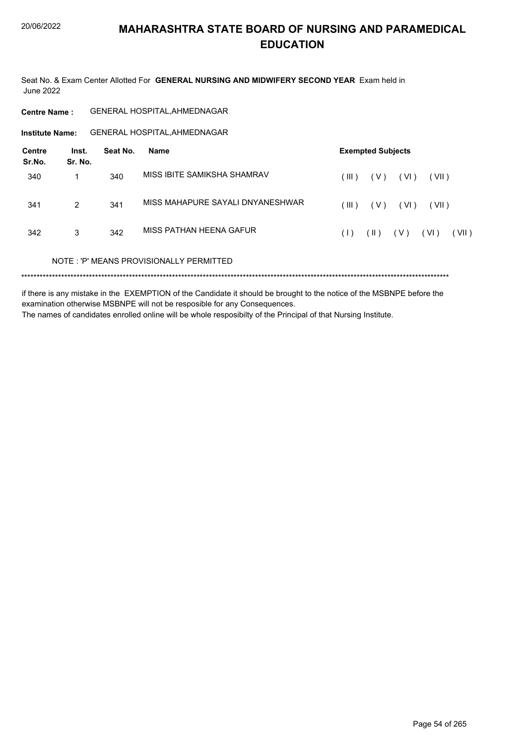# MAHARASHTRA STATE BOARD OF NURSING AND PARAMEDICAL EDUCATION

Seat No. & Exam Center Allotted For **GENERAL NURSING AND MIDWIFERY SECOND YEAR** Exam held in June 2022

**Centre Name :** GENERAL HOSPITAL,AHMEDNAGAR

**Institute Name:** GENERAL HOSPITAL,AHMEDNAGAR

| Centre Sr.No. | Inst. Sr. No. | Seat No. | Name | Exempted Subjects |
|---|---|---|---|---|
| 340 | 1 | 340 | MISS IBITE SAMIKSHA SHAMRAV | ( III ) ( V ) ( VI ) ( VII ) |
| 341 | 2 | 341 | MISS MAHAPURE SAYALI DNYANESHWAR | ( III ) ( V ) ( VI ) ( VII ) |
| 342 | 3 | 342 | MISS PATHAN HEENA GAFUR | ( I ) ( II ) ( V ) ( VI ) ( VII ) |

NOTE : 'P' MEANS PROVISIONALLY PERMITTED

*******************************************************************************************************************************************

if there is any mistake in the EXEMPTION of the Candidate it should be brought to the notice of the MSBNPE before the examination otherwise MSBNPE will not be resposible for any Consequences.

The names of candidates enrolled online will be whole resposibilty of the Principal of that Nursing Institute.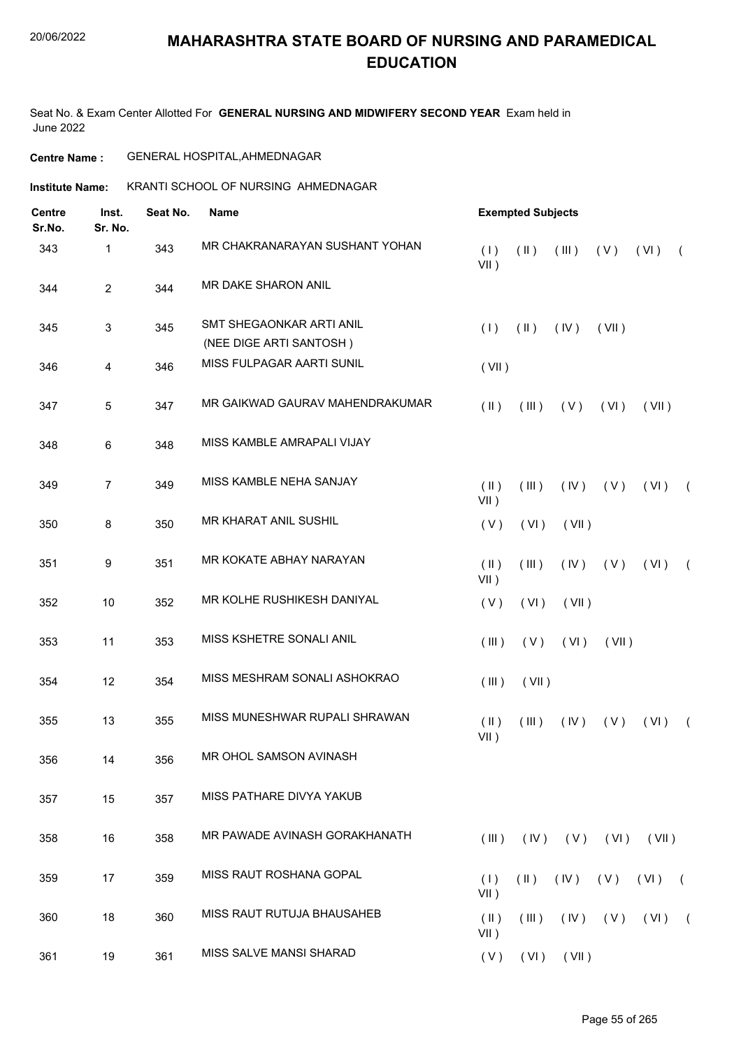# MAHARASHTRA STATE BOARD OF NURSING AND PARAMEDICAL EDUCATION

Seat No. & Exam Center Allotted For **GENERAL NURSING AND MIDWIFERY SECOND YEAR** Exam held in June 2022

**Centre Name :** GENERAL HOSPITAL,AHMEDNAGAR

**Institute Name:** KRANTI SCHOOL OF NURSING AHMEDNAGAR

| Centre Sr.No. | Inst. Sr. No. | Seat No. | Name | Exempted Subjects |
|---|---|---|---|---|
| 343 | 1 | 343 | MR CHAKRANARAYAN SUSHANT YOHAN | ( I ) ( II ) ( III ) ( V ) ( VI ) ( VII ) |
| 344 | 2 | 344 | MR DAKE SHARON ANIL | |
| 345 | 3 | 345 | SMT SHEGAONKAR ARTI ANIL (NEE DIGE ARTI SANTOSH ) | ( I ) ( II ) ( IV ) ( VII ) |
| 346 | 4 | 346 | MISS FULPAGAR AARTI SUNIL | ( VII ) |
| 347 | 5 | 347 | MR GAIKWAD GAURAV MAHENDRAKUMAR | ( II ) ( III ) ( V ) ( VI ) ( VII ) |
| 348 | 6 | 348 | MISS KAMBLE AMRAPALI VIJAY | |
| 349 | 7 | 349 | MISS KAMBLE NEHA SANJAY | ( II ) ( III ) ( IV ) ( V ) ( VI ) ( VII ) |
| 350 | 8 | 350 | MR KHARAT ANIL SUSHIL | ( V ) ( VI ) ( VII ) |
| 351 | 9 | 351 | MR KOKATE ABHAY NARAYAN | ( II ) ( III ) ( IV ) ( V ) ( VI ) ( VII ) |
| 352 | 10 | 352 | MR KOLHE RUSHIKESH DANIYAL | ( V ) ( VI ) ( VII ) |
| 353 | 11 | 353 | MISS KSHETRE SONALI ANIL | ( III ) ( V ) ( VI ) ( VII ) |
| 354 | 12 | 354 | MISS MESHRAM SONALI ASHOKRAO | ( III ) ( VII ) |
| 355 | 13 | 355 | MISS MUNESHWAR RUPALI SHRAWAN | ( II ) ( III ) ( IV ) ( V ) ( VI ) ( VII ) |
| 356 | 14 | 356 | MR OHOL SAMSON AVINASH | |
| 357 | 15 | 357 | MISS PATHARE DIVYA YAKUB | |
| 358 | 16 | 358 | MR PAWADE AVINASH GORAKHANATH | ( III ) ( IV ) ( V ) ( VI ) ( VII ) |
| 359 | 17 | 359 | MISS RAUT ROSHANA GOPAL | ( I ) ( II ) ( IV ) ( V ) ( VI ) ( VII ) |
| 360 | 18 | 360 | MISS RAUT RUTUJA BHAUSAHEB | ( II ) ( III ) ( IV ) ( V ) ( VI ) ( VII ) |
| 361 | 19 | 361 | MISS SALVE MANSI SHARAD | ( V ) ( VI ) ( VII ) |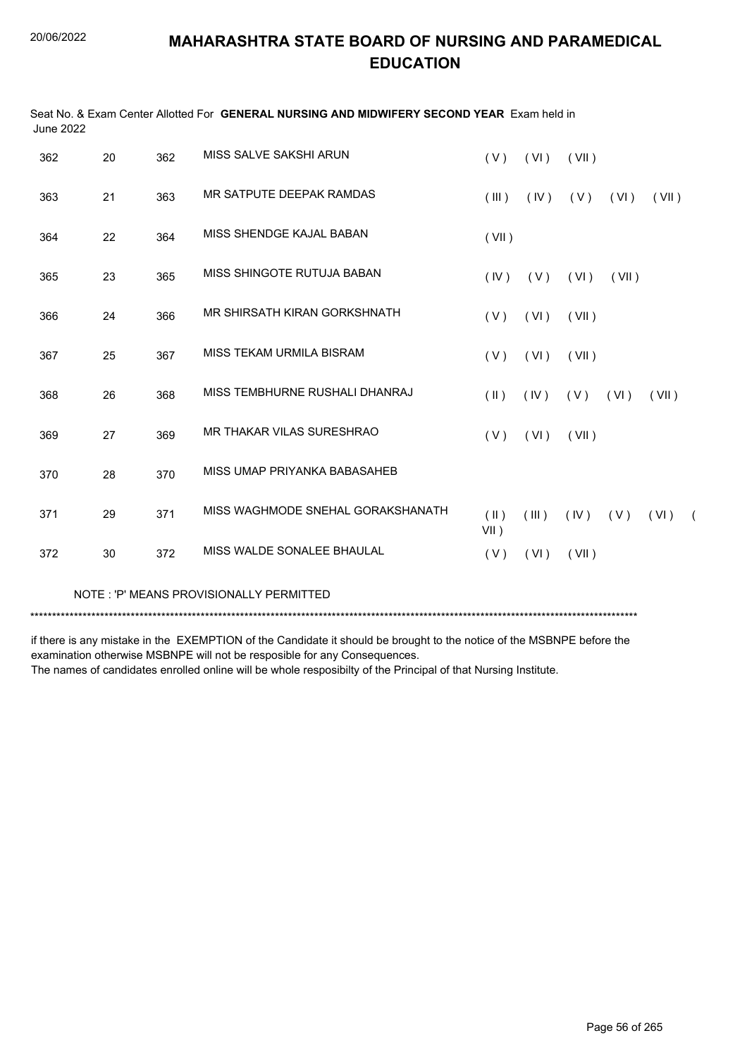# MAHARASHTRA STATE BOARD OF NURSING AND PARAMEDICAL EDUCATION

Seat No. & Exam Center Allotted For **GENERAL NURSING AND MIDWIFERY SECOND YEAR** Exam held in June 2022

| | | | | |
|---|---|---|---|---|
| 362 | 20 | 362 | MISS SALVE SAKSHI ARUN | ( V ) ( VI ) ( VII ) |
| 363 | 21 | 363 | MR SATPUTE DEEPAK RAMDAS | ( III ) ( IV ) ( V ) ( VI ) ( VII ) |
| 364 | 22 | 364 | MISS SHENDGE KAJAL BABAN | ( VII ) |
| 365 | 23 | 365 | MISS SHINGOTE RUTUJA BABAN | ( IV ) ( V ) ( VI ) ( VII ) |
| 366 | 24 | 366 | MR SHIRSATH KIRAN GORKSHNATH | ( V ) ( VI ) ( VII ) |
| 367 | 25 | 367 | MISS TEKAM URMILA BISRAM | ( V ) ( VI ) ( VII ) |
| 368 | 26 | 368 | MISS TEMBHURNE RUSHALI DHANRAJ | ( II ) ( IV ) ( V ) ( VI ) ( VII ) |
| 369 | 27 | 369 | MR THAKAR VILAS SURESHRAO | ( V ) ( VI ) ( VII ) |
| 370 | 28 | 370 | MISS UMAP PRIYANKA BABASAHEB | |
| 371 | 29 | 371 | MISS WAGHMODE SNEHAL GORAKSHANATH | ( II ) ( III ) ( IV ) ( V ) ( VI ) ( VII ) |
| 372 | 30 | 372 | MISS WALDE SONALEE BHAULAL | ( V ) ( VI ) ( VII ) |

NOTE : 'P' MEANS PROVISIONALLY PERMITTED

*******************************************************************************************************************************************

if there is any mistake in the EXEMPTION of the Candidate it should be brought to the notice of the MSBNPE before the examination otherwise MSBNPE will not be resposible for any Consequences.
The names of candidates enrolled online will be whole resposibilty of the Principal of that Nursing Institute.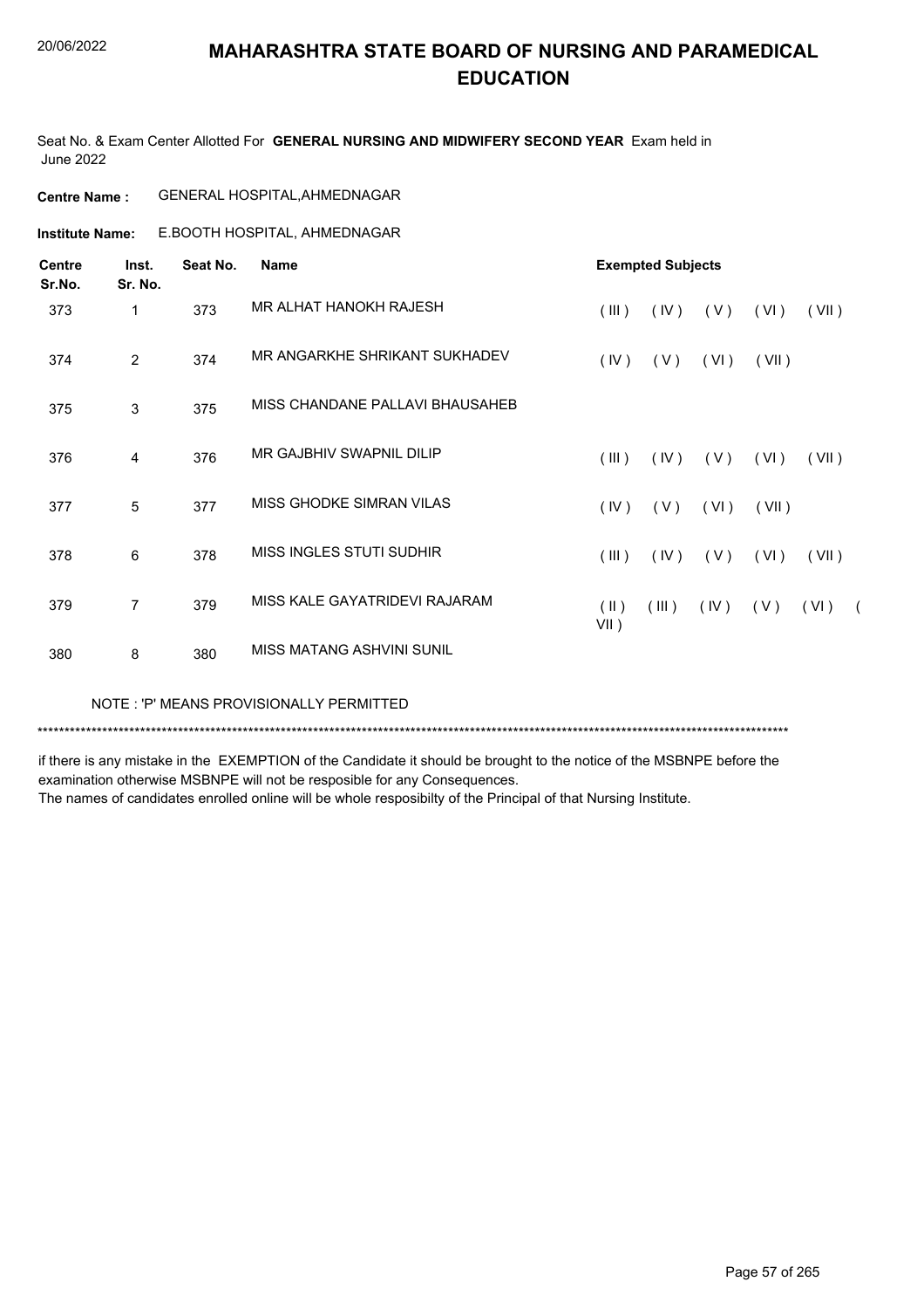# MAHARASHTRA STATE BOARD OF NURSING AND PARAMEDICAL EDUCATION

Seat No. & Exam Center Allotted For **GENERAL NURSING AND MIDWIFERY SECOND YEAR** Exam held in June 2022

**Centre Name :** GENERAL HOSPITAL,AHMEDNAGAR

**Institute Name:** E.BOOTH HOSPITAL, AHMEDNAGAR

| Centre Sr.No. | Inst. Sr. No. | Seat No. | Name | Exempted Subjects |
|---|---|---|---|---|
| 373 | 1 | 373 | MR ALHAT HANOKH RAJESH | ( III ) ( IV ) ( V ) ( VI ) ( VII ) |
| 374 | 2 | 374 | MR ANGARKHE SHRIKANT SUKHADEV | ( IV ) ( V ) ( VI ) ( VII ) |
| 375 | 3 | 375 | MISS CHANDANE PALLAVI BHAUSAHEB | |
| 376 | 4 | 376 | MR GAJBHIV SWAPNIL DILIP | ( III ) ( IV ) ( V ) ( VI ) ( VII ) |
| 377 | 5 | 377 | MISS GHODKE SIMRAN VILAS | ( IV ) ( V ) ( VI ) ( VII ) |
| 378 | 6 | 378 | MISS INGLES STUTI SUDHIR | ( III ) ( IV ) ( V ) ( VI ) ( VII ) |
| 379 | 7 | 379 | MISS KALE GAYATRIDEVI RAJARAM | ( II ) ( III ) ( IV ) ( V ) ( VI ) ( VII ) |
| 380 | 8 | 380 | MISS MATANG ASHVINI SUNIL | |

NOTE : 'P' MEANS PROVISIONALLY PERMITTED

*******************************************************************************************************************************************

if there is any mistake in the EXEMPTION of the Candidate it should be brought to the notice of the MSBNPE before the examination otherwise MSBNPE will not be resposible for any Consequences.

The names of candidates enrolled online will be whole resposibilty of the Principal of that Nursing Institute.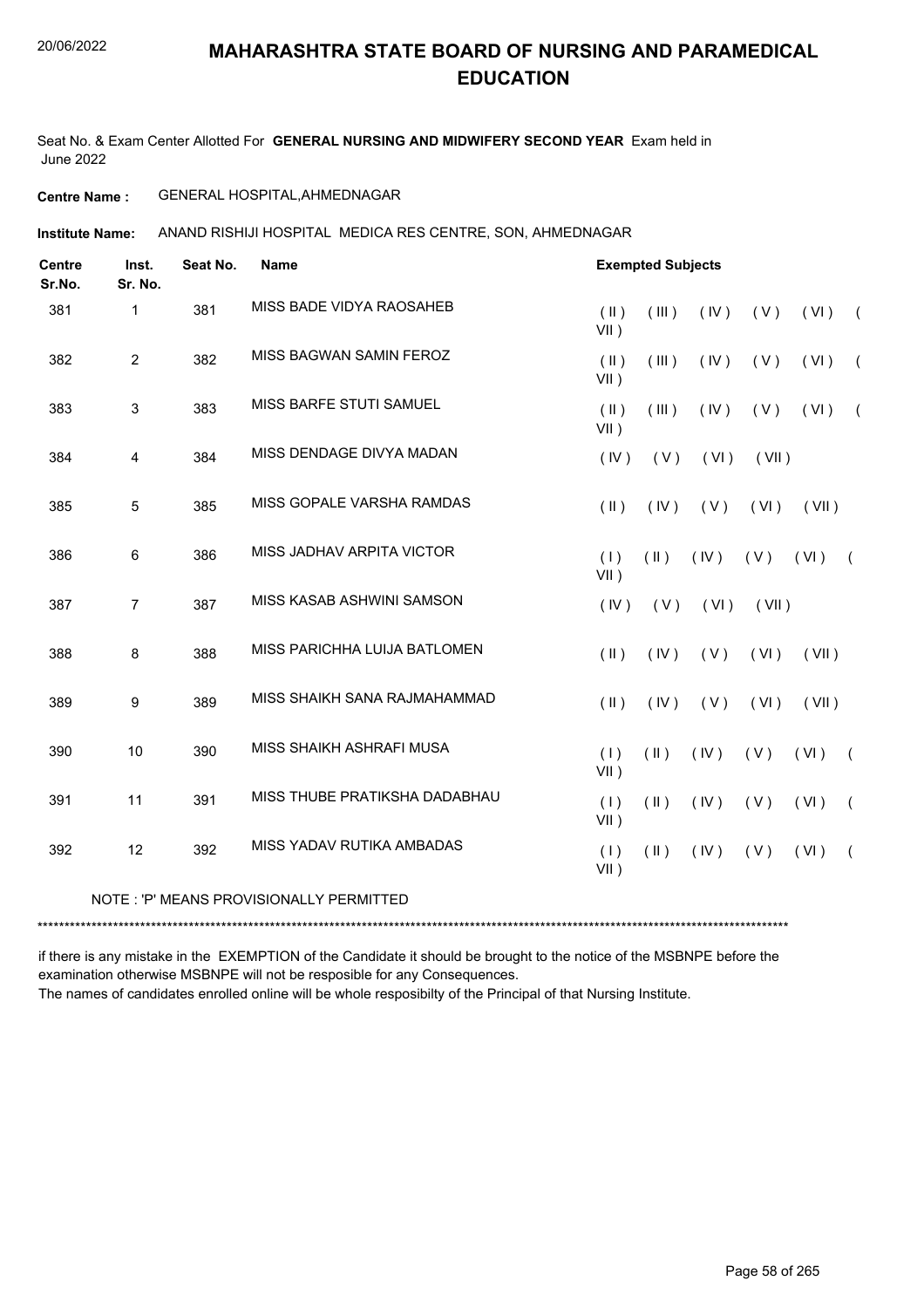# MAHARASHTRA STATE BOARD OF NURSING AND PARAMEDICAL EDUCATION

Seat No. & Exam Center Allotted For **GENERAL NURSING AND MIDWIFERY SECOND YEAR** Exam held in June 2022

**Centre Name :** GENERAL HOSPITAL,AHMEDNAGAR

**Institute Name:** ANAND RISHIJI HOSPITAL MEDICA RES CENTRE, SON, AHMEDNAGAR

| Centre Sr.No. | Inst. Sr. No. | Seat No. | Name | Exempted Subjects |
|---|---|---|---|---|
| 381 | 1 | 381 | MISS BADE VIDYA RAOSAHEB | ( II ) ( III ) ( IV ) ( V ) ( VI ) ( VII ) |
| 382 | 2 | 382 | MISS BAGWAN SAMIN FEROZ | ( II ) ( III ) ( IV ) ( V ) ( VI ) ( VII ) |
| 383 | 3 | 383 | MISS BARFE STUTI SAMUEL | ( II ) ( III ) ( IV ) ( V ) ( VI ) ( VII ) |
| 384 | 4 | 384 | MISS DENDAGE DIVYA MADAN | ( IV ) ( V ) ( VI ) ( VII ) |
| 385 | 5 | 385 | MISS GOPALE VARSHA RAMDAS | ( II ) ( IV ) ( V ) ( VI ) ( VII ) |
| 386 | 6 | 386 | MISS JADHAV ARPITA VICTOR | ( I ) ( II ) ( IV ) ( V ) ( VI ) ( VII ) |
| 387 | 7 | 387 | MISS KASAB ASHWINI SAMSON | ( IV ) ( V ) ( VI ) ( VII ) |
| 388 | 8 | 388 | MISS PARICHHA LUIJA BATLOMEN | ( II ) ( IV ) ( V ) ( VI ) ( VII ) |
| 389 | 9 | 389 | MISS SHAIKH SANA RAJMAHAMMAD | ( II ) ( IV ) ( V ) ( VI ) ( VII ) |
| 390 | 10 | 390 | MISS SHAIKH ASHRAFI MUSA | ( I ) ( II ) ( IV ) ( V ) ( VI ) ( VII ) |
| 391 | 11 | 391 | MISS THUBE PRATIKSHA DADABHAU | ( I ) ( II ) ( IV ) ( V ) ( VI ) ( VII ) |
| 392 | 12 | 392 | MISS YADAV RUTIKA AMBADAS | ( I ) ( II ) ( IV ) ( V ) ( VI ) ( VII ) |

NOTE : 'P' MEANS PROVISIONALLY PERMITTED

***

if there is any mistake in the EXEMPTION of the Candidate it should be brought to the notice of the MSBNPE before the examination otherwise MSBNPE will not be resposible for any Consequences.

The names of candidates enrolled online will be whole resposibilty of the Principal of that Nursing Institute.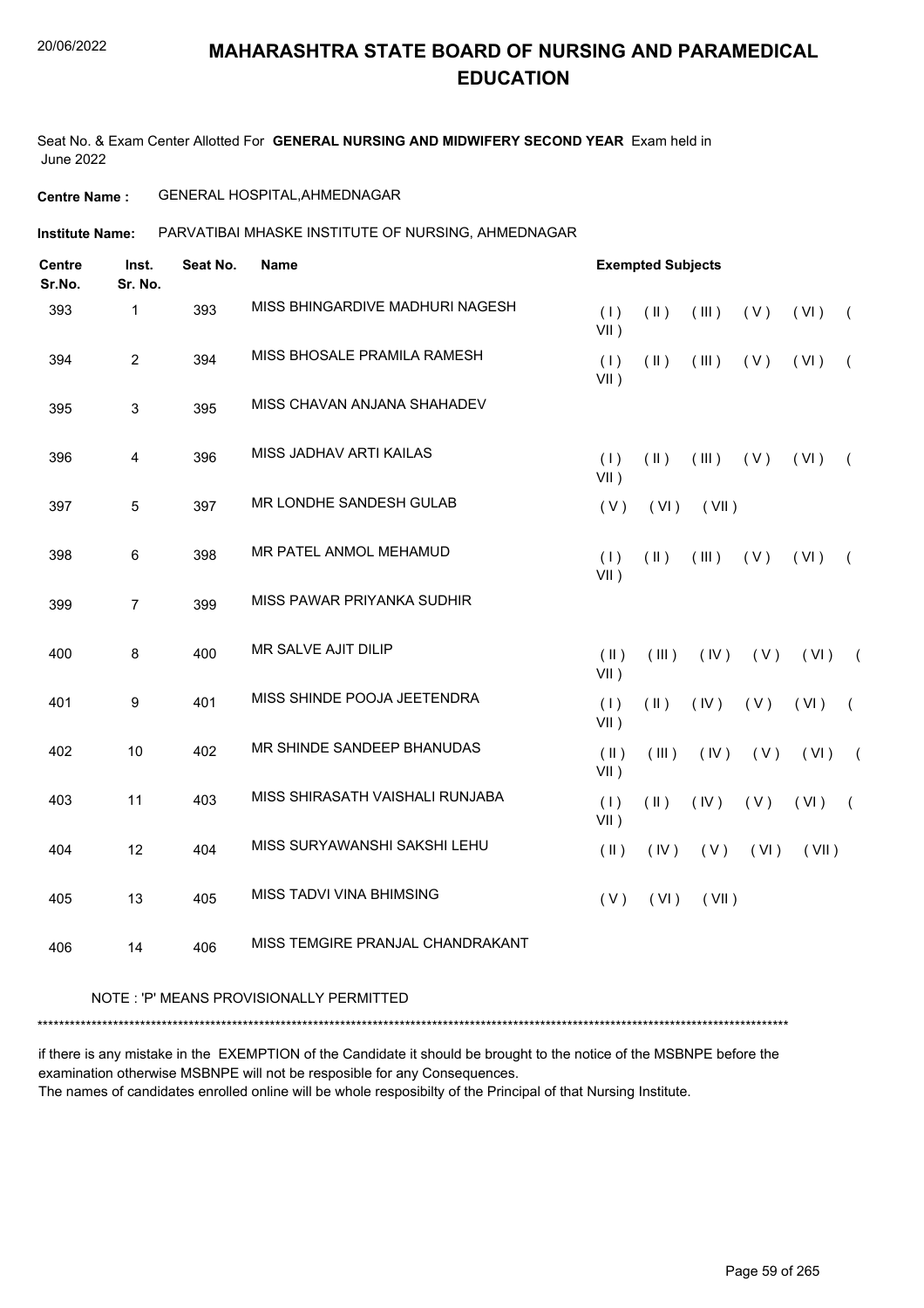# MAHARASHTRA STATE BOARD OF NURSING AND PARAMEDICAL EDUCATION

Seat No. & Exam Center Allotted For **GENERAL NURSING AND MIDWIFERY SECOND YEAR** Exam held in June 2022

**Centre Name :** GENERAL HOSPITAL,AHMEDNAGAR

**Institute Name:** PARVATIBAI MHASKE INSTITUTE OF NURSING, AHMEDNAGAR

| Centre Sr.No. | Inst. Sr. No. | Seat No. | Name | Exempted Subjects |
|---|---|---|---|---|
| 393 | 1 | 393 | MISS BHINGARDIVE MADHURI NAGESH | ( I ) ( II ) ( III ) ( V ) ( VI ) ( VII ) |
| 394 | 2 | 394 | MISS BHOSALE PRAMILA RAMESH | ( I ) ( II ) ( III ) ( V ) ( VI ) ( VII ) |
| 395 | 3 | 395 | MISS CHAVAN ANJANA SHAHADEV | |
| 396 | 4 | 396 | MISS JADHAV ARTI KAILAS | ( I ) ( II ) ( III ) ( V ) ( VI ) ( VII ) |
| 397 | 5 | 397 | MR LONDHE SANDESH GULAB | ( V ) ( VI ) ( VII ) |
| 398 | 6 | 398 | MR PATEL ANMOL MEHAMUD | ( I ) ( II ) ( III ) ( V ) ( VI ) ( VII ) |
| 399 | 7 | 399 | MISS PAWAR PRIYANKA SUDHIR | |
| 400 | 8 | 400 | MR SALVE AJIT DILIP | ( II ) ( III ) ( IV ) ( V ) ( VI ) ( VII ) |
| 401 | 9 | 401 | MISS SHINDE POOJA JEETENDRA | ( I ) ( II ) ( IV ) ( V ) ( VI ) ( VII ) |
| 402 | 10 | 402 | MR SHINDE SANDEEP BHANUDAS | ( II ) ( III ) ( IV ) ( V ) ( VI ) ( VII ) |
| 403 | 11 | 403 | MISS SHIRASATH VAISHALI RUNJABA | ( I ) ( II ) ( IV ) ( V ) ( VI ) ( VII ) |
| 404 | 12 | 404 | MISS SURYAWANSHI SAKSHI LEHU | ( II ) ( IV ) ( V ) ( VI ) ( VII ) |
| 405 | 13 | 405 | MISS TADVI VINA BHIMSING | ( V ) ( VI ) ( VII ) |
| 406 | 14 | 406 | MISS TEMGIRE PRANJAL CHANDRAKANT | |

NOTE : 'P' MEANS PROVISIONALLY PERMITTED

*******************************************************************************************************************************************

if there is any mistake in the EXEMPTION of the Candidate it should be brought to the notice of the MSBNPE before the examination otherwise MSBNPE will not be resposible for any Consequences.
The names of candidates enrolled online will be whole resposibilty of the Principal of that Nursing Institute.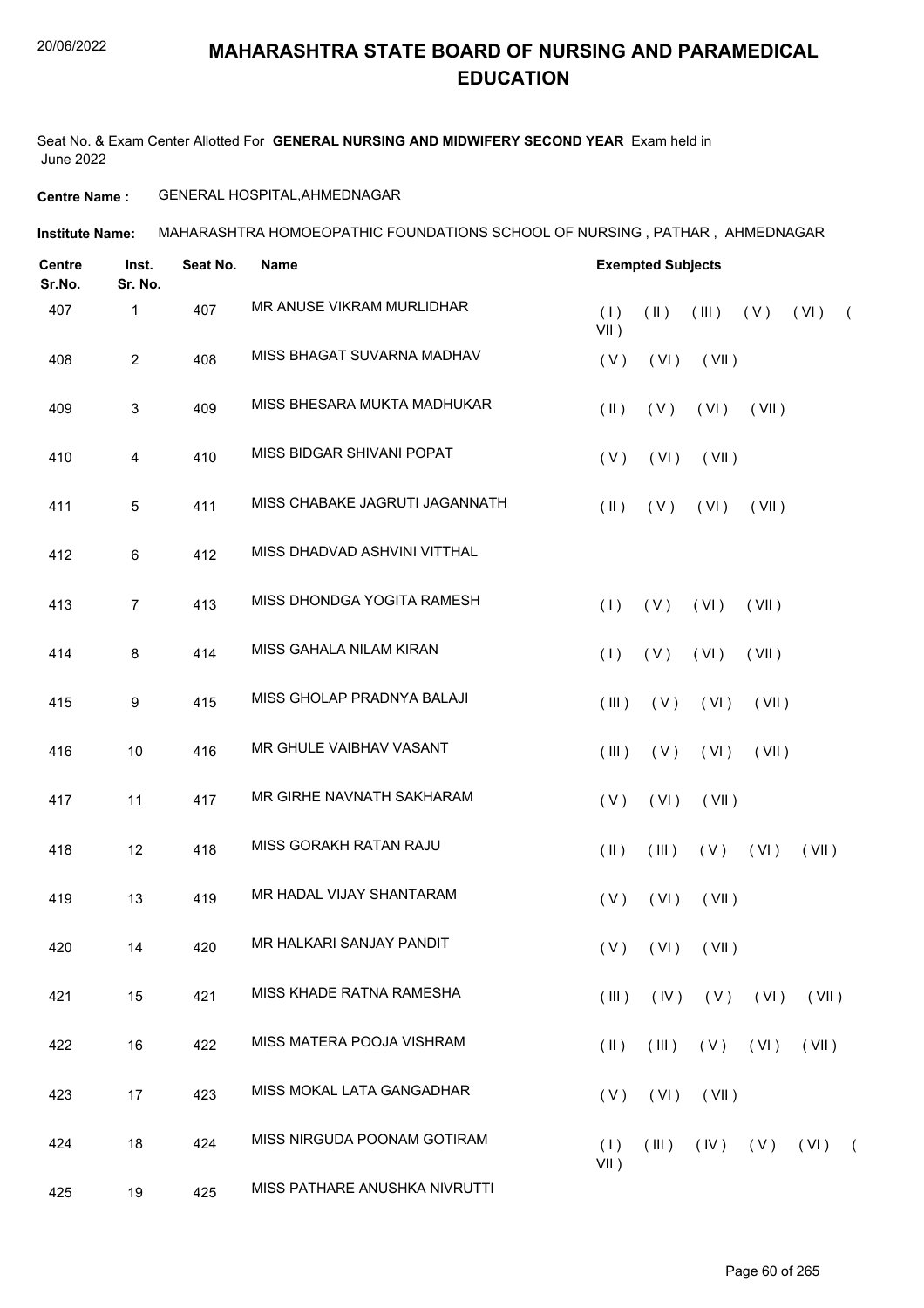# MAHARASHTRA STATE BOARD OF NURSING AND PARAMEDICAL EDUCATION

Seat No. & Exam Center Allotted For **GENERAL NURSING AND MIDWIFERY SECOND YEAR** Exam held in June 2022

**Centre Name :** GENERAL HOSPITAL,AHMEDNAGAR

**Institute Name:** MAHARASHTRA HOMOEOPATHIC FOUNDATIONS SCHOOL OF NURSING , PATHAR , AHMEDNAGAR

| Centre Sr.No. | Inst. Sr. No. | Seat No. | Name | Exempted Subjects |
|---|---|---|---|---|
| 407 | 1 | 407 | MR ANUSE VIKRAM MURLIDHAR | ( I ) ( II ) ( III ) ( V ) ( VI ) ( VII ) |
| 408 | 2 | 408 | MISS BHAGAT SUVARNA MADHAV | ( V ) ( VI ) ( VII ) |
| 409 | 3 | 409 | MISS BHESARA MUKTA MADHUKAR | ( II ) ( V ) ( VI ) ( VII ) |
| 410 | 4 | 410 | MISS BIDGAR SHIVANI POPAT | ( V ) ( VI ) ( VII ) |
| 411 | 5 | 411 | MISS CHABAKE JAGRUTI JAGANNATH | ( II ) ( V ) ( VI ) ( VII ) |
| 412 | 6 | 412 | MISS DHADVAD ASHVINI VITTHAL | |
| 413 | 7 | 413 | MISS DHONDGA YOGITA RAMESH | ( I ) ( V ) ( VI ) ( VII ) |
| 414 | 8 | 414 | MISS GAHALA NILAM KIRAN | ( I ) ( V ) ( VI ) ( VII ) |
| 415 | 9 | 415 | MISS GHOLAP PRADNYA BALAJI | ( III ) ( V ) ( VI ) ( VII ) |
| 416 | 10 | 416 | MR GHULE VAIBHAV VASANT | ( III ) ( V ) ( VI ) ( VII ) |
| 417 | 11 | 417 | MR GIRHE NAVNATH SAKHARAM | ( V ) ( VI ) ( VII ) |
| 418 | 12 | 418 | MISS GORAKH RATAN RAJU | ( II ) ( III ) ( V ) ( VI ) ( VII ) |
| 419 | 13 | 419 | MR HADAL VIJAY SHANTARAM | ( V ) ( VI ) ( VII ) |
| 420 | 14 | 420 | MR HALKARI SANJAY PANDIT | ( V ) ( VI ) ( VII ) |
| 421 | 15 | 421 | MISS KHADE RATNA RAMESHA | ( III ) ( IV ) ( V ) ( VI ) ( VII ) |
| 422 | 16 | 422 | MISS MATERA POOJA VISHRAM | ( II ) ( III ) ( V ) ( VI ) ( VII ) |
| 423 | 17 | 423 | MISS MOKAL LATA GANGADHAR | ( V ) ( VI ) ( VII ) |
| 424 | 18 | 424 | MISS NIRGUDA POONAM GOTIRAM | ( I ) ( III ) ( IV ) ( V ) ( VI ) ( VII ) |
| 425 | 19 | 425 | MISS PATHARE ANUSHKA NIVRUTTI | |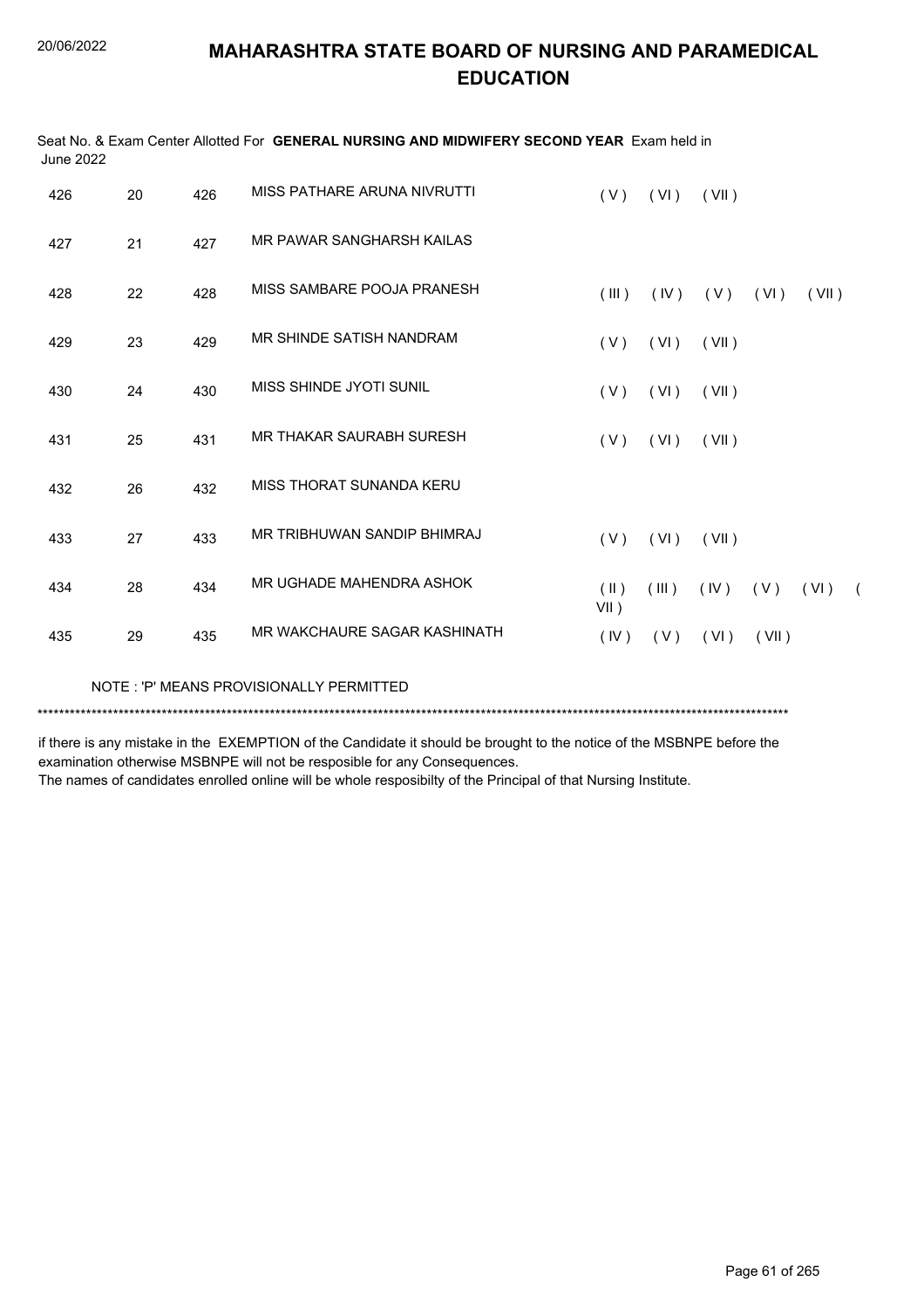# MAHARASHTRA STATE BOARD OF NURSING AND PARAMEDICAL EDUCATION

Seat No. & Exam Center Allotted For **GENERAL NURSING AND MIDWIFERY SECOND YEAR** Exam held in June 2022

| | | | | |
|---|---|---|---|---|
| 426 | 20 | 426 | MISS PATHARE ARUNA NIVRUTTI | ( V ) ( VI ) ( VII ) |
| 427 | 21 | 427 | MR PAWAR SANGHARSH KAILAS | |
| 428 | 22 | 428 | MISS SAMBARE POOJA PRANESH | ( III ) ( IV ) ( V ) ( VI ) ( VII ) |
| 429 | 23 | 429 | MR SHINDE SATISH NANDRAM | ( V ) ( VI ) ( VII ) |
| 430 | 24 | 430 | MISS SHINDE JYOTI SUNIL | ( V ) ( VI ) ( VII ) |
| 431 | 25 | 431 | MR THAKAR SAURABH SURESH | ( V ) ( VI ) ( VII ) |
| 432 | 26 | 432 | MISS THORAT SUNANDA KERU | |
| 433 | 27 | 433 | MR TRIBHUWAN SANDIP BHIMRAJ | ( V ) ( VI ) ( VII ) |
| 434 | 28 | 434 | MR UGHADE MAHENDRA ASHOK | ( II ) ( III ) ( IV ) ( V ) ( VI ) ( VII ) |
| 435 | 29 | 435 | MR WAKCHAURE SAGAR KASHINATH | ( IV ) ( V ) ( VI ) ( VII ) |

NOTE : 'P' MEANS PROVISIONALLY PERMITTED

*******************************************************************************************************************************************

if there is any mistake in the EXEMPTION of the Candidate it should be brought to the notice of the MSBNPE before the examination otherwise MSBNPE will not be resposible for any Consequences.

The names of candidates enrolled online will be whole resposibilty of the Principal of that Nursing Institute.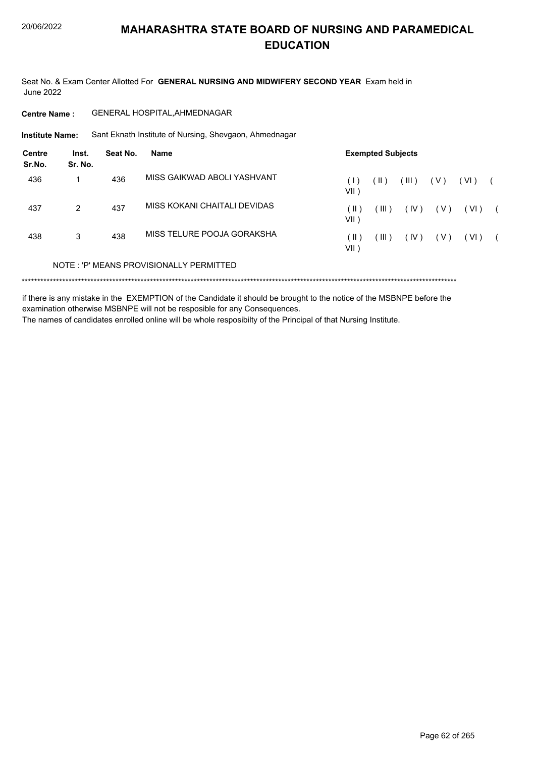# MAHARASHTRA STATE BOARD OF NURSING AND PARAMEDICAL EDUCATION

Seat No. & Exam Center Allotted For **GENERAL NURSING AND MIDWIFERY SECOND YEAR** Exam held in June 2022

**Centre Name :** GENERAL HOSPITAL,AHMEDNAGAR

**Institute Name:** Sant Eknath Institute of Nursing, Shevgaon, Ahmednagar

| Centre Sr.No. | Inst. Sr. No. | Seat No. | Name | Exempted Subjects |
|---|---|---|---|---|
| 436 | 1 | 436 | MISS GAIKWAD ABOLI YASHVANT | ( I ) ( II ) ( III ) ( V ) ( VI ) ( VII ) |
| 437 | 2 | 437 | MISS KOKANI CHAITALI DEVIDAS | ( II ) ( III ) ( IV ) ( V ) ( VI ) ( VII ) |
| 438 | 3 | 438 | MISS TELURE POOJA GORAKSHA | ( II ) ( III ) ( IV ) ( V ) ( VI ) ( VII ) |

NOTE : 'P' MEANS PROVISIONALLY PERMITTED

*******************************************************************************************************************************************

if there is any mistake in the EXEMPTION of the Candidate it should be brought to the notice of the MSBNPE before the examination otherwise MSBNPE will not be resposible for any Consequences.

The names of candidates enrolled online will be whole resposibilty of the Principal of that Nursing Institute.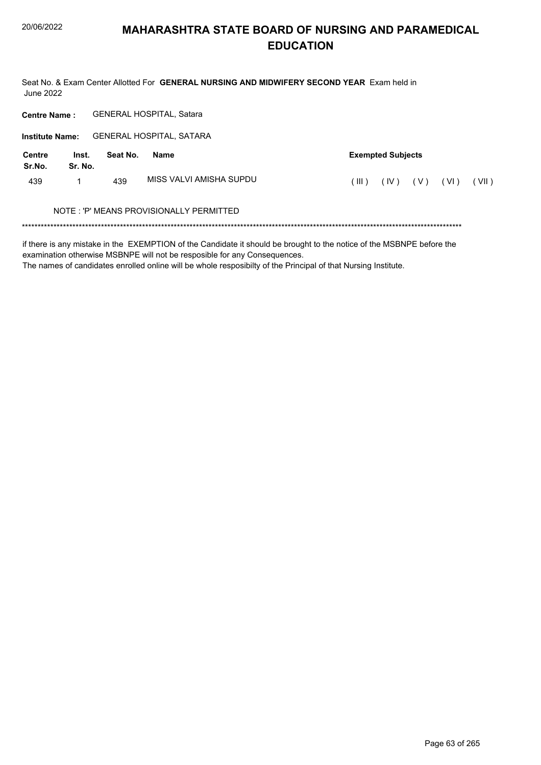# MAHARASHTRA STATE BOARD OF NURSING AND PARAMEDICAL EDUCATION

Seat No. & Exam Center Allotted For **GENERAL NURSING AND MIDWIFERY SECOND YEAR** Exam held in June 2022

**Centre Name :** GENERAL HOSPITAL, Satara

**Institute Name:** GENERAL HOSPITAL, SATARA

| Centre Sr.No. | Inst. Sr. No. | Seat No. | Name | Exempted Subjects |
|---|---|---|---|---|
| 439 | 1 | 439 | MISS VALVI AMISHA SUPDU | ( III ) ( IV ) ( V ) ( VI ) ( VII ) |

NOTE : 'P' MEANS PROVISIONALLY PERMITTED

******************************************************************************************************************************************

if there is any mistake in the EXEMPTION of the Candidate it should be brought to the notice of the MSBNPE before the examination otherwise MSBNPE will not be resposible for any Consequences.

The names of candidates enrolled online will be whole resposibilty of the Principal of that Nursing Institute.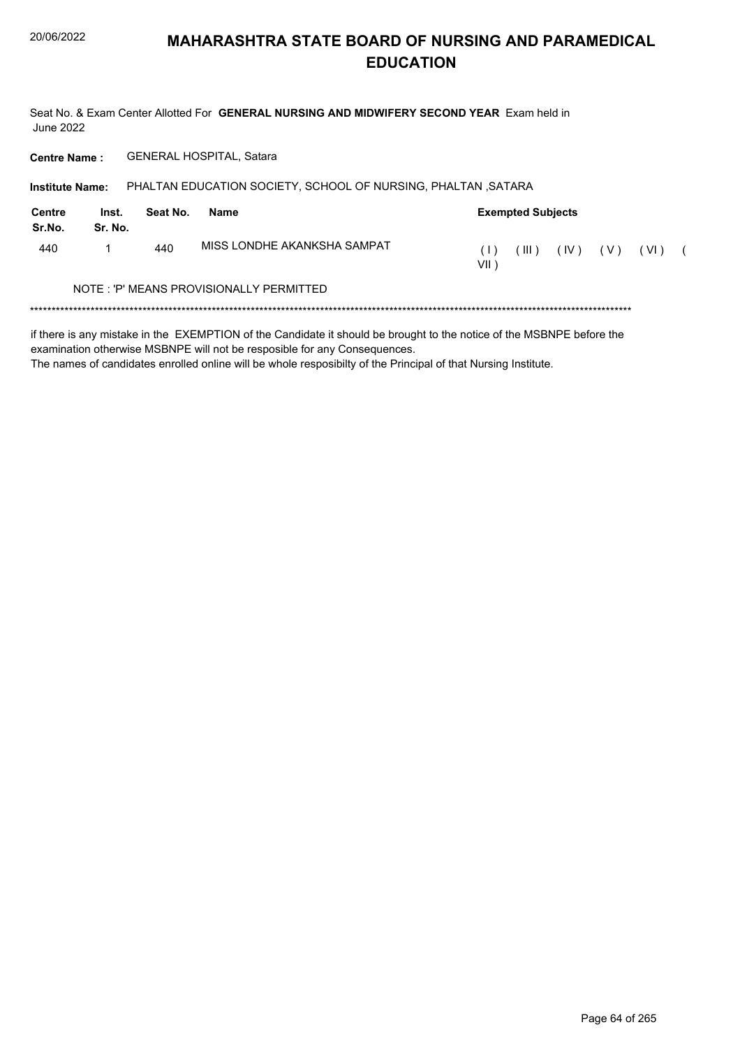# MAHARASHTRA STATE BOARD OF NURSING AND PARAMEDICAL EDUCATION

Seat No. & Exam Center Allotted For **GENERAL NURSING AND MIDWIFERY SECOND YEAR** Exam held in June 2022

**Centre Name :** GENERAL HOSPITAL, Satara

**Institute Name:** PHALTAN EDUCATION SOCIETY, SCHOOL OF NURSING, PHALTAN ,SATARA

| Centre Sr.No. | Inst. Sr. No. | Seat No. | Name | Exempted Subjects |
|---|---|---|---|---|
| 440 | 1 | 440 | MISS LONDHE AKANKSHA SAMPAT | ( I ) ( III ) ( IV ) ( V ) ( VI ) ( VII ) |

NOTE : 'P' MEANS PROVISIONALLY PERMITTED

*******************************************************************************************************************************************

if there is any mistake in the EXEMPTION of the Candidate it should be brought to the notice of the MSBNPE before the examination otherwise MSBNPE will not be resposible for any Consequences.

The names of candidates enrolled online will be whole resposibilty of the Principal of that Nursing Institute.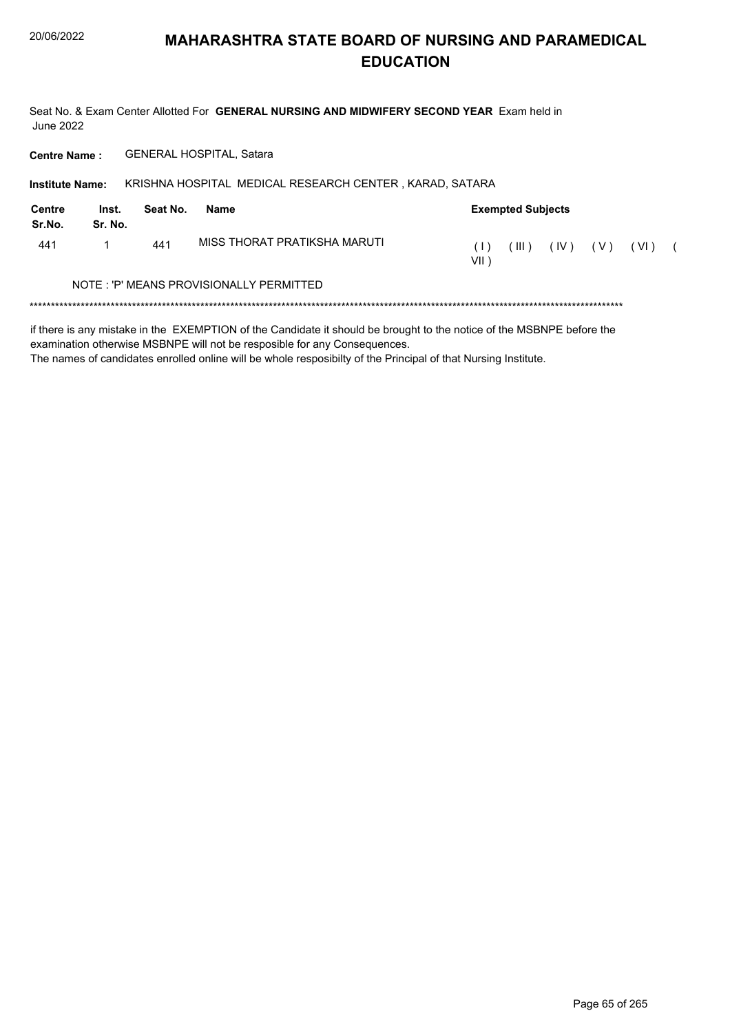# MAHARASHTRA STATE BOARD OF NURSING AND PARAMEDICAL EDUCATION

Seat No. & Exam Center Allotted For **GENERAL NURSING AND MIDWIFERY SECOND YEAR** Exam held in June 2022

**Centre Name :** GENERAL HOSPITAL, Satara

**Institute Name:** KRISHNA HOSPITAL MEDICAL RESEARCH CENTER , KARAD, SATARA

| Centre Sr.No. | Inst. Sr. No. | Seat No. | Name | Exempted Subjects |
|---|---|---|---|---|
| 441 | 1 | 441 | MISS THORAT PRATIKSHA MARUTI | ( I ) ( III ) ( IV ) ( V ) ( VI ) ( VII ) |

NOTE : 'P' MEANS PROVISIONALLY PERMITTED

*******************************************************************************************************************************************

if there is any mistake in the EXEMPTION of the Candidate it should be brought to the notice of the MSBNPE before the examination otherwise MSBNPE will not be resposible for any Consequences.

The names of candidates enrolled online will be whole resposibilty of the Principal of that Nursing Institute.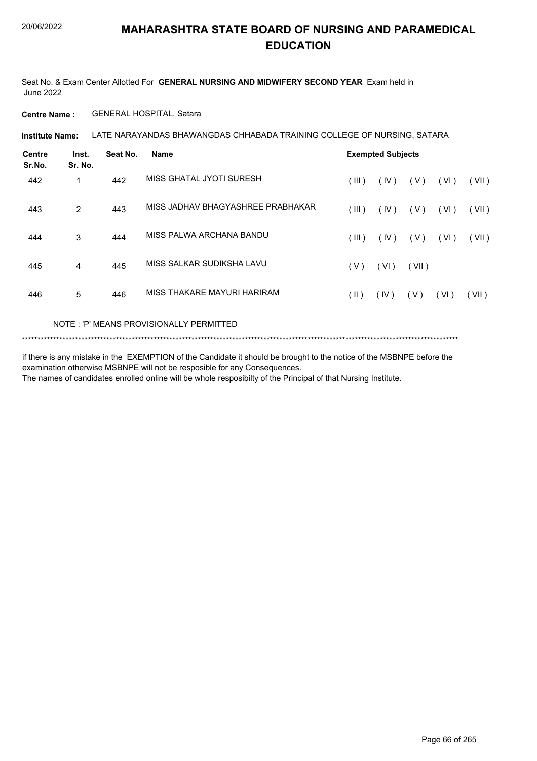# MAHARASHTRA STATE BOARD OF NURSING AND PARAMEDICAL EDUCATION

Seat No. & Exam Center Allotted For **GENERAL NURSING AND MIDWIFERY SECOND YEAR** Exam held in June 2022

**Centre Name :** GENERAL HOSPITAL, Satara

**Institute Name:** LATE NARAYANDAS BHAWANGDAS CHHABADA TRAINING COLLEGE OF NURSING, SATARA

| Centre Sr.No. | Inst. Sr. No. | Seat No. | Name | Exempted Subjects | | | | |
|---|---|---|---|---|---|---|---|---|
| 442 | 1 | 442 | MISS GHATAL JYOTI SURESH | ( III ) | ( IV ) | ( V ) | ( VI ) | ( VII ) |
| 443 | 2 | 443 | MISS JADHAV BHAGYASHREE PRABHAKAR | ( III ) | ( IV ) | ( V ) | ( VI ) | ( VII ) |
| 444 | 3 | 444 | MISS PALWA ARCHANA BANDU | ( III ) | ( IV ) | ( V ) | ( VI ) | ( VII ) |
| 445 | 4 | 445 | MISS SALKAR SUDIKSHA LAVU | ( V ) | ( VI ) | ( VII ) | | |
| 446 | 5 | 446 | MISS THAKARE MAYURI HARIRAM | ( II ) | ( IV ) | ( V ) | ( VI ) | ( VII ) |

NOTE : 'P' MEANS PROVISIONALLY PERMITTED

*******************************************************************************************************************************************

if there is any mistake in the EXEMPTION of the Candidate it should be brought to the notice of the MSBNPE before the examination otherwise MSBNPE will not be resposible for any Consequences.

The names of candidates enrolled online will be whole resposibilty of the Principal of that Nursing Institute.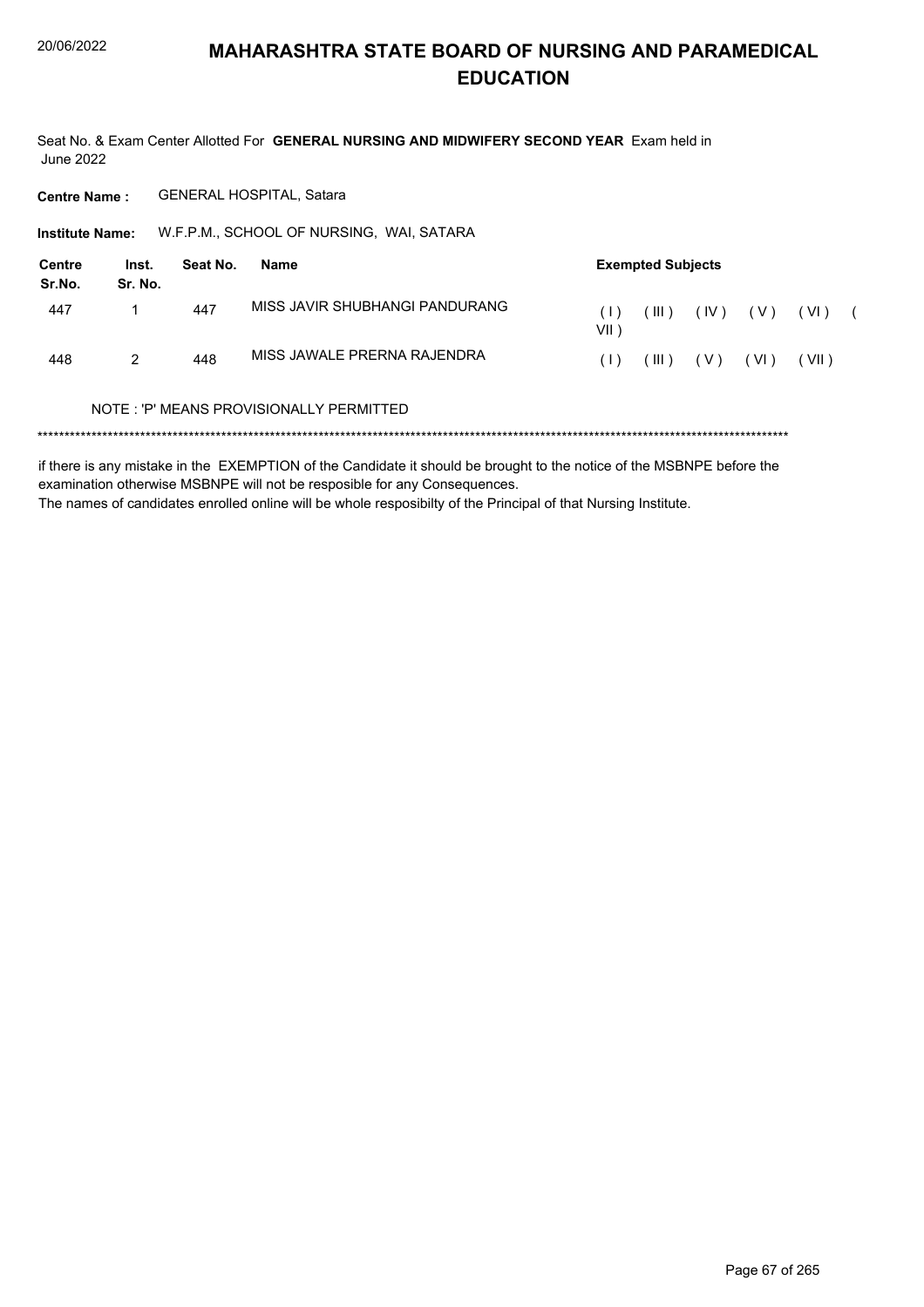# MAHARASHTRA STATE BOARD OF NURSING AND PARAMEDICAL EDUCATION

Seat No. & Exam Center Allotted For **GENERAL NURSING AND MIDWIFERY SECOND YEAR** Exam held in June 2022

**Centre Name :** GENERAL HOSPITAL, Satara

**Institute Name:** W.F.P.M., SCHOOL OF NURSING, WAI, SATARA

| Centre Sr.No. | Inst. Sr. No. | Seat No. | Name | Exempted Subjects |
|---|---|---|---|---|
| 447 | 1 | 447 | MISS JAVIR SHUBHANGI PANDURANG | ( I ) ( III ) ( IV ) ( V ) ( VI ) ( VII ) |
| 448 | 2 | 448 | MISS JAWALE PRERNA RAJENDRA | ( I ) ( III ) ( V ) ( VI ) ( VII ) |

NOTE : 'P' MEANS PROVISIONALLY PERMITTED

******************************************************************************************************************************************

if there is any mistake in the EXEMPTION of the Candidate it should be brought to the notice of the MSBNPE before the examination otherwise MSBNPE will not be resposible for any Consequences.

The names of candidates enrolled online will be whole resposibilty of the Principal of that Nursing Institute.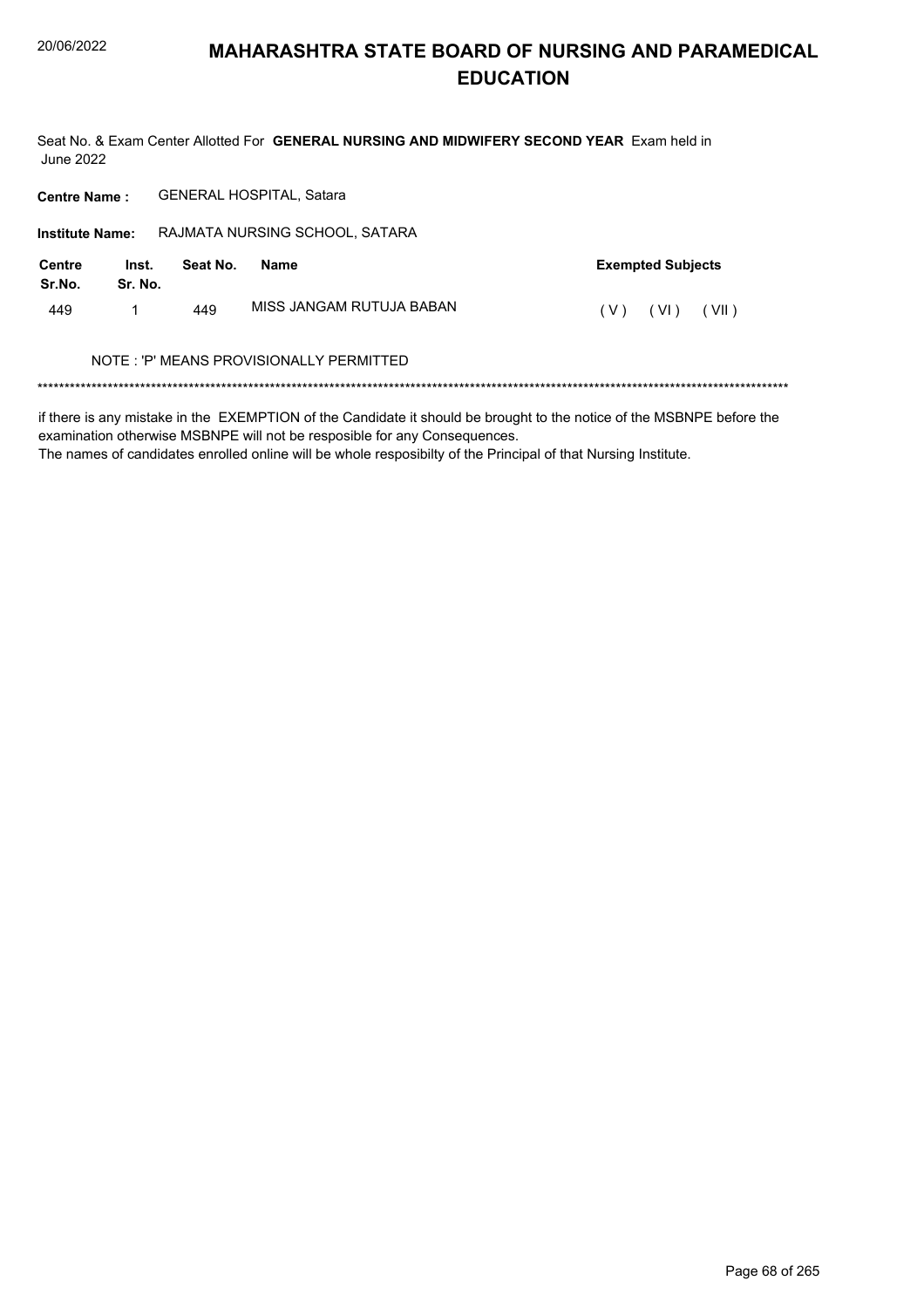# MAHARASHTRA STATE BOARD OF NURSING AND PARAMEDICAL EDUCATION

Seat No. & Exam Center Allotted For **GENERAL NURSING AND MIDWIFERY SECOND YEAR** Exam held in June 2022

**Centre Name :** GENERAL HOSPITAL, Satara

**Institute Name:** RAJMATA NURSING SCHOOL, SATARA

| Centre Sr.No. | Inst. Sr. No. | Seat No. | Name | Exempted Subjects |
|---|---|---|---|---|
| 449 | 1 | 449 | MISS JANGAM RUTUJA BABAN | ( V ) ( VI ) ( VII ) |

NOTE : 'P' MEANS PROVISIONALLY PERMITTED

******************************************************************************************************************************************

if there is any mistake in the EXEMPTION of the Candidate it should be brought to the notice of the MSBNPE before the examination otherwise MSBNPE will not be resposible for any Consequences.
The names of candidates enrolled online will be whole resposibilty of the Principal of that Nursing Institute.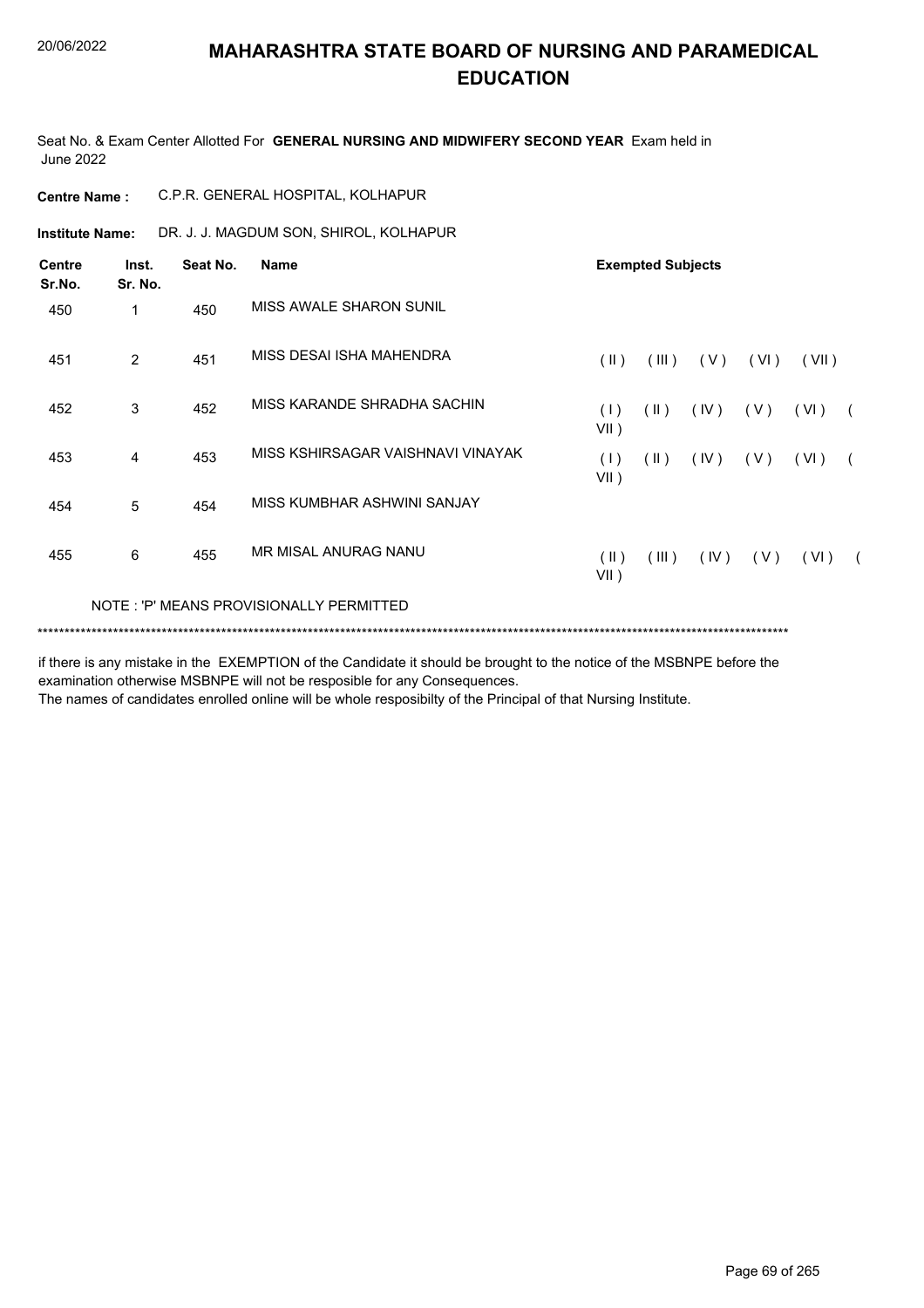# MAHARASHTRA STATE BOARD OF NURSING AND PARAMEDICAL EDUCATION

20/06/2022

Seat No. & Exam Center Allotted For **GENERAL NURSING AND MIDWIFERY SECOND YEAR** Exam held in June 2022

**Centre Name :** C.P.R. GENERAL HOSPITAL, KOLHAPUR

**Institute Name:** DR. J. J. MAGDUM SON, SHIROL, KOLHAPUR

| Centre Sr.No. | Inst. Sr. No. | Seat No. | Name | Exempted Subjects |
|---|---|---|---|---|
| 450 | 1 | 450 | MISS AWALE SHARON SUNIL | |
| 451 | 2 | 451 | MISS DESAI ISHA MAHENDRA | ( II ) ( III ) ( V ) ( VI ) ( VII ) |
| 452 | 3 | 452 | MISS KARANDE SHRADHA SACHIN | ( I ) ( II ) ( IV ) ( V ) ( VI ) ( VII ) |
| 453 | 4 | 453 | MISS KSHIRSAGAR VAISHNAVI VINAYAK | ( I ) ( II ) ( IV ) ( V ) ( VI ) ( VII ) |
| 454 | 5 | 454 | MISS KUMBHAR ASHWINI SANJAY | |
| 455 | 6 | 455 | MR MISAL ANURAG NANU | ( II ) ( III ) ( IV ) ( V ) ( VI ) ( VII ) |

NOTE : 'P' MEANS PROVISIONALLY PERMITTED

***********************************************************************************************************************************

if there is any mistake in the EXEMPTION of the Candidate it should be brought to the notice of the MSBNPE before the examination otherwise MSBNPE will not be resposible for any Consequences.
The names of candidates enrolled online will be whole resposibilty of the Principal of that Nursing Institute.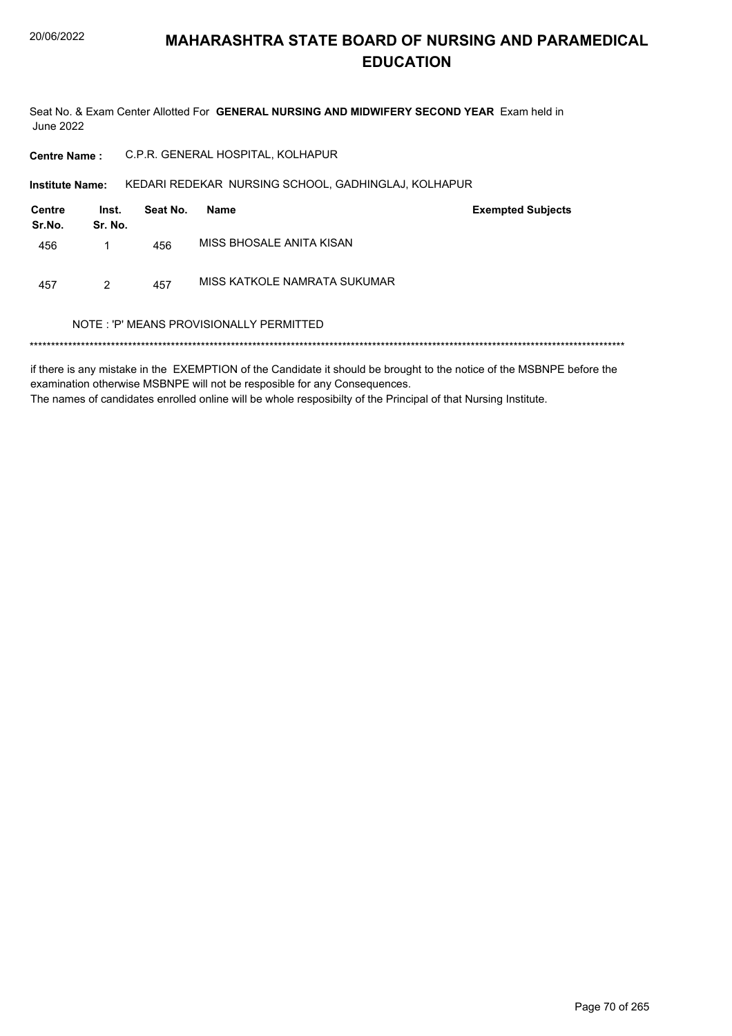# MAHARASHTRA STATE BOARD OF NURSING AND PARAMEDICAL EDUCATION

Seat No. & Exam Center Allotted For **GENERAL NURSING AND MIDWIFERY SECOND YEAR** Exam held in June 2022

**Centre Name :** C.P.R. GENERAL HOSPITAL, KOLHAPUR

**Institute Name:** KEDARI REDEKAR NURSING SCHOOL, GADHINGLAJ, KOLHAPUR

| Centre Sr.No. | Inst. Sr. No. | Seat No. | Name | Exempted Subjects |
|---|---|---|---|---|
| 456 | 1 | 456 | MISS BHOSALE ANITA KISAN | |
| 457 | 2 | 457 | MISS KATKOLE NAMRATA SUKUMAR | |

NOTE : 'P' MEANS PROVISIONALLY PERMITTED

******************************************************************************************************************************************

if there is any mistake in the EXEMPTION of the Candidate it should be brought to the notice of the MSBNPE before the examination otherwise MSBNPE will not be resposible for any Consequences.
The names of candidates enrolled online will be whole resposibilty of the Principal of that Nursing Institute.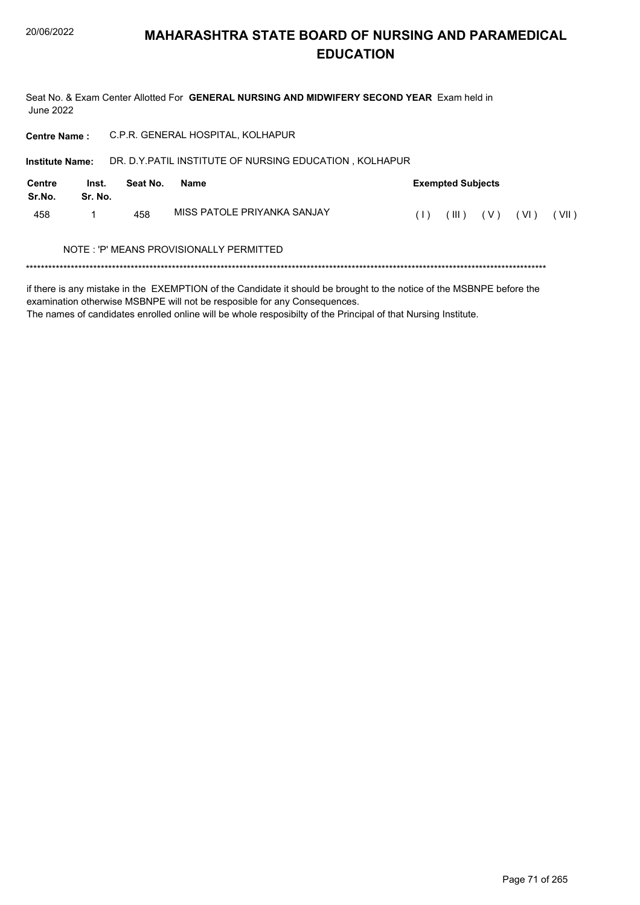# MAHARASHTRA STATE BOARD OF NURSING AND PARAMEDICAL EDUCATION

Seat No. & Exam Center Allotted For **GENERAL NURSING AND MIDWIFERY SECOND YEAR** Exam held in June 2022

**Centre Name :** C.P.R. GENERAL HOSPITAL, KOLHAPUR

**Institute Name:** DR. D.Y.PATIL INSTITUTE OF NURSING EDUCATION , KOLHAPUR

| Centre Sr.No. | Inst. Sr. No. | Seat No. | Name | Exempted Subjects |
|---|---|---|---|---|
| 458 | 1 | 458 | MISS PATOLE PRIYANKA SANJAY | ( I ) ( III ) ( V ) ( VI ) ( VII ) |

NOTE : 'P' MEANS PROVISIONALLY PERMITTED

******************************************************************************************************************************************

if there is any mistake in the EXEMPTION of the Candidate it should be brought to the notice of the MSBNPE before the examination otherwise MSBNPE will not be resposible for any Consequences.

The names of candidates enrolled online will be whole resposibilty of the Principal of that Nursing Institute.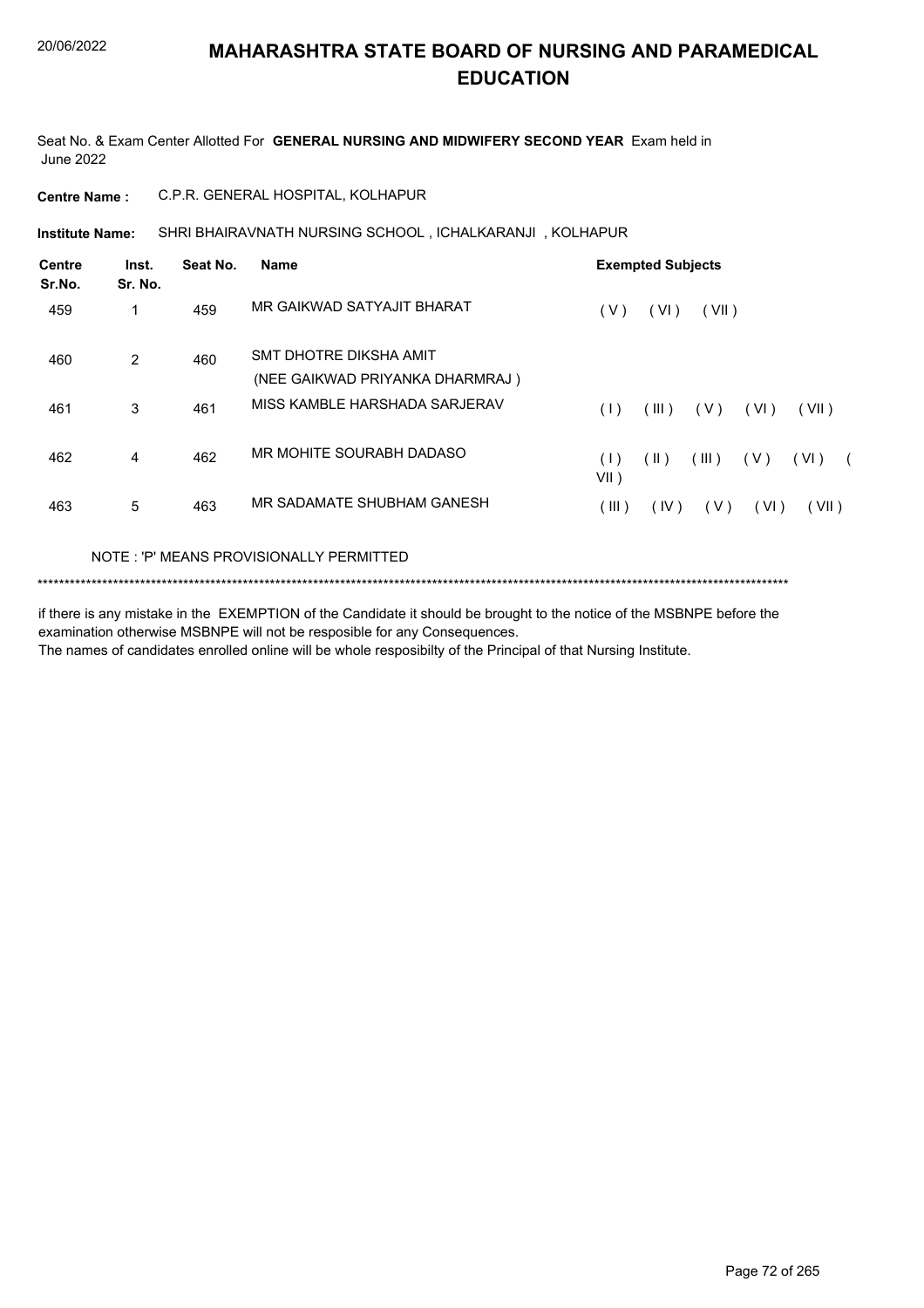# MAHARASHTRA STATE BOARD OF NURSING AND PARAMEDICAL EDUCATION

Seat No. & Exam Center Allotted For **GENERAL NURSING AND MIDWIFERY SECOND YEAR** Exam held in June 2022

**Centre Name :** C.P.R. GENERAL HOSPITAL, KOLHAPUR

**Institute Name:** SHRI BHAIRAVNATH NURSING SCHOOL , ICHALKARANJI , KOLHAPUR

| Centre Sr.No. | Inst. Sr. No. | Seat No. | Name | Exempted Subjects |
|---|---|---|---|---|
| 459 | 1 | 459 | MR GAIKWAD SATYAJIT BHARAT | ( V ) ( VI ) ( VII ) |
| 460 | 2 | 460 | SMT DHOTRE DIKSHA AMIT (NEE GAIKWAD PRIYANKA DHARMRAJ ) | |
| 461 | 3 | 461 | MISS KAMBLE HARSHADA SARJERAV | ( I ) ( III ) ( V ) ( VI ) ( VII ) |
| 462 | 4 | 462 | MR MOHITE SOURABH DADASO | ( I ) ( II ) ( III ) ( V ) ( VI ) ( VII ) |
| 463 | 5 | 463 | MR SADAMATE SHUBHAM GANESH | ( III ) ( IV ) ( V ) ( VI ) ( VII ) |

NOTE : 'P' MEANS PROVISIONALLY PERMITTED

******************************************************************************************************************************************

if there is any mistake in the EXEMPTION of the Candidate it should be brought to the notice of the MSBNPE before the examination otherwise MSBNPE will not be resposible for any Consequences.
The names of candidates enrolled online will be whole resposibilty of the Principal of that Nursing Institute.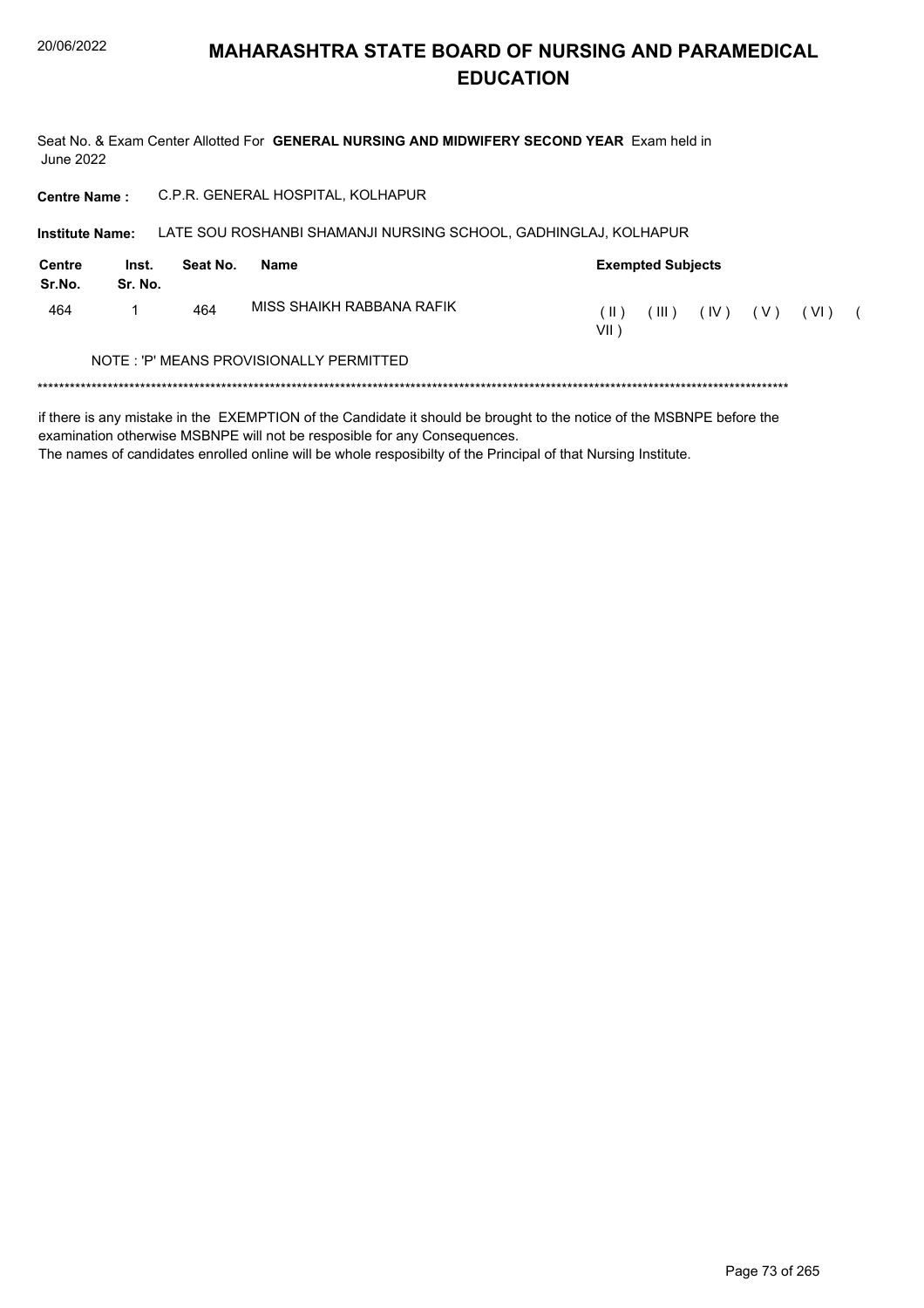# MAHARASHTRA STATE BOARD OF NURSING AND PARAMEDICAL EDUCATION

Seat No. & Exam Center Allotted For **GENERAL NURSING AND MIDWIFERY SECOND YEAR** Exam held in June 2022

**Centre Name :** C.P.R. GENERAL HOSPITAL, KOLHAPUR

**Institute Name:** LATE SOU ROSHANBI SHAMANJI NURSING SCHOOL, GADHINGLAJ, KOLHAPUR

| Centre Sr.No. | Inst. Sr. No. | Seat No. | Name | Exempted Subjects |
|---|---|---|---|---|
| 464 | 1 | 464 | MISS SHAIKH RABBANA RAFIK | ( II ) ( III ) ( IV ) ( V ) ( VI ) ( VII ) |

NOTE : 'P' MEANS PROVISIONALLY PERMITTED

******************************************************************************************************************************************

if there is any mistake in the EXEMPTION of the Candidate it should be brought to the notice of the MSBNPE before the examination otherwise MSBNPE will not be resposible for any Consequences.
The names of candidates enrolled online will be whole resposibilty of the Principal of that Nursing Institute.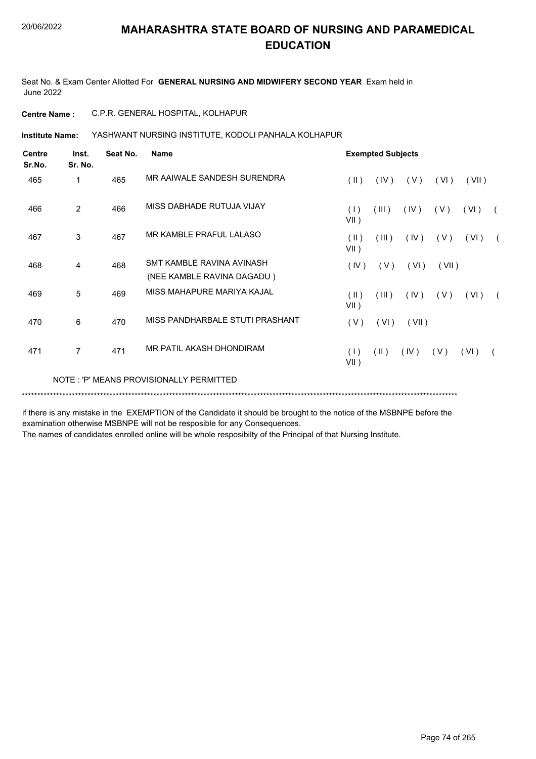# MAHARASHTRA STATE BOARD OF NURSING AND PARAMEDICAL EDUCATION

Seat No. & Exam Center Allotted For **GENERAL NURSING AND MIDWIFERY SECOND YEAR** Exam held in June 2022

**Centre Name :** C.P.R. GENERAL HOSPITAL, KOLHAPUR

**Institute Name:** YASHWANT NURSING INSTITUTE, KODOLI PANHALA KOLHAPUR

| Centre Sr.No. | Inst. Sr. No. | Seat No. | Name | Exempted Subjects |
|---|---|---|---|---|
| 465 | 1 | 465 | MR AAIWALE SANDESH SURENDRA | ( II ) ( IV ) ( V ) ( VI ) ( VII ) |
| 466 | 2 | 466 | MISS DABHADE RUTUJA VIJAY | ( I ) ( III ) ( IV ) ( V ) ( VI ) ( VII ) |
| 467 | 3 | 467 | MR KAMBLE PRAFUL LALASO | ( II ) ( III ) ( IV ) ( V ) ( VI ) ( VII ) |
| 468 | 4 | 468 | SMT KAMBLE RAVINA AVINASH (NEE KAMBLE RAVINA DAGADU ) | ( IV ) ( V ) ( VI ) ( VII ) |
| 469 | 5 | 469 | MISS MAHAPURE MARIYA KAJAL | ( II ) ( III ) ( IV ) ( V ) ( VI ) ( VII ) |
| 470 | 6 | 470 | MISS PANDHARBALE STUTI PRASHANT | ( V ) ( VI ) ( VII ) |
| 471 | 7 | 471 | MR PATIL AKASH DHONDIRAM | ( I ) ( II ) ( IV ) ( V ) ( VI ) ( VII ) |

NOTE : 'P' MEANS PROVISIONALLY PERMITTED

*******************************************************************************************************************************************

if there is any mistake in the EXEMPTION of the Candidate it should be brought to the notice of the MSBNPE before the examination otherwise MSBNPE will not be resposible for any Consequences.

The names of candidates enrolled online will be whole resposibilty of the Principal of that Nursing Institute.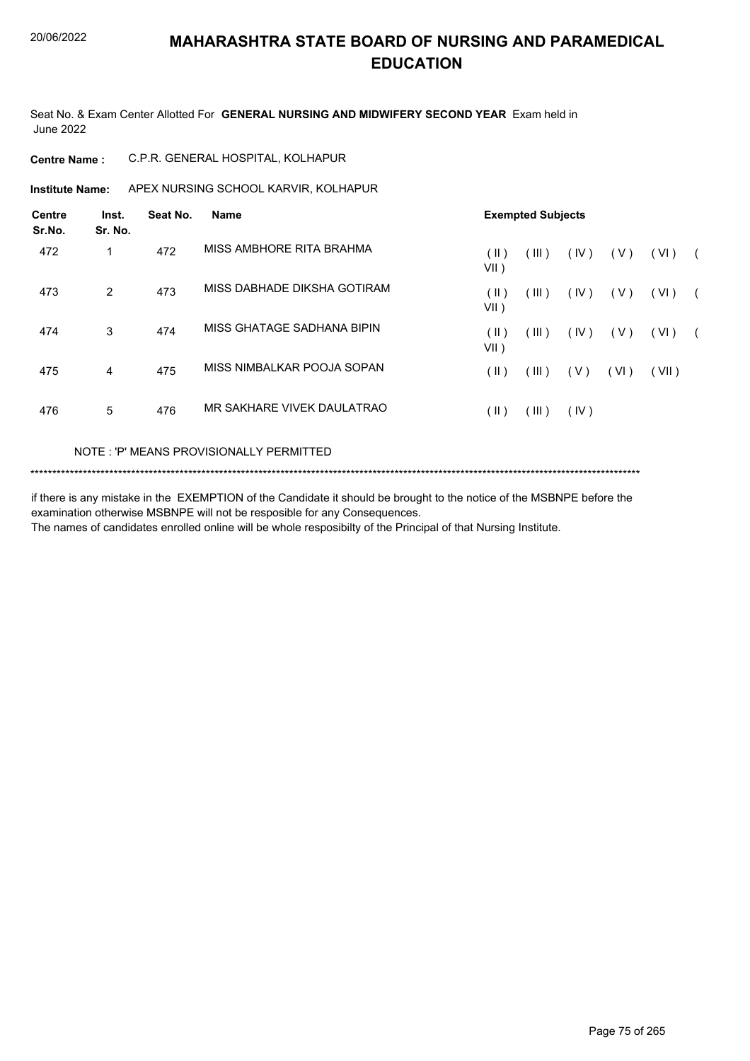# MAHARASHTRA STATE BOARD OF NURSING AND PARAMEDICAL EDUCATION

20/06/2022

Seat No. & Exam Center Allotted For **GENERAL NURSING AND MIDWIFERY SECOND YEAR** Exam held in June 2022

**Centre Name :** C.P.R. GENERAL HOSPITAL, KOLHAPUR

**Institute Name:** APEX NURSING SCHOOL KARVIR, KOLHAPUR

| Centre Sr.No. | Inst. Sr. No. | Seat No. | Name | Exempted Subjects |
|---|---|---|---|---|
| 472 | 1 | 472 | MISS AMBHORE RITA BRAHMA | ( II ) ( III ) ( IV ) ( V ) ( VI ) ( VII ) |
| 473 | 2 | 473 | MISS DABHADE DIKSHA GOTIRAM | ( II ) ( III ) ( IV ) ( V ) ( VI ) ( VII ) |
| 474 | 3 | 474 | MISS GHATAGE SADHANA BIPIN | ( II ) ( III ) ( IV ) ( V ) ( VI ) ( VII ) |
| 475 | 4 | 475 | MISS NIMBALKAR POOJA SOPAN | ( II ) ( III ) ( V ) ( VI ) ( VII ) |
| 476 | 5 | 476 | MR SAKHARE VIVEK DAULATRAO | ( II ) ( III ) ( IV ) |

NOTE : 'P' MEANS PROVISIONALLY PERMITTED

******************************************************************************************************************************************

if there is any mistake in the EXEMPTION of the Candidate it should be brought to the notice of the MSBNPE before the examination otherwise MSBNPE will not be resposible for any Consequences.
The names of candidates enrolled online will be whole resposibilty of the Principal of that Nursing Institute.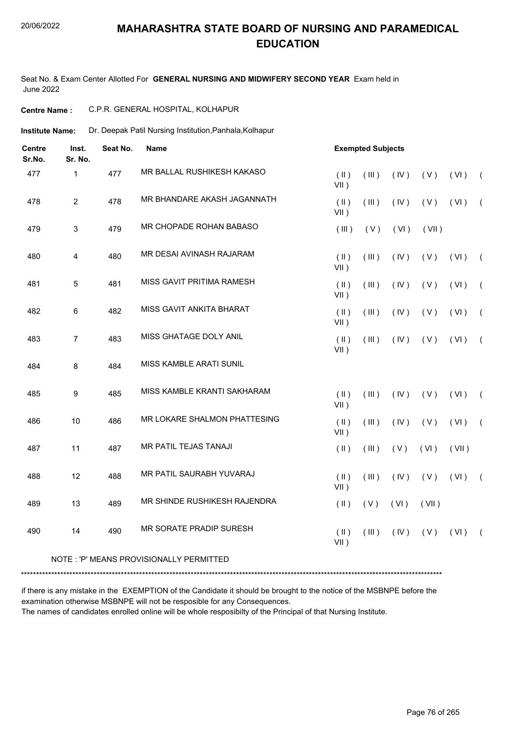# MAHARASHTRA STATE BOARD OF NURSING AND PARAMEDICAL EDUCATION

20/06/2022

Seat No. & Exam Center Allotted For **GENERAL NURSING AND MIDWIFERY SECOND YEAR** Exam held in June 2022

**Centre Name :** C.P.R. GENERAL HOSPITAL, KOLHAPUR

**Institute Name:** Dr. Deepak Patil Nursing Institution,Panhala,Kolhapur

| Centre Sr.No. | Inst. Sr. No. | Seat No. | Name | Exempted Subjects |
|---|---|---|---|---|
| 477 | 1 | 477 | MR BALLAL RUSHIKESH KAKASO | ( II ) ( III ) ( IV ) ( V ) ( VI ) ( VII ) |
| 478 | 2 | 478 | MR BHANDARE AKASH JAGANNATH | ( II ) ( III ) ( IV ) ( V ) ( VI ) ( VII ) |
| 479 | 3 | 479 | MR CHOPADE ROHAN BABASO | ( III ) ( V ) ( VI ) ( VII ) |
| 480 | 4 | 480 | MR DESAI AVINASH RAJARAM | ( II ) ( III ) ( IV ) ( V ) ( VI ) ( VII ) |
| 481 | 5 | 481 | MISS GAVIT PRITIMA RAMESH | ( II ) ( III ) ( IV ) ( V ) ( VI ) ( VII ) |
| 482 | 6 | 482 | MISS GAVIT ANKITA BHARAT | ( II ) ( III ) ( IV ) ( V ) ( VI ) ( VII ) |
| 483 | 7 | 483 | MISS GHATAGE DOLY ANIL | ( II ) ( III ) ( IV ) ( V ) ( VI ) ( VII ) |
| 484 | 8 | 484 | MISS KAMBLE ARATI SUNIL | |
| 485 | 9 | 485 | MISS KAMBLE KRANTI SAKHARAM | ( II ) ( III ) ( IV ) ( V ) ( VI ) ( VII ) |
| 486 | 10 | 486 | MR LOKARE SHALMON PHATTESING | ( II ) ( III ) ( IV ) ( V ) ( VI ) ( VII ) |
| 487 | 11 | 487 | MR PATIL TEJAS TANAJI | ( II ) ( III ) ( V ) ( VI ) ( VII ) |
| 488 | 12 | 488 | MR PATIL SAURABH YUVARAJ | ( II ) ( III ) ( IV ) ( V ) ( VI ) ( VII ) |
| 489 | 13 | 489 | MR SHINDE RUSHIKESH RAJENDRA | ( II ) ( V ) ( VI ) ( VII ) |
| 490 | 14 | 490 | MR SORATE PRADIP SURESH | ( II ) ( III ) ( IV ) ( V ) ( VI ) ( VII ) |

NOTE : 'P' MEANS PROVISIONALLY PERMITTED

******************************************************************************************************************************

if there is any mistake in the EXEMPTION of the Candidate it should be brought to the notice of the MSBNPE before the examination otherwise MSBNPE will not be resposible for any Consequences.

The names of candidates enrolled online will be whole resposibilty of the Principal of that Nursing Institute.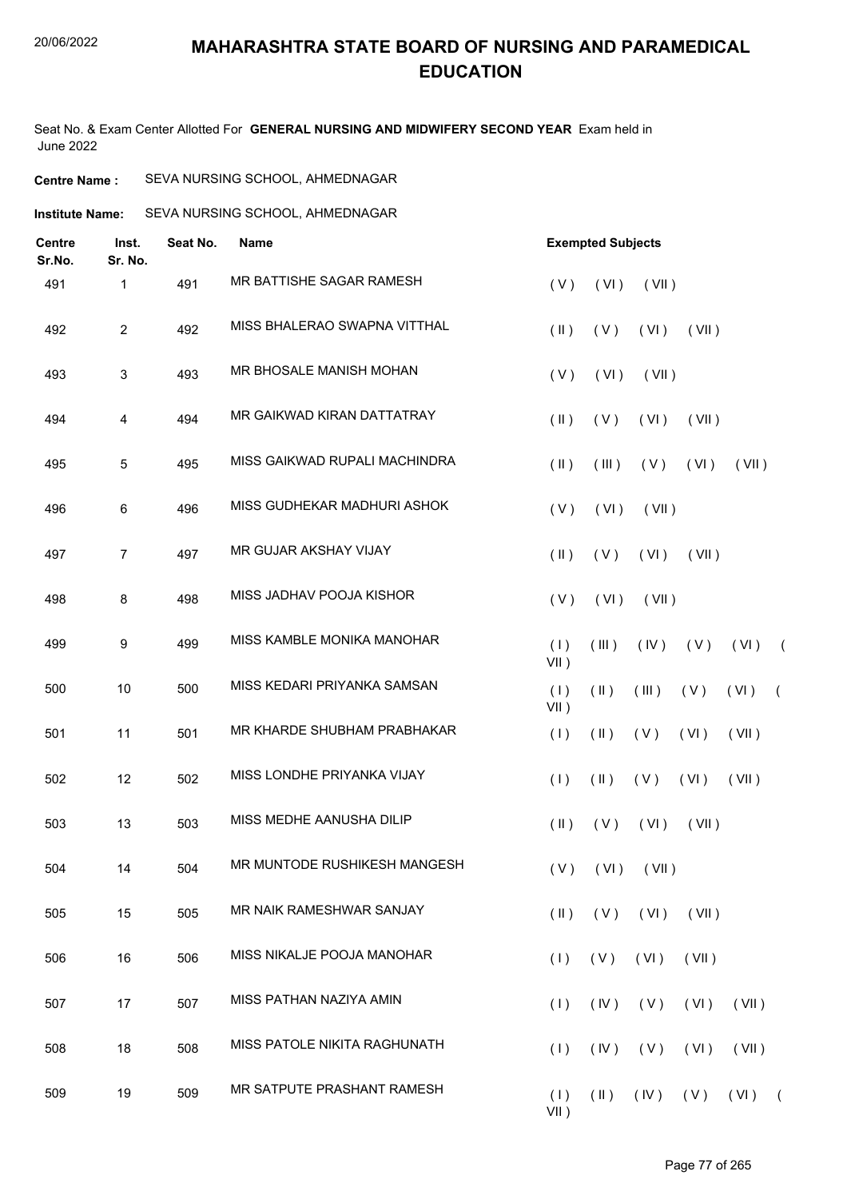# MAHARASHTRA STATE BOARD OF NURSING AND PARAMEDICAL EDUCATION

Seat No. & Exam Center Allotted For **GENERAL NURSING AND MIDWIFERY SECOND YEAR** Exam held in June 2022

**Centre Name :** SEVA NURSING SCHOOL, AHMEDNAGAR

**Institute Name:** SEVA NURSING SCHOOL, AHMEDNAGAR

| Centre Sr.No. | Inst. Sr. No. | Seat No. | Name | Exempted Subjects |
|---|---|---|---|---|
| 491 | 1 | 491 | MR BATTISHE SAGAR RAMESH | ( V ) ( VI ) ( VII ) |
| 492 | 2 | 492 | MISS BHALERAO SWAPNA VITTHAL | ( II ) ( V ) ( VI ) ( VII ) |
| 493 | 3 | 493 | MR BHOSALE MANISH MOHAN | ( V ) ( VI ) ( VII ) |
| 494 | 4 | 494 | MR GAIKWAD KIRAN DATTATRAY | ( II ) ( V ) ( VI ) ( VII ) |
| 495 | 5 | 495 | MISS GAIKWAD RUPALI MACHINDRA | ( II ) ( III ) ( V ) ( VI ) ( VII ) |
| 496 | 6 | 496 | MISS GUDHEKAR MADHURI ASHOK | ( V ) ( VI ) ( VII ) |
| 497 | 7 | 497 | MR GUJAR AKSHAY VIJAY | ( II ) ( V ) ( VI ) ( VII ) |
| 498 | 8 | 498 | MISS JADHAV POOJA KISHOR | ( V ) ( VI ) ( VII ) |
| 499 | 9 | 499 | MISS KAMBLE MONIKA MANOHAR | ( I ) ( III ) ( IV ) ( V ) ( VI ) ( VII ) |
| 500 | 10 | 500 | MISS KEDARI PRIYANKA SAMSAN | ( I ) ( II ) ( III ) ( V ) ( VI ) ( VII ) |
| 501 | 11 | 501 | MR KHARDE SHUBHAM PRABHAKAR | ( I ) ( II ) ( V ) ( VI ) ( VII ) |
| 502 | 12 | 502 | MISS LONDHE PRIYANKA VIJAY | ( I ) ( II ) ( V ) ( VI ) ( VII ) |
| 503 | 13 | 503 | MISS MEDHE AANUSHA DILIP | ( II ) ( V ) ( VI ) ( VII ) |
| 504 | 14 | 504 | MR MUNTODE RUSHIKESH MANGESH | ( V ) ( VI ) ( VII ) |
| 505 | 15 | 505 | MR NAIK RAMESHWAR SANJAY | ( II ) ( V ) ( VI ) ( VII ) |
| 506 | 16 | 506 | MISS NIKALJE POOJA MANOHAR | ( I ) ( V ) ( VI ) ( VII ) |
| 507 | 17 | 507 | MISS PATHAN NAZIYA AMIN | ( I ) ( IV ) ( V ) ( VI ) ( VII ) |
| 508 | 18 | 508 | MISS PATOLE NIKITA RAGHUNATH | ( I ) ( IV ) ( V ) ( VI ) ( VII ) |
| 509 | 19 | 509 | MR SATPUTE PRASHANT RAMESH | ( I ) ( II ) ( IV ) ( V ) ( VI ) ( VII ) |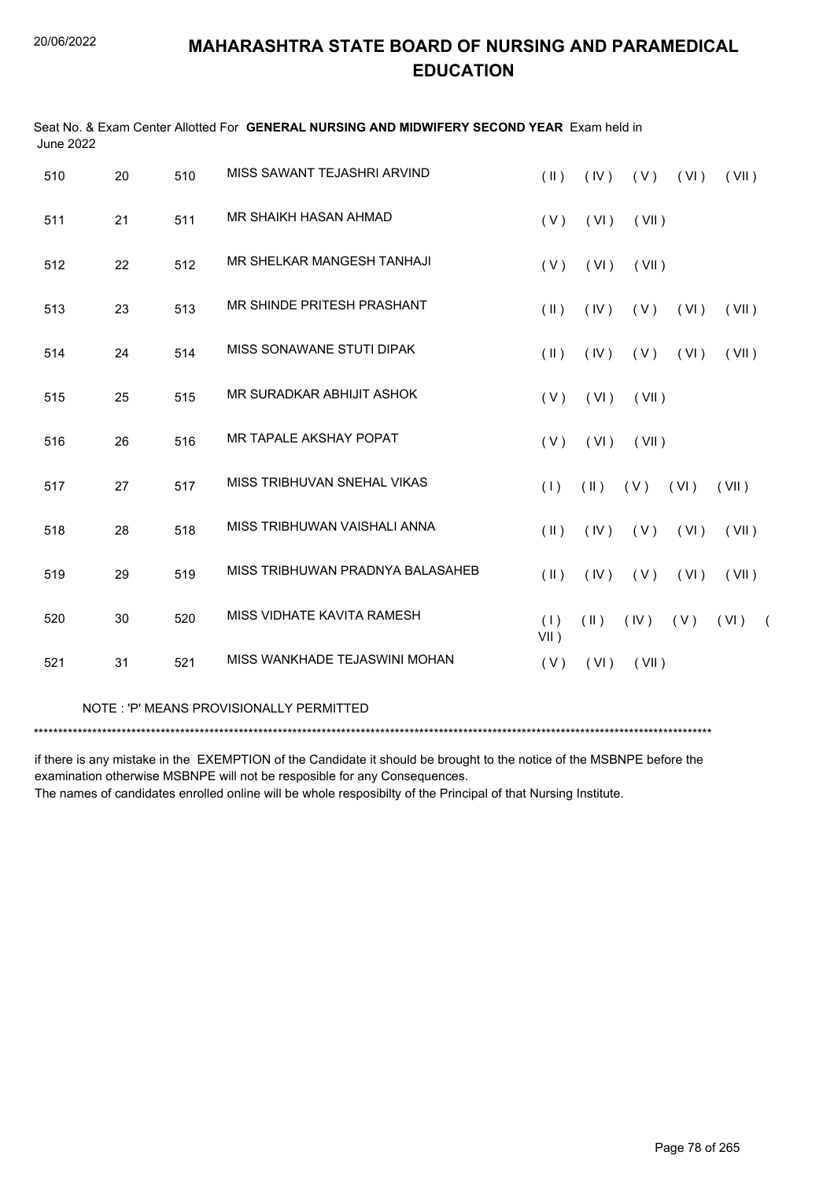# MAHARASHTRA STATE BOARD OF NURSING AND PARAMEDICAL EDUCATION

Seat No. & Exam Center Allotted For **GENERAL NURSING AND MIDWIFERY SECOND YEAR** Exam held in June 2022

| | | | | |
|---|---|---|---|---|
| 510 | 20 | 510 | MISS SAWANT TEJASHRI ARVIND | ( II ) ( IV ) ( V ) ( VI ) ( VII ) |
| 511 | 21 | 511 | MR SHAIKH HASAN AHMAD | ( V ) ( VI ) ( VII ) |
| 512 | 22 | 512 | MR SHELKAR MANGESH TANHAJI | ( V ) ( VI ) ( VII ) |
| 513 | 23 | 513 | MR SHINDE PRITESH PRASHANT | ( II ) ( IV ) ( V ) ( VI ) ( VII ) |
| 514 | 24 | 514 | MISS SONAWANE STUTI DIPAK | ( II ) ( IV ) ( V ) ( VI ) ( VII ) |
| 515 | 25 | 515 | MR SURADKAR ABHIJIT ASHOK | ( V ) ( VI ) ( VII ) |
| 516 | 26 | 516 | MR TAPALE AKSHAY POPAT | ( V ) ( VI ) ( VII ) |
| 517 | 27 | 517 | MISS TRIBHUVAN SNEHAL VIKAS | ( I ) ( II ) ( V ) ( VI ) ( VII ) |
| 518 | 28 | 518 | MISS TRIBHUWAN VAISHALI ANNA | ( II ) ( IV ) ( V ) ( VI ) ( VII ) |
| 519 | 29 | 519 | MISS TRIBHUWAN PRADNYA BALASAHEB | ( II ) ( IV ) ( V ) ( VI ) ( VII ) |
| 520 | 30 | 520 | MISS VIDHATE KAVITA RAMESH | ( I ) ( II ) ( IV ) ( V ) ( VI ) ( VII ) |
| 521 | 31 | 521 | MISS WANKHADE TEJASWINI MOHAN | ( V ) ( VI ) ( VII ) |

NOTE : 'P' MEANS PROVISIONALLY PERMITTED

*******************************************************************************************************************************************

if there is any mistake in the EXEMPTION of the Candidate it should be brought to the notice of the MSBNPE before the examination otherwise MSBNPE will not be resposible for any Consequences.

The names of candidates enrolled online will be whole resposibilty of the Principal of that Nursing Institute.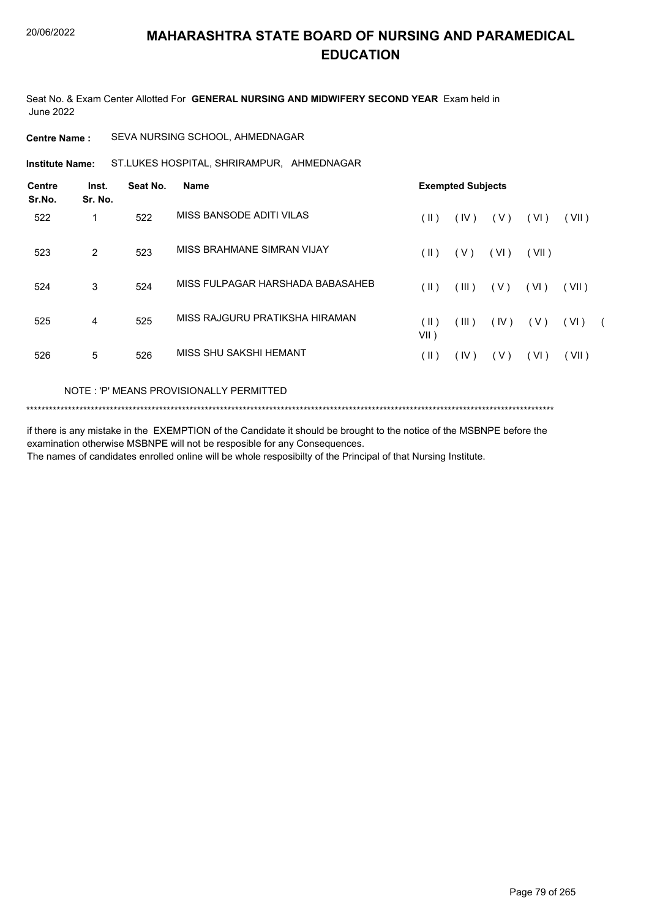# MAHARASHTRA STATE BOARD OF NURSING AND PARAMEDICAL EDUCATION

20/06/2022

Seat No. & Exam Center Allotted For **GENERAL NURSING AND MIDWIFERY SECOND YEAR** Exam held in June 2022

**Centre Name :** SEVA NURSING SCHOOL, AHMEDNAGAR

**Institute Name:** ST.LUKES HOSPITAL, SHRIRAMPUR, AHMEDNAGAR

| Centre Sr.No. | Inst. Sr. No. | Seat No. | Name | Exempted Subjects |
|---|---|---|---|---|
| 522 | 1 | 522 | MISS BANSODE ADITI VILAS | ( II ) ( IV ) ( V ) ( VI ) ( VII ) |
| 523 | 2 | 523 | MISS BRAHMANE SIMRAN VIJAY | ( II ) ( V ) ( VI ) ( VII ) |
| 524 | 3 | 524 | MISS FULPAGAR HARSHADA BABASAHEB | ( II ) ( III ) ( V ) ( VI ) ( VII ) |
| 525 | 4 | 525 | MISS RAJGURU PRATIKSHA HIRAMAN | ( II ) ( III ) ( IV ) ( V ) ( VI ) ( VII ) |
| 526 | 5 | 526 | MISS SHU SAKSHI HEMANT | ( II ) ( IV ) ( V ) ( VI ) ( VII ) |

NOTE : 'P' MEANS PROVISIONALLY PERMITTED

******************************************************************************************************************************************

if there is any mistake in the EXEMPTION of the Candidate it should be brought to the notice of the MSBNPE before the examination otherwise MSBNPE will not be resposible for any Consequences.
The names of candidates enrolled online will be whole resposibilty of the Principal of that Nursing Institute.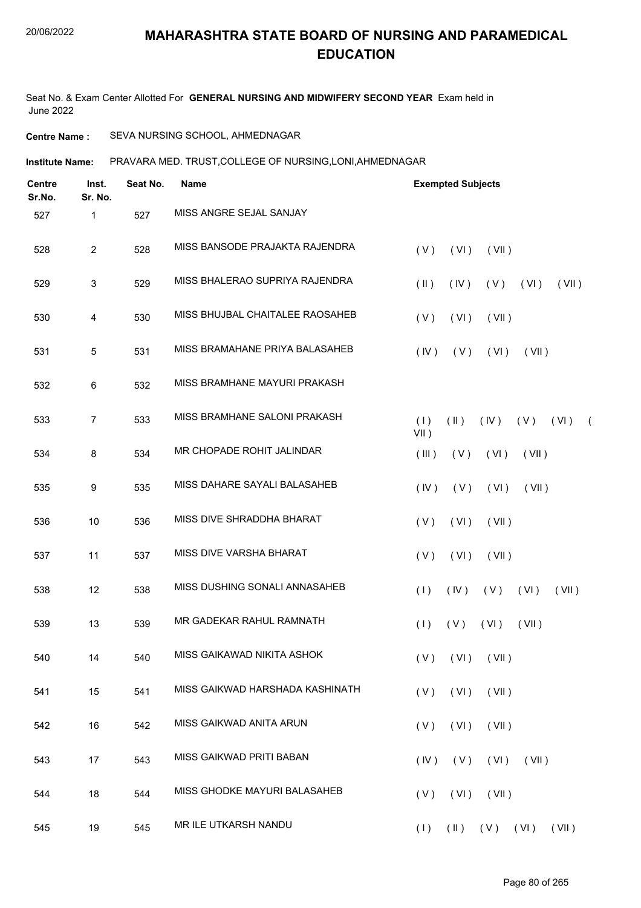# MAHARASHTRA STATE BOARD OF NURSING AND PARAMEDICAL EDUCATION

20/06/2022

Seat No. & Exam Center Allotted For **GENERAL NURSING AND MIDWIFERY SECOND YEAR** Exam held in June 2022

**Centre Name :** SEVA NURSING SCHOOL, AHMEDNAGAR

**Institute Name:** PRAVARA MED. TRUST,COLLEGE OF NURSING,LONI,AHMEDNAGAR

| Centre Sr.No. | Inst. Sr. No. | Seat No. | Name | Exempted Subjects |
|---|---|---|---|---|
| 527 | 1 | 527 | MISS ANGRE SEJAL SANJAY | |
| 528 | 2 | 528 | MISS BANSODE PRAJAKTA RAJENDRA | ( V ) ( VI ) ( VII ) |
| 529 | 3 | 529 | MISS BHALERAO SUPRIYA RAJENDRA | ( II ) ( IV ) ( V ) ( VI ) ( VII ) |
| 530 | 4 | 530 | MISS BHUJBAL CHAITALEE RAOSAHEB | ( V ) ( VI ) ( VII ) |
| 531 | 5 | 531 | MISS BRAMAHANE PRIYA BALASAHEB | ( IV ) ( V ) ( VI ) ( VII ) |
| 532 | 6 | 532 | MISS BRAMHANE MAYURI PRAKASH | |
| 533 | 7 | 533 | MISS BRAMHANE SALONI PRAKASH | ( I ) ( II ) ( IV ) ( V ) ( VI ) ( VII ) |
| 534 | 8 | 534 | MR CHOPADE ROHIT JALINDAR | ( III ) ( V ) ( VI ) ( VII ) |
| 535 | 9 | 535 | MISS DAHARE SAYALI BALASAHEB | ( IV ) ( V ) ( VI ) ( VII ) |
| 536 | 10 | 536 | MISS DIVE SHRADDHA BHARAT | ( V ) ( VI ) ( VII ) |
| 537 | 11 | 537 | MISS DIVE VARSHA BHARAT | ( V ) ( VI ) ( VII ) |
| 538 | 12 | 538 | MISS DUSHING SONALI ANNASAHEB | ( I ) ( IV ) ( V ) ( VI ) ( VII ) |
| 539 | 13 | 539 | MR GADEKAR RAHUL RAMNATH | ( I ) ( V ) ( VI ) ( VII ) |
| 540 | 14 | 540 | MISS GAIKAWAD NIKITA ASHOK | ( V ) ( VI ) ( VII ) |
| 541 | 15 | 541 | MISS GAIKWAD HARSHADA KASHINATH | ( V ) ( VI ) ( VII ) |
| 542 | 16 | 542 | MISS GAIKWAD ANITA ARUN | ( V ) ( VI ) ( VII ) |
| 543 | 17 | 543 | MISS GAIKWAD PRITI BABAN | ( IV ) ( V ) ( VI ) ( VII ) |
| 544 | 18 | 544 | MISS GHODKE MAYURI BALASAHEB | ( V ) ( VI ) ( VII ) |
| 545 | 19 | 545 | MR ILE UTKARSH NANDU | ( I ) ( II ) ( V ) ( VI ) ( VII ) |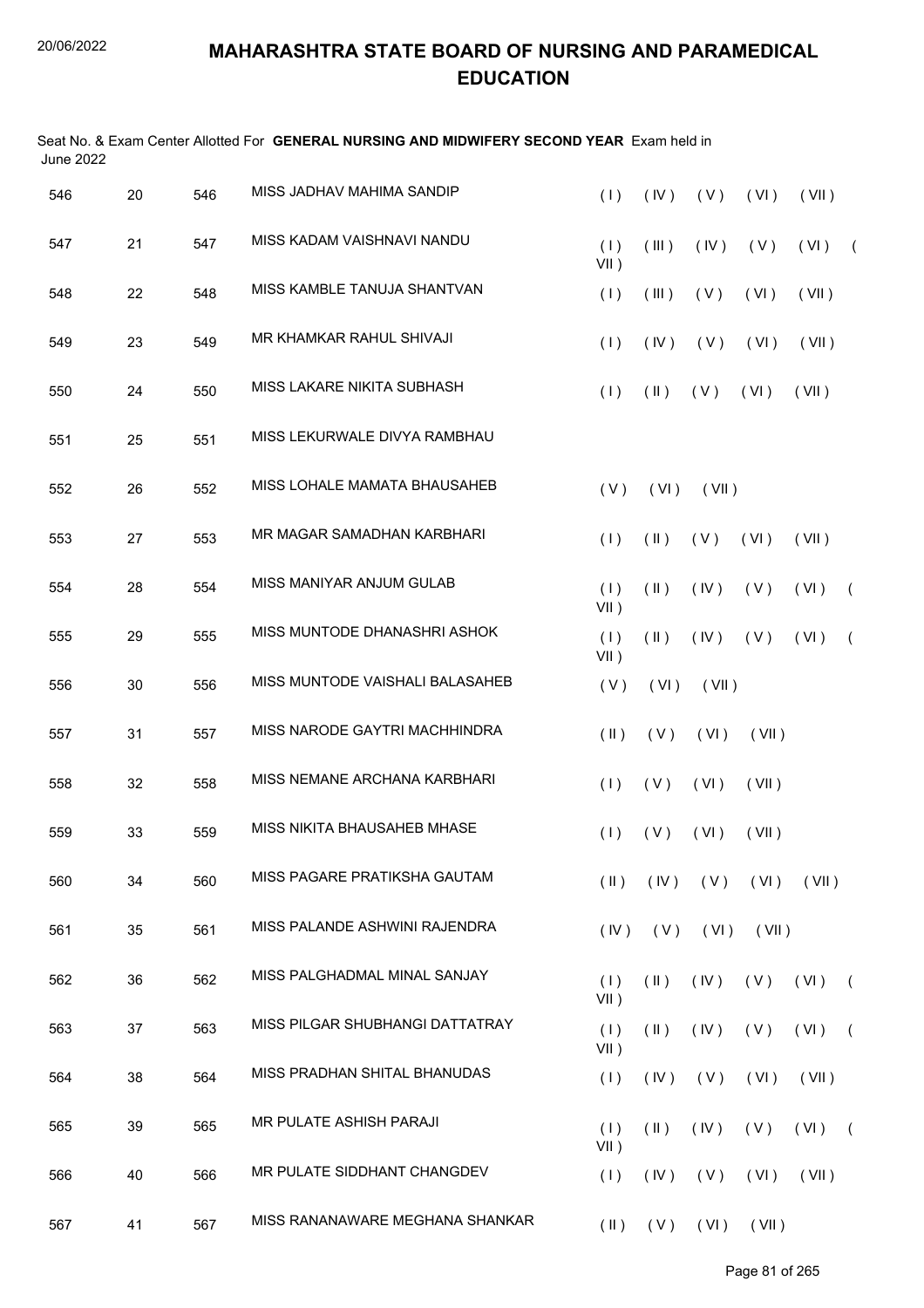# MAHARASHTRA STATE BOARD OF NURSING AND PARAMEDICAL EDUCATION

Seat No. & Exam Center Allotted For **GENERAL NURSING AND MIDWIFERY SECOND YEAR** Exam held in June 2022

| | | | | |
|---|---|---|---|---|
| 546 | 20 | 546 | MISS JADHAV MAHIMA SANDIP | ( I ) ( IV ) ( V ) ( VI ) ( VII ) |
| 547 | 21 | 547 | MISS KADAM VAISHNAVI NANDU | ( I ) ( III ) ( IV ) ( V ) ( VI ) ( VII ) |
| 548 | 22 | 548 | MISS KAMBLE TANUJA SHANTVAN | ( I ) ( III ) ( V ) ( VI ) ( VII ) |
| 549 | 23 | 549 | MR KHAMKAR RAHUL SHIVAJI | ( I ) ( IV ) ( V ) ( VI ) ( VII ) |
| 550 | 24 | 550 | MISS LAKARE NIKITA SUBHASH | ( I ) ( II ) ( V ) ( VI ) ( VII ) |
| 551 | 25 | 551 | MISS LEKURWALE DIVYA RAMBHAU | |
| 552 | 26 | 552 | MISS LOHALE MAMATA BHAUSAHEB | ( V ) ( VI ) ( VII ) |
| 553 | 27 | 553 | MR MAGAR SAMADHAN KARBHARI | ( I ) ( II ) ( V ) ( VI ) ( VII ) |
| 554 | 28 | 554 | MISS MANIYAR ANJUM GULAB | ( I ) ( II ) ( IV ) ( V ) ( VI ) ( VII ) |
| 555 | 29 | 555 | MISS MUNTODE DHANASHRI ASHOK | ( I ) ( II ) ( IV ) ( V ) ( VI ) ( VII ) |
| 556 | 30 | 556 | MISS MUNTODE VAISHALI BALASAHEB | ( V ) ( VI ) ( VII ) |
| 557 | 31 | 557 | MISS NARODE GAYTRI MACHHINDRA | ( II ) ( V ) ( VI ) ( VII ) |
| 558 | 32 | 558 | MISS NEMANE ARCHANA KARBHARI | ( I ) ( V ) ( VI ) ( VII ) |
| 559 | 33 | 559 | MISS NIKITA BHAUSAHEB MHASE | ( I ) ( V ) ( VI ) ( VII ) |
| 560 | 34 | 560 | MISS PAGARE PRATIKSHA GAUTAM | ( II ) ( IV ) ( V ) ( VI ) ( VII ) |
| 561 | 35 | 561 | MISS PALANDE ASHWINI RAJENDRA | ( IV ) ( V ) ( VI ) ( VII ) |
| 562 | 36 | 562 | MISS PALGHADMAL MINAL SANJAY | ( I ) ( II ) ( IV ) ( V ) ( VI ) ( VII ) |
| 563 | 37 | 563 | MISS PILGAR SHUBHANGI DATTATRAY | ( I ) ( II ) ( IV ) ( V ) ( VI ) ( VII ) |
| 564 | 38 | 564 | MISS PRADHAN SHITAL BHANUDAS | ( I ) ( IV ) ( V ) ( VI ) ( VII ) |
| 565 | 39 | 565 | MR PULATE ASHISH PARAJI | ( I ) ( II ) ( IV ) ( V ) ( VI ) ( VII ) |
| 566 | 40 | 566 | MR PULATE SIDDHANT CHANGDEV | ( I ) ( IV ) ( V ) ( VI ) ( VII ) |
| 567 | 41 | 567 | MISS RANANAWARE MEGHANA SHANKAR | ( II ) ( V ) ( VI ) ( VII ) |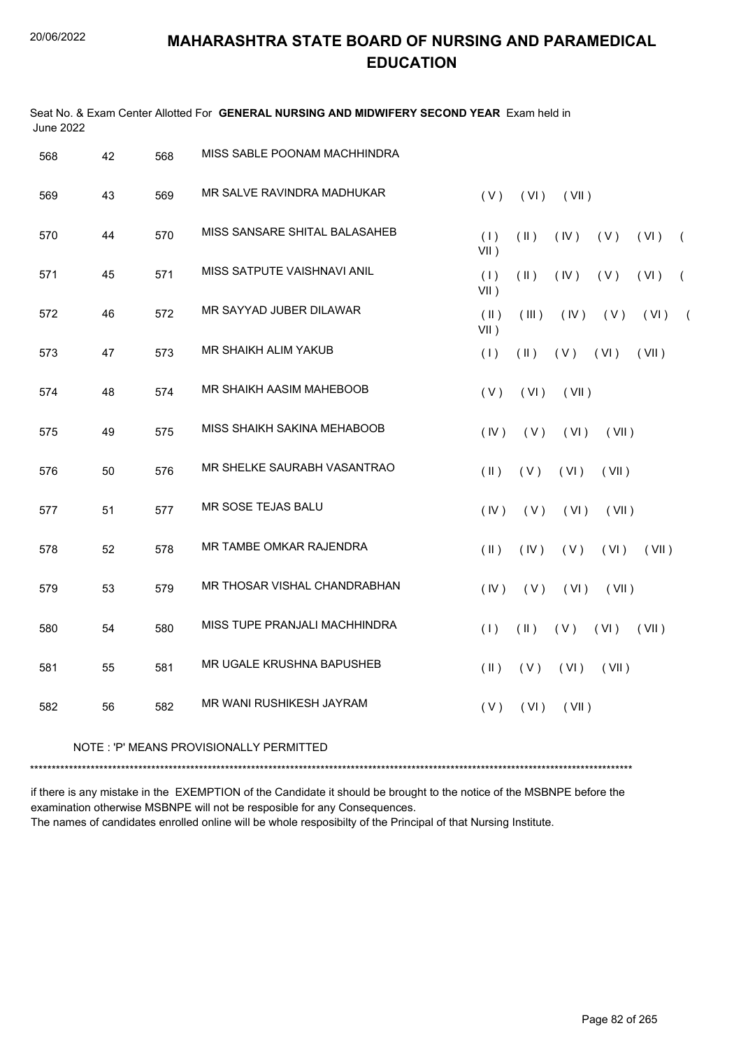# MAHARASHTRA STATE BOARD OF NURSING AND PARAMEDICAL EDUCATION

Seat No. & Exam Center Allotted For **GENERAL NURSING AND MIDWIFERY SECOND YEAR** Exam held in June 2022

| | | | | |
|---|---|---|---|---|
| 568 | 42 | 568 | MISS SABLE POONAM MACHHINDRA | |
| 569 | 43 | 569 | MR SALVE RAVINDRA MADHUKAR | ( V ) ( VI ) ( VII ) |
| 570 | 44 | 570 | MISS SANSARE SHITAL BALASAHEB | ( I ) ( II ) ( IV ) ( V ) ( VI ) ( VII ) |
| 571 | 45 | 571 | MISS SATPUTE VAISHNAVI ANIL | ( I ) ( II ) ( IV ) ( V ) ( VI ) ( VII ) |
| 572 | 46 | 572 | MR SAYYAD JUBER DILAWAR | ( II ) ( III ) ( IV ) ( V ) ( VI ) ( VII ) |
| 573 | 47 | 573 | MR SHAIKH ALIM YAKUB | ( I ) ( II ) ( V ) ( VI ) ( VII ) |
| 574 | 48 | 574 | MR SHAIKH AASIM MAHEBOOB | ( V ) ( VI ) ( VII ) |
| 575 | 49 | 575 | MISS SHAIKH SAKINA MEHABOOB | ( IV ) ( V ) ( VI ) ( VII ) |
| 576 | 50 | 576 | MR SHELKE SAURABH VASANTRAO | ( II ) ( V ) ( VI ) ( VII ) |
| 577 | 51 | 577 | MR SOSE TEJAS BALU | ( IV ) ( V ) ( VI ) ( VII ) |
| 578 | 52 | 578 | MR TAMBE OMKAR RAJENDRA | ( II ) ( IV ) ( V ) ( VI ) ( VII ) |
| 579 | 53 | 579 | MR THOSAR VISHAL CHANDRABHAN | ( IV ) ( V ) ( VI ) ( VII ) |
| 580 | 54 | 580 | MISS TUPE PRANJALI MACHHINDRA | ( I ) ( II ) ( V ) ( VI ) ( VII ) |
| 581 | 55 | 581 | MR UGALE KRUSHNA BAPUSHEB | ( II ) ( V ) ( VI ) ( VII ) |
| 582 | 56 | 582 | MR WANI RUSHIKESH JAYRAM | ( V ) ( VI ) ( VII ) |

NOTE : 'P' MEANS PROVISIONALLY PERMITTED

*******************************************************************************************************************************************

if there is any mistake in the EXEMPTION of the Candidate it should be brought to the notice of the MSBNPE before the examination otherwise MSBNPE will not be resposible for any Consequences.

The names of candidates enrolled online will be whole resposibilty of the Principal of that Nursing Institute.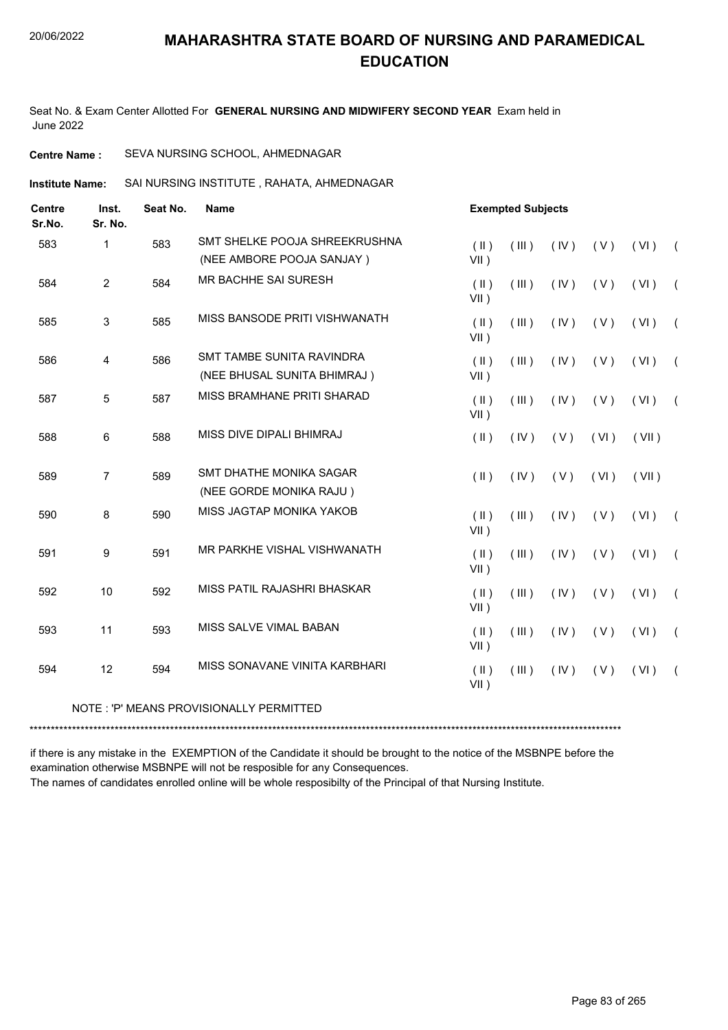# MAHARASHTRA STATE BOARD OF NURSING AND PARAMEDICAL EDUCATION

20/06/2022

Seat No. & Exam Center Allotted For **GENERAL NURSING AND MIDWIFERY SECOND YEAR** Exam held in June 2022

**Centre Name :** SEVA NURSING SCHOOL, AHMEDNAGAR

**Institute Name:** SAI NURSING INSTITUTE , RAHATA, AHMEDNAGAR

| Centre Sr.No. | Inst. Sr. No. | Seat No. | Name | Exempted Subjects |
|---|---|---|---|---|
| 583 | 1 | 583 | SMT SHELKE POOJA SHREEKRUSHNA (NEE AMBORE POOJA SANJAY ) | ( II ) ( III ) ( IV ) ( V ) ( VI ) ( VII ) |
| 584 | 2 | 584 | MR BACHHE SAI SURESH | ( II ) ( III ) ( IV ) ( V ) ( VI ) ( VII ) |
| 585 | 3 | 585 | MISS BANSODE PRITI VISHWANATH | ( II ) ( III ) ( IV ) ( V ) ( VI ) ( VII ) |
| 586 | 4 | 586 | SMT TAMBE SUNITA RAVINDRA (NEE BHUSAL SUNITA BHIMRAJ ) | ( II ) ( III ) ( IV ) ( V ) ( VI ) ( VII ) |
| 587 | 5 | 587 | MISS BRAMHANE PRITI SHARAD | ( II ) ( III ) ( IV ) ( V ) ( VI ) ( VII ) |
| 588 | 6 | 588 | MISS DIVE DIPALI BHIMRAJ | ( II ) ( IV ) ( V ) ( VI ) ( VII ) |
| 589 | 7 | 589 | SMT DHATHE MONIKA SAGAR (NEE GORDE MONIKA RAJU ) | ( II ) ( IV ) ( V ) ( VI ) ( VII ) |
| 590 | 8 | 590 | MISS JAGTAP MONIKA YAKOB | ( II ) ( III ) ( IV ) ( V ) ( VI ) ( VII ) |
| 591 | 9 | 591 | MR PARKHE VISHAL VISHWANATH | ( II ) ( III ) ( IV ) ( V ) ( VI ) ( VII ) |
| 592 | 10 | 592 | MISS PATIL RAJASHRI BHASKAR | ( II ) ( III ) ( IV ) ( V ) ( VI ) ( VII ) |
| 593 | 11 | 593 | MISS SALVE VIMAL BABAN | ( II ) ( III ) ( IV ) ( V ) ( VI ) ( VII ) |
| 594 | 12 | 594 | MISS SONAVANE VINITA KARBHARI | ( II ) ( III ) ( IV ) ( V ) ( VI ) ( VII ) |

NOTE : 'P' MEANS PROVISIONALLY PERMITTED

***********************************************************************************************************************************

if there is any mistake in the EXEMPTION of the Candidate it should be brought to the notice of the MSBNPE before the examination otherwise MSBNPE will not be resposible for any Consequences.

The names of candidates enrolled online will be whole resposibilty of the Principal of that Nursing Institute.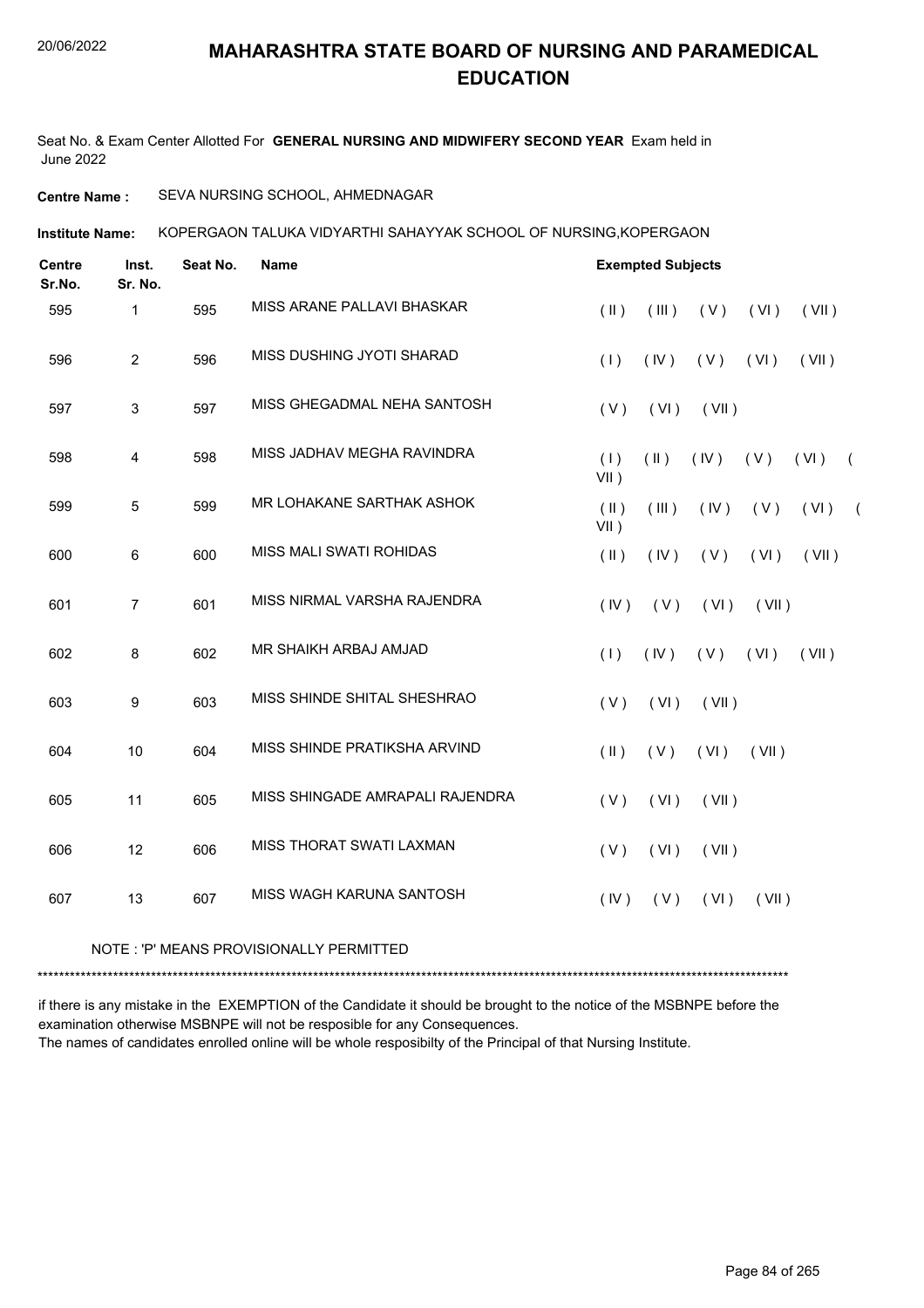# MAHARASHTRA STATE BOARD OF NURSING AND PARAMEDICAL EDUCATION

Seat No. & Exam Center Allotted For **GENERAL NURSING AND MIDWIFERY SECOND YEAR** Exam held in June 2022

**Centre Name :** SEVA NURSING SCHOOL, AHMEDNAGAR

**Institute Name:** KOPERGAON TALUKA VIDYARTHI SAHAYYAK SCHOOL OF NURSING,KOPERGAON

| Centre Sr.No. | Inst. Sr. No. | Seat No. | Name | Exempted Subjects |
|---|---|---|---|---|
| 595 | 1 | 595 | MISS ARANE PALLAVI BHASKAR | ( II ) ( III ) ( V ) ( VI ) ( VII ) |
| 596 | 2 | 596 | MISS DUSHING JYOTI SHARAD | ( I ) ( IV ) ( V ) ( VI ) ( VII ) |
| 597 | 3 | 597 | MISS GHEGADMAL NEHA SANTOSH | ( V ) ( VI ) ( VII ) |
| 598 | 4 | 598 | MISS JADHAV MEGHA RAVINDRA | ( I ) ( II ) ( IV ) ( V ) ( VI ) ( VII ) |
| 599 | 5 | 599 | MR LOHAKANE SARTHAK ASHOK | ( II ) ( III ) ( IV ) ( V ) ( VI ) ( VII ) |
| 600 | 6 | 600 | MISS MALI SWATI ROHIDAS | ( II ) ( IV ) ( V ) ( VI ) ( VII ) |
| 601 | 7 | 601 | MISS NIRMAL VARSHA RAJENDRA | ( IV ) ( V ) ( VI ) ( VII ) |
| 602 | 8 | 602 | MR SHAIKH ARBAJ AMJAD | ( I ) ( IV ) ( V ) ( VI ) ( VII ) |
| 603 | 9 | 603 | MISS SHINDE SHITAL SHESHRAO | ( V ) ( VI ) ( VII ) |
| 604 | 10 | 604 | MISS SHINDE PRATIKSHA ARVIND | ( II ) ( V ) ( VI ) ( VII ) |
| 605 | 11 | 605 | MISS SHINGADE AMRAPALI RAJENDRA | ( V ) ( VI ) ( VII ) |
| 606 | 12 | 606 | MISS THORAT SWATI LAXMAN | ( V ) ( VI ) ( VII ) |
| 607 | 13 | 607 | MISS WAGH KARUNA SANTOSH | ( IV ) ( V ) ( VI ) ( VII ) |

NOTE : 'P' MEANS PROVISIONALLY PERMITTED

*******************************************************************************************************************************************

if there is any mistake in the EXEMPTION of the Candidate it should be brought to the notice of the MSBNPE before the examination otherwise MSBNPE will not be resposible for any Consequences.
The names of candidates enrolled online will be whole resposibilty of the Principal of that Nursing Institute.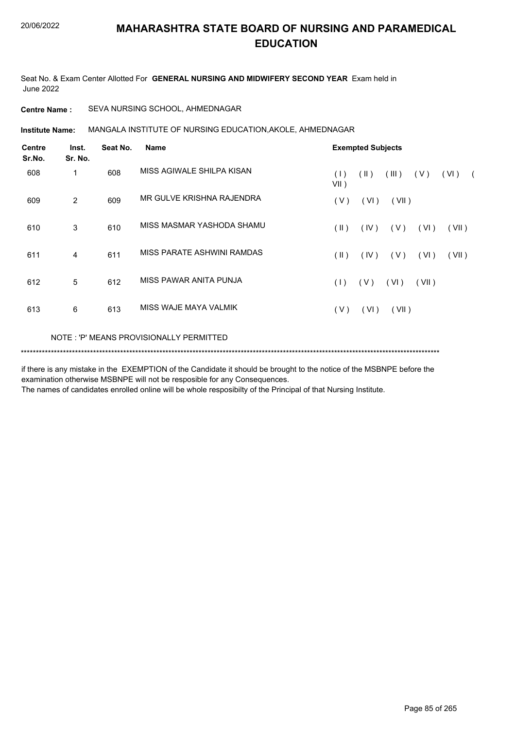# MAHARASHTRA STATE BOARD OF NURSING AND PARAMEDICAL EDUCATION

Seat No. & Exam Center Allotted For **GENERAL NURSING AND MIDWIFERY SECOND YEAR** Exam held in June 2022

**Centre Name :** SEVA NURSING SCHOOL, AHMEDNAGAR

**Institute Name:** MANGALA INSTITUTE OF NURSING EDUCATION,AKOLE, AHMEDNAGAR

| Centre Sr.No. | Inst. Sr. No. | Seat No. | Name | Exempted Subjects |
|---|---|---|---|---|
| 608 | 1 | 608 | MISS AGIWALE SHILPA KISAN | ( I ) ( II ) ( III ) ( V ) ( VI ) ( VII ) |
| 609 | 2 | 609 | MR GULVE KRISHNA RAJENDRA | ( V ) ( VI ) ( VII ) |
| 610 | 3 | 610 | MISS MASMAR YASHODA SHAMU | ( II ) ( IV ) ( V ) ( VI ) ( VII ) |
| 611 | 4 | 611 | MISS PARATE ASHWINI RAMDAS | ( II ) ( IV ) ( V ) ( VI ) ( VII ) |
| 612 | 5 | 612 | MISS PAWAR ANITA PUNJA | ( I ) ( V ) ( VI ) ( VII ) |
| 613 | 6 | 613 | MISS WAJE MAYA VALMIK | ( V ) ( VI ) ( VII ) |

NOTE : 'P' MEANS PROVISIONALLY PERMITTED

*******************************************************************************************************************************************

if there is any mistake in the EXEMPTION of the Candidate it should be brought to the notice of the MSBNPE before the examination otherwise MSBNPE will not be resposible for any Consequences.
The names of candidates enrolled online will be whole resposibilty of the Principal of that Nursing Institute.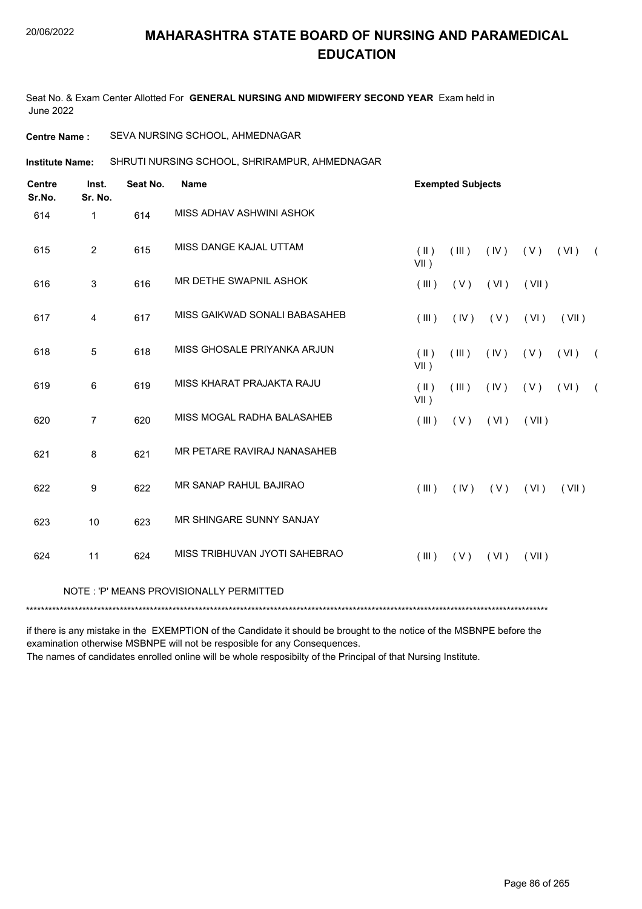# MAHARASHTRA STATE BOARD OF NURSING AND PARAMEDICAL EDUCATION

20/06/2022

Seat No. & Exam Center Allotted For **GENERAL NURSING AND MIDWIFERY SECOND YEAR** Exam held in June 2022

**Centre Name :** SEVA NURSING SCHOOL, AHMEDNAGAR

**Institute Name:** SHRUTI NURSING SCHOOL, SHRIRAMPUR, AHMEDNAGAR

| Centre Sr.No. | Inst. Sr. No. | Seat No. | Name | Exempted Subjects |
|---|---|---|---|---|
| 614 | 1 | 614 | MISS ADHAV ASHWINI ASHOK | |
| 615 | 2 | 615 | MISS DANGE KAJAL UTTAM | ( II ) ( III ) ( IV ) ( V ) ( VI ) ( VII ) |
| 616 | 3 | 616 | MR DETHE SWAPNIL ASHOK | ( III ) ( V ) ( VI ) ( VII ) |
| 617 | 4 | 617 | MISS GAIKWAD SONALI BABASAHEB | ( III ) ( IV ) ( V ) ( VI ) ( VII ) |
| 618 | 5 | 618 | MISS GHOSALE PRIYANKA ARJUN | ( II ) ( III ) ( IV ) ( V ) ( VI ) ( VII ) |
| 619 | 6 | 619 | MISS KHARAT PRAJAKTA RAJU | ( II ) ( III ) ( IV ) ( V ) ( VI ) ( VII ) |
| 620 | 7 | 620 | MISS MOGAL RADHA BALASAHEB | ( III ) ( V ) ( VI ) ( VII ) |
| 621 | 8 | 621 | MR PETARE RAVIRAJ NANASAHEB | |
| 622 | 9 | 622 | MR SANAP RAHUL BAJIRAO | ( III ) ( IV ) ( V ) ( VI ) ( VII ) |
| 623 | 10 | 623 | MR SHINGARE SUNNY SANJAY | |
| 624 | 11 | 624 | MISS TRIBHUVAN JYOTI SAHEBRAO | ( III ) ( V ) ( VI ) ( VII ) |

NOTE : 'P' MEANS PROVISIONALLY PERMITTED

***********************************************************************************************************************************

if there is any mistake in the EXEMPTION of the Candidate it should be brought to the notice of the MSBNPE before the examination otherwise MSBNPE will not be resposible for any Consequences.

The names of candidates enrolled online will be whole resposibilty of the Principal of that Nursing Institute.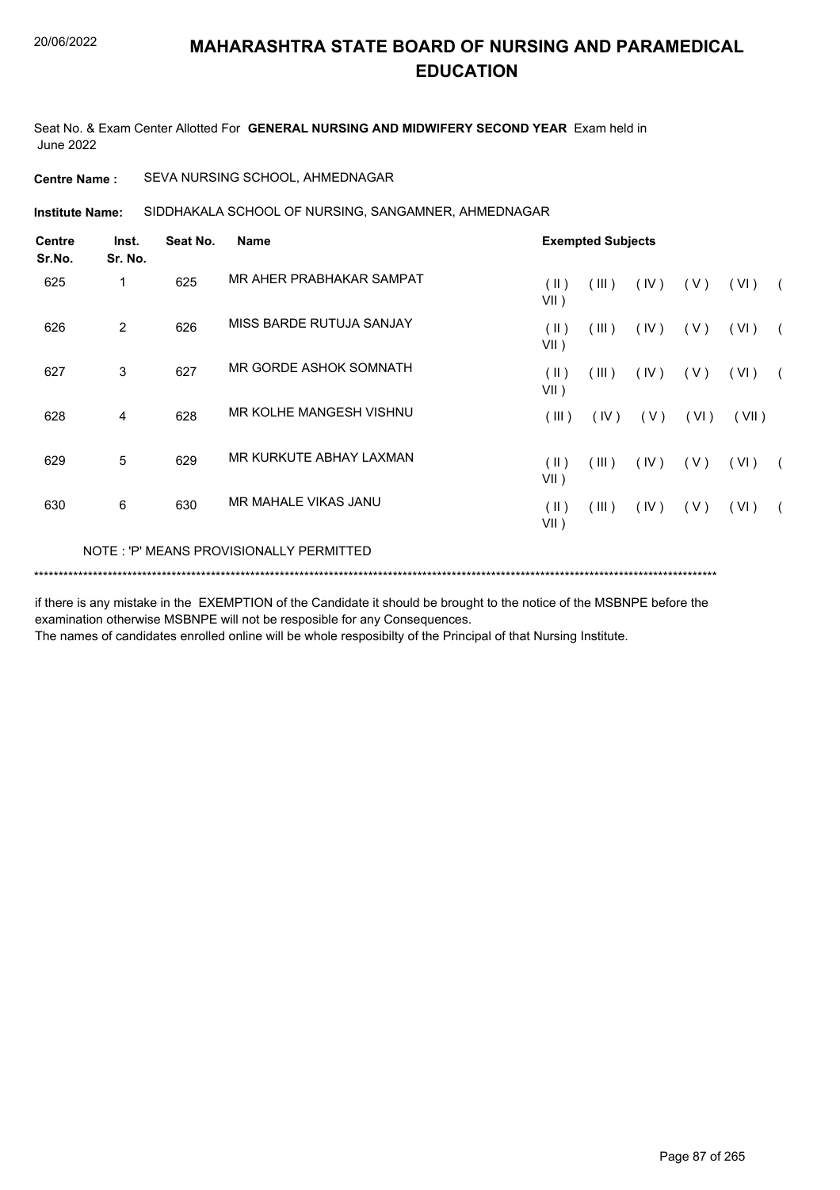# MAHARASHTRA STATE BOARD OF NURSING AND PARAMEDICAL EDUCATION

Seat No. & Exam Center Allotted For **GENERAL NURSING AND MIDWIFERY SECOND YEAR** Exam held in June 2022

**Centre Name :** SEVA NURSING SCHOOL, AHMEDNAGAR

**Institute Name:** SIDDHAKALA SCHOOL OF NURSING, SANGAMNER, AHMEDNAGAR

| Centre Sr.No. | Inst. Sr. No. | Seat No. | Name | Exempted Subjects |
|---|---|---|---|---|
| 625 | 1 | 625 | MR AHER PRABHAKAR SAMPAT | ( II ) ( III ) ( IV ) ( V ) ( VI ) ( VII ) |
| 626 | 2 | 626 | MISS BARDE RUTUJA SANJAY | ( II ) ( III ) ( IV ) ( V ) ( VI ) ( VII ) |
| 627 | 3 | 627 | MR GORDE ASHOK SOMNATH | ( II ) ( III ) ( IV ) ( V ) ( VI ) ( VII ) |
| 628 | 4 | 628 | MR KOLHE MANGESH VISHNU | ( III ) ( IV ) ( V ) ( VI ) ( VII ) |
| 629 | 5 | 629 | MR KURKUTE ABHAY LAXMAN | ( II ) ( III ) ( IV ) ( V ) ( VI ) ( VII ) |
| 630 | 6 | 630 | MR MAHALE VIKAS JANU | ( II ) ( III ) ( IV ) ( V ) ( VI ) ( VII ) |

NOTE : 'P' MEANS PROVISIONALLY PERMITTED

******************************************************************************************************************************************

if there is any mistake in the EXEMPTION of the Candidate it should be brought to the notice of the MSBNPE before the examination otherwise MSBNPE will not be resposible for any Consequences.

The names of candidates enrolled online will be whole resposibilty of the Principal of that Nursing Institute.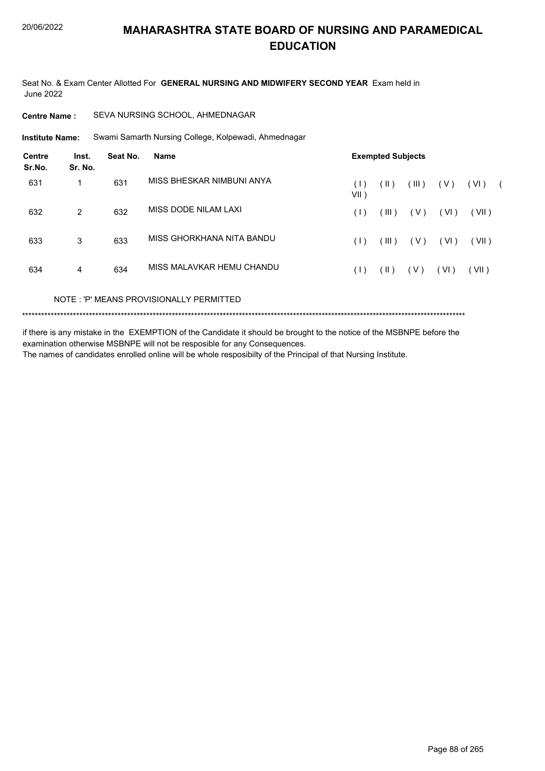# MAHARASHTRA STATE BOARD OF NURSING AND PARAMEDICAL EDUCATION

Seat No. & Exam Center Allotted For **GENERAL NURSING AND MIDWIFERY SECOND YEAR** Exam held in June 2022

**Centre Name :** SEVA NURSING SCHOOL, AHMEDNAGAR

**Institute Name:** Swami Samarth Nursing College, Kolpewadi, Ahmednagar

| Centre Sr.No. | Inst. Sr. No. | Seat No. | Name | Exempted Subjects |
|---|---|---|---|---|
| 631 | 1 | 631 | MISS BHESKAR NIMBUNI ANYA | ( I ) ( II ) ( III ) ( V ) ( VI ) ( VII ) |
| 632 | 2 | 632 | MISS DODE NILAM LAXI | ( I ) ( III ) ( V ) ( VI ) ( VII ) |
| 633 | 3 | 633 | MISS GHORKHANA NITA BANDU | ( I ) ( III ) ( V ) ( VI ) ( VII ) |
| 634 | 4 | 634 | MISS MALAVKAR HEMU CHANDU | ( I ) ( II ) ( V ) ( VI ) ( VII ) |

NOTE : 'P' MEANS PROVISIONALLY PERMITTED

******************************************************************************************************************************************

if there is any mistake in the EXEMPTION of the Candidate it should be brought to the notice of the MSBNPE before the examination otherwise MSBNPE will not be resposible for any Consequences.

The names of candidates enrolled online will be whole resposibilty of the Principal of that Nursing Institute.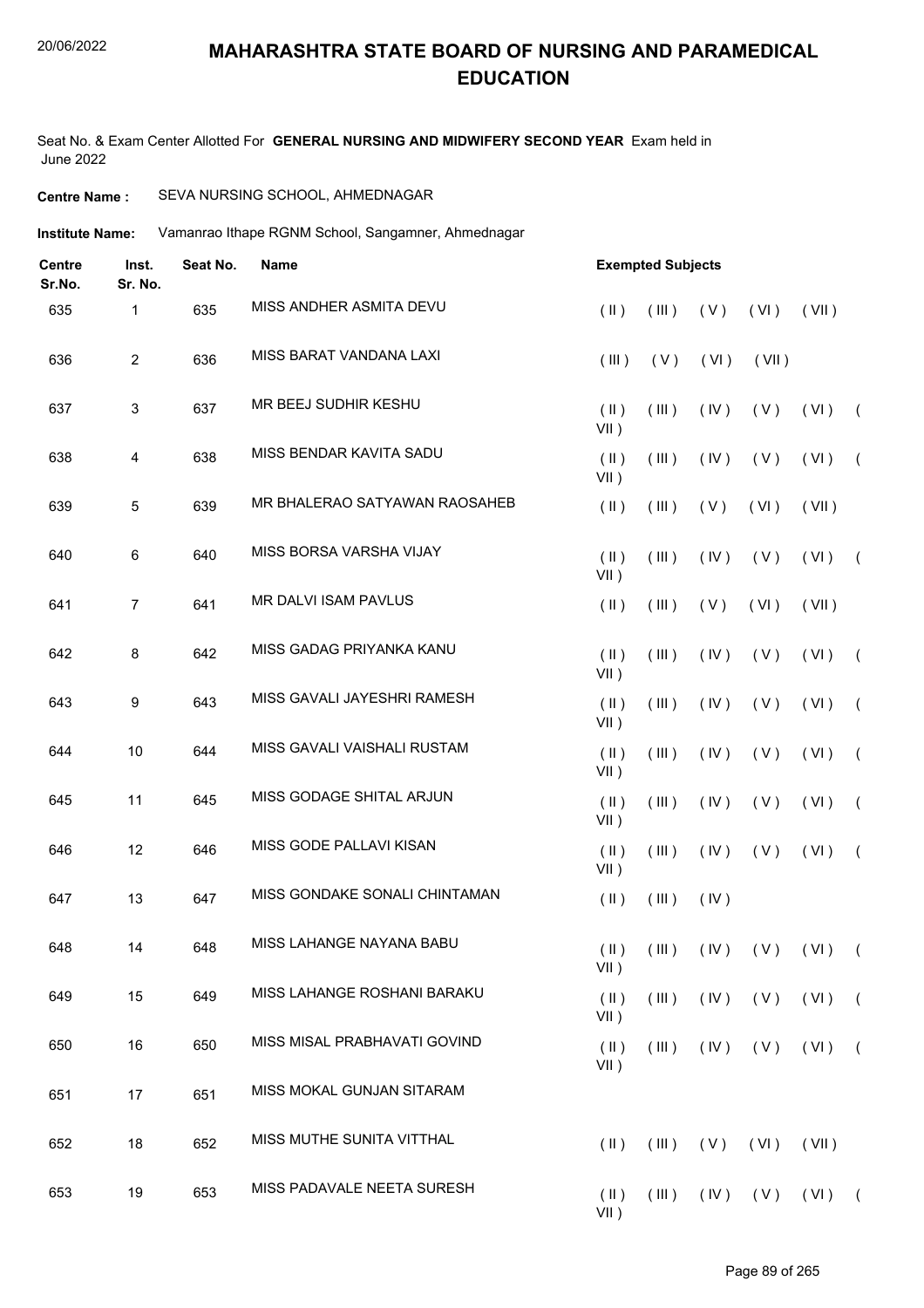# MAHARASHTRA STATE BOARD OF NURSING AND PARAMEDICAL EDUCATION

Seat No. & Exam Center Allotted For **GENERAL NURSING AND MIDWIFERY SECOND YEAR** Exam held in June 2022

**Centre Name :** SEVA NURSING SCHOOL, AHMEDNAGAR

**Institute Name:** Vamanrao Ithape RGNM School, Sangamner, Ahmednagar

| Centre Sr.No. | Inst. Sr. No. | Seat No. | Name | Exempted Subjects |
|---|---|---|---|---|
| 635 | 1 | 635 | MISS ANDHER ASMITA DEVU | ( II ) ( III ) ( V ) ( VI ) ( VII ) |
| 636 | 2 | 636 | MISS BARAT VANDANA LAXI | ( III ) ( V ) ( VI ) ( VII ) |
| 637 | 3 | 637 | MR BEEJ SUDHIR KESHU | ( II ) ( III ) ( IV ) ( V ) ( VI ) ( VII ) |
| 638 | 4 | 638 | MISS BENDAR KAVITA SADU | ( II ) ( III ) ( IV ) ( V ) ( VI ) ( VII ) |
| 639 | 5 | 639 | MR BHALERAO SATYAWAN RAOSAHEB | ( II ) ( III ) ( V ) ( VI ) ( VII ) |
| 640 | 6 | 640 | MISS BORSA VARSHA VIJAY | ( II ) ( III ) ( IV ) ( V ) ( VI ) ( VII ) |
| 641 | 7 | 641 | MR DALVI ISAM PAVLUS | ( II ) ( III ) ( V ) ( VI ) ( VII ) |
| 642 | 8 | 642 | MISS GADAG PRIYANKA KANU | ( II ) ( III ) ( IV ) ( V ) ( VI ) ( VII ) |
| 643 | 9 | 643 | MISS GAVALI JAYESHRI RAMESH | ( II ) ( III ) ( IV ) ( V ) ( VI ) ( VII ) |
| 644 | 10 | 644 | MISS GAVALI VAISHALI RUSTAM | ( II ) ( III ) ( IV ) ( V ) ( VI ) ( VII ) |
| 645 | 11 | 645 | MISS GODAGE SHITAL ARJUN | ( II ) ( III ) ( IV ) ( V ) ( VI ) ( VII ) |
| 646 | 12 | 646 | MISS GODE PALLAVI KISAN | ( II ) ( III ) ( IV ) ( V ) ( VI ) ( VII ) |
| 647 | 13 | 647 | MISS GONDAKE SONALI CHINTAMAN | ( II ) ( III ) ( IV ) |
| 648 | 14 | 648 | MISS LAHANGE NAYANA BABU | ( II ) ( III ) ( IV ) ( V ) ( VI ) ( VII ) |
| 649 | 15 | 649 | MISS LAHANGE ROSHANI BARAKU | ( II ) ( III ) ( IV ) ( V ) ( VI ) ( VII ) |
| 650 | 16 | 650 | MISS MISAL PRABHAVATI GOVIND | ( II ) ( III ) ( IV ) ( V ) ( VI ) ( VII ) |
| 651 | 17 | 651 | MISS MOKAL GUNJAN SITARAM | |
| 652 | 18 | 652 | MISS MUTHE SUNITA VITTHAL | ( II ) ( III ) ( V ) ( VI ) ( VII ) |
| 653 | 19 | 653 | MISS PADAVALE NEETA SURESH | ( II ) ( III ) ( IV ) ( V ) ( VI ) ( VII ) |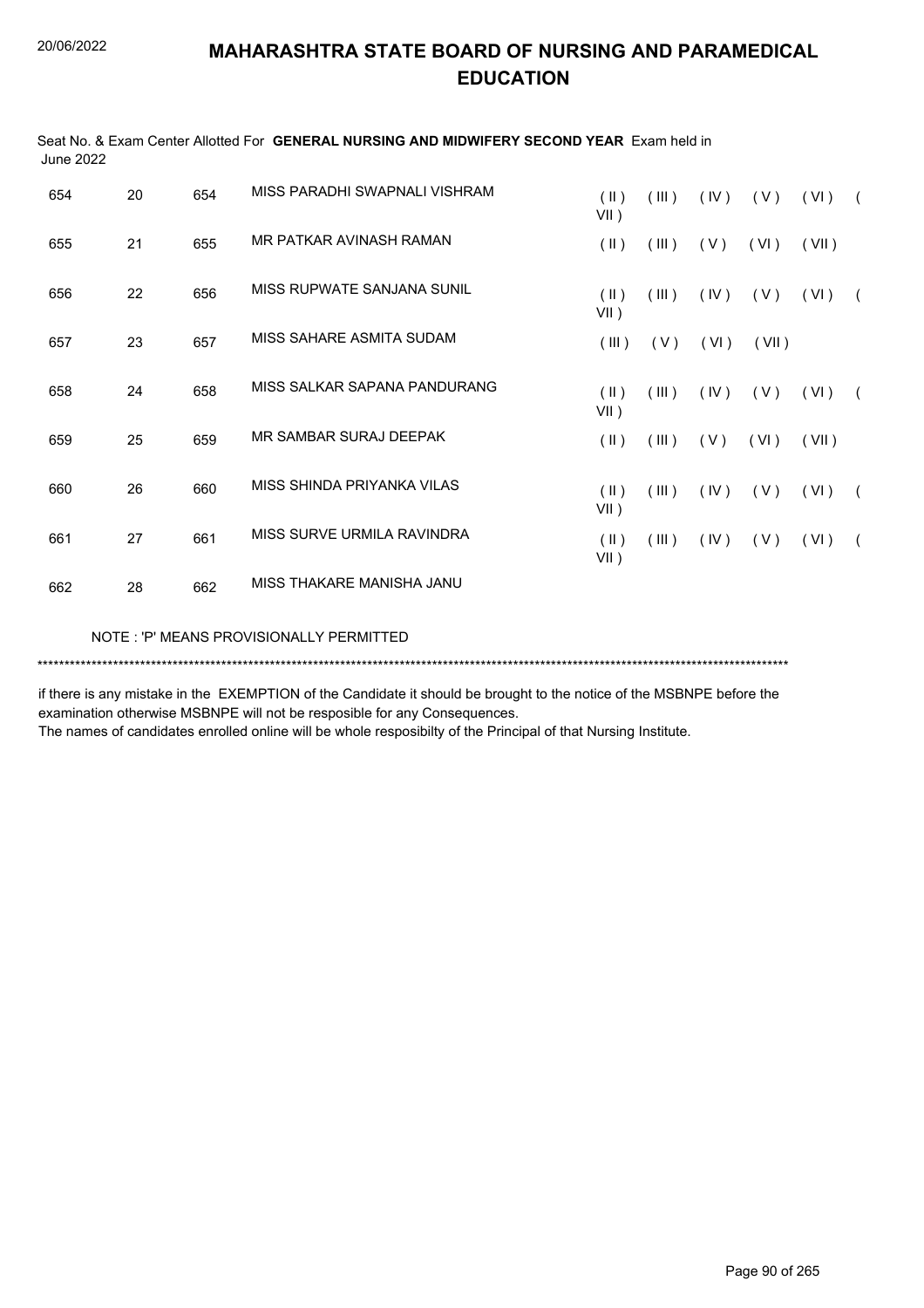# MAHARASHTRA STATE BOARD OF NURSING AND PARAMEDICAL EDUCATION

Seat No. & Exam Center Allotted For **GENERAL NURSING AND MIDWIFERY SECOND YEAR** Exam held in June 2022

| | | | | |
|---|---|---|---|---|
| 654 | 20 | 654 | MISS PARADHI SWAPNALI VISHRAM | ( II ) ( III ) ( IV ) ( V ) ( VI ) ( VII ) |
| 655 | 21 | 655 | MR PATKAR AVINASH RAMAN | ( II ) ( III ) ( V ) ( VI ) ( VII ) |
| 656 | 22 | 656 | MISS RUPWATE SANJANA SUNIL | ( II ) ( III ) ( IV ) ( V ) ( VI ) ( VII ) |
| 657 | 23 | 657 | MISS SAHARE ASMITA SUDAM | ( III ) ( V ) ( VI ) ( VII ) |
| 658 | 24 | 658 | MISS SALKAR SAPANA PANDURANG | ( II ) ( III ) ( IV ) ( V ) ( VI ) ( VII ) |
| 659 | 25 | 659 | MR SAMBAR SURAJ DEEPAK | ( II ) ( III ) ( V ) ( VI ) ( VII ) |
| 660 | 26 | 660 | MISS SHINDA PRIYANKA VILAS | ( II ) ( III ) ( IV ) ( V ) ( VI ) ( VII ) |
| 661 | 27 | 661 | MISS SURVE URMILA RAVINDRA | ( II ) ( III ) ( IV ) ( V ) ( VI ) ( VII ) |
| 662 | 28 | 662 | MISS THAKARE MANISHA JANU | |

NOTE : 'P' MEANS PROVISIONALLY PERMITTED

*******************************************************************************************************************************************

if there is any mistake in the EXEMPTION of the Candidate it should be brought to the notice of the MSBNPE before the examination otherwise MSBNPE will not be resposible for any Consequences.
The names of candidates enrolled online will be whole resposibilty of the Principal of that Nursing Institute.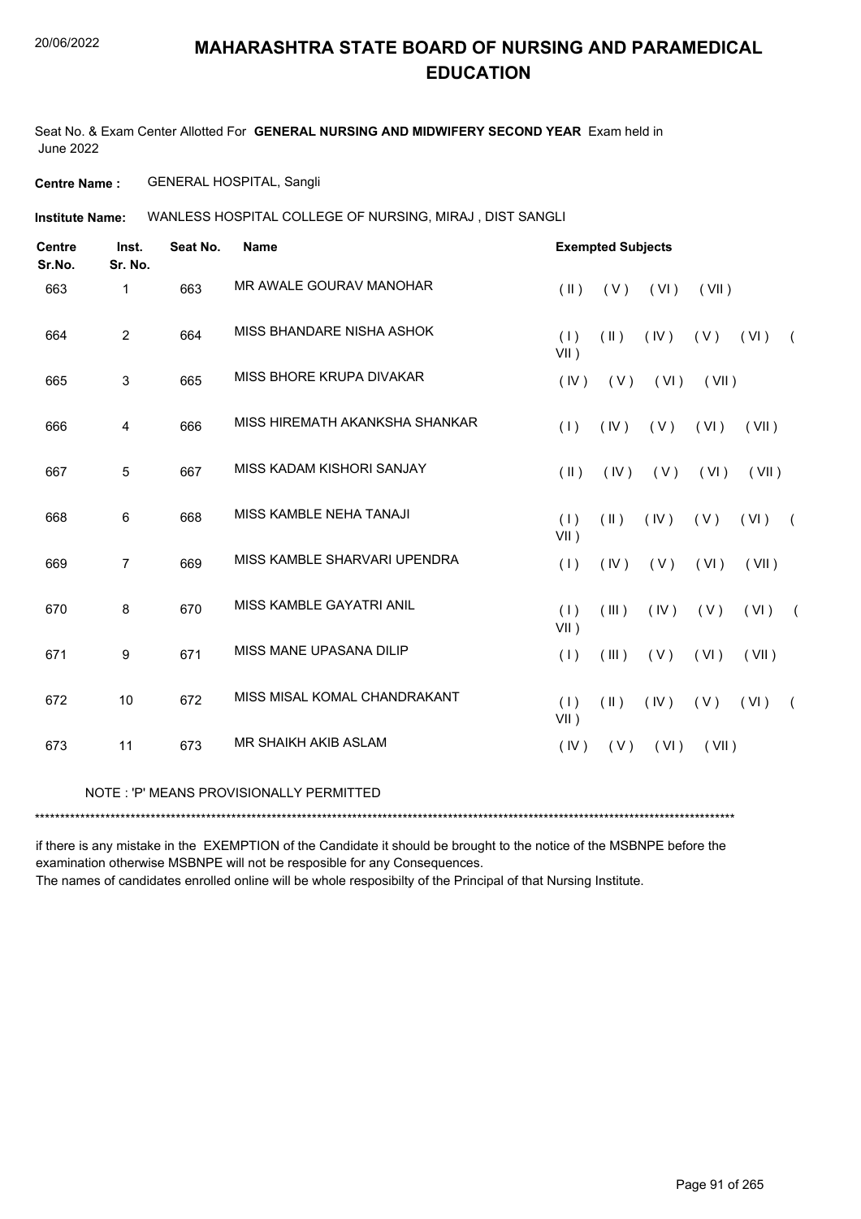# MAHARASHTRA STATE BOARD OF NURSING AND PARAMEDICAL EDUCATION

Seat No. & Exam Center Allotted For **GENERAL NURSING AND MIDWIFERY SECOND YEAR** Exam held in June 2022

**Centre Name :** GENERAL HOSPITAL, Sangli

**Institute Name:** WANLESS HOSPITAL COLLEGE OF NURSING, MIRAJ , DIST SANGLI

| Centre Sr.No. | Inst. Sr. No. | Seat No. | Name | Exempted Subjects |
|---|---|---|---|---|
| 663 | 1 | 663 | MR AWALE GOURAV MANOHAR | ( II ) ( V ) ( VI ) ( VII ) |
| 664 | 2 | 664 | MISS BHANDARE NISHA ASHOK | ( I ) ( II ) ( IV ) ( V ) ( VI ) ( VII ) |
| 665 | 3 | 665 | MISS BHORE KRUPA DIVAKAR | ( IV ) ( V ) ( VI ) ( VII ) |
| 666 | 4 | 666 | MISS HIREMATH AKANKSHA SHANKAR | ( I ) ( IV ) ( V ) ( VI ) ( VII ) |
| 667 | 5 | 667 | MISS KADAM KISHORI SANJAY | ( II ) ( IV ) ( V ) ( VI ) ( VII ) |
| 668 | 6 | 668 | MISS KAMBLE NEHA TANAJI | ( I ) ( II ) ( IV ) ( V ) ( VI ) ( VII ) |
| 669 | 7 | 669 | MISS KAMBLE SHARVARI UPENDRA | ( I ) ( IV ) ( V ) ( VI ) ( VII ) |
| 670 | 8 | 670 | MISS KAMBLE GAYATRI ANIL | ( I ) ( III ) ( IV ) ( V ) ( VI ) ( VII ) |
| 671 | 9 | 671 | MISS MANE UPASANA DILIP | ( I ) ( III ) ( V ) ( VI ) ( VII ) |
| 672 | 10 | 672 | MISS MISAL KOMAL CHANDRAKANT | ( I ) ( II ) ( IV ) ( V ) ( VI ) ( VII ) |
| 673 | 11 | 673 | MR SHAIKH AKIB ASLAM | ( IV ) ( V ) ( VI ) ( VII ) |

NOTE : 'P' MEANS PROVISIONALLY PERMITTED

*******************************************************************************************************************************************

if there is any mistake in the EXEMPTION of the Candidate it should be brought to the notice of the MSBNPE before the examination otherwise MSBNPE will not be resposible for any Consequences.

The names of candidates enrolled online will be whole resposibilty of the Principal of that Nursing Institute.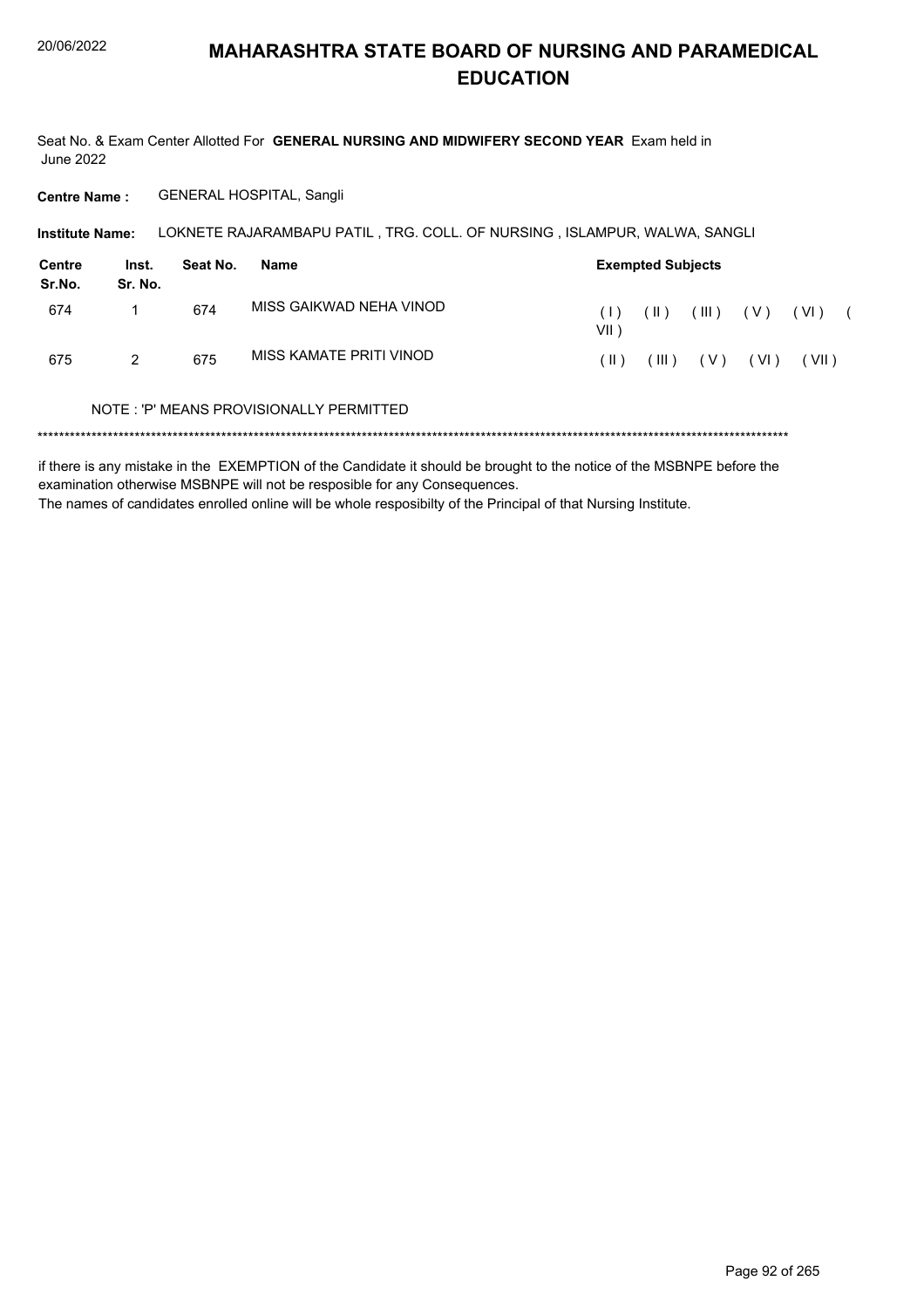# MAHARASHTRA STATE BOARD OF NURSING AND PARAMEDICAL EDUCATION

Seat No. & Exam Center Allotted For **GENERAL NURSING AND MIDWIFERY SECOND YEAR** Exam held in June 2022

**Centre Name :** GENERAL HOSPITAL, Sangli

**Institute Name:** LOKNETE RAJARAMBAPU PATIL , TRG. COLL. OF NURSING , ISLAMPUR, WALWA, SANGLI

| Centre Sr.No. | Inst. Sr. No. | Seat No. | Name | Exempted Subjects |
|---|---|---|---|---|
| 674 | 1 | 674 | MISS GAIKWAD NEHA VINOD | ( I ) ( II ) ( III ) ( V ) ( VI ) ( VII ) |
| 675 | 2 | 675 | MISS KAMATE PRITI VINOD | ( II ) ( III ) ( V ) ( VI ) ( VII ) |

NOTE : 'P' MEANS PROVISIONALLY PERMITTED

******************************************************************************************************************************************

if there is any mistake in the EXEMPTION of the Candidate it should be brought to the notice of the MSBNPE before the examination otherwise MSBNPE will not be resposible for any Consequences.

The names of candidates enrolled online will be whole resposibilty of the Principal of that Nursing Institute.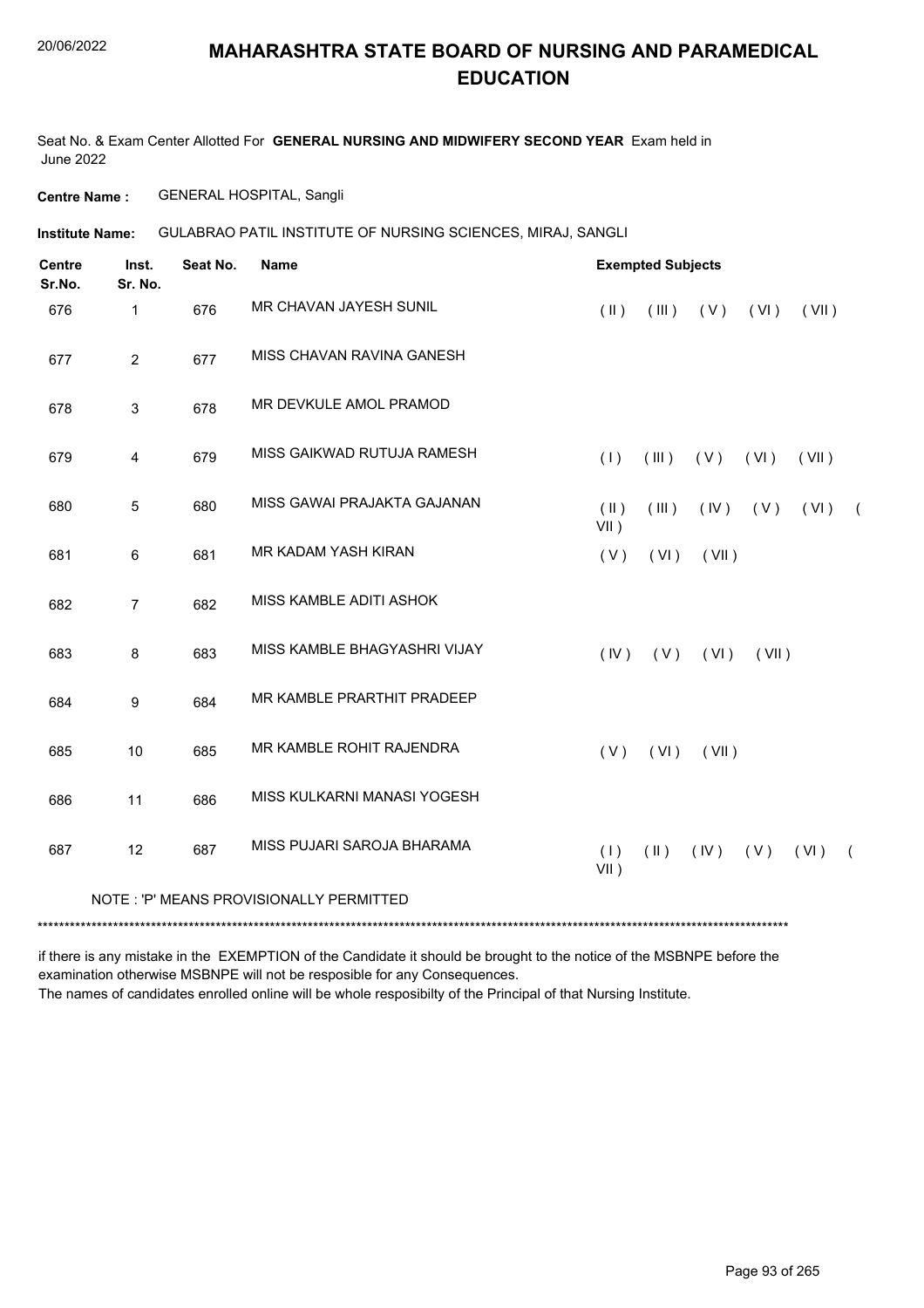# MAHARASHTRA STATE BOARD OF NURSING AND PARAMEDICAL EDUCATION

Seat No. & Exam Center Allotted For **GENERAL NURSING AND MIDWIFERY SECOND YEAR** Exam held in June 2022

**Centre Name :** GENERAL HOSPITAL, Sangli

**Institute Name:** GULABRAO PATIL INSTITUTE OF NURSING SCIENCES, MIRAJ, SANGLI

| Centre Sr.No. | Inst. Sr. No. | Seat No. | Name | Exempted Subjects |
|---|---|---|---|---|
| 676 | 1 | 676 | MR CHAVAN JAYESH SUNIL | ( II ) ( III ) ( V ) ( VI ) ( VII ) |
| 677 | 2 | 677 | MISS CHAVAN RAVINA GANESH | |
| 678 | 3 | 678 | MR DEVKULE AMOL PRAMOD | |
| 679 | 4 | 679 | MISS GAIKWAD RUTUJA RAMESH | ( I ) ( III ) ( V ) ( VI ) ( VII ) |
| 680 | 5 | 680 | MISS GAWAI PRAJAKTA GAJANAN | ( II ) ( III ) ( IV ) ( V ) ( VI ) ( VII ) |
| 681 | 6 | 681 | MR KADAM YASH KIRAN | ( V ) ( VI ) ( VII ) |
| 682 | 7 | 682 | MISS KAMBLE ADITI ASHOK | |
| 683 | 8 | 683 | MISS KAMBLE BHAGYASHRI VIJAY | ( IV ) ( V ) ( VI ) ( VII ) |
| 684 | 9 | 684 | MR KAMBLE PRARTHIT PRADEEP | |
| 685 | 10 | 685 | MR KAMBLE ROHIT RAJENDRA | ( V ) ( VI ) ( VII ) |
| 686 | 11 | 686 | MISS KULKARNI MANASI YOGESH | |
| 687 | 12 | 687 | MISS PUJARI SAROJA BHARAMA | ( I ) ( II ) ( IV ) ( V ) ( VI ) ( VII ) |

NOTE : 'P' MEANS PROVISIONALLY PERMITTED

*******************************************************************************************************************************

if there is any mistake in the EXEMPTION of the Candidate it should be brought to the notice of the MSBNPE before the examination otherwise MSBNPE will not be resposible for any Consequences.

The names of candidates enrolled online will be whole resposibilty of the Principal of that Nursing Institute.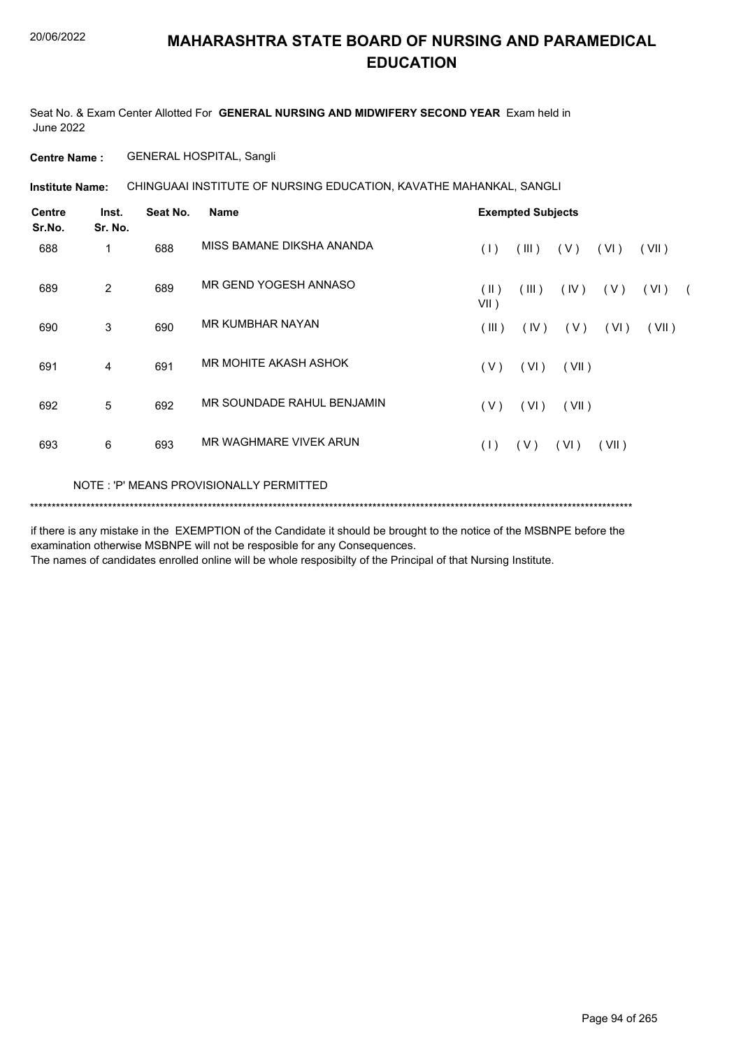# MAHARASHTRA STATE BOARD OF NURSING AND PARAMEDICAL EDUCATION

Seat No. & Exam Center Allotted For **GENERAL NURSING AND MIDWIFERY SECOND YEAR** Exam held in June 2022

**Centre Name :** GENERAL HOSPITAL, Sangli

**Institute Name:** CHINGUAAI INSTITUTE OF NURSING EDUCATION, KAVATHE MAHANKAL, SANGLI

| Centre Sr.No. | Inst. Sr. No. | Seat No. | Name | Exempted Subjects |
|---|---|---|---|---|
| 688 | 1 | 688 | MISS BAMANE DIKSHA ANANDA | ( I ) ( III ) ( V ) ( VI ) ( VII ) |
| 689 | 2 | 689 | MR GEND YOGESH ANNASO | ( II ) ( III ) ( IV ) ( V ) ( VI ) ( VII ) |
| 690 | 3 | 690 | MR KUMBHAR NAYAN | ( III ) ( IV ) ( V ) ( VI ) ( VII ) |
| 691 | 4 | 691 | MR MOHITE AKASH ASHOK | ( V ) ( VI ) ( VII ) |
| 692 | 5 | 692 | MR SOUNDADE RAHUL BENJAMIN | ( V ) ( VI ) ( VII ) |
| 693 | 6 | 693 | MR WAGHMARE VIVEK ARUN | ( I ) ( V ) ( VI ) ( VII ) |

NOTE : 'P' MEANS PROVISIONALLY PERMITTED

******************************************************************************************************************************************

if there is any mistake in the EXEMPTION of the Candidate it should be brought to the notice of the MSBNPE before the examination otherwise MSBNPE will not be resposible for any Consequences.

The names of candidates enrolled online will be whole resposibilty of the Principal of that Nursing Institute.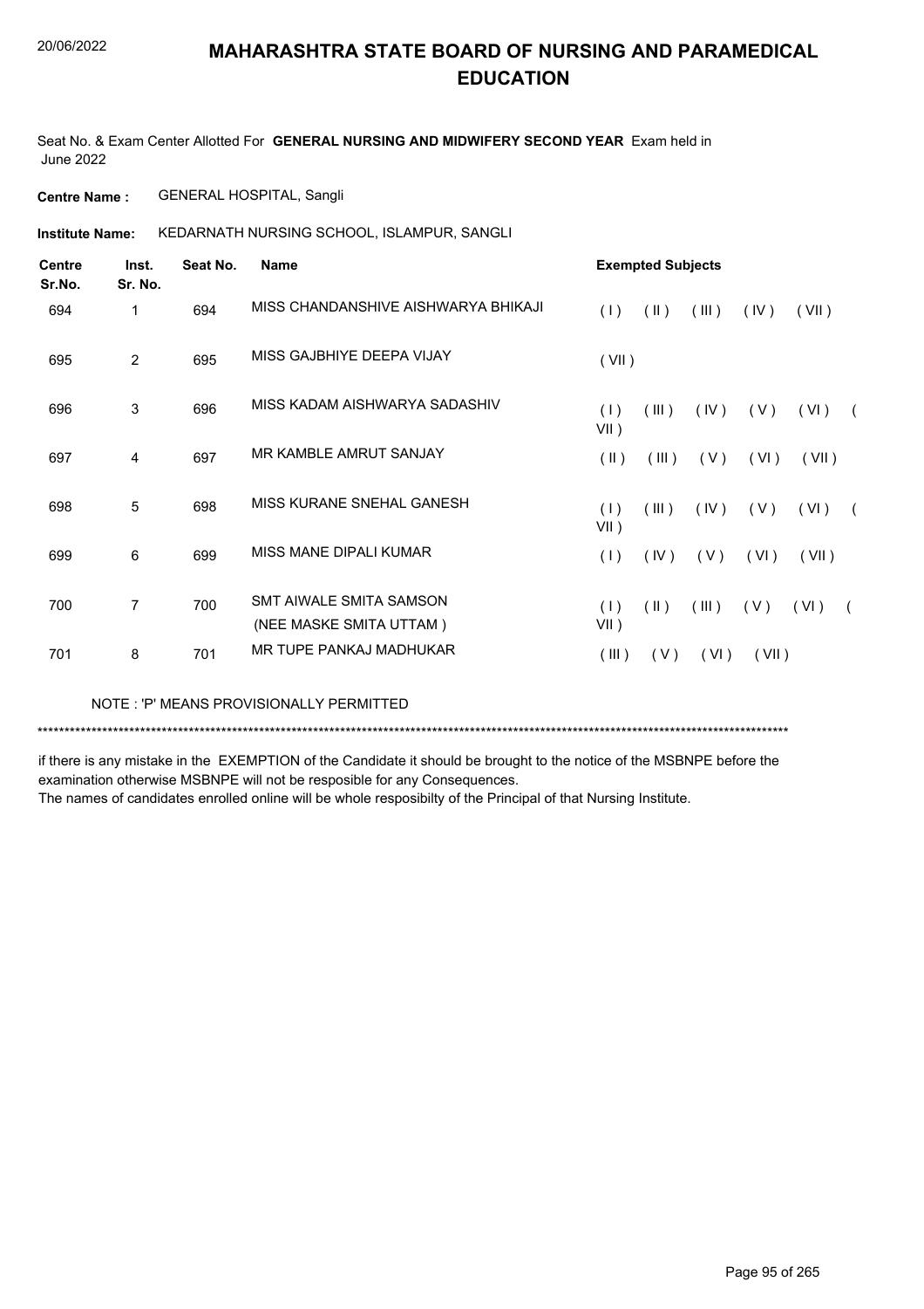# MAHARASHTRA STATE BOARD OF NURSING AND PARAMEDICAL EDUCATION

Seat No. & Exam Center Allotted For **GENERAL NURSING AND MIDWIFERY SECOND YEAR** Exam held in June 2022

**Centre Name :** GENERAL HOSPITAL, Sangli

**Institute Name:** KEDARNATH NURSING SCHOOL, ISLAMPUR, SANGLI

| Centre Sr.No. | Inst. Sr. No. | Seat No. | Name | Exempted Subjects |
|---|---|---|---|---|
| 694 | 1 | 694 | MISS CHANDANSHIVE AISHWARYA BHIKAJI | ( I ) ( II ) ( III ) ( IV ) ( VII ) |
| 695 | 2 | 695 | MISS GAJBHIYE DEEPA VIJAY | ( VII ) |
| 696 | 3 | 696 | MISS KADAM AISHWARYA SADASHIV | ( I ) ( III ) ( IV ) ( V ) ( VI ) ( VII ) |
| 697 | 4 | 697 | MR KAMBLE AMRUT SANJAY | ( II ) ( III ) ( V ) ( VI ) ( VII ) |
| 698 | 5 | 698 | MISS KURANE SNEHAL GANESH | ( I ) ( III ) ( IV ) ( V ) ( VI ) ( VII ) |
| 699 | 6 | 699 | MISS MANE DIPALI KUMAR | ( I ) ( IV ) ( V ) ( VI ) ( VII ) |
| 700 | 7 | 700 | SMT AIWALE SMITA SAMSON (NEE MASKE SMITA UTTAM ) | ( I ) ( II ) ( III ) ( V ) ( VI ) ( VII ) |
| 701 | 8 | 701 | MR TUPE PANKAJ MADHUKAR | ( III ) ( V ) ( VI ) ( VII ) |

NOTE : 'P' MEANS PROVISIONALLY PERMITTED

******************************************************************************************************************************************

if there is any mistake in the EXEMPTION of the Candidate it should be brought to the notice of the MSBNPE before the examination otherwise MSBNPE will not be resposible for any Consequences.
The names of candidates enrolled online will be whole resposibilty of the Principal of that Nursing Institute.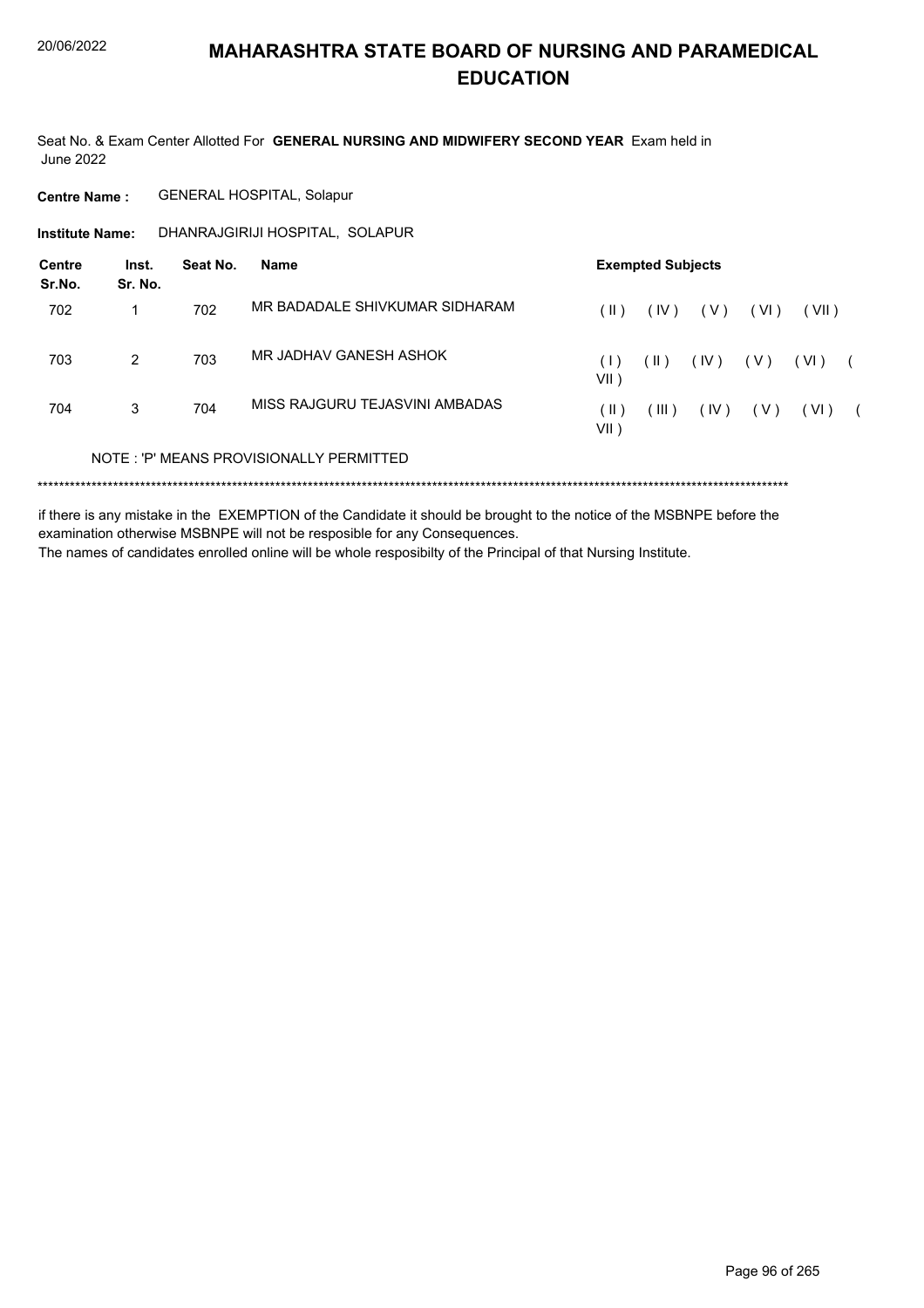# MAHARASHTRA STATE BOARD OF NURSING AND PARAMEDICAL EDUCATION

Seat No. & Exam Center Allotted For **GENERAL NURSING AND MIDWIFERY SECOND YEAR** Exam held in June 2022

**Centre Name :** GENERAL HOSPITAL, Solapur

**Institute Name:** DHANRAJGIRIJI HOSPITAL, SOLAPUR

| Centre Sr.No. | Inst. Sr. No. | Seat No. | Name | Exempted Subjects |
|---|---|---|---|---|
| 702 | 1 | 702 | MR BADADALE SHIVKUMAR SIDHARAM | ( II ) ( IV ) ( V ) ( VI ) ( VII ) |
| 703 | 2 | 703 | MR JADHAV GANESH ASHOK | ( I ) ( II ) ( IV ) ( V ) ( VI ) ( VII ) |
| 704 | 3 | 704 | MISS RAJGURU TEJASVINI AMBADAS | ( II ) ( III ) ( IV ) ( V ) ( VI ) ( VII ) |

NOTE : 'P' MEANS PROVISIONALLY PERMITTED

*******************************************************************************************************************************************

if there is any mistake in the EXEMPTION of the Candidate it should be brought to the notice of the MSBNPE before the examination otherwise MSBNPE will not be resposible for any Consequences.

The names of candidates enrolled online will be whole resposibilty of the Principal of that Nursing Institute.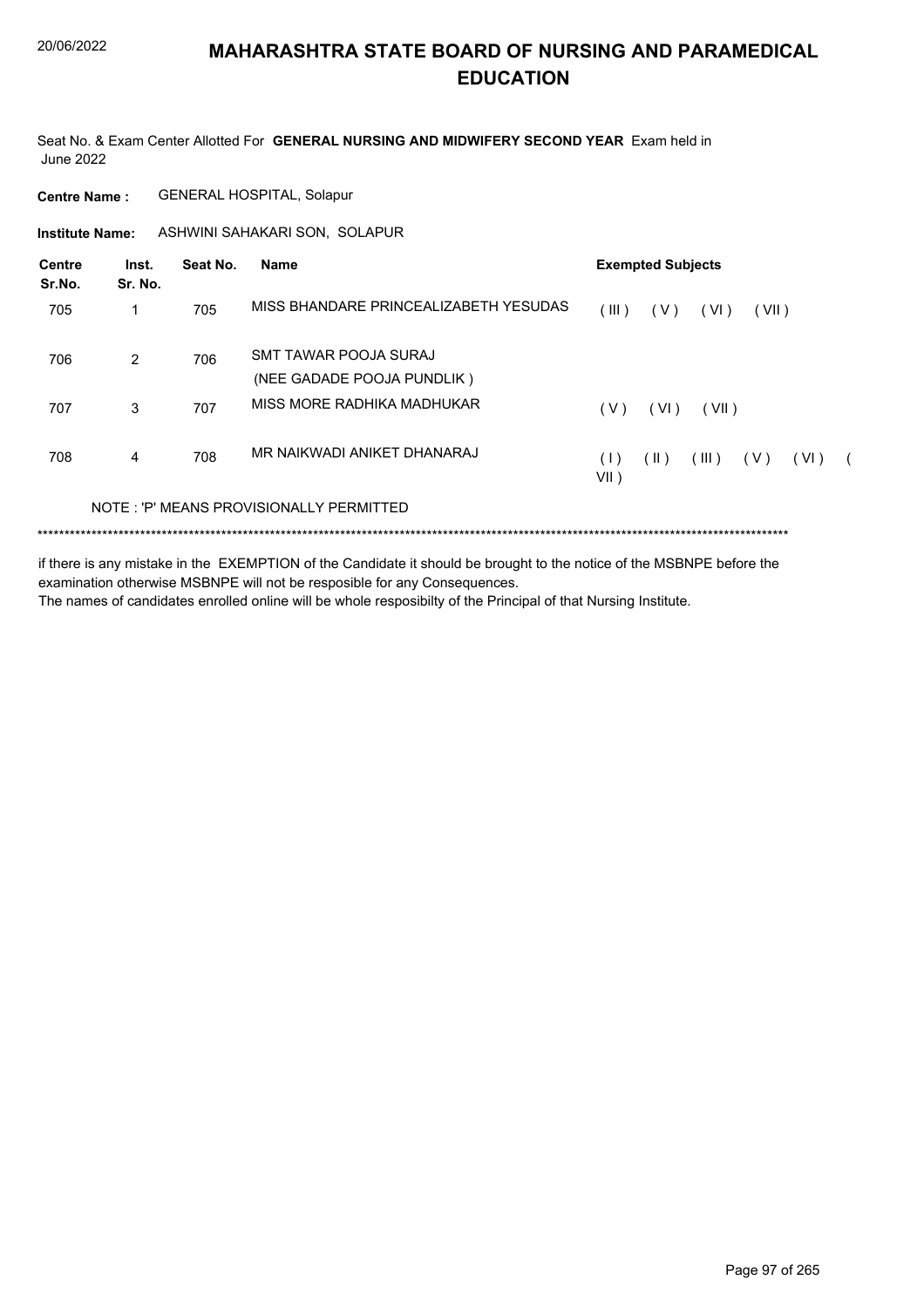# MAHARASHTRA STATE BOARD OF NURSING AND PARAMEDICAL EDUCATION

Seat No. & Exam Center Allotted For **GENERAL NURSING AND MIDWIFERY SECOND YEAR** Exam held in June 2022

**Centre Name :** GENERAL HOSPITAL, Solapur

**Institute Name:** ASHWINI SAHAKARI SON, SOLAPUR

| Centre Sr.No. | Inst. Sr. No. | Seat No. | Name | Exempted Subjects |
|---|---|---|---|---|
| 705 | 1 | 705 | MISS BHANDARE PRINCEALIZABETH YESUDAS | ( III ) ( V ) ( VI ) ( VII ) |
| 706 | 2 | 706 | SMT TAWAR POOJA SURAJ (NEE GADADE POOJA PUNDLIK ) | |
| 707 | 3 | 707 | MISS MORE RADHIKA MADHUKAR | ( V ) ( VI ) ( VII ) |
| 708 | 4 | 708 | MR NAIKWADI ANIKET DHANARAJ | ( I ) ( II ) ( III ) ( V ) ( VI ) ( VII ) |

NOTE : 'P' MEANS PROVISIONALLY PERMITTED

*******************************************************************************************************************************************

if there is any mistake in the EXEMPTION of the Candidate it should be brought to the notice of the MSBNPE before the examination otherwise MSBNPE will not be resposible for any Consequences.

The names of candidates enrolled online will be whole resposibilty of the Principal of that Nursing Institute.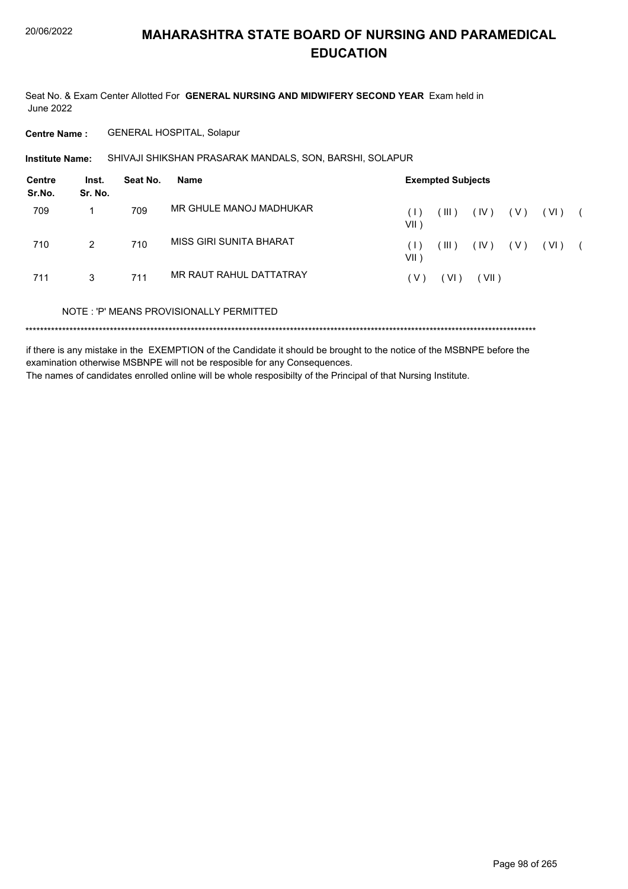# MAHARASHTRA STATE BOARD OF NURSING AND PARAMEDICAL EDUCATION

Seat No. & Exam Center Allotted For **GENERAL NURSING AND MIDWIFERY SECOND YEAR** Exam held in June 2022

**Centre Name :** GENERAL HOSPITAL, Solapur

**Institute Name:** SHIVAJI SHIKSHAN PRASARAK MANDALS, SON, BARSHI, SOLAPUR

| Centre Sr.No. | Inst. Sr. No. | Seat No. | Name | Exempted Subjects |
|---|---|---|---|---|
| 709 | 1 | 709 | MR GHULE MANOJ MADHUKAR | ( I ) ( III ) ( IV ) ( V ) ( VI ) ( VII ) |
| 710 | 2 | 710 | MISS GIRI SUNITA BHARAT | ( I ) ( III ) ( IV ) ( V ) ( VI ) ( VII ) |
| 711 | 3 | 711 | MR RAUT RAHUL DATTATRAY | ( V ) ( VI ) ( VII ) |

NOTE : 'P' MEANS PROVISIONALLY PERMITTED

******************************************************************************************************************************************

if there is any mistake in the EXEMPTION of the Candidate it should be brought to the notice of the MSBNPE before the examination otherwise MSBNPE will not be resposible for any Consequences.

The names of candidates enrolled online will be whole resposibilty of the Principal of that Nursing Institute.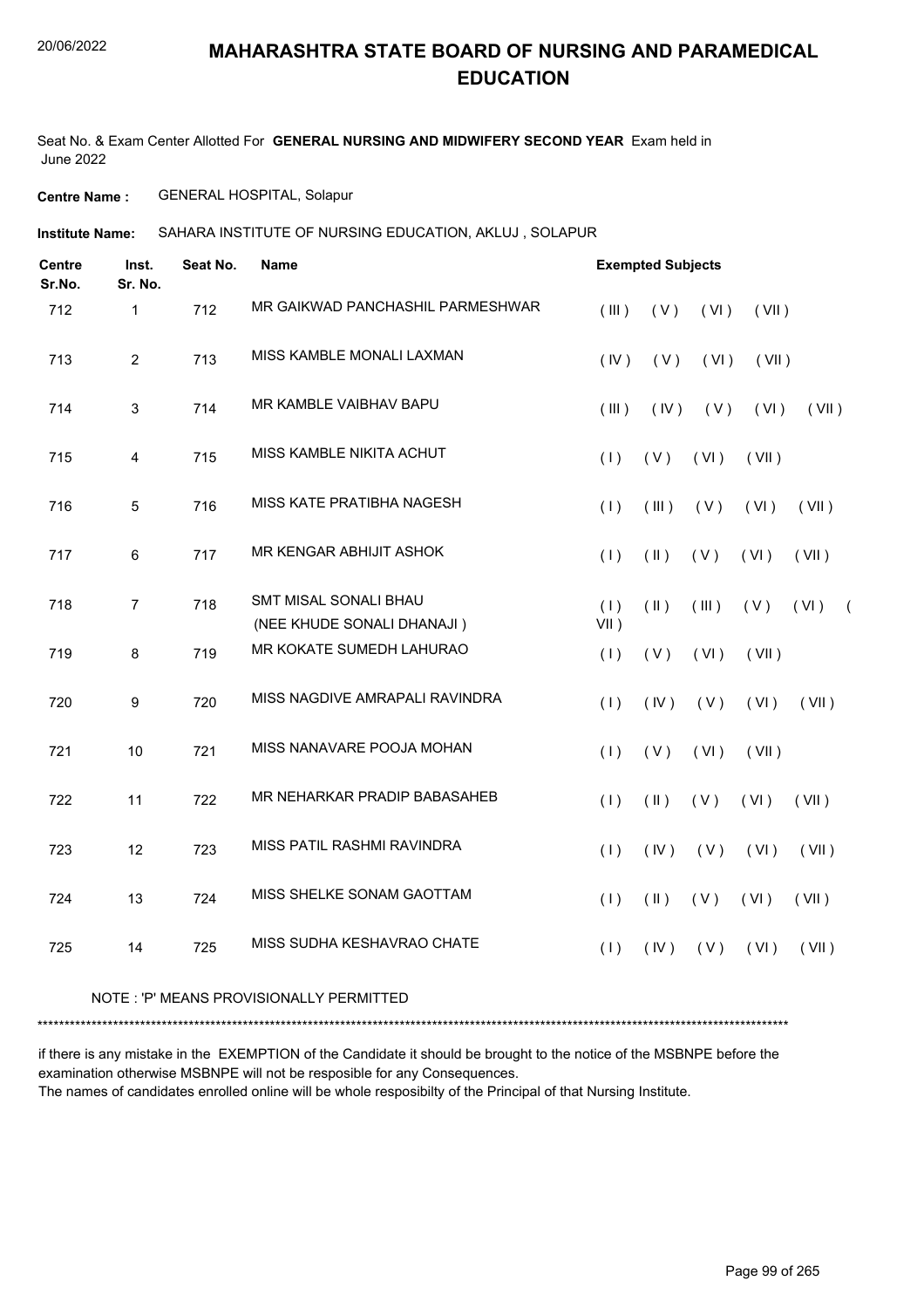# MAHARASHTRA STATE BOARD OF NURSING AND PARAMEDICAL EDUCATION

Seat No. & Exam Center Allotted For **GENERAL NURSING AND MIDWIFERY SECOND YEAR** Exam held in June 2022

**Centre Name :** GENERAL HOSPITAL, Solapur

**Institute Name:** SAHARA INSTITUTE OF NURSING EDUCATION, AKLUJ , SOLAPUR

| Centre Sr.No. | Inst. Sr. No. | Seat No. | Name | Exempted Subjects |
|---|---|---|---|---|
| 712 | 1 | 712 | MR GAIKWAD PANCHASHIL PARMESHWAR | ( III ) ( V ) ( VI ) ( VII ) |
| 713 | 2 | 713 | MISS KAMBLE MONALI LAXMAN | ( IV ) ( V ) ( VI ) ( VII ) |
| 714 | 3 | 714 | MR KAMBLE VAIBHAV BAPU | ( III ) ( IV ) ( V ) ( VI ) ( VII ) |
| 715 | 4 | 715 | MISS KAMBLE NIKITA ACHUT | ( I ) ( V ) ( VI ) ( VII ) |
| 716 | 5 | 716 | MISS KATE PRATIBHA NAGESH | ( I ) ( III ) ( V ) ( VI ) ( VII ) |
| 717 | 6 | 717 | MR KENGAR ABHIJIT ASHOK | ( I ) ( II ) ( V ) ( VI ) ( VII ) |
| 718 | 7 | 718 | SMT MISAL SONALI BHAU (NEE KHUDE SONALI DHANAJI ) | ( I ) ( II ) ( III ) ( V ) ( VI ) ( VII ) |
| 719 | 8 | 719 | MR KOKATE SUMEDH LAHURAO | ( I ) ( V ) ( VI ) ( VII ) |
| 720 | 9 | 720 | MISS NAGDIVE AMRAPALI RAVINDRA | ( I ) ( IV ) ( V ) ( VI ) ( VII ) |
| 721 | 10 | 721 | MISS NANAVARE POOJA MOHAN | ( I ) ( V ) ( VI ) ( VII ) |
| 722 | 11 | 722 | MR NEHARKAR PRADIP BABASAHEB | ( I ) ( II ) ( V ) ( VI ) ( VII ) |
| 723 | 12 | 723 | MISS PATIL RASHMI RAVINDRA | ( I ) ( IV ) ( V ) ( VI ) ( VII ) |
| 724 | 13 | 724 | MISS SHELKE SONAM GAOTTAM | ( I ) ( II ) ( V ) ( VI ) ( VII ) |
| 725 | 14 | 725 | MISS SUDHA KESHAVRAO CHATE | ( I ) ( IV ) ( V ) ( VI ) ( VII ) |

NOTE : 'P' MEANS PROVISIONALLY PERMITTED

******************************************************************************************************************************************

if there is any mistake in the EXEMPTION of the Candidate it should be brought to the notice of the MSBNPE before the examination otherwise MSBNPE will not be resposible for any Consequences.
The names of candidates enrolled online will be whole resposibilty of the Principal of that Nursing Institute.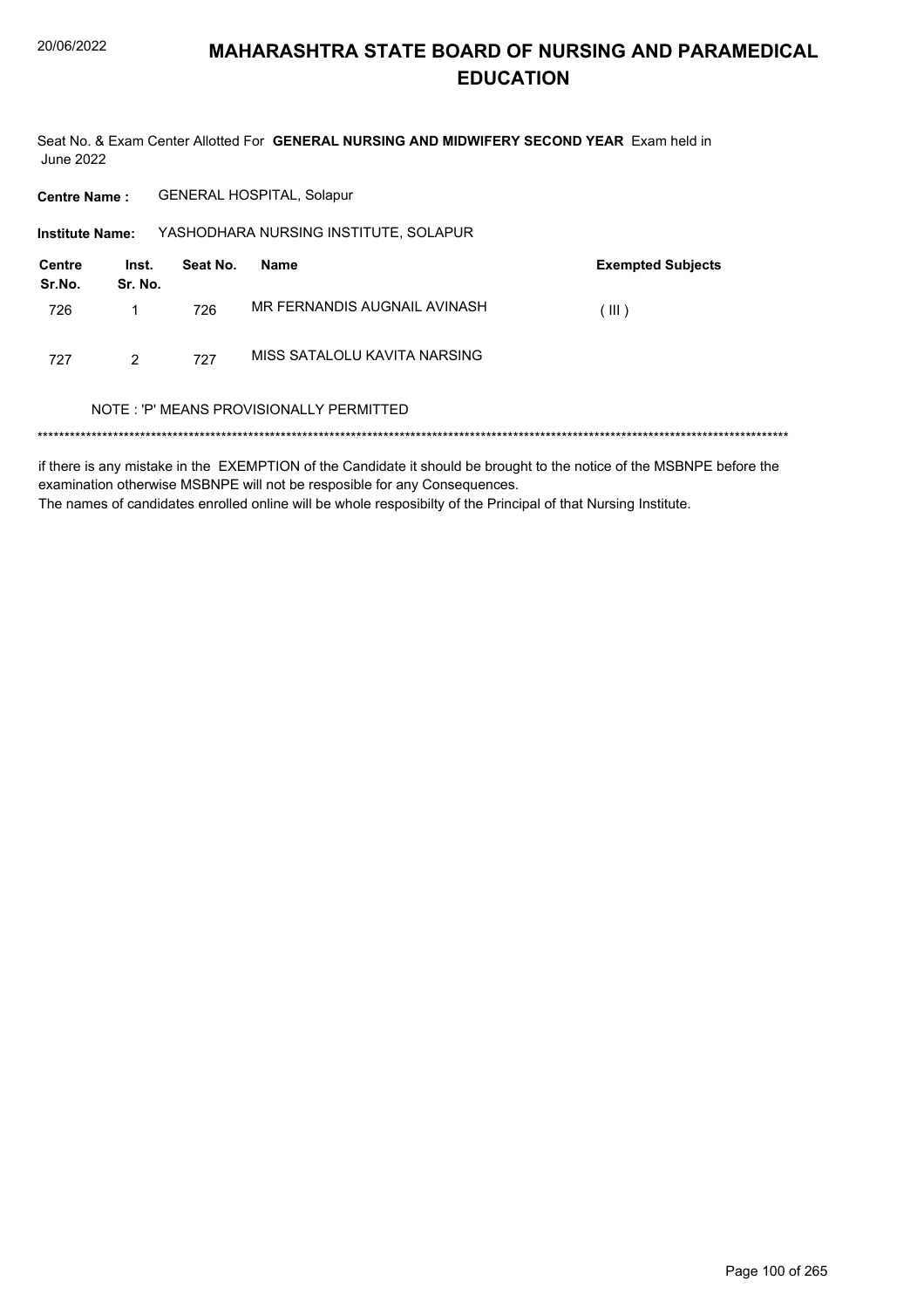# MAHARASHTRA STATE BOARD OF NURSING AND PARAMEDICAL EDUCATION

Seat No. & Exam Center Allotted For **GENERAL NURSING AND MIDWIFERY SECOND YEAR** Exam held in June 2022

**Centre Name :** GENERAL HOSPITAL, Solapur

**Institute Name:** YASHODHARA NURSING INSTITUTE, SOLAPUR

| Centre Sr.No. | Inst. Sr. No. | Seat No. | Name | Exempted Subjects |
|---|---|---|---|---|
| 726 | 1 | 726 | MR FERNANDIS AUGNAIL AVINASH | ( III ) |
| 727 | 2 | 727 | MISS SATALOLU KAVITA NARSING | |

NOTE : 'P' MEANS PROVISIONALLY PERMITTED

******************************************************************************************************************************************

if there is any mistake in the EXEMPTION of the Candidate it should be brought to the notice of the MSBNPE before the examination otherwise MSBNPE will not be resposible for any Consequences.

The names of candidates enrolled online will be whole resposibilty of the Principal of that Nursing Institute.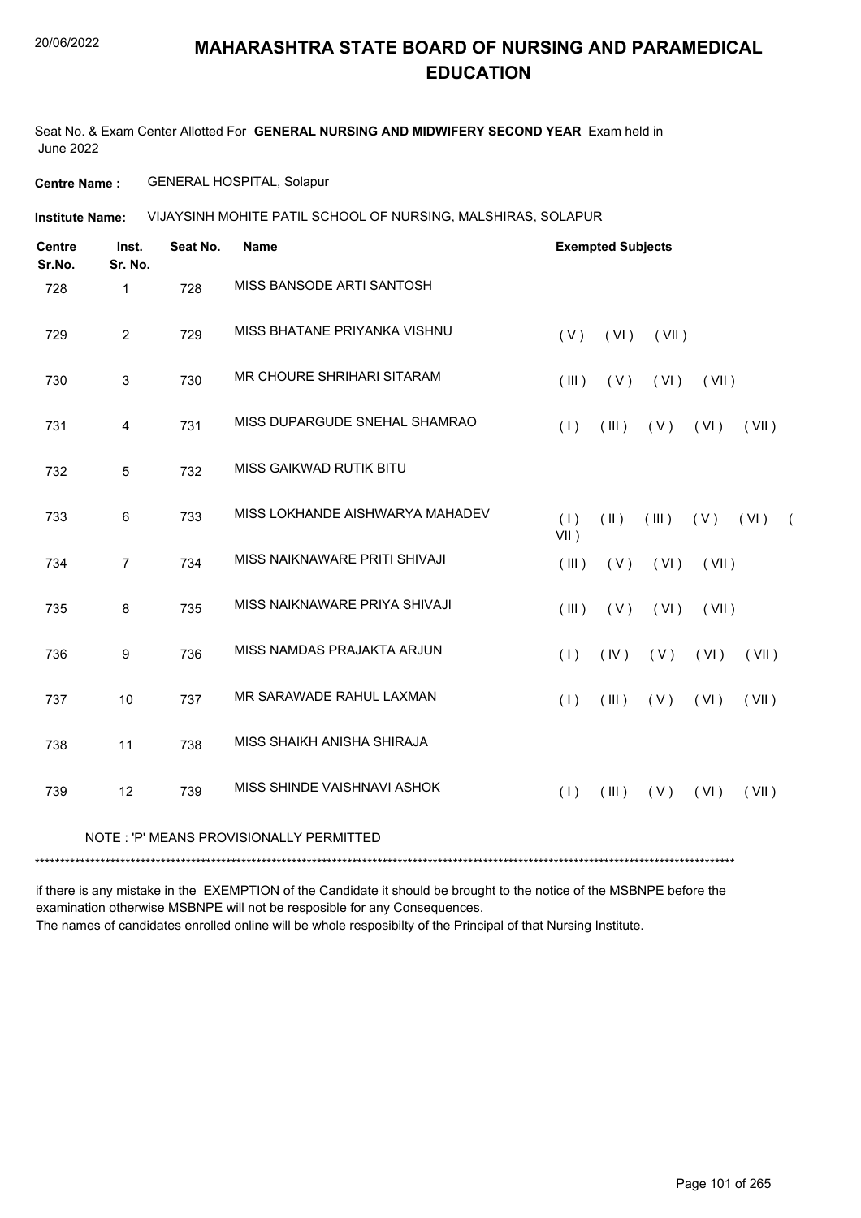# MAHARASHTRA STATE BOARD OF NURSING AND PARAMEDICAL EDUCATION

Seat No. & Exam Center Allotted For **GENERAL NURSING AND MIDWIFERY SECOND YEAR** Exam held in June 2022

**Centre Name :** GENERAL HOSPITAL, Solapur

**Institute Name:** VIJAYSINH MOHITE PATIL SCHOOL OF NURSING, MALSHIRAS, SOLAPUR

| Centre Sr.No. | Inst. Sr. No. | Seat No. | Name | Exempted Subjects |
|---|---|---|---|---|
| 728 | 1 | 728 | MISS BANSODE ARTI SANTOSH | |
| 729 | 2 | 729 | MISS BHATANE PRIYANKA VISHNU | ( V ) ( VI ) ( VII ) |
| 730 | 3 | 730 | MR CHOURE SHRIHARI SITARAM | ( III ) ( V ) ( VI ) ( VII ) |
| 731 | 4 | 731 | MISS DUPARGUDE SNEHAL SHAMRAO | ( I ) ( III ) ( V ) ( VI ) ( VII ) |
| 732 | 5 | 732 | MISS GAIKWAD RUTIK BITU | |
| 733 | 6 | 733 | MISS LOKHANDE AISHWARYA MAHADEV | ( I ) ( II ) ( III ) ( V ) ( VI ) ( VII ) |
| 734 | 7 | 734 | MISS NAIKNAWARE PRITI SHIVAJI | ( III ) ( V ) ( VI ) ( VII ) |
| 735 | 8 | 735 | MISS NAIKNAWARE PRIYA SHIVAJI | ( III ) ( V ) ( VI ) ( VII ) |
| 736 | 9 | 736 | MISS NAMDAS PRAJAKTA ARJUN | ( I ) ( IV ) ( V ) ( VI ) ( VII ) |
| 737 | 10 | 737 | MR SARAWADE RAHUL LAXMAN | ( I ) ( III ) ( V ) ( VI ) ( VII ) |
| 738 | 11 | 738 | MISS SHAIKH ANISHA SHIRAJA | |
| 739 | 12 | 739 | MISS SHINDE VAISHNAVI ASHOK | ( I ) ( III ) ( V ) ( VI ) ( VII ) |

NOTE : 'P' MEANS PROVISIONALLY PERMITTED

******************************************************************************************************************************************

if there is any mistake in the EXEMPTION of the Candidate it should be brought to the notice of the MSBNPE before the examination otherwise MSBNPE will not be resposible for any Consequences.

The names of candidates enrolled online will be whole resposibilty of the Principal of that Nursing Institute.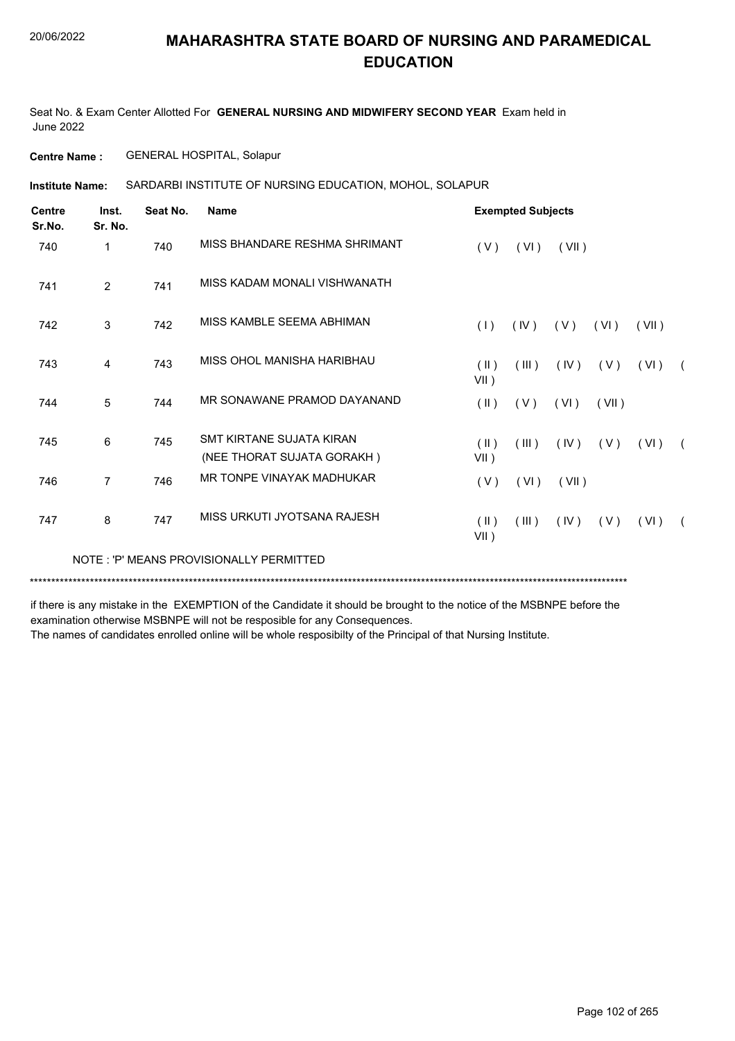# MAHARASHTRA STATE BOARD OF NURSING AND PARAMEDICAL EDUCATION

Seat No. & Exam Center Allotted For **GENERAL NURSING AND MIDWIFERY SECOND YEAR** Exam held in June 2022

**Centre Name :** GENERAL HOSPITAL, Solapur

**Institute Name:** SARDARBI INSTITUTE OF NURSING EDUCATION, MOHOL, SOLAPUR

| Centre Sr.No. | Inst. Sr. No. | Seat No. | Name | Exempted Subjects |
|---|---|---|---|---|
| 740 | 1 | 740 | MISS BHANDARE RESHMA SHRIMANT | ( V ) ( VI ) ( VII ) |
| 741 | 2 | 741 | MISS KADAM MONALI VISHWANATH | |
| 742 | 3 | 742 | MISS KAMBLE SEEMA ABHIMAN | ( I ) ( IV ) ( V ) ( VI ) ( VII ) |
| 743 | 4 | 743 | MISS OHOL MANISHA HARIBHAU | ( II ) ( III ) ( IV ) ( V ) ( VI ) ( VII ) |
| 744 | 5 | 744 | MR SONAWANE PRAMOD DAYANAND | ( II ) ( V ) ( VI ) ( VII ) |
| 745 | 6 | 745 | SMT KIRTANE SUJATA KIRAN (NEE THORAT SUJATA GORAKH ) | ( II ) ( III ) ( IV ) ( V ) ( VI ) ( VII ) |
| 746 | 7 | 746 | MR TONPE VINAYAK MADHUKAR | ( V ) ( VI ) ( VII ) |
| 747 | 8 | 747 | MISS URKUTI JYOTSANA RAJESH | ( II ) ( III ) ( IV ) ( V ) ( VI ) ( VII ) |

NOTE : 'P' MEANS PROVISIONALLY PERMITTED

*******************************************************************************************************************************************

if there is any mistake in the EXEMPTION of the Candidate it should be brought to the notice of the MSBNPE before the examination otherwise MSBNPE will not be resposible for any Consequences.

The names of candidates enrolled online will be whole resposibilty of the Principal of that Nursing Institute.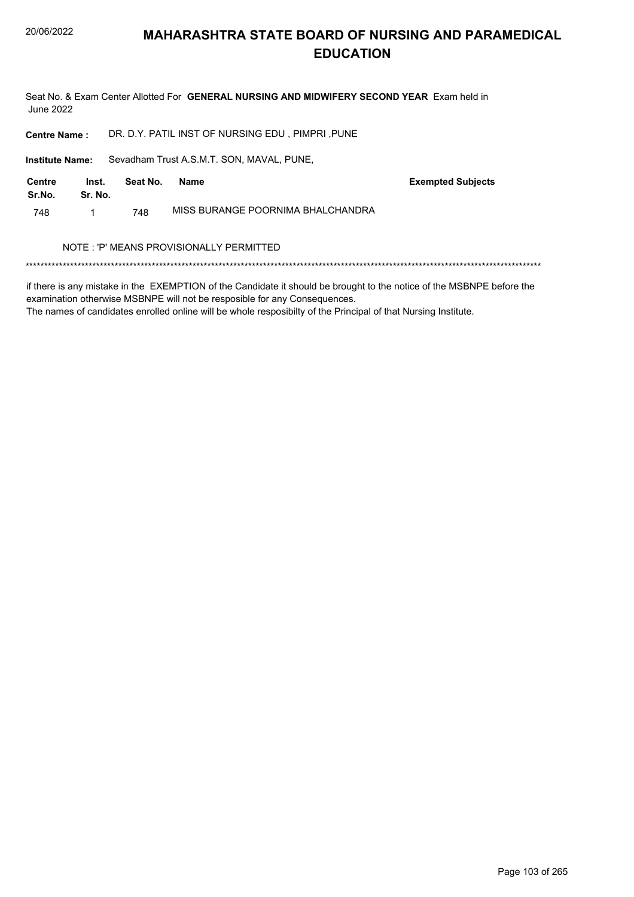# MAHARASHTRA STATE BOARD OF NURSING AND PARAMEDICAL EDUCATION

Seat No. & Exam Center Allotted For **GENERAL NURSING AND MIDWIFERY SECOND YEAR** Exam held in June 2022

**Centre Name :** DR. D.Y. PATIL INST OF NURSING EDU , PIMPRI ,PUNE

**Institute Name:** Sevadham Trust A.S.M.T. SON, MAVAL, PUNE,

| Centre Sr.No. | Inst. Sr. No. | Seat No. | Name | Exempted Subjects |
|---|---|---|---|---|
| 748 | 1 | 748 | MISS BURANGE POORNIMA BHALCHANDRA | |

NOTE : 'P' MEANS PROVISIONALLY PERMITTED

\*\*\*\*\*\*\*\*\*\*\*\*\*\*\*\*\*\*\*\*\*\*\*\*\*\*\*\*\*\*\*\*\*\*\*\*\*\*\*\*\*\*\*\*\*\*\*\*\*\*\*\*\*\*\*\*\*\*\*\*\*\*\*\*\*\*\*\*\*\*\*\*\*\*\*\*\*\*\*\*\*\*\*\*\*\*\*\*\*\*\*\*\*\*\*\*\*\*\*\*\*\*\*\*\*\*\*\*\*\*\*\*\*\*\*\*\*\*\*\*\*\*\*\*\*\*\*\*\*\*

if there is any mistake in the EXEMPTION of the Candidate it should be brought to the notice of the MSBNPE before the examination otherwise MSBNPE will not be resposible for any Consequences.
The names of candidates enrolled online will be whole resposibilty of the Principal of that Nursing Institute.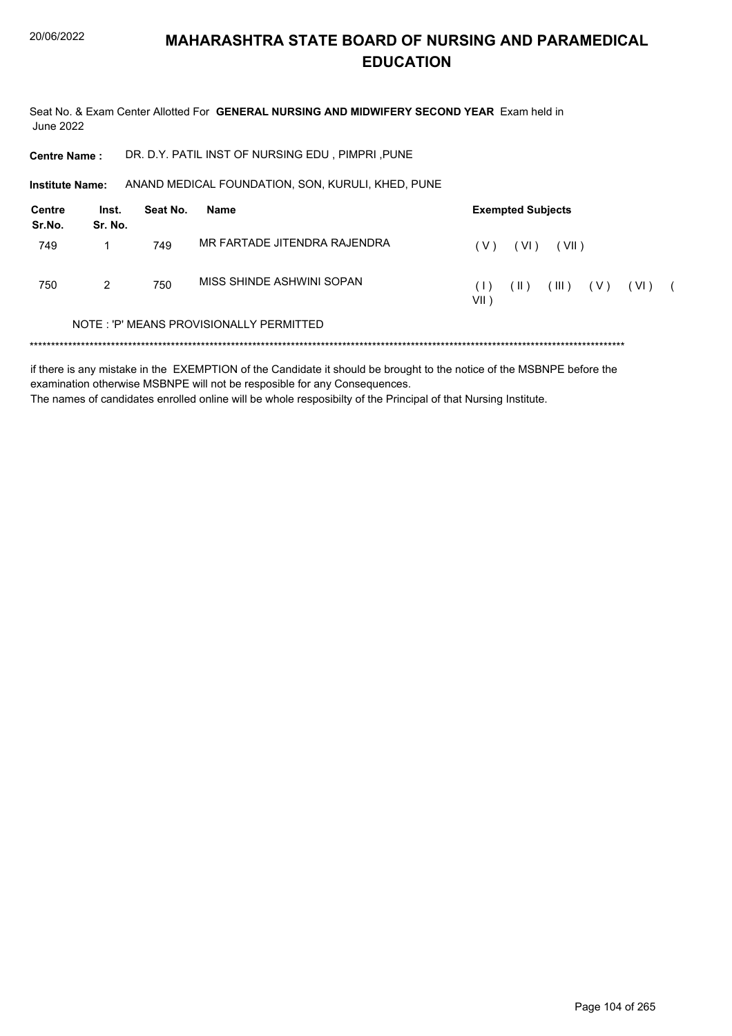# MAHARASHTRA STATE BOARD OF NURSING AND PARAMEDICAL EDUCATION

Seat No. & Exam Center Allotted For **GENERAL NURSING AND MIDWIFERY SECOND YEAR** Exam held in June 2022

**Centre Name :** DR. D.Y. PATIL INST OF NURSING EDU , PIMPRI ,PUNE

**Institute Name:** ANAND MEDICAL FOUNDATION, SON, KURULI, KHED, PUNE

| Centre Sr.No. | Inst. Sr. No. | Seat No. | Name | Exempted Subjects |
|---|---|---|---|---|
| 749 | 1 | 749 | MR FARTADE JITENDRA RAJENDRA | ( V ) ( VI ) ( VII ) |
| 750 | 2 | 750 | MISS SHINDE ASHWINI SOPAN | ( I ) ( II ) ( III ) ( V ) ( VI ) ( VII ) |

NOTE : 'P' MEANS PROVISIONALLY PERMITTED

******************************************************************************************************************************************

if there is any mistake in the EXEMPTION of the Candidate it should be brought to the notice of the MSBNPE before the examination otherwise MSBNPE will not be resposible for any Consequences.
The names of candidates enrolled online will be whole resposibilty of the Principal of that Nursing Institute.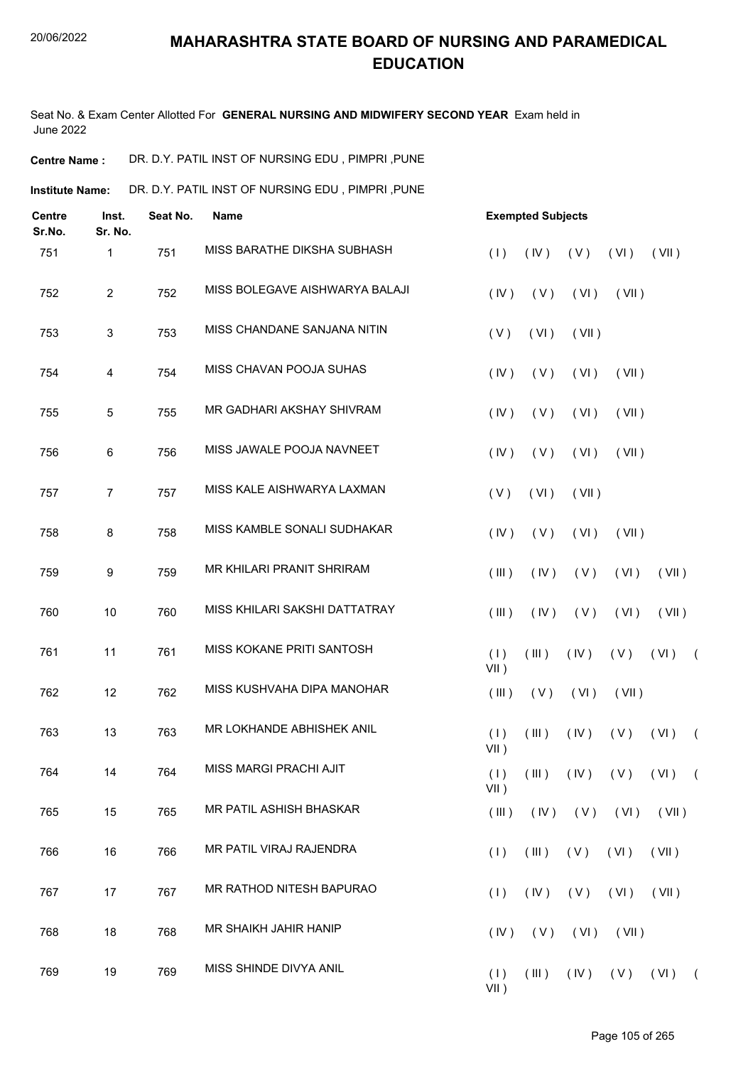# MAHARASHTRA STATE BOARD OF NURSING AND PARAMEDICAL EDUCATION

Seat No. & Exam Center Allotted For **GENERAL NURSING AND MIDWIFERY SECOND YEAR** Exam held in June 2022

**Centre Name :** DR. D.Y. PATIL INST OF NURSING EDU , PIMPRI ,PUNE

**Institute Name:** DR. D.Y. PATIL INST OF NURSING EDU , PIMPRI ,PUNE

| Centre Sr.No. | Inst. Sr. No. | Seat No. | Name | Exempted Subjects |
|---|---|---|---|---|
| 751 | 1 | 751 | MISS BARATHE DIKSHA SUBHASH | ( I ) ( IV ) ( V ) ( VI ) ( VII ) |
| 752 | 2 | 752 | MISS BOLEGAVE AISHWARYA BALAJI | ( IV ) ( V ) ( VI ) ( VII ) |
| 753 | 3 | 753 | MISS CHANDANE SANJANA NITIN | ( V ) ( VI ) ( VII ) |
| 754 | 4 | 754 | MISS CHAVAN POOJA SUHAS | ( IV ) ( V ) ( VI ) ( VII ) |
| 755 | 5 | 755 | MR GADHARI AKSHAY SHIVRAM | ( IV ) ( V ) ( VI ) ( VII ) |
| 756 | 6 | 756 | MISS JAWALE POOJA NAVNEET | ( IV ) ( V ) ( VI ) ( VII ) |
| 757 | 7 | 757 | MISS KALE AISHWARYA LAXMAN | ( V ) ( VI ) ( VII ) |
| 758 | 8 | 758 | MISS KAMBLE SONALI SUDHAKAR | ( IV ) ( V ) ( VI ) ( VII ) |
| 759 | 9 | 759 | MR KHILARI PRANIT SHRIRAM | ( III ) ( IV ) ( V ) ( VI ) ( VII ) |
| 760 | 10 | 760 | MISS KHILARI SAKSHI DATTATRAY | ( III ) ( IV ) ( V ) ( VI ) ( VII ) |
| 761 | 11 | 761 | MISS KOKANE PRITI SANTOSH | ( I ) ( III ) ( IV ) ( V ) ( VI ) ( VII ) |
| 762 | 12 | 762 | MISS KUSHVAHA DIPA MANOHAR | ( III ) ( V ) ( VI ) ( VII ) |
| 763 | 13 | 763 | MR LOKHANDE ABHISHEK ANIL | ( I ) ( III ) ( IV ) ( V ) ( VI ) ( VII ) |
| 764 | 14 | 764 | MISS MARGI PRACHI AJIT | ( I ) ( III ) ( IV ) ( V ) ( VI ) ( VII ) |
| 765 | 15 | 765 | MR PATIL ASHISH BHASKAR | ( III ) ( IV ) ( V ) ( VI ) ( VII ) |
| 766 | 16 | 766 | MR PATIL VIRAJ RAJENDRA | ( I ) ( III ) ( V ) ( VI ) ( VII ) |
| 767 | 17 | 767 | MR RATHOD NITESH BAPURAO | ( I ) ( IV ) ( V ) ( VI ) ( VII ) |
| 768 | 18 | 768 | MR SHAIKH JAHIR HANIP | ( IV ) ( V ) ( VI ) ( VII ) |
| 769 | 19 | 769 | MISS SHINDE DIVYA ANIL | ( I ) ( III ) ( IV ) ( V ) ( VI ) ( VII ) |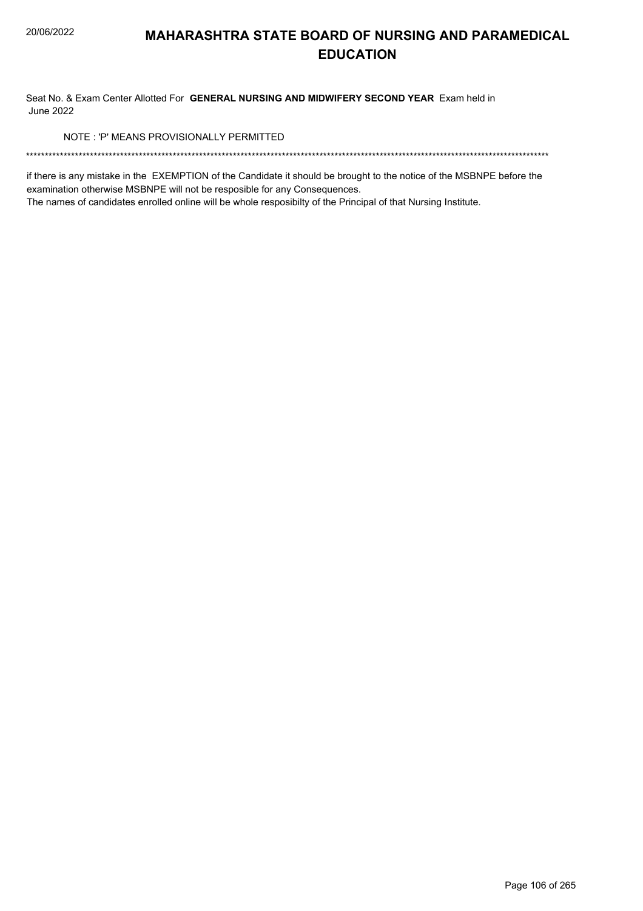# MAHARASHTRA STATE BOARD OF NURSING AND PARAMEDICAL EDUCATION

Seat No. & Exam Center Allotted For **GENERAL NURSING AND MIDWIFERY SECOND YEAR** Exam held in June 2022

NOTE : 'P' MEANS PROVISIONALLY PERMITTED

\*\*\*\*\*\*\*\*\*\*\*\*\*\*\*\*\*\*\*\*\*\*\*\*\*\*\*\*\*\*\*\*\*\*\*\*\*\*\*\*\*\*\*\*\*\*\*\*\*\*\*\*\*\*\*\*\*\*\*\*\*\*\*\*\*\*\*\*\*\*\*\*\*\*\*\*\*\*\*\*\*\*\*\*\*\*\*\*\*\*\*\*\*\*\*\*\*\*\*\*\*\*\*\*\*\*\*\*\*\*\*\*\*\*\*\*\*\*\*\*\*\*\*\*\*\*\*\*\*\*

if there is any mistake in the EXEMPTION of the Candidate it should be brought to the notice of the MSBNPE before the examination otherwise MSBNPE will not be resposible for any Consequences.

The names of candidates enrolled online will be whole resposibilty of the Principal of that Nursing Institute.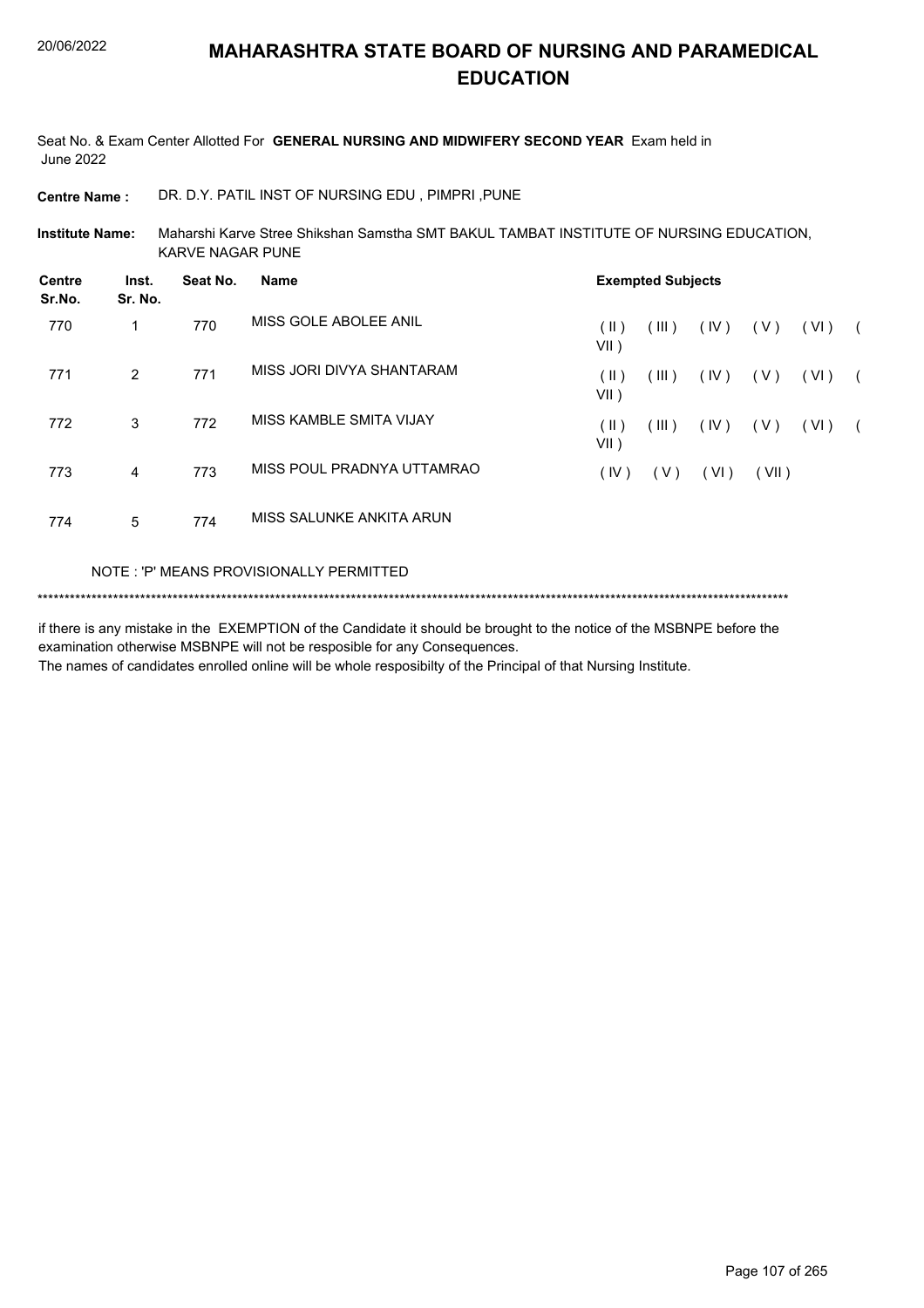# MAHARASHTRA STATE BOARD OF NURSING AND PARAMEDICAL EDUCATION

Seat No. & Exam Center Allotted For **GENERAL NURSING AND MIDWIFERY SECOND YEAR** Exam held in June 2022

**Centre Name :** DR. D.Y. PATIL INST OF NURSING EDU , PIMPRI ,PUNE

**Institute Name:** Maharshi Karve Stree Shikshan Samstha SMT BAKUL TAMBAT INSTITUTE OF NURSING EDUCATION, KARVE NAGAR PUNE

| Centre Sr.No. | Inst. Sr. No. | Seat No. | Name | Exempted Subjects |
|---|---|---|---|---|
| 770 | 1 | 770 | MISS GOLE ABOLEE ANIL | ( II ) ( III ) ( IV ) ( V ) ( VI ) ( VII ) |
| 771 | 2 | 771 | MISS JORI DIVYA SHANTARAM | ( II ) ( III ) ( IV ) ( V ) ( VI ) ( VII ) |
| 772 | 3 | 772 | MISS KAMBLE SMITA VIJAY | ( II ) ( III ) ( IV ) ( V ) ( VI ) ( VII ) |
| 773 | 4 | 773 | MISS POUL PRADNYA UTTAMRAO | ( IV ) ( V ) ( VI ) ( VII ) |
| 774 | 5 | 774 | MISS SALUNKE ANKITA ARUN | |

NOTE : 'P' MEANS PROVISIONALLY PERMITTED

*******************************************************************************************************************************************

if there is any mistake in the EXEMPTION of the Candidate it should be brought to the notice of the MSBNPE before the examination otherwise MSBNPE will not be resposible for any Consequences.

The names of candidates enrolled online will be whole resposibilty of the Principal of that Nursing Institute.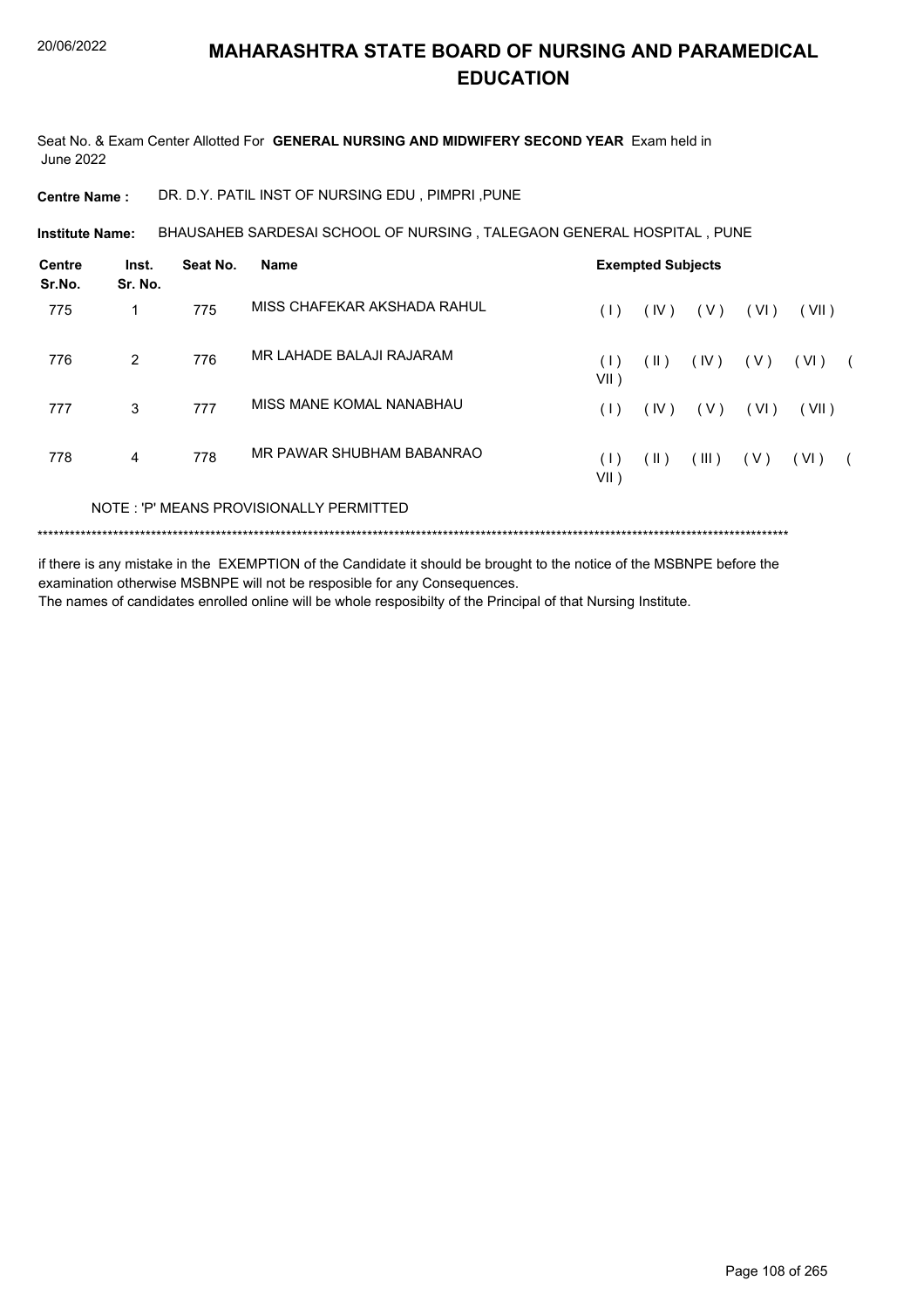# MAHARASHTRA STATE BOARD OF NURSING AND PARAMEDICAL EDUCATION

20/06/2022

Seat No. & Exam Center Allotted For **GENERAL NURSING AND MIDWIFERY SECOND YEAR** Exam held in June 2022

**Centre Name :** DR. D.Y. PATIL INST OF NURSING EDU , PIMPRI ,PUNE

**Institute Name:** BHAUSAHEB SARDESAI SCHOOL OF NURSING , TALEGAON GENERAL HOSPITAL , PUNE

| Centre Sr.No. | Inst. Sr. No. | Seat No. | Name | Exempted Subjects |
|---|---|---|---|---|
| 775 | 1 | 775 | MISS CHAFEKAR AKSHADA RAHUL | ( I ) ( IV ) ( V ) ( VI ) ( VII ) |
| 776 | 2 | 776 | MR LAHADE BALAJI RAJARAM | ( I ) ( II ) ( IV ) ( V ) ( VI ) ( VII ) |
| 777 | 3 | 777 | MISS MANE KOMAL NANABHAU | ( I ) ( IV ) ( V ) ( VI ) ( VII ) |
| 778 | 4 | 778 | MR PAWAR SHUBHAM BABANRAO | ( I ) ( II ) ( III ) ( V ) ( VI ) ( VII ) |

NOTE : 'P' MEANS PROVISIONALLY PERMITTED

*******************************************************************************************************************************************

if there is any mistake in the EXEMPTION of the Candidate it should be brought to the notice of the MSBNPE before the examination otherwise MSBNPE will not be resposible for any Consequences.
The names of candidates enrolled online will be whole resposibilty of the Principal of that Nursing Institute.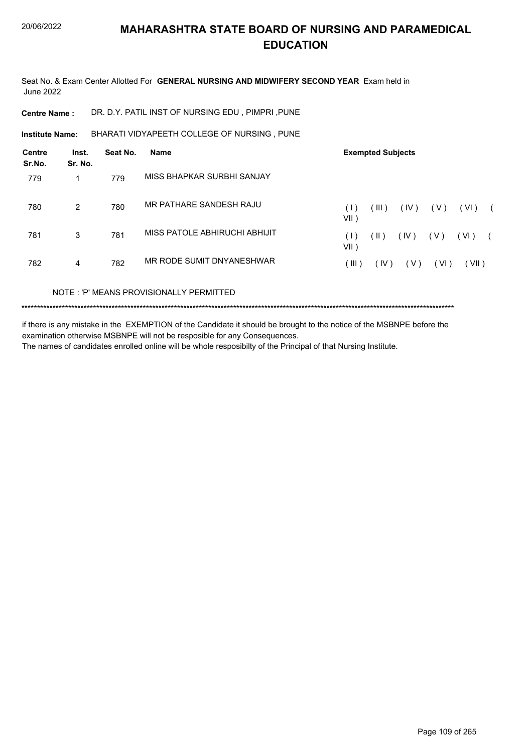# MAHARASHTRA STATE BOARD OF NURSING AND PARAMEDICAL EDUCATION

Seat No. & Exam Center Allotted For **GENERAL NURSING AND MIDWIFERY SECOND YEAR** Exam held in June 2022

**Centre Name :** DR. D.Y. PATIL INST OF NURSING EDU , PIMPRI ,PUNE

**Institute Name:** BHARATI VIDYAPEETH COLLEGE OF NURSING , PUNE

| Centre Sr.No. | Inst. Sr. No. | Seat No. | Name | Exempted Subjects |
|---|---|---|---|---|
| 779 | 1 | 779 | MISS BHAPKAR SURBHI SANJAY | |
| 780 | 2 | 780 | MR PATHARE SANDESH RAJU | ( I ) ( III ) ( IV ) ( V ) ( VI ) ( VII ) |
| 781 | 3 | 781 | MISS PATOLE ABHIRUCHI ABHIJIT | ( I ) ( II ) ( IV ) ( V ) ( VI ) ( VII ) |
| 782 | 4 | 782 | MR RODE SUMIT DNYANESHWAR | ( III ) ( IV ) ( V ) ( VI ) ( VII ) |

NOTE : 'P' MEANS PROVISIONALLY PERMITTED

******************************************************************************************************************************************

if there is any mistake in the EXEMPTION of the Candidate it should be brought to the notice of the MSBNPE before the examination otherwise MSBNPE will not be resposible for any Consequences.
The names of candidates enrolled online will be whole resposibilty of the Principal of that Nursing Institute.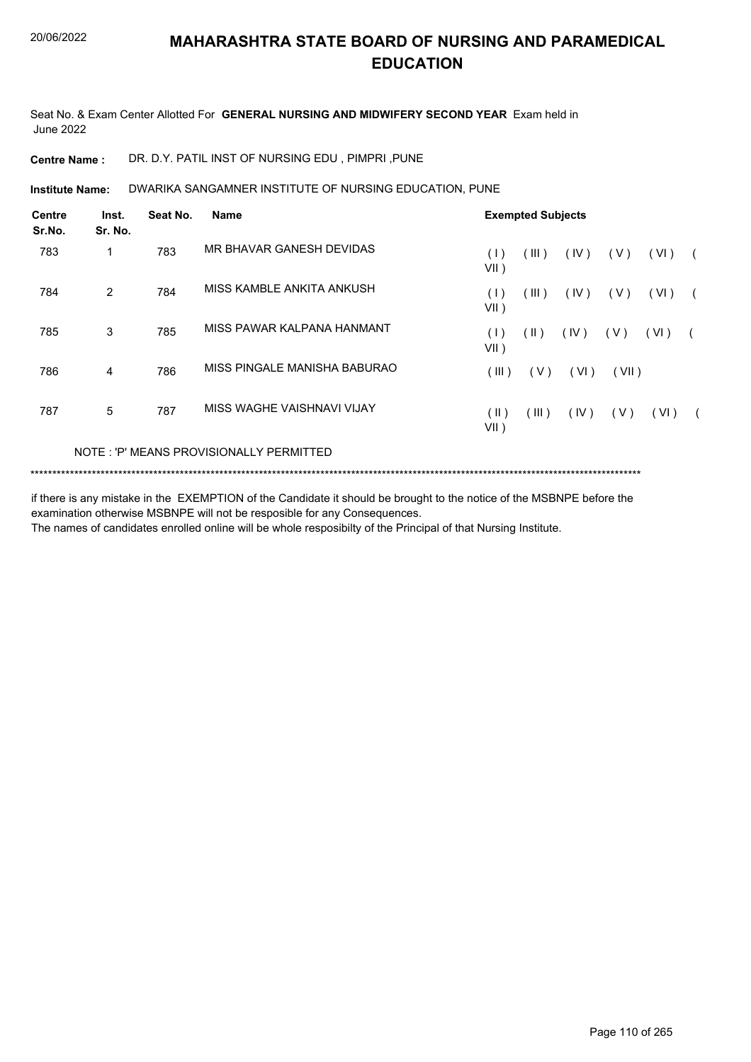# MAHARASHTRA STATE BOARD OF NURSING AND PARAMEDICAL EDUCATION

Seat No. & Exam Center Allotted For **GENERAL NURSING AND MIDWIFERY SECOND YEAR** Exam held in June 2022

**Centre Name :** DR. D.Y. PATIL INST OF NURSING EDU , PIMPRI ,PUNE

**Institute Name:** DWARIKA SANGAMNER INSTITUTE OF NURSING EDUCATION, PUNE

| Centre Sr.No. | Inst. Sr. No. | Seat No. | Name | Exempted Subjects |
|---|---|---|---|---|
| 783 | 1 | 783 | MR BHAVAR GANESH DEVIDAS | ( I ) ( III ) ( IV ) ( V ) ( VI ) ( VII ) |
| 784 | 2 | 784 | MISS KAMBLE ANKITA ANKUSH | ( I ) ( III ) ( IV ) ( V ) ( VI ) ( VII ) |
| 785 | 3 | 785 | MISS PAWAR KALPANA HANMANT | ( I ) ( II ) ( IV ) ( V ) ( VI ) ( VII ) |
| 786 | 4 | 786 | MISS PINGALE MANISHA BABURAO | ( III ) ( V ) ( VI ) ( VII ) |
| 787 | 5 | 787 | MISS WAGHE VAISHNAVI VIJAY | ( II ) ( III ) ( IV ) ( V ) ( VI ) ( VII ) |

NOTE : 'P' MEANS PROVISIONALLY PERMITTED

*******************************************************************************************************************************************

if there is any mistake in the EXEMPTION of the Candidate it should be brought to the notice of the MSBNPE before the examination otherwise MSBNPE will not be resposible for any Consequences.

The names of candidates enrolled online will be whole resposibilty of the Principal of that Nursing Institute.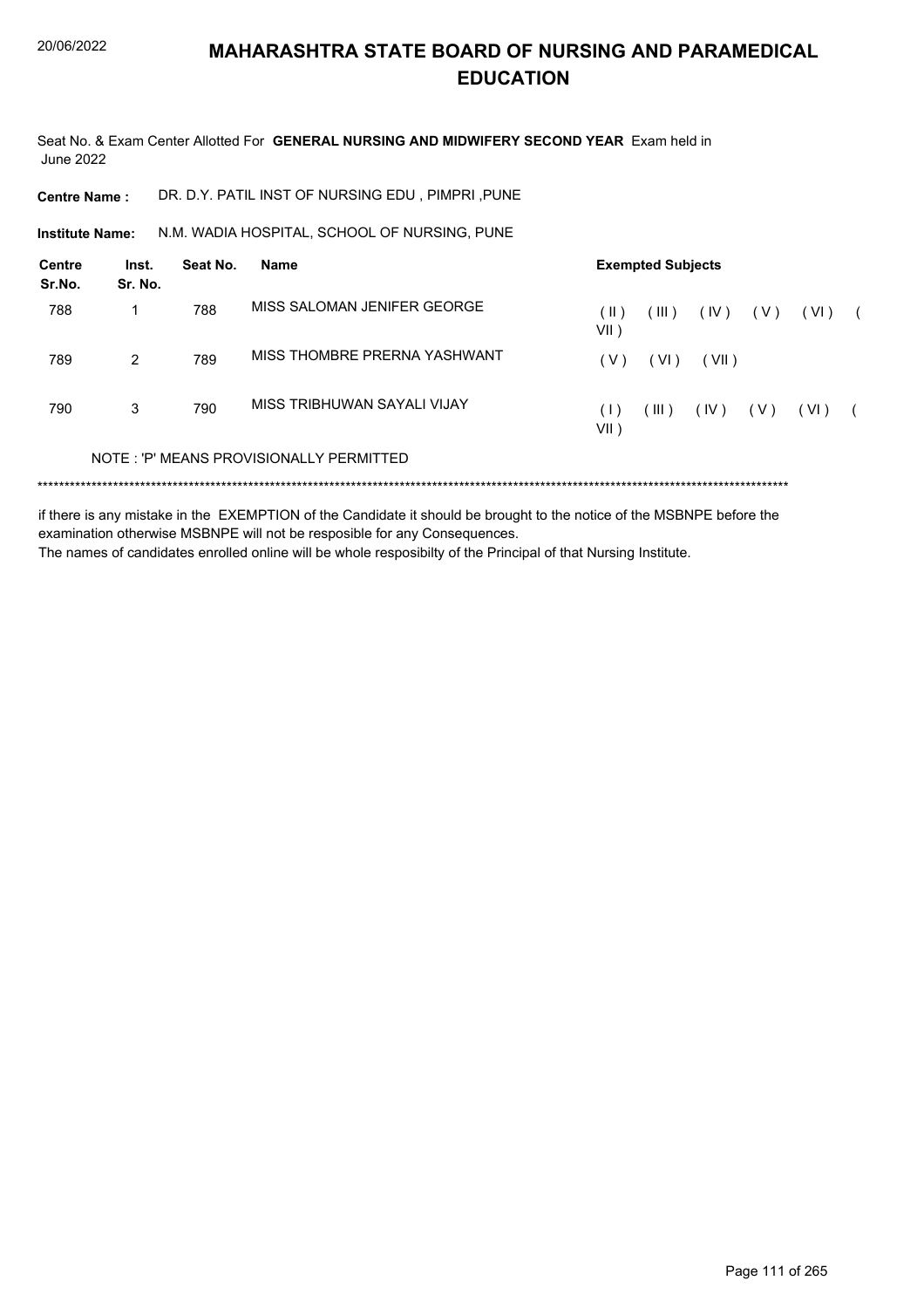# MAHARASHTRA STATE BOARD OF NURSING AND PARAMEDICAL EDUCATION

20/06/2022

Seat No. & Exam Center Allotted For **GENERAL NURSING AND MIDWIFERY SECOND YEAR** Exam held in June 2022

**Centre Name :** DR. D.Y. PATIL INST OF NURSING EDU , PIMPRI ,PUNE

**Institute Name:** N.M. WADIA HOSPITAL, SCHOOL OF NURSING, PUNE

| Centre Sr.No. | Inst. Sr. No. | Seat No. | Name | Exempted Subjects |
|---|---|---|---|---|
| 788 | 1 | 788 | MISS SALOMAN JENIFER GEORGE | ( II ) ( III ) ( IV ) ( V ) ( VI ) ( VII ) |
| 789 | 2 | 789 | MISS THOMBRE PRERNA YASHWANT | ( V ) ( VI ) ( VII ) |
| 790 | 3 | 790 | MISS TRIBHUWAN SAYALI VIJAY | ( I ) ( III ) ( IV ) ( V ) ( VI ) ( VII ) |

NOTE : 'P' MEANS PROVISIONALLY PERMITTED

*******************************************************************************************************************************************

if there is any mistake in the EXEMPTION of the Candidate it should be brought to the notice of the MSBNPE before the examination otherwise MSBNPE will not be resposible for any Consequences.

The names of candidates enrolled online will be whole resposibilty of the Principal of that Nursing Institute.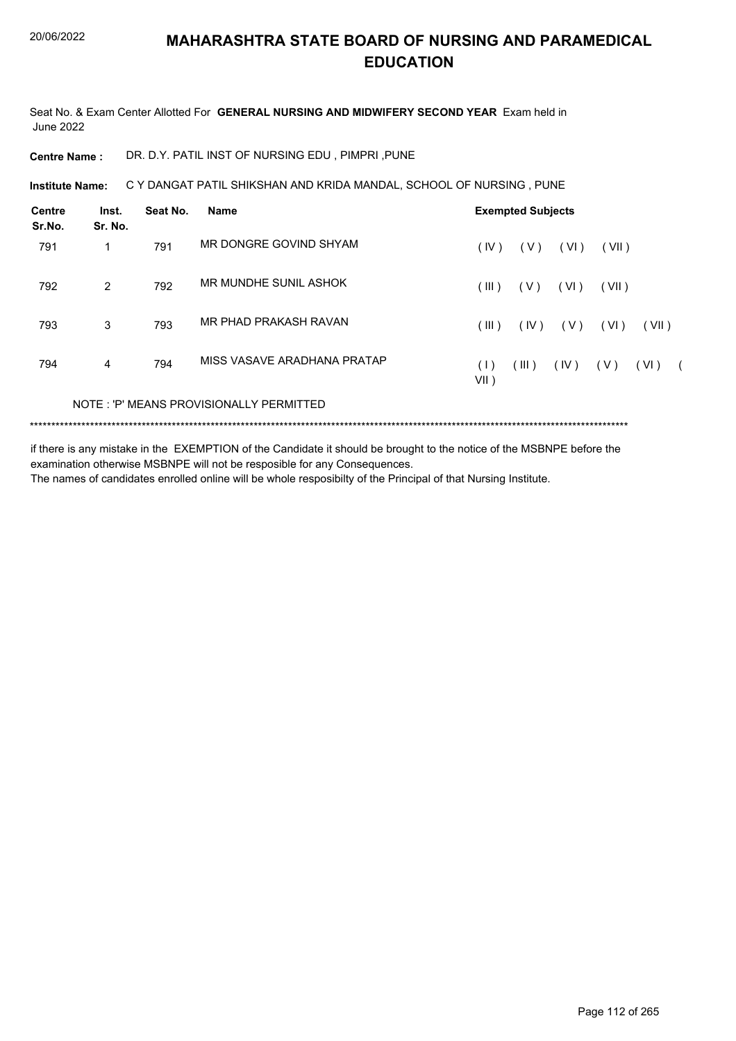# MAHARASHTRA STATE BOARD OF NURSING AND PARAMEDICAL EDUCATION

Seat No. & Exam Center Allotted For **GENERAL NURSING AND MIDWIFERY SECOND YEAR** Exam held in June 2022

**Centre Name :** DR. D.Y. PATIL INST OF NURSING EDU , PIMPRI ,PUNE

**Institute Name:** C Y DANGAT PATIL SHIKSHAN AND KRIDA MANDAL, SCHOOL OF NURSING , PUNE

| Centre Sr.No. | Inst. Sr. No. | Seat No. | Name | Exempted Subjects |
|---|---|---|---|---|
| 791 | 1 | 791 | MR DONGRE GOVIND SHYAM | ( IV ) ( V ) ( VI ) ( VII ) |
| 792 | 2 | 792 | MR MUNDHE SUNIL ASHOK | ( III ) ( V ) ( VI ) ( VII ) |
| 793 | 3 | 793 | MR PHAD PRAKASH RAVAN | ( III ) ( IV ) ( V ) ( VI ) ( VII ) |
| 794 | 4 | 794 | MISS VASAVE ARADHANA PRATAP | ( I ) ( III ) ( IV ) ( V ) ( VI ) ( VII ) |

NOTE : 'P' MEANS PROVISIONALLY PERMITTED

***************************************************************************************************************************************

if there is any mistake in the EXEMPTION of the Candidate it should be brought to the notice of the MSBNPE before the examination otherwise MSBNPE will not be resposible for any Consequences.

The names of candidates enrolled online will be whole resposibilty of the Principal of that Nursing Institute.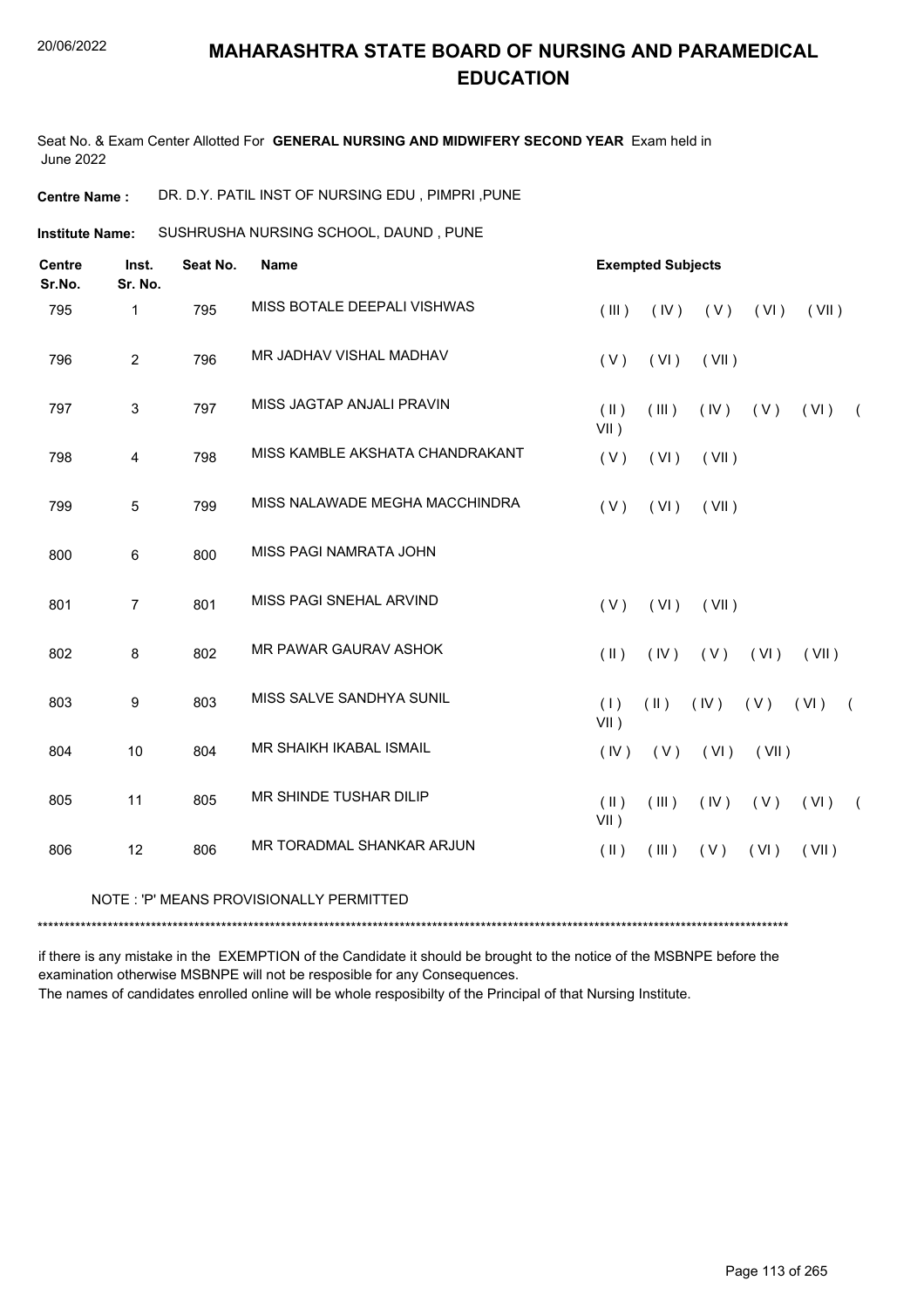# MAHARASHTRA STATE BOARD OF NURSING AND PARAMEDICAL EDUCATION

Seat No. & Exam Center Allotted For **GENERAL NURSING AND MIDWIFERY SECOND YEAR** Exam held in June 2022

**Centre Name :** DR. D.Y. PATIL INST OF NURSING EDU , PIMPRI ,PUNE

**Institute Name:** SUSHRUSHA NURSING SCHOOL, DAUND , PUNE

| Centre Sr.No. | Inst. Sr. No. | Seat No. | Name | Exempted Subjects |
|---|---|---|---|---|
| 795 | 1 | 795 | MISS BOTALE DEEPALI VISHWAS | ( III ) ( IV ) ( V ) ( VI ) ( VII ) |
| 796 | 2 | 796 | MR JADHAV VISHAL MADHAV | ( V ) ( VI ) ( VII ) |
| 797 | 3 | 797 | MISS JAGTAP ANJALI PRAVIN | ( II ) ( III ) ( IV ) ( V ) ( VI ) ( VII ) |
| 798 | 4 | 798 | MISS KAMBLE AKSHATA CHANDRAKANT | ( V ) ( VI ) ( VII ) |
| 799 | 5 | 799 | MISS NALAWADE MEGHA MACCHINDRA | ( V ) ( VI ) ( VII ) |
| 800 | 6 | 800 | MISS PAGI NAMRATA JOHN | |
| 801 | 7 | 801 | MISS PAGI SNEHAL ARVIND | ( V ) ( VI ) ( VII ) |
| 802 | 8 | 802 | MR PAWAR GAURAV ASHOK | ( II ) ( IV ) ( V ) ( VI ) ( VII ) |
| 803 | 9 | 803 | MISS SALVE SANDHYA SUNIL | ( I ) ( II ) ( IV ) ( V ) ( VI ) ( VII ) |
| 804 | 10 | 804 | MR SHAIKH IKABAL ISMAIL | ( IV ) ( V ) ( VI ) ( VII ) |
| 805 | 11 | 805 | MR SHINDE TUSHAR DILIP | ( II ) ( III ) ( IV ) ( V ) ( VI ) ( VII ) |
| 806 | 12 | 806 | MR TORADMAL SHANKAR ARJUN | ( II ) ( III ) ( V ) ( VI ) ( VII ) |

NOTE : 'P' MEANS PROVISIONALLY PERMITTED

*******************************************************************************************************************************************

if there is any mistake in the EXEMPTION of the Candidate it should be brought to the notice of the MSBNPE before the examination otherwise MSBNPE will not be resposible for any Consequences.
The names of candidates enrolled online will be whole resposibilty of the Principal of that Nursing Institute.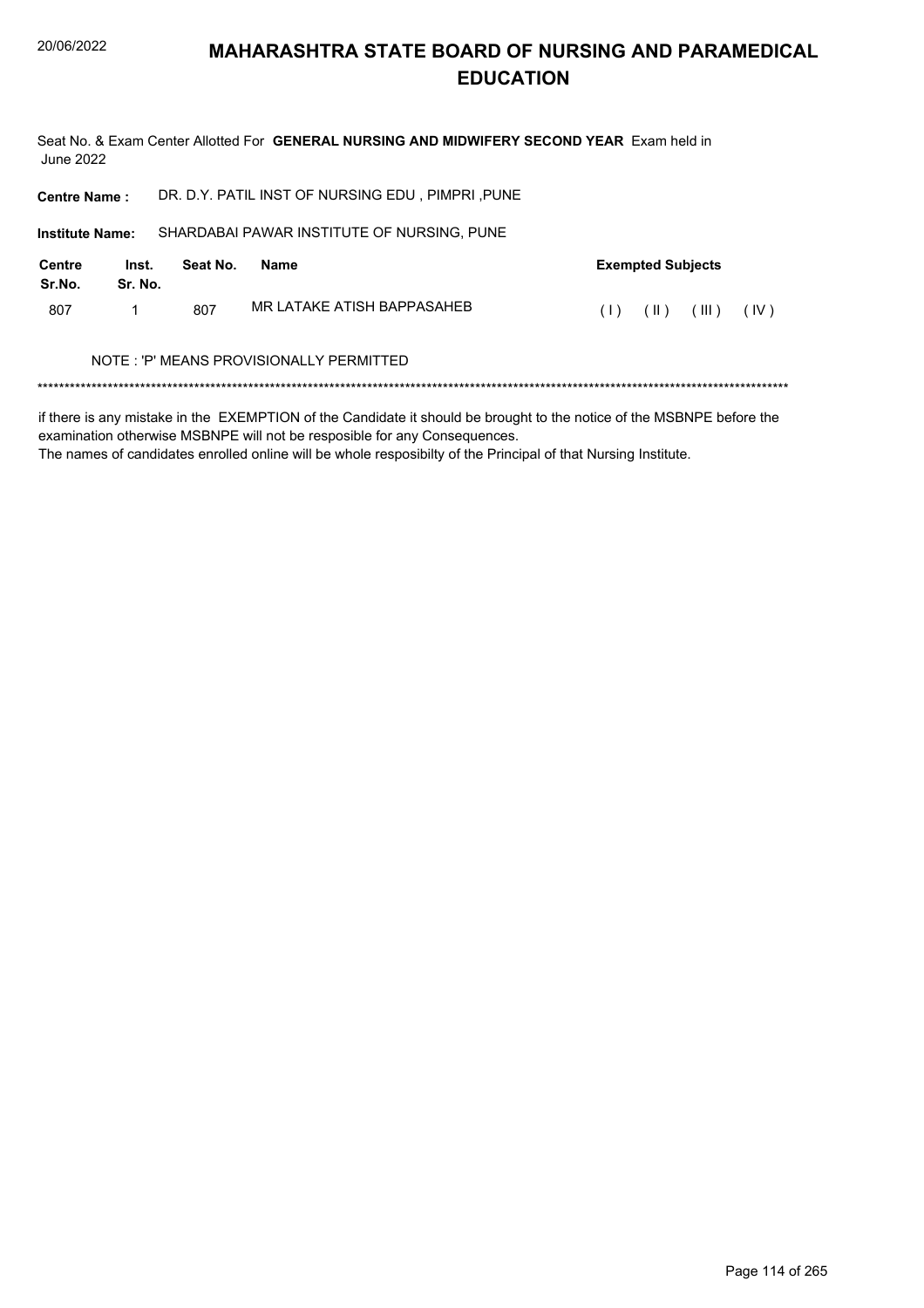# MAHARASHTRA STATE BOARD OF NURSING AND PARAMEDICAL EDUCATION

Seat No. & Exam Center Allotted For **GENERAL NURSING AND MIDWIFERY SECOND YEAR** Exam held in June 2022

**Centre Name :** DR. D.Y. PATIL INST OF NURSING EDU , PIMPRI ,PUNE

**Institute Name:** SHARDABAI PAWAR INSTITUTE OF NURSING, PUNE

| Centre Sr.No. | Inst. Sr. No. | Seat No. | Name | Exempted Subjects |
|---|---|---|---|---|
| 807 | 1 | 807 | MR LATAKE ATISH BAPPASAHEB | ( I ) ( II ) ( III ) ( IV ) |

NOTE : 'P' MEANS PROVISIONALLY PERMITTED

******************************************************************************************************************************************

if there is any mistake in the EXEMPTION of the Candidate it should be brought to the notice of the MSBNPE before the examination otherwise MSBNPE will not be resposible for any Consequences.

The names of candidates enrolled online will be whole resposibilty of the Principal of that Nursing Institute.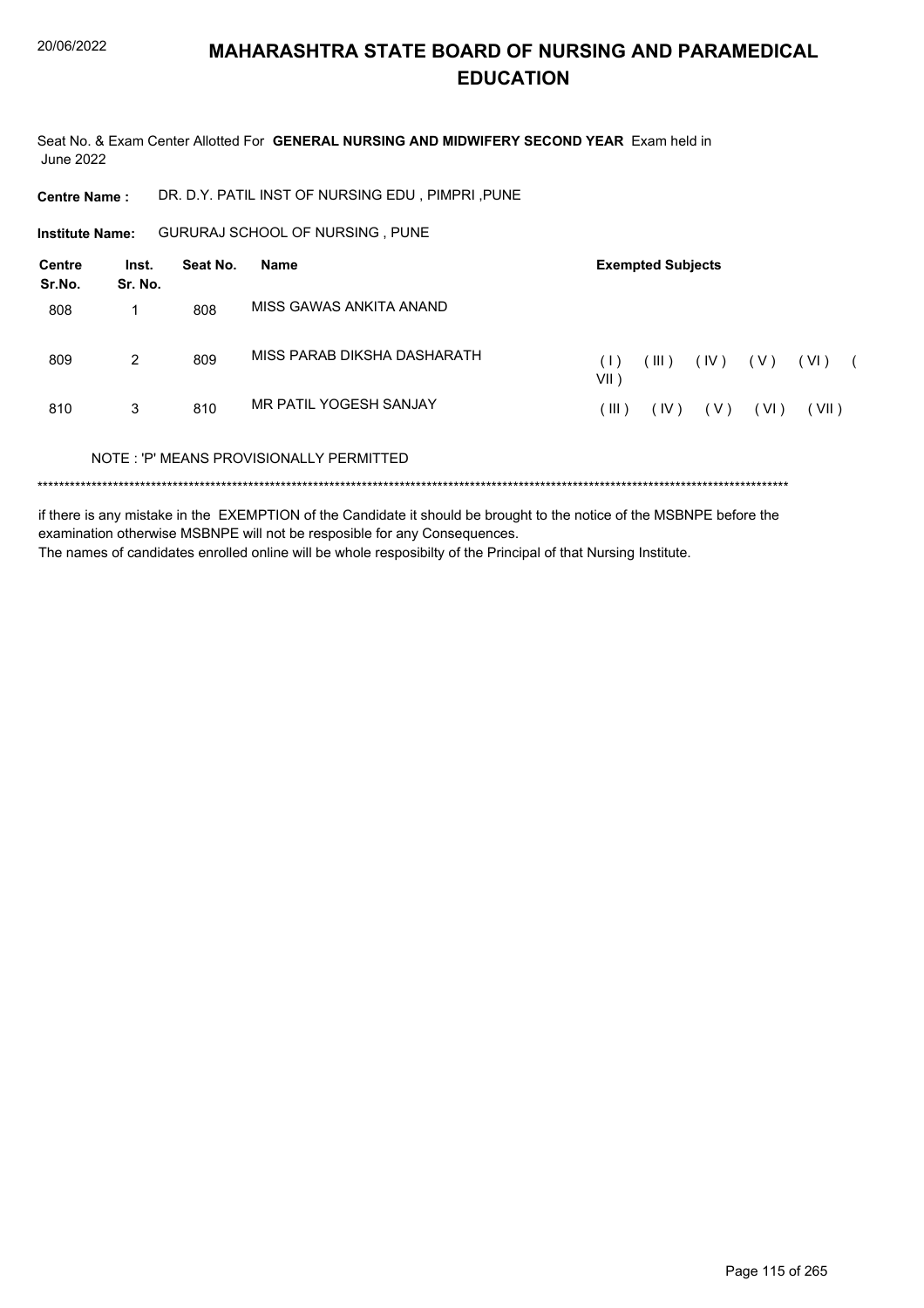# MAHARASHTRA STATE BOARD OF NURSING AND PARAMEDICAL EDUCATION

Seat No. & Exam Center Allotted For **GENERAL NURSING AND MIDWIFERY SECOND YEAR** Exam held in June 2022

**Centre Name :** DR. D.Y. PATIL INST OF NURSING EDU , PIMPRI ,PUNE

**Institute Name:** GURURAJ SCHOOL OF NURSING , PUNE

| Centre Sr.No. | Inst. Sr. No. | Seat No. | Name | Exempted Subjects |
|---|---|---|---|---|
| 808 | 1 | 808 | MISS GAWAS ANKITA ANAND | |
| 809 | 2 | 809 | MISS PARAB DIKSHA DASHARATH | ( I ) ( III ) ( IV ) ( V ) ( VI ) ( VII ) |
| 810 | 3 | 810 | MR PATIL YOGESH SANJAY | ( III ) ( IV ) ( V ) ( VI ) ( VII ) |

NOTE : 'P' MEANS PROVISIONALLY PERMITTED

*******************************************************************************************************************************************

if there is any mistake in the EXEMPTION of the Candidate it should be brought to the notice of the MSBNPE before the examination otherwise MSBNPE will not be resposible for any Consequences.
The names of candidates enrolled online will be whole resposibilty of the Principal of that Nursing Institute.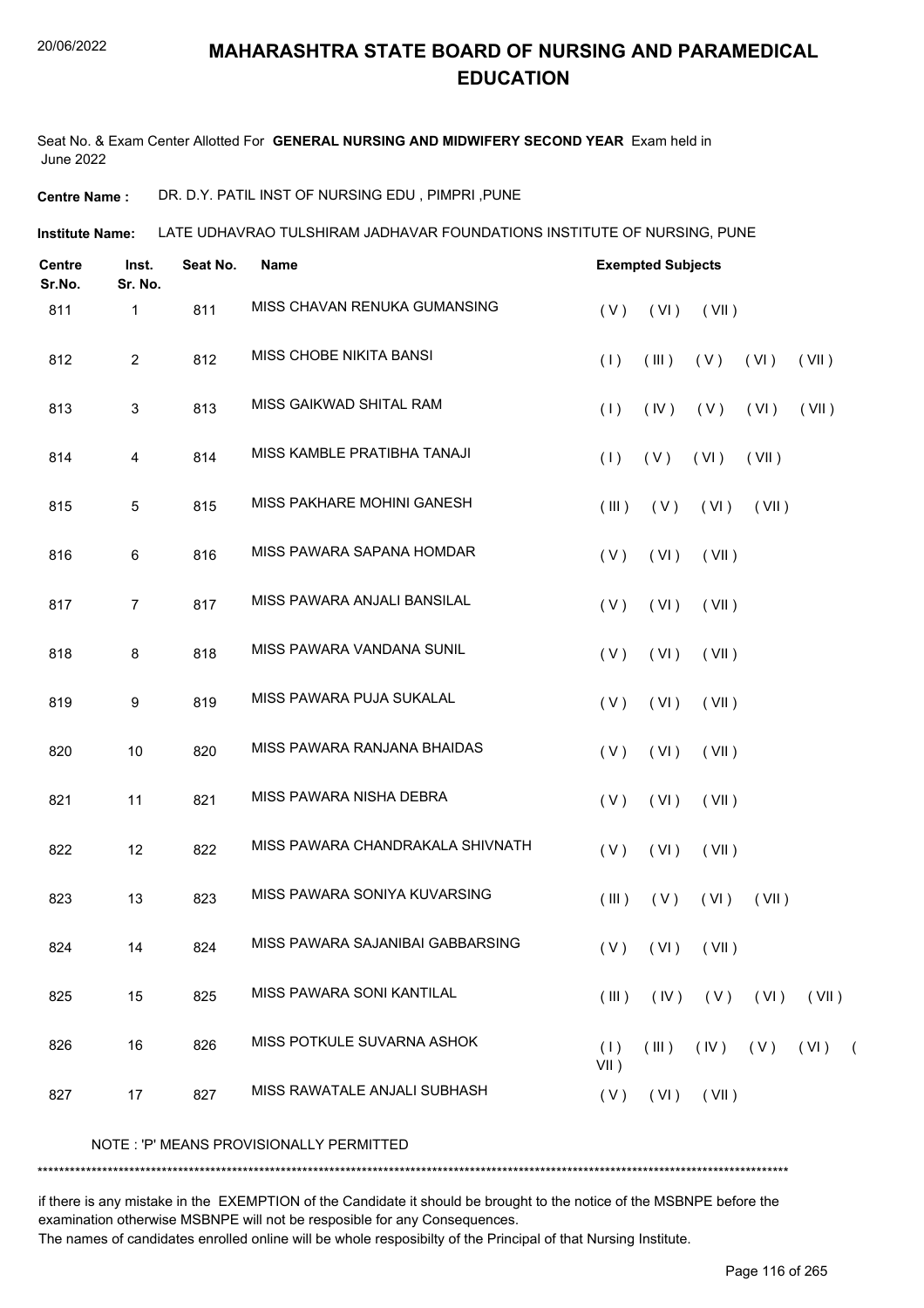# MAHARASHTRA STATE BOARD OF NURSING AND PARAMEDICAL EDUCATION

Seat No. & Exam Center Allotted For **GENERAL NURSING AND MIDWIFERY SECOND YEAR** Exam held in June 2022

**Centre Name :** DR. D.Y. PATIL INST OF NURSING EDU , PIMPRI ,PUNE

**Institute Name:** LATE UDHAVRAO TULSHIRAM JADHAVAR FOUNDATIONS INSTITUTE OF NURSING, PUNE

| Centre Sr.No. | Inst. Sr. No. | Seat No. | Name | Exempted Subjects |
|---|---|---|---|---|
| 811 | 1 | 811 | MISS CHAVAN RENUKA GUMANSING | ( V ) ( VI ) ( VII ) |
| 812 | 2 | 812 | MISS CHOBE NIKITA BANSI | ( I ) ( III ) ( V ) ( VI ) ( VII ) |
| 813 | 3 | 813 | MISS GAIKWAD SHITAL RAM | ( I ) ( IV ) ( V ) ( VI ) ( VII ) |
| 814 | 4 | 814 | MISS KAMBLE PRATIBHA TANAJI | ( I ) ( V ) ( VI ) ( VII ) |
| 815 | 5 | 815 | MISS PAKHARE MOHINI GANESH | ( III ) ( V ) ( VI ) ( VII ) |
| 816 | 6 | 816 | MISS PAWARA SAPANA HOMDAR | ( V ) ( VI ) ( VII ) |
| 817 | 7 | 817 | MISS PAWARA ANJALI BANSILAL | ( V ) ( VI ) ( VII ) |
| 818 | 8 | 818 | MISS PAWARA VANDANA SUNIL | ( V ) ( VI ) ( VII ) |
| 819 | 9 | 819 | MISS PAWARA PUJA SUKALAL | ( V ) ( VI ) ( VII ) |
| 820 | 10 | 820 | MISS PAWARA RANJANA BHAIDAS | ( V ) ( VI ) ( VII ) |
| 821 | 11 | 821 | MISS PAWARA NISHA DEBRA | ( V ) ( VI ) ( VII ) |
| 822 | 12 | 822 | MISS PAWARA CHANDRAKALA SHIVNATH | ( V ) ( VI ) ( VII ) |
| 823 | 13 | 823 | MISS PAWARA SONIYA KUVARSING | ( III ) ( V ) ( VI ) ( VII ) |
| 824 | 14 | 824 | MISS PAWARA SAJANIBAI GABBARSING | ( V ) ( VI ) ( VII ) |
| 825 | 15 | 825 | MISS PAWARA SONI KANTILAL | ( III ) ( IV ) ( V ) ( VI ) ( VII ) |
| 826 | 16 | 826 | MISS POTKULE SUVARNA ASHOK | ( I ) ( III ) ( IV ) ( V ) ( VI ) ( VII ) |
| 827 | 17 | 827 | MISS RAWATALE ANJALI SUBHASH | ( V ) ( VI ) ( VII ) |

NOTE : 'P' MEANS PROVISIONALLY PERMITTED

\*\*\*\*\*\*\*\*\*\*\*\*\*\*\*\*\*\*\*\*\*\*\*\*\*\*\*\*\*\*\*\*\*\*\*\*\*\*\*\*\*\*\*\*\*\*\*\*\*\*\*\*\*\*\*\*\*\*\*\*\*\*\*\*\*\*\*\*\*\*\*\*\*\*\*\*\*\*\*\*\*\*\*\*\*\*\*\*\*\*\*\*\*\*\*\*\*\*\*\*\*\*\*\*\*\*\*\*\*\*\*\*\*\*\*\*\*\*\*\*\*\*\*\*\*\*\*\*\*\*\*\*

if there is any mistake in the EXEMPTION of the Candidate it should be brought to the notice of the MSBNPE before the examination otherwise MSBNPE will not be resposible for any Consequences.

The names of candidates enrolled online will be whole resposibilty of the Principal of that Nursing Institute.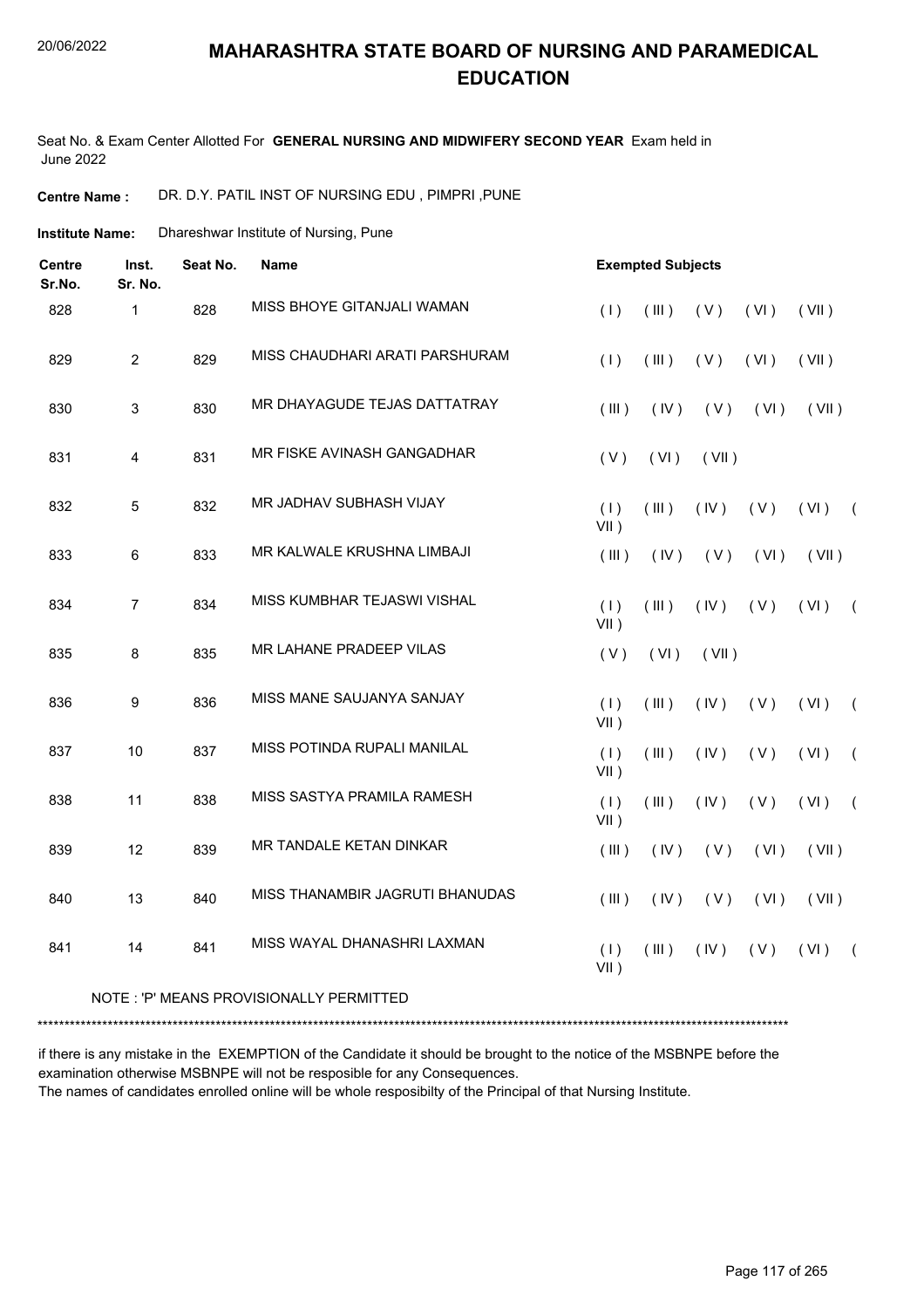# MAHARASHTRA STATE BOARD OF NURSING AND PARAMEDICAL EDUCATION

20/06/2022

Seat No. & Exam Center Allotted For **GENERAL NURSING AND MIDWIFERY SECOND YEAR** Exam held in June 2022

**Centre Name :** DR. D.Y. PATIL INST OF NURSING EDU , PIMPRI ,PUNE

**Institute Name:** Dhareshwar Institute of Nursing, Pune

| Centre Sr.No. | Inst. Sr. No. | Seat No. | Name | Exempted Subjects |
|---|---|---|---|---|
| 828 | 1 | 828 | MISS BHOYE GITANJALI WAMAN | ( I ) ( III ) ( V ) ( VI ) ( VII ) |
| 829 | 2 | 829 | MISS CHAUDHARI ARATI PARSHURAM | ( I ) ( III ) ( V ) ( VI ) ( VII ) |
| 830 | 3 | 830 | MR DHAYAGUDE TEJAS DATTATRAY | ( III ) ( IV ) ( V ) ( VI ) ( VII ) |
| 831 | 4 | 831 | MR FISKE AVINASH GANGADHAR | ( V ) ( VI ) ( VII ) |
| 832 | 5 | 832 | MR JADHAV SUBHASH VIJAY | ( I ) ( III ) ( IV ) ( V ) ( VI ) ( VII ) |
| 833 | 6 | 833 | MR KALWALE KRUSHNA LIMBAJI | ( III ) ( IV ) ( V ) ( VI ) ( VII ) |
| 834 | 7 | 834 | MISS KUMBHAR TEJASWI VISHAL | ( I ) ( III ) ( IV ) ( V ) ( VI ) ( VII ) |
| 835 | 8 | 835 | MR LAHANE PRADEEP VILAS | ( V ) ( VI ) ( VII ) |
| 836 | 9 | 836 | MISS MANE SAUJANYA SANJAY | ( I ) ( III ) ( IV ) ( V ) ( VI ) ( VII ) |
| 837 | 10 | 837 | MISS POTINDA RUPALI MANILAL | ( I ) ( III ) ( IV ) ( V ) ( VI ) ( VII ) |
| 838 | 11 | 838 | MISS SASTYA PRAMILA RAMESH | ( I ) ( III ) ( IV ) ( V ) ( VI ) ( VII ) |
| 839 | 12 | 839 | MR TANDALE KETAN DINKAR | ( III ) ( IV ) ( V ) ( VI ) ( VII ) |
| 840 | 13 | 840 | MISS THANAMBIR JAGRUTI BHANUDAS | ( III ) ( IV ) ( V ) ( VI ) ( VII ) |
| 841 | 14 | 841 | MISS WAYAL DHANASHRI LAXMAN | ( I ) ( III ) ( IV ) ( V ) ( VI ) ( VII ) |

NOTE : 'P' MEANS PROVISIONALLY PERMITTED

******************************************************************************************************************************************

if there is any mistake in the EXEMPTION of the Candidate it should be brought to the notice of the MSBNPE before the examination otherwise MSBNPE will not be resposible for any Consequences.
The names of candidates enrolled online will be whole resposibilty of the Principal of that Nursing Institute.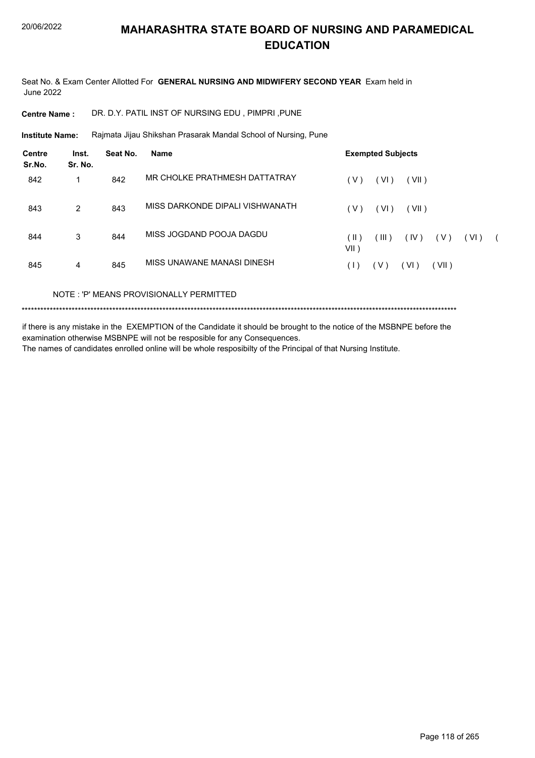# MAHARASHTRA STATE BOARD OF NURSING AND PARAMEDICAL EDUCATION

Seat No. & Exam Center Allotted For **GENERAL NURSING AND MIDWIFERY SECOND YEAR** Exam held in June 2022

**Centre Name :** DR. D.Y. PATIL INST OF NURSING EDU , PIMPRI ,PUNE

**Institute Name:** Rajmata Jijau Shikshan Prasarak Mandal School of Nursing, Pune

| Centre Sr.No. | Inst. Sr. No. | Seat No. | Name | Exempted Subjects |
|---|---|---|---|---|
| 842 | 1 | 842 | MR CHOLKE PRATHMESH DATTATRAY | ( V ) ( VI ) ( VII ) |
| 843 | 2 | 843 | MISS DARKONDE DIPALI VISHWANATH | ( V ) ( VI ) ( VII ) |
| 844 | 3 | 844 | MISS JOGDAND POOJA DAGDU | ( II ) ( III ) ( IV ) ( V ) ( VI ) ( VII ) |
| 845 | 4 | 845 | MISS UNAWANE MANASI DINESH | ( I ) ( V ) ( VI ) ( VII ) |

NOTE : 'P' MEANS PROVISIONALLY PERMITTED

\*\*\*\*\*\*\*\*\*\*\*\*\*\*\*\*\*\*\*\*\*\*\*\*\*\*\*\*\*\*\*\*\*\*\*\*\*\*\*\*\*\*\*\*\*\*\*\*\*\*\*\*\*\*\*\*\*\*\*\*\*\*\*\*\*\*\*\*\*\*\*\*\*\*\*\*\*\*\*\*\*\*\*\*\*\*\*\*\*\*\*\*\*\*\*\*\*\*\*\*\*\*\*\*\*\*\*\*\*\*\*\*\*\*\*\*\*\*\*\*\*\*\*\*\*\*\*\*\*\*\*\*\*\*\*\*\*\*

if there is any mistake in the EXEMPTION of the Candidate it should be brought to the notice of the MSBNPE before the examination otherwise MSBNPE will not be resposible for any Consequences.

The names of candidates enrolled online will be whole resposibilty of the Principal of that Nursing Institute.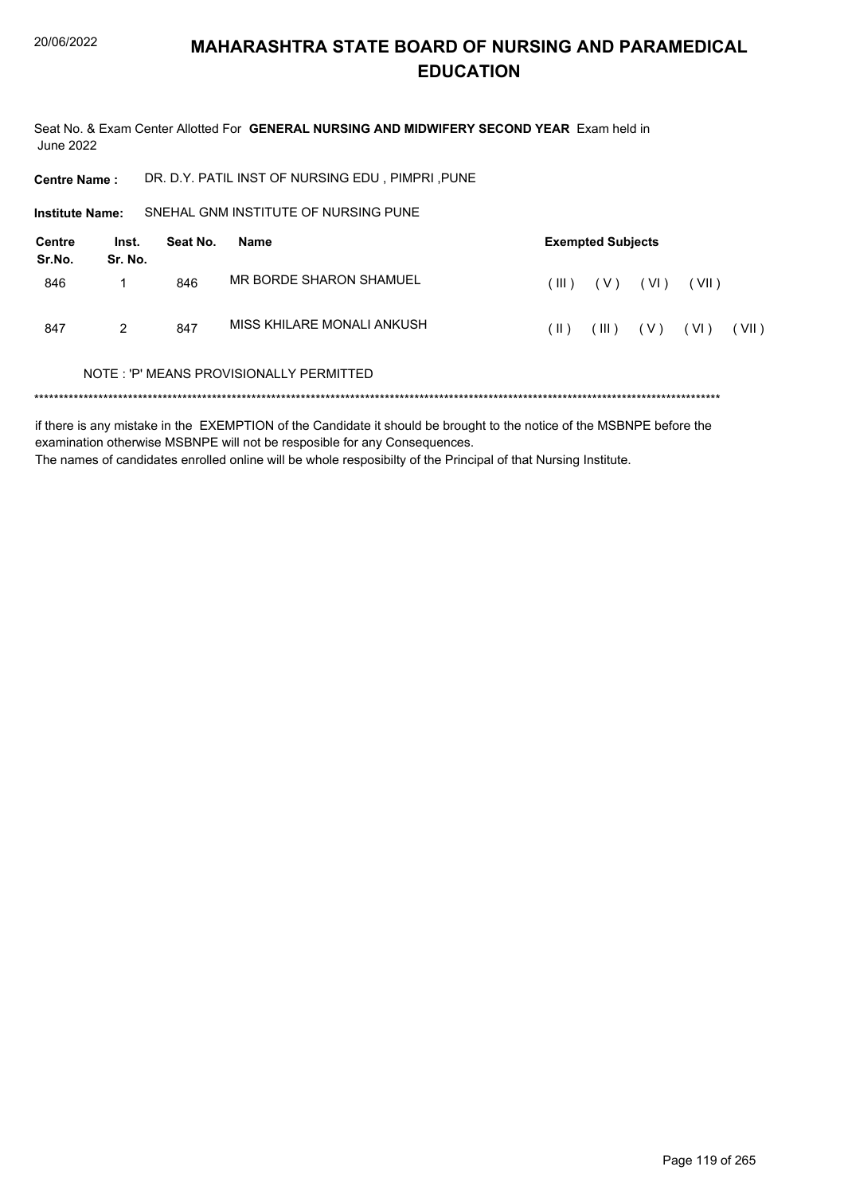# MAHARASHTRA STATE BOARD OF NURSING AND PARAMEDICAL EDUCATION

Seat No. & Exam Center Allotted For **GENERAL NURSING AND MIDWIFERY SECOND YEAR** Exam held in June 2022

**Centre Name :** DR. D.Y. PATIL INST OF NURSING EDU , PIMPRI ,PUNE

**Institute Name:** SNEHAL GNM INSTITUTE OF NURSING PUNE

| Centre Sr.No. | Inst. Sr. No. | Seat No. | Name | Exempted Subjects |
|---|---|---|---|---|
| 846 | 1 | 846 | MR BORDE SHARON SHAMUEL | ( III ) ( V ) ( VI ) ( VII ) |
| 847 | 2 | 847 | MISS KHILARE MONALI ANKUSH | ( II ) ( III ) ( V ) ( VI ) ( VII ) |

NOTE : 'P' MEANS PROVISIONALLY PERMITTED

*******************************************************************************************************************************************

if there is any mistake in the EXEMPTION of the Candidate it should be brought to the notice of the MSBNPE before the examination otherwise MSBNPE will not be resposible for any Consequences.
The names of candidates enrolled online will be whole resposibilty of the Principal of that Nursing Institute.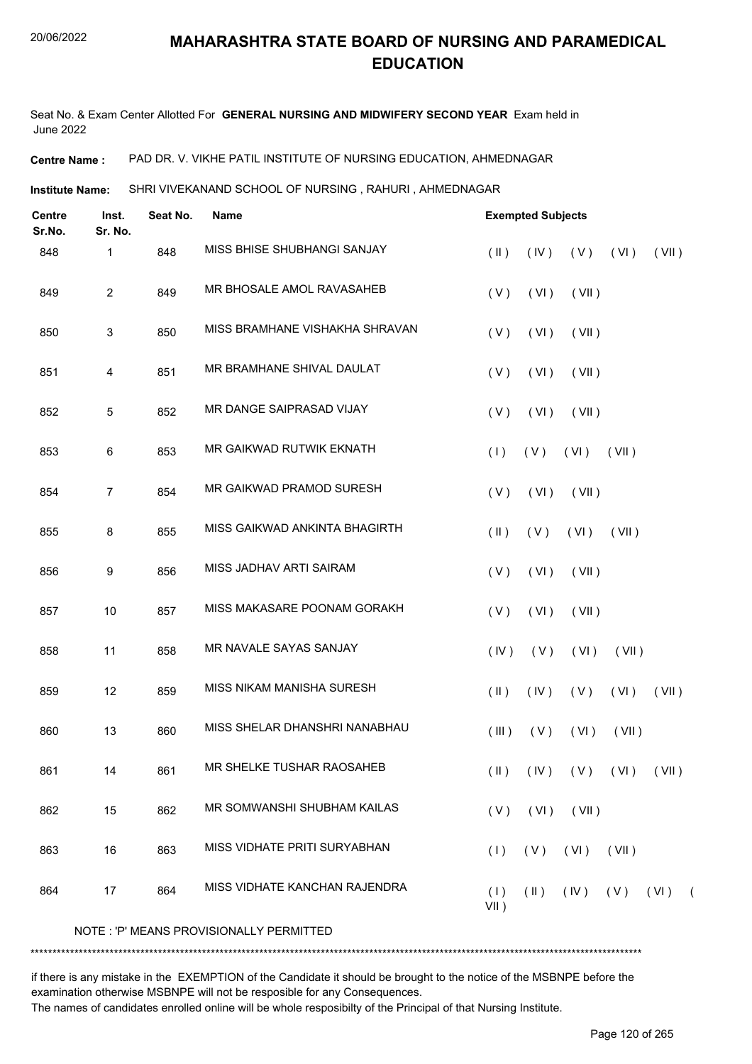# MAHARASHTRA STATE BOARD OF NURSING AND PARAMEDICAL EDUCATION

Seat No. & Exam Center Allotted For **GENERAL NURSING AND MIDWIFERY SECOND YEAR** Exam held in June 2022

**Centre Name :** PAD DR. V. VIKHE PATIL INSTITUTE OF NURSING EDUCATION, AHMEDNAGAR

**Institute Name:** SHRI VIVEKANAND SCHOOL OF NURSING , RAHURI , AHMEDNAGAR

| Centre Sr.No. | Inst. Sr. No. | Seat No. | Name | Exempted Subjects |
|---|---|---|---|---|
| 848 | 1 | 848 | MISS BHISE SHUBHANGI SANJAY | ( II ) ( IV ) ( V ) ( VI ) ( VII ) |
| 849 | 2 | 849 | MR BHOSALE AMOL RAVASAHEB | ( V ) ( VI ) ( VII ) |
| 850 | 3 | 850 | MISS BRAMHANE VISHAKHA SHRAVAN | ( V ) ( VI ) ( VII ) |
| 851 | 4 | 851 | MR BRAMHANE SHIVAL DAULAT | ( V ) ( VI ) ( VII ) |
| 852 | 5 | 852 | MR DANGE SAIPRASAD VIJAY | ( V ) ( VI ) ( VII ) |
| 853 | 6 | 853 | MR GAIKWAD RUTWIK EKNATH | ( I ) ( V ) ( VI ) ( VII ) |
| 854 | 7 | 854 | MR GAIKWAD PRAMOD SURESH | ( V ) ( VI ) ( VII ) |
| 855 | 8 | 855 | MISS GAIKWAD ANKINTA BHAGIRTH | ( II ) ( V ) ( VI ) ( VII ) |
| 856 | 9 | 856 | MISS JADHAV ARTI SAIRAM | ( V ) ( VI ) ( VII ) |
| 857 | 10 | 857 | MISS MAKASARE POONAM GORAKH | ( V ) ( VI ) ( VII ) |
| 858 | 11 | 858 | MR NAVALE SAYAS SANJAY | ( IV ) ( V ) ( VI ) ( VII ) |
| 859 | 12 | 859 | MISS NIKAM MANISHA SURESH | ( II ) ( IV ) ( V ) ( VI ) ( VII ) |
| 860 | 13 | 860 | MISS SHELAR DHANSHRI NANABHAU | ( III ) ( V ) ( VI ) ( VII ) |
| 861 | 14 | 861 | MR SHELKE TUSHAR RAOSAHEB | ( II ) ( IV ) ( V ) ( VI ) ( VII ) |
| 862 | 15 | 862 | MR SOMWANSHI SHUBHAM KAILAS | ( V ) ( VI ) ( VII ) |
| 863 | 16 | 863 | MISS VIDHATE PRITI SURYABHAN | ( I ) ( V ) ( VI ) ( VII ) |
| 864 | 17 | 864 | MISS VIDHATE KANCHAN RAJENDRA | ( I ) ( II ) ( IV ) ( V ) ( VI ) ( VII ) |

NOTE : 'P' MEANS PROVISIONALLY PERMITTED

*******************************************************************************************************************************************

if there is any mistake in the EXEMPTION of the Candidate it should be brought to the notice of the MSBNPE before the examination otherwise MSBNPE will not be resposible for any Consequences.

The names of candidates enrolled online will be whole resposibilty of the Principal of that Nursing Institute.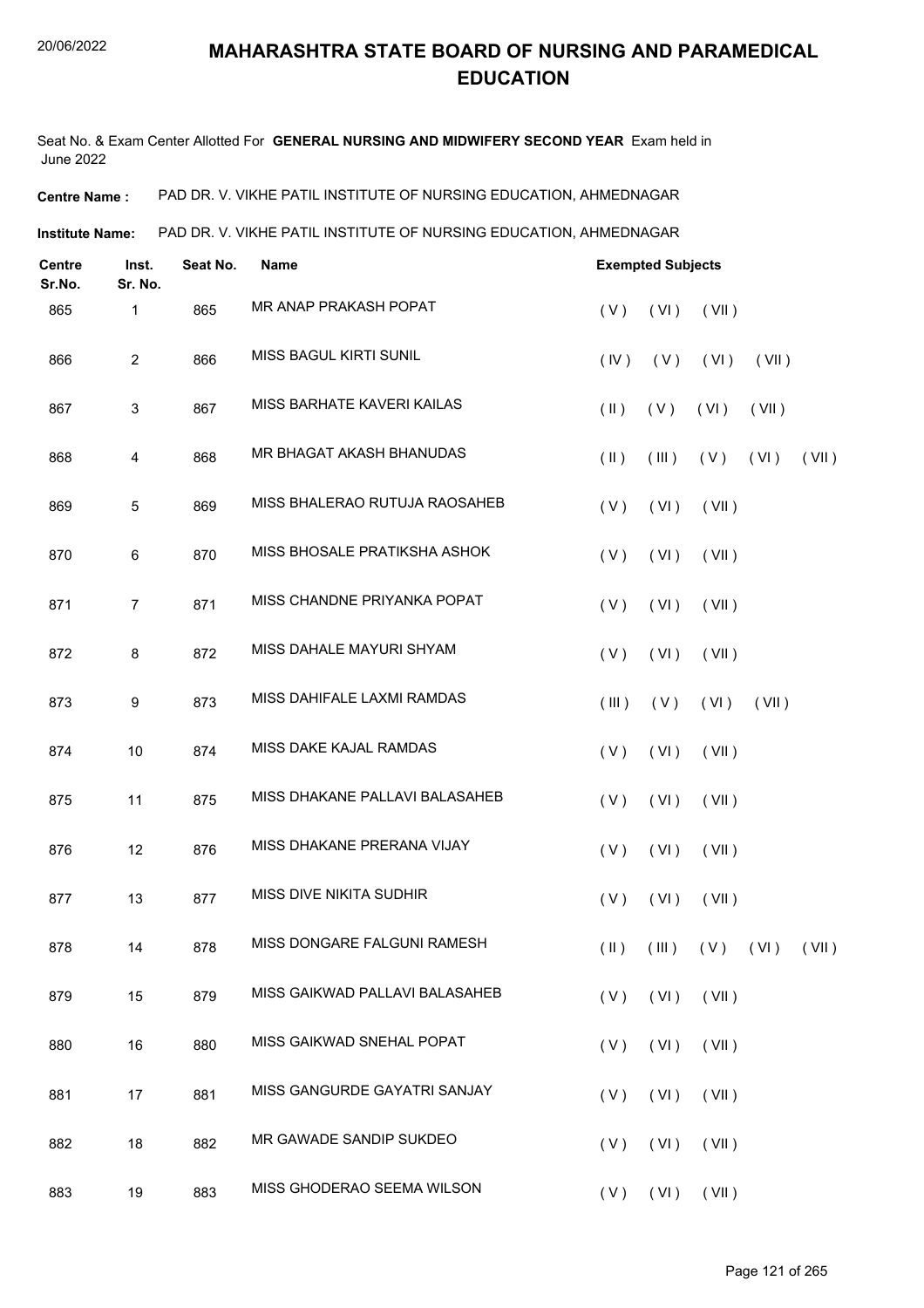# MAHARASHTRA STATE BOARD OF NURSING AND PARAMEDICAL EDUCATION

Seat No. & Exam Center Allotted For **GENERAL NURSING AND MIDWIFERY SECOND YEAR** Exam held in June 2022

**Centre Name :** PAD DR. V. VIKHE PATIL INSTITUTE OF NURSING EDUCATION, AHMEDNAGAR

**Institute Name:** PAD DR. V. VIKHE PATIL INSTITUTE OF NURSING EDUCATION, AHMEDNAGAR

| Centre Sr.No. | Inst. Sr. No. | Seat No. | Name | Exempted Subjects |
|---|---|---|---|---|
| 865 | 1 | 865 | MR ANAP PRAKASH POPAT | ( V ) ( VI ) ( VII ) |
| 866 | 2 | 866 | MISS BAGUL KIRTI SUNIL | ( IV ) ( V ) ( VI ) ( VII ) |
| 867 | 3 | 867 | MISS BARHATE KAVERI KAILAS | ( II ) ( V ) ( VI ) ( VII ) |
| 868 | 4 | 868 | MR BHAGAT AKASH BHANUDAS | ( II ) ( III ) ( V ) ( VI ) ( VII ) |
| 869 | 5 | 869 | MISS BHALERAO RUTUJA RAOSAHEB | ( V ) ( VI ) ( VII ) |
| 870 | 6 | 870 | MISS BHOSALE PRATIKSHA ASHOK | ( V ) ( VI ) ( VII ) |
| 871 | 7 | 871 | MISS CHANDNE PRIYANKA POPAT | ( V ) ( VI ) ( VII ) |
| 872 | 8 | 872 | MISS DAHALE MAYURI SHYAM | ( V ) ( VI ) ( VII ) |
| 873 | 9 | 873 | MISS DAHIFALE LAXMI RAMDAS | ( III ) ( V ) ( VI ) ( VII ) |
| 874 | 10 | 874 | MISS DAKE KAJAL RAMDAS | ( V ) ( VI ) ( VII ) |
| 875 | 11 | 875 | MISS DHAKANE PALLAVI BALASAHEB | ( V ) ( VI ) ( VII ) |
| 876 | 12 | 876 | MISS DHAKANE PRERANA VIJAY | ( V ) ( VI ) ( VII ) |
| 877 | 13 | 877 | MISS DIVE NIKITA SUDHIR | ( V ) ( VI ) ( VII ) |
| 878 | 14 | 878 | MISS DONGARE FALGUNI RAMESH | ( II ) ( III ) ( V ) ( VI ) ( VII ) |
| 879 | 15 | 879 | MISS GAIKWAD PALLAVI BALASAHEB | ( V ) ( VI ) ( VII ) |
| 880 | 16 | 880 | MISS GAIKWAD SNEHAL POPAT | ( V ) ( VI ) ( VII ) |
| 881 | 17 | 881 | MISS GANGURDE GAYATRI SANJAY | ( V ) ( VI ) ( VII ) |
| 882 | 18 | 882 | MR GAWADE SANDIP SUKDEO | ( V ) ( VI ) ( VII ) |
| 883 | 19 | 883 | MISS GHODERAO SEEMA WILSON | ( V ) ( VI ) ( VII ) |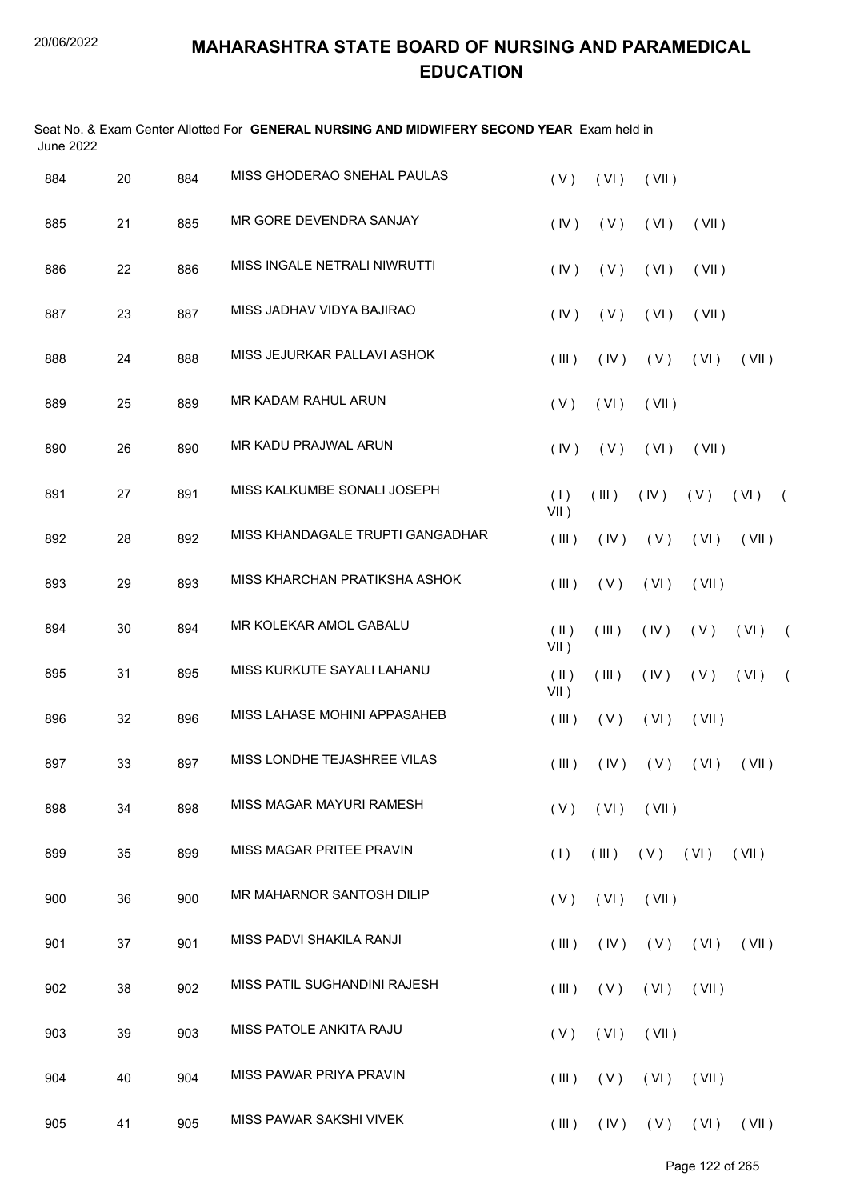# MAHARASHTRA STATE BOARD OF NURSING AND PARAMEDICAL EDUCATION

Seat No. & Exam Center Allotted For **GENERAL NURSING AND MIDWIFERY SECOND YEAR** Exam held in June 2022

| | | | | |
|---|---|---|---|---|
| 884 | 20 | 884 | MISS GHODERAO SNEHAL PAULAS | ( V ) ( VI ) ( VII ) |
| 885 | 21 | 885 | MR GORE DEVENDRA SANJAY | ( IV ) ( V ) ( VI ) ( VII ) |
| 886 | 22 | 886 | MISS INGALE NETRALI NIWRUTTI | ( IV ) ( V ) ( VI ) ( VII ) |
| 887 | 23 | 887 | MISS JADHAV VIDYA BAJIRAO | ( IV ) ( V ) ( VI ) ( VII ) |
| 888 | 24 | 888 | MISS JEJURKAR PALLAVI ASHOK | ( III ) ( IV ) ( V ) ( VI ) ( VII ) |
| 889 | 25 | 889 | MR KADAM RAHUL ARUN | ( V ) ( VI ) ( VII ) |
| 890 | 26 | 890 | MR KADU PRAJWAL ARUN | ( IV ) ( V ) ( VI ) ( VII ) |
| 891 | 27 | 891 | MISS KALKUMBE SONALI JOSEPH | ( I ) ( III ) ( IV ) ( V ) ( VI ) ( VII ) |
| 892 | 28 | 892 | MISS KHANDAGALE TRUPTI GANGADHAR | ( III ) ( IV ) ( V ) ( VI ) ( VII ) |
| 893 | 29 | 893 | MISS KHARCHAN PRATIKSHA ASHOK | ( III ) ( V ) ( VI ) ( VII ) |
| 894 | 30 | 894 | MR KOLEKAR AMOL GABALU | ( II ) ( III ) ( IV ) ( V ) ( VI ) ( VII ) |
| 895 | 31 | 895 | MISS KURKUTE SAYALI LAHANU | ( II ) ( III ) ( IV ) ( V ) ( VI ) ( VII ) |
| 896 | 32 | 896 | MISS LAHASE MOHINI APPASAHEB | ( III ) ( V ) ( VI ) ( VII ) |
| 897 | 33 | 897 | MISS LONDHE TEJASHREE VILAS | ( III ) ( IV ) ( V ) ( VI ) ( VII ) |
| 898 | 34 | 898 | MISS MAGAR MAYURI RAMESH | ( V ) ( VI ) ( VII ) |
| 899 | 35 | 899 | MISS MAGAR PRITEE PRAVIN | ( I ) ( III ) ( V ) ( VI ) ( VII ) |
| 900 | 36 | 900 | MR MAHARNOR SANTOSH DILIP | ( V ) ( VI ) ( VII ) |
| 901 | 37 | 901 | MISS PADVI SHAKILA RANJI | ( III ) ( IV ) ( V ) ( VI ) ( VII ) |
| 902 | 38 | 902 | MISS PATIL SUGHANDINI RAJESH | ( III ) ( V ) ( VI ) ( VII ) |
| 903 | 39 | 903 | MISS PATOLE ANKITA RAJU | ( V ) ( VI ) ( VII ) |
| 904 | 40 | 904 | MISS PAWAR PRIYA PRAVIN | ( III ) ( V ) ( VI ) ( VII ) |
| 905 | 41 | 905 | MISS PAWAR SAKSHI VIVEK | ( III ) ( IV ) ( V ) ( VI ) ( VII ) |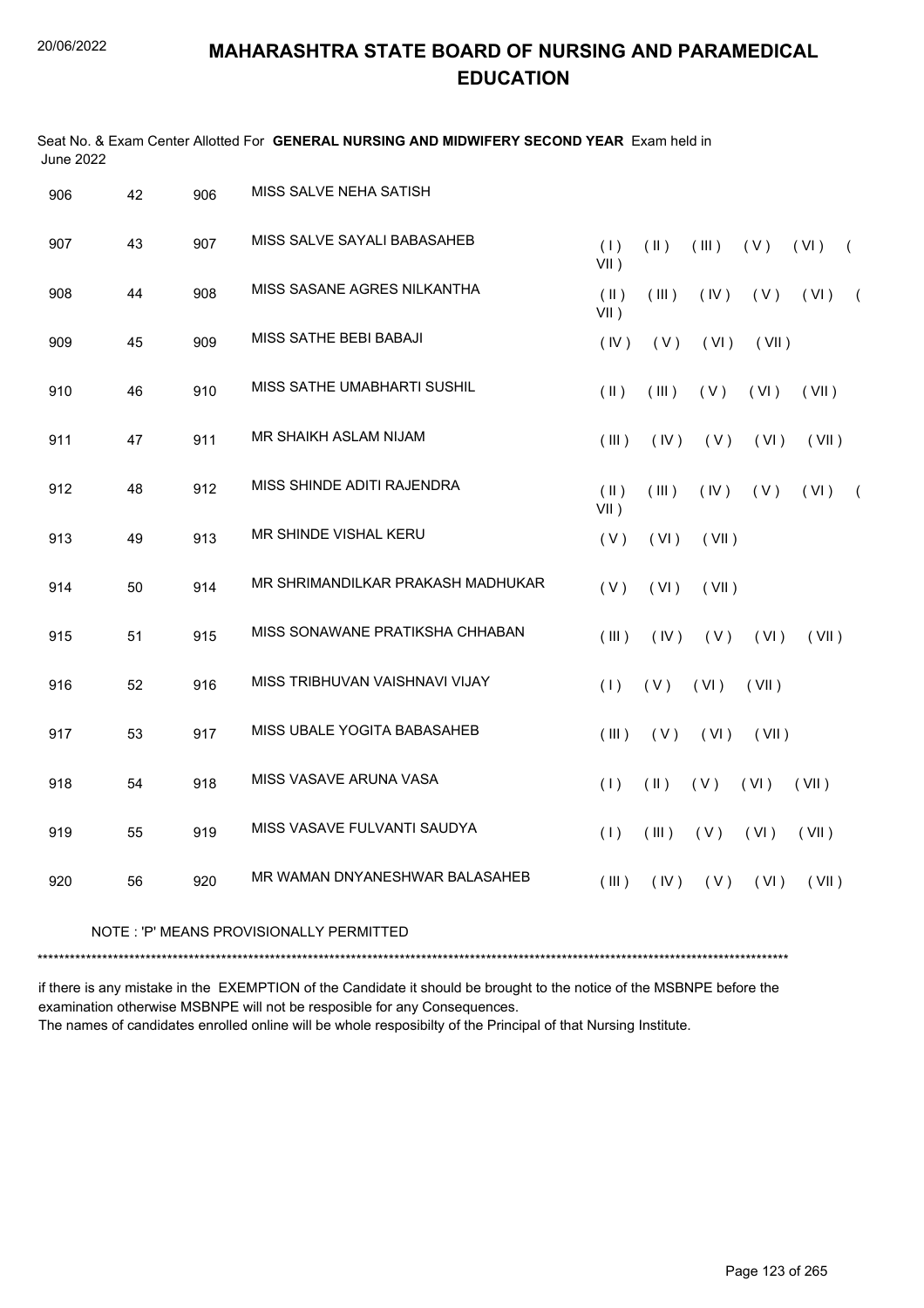# MAHARASHTRA STATE BOARD OF NURSING AND PARAMEDICAL EDUCATION

Seat No. & Exam Center Allotted For **GENERAL NURSING AND MIDWIFERY SECOND YEAR** Exam held in June 2022

| | | | | |
|---|---|---|---|---|
| 906 | 42 | 906 | MISS SALVE NEHA SATISH | |
| 907 | 43 | 907 | MISS SALVE SAYALI BABASAHEB | ( I ) ( II ) ( III ) ( V ) ( VI ) ( VII ) |
| 908 | 44 | 908 | MISS SASANE AGRES NILKANTHA | ( II ) ( III ) ( IV ) ( V ) ( VI ) ( VII ) |
| 909 | 45 | 909 | MISS SATHE BEBI BABAJI | ( IV ) ( V ) ( VI ) ( VII ) |
| 910 | 46 | 910 | MISS SATHE UMABHARTI SUSHIL | ( II ) ( III ) ( V ) ( VI ) ( VII ) |
| 911 | 47 | 911 | MR SHAIKH ASLAM NIJAM | ( III ) ( IV ) ( V ) ( VI ) ( VII ) |
| 912 | 48 | 912 | MISS SHINDE ADITI RAJENDRA | ( II ) ( III ) ( IV ) ( V ) ( VI ) ( VII ) |
| 913 | 49 | 913 | MR SHINDE VISHAL KERU | ( V ) ( VI ) ( VII ) |
| 914 | 50 | 914 | MR SHRIMANDILKAR PRAKASH MADHUKAR | ( V ) ( VI ) ( VII ) |
| 915 | 51 | 915 | MISS SONAWANE PRATIKSHA CHHABAN | ( III ) ( IV ) ( V ) ( VI ) ( VII ) |
| 916 | 52 | 916 | MISS TRIBHUVAN VAISHNAVI VIJAY | ( I ) ( V ) ( VI ) ( VII ) |
| 917 | 53 | 917 | MISS UBALE YOGITA BABASAHEB | ( III ) ( V ) ( VI ) ( VII ) |
| 918 | 54 | 918 | MISS VASAVE ARUNA VASA | ( I ) ( II ) ( V ) ( VI ) ( VII ) |
| 919 | 55 | 919 | MISS VASAVE FULVANTI SAUDYA | ( I ) ( III ) ( V ) ( VI ) ( VII ) |
| 920 | 56 | 920 | MR WAMAN DNYANESHWAR BALASAHEB | ( III ) ( IV ) ( V ) ( VI ) ( VII ) |

NOTE : 'P' MEANS PROVISIONALLY PERMITTED

******************************************************************************************************************************************

if there is any mistake in the EXEMPTION of the Candidate it should be brought to the notice of the MSBNPE before the examination otherwise MSBNPE will not be resposible for any Consequences.

The names of candidates enrolled online will be whole resposibilty of the Principal of that Nursing Institute.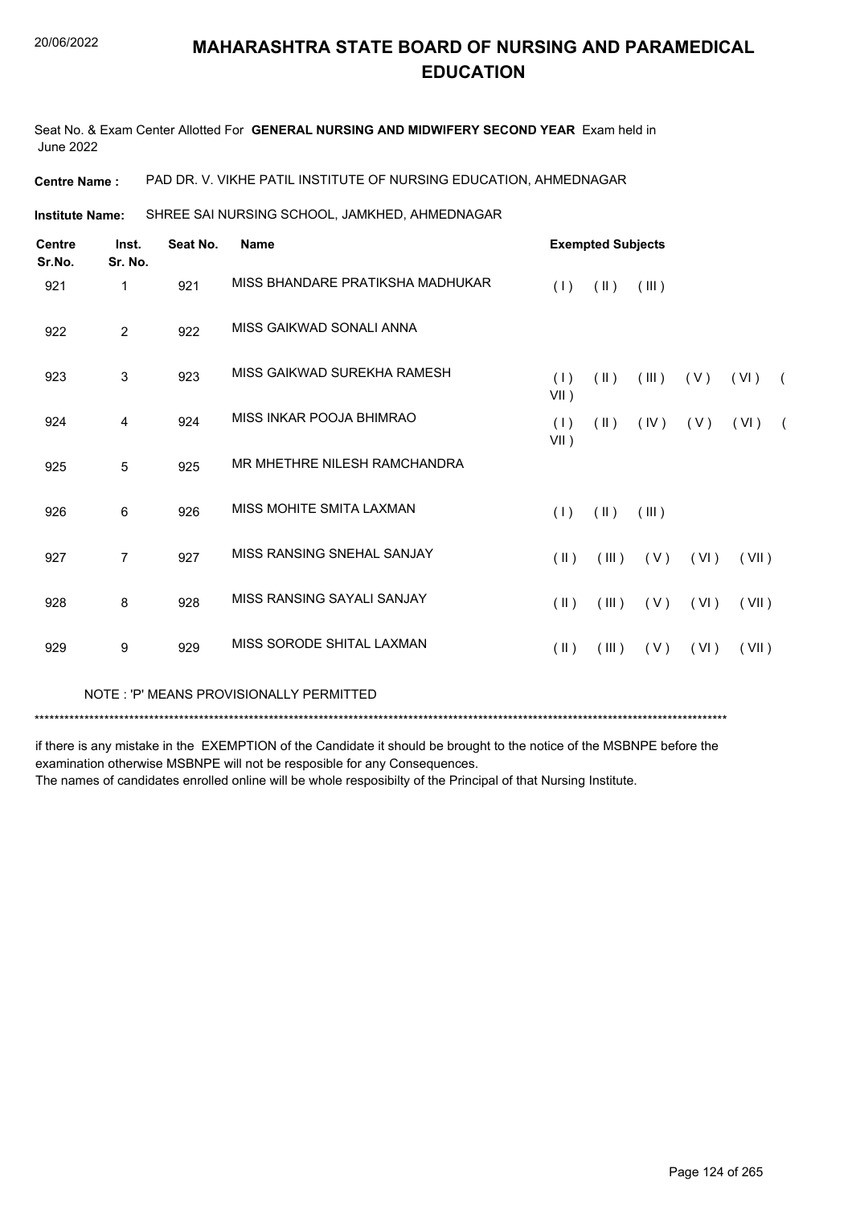# MAHARASHTRA STATE BOARD OF NURSING AND PARAMEDICAL EDUCATION

Seat No. & Exam Center Allotted For **GENERAL NURSING AND MIDWIFERY SECOND YEAR** Exam held in June 2022

**Centre Name :** PAD DR. V. VIKHE PATIL INSTITUTE OF NURSING EDUCATION, AHMEDNAGAR

**Institute Name:** SHREE SAI NURSING SCHOOL, JAMKHED, AHMEDNAGAR

| Centre Sr.No. | Inst. Sr. No. | Seat No. | Name | Exempted Subjects |
|---|---|---|---|---|
| 921 | 1 | 921 | MISS BHANDARE PRATIKSHA MADHUKAR | ( I ) ( II ) ( III ) |
| 922 | 2 | 922 | MISS GAIKWAD SONALI ANNA | |
| 923 | 3 | 923 | MISS GAIKWAD SUREKHA RAMESH | ( I ) ( II ) ( III ) ( V ) ( VI ) ( VII ) |
| 924 | 4 | 924 | MISS INKAR POOJA BHIMRAO | ( I ) ( II ) ( IV ) ( V ) ( VI ) ( VII ) |
| 925 | 5 | 925 | MR MHETHRE NILESH RAMCHANDRA | |
| 926 | 6 | 926 | MISS MOHITE SMITA LAXMAN | ( I ) ( II ) ( III ) |
| 927 | 7 | 927 | MISS RANSING SNEHAL SANJAY | ( II ) ( III ) ( V ) ( VI ) ( VII ) |
| 928 | 8 | 928 | MISS RANSING SAYALI SANJAY | ( II ) ( III ) ( V ) ( VI ) ( VII ) |
| 929 | 9 | 929 | MISS SORODE SHITAL LAXMAN | ( II ) ( III ) ( V ) ( VI ) ( VII ) |

NOTE : 'P' MEANS PROVISIONALLY PERMITTED

******************************************************************************************************************************************

if there is any mistake in the EXEMPTION of the Candidate it should be brought to the notice of the MSBNPE before the examination otherwise MSBNPE will not be resposible for any Consequences.
The names of candidates enrolled online will be whole resposibilty of the Principal of that Nursing Institute.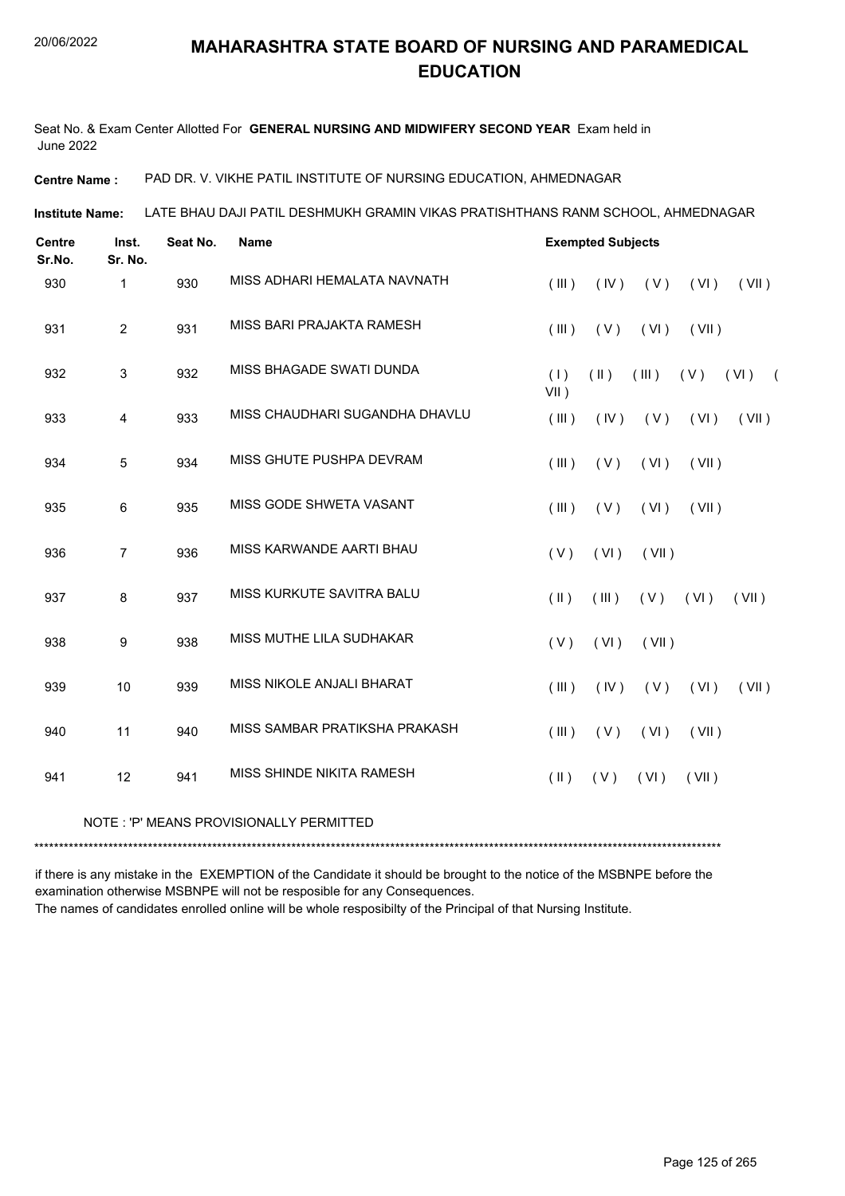# MAHARASHTRA STATE BOARD OF NURSING AND PARAMEDICAL EDUCATION

Seat No. & Exam Center Allotted For **GENERAL NURSING AND MIDWIFERY SECOND YEAR** Exam held in June 2022

**Centre Name :** PAD DR. V. VIKHE PATIL INSTITUTE OF NURSING EDUCATION, AHMEDNAGAR

**Institute Name:** LATE BHAU DAJI PATIL DESHMUKH GRAMIN VIKAS PRATISHTHANS RANM SCHOOL, AHMEDNAGAR

| Centre Sr.No. | Inst. Sr. No. | Seat No. | Name | Exempted Subjects |
|---|---|---|---|---|
| 930 | 1 | 930 | MISS ADHARI HEMALATA NAVNATH | ( III ) ( IV ) ( V ) ( VI ) ( VII ) |
| 931 | 2 | 931 | MISS BARI PRAJAKTA RAMESH | ( III ) ( V ) ( VI ) ( VII ) |
| 932 | 3 | 932 | MISS BHAGADE SWATI DUNDA | ( I ) ( II ) ( III ) ( V ) ( VI ) ( VII ) |
| 933 | 4 | 933 | MISS CHAUDHARI SUGANDHA DHAVLU | ( III ) ( IV ) ( V ) ( VI ) ( VII ) |
| 934 | 5 | 934 | MISS GHUTE PUSHPA DEVRAM | ( III ) ( V ) ( VI ) ( VII ) |
| 935 | 6 | 935 | MISS GODE SHWETA VASANT | ( III ) ( V ) ( VI ) ( VII ) |
| 936 | 7 | 936 | MISS KARWANDE AARTI BHAU | ( V ) ( VI ) ( VII ) |
| 937 | 8 | 937 | MISS KURKUTE SAVITRA BALU | ( II ) ( III ) ( V ) ( VI ) ( VII ) |
| 938 | 9 | 938 | MISS MUTHE LILA SUDHAKAR | ( V ) ( VI ) ( VII ) |
| 939 | 10 | 939 | MISS NIKOLE ANJALI BHARAT | ( III ) ( IV ) ( V ) ( VI ) ( VII ) |
| 940 | 11 | 940 | MISS SAMBAR PRATIKSHA PRAKASH | ( III ) ( V ) ( VI ) ( VII ) |
| 941 | 12 | 941 | MISS SHINDE NIKITA RAMESH | ( II ) ( V ) ( VI ) ( VII ) |

NOTE : 'P' MEANS PROVISIONALLY PERMITTED

***********************************************************************************************************************************

if there is any mistake in the EXEMPTION of the Candidate it should be brought to the notice of the MSBNPE before the examination otherwise MSBNPE will not be resposible for any Consequences.

The names of candidates enrolled online will be whole resposibilty of the Principal of that Nursing Institute.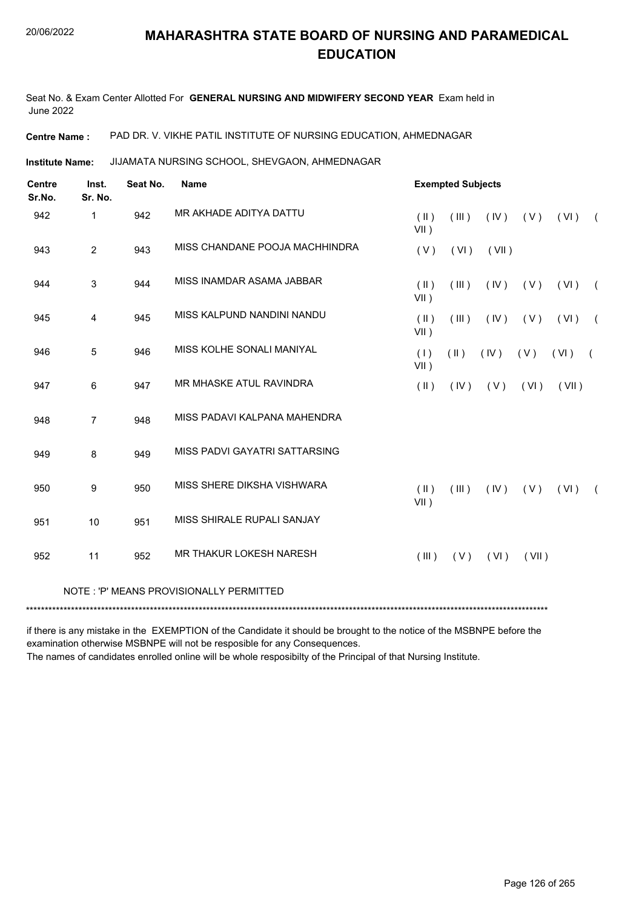# MAHARASHTRA STATE BOARD OF NURSING AND PARAMEDICAL EDUCATION

Seat No. & Exam Center Allotted For **GENERAL NURSING AND MIDWIFERY SECOND YEAR** Exam held in June 2022

**Centre Name :** PAD DR. V. VIKHE PATIL INSTITUTE OF NURSING EDUCATION, AHMEDNAGAR

**Institute Name:** JIJAMATA NURSING SCHOOL, SHEVGAON, AHMEDNAGAR

| Centre Sr.No. | Inst. Sr. No. | Seat No. | Name | Exempted Subjects |
|---|---|---|---|---|
| 942 | 1 | 942 | MR AKHADE ADITYA DATTU | ( II ) ( III ) ( IV ) ( V ) ( VI ) ( VII ) |
| 943 | 2 | 943 | MISS CHANDANE POOJA MACHHINDRA | ( V ) ( VI ) ( VII ) |
| 944 | 3 | 944 | MISS INAMDAR ASAMA JABBAR | ( II ) ( III ) ( IV ) ( V ) ( VI ) ( VII ) |
| 945 | 4 | 945 | MISS KALPUND NANDINI NANDU | ( II ) ( III ) ( IV ) ( V ) ( VI ) ( VII ) |
| 946 | 5 | 946 | MISS KOLHE SONALI MANIYAL | ( I ) ( II ) ( IV ) ( V ) ( VI ) ( VII ) |
| 947 | 6 | 947 | MR MHASKE ATUL RAVINDRA | ( II ) ( IV ) ( V ) ( VI ) ( VII ) |
| 948 | 7 | 948 | MISS PADAVI KALPANA MAHENDRA | |
| 949 | 8 | 949 | MISS PADVI GAYATRI SATTARSING | |
| 950 | 9 | 950 | MISS SHERE DIKSHA VISHWARA | ( II ) ( III ) ( IV ) ( V ) ( VI ) ( VII ) |
| 951 | 10 | 951 | MISS SHIRALE RUPALI SANJAY | |
| 952 | 11 | 952 | MR THAKUR LOKESH NARESH | ( III ) ( V ) ( VI ) ( VII ) |

NOTE : 'P' MEANS PROVISIONALLY PERMITTED

******************************************************************************************************************************************

if there is any mistake in the EXEMPTION of the Candidate it should be brought to the notice of the MSBNPE before the examination otherwise MSBNPE will not be resposible for any Consequences.
The names of candidates enrolled online will be whole resposibilty of the Principal of that Nursing Institute.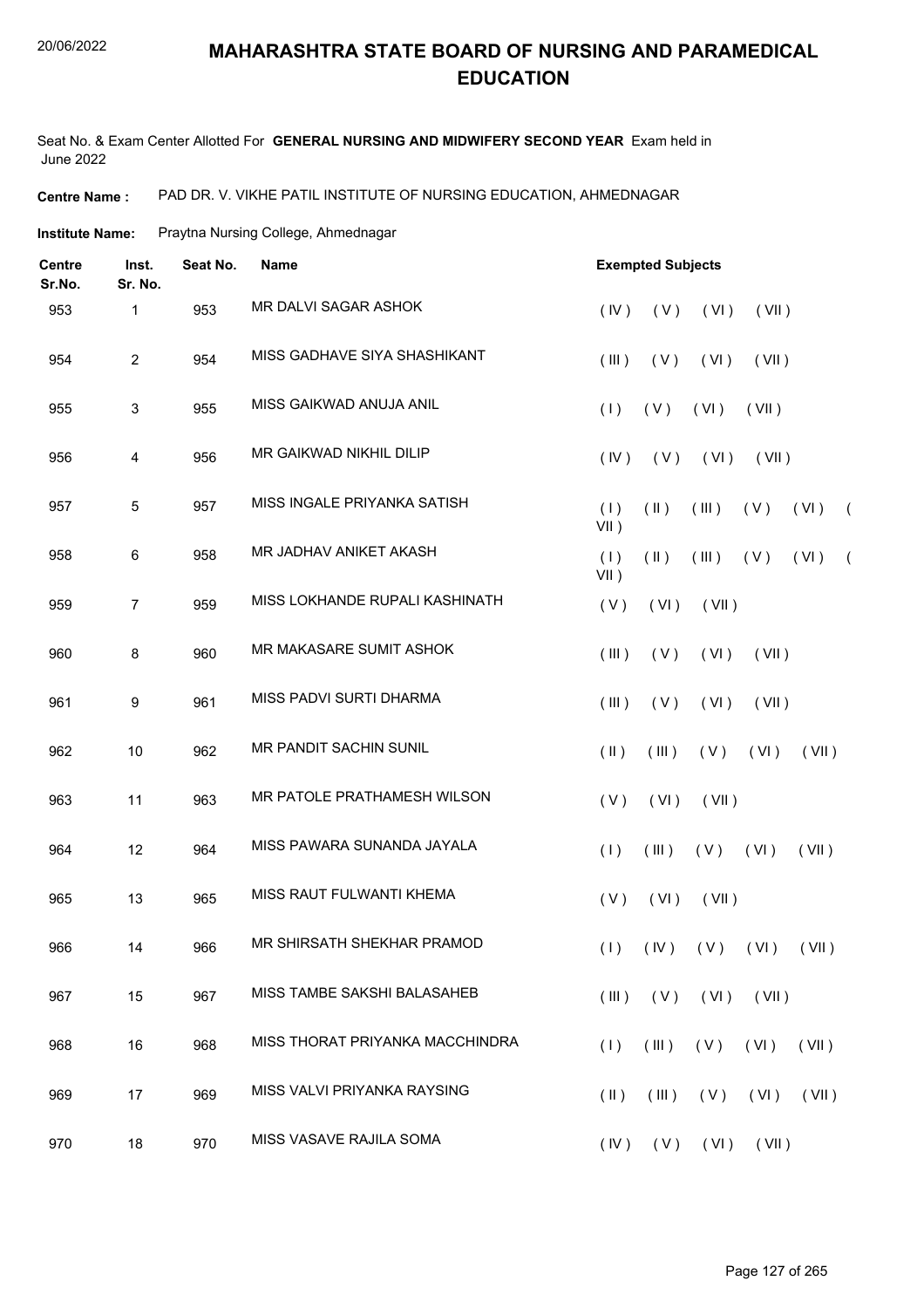# MAHARASHTRA STATE BOARD OF NURSING AND PARAMEDICAL EDUCATION

Seat No. & Exam Center Allotted For **GENERAL NURSING AND MIDWIFERY SECOND YEAR** Exam held in June 2022

**Centre Name :** PAD DR. V. VIKHE PATIL INSTITUTE OF NURSING EDUCATION, AHMEDNAGAR

**Institute Name:** Praytna Nursing College, Ahmednagar

| Centre Sr.No. | Inst. Sr. No. | Seat No. | Name | Exempted Subjects |
|---|---|---|---|---|
| 953 | 1 | 953 | MR DALVI SAGAR ASHOK | ( IV ) ( V ) ( VI ) ( VII ) |
| 954 | 2 | 954 | MISS GADHAVE SIYA SHASHIKANT | ( III ) ( V ) ( VI ) ( VII ) |
| 955 | 3 | 955 | MISS GAIKWAD ANUJA ANIL | ( I ) ( V ) ( VI ) ( VII ) |
| 956 | 4 | 956 | MR GAIKWAD NIKHIL DILIP | ( IV ) ( V ) ( VI ) ( VII ) |
| 957 | 5 | 957 | MISS INGALE PRIYANKA SATISH | ( I ) ( II ) ( III ) ( V ) ( VI ) ( VII ) |
| 958 | 6 | 958 | MR JADHAV ANIKET AKASH | ( I ) ( II ) ( III ) ( V ) ( VI ) ( VII ) |
| 959 | 7 | 959 | MISS LOKHANDE RUPALI KASHINATH | ( V ) ( VI ) ( VII ) |
| 960 | 8 | 960 | MR MAKASARE SUMIT ASHOK | ( III ) ( V ) ( VI ) ( VII ) |
| 961 | 9 | 961 | MISS PADVI SURTI DHARMA | ( III ) ( V ) ( VI ) ( VII ) |
| 962 | 10 | 962 | MR PANDIT SACHIN SUNIL | ( II ) ( III ) ( V ) ( VI ) ( VII ) |
| 963 | 11 | 963 | MR PATOLE PRATHAMESH WILSON | ( V ) ( VI ) ( VII ) |
| 964 | 12 | 964 | MISS PAWARA SUNANDA JAYALA | ( I ) ( III ) ( V ) ( VI ) ( VII ) |
| 965 | 13 | 965 | MISS RAUT FULWANTI KHEMA | ( V ) ( VI ) ( VII ) |
| 966 | 14 | 966 | MR SHIRSATH SHEKHAR PRAMOD | ( I ) ( IV ) ( V ) ( VI ) ( VII ) |
| 967 | 15 | 967 | MISS TAMBE SAKSHI BALASAHEB | ( III ) ( V ) ( VI ) ( VII ) |
| 968 | 16 | 968 | MISS THORAT PRIYANKA MACCHINDRA | ( I ) ( III ) ( V ) ( VI ) ( VII ) |
| 969 | 17 | 969 | MISS VALVI PRIYANKA RAYSING | ( II ) ( III ) ( V ) ( VI ) ( VII ) |
| 970 | 18 | 970 | MISS VASAVE RAJILA SOMA | ( IV ) ( V ) ( VI ) ( VII ) |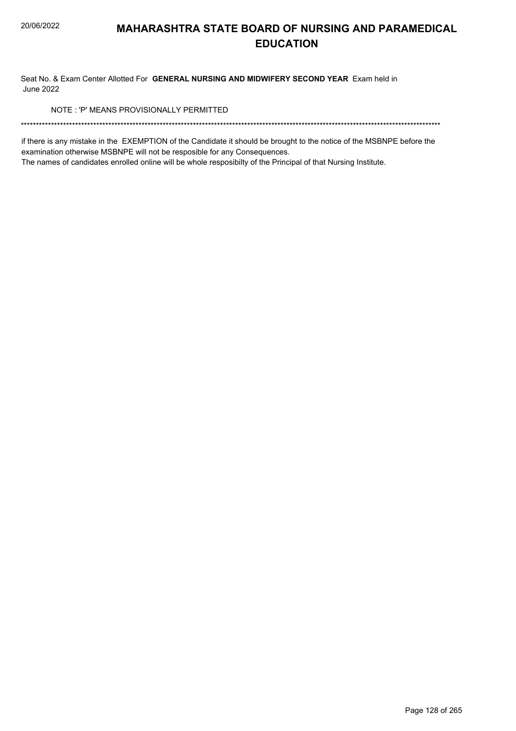# MAHARASHTRA STATE BOARD OF NURSING AND PARAMEDICAL EDUCATION

Seat No. & Exam Center Allotted For **GENERAL NURSING AND MIDWIFERY SECOND YEAR** Exam held in June 2022

NOTE : 'P' MEANS PROVISIONALLY PERMITTED

*******************************************************************************************************************************************

if there is any mistake in the EXEMPTION of the Candidate it should be brought to the notice of the MSBNPE before the examination otherwise MSBNPE will not be resposible for any Consequences.

The names of candidates enrolled online will be whole resposibilty of the Principal of that Nursing Institute.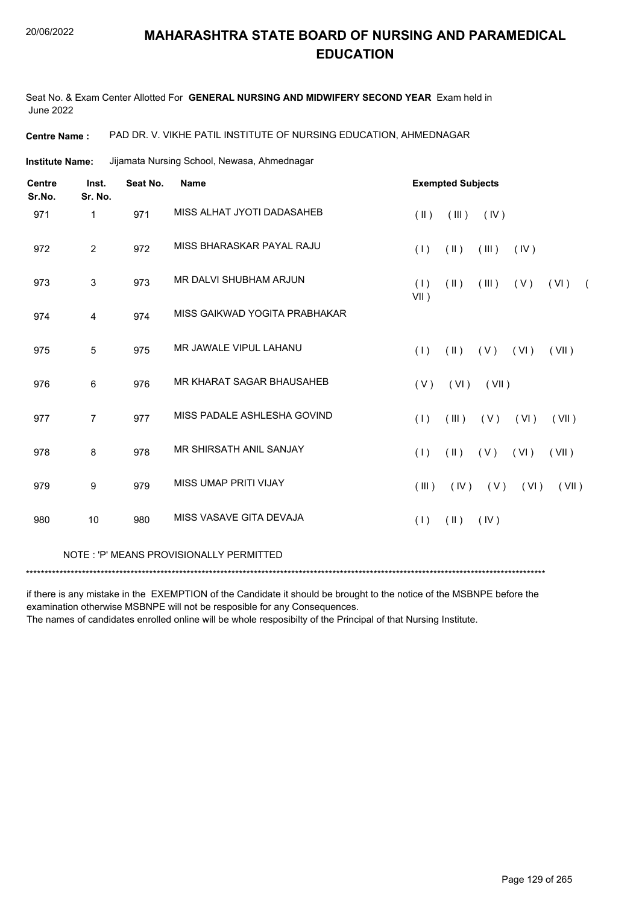# MAHARASHTRA STATE BOARD OF NURSING AND PARAMEDICAL EDUCATION

Seat No. & Exam Center Allotted For **GENERAL NURSING AND MIDWIFERY SECOND YEAR** Exam held in June 2022

**Centre Name :** PAD DR. V. VIKHE PATIL INSTITUTE OF NURSING EDUCATION, AHMEDNAGAR

**Institute Name:** Jijamata Nursing School, Newasa, Ahmednagar

| Centre Sr.No. | Inst. Sr. No. | Seat No. | Name | Exempted Subjects |
|---|---|---|---|---|
| 971 | 1 | 971 | MISS ALHAT JYOTI DADASAHEB | ( II ) ( III ) ( IV ) |
| 972 | 2 | 972 | MISS BHARASKAR PAYAL RAJU | ( I ) ( II ) ( III ) ( IV ) |
| 973 | 3 | 973 | MR DALVI SHUBHAM ARJUN | ( I ) ( II ) ( III ) ( V ) ( VI ) ( VII ) |
| 974 | 4 | 974 | MISS GAIKWAD YOGITA PRABHAKAR | |
| 975 | 5 | 975 | MR JAWALE VIPUL LAHANU | ( I ) ( II ) ( V ) ( VI ) ( VII ) |
| 976 | 6 | 976 | MR KHARAT SAGAR BHAUSAHEB | ( V ) ( VI ) ( VII ) |
| 977 | 7 | 977 | MISS PADALE ASHLESHA GOVIND | ( I ) ( III ) ( V ) ( VI ) ( VII ) |
| 978 | 8 | 978 | MR SHIRSATH ANIL SANJAY | ( I ) ( II ) ( V ) ( VI ) ( VII ) |
| 979 | 9 | 979 | MISS UMAP PRITI VIJAY | ( III ) ( IV ) ( V ) ( VI ) ( VII ) |
| 980 | 10 | 980 | MISS VASAVE GITA DEVAJA | ( I ) ( II ) ( IV ) |

NOTE : 'P' MEANS PROVISIONALLY PERMITTED

*******************************************************************************************************************************************

if there is any mistake in the EXEMPTION of the Candidate it should be brought to the notice of the MSBNPE before the examination otherwise MSBNPE will not be resposible for any Consequences.

The names of candidates enrolled online will be whole resposibilty of the Principal of that Nursing Institute.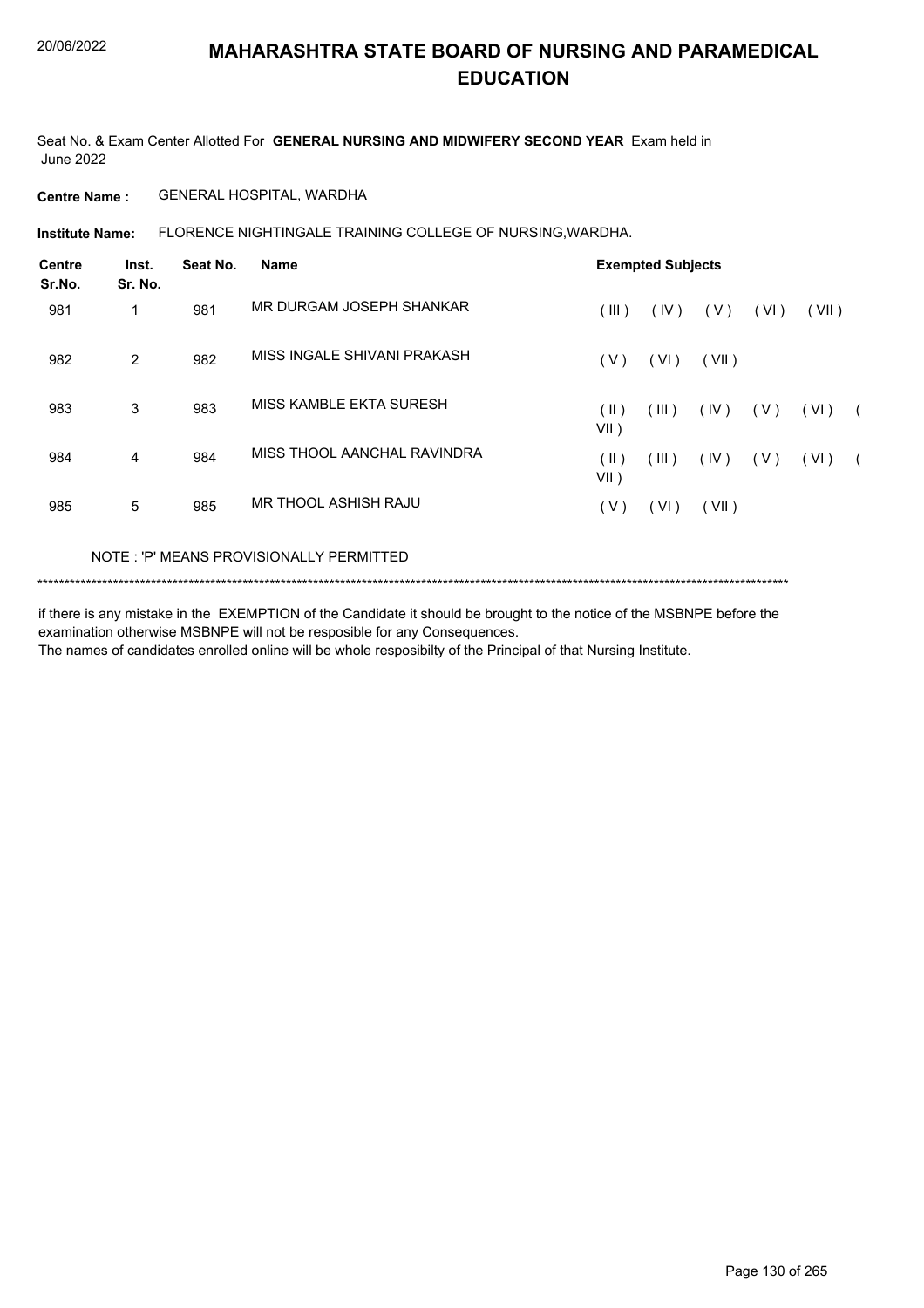# MAHARASHTRA STATE BOARD OF NURSING AND PARAMEDICAL EDUCATION

Seat No. & Exam Center Allotted For **GENERAL NURSING AND MIDWIFERY SECOND YEAR** Exam held in June 2022

**Centre Name :** GENERAL HOSPITAL, WARDHA

**Institute Name:** FLORENCE NIGHTINGALE TRAINING COLLEGE OF NURSING,WARDHA.

| Centre Sr.No. | Inst. Sr. No. | Seat No. | Name | Exempted Subjects |
|---|---|---|---|---|
| 981 | 1 | 981 | MR DURGAM JOSEPH SHANKAR | ( III ) ( IV ) ( V ) ( VI ) ( VII ) |
| 982 | 2 | 982 | MISS INGALE SHIVANI PRAKASH | ( V ) ( VI ) ( VII ) |
| 983 | 3 | 983 | MISS KAMBLE EKTA SURESH | ( II ) ( III ) ( IV ) ( V ) ( VI ) ( VII ) |
| 984 | 4 | 984 | MISS THOOL AANCHAL RAVINDRA | ( II ) ( III ) ( IV ) ( V ) ( VI ) ( VII ) |
| 985 | 5 | 985 | MR THOOL ASHISH RAJU | ( V ) ( VI ) ( VII ) |

NOTE : 'P' MEANS PROVISIONALLY PERMITTED

*******************************************************************************************************************************************

if there is any mistake in the EXEMPTION of the Candidate it should be brought to the notice of the MSBNPE before the examination otherwise MSBNPE will not be resposible for any Consequences.

The names of candidates enrolled online will be whole resposibilty of the Principal of that Nursing Institute.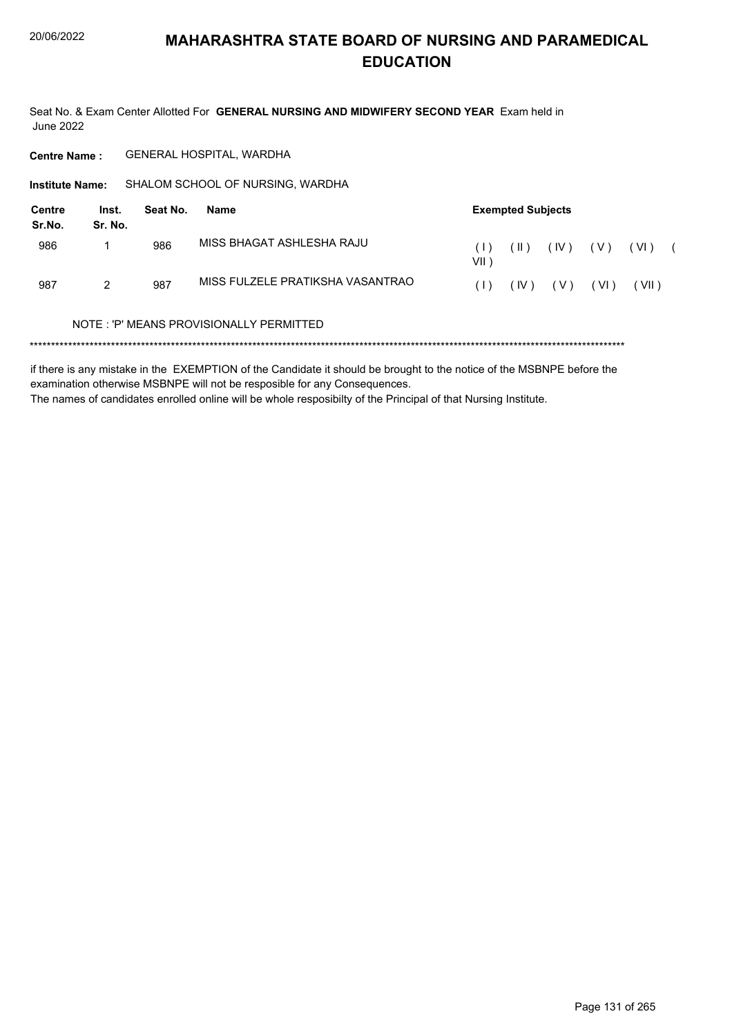# MAHARASHTRA STATE BOARD OF NURSING AND PARAMEDICAL EDUCATION

Seat No. & Exam Center Allotted For **GENERAL NURSING AND MIDWIFERY SECOND YEAR** Exam held in June 2022

**Centre Name :** GENERAL HOSPITAL, WARDHA

**Institute Name:** SHALOM SCHOOL OF NURSING, WARDHA

| Centre Sr.No. | Inst. Sr. No. | Seat No. | Name | Exempted Subjects |
|---|---|---|---|---|
| 986 | 1 | 986 | MISS BHAGAT ASHLESHA RAJU | ( I ) ( II ) ( IV ) ( V ) ( VI ) ( VII ) |
| 987 | 2 | 987 | MISS FULZELE PRATIKSHA VASANTRAO | ( I ) ( IV ) ( V ) ( VI ) ( VII ) |

NOTE : 'P' MEANS PROVISIONALLY PERMITTED

******************************************************************************************************************************************

if there is any mistake in the EXEMPTION of the Candidate it should be brought to the notice of the MSBNPE before the examination otherwise MSBNPE will not be resposible for any Consequences.

The names of candidates enrolled online will be whole resposibilty of the Principal of that Nursing Institute.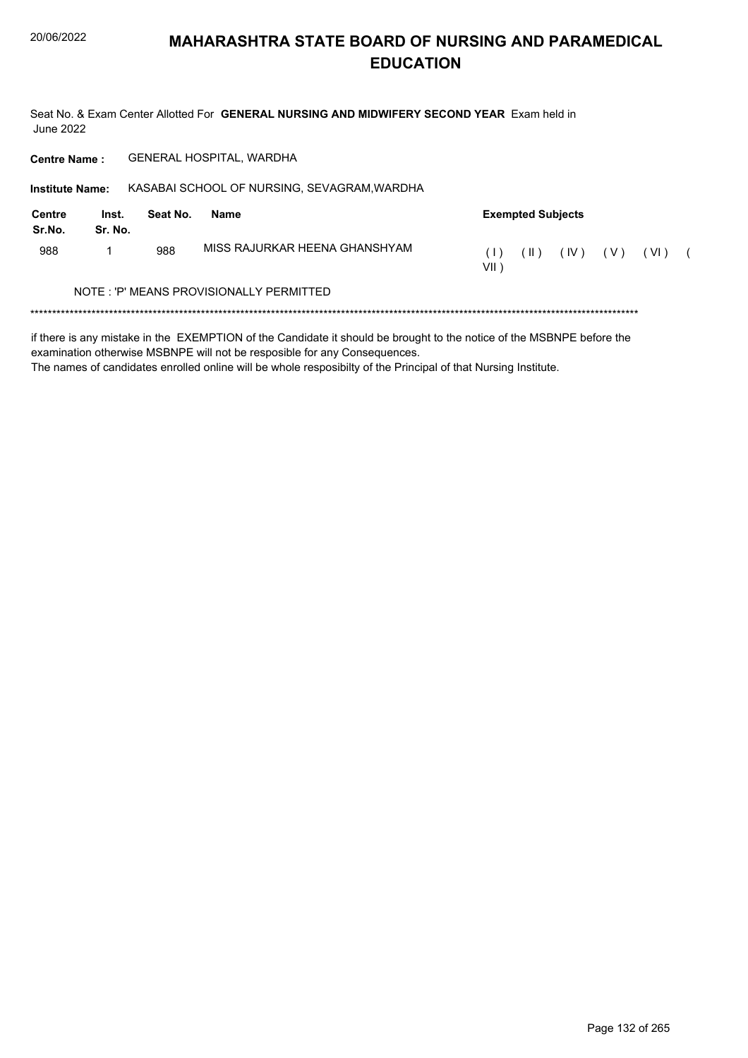# MAHARASHTRA STATE BOARD OF NURSING AND PARAMEDICAL EDUCATION

Seat No. & Exam Center Allotted For **GENERAL NURSING AND MIDWIFERY SECOND YEAR** Exam held in June 2022

**Centre Name :** GENERAL HOSPITAL, WARDHA

**Institute Name:** KASABAI SCHOOL OF NURSING, SEVAGRAM,WARDHA

| Centre Sr.No. | Inst. Sr. No. | Seat No. | Name | Exempted Subjects |
|---|---|---|---|---|
| 988 | 1 | 988 | MISS RAJURKAR HEENA GHANSHYAM | ( I ) ( II ) ( IV ) ( V ) ( VI ) ( VII ) |

NOTE : 'P' MEANS PROVISIONALLY PERMITTED

******************************************************************************************************************************************

if there is any mistake in the EXEMPTION of the Candidate it should be brought to the notice of the MSBNPE before the examination otherwise MSBNPE will not be resposible for any Consequences.
The names of candidates enrolled online will be whole resposibilty of the Principal of that Nursing Institute.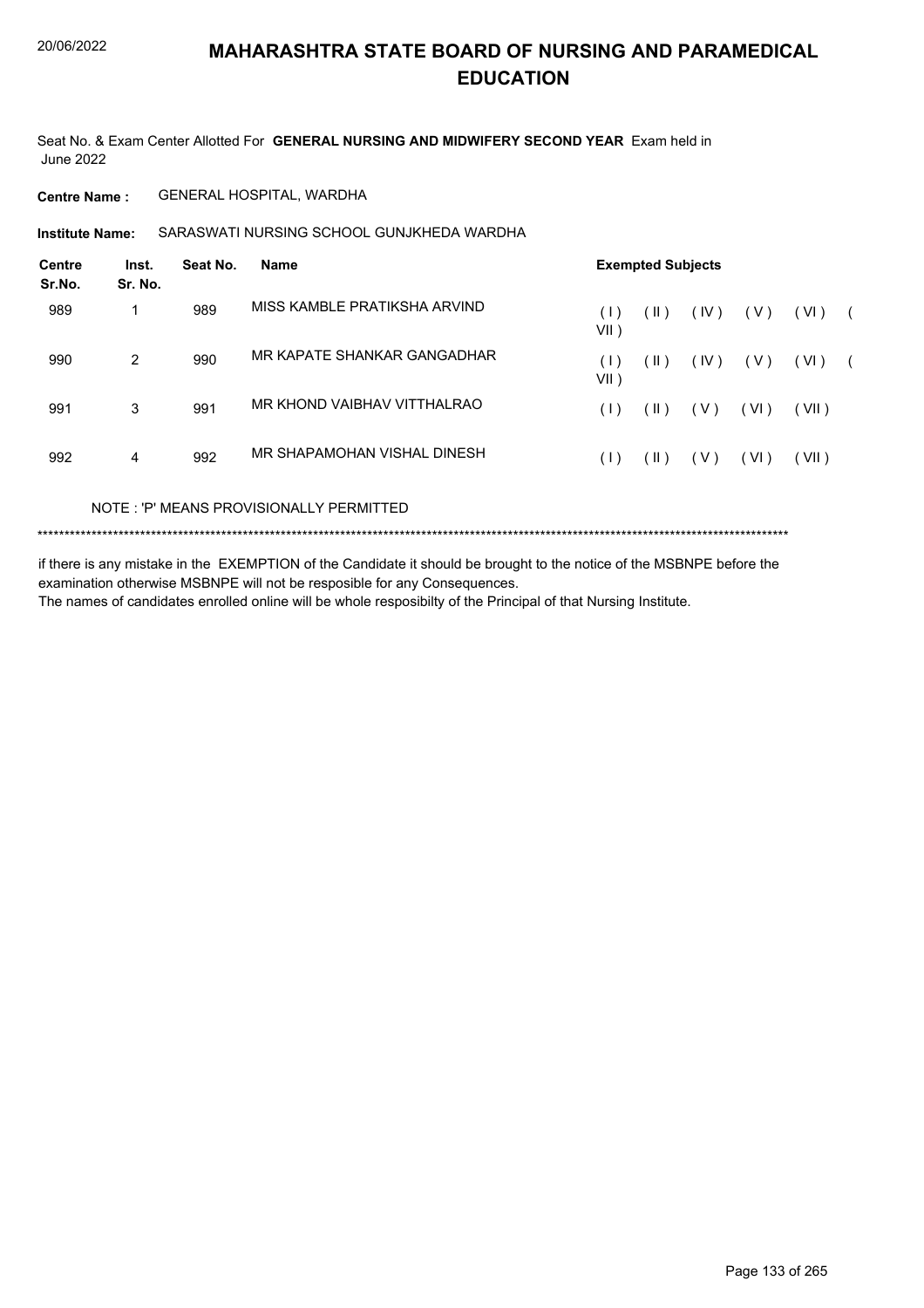# MAHARASHTRA STATE BOARD OF NURSING AND PARAMEDICAL EDUCATION

Seat No. & Exam Center Allotted For **GENERAL NURSING AND MIDWIFERY SECOND YEAR** Exam held in June 2022

**Centre Name :** GENERAL HOSPITAL, WARDHA

**Institute Name:** SARASWATI NURSING SCHOOL GUNJKHEDA WARDHA

| Centre Sr.No. | Inst. Sr. No. | Seat No. | Name | Exempted Subjects |
|---|---|---|---|---|
| 989 | 1 | 989 | MISS KAMBLE PRATIKSHA ARVIND | ( I ) ( II ) ( IV ) ( V ) ( VI ) ( VII ) |
| 990 | 2 | 990 | MR KAPATE SHANKAR GANGADHAR | ( I ) ( II ) ( IV ) ( V ) ( VI ) ( VII ) |
| 991 | 3 | 991 | MR KHOND VAIBHAV VITTHALRAO | ( I ) ( II ) ( V ) ( VI ) ( VII ) |
| 992 | 4 | 992 | MR SHAPAMOHAN VISHAL DINESH | ( I ) ( II ) ( V ) ( VI ) ( VII ) |

NOTE : 'P' MEANS PROVISIONALLY PERMITTED

**********************************************************************************************************************************************

if there is any mistake in the EXEMPTION of the Candidate it should be brought to the notice of the MSBNPE before the examination otherwise MSBNPE will not be resposible for any Consequences.

The names of candidates enrolled online will be whole resposibilty of the Principal of that Nursing Institute.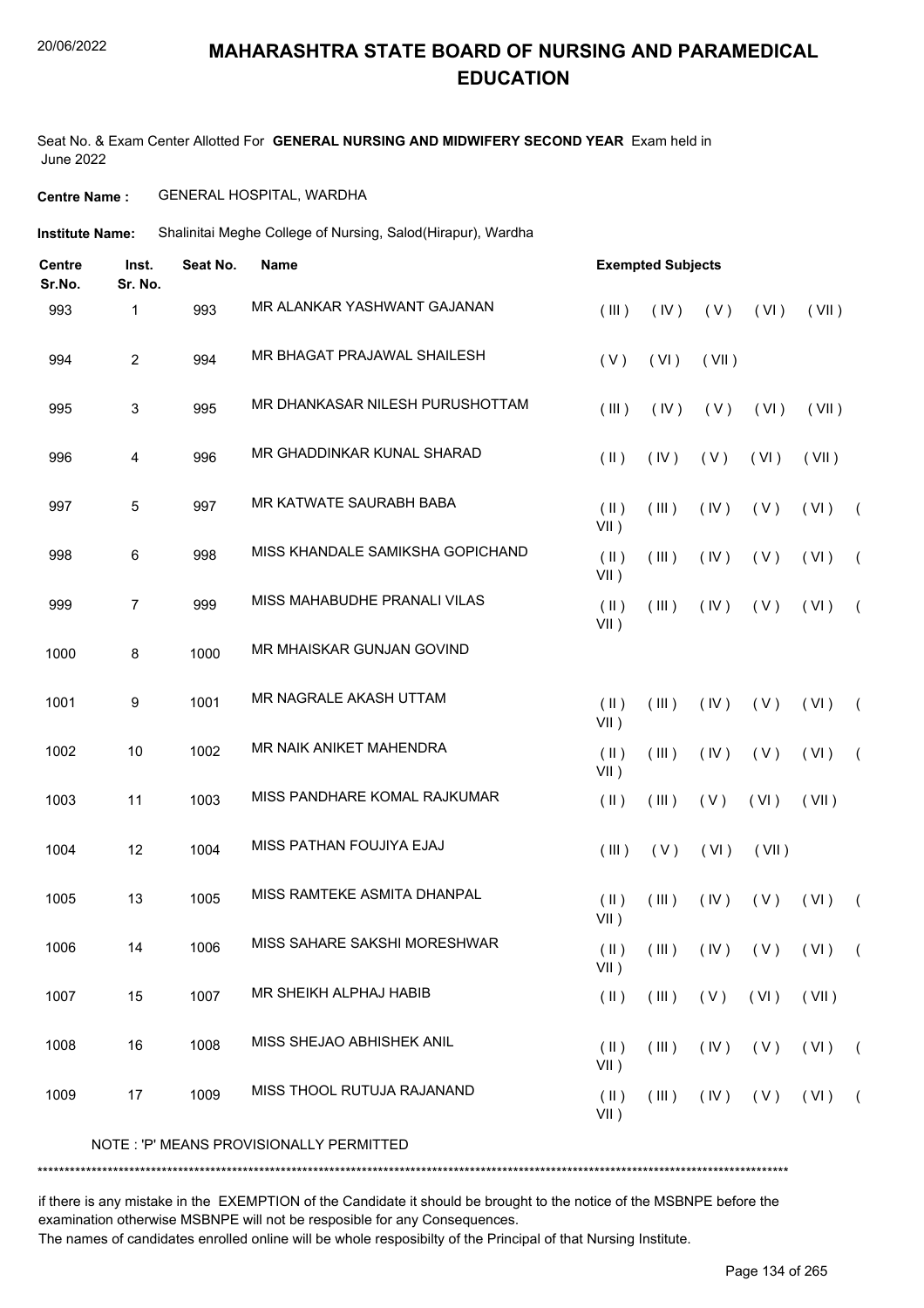# MAHARASHTRA STATE BOARD OF NURSING AND PARAMEDICAL EDUCATION

Seat No. & Exam Center Allotted For **GENERAL NURSING AND MIDWIFERY SECOND YEAR** Exam held in June 2022

**Centre Name :** GENERAL HOSPITAL, WARDHA

**Institute Name:** Shalinitai Meghe College of Nursing, Salod(Hirapur), Wardha

| Centre Sr.No. | Inst. Sr. No. | Seat No. | Name | Exempted Subjects |
|---|---|---|---|---|
| 993 | 1 | 993 | MR ALANKAR YASHWANT GAJANAN | ( III ) ( IV ) ( V ) ( VI ) ( VII ) |
| 994 | 2 | 994 | MR BHAGAT PRAJAWAL SHAILESH | ( V ) ( VI ) ( VII ) |
| 995 | 3 | 995 | MR DHANKASAR NILESH PURUSHOTTAM | ( III ) ( IV ) ( V ) ( VI ) ( VII ) |
| 996 | 4 | 996 | MR GHADDINKAR KUNAL SHARAD | ( II ) ( IV ) ( V ) ( VI ) ( VII ) |
| 997 | 5 | 997 | MR KATWATE SAURABH BABA | ( II ) ( III ) ( IV ) ( V ) ( VI ) ( VII ) |
| 998 | 6 | 998 | MISS KHANDALE SAMIKSHA GOPICHAND | ( II ) ( III ) ( IV ) ( V ) ( VI ) ( VII ) |
| 999 | 7 | 999 | MISS MAHABUDHE PRANALI VILAS | ( II ) ( III ) ( IV ) ( V ) ( VI ) ( VII ) |
| 1000 | 8 | 1000 | MR MHAISKAR GUNJAN GOVIND | |
| 1001 | 9 | 1001 | MR NAGRALE AKASH UTTAM | ( II ) ( III ) ( IV ) ( V ) ( VI ) ( VII ) |
| 1002 | 10 | 1002 | MR NAIK ANIKET MAHENDRA | ( II ) ( III ) ( IV ) ( V ) ( VI ) ( VII ) |
| 1003 | 11 | 1003 | MISS PANDHARE KOMAL RAJKUMAR | ( II ) ( III ) ( V ) ( VI ) ( VII ) |
| 1004 | 12 | 1004 | MISS PATHAN FOUJIYA EJAJ | ( III ) ( V ) ( VI ) ( VII ) |
| 1005 | 13 | 1005 | MISS RAMTEKE ASMITA DHANPAL | ( II ) ( III ) ( IV ) ( V ) ( VI ) ( VII ) |
| 1006 | 14 | 1006 | MISS SAHARE SAKSHI MORESHWAR | ( II ) ( III ) ( IV ) ( V ) ( VI ) ( VII ) |
| 1007 | 15 | 1007 | MR SHEIKH ALPHAJ HABIB | ( II ) ( III ) ( V ) ( VI ) ( VII ) |
| 1008 | 16 | 1008 | MISS SHEJAO ABHISHEK ANIL | ( II ) ( III ) ( IV ) ( V ) ( VI ) ( VII ) |
| 1009 | 17 | 1009 | MISS THOOL RUTUJA RAJANAND | ( II ) ( III ) ( IV ) ( V ) ( VI ) ( VII ) |

NOTE : 'P' MEANS PROVISIONALLY PERMITTED

******************************************************************************************************************************************

if there is any mistake in the EXEMPTION of the Candidate it should be brought to the notice of the MSBNPE before the examination otherwise MSBNPE will not be resposible for any Consequences.

The names of candidates enrolled online will be whole resposibilty of the Principal of that Nursing Institute.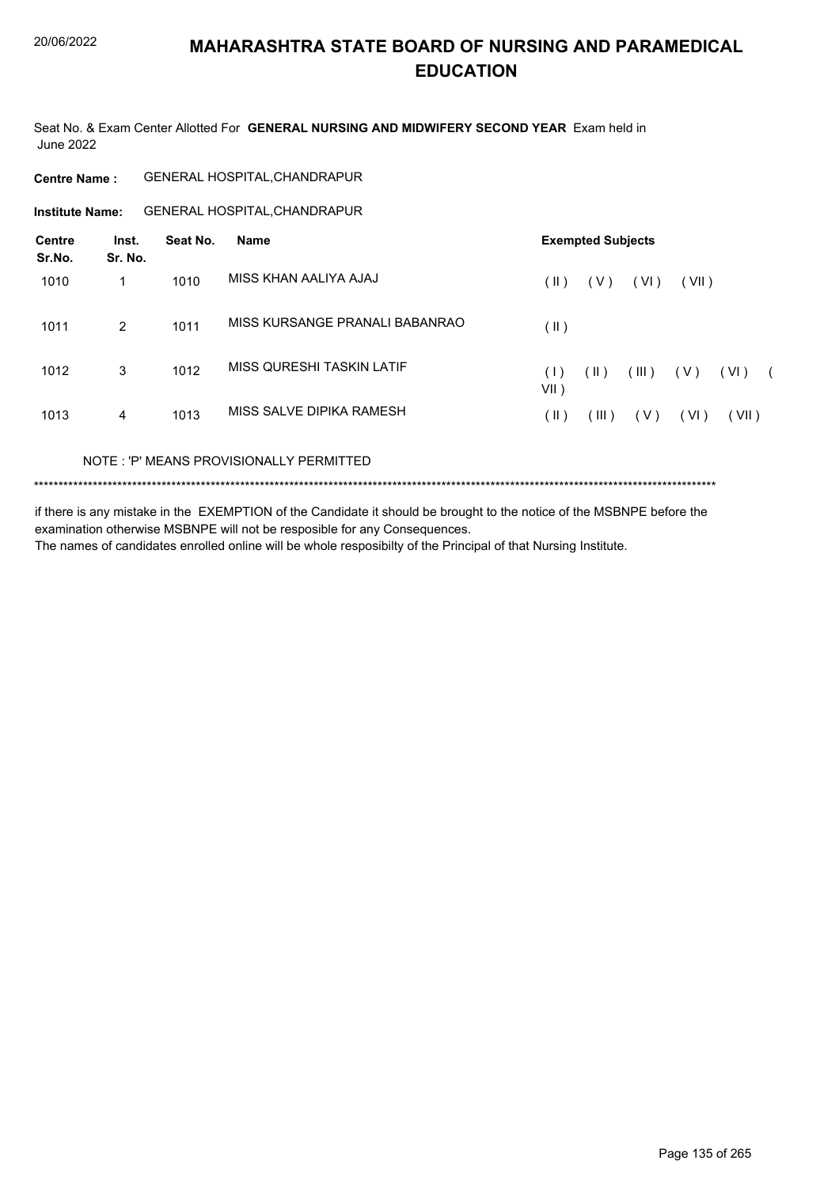# MAHARASHTRA STATE BOARD OF NURSING AND PARAMEDICAL EDUCATION

Seat No. & Exam Center Allotted For **GENERAL NURSING AND MIDWIFERY SECOND YEAR** Exam held in June 2022

**Centre Name :** GENERAL HOSPITAL,CHANDRAPUR

**Institute Name:** GENERAL HOSPITAL,CHANDRAPUR

| Centre Sr.No. | Inst. Sr. No. | Seat No. | Name | Exempted Subjects |
|---|---|---|---|---|
| 1010 | 1 | 1010 | MISS KHAN AALIYA AJAJ | ( II ) ( V ) ( VI ) ( VII ) |
| 1011 | 2 | 1011 | MISS KURSANGE PRANALI BABANRAO | ( II ) |
| 1012 | 3 | 1012 | MISS QURESHI TASKIN LATIF | ( I ) ( II ) ( III ) ( V ) ( VI ) ( VII ) |
| 1013 | 4 | 1013 | MISS SALVE DIPIKA RAMESH | ( II ) ( III ) ( V ) ( VI ) ( VII ) |

NOTE : 'P' MEANS PROVISIONALLY PERMITTED

******************************************************************************************************************************************

if there is any mistake in the EXEMPTION of the Candidate it should be brought to the notice of the MSBNPE before the examination otherwise MSBNPE will not be resposible for any Consequences.
The names of candidates enrolled online will be whole resposibilty of the Principal of that Nursing Institute.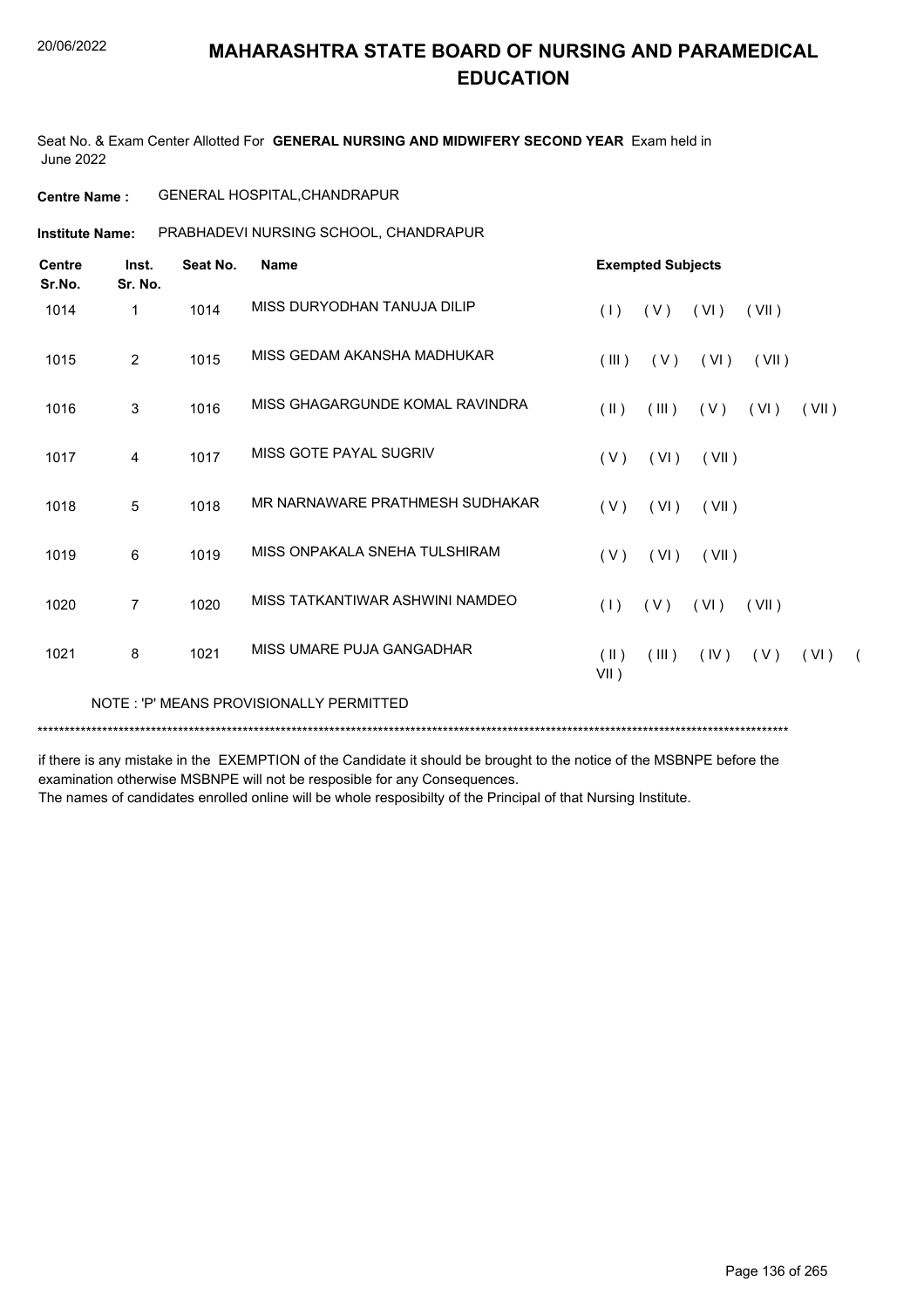# MAHARASHTRA STATE BOARD OF NURSING AND PARAMEDICAL EDUCATION

Seat No. & Exam Center Allotted For **GENERAL NURSING AND MIDWIFERY SECOND YEAR** Exam held in June 2022

**Centre Name :** GENERAL HOSPITAL,CHANDRAPUR

**Institute Name:** PRABHADEVI NURSING SCHOOL, CHANDRAPUR

| Centre Sr.No. | Inst. Sr. No. | Seat No. | Name | Exempted Subjects |
|---|---|---|---|---|
| 1014 | 1 | 1014 | MISS DURYODHAN TANUJA DILIP | ( I ) ( V ) ( VI ) ( VII ) |
| 1015 | 2 | 1015 | MISS GEDAM AKANSHA MADHUKAR | ( III ) ( V ) ( VI ) ( VII ) |
| 1016 | 3 | 1016 | MISS GHAGARGUNDE KOMAL RAVINDRA | ( II ) ( III ) ( V ) ( VI ) ( VII ) |
| 1017 | 4 | 1017 | MISS GOTE PAYAL SUGRIV | ( V ) ( VI ) ( VII ) |
| 1018 | 5 | 1018 | MR NARNAWARE PRATHMESH SUDHAKAR | ( V ) ( VI ) ( VII ) |
| 1019 | 6 | 1019 | MISS ONPAKALA SNEHA TULSHIRAM | ( V ) ( VI ) ( VII ) |
| 1020 | 7 | 1020 | MISS TATKANTIWAR ASHWINI NAMDEO | ( I ) ( V ) ( VI ) ( VII ) |
| 1021 | 8 | 1021 | MISS UMARE PUJA GANGADHAR | ( II ) ( III ) ( IV ) ( V ) ( VI ) ( VII ) |

NOTE : 'P' MEANS PROVISIONALLY PERMITTED

*******************************************************************************************************************************************

if there is any mistake in the EXEMPTION of the Candidate it should be brought to the notice of the MSBNPE before the examination otherwise MSBNPE will not be resposible for any Consequences.

The names of candidates enrolled online will be whole resposibilty of the Principal of that Nursing Institute.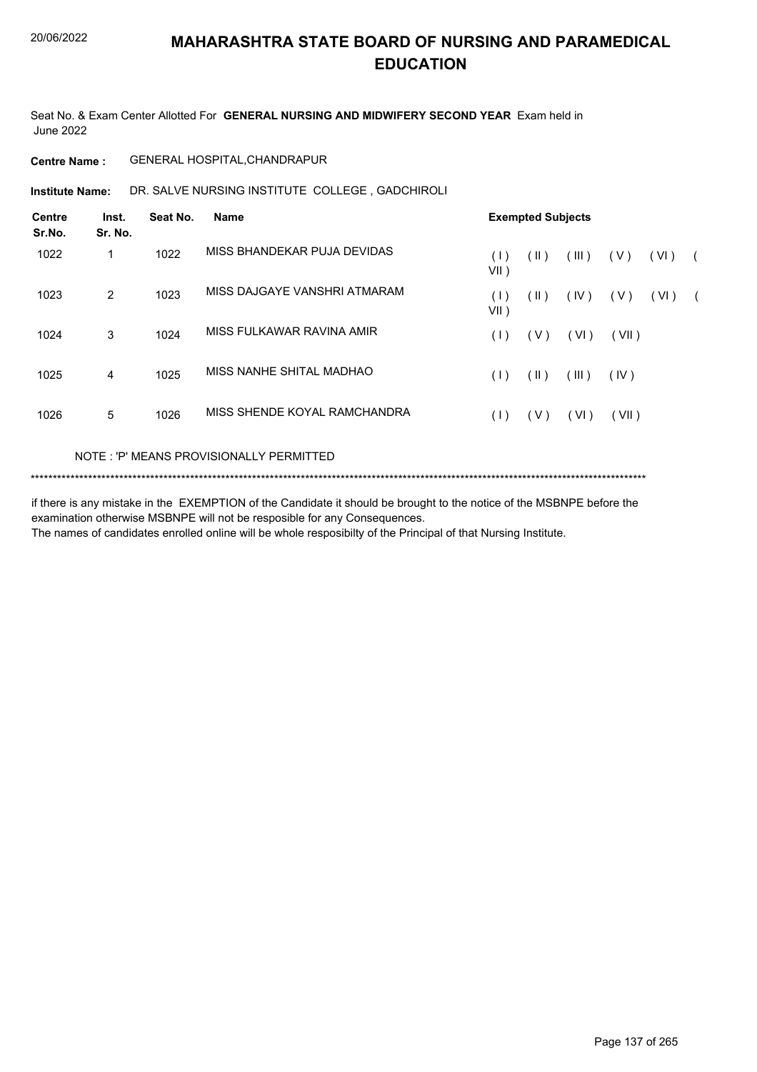# MAHARASHTRA STATE BOARD OF NURSING AND PARAMEDICAL EDUCATION

20/06/2022

Seat No. & Exam Center Allotted For **GENERAL NURSING AND MIDWIFERY SECOND YEAR** Exam held in June 2022

**Centre Name :** GENERAL HOSPITAL,CHANDRAPUR

**Institute Name:** DR. SALVE NURSING INSTITUTE COLLEGE , GADCHIROLI

| Centre Sr.No. | Inst. Sr. No. | Seat No. | Name | Exempted Subjects |
|---|---|---|---|---|
| 1022 | 1 | 1022 | MISS BHANDEKAR PUJA DEVIDAS | ( I ) ( II ) ( III ) ( V ) ( VI ) ( VII ) |
| 1023 | 2 | 1023 | MISS DAJGAYE VANSHRI ATMARAM | ( I ) ( II ) ( IV ) ( V ) ( VI ) ( VII ) |
| 1024 | 3 | 1024 | MISS FULKAWAR RAVINA AMIR | ( I ) ( V ) ( VI ) ( VII ) |
| 1025 | 4 | 1025 | MISS NANHE SHITAL MADHAO | ( I ) ( II ) ( III ) ( IV ) |
| 1026 | 5 | 1026 | MISS SHENDE KOYAL RAMCHANDRA | ( I ) ( V ) ( VI ) ( VII ) |

NOTE : 'P' MEANS PROVISIONALLY PERMITTED

*******************************************************************************************************************************************

if there is any mistake in the EXEMPTION of the Candidate it should be brought to the notice of the MSBNPE before the examination otherwise MSBNPE will not be resposible for any Consequences.
The names of candidates enrolled online will be whole resposibilty of the Principal of that Nursing Institute.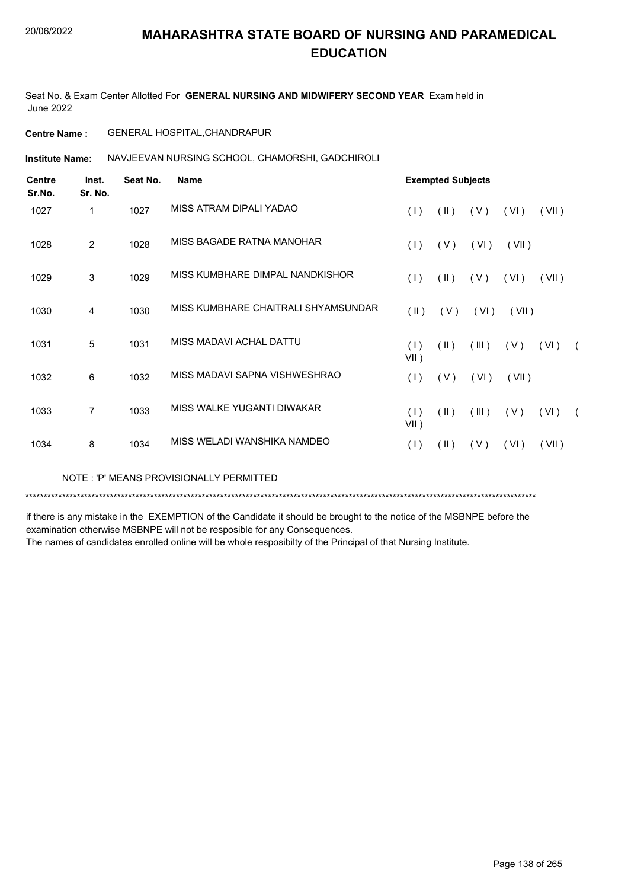20/06/2022

# MAHARASHTRA STATE BOARD OF NURSING AND PARAMEDICAL EDUCATION

Seat No. & Exam Center Allotted For **GENERAL NURSING AND MIDWIFERY SECOND YEAR** Exam held in June 2022

**Centre Name :** GENERAL HOSPITAL,CHANDRAPUR

**Institute Name:** NAVJEEVAN NURSING SCHOOL, CHAMORSHI, GADCHIROLI

| Centre Sr.No. | Inst. Sr. No. | Seat No. | Name | Exempted Subjects |
|---|---|---|---|---|
| 1027 | 1 | 1027 | MISS ATRAM DIPALI YADAO | ( I ) ( II ) ( V ) ( VI ) ( VII ) |
| 1028 | 2 | 1028 | MISS BAGADE RATNA MANOHAR | ( I ) ( V ) ( VI ) ( VII ) |
| 1029 | 3 | 1029 | MISS KUMBHARE DIMPAL NANDKISHOR | ( I ) ( II ) ( V ) ( VI ) ( VII ) |
| 1030 | 4 | 1030 | MISS KUMBHARE CHAITRALI SHYAMSUNDAR | ( II ) ( V ) ( VI ) ( VII ) |
| 1031 | 5 | 1031 | MISS MADAVI ACHAL DATTU | ( I ) ( II ) ( III ) ( V ) ( VI ) ( VII ) |
| 1032 | 6 | 1032 | MISS MADAVI SAPNA VISHWESHRAO | ( I ) ( V ) ( VI ) ( VII ) |
| 1033 | 7 | 1033 | MISS WALKE YUGANTI DIWAKAR | ( I ) ( II ) ( III ) ( V ) ( VI ) ( VII ) |
| 1034 | 8 | 1034 | MISS WELADI WANSHIKA NAMDEO | ( I ) ( II ) ( V ) ( VI ) ( VII ) |

NOTE : 'P' MEANS PROVISIONALLY PERMITTED

*******************************************************************************************************************************************

if there is any mistake in the EXEMPTION of the Candidate it should be brought to the notice of the MSBNPE before the examination otherwise MSBNPE will not be resposible for any Consequences.

The names of candidates enrolled online will be whole resposibilty of the Principal of that Nursing Institute.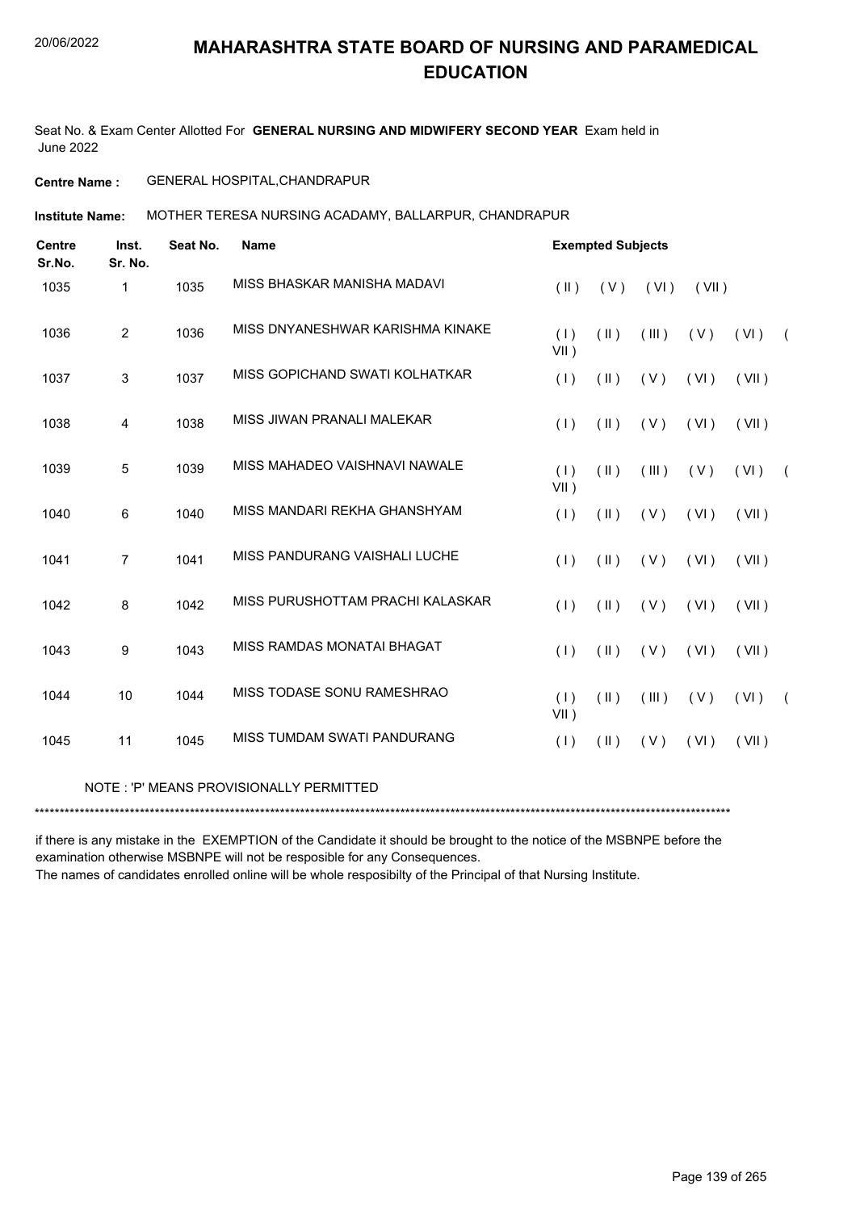# MAHARASHTRA STATE BOARD OF NURSING AND PARAMEDICAL EDUCATION

Seat No. & Exam Center Allotted For **GENERAL NURSING AND MIDWIFERY SECOND YEAR** Exam held in June 2022

**Centre Name :** GENERAL HOSPITAL,CHANDRAPUR

**Institute Name:** MOTHER TERESA NURSING ACADAMY, BALLARPUR, CHANDRAPUR

| Centre Sr.No. | Inst. Sr. No. | Seat No. | Name | Exempted Subjects |
|---|---|---|---|---|
| 1035 | 1 | 1035 | MISS BHASKAR MANISHA MADAVI | ( II ) ( V ) ( VI ) ( VII ) |
| 1036 | 2 | 1036 | MISS DNYANESHWAR KARISHMA KINAKE | ( I ) ( II ) ( III ) ( V ) ( VI ) ( VII ) |
| 1037 | 3 | 1037 | MISS GOPICHAND SWATI KOLHATKAR | ( I ) ( II ) ( V ) ( VI ) ( VII ) |
| 1038 | 4 | 1038 | MISS JIWAN PRANALI MALEKAR | ( I ) ( II ) ( V ) ( VI ) ( VII ) |
| 1039 | 5 | 1039 | MISS MAHADEO VAISHNAVI NAWALE | ( I ) ( II ) ( III ) ( V ) ( VI ) ( VII ) |
| 1040 | 6 | 1040 | MISS MANDARI REKHA GHANSHYAM | ( I ) ( II ) ( V ) ( VI ) ( VII ) |
| 1041 | 7 | 1041 | MISS PANDURANG VAISHALI LUCHE | ( I ) ( II ) ( V ) ( VI ) ( VII ) |
| 1042 | 8 | 1042 | MISS PURUSHOTTAM PRACHI KALASKAR | ( I ) ( II ) ( V ) ( VI ) ( VII ) |
| 1043 | 9 | 1043 | MISS RAMDAS MONATAI BHAGAT | ( I ) ( II ) ( V ) ( VI ) ( VII ) |
| 1044 | 10 | 1044 | MISS TODASE SONU RAMESHRAO | ( I ) ( II ) ( III ) ( V ) ( VI ) ( VII ) |
| 1045 | 11 | 1045 | MISS TUMDAM SWATI PANDURANG | ( I ) ( II ) ( V ) ( VI ) ( VII ) |

NOTE : 'P' MEANS PROVISIONALLY PERMITTED

*******************************************************************************************************************************************

if there is any mistake in the EXEMPTION of the Candidate it should be brought to the notice of the MSBNPE before the examination otherwise MSBNPE will not be resposible for any Consequences.

The names of candidates enrolled online will be whole resposibilty of the Principal of that Nursing Institute.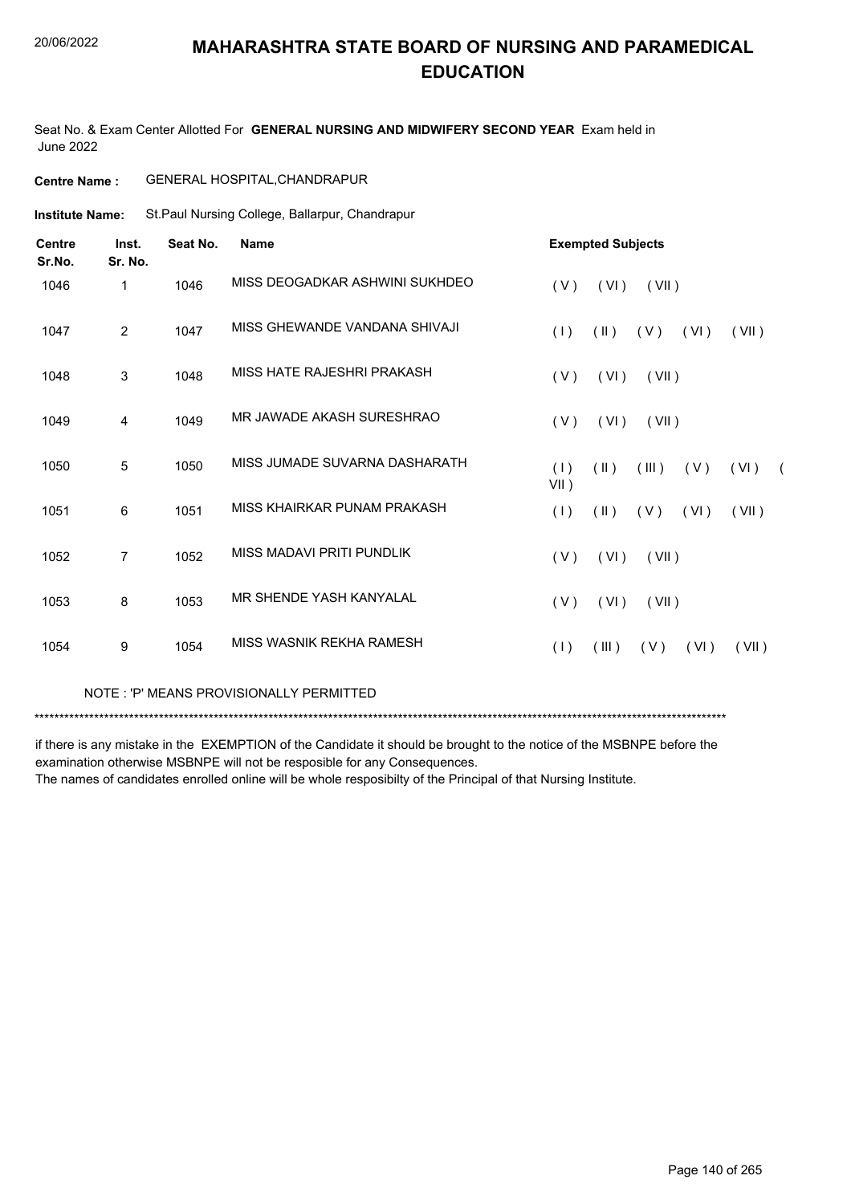# MAHARASHTRA STATE BOARD OF NURSING AND PARAMEDICAL EDUCATION

Seat No. & Exam Center Allotted For **GENERAL NURSING AND MIDWIFERY SECOND YEAR** Exam held in June 2022

**Centre Name :** GENERAL HOSPITAL,CHANDRAPUR

**Institute Name:** St.Paul Nursing College, Ballarpur, Chandrapur

| Centre Sr.No. | Inst. Sr. No. | Seat No. | Name | Exempted Subjects |
|---|---|---|---|---|
| 1046 | 1 | 1046 | MISS DEOGADKAR ASHWINI SUKHDEO | ( V ) ( VI ) ( VII ) |
| 1047 | 2 | 1047 | MISS GHEWANDE VANDANA SHIVAJI | ( I ) ( II ) ( V ) ( VI ) ( VII ) |
| 1048 | 3 | 1048 | MISS HATE RAJESHRI PRAKASH | ( V ) ( VI ) ( VII ) |
| 1049 | 4 | 1049 | MR JAWADE AKASH SURESHRAO | ( V ) ( VI ) ( VII ) |
| 1050 | 5 | 1050 | MISS JUMADE SUVARNA DASHARATH | ( I ) ( II ) ( III ) ( V ) ( VI ) ( VII ) |
| 1051 | 6 | 1051 | MISS KHAIRKAR PUNAM PRAKASH | ( I ) ( II ) ( V ) ( VI ) ( VII ) |
| 1052 | 7 | 1052 | MISS MADAVI PRITI PUNDLIK | ( V ) ( VI ) ( VII ) |
| 1053 | 8 | 1053 | MR SHENDE YASH KANYALAL | ( V ) ( VI ) ( VII ) |
| 1054 | 9 | 1054 | MISS WASNIK REKHA RAMESH | ( I ) ( III ) ( V ) ( VI ) ( VII ) |

NOTE : 'P' MEANS PROVISIONALLY PERMITTED

*******************************************************************************************************************************************

if there is any mistake in the EXEMPTION of the Candidate it should be brought to the notice of the MSBNPE before the examination otherwise MSBNPE will not be resposible for any Consequences.
The names of candidates enrolled online will be whole resposibilty of the Principal of that Nursing Institute.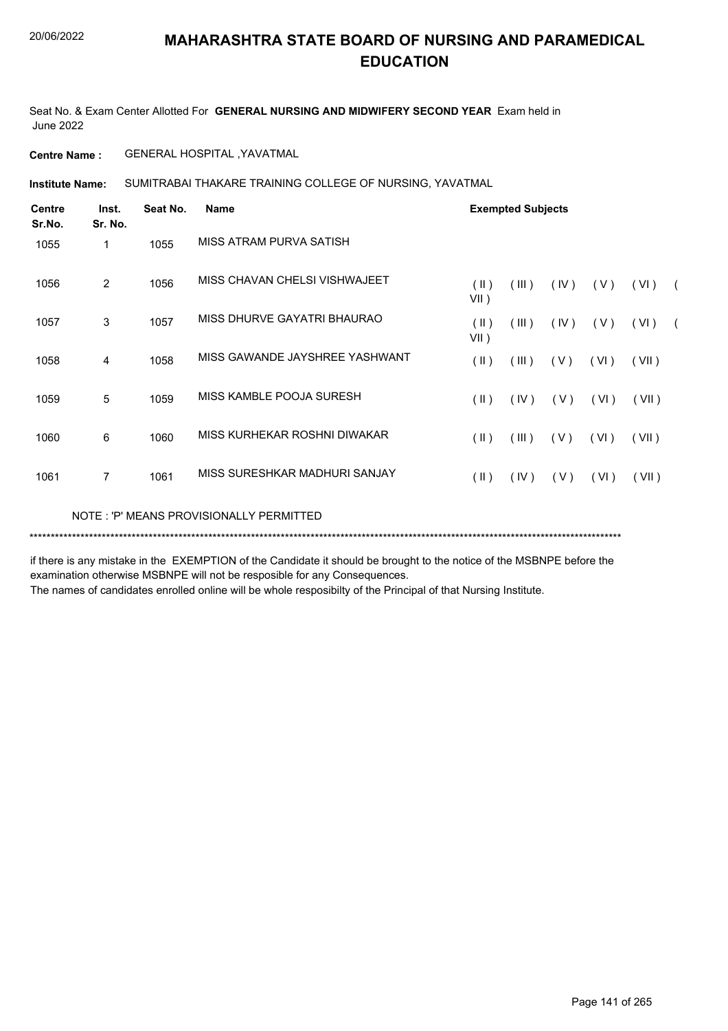# MAHARASHTRA STATE BOARD OF NURSING AND PARAMEDICAL EDUCATION

Seat No. & Exam Center Allotted For **GENERAL NURSING AND MIDWIFERY SECOND YEAR** Exam held in June 2022

**Centre Name :** GENERAL HOSPITAL ,YAVATMAL

**Institute Name:** SUMITRABAI THAKARE TRAINING COLLEGE OF NURSING, YAVATMAL

| Centre Sr.No. | Inst. Sr. No. | Seat No. | Name | Exempted Subjects |
|---|---|---|---|---|
| 1055 | 1 | 1055 | MISS ATRAM PURVA SATISH | |
| 1056 | 2 | 1056 | MISS CHAVAN CHELSI VISHWAJEET | ( II ) ( III ) ( IV ) ( V ) ( VI ) ( VII ) |
| 1057 | 3 | 1057 | MISS DHURVE GAYATRI BHAURAO | ( II ) ( III ) ( IV ) ( V ) ( VI ) ( VII ) |
| 1058 | 4 | 1058 | MISS GAWANDE JAYSHREE YASHWANT | ( II ) ( III ) ( V ) ( VI ) ( VII ) |
| 1059 | 5 | 1059 | MISS KAMBLE POOJA SURESH | ( II ) ( IV ) ( V ) ( VI ) ( VII ) |
| 1060 | 6 | 1060 | MISS KURHEKAR ROSHNI DIWAKAR | ( II ) ( III ) ( V ) ( VI ) ( VII ) |
| 1061 | 7 | 1061 | MISS SURESHKAR MADHURI SANJAY | ( II ) ( IV ) ( V ) ( VI ) ( VII ) |

NOTE : 'P' MEANS PROVISIONALLY PERMITTED

*******************************************************************************************************************************************

if there is any mistake in the EXEMPTION of the Candidate it should be brought to the notice of the MSBNPE before the examination otherwise MSBNPE will not be resposible for any Consequences.

The names of candidates enrolled online will be whole resposibilty of the Principal of that Nursing Institute.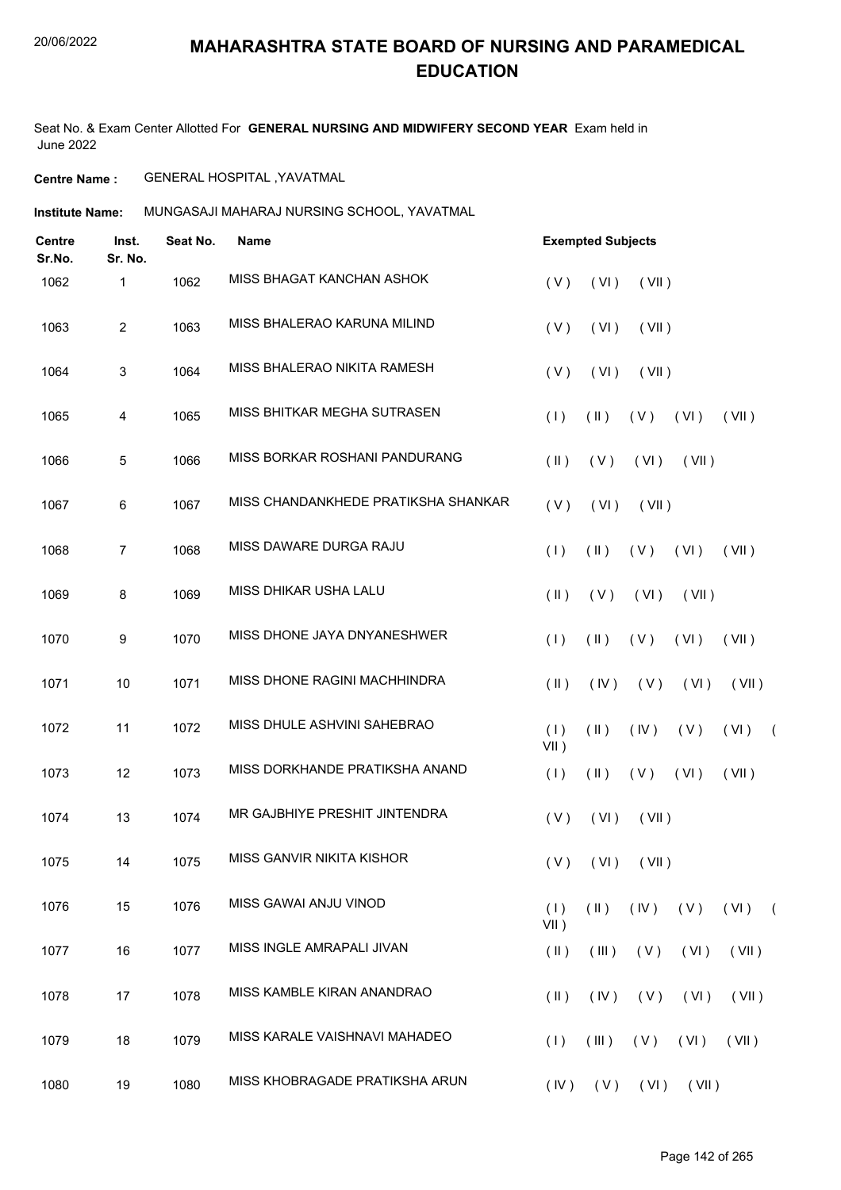# MAHARASHTRA STATE BOARD OF NURSING AND PARAMEDICAL EDUCATION

Seat No. & Exam Center Allotted For **GENERAL NURSING AND MIDWIFERY SECOND YEAR** Exam held in June 2022

**Centre Name :** GENERAL HOSPITAL ,YAVATMAL

**Institute Name:** MUNGASAJI MAHARAJ NURSING SCHOOL, YAVATMAL

| Centre Sr.No. | Inst. Sr. No. | Seat No. | Name | Exempted Subjects |
|---|---|---|---|---|
| 1062 | 1 | 1062 | MISS BHAGAT KANCHAN ASHOK | ( V ) ( VI ) ( VII ) |
| 1063 | 2 | 1063 | MISS BHALERAO KARUNA MILIND | ( V ) ( VI ) ( VII ) |
| 1064 | 3 | 1064 | MISS BHALERAO NIKITA RAMESH | ( V ) ( VI ) ( VII ) |
| 1065 | 4 | 1065 | MISS BHITKAR MEGHA SUTRASEN | ( I ) ( II ) ( V ) ( VI ) ( VII ) |
| 1066 | 5 | 1066 | MISS BORKAR ROSHANI PANDURANG | ( II ) ( V ) ( VI ) ( VII ) |
| 1067 | 6 | 1067 | MISS CHANDANKHEDE PRATIKSHA SHANKAR | ( V ) ( VI ) ( VII ) |
| 1068 | 7 | 1068 | MISS DAWARE DURGA RAJU | ( I ) ( II ) ( V ) ( VI ) ( VII ) |
| 1069 | 8 | 1069 | MISS DHIKAR USHA LALU | ( II ) ( V ) ( VI ) ( VII ) |
| 1070 | 9 | 1070 | MISS DHONE JAYA DNYANESHWER | ( I ) ( II ) ( V ) ( VI ) ( VII ) |
| 1071 | 10 | 1071 | MISS DHONE RAGINI MACHHINDRA | ( II ) ( IV ) ( V ) ( VI ) ( VII ) |
| 1072 | 11 | 1072 | MISS DHULE ASHVINI SAHEBRAO | ( I ) ( II ) ( IV ) ( V ) ( VI ) ( VII ) |
| 1073 | 12 | 1073 | MISS DORKHANDE PRATIKSHA ANAND | ( I ) ( II ) ( V ) ( VI ) ( VII ) |
| 1074 | 13 | 1074 | MR GAJBHIYE PRESHIT JINTENDRA | ( V ) ( VI ) ( VII ) |
| 1075 | 14 | 1075 | MISS GANVIR NIKITA KISHOR | ( V ) ( VI ) ( VII ) |
| 1076 | 15 | 1076 | MISS GAWAI ANJU VINOD | ( I ) ( II ) ( IV ) ( V ) ( VI ) ( VII ) |
| 1077 | 16 | 1077 | MISS INGLE AMRAPALI JIVAN | ( II ) ( III ) ( V ) ( VI ) ( VII ) |
| 1078 | 17 | 1078 | MISS KAMBLE KIRAN ANANDRAO | ( II ) ( IV ) ( V ) ( VI ) ( VII ) |
| 1079 | 18 | 1079 | MISS KARALE VAISHNAVI MAHADEO | ( I ) ( III ) ( V ) ( VI ) ( VII ) |
| 1080 | 19 | 1080 | MISS KHOBRAGADE PRATIKSHA ARUN | ( IV ) ( V ) ( VI ) ( VII ) |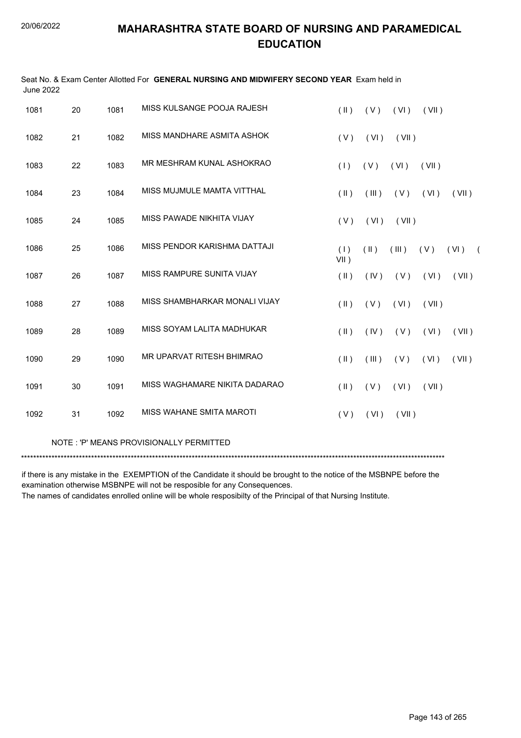# MAHARASHTRA STATE BOARD OF NURSING AND PARAMEDICAL EDUCATION

Seat No. & Exam Center Allotted For **GENERAL NURSING AND MIDWIFERY SECOND YEAR** Exam held in June 2022

| | | | | |
|---|---|---|---|---|
| 1081 | 20 | 1081 | MISS KULSANGE POOJA RAJESH | ( II ) ( V ) ( VI ) ( VII ) |
| 1082 | 21 | 1082 | MISS MANDHARE ASMITA ASHOK | ( V ) ( VI ) ( VII ) |
| 1083 | 22 | 1083 | MR MESHRAM KUNAL ASHOKRAO | ( I ) ( V ) ( VI ) ( VII ) |
| 1084 | 23 | 1084 | MISS MUJMULE MAMTA VITTHAL | ( II ) ( III ) ( V ) ( VI ) ( VII ) |
| 1085 | 24 | 1085 | MISS PAWADE NIKHITA VIJAY | ( V ) ( VI ) ( VII ) |
| 1086 | 25 | 1086 | MISS PENDOR KARISHMA DATTAJI | ( I ) ( II ) ( III ) ( V ) ( VI ) ( VII ) |
| 1087 | 26 | 1087 | MISS RAMPURE SUNITA VIJAY | ( II ) ( IV ) ( V ) ( VI ) ( VII ) |
| 1088 | 27 | 1088 | MISS SHAMBHARKAR MONALI VIJAY | ( II ) ( V ) ( VI ) ( VII ) |
| 1089 | 28 | 1089 | MISS SOYAM LALITA MADHUKAR | ( II ) ( IV ) ( V ) ( VI ) ( VII ) |
| 1090 | 29 | 1090 | MR UPARVAT RITESH BHIMRAO | ( II ) ( III ) ( V ) ( VI ) ( VII ) |
| 1091 | 30 | 1091 | MISS WAGHAMARE NIKITA DADARAO | ( II ) ( V ) ( VI ) ( VII ) |
| 1092 | 31 | 1092 | MISS WAHANE SMITA MAROTI | ( V ) ( VI ) ( VII ) |

NOTE : 'P' MEANS PROVISIONALLY PERMITTED

*******************************************************************************************************************************************

if there is any mistake in the EXEMPTION of the Candidate it should be brought to the notice of the MSBNPE before the examination otherwise MSBNPE will not be resposible for any Consequences.

The names of candidates enrolled online will be whole resposibilty of the Principal of that Nursing Institute.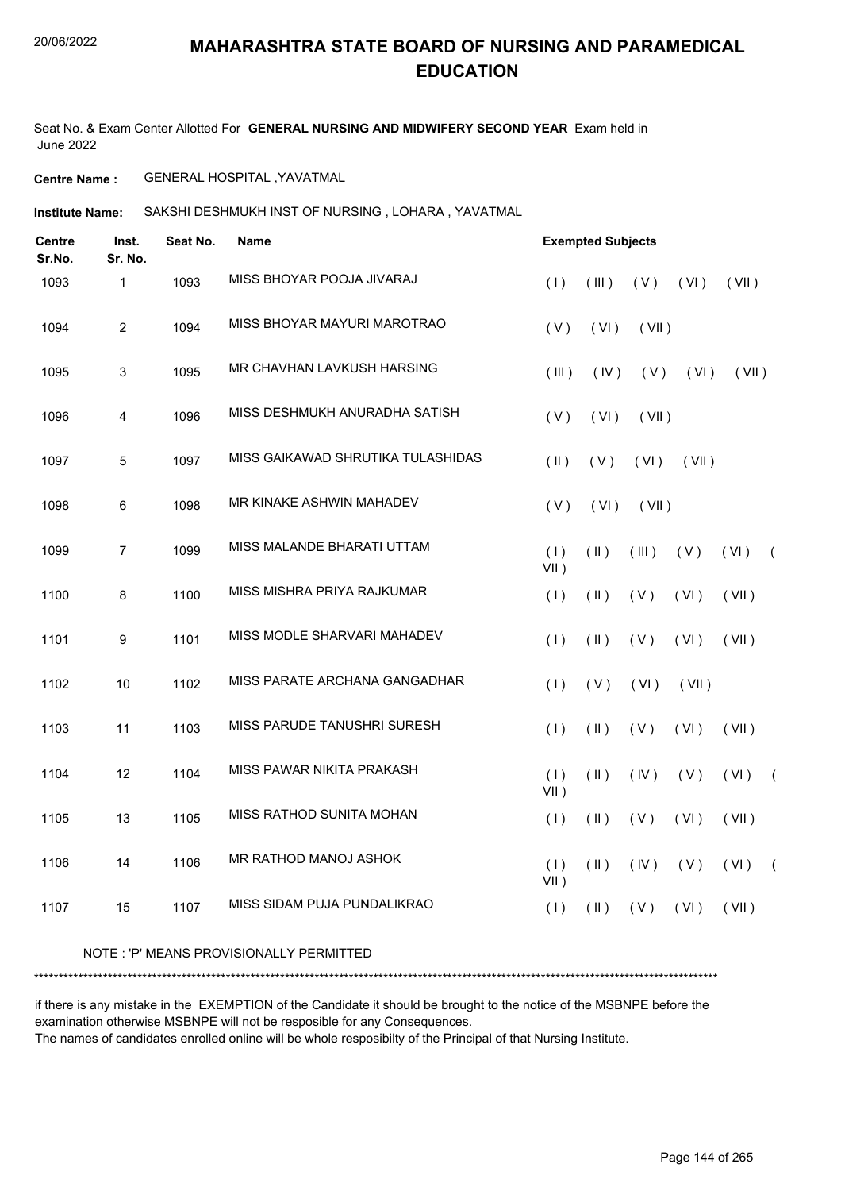# MAHARASHTRA STATE BOARD OF NURSING AND PARAMEDICAL EDUCATION

20/06/2022

Seat No. & Exam Center Allotted For **GENERAL NURSING AND MIDWIFERY SECOND YEAR** Exam held in June 2022

**Centre Name :** GENERAL HOSPITAL ,YAVATMAL

**Institute Name:** SAKSHI DESHMUKH INST OF NURSING , LOHARA , YAVATMAL

| Centre Sr.No. | Inst. Sr. No. | Seat No. | Name | Exempted Subjects |
|---|---|---|---|---|
| 1093 | 1 | 1093 | MISS BHOYAR POOJA JIVARAJ | ( I ) ( III ) ( V ) ( VI ) ( VII ) |
| 1094 | 2 | 1094 | MISS BHOYAR MAYURI MAROTRAO | ( V ) ( VI ) ( VII ) |
| 1095 | 3 | 1095 | MR CHAVHAN LAVKUSH HARSING | ( III ) ( IV ) ( V ) ( VI ) ( VII ) |
| 1096 | 4 | 1096 | MISS DESHMUKH ANURADHA SATISH | ( V ) ( VI ) ( VII ) |
| 1097 | 5 | 1097 | MISS GAIKAWAD SHRUTIKA TULASHIDAS | ( II ) ( V ) ( VI ) ( VII ) |
| 1098 | 6 | 1098 | MR KINAKE ASHWIN MAHADEV | ( V ) ( VI ) ( VII ) |
| 1099 | 7 | 1099 | MISS MALANDE BHARATI UTTAM | ( I ) ( II ) ( III ) ( V ) ( VI ) ( VII ) |
| 1100 | 8 | 1100 | MISS MISHRA PRIYA RAJKUMAR | ( I ) ( II ) ( V ) ( VI ) ( VII ) |
| 1101 | 9 | 1101 | MISS MODLE SHARVARI MAHADEV | ( I ) ( II ) ( V ) ( VI ) ( VII ) |
| 1102 | 10 | 1102 | MISS PARATE ARCHANA GANGADHAR | ( I ) ( V ) ( VI ) ( VII ) |
| 1103 | 11 | 1103 | MISS PARUDE TANUSHRI SURESH | ( I ) ( II ) ( V ) ( VI ) ( VII ) |
| 1104 | 12 | 1104 | MISS PAWAR NIKITA PRAKASH | ( I ) ( II ) ( IV ) ( V ) ( VI ) ( VII ) |
| 1105 | 13 | 1105 | MISS RATHOD SUNITA MOHAN | ( I ) ( II ) ( V ) ( VI ) ( VII ) |
| 1106 | 14 | 1106 | MR RATHOD MANOJ ASHOK | ( I ) ( II ) ( IV ) ( V ) ( VI ) ( VII ) |
| 1107 | 15 | 1107 | MISS SIDAM PUJA PUNDALIKRAO | ( I ) ( II ) ( V ) ( VI ) ( VII ) |

NOTE : 'P' MEANS PROVISIONALLY PERMITTED

\*\*\*\*\*\*\*\*\*\*\*\*\*\*\*\*\*\*\*\*\*\*\*\*\*\*\*\*\*\*\*\*\*\*\*\*\*\*\*\*\*\*\*\*\*\*\*\*\*\*\*\*\*\*\*\*\*\*\*\*\*\*\*\*\*\*\*\*\*\*\*\*\*\*\*\*\*\*\*\*\*\*\*\*\*\*\*\*\*\*\*\*\*\*\*\*\*\*\*\*\*\*\*\*\*\*\*\*\*\*\*\*\*\*\*\*\*\*\*\*\*\*\*\*\*\*\*\*\*\*\*\*

if there is any mistake in the EXEMPTION of the Candidate it should be brought to the notice of the MSBNPE before the examination otherwise MSBNPE will not be resposible for any Consequences.

The names of candidates enrolled online will be whole resposibilty of the Principal of that Nursing Institute.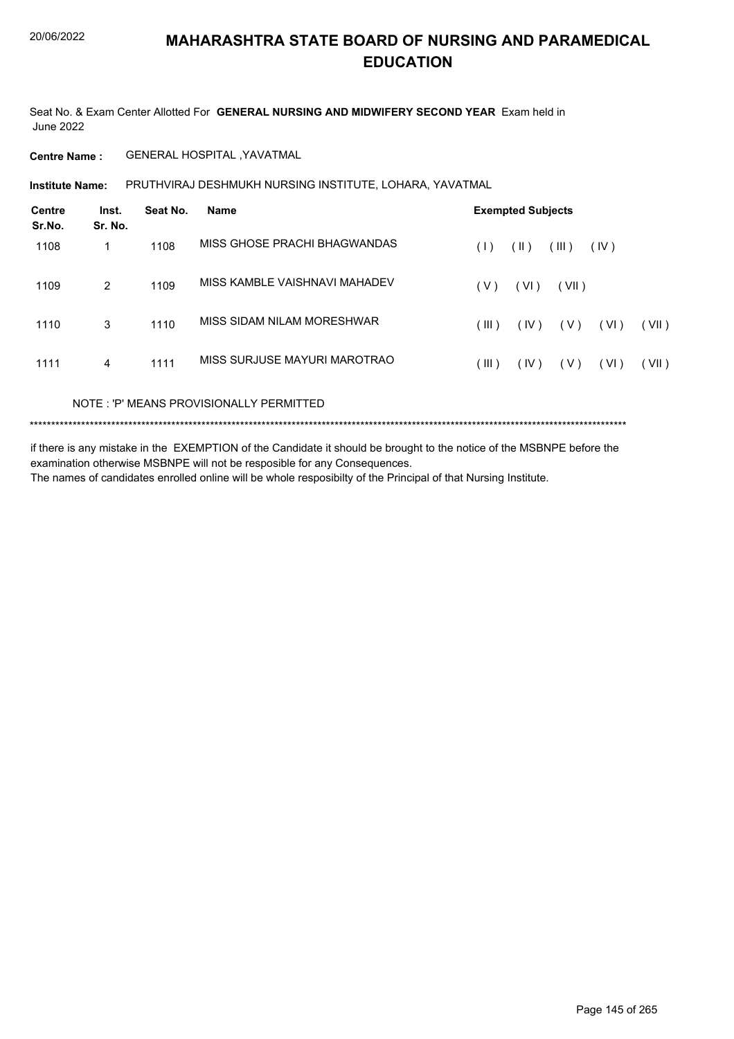# MAHARASHTRA STATE BOARD OF NURSING AND PARAMEDICAL EDUCATION

Seat No. & Exam Center Allotted For **GENERAL NURSING AND MIDWIFERY SECOND YEAR** Exam held in June 2022

**Centre Name :** GENERAL HOSPITAL ,YAVATMAL

**Institute Name:** PRUTHVIRAJ DESHMUKH NURSING INSTITUTE, LOHARA, YAVATMAL

| Centre Sr.No. | Inst. Sr. No. | Seat No. | Name | Exempted Subjects |
|---|---|---|---|---|
| 1108 | 1 | 1108 | MISS GHOSE PRACHI BHAGWANDAS | ( I ) ( II ) ( III ) ( IV ) |
| 1109 | 2 | 1109 | MISS KAMBLE VAISHNAVI MAHADEV | ( V ) ( VI ) ( VII ) |
| 1110 | 3 | 1110 | MISS SIDAM NILAM MORESHWAR | ( III ) ( IV ) ( V ) ( VI ) ( VII ) |
| 1111 | 4 | 1111 | MISS SURJUSE MAYURI MAROTRAO | ( III ) ( IV ) ( V ) ( VI ) ( VII ) |

NOTE : 'P' MEANS PROVISIONALLY PERMITTED

******************************************************************************************************************************************

if there is any mistake in the EXEMPTION of the Candidate it should be brought to the notice of the MSBNPE before the examination otherwise MSBNPE will not be resposible for any Consequences.
The names of candidates enrolled online will be whole resposibilty of the Principal of that Nursing Institute.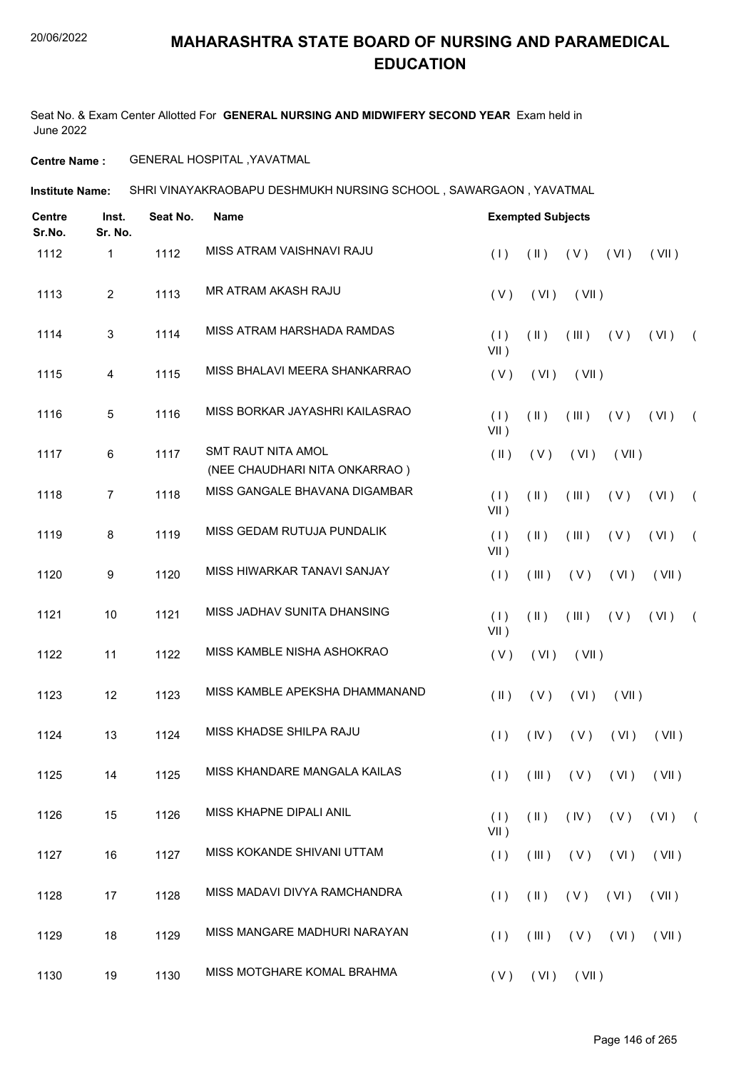# MAHARASHTRA STATE BOARD OF NURSING AND PARAMEDICAL EDUCATION

Seat No. & Exam Center Allotted For **GENERAL NURSING AND MIDWIFERY SECOND YEAR** Exam held in June 2022

**Centre Name :** GENERAL HOSPITAL ,YAVATMAL

**Institute Name:** SHRI VINAYAKRAOBAPU DESHMUKH NURSING SCHOOL , SAWARGAON , YAVATMAL

| Centre Sr.No. | Inst. Sr. No. | Seat No. | Name | Exempted Subjects |
|---|---|---|---|---|
| 1112 | 1 | 1112 | MISS ATRAM VAISHNAVI RAJU | ( I ) ( II ) ( V ) ( VI ) ( VII ) |
| 1113 | 2 | 1113 | MR ATRAM AKASH RAJU | ( V ) ( VI ) ( VII ) |
| 1114 | 3 | 1114 | MISS ATRAM HARSHADA RAMDAS | ( I ) ( II ) ( III ) ( V ) ( VI ) ( VII ) |
| 1115 | 4 | 1115 | MISS BHALAVI MEERA SHANKARRAO | ( V ) ( VI ) ( VII ) |
| 1116 | 5 | 1116 | MISS BORKAR JAYASHRI KAILASRAO | ( I ) ( II ) ( III ) ( V ) ( VI ) ( VII ) |
| 1117 | 6 | 1117 | SMT RAUT NITA AMOL (NEE CHAUDHARI NITA ONKARRAO ) | ( II ) ( V ) ( VI ) ( VII ) |
| 1118 | 7 | 1118 | MISS GANGALE BHAVANA DIGAMBAR | ( I ) ( II ) ( III ) ( V ) ( VI ) ( VII ) |
| 1119 | 8 | 1119 | MISS GEDAM RUTUJA PUNDALIK | ( I ) ( II ) ( III ) ( V ) ( VI ) ( VII ) |
| 1120 | 9 | 1120 | MISS HIWARKAR TANAVI SANJAY | ( I ) ( III ) ( V ) ( VI ) ( VII ) |
| 1121 | 10 | 1121 | MISS JADHAV SUNITA DHANSING | ( I ) ( II ) ( III ) ( V ) ( VI ) ( VII ) |
| 1122 | 11 | 1122 | MISS KAMBLE NISHA ASHOKRAO | ( V ) ( VI ) ( VII ) |
| 1123 | 12 | 1123 | MISS KAMBLE APEKSHA DHAMMANAND | ( II ) ( V ) ( VI ) ( VII ) |
| 1124 | 13 | 1124 | MISS KHADSE SHILPA RAJU | ( I ) ( IV ) ( V ) ( VI ) ( VII ) |
| 1125 | 14 | 1125 | MISS KHANDARE MANGALA KAILAS | ( I ) ( III ) ( V ) ( VI ) ( VII ) |
| 1126 | 15 | 1126 | MISS KHAPNE DIPALI ANIL | ( I ) ( II ) ( IV ) ( V ) ( VI ) ( VII ) |
| 1127 | 16 | 1127 | MISS KOKANDE SHIVANI UTTAM | ( I ) ( III ) ( V ) ( VI ) ( VII ) |
| 1128 | 17 | 1128 | MISS MADAVI DIVYA RAMCHANDRA | ( I ) ( II ) ( V ) ( VI ) ( VII ) |
| 1129 | 18 | 1129 | MISS MANGARE MADHURI NARAYAN | ( I ) ( III ) ( V ) ( VI ) ( VII ) |
| 1130 | 19 | 1130 | MISS MOTGHARE KOMAL BRAHMA | ( V ) ( VI ) ( VII ) |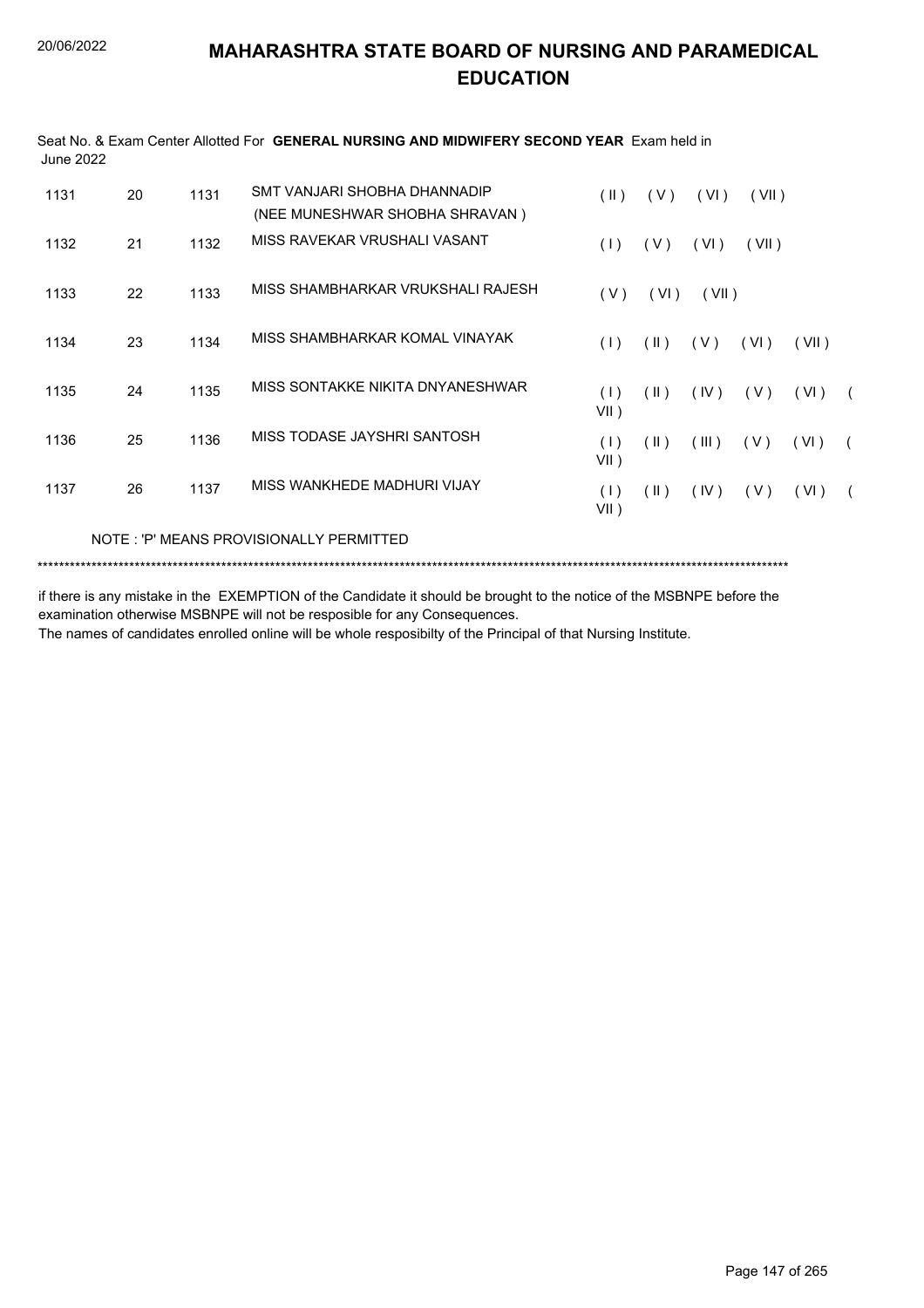# MAHARASHTRA STATE BOARD OF NURSING AND PARAMEDICAL EDUCATION

Seat No. & Exam Center Allotted For **GENERAL NURSING AND MIDWIFERY SECOND YEAR** Exam held in June 2022

| | | | | |
|---|---|---|---|---|
| 1131 | 20 | 1131 | SMT VANJARI SHOBHA DHANNADIP (NEE MUNESHWAR SHOBHA SHRAVAN ) | ( II ) ( V ) ( VI ) ( VII ) |
| 1132 | 21 | 1132 | MISS RAVEKAR VRUSHALI VASANT | ( I ) ( V ) ( VI ) ( VII ) |
| 1133 | 22 | 1133 | MISS SHAMBHARKAR VRUKSHALI RAJESH | ( V ) ( VI ) ( VII ) |
| 1134 | 23 | 1134 | MISS SHAMBHARKAR KOMAL VINAYAK | ( I ) ( II ) ( V ) ( VI ) ( VII ) |
| 1135 | 24 | 1135 | MISS SONTAKKE NIKITA DNYANESHWAR | ( I ) ( II ) ( IV ) ( V ) ( VI ) ( VII ) |
| 1136 | 25 | 1136 | MISS TODASE JAYSHRI SANTOSH | ( I ) ( II ) ( III ) ( V ) ( VI ) ( VII ) |
| 1137 | 26 | 1137 | MISS WANKHEDE MADHURI VIJAY | ( I ) ( II ) ( IV ) ( V ) ( VI ) ( VII ) |

NOTE : 'P' MEANS PROVISIONALLY PERMITTED

\*\*\*\*\*\*\*\*\*\*\*\*\*\*\*\*\*\*\*\*\*\*\*\*\*\*\*\*\*\*\*\*\*\*\*\*\*\*\*\*\*\*\*\*\*\*\*\*\*\*\*\*\*\*\*\*\*\*\*\*\*\*\*\*\*\*\*\*\*\*\*\*\*\*\*\*\*\*\*\*\*\*\*\*\*\*\*\*\*\*\*\*\*\*\*\*\*\*\*\*\*\*\*\*\*\*\*\*\*\*\*\*\*\*\*\*\*\*\*\*\*\*\*\*\*\*\*\*\*\*\*\*\*\*

if there is any mistake in the EXEMPTION of the Candidate it should be brought to the notice of the MSBNPE before the examination otherwise MSBNPE will not be resposible for any Consequences.

The names of candidates enrolled online will be whole resposibilty of the Principal of that Nursing Institute.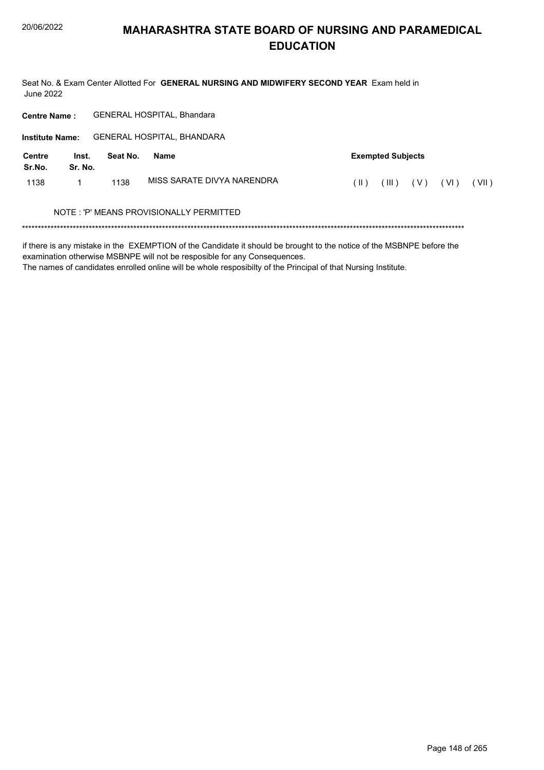# MAHARASHTRA STATE BOARD OF NURSING AND PARAMEDICAL EDUCATION

Seat No. & Exam Center Allotted For **GENERAL NURSING AND MIDWIFERY SECOND YEAR** Exam held in June 2022

**Centre Name :** GENERAL HOSPITAL, Bhandara

**Institute Name:** GENERAL HOSPITAL, BHANDARA

| Centre Sr.No. | Inst. Sr. No. | Seat No. | Name | Exempted Subjects |
|---|---|---|---|---|
| 1138 | 1 | 1138 | MISS SARATE DIVYA NARENDRA | ( II ) ( III ) ( V ) ( VI ) ( VII ) |

NOTE : 'P' MEANS PROVISIONALLY PERMITTED

*******************************************************************************************************************************************

if there is any mistake in the EXEMPTION of the Candidate it should be brought to the notice of the MSBNPE before the examination otherwise MSBNPE will not be resposible for any Consequences.
The names of candidates enrolled online will be whole resposibilty of the Principal of that Nursing Institute.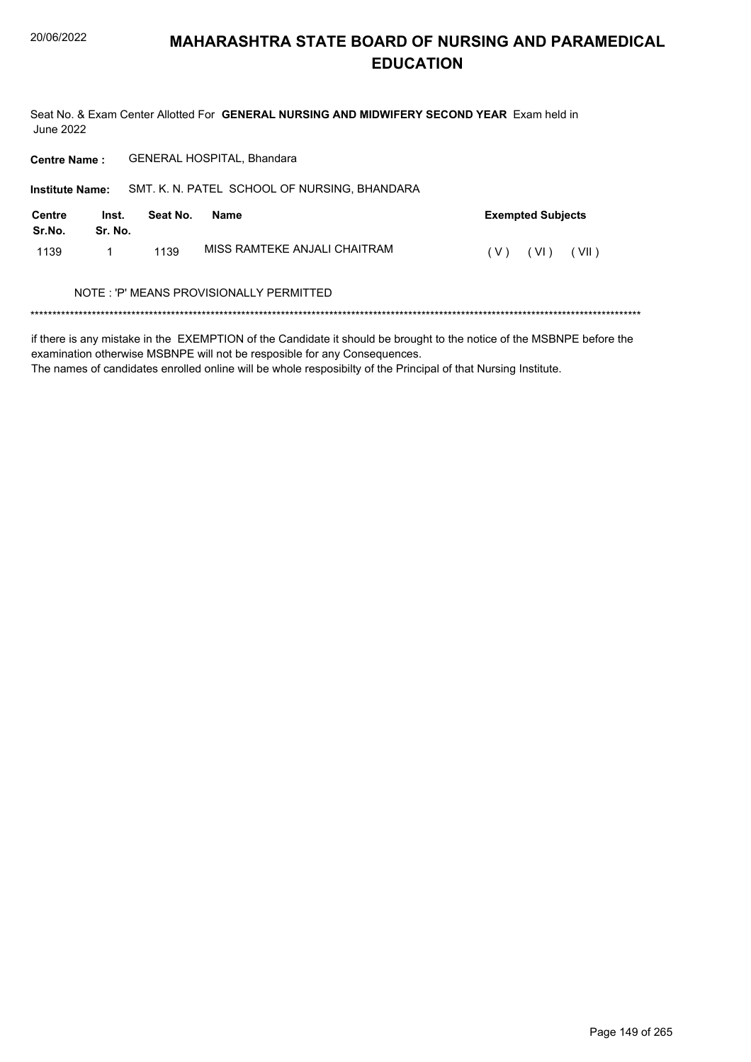# MAHARASHTRA STATE BOARD OF NURSING AND PARAMEDICAL EDUCATION

Seat No. & Exam Center Allotted For **GENERAL NURSING AND MIDWIFERY SECOND YEAR** Exam held in June 2022

**Centre Name :** GENERAL HOSPITAL, Bhandara

**Institute Name:** SMT. K. N. PATEL SCHOOL OF NURSING, BHANDARA

| Centre Sr.No. | Inst. Sr. No. | Seat No. | Name | Exempted Subjects |
|---|---|---|---|---|
| 1139 | 1 | 1139 | MISS RAMTEKE ANJALI CHAITRAM | ( V ) ( VI ) ( VII ) |

NOTE : 'P' MEANS PROVISIONALLY PERMITTED

******************************************************************************************************************************************

if there is any mistake in the EXEMPTION of the Candidate it should be brought to the notice of the MSBNPE before the examination otherwise MSBNPE will not be resposible for any Consequences.
The names of candidates enrolled online will be whole resposibilty of the Principal of that Nursing Institute.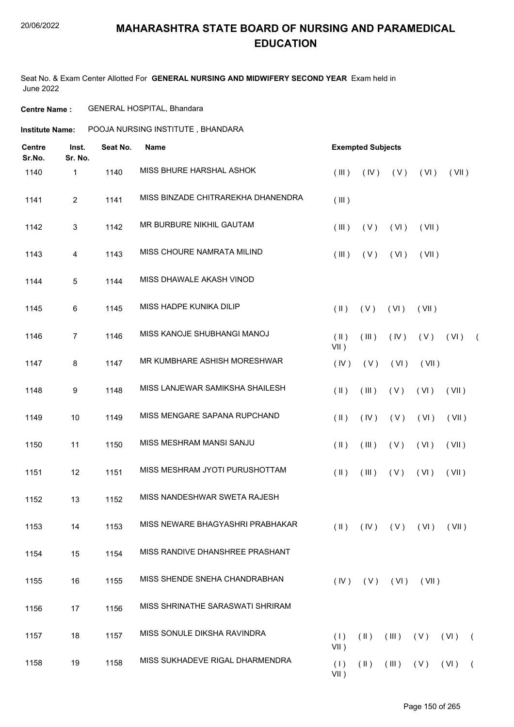# MAHARASHTRA STATE BOARD OF NURSING AND PARAMEDICAL EDUCATION

Seat No. & Exam Center Allotted For **GENERAL NURSING AND MIDWIFERY SECOND YEAR** Exam held in June 2022

**Centre Name :** GENERAL HOSPITAL, Bhandara

**Institute Name:** POOJA NURSING INSTITUTE , BHANDARA

| Centre Sr.No. | Inst. Sr. No. | Seat No. | Name | Exempted Subjects |
|---|---|---|---|---|
| 1140 | 1 | 1140 | MISS BHURE HARSHAL ASHOK | ( III ) ( IV ) ( V ) ( VI ) ( VII ) |
| 1141 | 2 | 1141 | MISS BINZADE CHITRAREKHA DHANENDRA | ( III ) |
| 1142 | 3 | 1142 | MR BURBURE NIKHIL GAUTAM | ( III ) ( V ) ( VI ) ( VII ) |
| 1143 | 4 | 1143 | MISS CHOURE NAMRATA MILIND | ( III ) ( V ) ( VI ) ( VII ) |
| 1144 | 5 | 1144 | MISS DHAWALE AKASH VINOD | |
| 1145 | 6 | 1145 | MISS HADPE KUNIKA DILIP | ( II ) ( V ) ( VI ) ( VII ) |
| 1146 | 7 | 1146 | MISS KANOJE SHUBHANGI MANOJ | ( II ) ( III ) ( IV ) ( V ) ( VI ) ( VII ) |
| 1147 | 8 | 1147 | MR KUMBHARE ASHISH MORESHWAR | ( IV ) ( V ) ( VI ) ( VII ) |
| 1148 | 9 | 1148 | MISS LANJEWAR SAMIKSHA SHAILESH | ( II ) ( III ) ( V ) ( VI ) ( VII ) |
| 1149 | 10 | 1149 | MISS MENGARE SAPANA RUPCHAND | ( II ) ( IV ) ( V ) ( VI ) ( VII ) |
| 1150 | 11 | 1150 | MISS MESHRAM MANSI SANJU | ( II ) ( III ) ( V ) ( VI ) ( VII ) |
| 1151 | 12 | 1151 | MISS MESHRAM JYOTI PURUSHOTTAM | ( II ) ( III ) ( V ) ( VI ) ( VII ) |
| 1152 | 13 | 1152 | MISS NANDESHWAR SWETA RAJESH | |
| 1153 | 14 | 1153 | MISS NEWARE BHAGYASHRI PRABHAKAR | ( II ) ( IV ) ( V ) ( VI ) ( VII ) |
| 1154 | 15 | 1154 | MISS RANDIVE DHANSHREE PRASHANT | |
| 1155 | 16 | 1155 | MISS SHENDE SNEHA CHANDRABHAN | ( IV ) ( V ) ( VI ) ( VII ) |
| 1156 | 17 | 1156 | MISS SHRINATHE SARASWATI SHRIRAM | |
| 1157 | 18 | 1157 | MISS SONULE DIKSHA RAVINDRA | ( I ) ( II ) ( III ) ( V ) ( VI ) ( VII ) |
| 1158 | 19 | 1158 | MISS SUKHADEVE RIGAL DHARMENDRA | ( I ) ( II ) ( III ) ( V ) ( VI ) ( VII ) |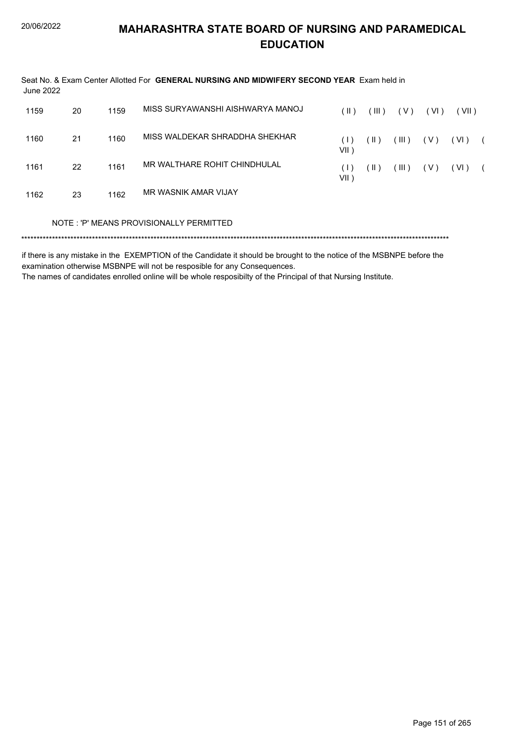# MAHARASHTRA STATE BOARD OF NURSING AND PARAMEDICAL EDUCATION

Seat No. & Exam Center Allotted For **GENERAL NURSING AND MIDWIFERY SECOND YEAR** Exam held in June 2022

| | | | | |
|---|---|---|---|---|
| 1159 | 20 | 1159 | MISS SURYAWANSHI AISHWARYA MANOJ | ( II ) ( III ) ( V ) ( VI ) ( VII ) |
| 1160 | 21 | 1160 | MISS WALDEKAR SHRADDHA SHEKHAR | ( I ) ( II ) ( III ) ( V ) ( VI ) ( VII ) |
| 1161 | 22 | 1161 | MR WALTHARE ROHIT CHINDHULAL | ( I ) ( II ) ( III ) ( V ) ( VI ) ( VII ) |
| 1162 | 23 | 1162 | MR WASNIK AMAR VIJAY | |

NOTE : 'P' MEANS PROVISIONALLY PERMITTED

*******************************************************************************************************************************************

if there is any mistake in the EXEMPTION of the Candidate it should be brought to the notice of the MSBNPE before the examination otherwise MSBNPE will not be resposible for any Consequences.
The names of candidates enrolled online will be whole resposibilty of the Principal of that Nursing Institute.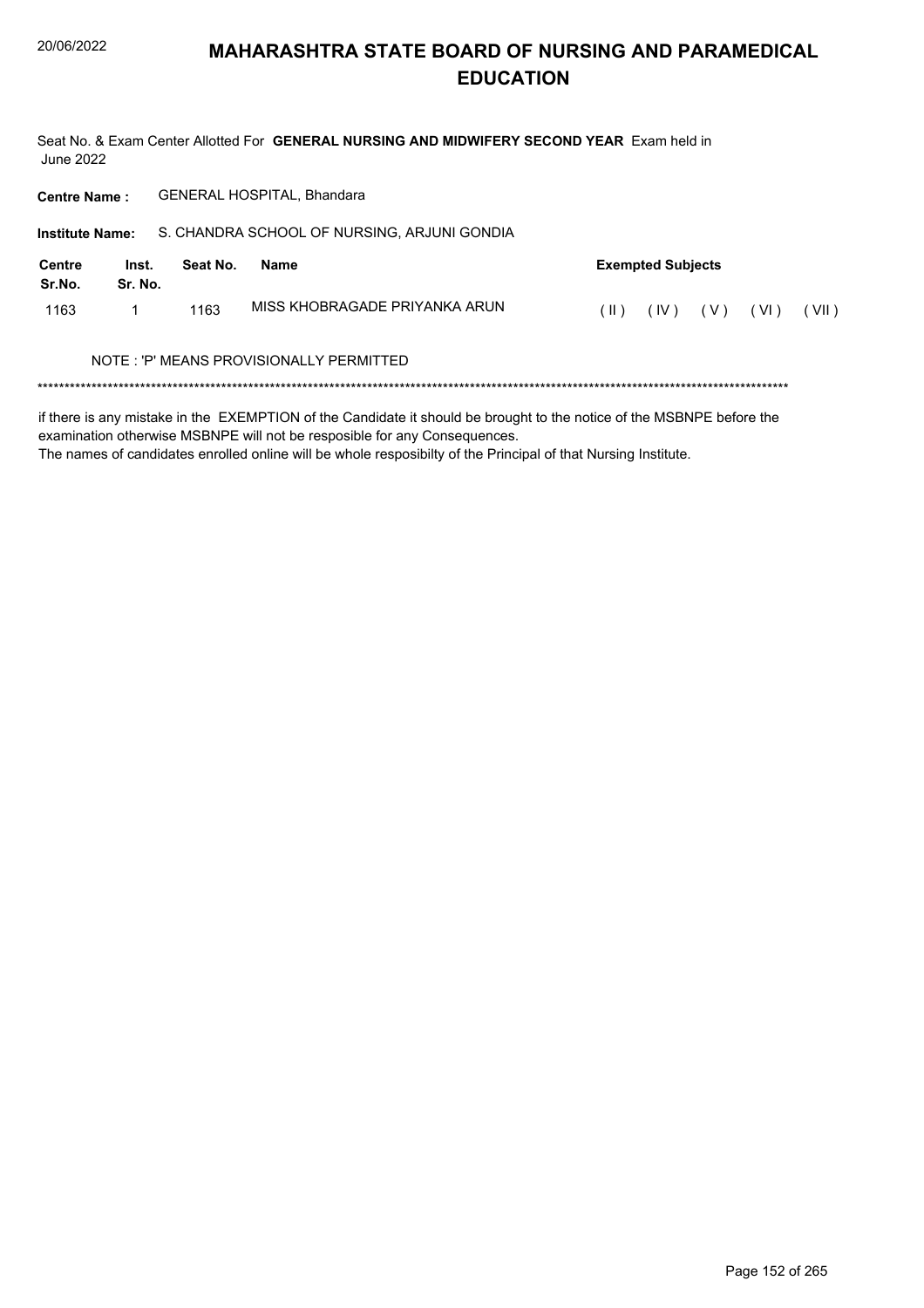# MAHARASHTRA STATE BOARD OF NURSING AND PARAMEDICAL EDUCATION

Seat No. & Exam Center Allotted For **GENERAL NURSING AND MIDWIFERY SECOND YEAR** Exam held in June 2022

**Centre Name :** GENERAL HOSPITAL, Bhandara

**Institute Name:** S. CHANDRA SCHOOL OF NURSING, ARJUNI GONDIA

| Centre Sr.No. | Inst. Sr. No. | Seat No. | Name | Exempted Subjects |
|---|---|---|---|---|
| 1163 | 1 | 1163 | MISS KHOBRAGADE PRIYANKA ARUN | ( II ) ( IV ) ( V ) ( VI ) ( VII ) |

NOTE : 'P' MEANS PROVISIONALLY PERMITTED

*******************************************************************************************************************************************

if there is any mistake in the EXEMPTION of the Candidate it should be brought to the notice of the MSBNPE before the examination otherwise MSBNPE will not be resposible for any Consequences.
The names of candidates enrolled online will be whole resposibilty of the Principal of that Nursing Institute.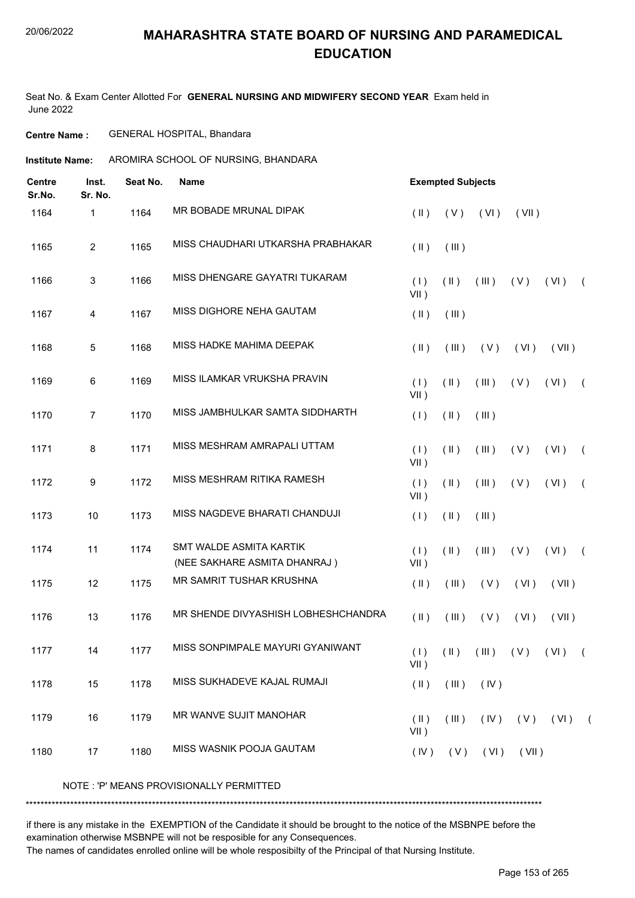# MAHARASHTRA STATE BOARD OF NURSING AND PARAMEDICAL EDUCATION

Seat No. & Exam Center Allotted For **GENERAL NURSING AND MIDWIFERY SECOND YEAR** Exam held in June 2022

**Centre Name :** GENERAL HOSPITAL, Bhandara

**Institute Name:** AROMIRA SCHOOL OF NURSING, BHANDARA

| Centre Sr.No. | Inst. Sr. No. | Seat No. | Name | Exempted Subjects |
|---|---|---|---|---|
| 1164 | 1 | 1164 | MR BOBADE MRUNAL DIPAK | ( II ) ( V ) ( VI ) ( VII ) |
| 1165 | 2 | 1165 | MISS CHAUDHARI UTKARSHA PRABHAKAR | ( II ) ( III ) |
| 1166 | 3 | 1166 | MISS DHENGARE GAYATRI TUKARAM | ( I ) ( II ) ( III ) ( V ) ( VI ) ( VII ) |
| 1167 | 4 | 1167 | MISS DIGHORE NEHA GAUTAM | ( II ) ( III ) |
| 1168 | 5 | 1168 | MISS HADKE MAHIMA DEEPAK | ( II ) ( III ) ( V ) ( VI ) ( VII ) |
| 1169 | 6 | 1169 | MISS ILAMKAR VRUKSHA PRAVIN | ( I ) ( II ) ( III ) ( V ) ( VI ) ( VII ) |
| 1170 | 7 | 1170 | MISS JAMBHULKAR SAMTA SIDDHARTH | ( I ) ( II ) ( III ) |
| 1171 | 8 | 1171 | MISS MESHRAM AMRAPALI UTTAM | ( I ) ( II ) ( III ) ( V ) ( VI ) ( VII ) |
| 1172 | 9 | 1172 | MISS MESHRAM RITIKA RAMESH | ( I ) ( II ) ( III ) ( V ) ( VI ) ( VII ) |
| 1173 | 10 | 1173 | MISS NAGDEVE BHARATI CHANDUJI | ( I ) ( II ) ( III ) |
| 1174 | 11 | 1174 | SMT WALDE ASMITA KARTIK (NEE SAKHARE ASMITA DHANRAJ ) | ( I ) ( II ) ( III ) ( V ) ( VI ) ( VII ) |
| 1175 | 12 | 1175 | MR SAMRIT TUSHAR KRUSHNA | ( II ) ( III ) ( V ) ( VI ) ( VII ) |
| 1176 | 13 | 1176 | MR SHENDE DIVYASHISH LOBHESHCHANDRA | ( II ) ( III ) ( V ) ( VI ) ( VII ) |
| 1177 | 14 | 1177 | MISS SONPIMPALE MAYURI GYANIWANT | ( I ) ( II ) ( III ) ( V ) ( VI ) ( VII ) |
| 1178 | 15 | 1178 | MISS SUKHADEVE KAJAL RUMAJI | ( II ) ( III ) ( IV ) |
| 1179 | 16 | 1179 | MR WANVE SUJIT MANOHAR | ( II ) ( III ) ( IV ) ( V ) ( VI ) ( VII ) |
| 1180 | 17 | 1180 | MISS WASNIK POOJA GAUTAM | ( IV ) ( V ) ( VI ) ( VII ) |

NOTE : 'P' MEANS PROVISIONALLY PERMITTED

******************************************************************************************************************************************

if there is any mistake in the EXEMPTION of the Candidate it should be brought to the notice of the MSBNPE before the examination otherwise MSBNPE will not be resposible for any Consequences.
The names of candidates enrolled online will be whole resposibilty of the Principal of that Nursing Institute.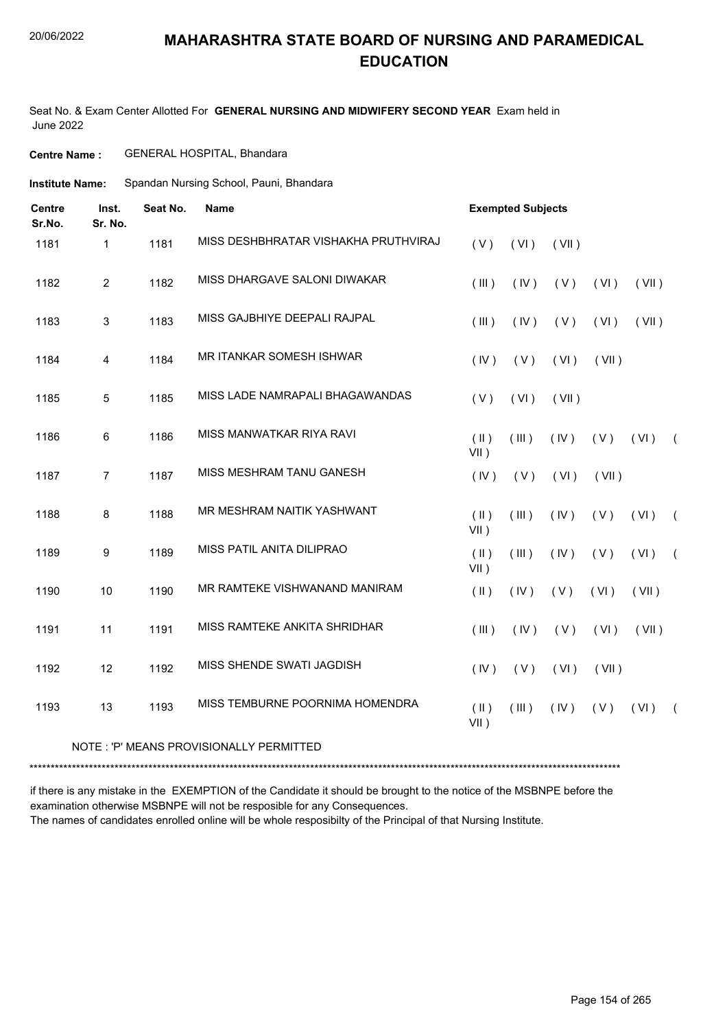# MAHARASHTRA STATE BOARD OF NURSING AND PARAMEDICAL EDUCATION

Seat No. & Exam Center Allotted For **GENERAL NURSING AND MIDWIFERY SECOND YEAR** Exam held in June 2022

**Centre Name :** GENERAL HOSPITAL, Bhandara

**Institute Name:** Spandan Nursing School, Pauni, Bhandara

| Centre Sr.No. | Inst. Sr. No. | Seat No. | Name | Exempted Subjects |
|---|---|---|---|---|
| 1181 | 1 | 1181 | MISS DESHBHRATAR VISHAKHA PRUTHVIRAJ | ( V ) ( VI ) ( VII ) |
| 1182 | 2 | 1182 | MISS DHARGAVE SALONI DIWAKAR | ( III ) ( IV ) ( V ) ( VI ) ( VII ) |
| 1183 | 3 | 1183 | MISS GAJBHIYE DEEPALI RAJPAL | ( III ) ( IV ) ( V ) ( VI ) ( VII ) |
| 1184 | 4 | 1184 | MR ITANKAR SOMESH ISHWAR | ( IV ) ( V ) ( VI ) ( VII ) |
| 1185 | 5 | 1185 | MISS LADE NAMRAPALI BHAGAWANDAS | ( V ) ( VI ) ( VII ) |
| 1186 | 6 | 1186 | MISS MANWATKAR RIYA RAVI | ( II ) ( III ) ( IV ) ( V ) ( VI ) ( VII ) |
| 1187 | 7 | 1187 | MISS MESHRAM TANU GANESH | ( IV ) ( V ) ( VI ) ( VII ) |
| 1188 | 8 | 1188 | MR MESHRAM NAITIK YASHWANT | ( II ) ( III ) ( IV ) ( V ) ( VI ) ( VII ) |
| 1189 | 9 | 1189 | MISS PATIL ANITA DILIPRAO | ( II ) ( III ) ( IV ) ( V ) ( VI ) ( VII ) |
| 1190 | 10 | 1190 | MR RAMTEKE VISHWANAND MANIRAM | ( II ) ( IV ) ( V ) ( VI ) ( VII ) |
| 1191 | 11 | 1191 | MISS RAMTEKE ANKITA SHRIDHAR | ( III ) ( IV ) ( V ) ( VI ) ( VII ) |
| 1192 | 12 | 1192 | MISS SHENDE SWATI JAGDISH | ( IV ) ( V ) ( VI ) ( VII ) |
| 1193 | 13 | 1193 | MISS TEMBURNE POORNIMA HOMENDRA | ( II ) ( III ) ( IV ) ( V ) ( VI ) ( VII ) |

NOTE : 'P' MEANS PROVISIONALLY PERMITTED

******************************************************************************************************************************************

if there is any mistake in the EXEMPTION of the Candidate it should be brought to the notice of the MSBNPE before the examination otherwise MSBNPE will not be resposible for any Consequences.
The names of candidates enrolled online will be whole resposibilty of the Principal of that Nursing Institute.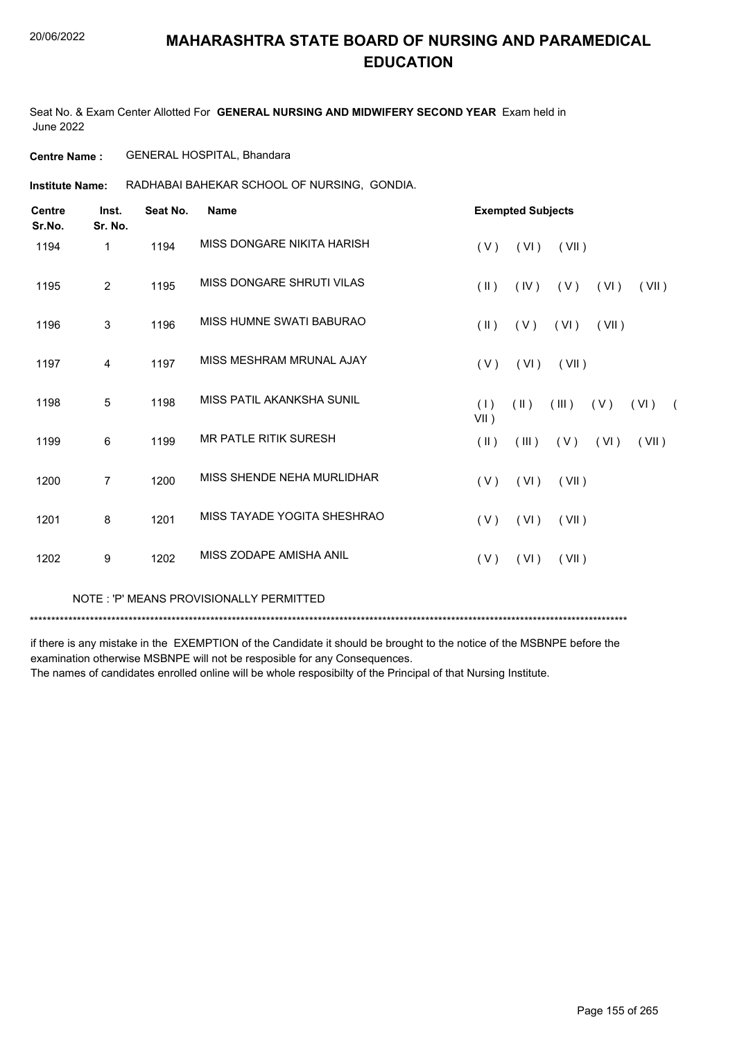# MAHARASHTRA STATE BOARD OF NURSING AND PARAMEDICAL EDUCATION

Seat No. & Exam Center Allotted For **GENERAL NURSING AND MIDWIFERY SECOND YEAR** Exam held in June 2022

**Centre Name :** GENERAL HOSPITAL, Bhandara

**Institute Name:** RADHABAI BAHEKAR SCHOOL OF NURSING, GONDIA.

| Centre Sr.No. | Inst. Sr. No. | Seat No. | Name | Exempted Subjects |
|---|---|---|---|---|
| 1194 | 1 | 1194 | MISS DONGARE NIKITA HARISH | ( V ) ( VI ) ( VII ) |
| 1195 | 2 | 1195 | MISS DONGARE SHRUTI VILAS | ( II ) ( IV ) ( V ) ( VI ) ( VII ) |
| 1196 | 3 | 1196 | MISS HUMNE SWATI BABURAO | ( II ) ( V ) ( VI ) ( VII ) |
| 1197 | 4 | 1197 | MISS MESHRAM MRUNAL AJAY | ( V ) ( VI ) ( VII ) |
| 1198 | 5 | 1198 | MISS PATIL AKANKSHA SUNIL | ( I ) ( II ) ( III ) ( V ) ( VI ) ( VII ) |
| 1199 | 6 | 1199 | MR PATLE RITIK SURESH | ( II ) ( III ) ( V ) ( VI ) ( VII ) |
| 1200 | 7 | 1200 | MISS SHENDE NEHA MURLIDHAR | ( V ) ( VI ) ( VII ) |
| 1201 | 8 | 1201 | MISS TAYADE YOGITA SHESHRAO | ( V ) ( VI ) ( VII ) |
| 1202 | 9 | 1202 | MISS ZODAPE AMISHA ANIL | ( V ) ( VI ) ( VII ) |

NOTE : 'P' MEANS PROVISIONALLY PERMITTED

*******************************************************************************************************************************************

if there is any mistake in the EXEMPTION of the Candidate it should be brought to the notice of the MSBNPE before the examination otherwise MSBNPE will not be resposible for any Consequences.

The names of candidates enrolled online will be whole resposibilty of the Principal of that Nursing Institute.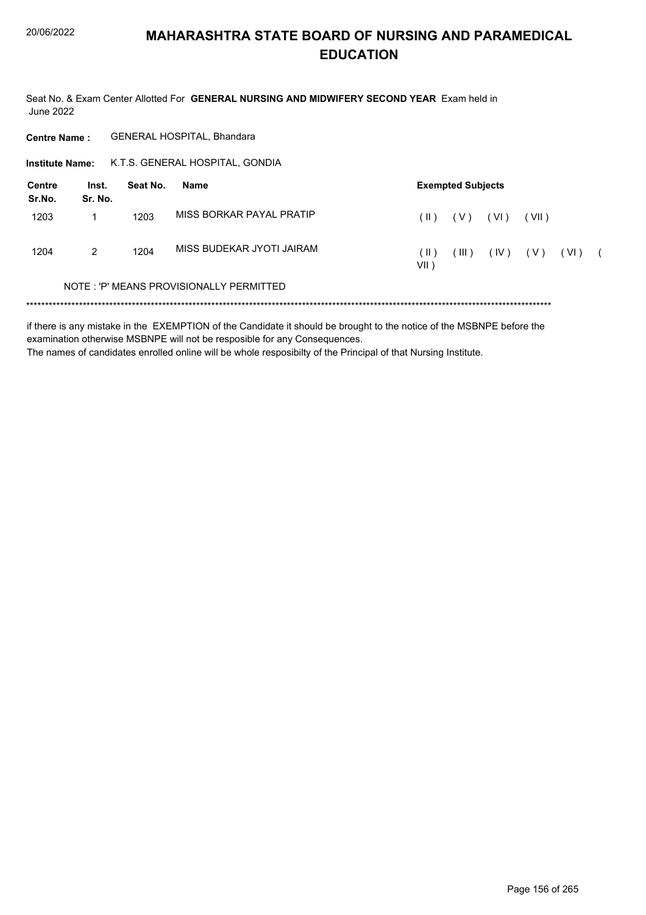# MAHARASHTRA STATE BOARD OF NURSING AND PARAMEDICAL EDUCATION

Seat No. & Exam Center Allotted For **GENERAL NURSING AND MIDWIFERY SECOND YEAR** Exam held in June 2022

**Centre Name :** GENERAL HOSPITAL, Bhandara

**Institute Name:** K.T.S. GENERAL HOSPITAL, GONDIA

| Centre Sr.No. | Inst. Sr. No. | Seat No. | Name | Exempted Subjects |
|---|---|---|---|---|
| 1203 | 1 | 1203 | MISS BORKAR PAYAL PRATIP | ( II ) ( V ) ( VI ) ( VII ) |
| 1204 | 2 | 1204 | MISS BUDEKAR JYOTI JAIRAM | ( II ) ( III ) ( IV ) ( V ) ( VI ) ( VII ) |

NOTE : 'P' MEANS PROVISIONALLY PERMITTED

******************************************************************************************************************************************

if there is any mistake in the EXEMPTION of the Candidate it should be brought to the notice of the MSBNPE before the examination otherwise MSBNPE will not be resposible for any Consequences.

The names of candidates enrolled online will be whole resposibilty of the Principal of that Nursing Institute.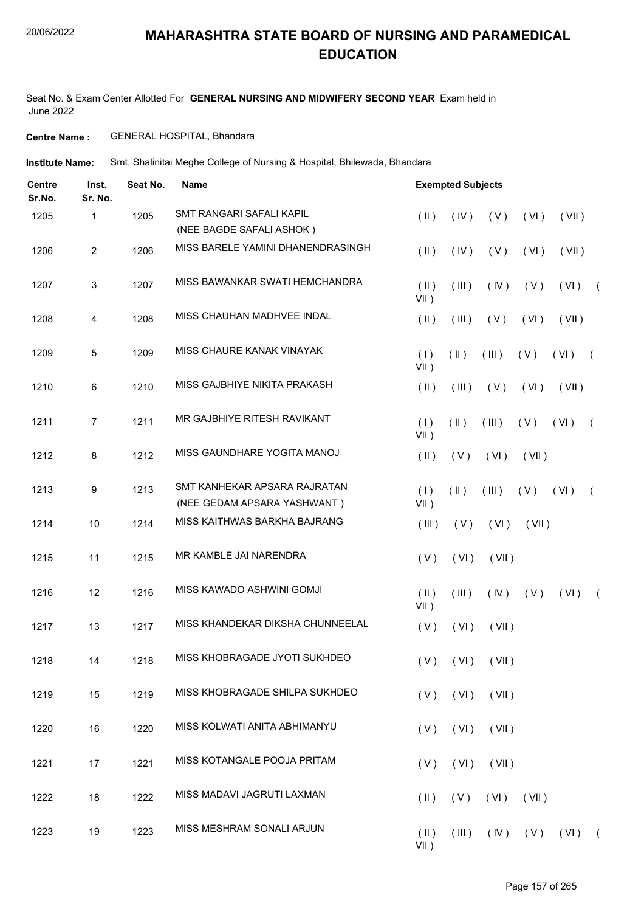# MAHARASHTRA STATE BOARD OF NURSING AND PARAMEDICAL EDUCATION

Seat No. & Exam Center Allotted For **GENERAL NURSING AND MIDWIFERY SECOND YEAR** Exam held in June 2022

**Centre Name :** GENERAL HOSPITAL, Bhandara

**Institute Name:** Smt. Shalinitai Meghe College of Nursing & Hospital, Bhilewada, Bhandara

| Centre Sr.No. | Inst. Sr. No. | Seat No. | Name | Exempted Subjects |
|---|---|---|---|---|
| 1205 | 1 | 1205 | SMT RANGARI SAFALI KAPIL (NEE BAGDE SAFALI ASHOK ) | ( II ) ( IV ) ( V ) ( VI ) ( VII ) |
| 1206 | 2 | 1206 | MISS BARELE YAMINI DHANENDRASINGH | ( II ) ( IV ) ( V ) ( VI ) ( VII ) |
| 1207 | 3 | 1207 | MISS BAWANKAR SWATI HEMCHANDRA | ( II ) ( III ) ( IV ) ( V ) ( VI ) ( VII ) |
| 1208 | 4 | 1208 | MISS CHAUHAN MADHVEE INDAL | ( II ) ( III ) ( V ) ( VI ) ( VII ) |
| 1209 | 5 | 1209 | MISS CHAURE KANAK VINAYAK | ( I ) ( II ) ( III ) ( V ) ( VI ) ( VII ) |
| 1210 | 6 | 1210 | MISS GAJBHIYE NIKITA PRAKASH | ( II ) ( III ) ( V ) ( VI ) ( VII ) |
| 1211 | 7 | 1211 | MR GAJBHIYE RITESH RAVIKANT | ( I ) ( II ) ( III ) ( V ) ( VI ) ( VII ) |
| 1212 | 8 | 1212 | MISS GAUNDHARE YOGITA MANOJ | ( II ) ( V ) ( VI ) ( VII ) |
| 1213 | 9 | 1213 | SMT KANHEKAR APSARA RAJRATAN (NEE GEDAM APSARA YASHWANT ) | ( I ) ( II ) ( III ) ( V ) ( VI ) ( VII ) |
| 1214 | 10 | 1214 | MISS KAITHWAS BARKHA BAJRANG | ( III ) ( V ) ( VI ) ( VII ) |
| 1215 | 11 | 1215 | MR KAMBLE JAI NARENDRA | ( V ) ( VI ) ( VII ) |
| 1216 | 12 | 1216 | MISS KAWADO ASHWINI GOMJI | ( II ) ( III ) ( IV ) ( V ) ( VI ) ( VII ) |
| 1217 | 13 | 1217 | MISS KHANDEKAR DIKSHA CHUNNEELAL | ( V ) ( VI ) ( VII ) |
| 1218 | 14 | 1218 | MISS KHOBRAGADE JYOTI SUKHDEO | ( V ) ( VI ) ( VII ) |
| 1219 | 15 | 1219 | MISS KHOBRAGADE SHILPA SUKHDEO | ( V ) ( VI ) ( VII ) |
| 1220 | 16 | 1220 | MISS KOLWATI ANITA ABHIMANYU | ( V ) ( VI ) ( VII ) |
| 1221 | 17 | 1221 | MISS KOTANGALE POOJA PRITAM | ( V ) ( VI ) ( VII ) |
| 1222 | 18 | 1222 | MISS MADAVI JAGRUTI LAXMAN | ( II ) ( V ) ( VI ) ( VII ) |
| 1223 | 19 | 1223 | MISS MESHRAM SONALI ARJUN | ( II ) ( III ) ( IV ) ( V ) ( VI ) ( VII ) |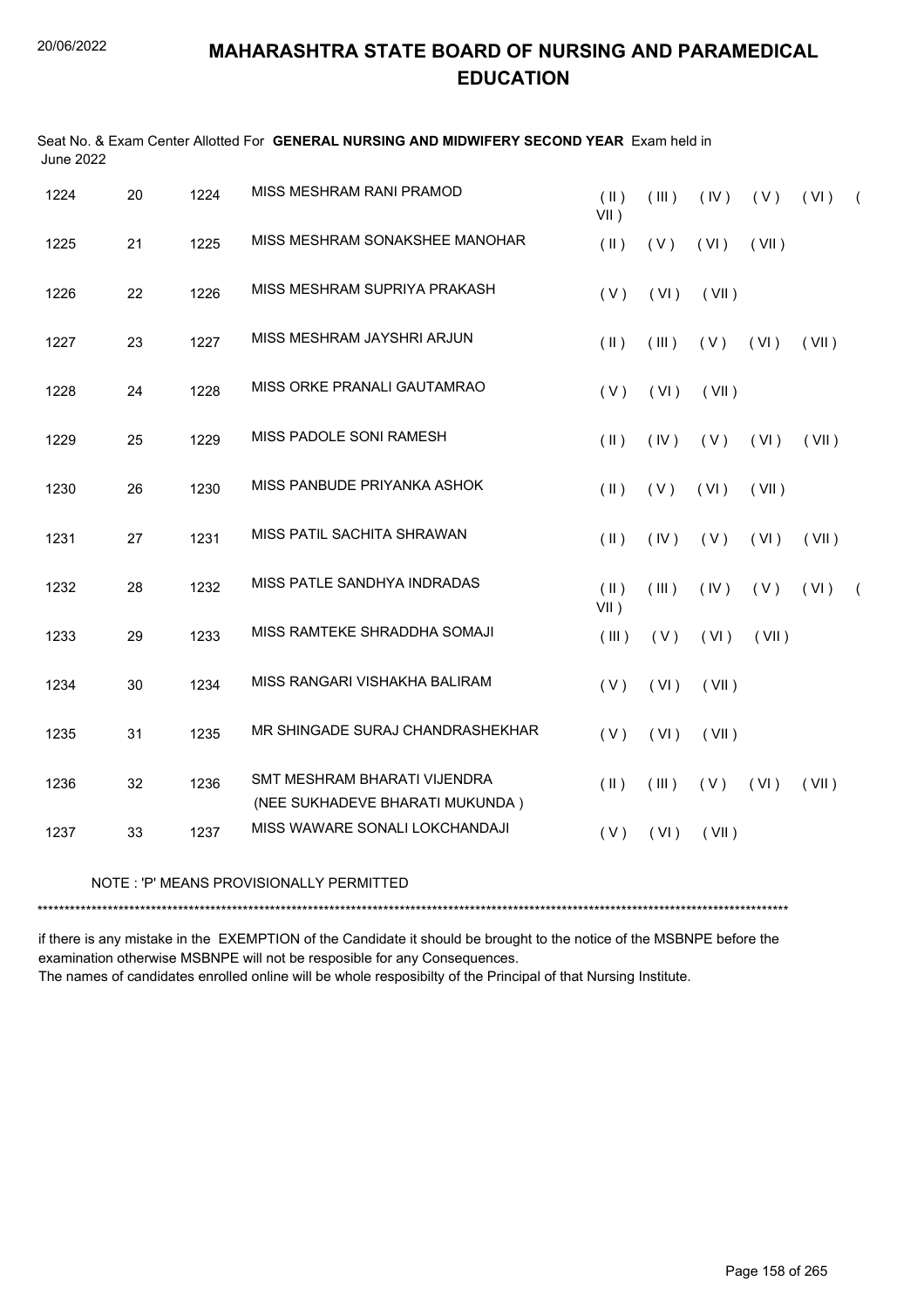# MAHARASHTRA STATE BOARD OF NURSING AND PARAMEDICAL EDUCATION

Seat No. & Exam Center Allotted For **GENERAL NURSING AND MIDWIFERY SECOND YEAR** Exam held in June 2022

| | | | | |
|---|---|---|---|---|
| 1224 | 20 | 1224 | MISS MESHRAM RANI PRAMOD | ( II ) ( III ) ( IV ) ( V ) ( VI ) ( VII ) |
| 1225 | 21 | 1225 | MISS MESHRAM SONAKSHEE MANOHAR | ( II ) ( V ) ( VI ) ( VII ) |
| 1226 | 22 | 1226 | MISS MESHRAM SUPRIYA PRAKASH | ( V ) ( VI ) ( VII ) |
| 1227 | 23 | 1227 | MISS MESHRAM JAYSHRI ARJUN | ( II ) ( III ) ( V ) ( VI ) ( VII ) |
| 1228 | 24 | 1228 | MISS ORKE PRANALI GAUTAMRAO | ( V ) ( VI ) ( VII ) |
| 1229 | 25 | 1229 | MISS PADOLE SONI RAMESH | ( II ) ( IV ) ( V ) ( VI ) ( VII ) |
| 1230 | 26 | 1230 | MISS PANBUDE PRIYANKA ASHOK | ( II ) ( V ) ( VI ) ( VII ) |
| 1231 | 27 | 1231 | MISS PATIL SACHITA SHRAWAN | ( II ) ( IV ) ( V ) ( VI ) ( VII ) |
| 1232 | 28 | 1232 | MISS PATLE SANDHYA INDRADAS | ( II ) ( III ) ( IV ) ( V ) ( VI ) ( VII ) |
| 1233 | 29 | 1233 | MISS RAMTEKE SHRADDHA SOMAJI | ( III ) ( V ) ( VI ) ( VII ) |
| 1234 | 30 | 1234 | MISS RANGARI VISHAKHA BALIRAM | ( V ) ( VI ) ( VII ) |
| 1235 | 31 | 1235 | MR SHINGADE SURAJ CHANDRASHEKHAR | ( V ) ( VI ) ( VII ) |
| 1236 | 32 | 1236 | SMT MESHRAM BHARATI VIJENDRA (NEE SUKHADEVE BHARATI MUKUNDA ) | ( II ) ( III ) ( V ) ( VI ) ( VII ) |
| 1237 | 33 | 1237 | MISS WAWARE SONALI LOKCHANDAJI | ( V ) ( VI ) ( VII ) |

NOTE : 'P' MEANS PROVISIONALLY PERMITTED

*******************************************************************************************************************************************

if there is any mistake in the EXEMPTION of the Candidate it should be brought to the notice of the MSBNPE before the examination otherwise MSBNPE will not be resposible for any Consequences.
The names of candidates enrolled online will be whole resposibilty of the Principal of that Nursing Institute.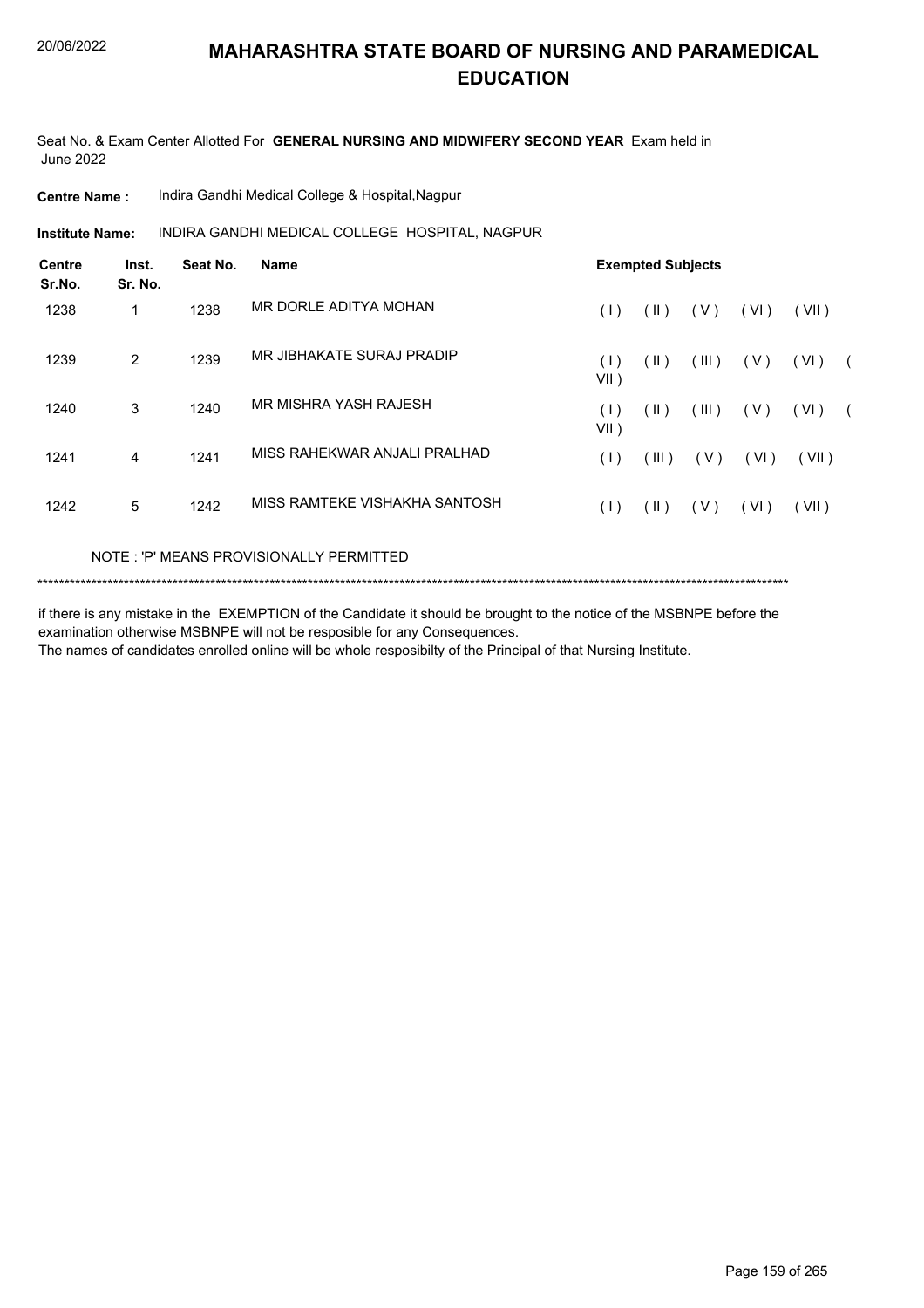# MAHARASHTRA STATE BOARD OF NURSING AND PARAMEDICAL EDUCATION

Seat No. & Exam Center Allotted For **GENERAL NURSING AND MIDWIFERY SECOND YEAR** Exam held in June 2022

**Centre Name :** Indira Gandhi Medical College & Hospital,Nagpur

**Institute Name:** INDIRA GANDHI MEDICAL COLLEGE HOSPITAL, NAGPUR

| Centre Sr.No. | Inst. Sr. No. | Seat No. | Name | Exempted Subjects |
|---|---|---|---|---|
| 1238 | 1 | 1238 | MR DORLE ADITYA MOHAN | ( I ) ( II ) ( V ) ( VI ) ( VII ) |
| 1239 | 2 | 1239 | MR JIBHAKATE SURAJ PRADIP | ( I ) ( II ) ( III ) ( V ) ( VI ) ( VII ) |
| 1240 | 3 | 1240 | MR MISHRA YASH RAJESH | ( I ) ( II ) ( III ) ( V ) ( VI ) ( VII ) |
| 1241 | 4 | 1241 | MISS RAHEKWAR ANJALI PRALHAD | ( I ) ( III ) ( V ) ( VI ) ( VII ) |
| 1242 | 5 | 1242 | MISS RAMTEKE VISHAKHA SANTOSH | ( I ) ( II ) ( V ) ( VI ) ( VII ) |

NOTE : 'P' MEANS PROVISIONALLY PERMITTED

******************************************************************************************************************************************

if there is any mistake in the EXEMPTION of the Candidate it should be brought to the notice of the MSBNPE before the examination otherwise MSBNPE will not be resposible for any Consequences.

The names of candidates enrolled online will be whole resposibilty of the Principal of that Nursing Institute.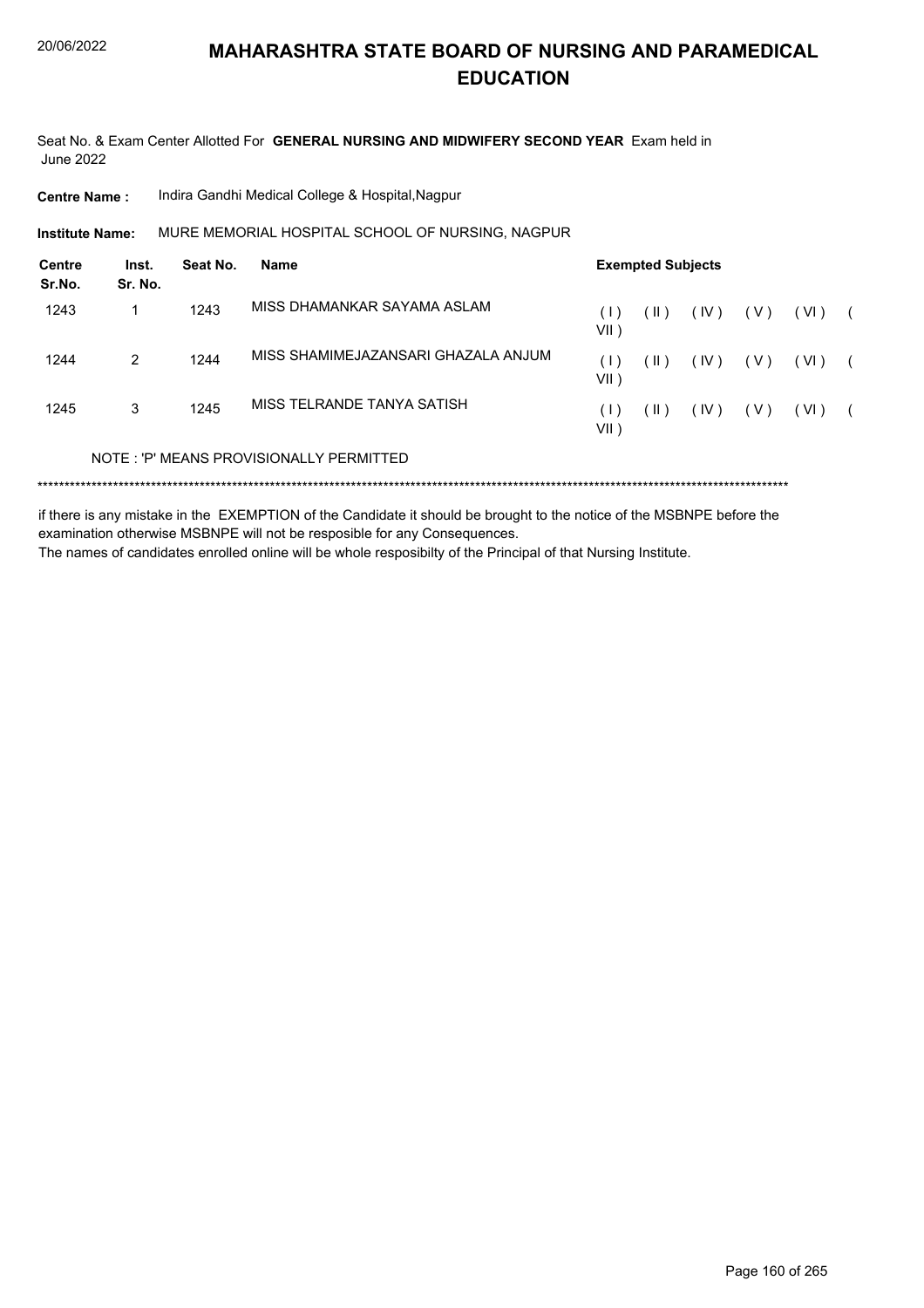# MAHARASHTRA STATE BOARD OF NURSING AND PARAMEDICAL EDUCATION

Seat No. & Exam Center Allotted For **GENERAL NURSING AND MIDWIFERY SECOND YEAR** Exam held in June 2022

**Centre Name :** Indira Gandhi Medical College & Hospital,Nagpur

**Institute Name:** MURE MEMORIAL HOSPITAL SCHOOL OF NURSING, NAGPUR

| Centre Sr.No. | Inst. Sr. No. | Seat No. | Name | Exempted Subjects |
|---|---|---|---|---|
| 1243 | 1 | 1243 | MISS DHAMANKAR SAYAMA ASLAM | ( I ) ( II ) ( IV ) ( V ) ( VI ) ( VII ) |
| 1244 | 2 | 1244 | MISS SHAMIMEJAZANSARI GHAZALA ANJUM | ( I ) ( II ) ( IV ) ( V ) ( VI ) ( VII ) |
| 1245 | 3 | 1245 | MISS TELRANDE TANYA SATISH | ( I ) ( II ) ( IV ) ( V ) ( VI ) ( VII ) |

NOTE : 'P' MEANS PROVISIONALLY PERMITTED

*******************************************************************************************************************************************

if there is any mistake in the EXEMPTION of the Candidate it should be brought to the notice of the MSBNPE before the examination otherwise MSBNPE will not be resposible for any Consequences.

The names of candidates enrolled online will be whole resposibilty of the Principal of that Nursing Institute.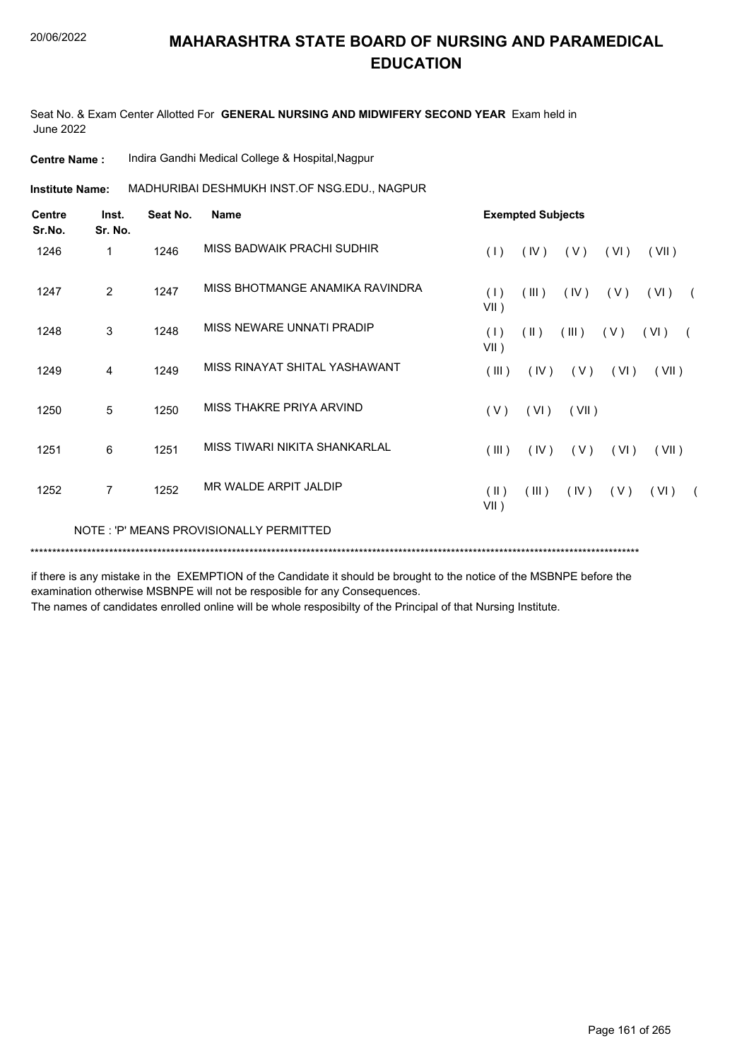# MAHARASHTRA STATE BOARD OF NURSING AND PARAMEDICAL EDUCATION

Seat No. & Exam Center Allotted For **GENERAL NURSING AND MIDWIFERY SECOND YEAR** Exam held in June 2022

**Centre Name :** Indira Gandhi Medical College & Hospital,Nagpur

**Institute Name:** MADHURIBAI DESHMUKH INST.OF NSG.EDU., NAGPUR

| Centre Sr.No. | Inst. Sr. No. | Seat No. | Name | Exempted Subjects |
|---|---|---|---|---|
| 1246 | 1 | 1246 | MISS BADWAIK PRACHI SUDHIR | ( I ) ( IV ) ( V ) ( VI ) ( VII ) |
| 1247 | 2 | 1247 | MISS BHOTMANGE ANAMIKA RAVINDRA | ( I ) ( III ) ( IV ) ( V ) ( VI ) ( VII ) |
| 1248 | 3 | 1248 | MISS NEWARE UNNATI PRADIP | ( I ) ( II ) ( III ) ( V ) ( VI ) ( VII ) |
| 1249 | 4 | 1249 | MISS RINAYAT SHITAL YASHAWANT | ( III ) ( IV ) ( V ) ( VI ) ( VII ) |
| 1250 | 5 | 1250 | MISS THAKRE PRIYA ARVIND | ( V ) ( VI ) ( VII ) |
| 1251 | 6 | 1251 | MISS TIWARI NIKITA SHANKARLAL | ( III ) ( IV ) ( V ) ( VI ) ( VII ) |
| 1252 | 7 | 1252 | MR WALDE ARPIT JALDIP | ( II ) ( III ) ( IV ) ( V ) ( VI ) ( VII ) |

NOTE : 'P' MEANS PROVISIONALLY PERMITTED

*******************************************************************************************************************************************

if there is any mistake in the EXEMPTION of the Candidate it should be brought to the notice of the MSBNPE before the examination otherwise MSBNPE will not be resposible for any Consequences.

The names of candidates enrolled online will be whole resposibilty of the Principal of that Nursing Institute.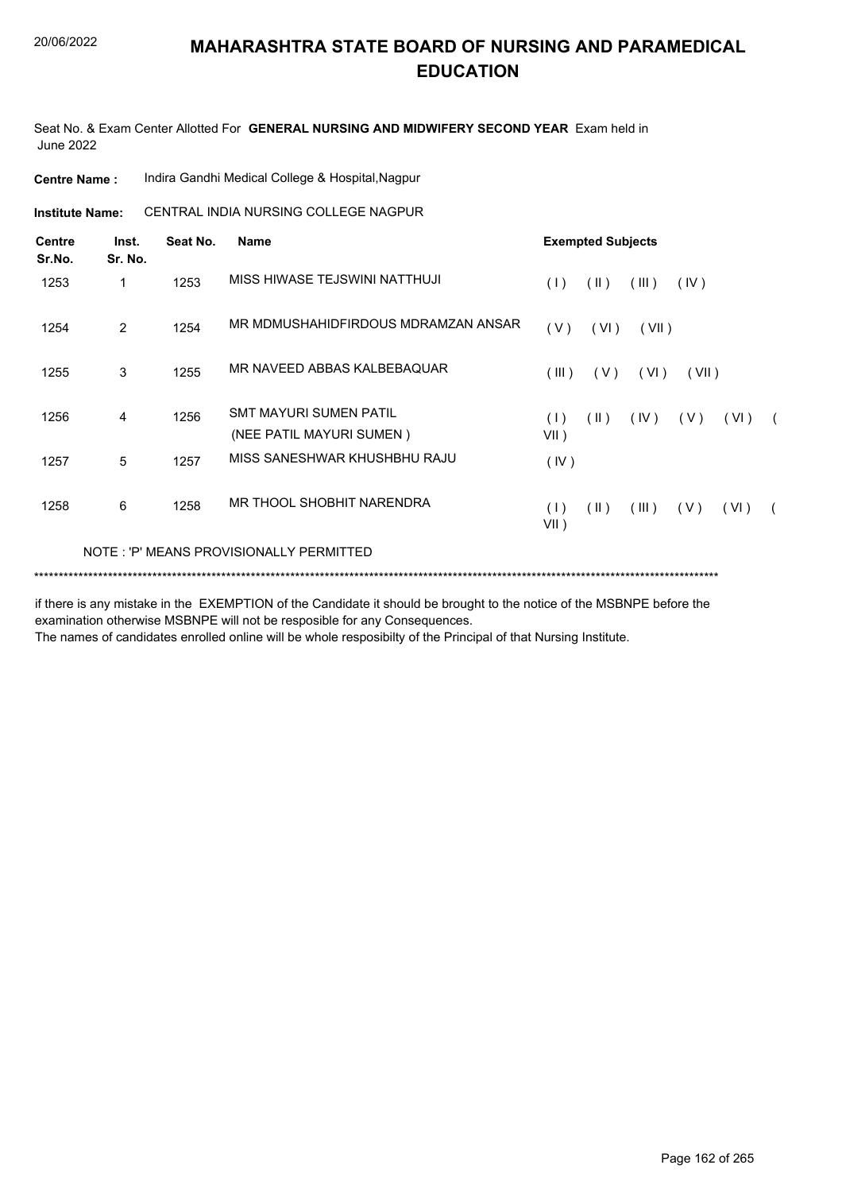# MAHARASHTRA STATE BOARD OF NURSING AND PARAMEDICAL EDUCATION

Seat No. & Exam Center Allotted For **GENERAL NURSING AND MIDWIFERY SECOND YEAR** Exam held in June 2022

**Centre Name :** Indira Gandhi Medical College & Hospital,Nagpur

**Institute Name:** CENTRAL INDIA NURSING COLLEGE NAGPUR

| Centre Sr.No. | Inst. Sr. No. | Seat No. | Name | Exempted Subjects |
|---|---|---|---|---|
| 1253 | 1 | 1253 | MISS HIWASE TEJSWINI NATTHUJI | ( I ) ( II ) ( III ) ( IV ) |
| 1254 | 2 | 1254 | MR MDMUSHAHIDFIRDOUS MDRAMZAN ANSAR | ( V ) ( VI ) ( VII ) |
| 1255 | 3 | 1255 | MR NAVEED ABBAS KALBEBAQUAR | ( III ) ( V ) ( VI ) ( VII ) |
| 1256 | 4 | 1256 | SMT MAYURI SUMEN PATIL (NEE PATIL MAYURI SUMEN ) | ( I ) ( II ) ( IV ) ( V ) ( VI ) ( VII ) |
| 1257 | 5 | 1257 | MISS SANESHWAR KHUSHBHU RAJU | ( IV ) |
| 1258 | 6 | 1258 | MR THOOL SHOBHIT NARENDRA | ( I ) ( II ) ( III ) ( V ) ( VI ) ( VII ) |

NOTE : 'P' MEANS PROVISIONALLY PERMITTED

*******************************************************************************************************************************************

if there is any mistake in the EXEMPTION of the Candidate it should be brought to the notice of the MSBNPE before the examination otherwise MSBNPE will not be resposible for any Consequences.

The names of candidates enrolled online will be whole resposibilty of the Principal of that Nursing Institute.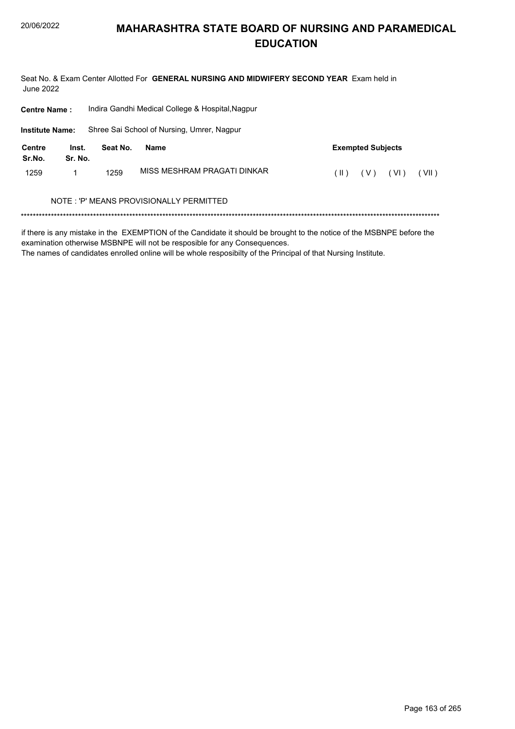# MAHARASHTRA STATE BOARD OF NURSING AND PARAMEDICAL EDUCATION

Seat No. & Exam Center Allotted For **GENERAL NURSING AND MIDWIFERY SECOND YEAR** Exam held in June 2022

**Centre Name :** Indira Gandhi Medical College & Hospital,Nagpur

**Institute Name:** Shree Sai School of Nursing, Umrer, Nagpur

| Centre Sr.No. | Inst. Sr. No. | Seat No. | Name | Exempted Subjects |
|---|---|---|---|---|
| 1259 | 1 | 1259 | MISS MESHRAM PRAGATI DINKAR | ( II ) ( V ) ( VI ) ( VII ) |

NOTE : 'P' MEANS PROVISIONALLY PERMITTED

******************************************************************************************************************************************

if there is any mistake in the EXEMPTION of the Candidate it should be brought to the notice of the MSBNPE before the examination otherwise MSBNPE will not be resposible for any Consequences.

The names of candidates enrolled online will be whole resposibilty of the Principal of that Nursing Institute.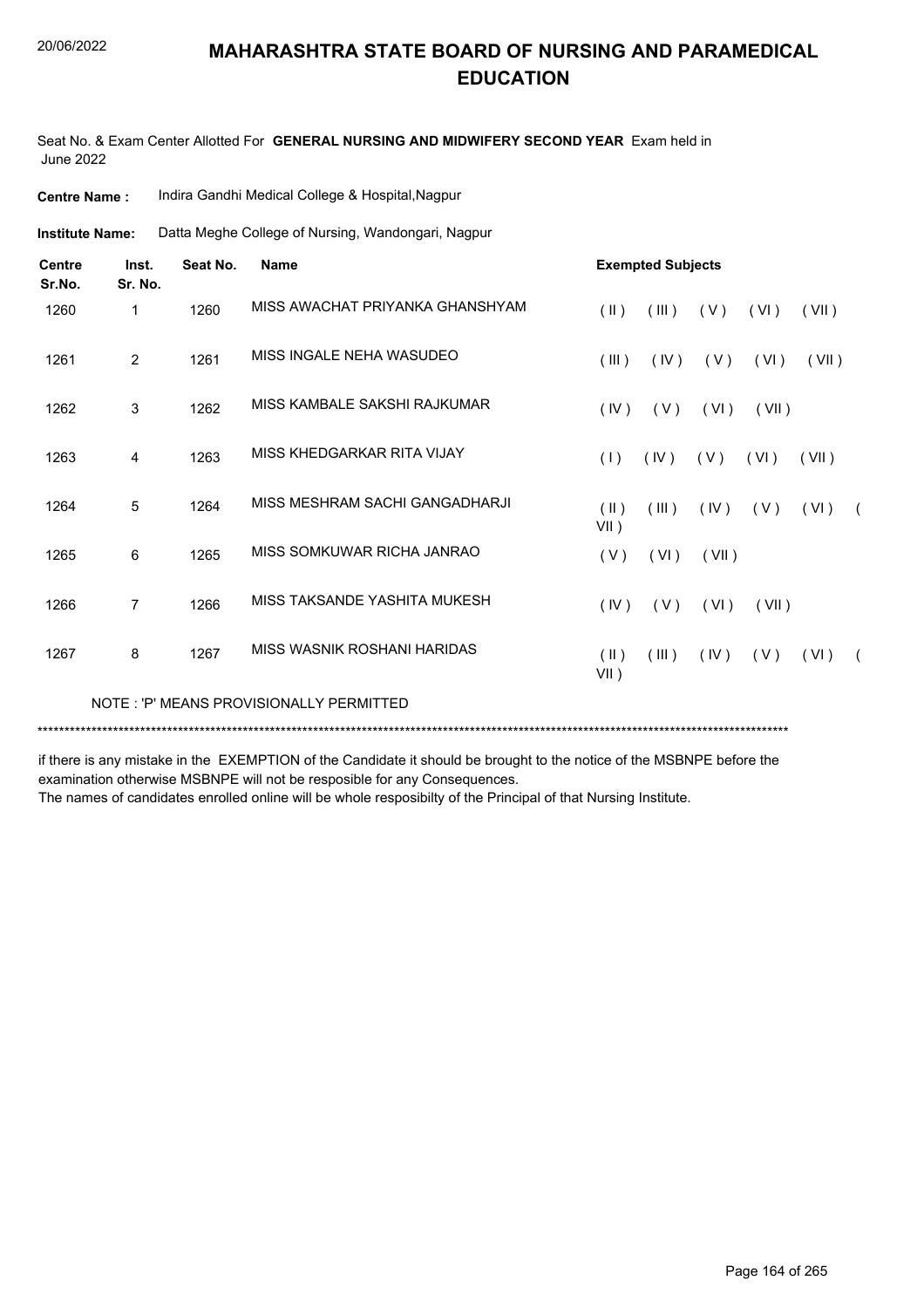# MAHARASHTRA STATE BOARD OF NURSING AND PARAMEDICAL EDUCATION

Seat No. & Exam Center Allotted For **GENERAL NURSING AND MIDWIFERY SECOND YEAR** Exam held in June 2022

**Centre Name :** Indira Gandhi Medical College & Hospital,Nagpur

**Institute Name:** Datta Meghe College of Nursing, Wandongari, Nagpur

| Centre Sr.No. | Inst. Sr. No. | Seat No. | Name | Exempted Subjects |
|---|---|---|---|---|
| 1260 | 1 | 1260 | MISS AWACHAT PRIYANKA GHANSHYAM | ( II ) ( III ) ( V ) ( VI ) ( VII ) |
| 1261 | 2 | 1261 | MISS INGALE NEHA WASUDEO | ( III ) ( IV ) ( V ) ( VI ) ( VII ) |
| 1262 | 3 | 1262 | MISS KAMBALE SAKSHI RAJKUMAR | ( IV ) ( V ) ( VI ) ( VII ) |
| 1263 | 4 | 1263 | MISS KHEDGARKAR RITA VIJAY | ( I ) ( IV ) ( V ) ( VI ) ( VII ) |
| 1264 | 5 | 1264 | MISS MESHRAM SACHI GANGADHARJI | ( II ) ( III ) ( IV ) ( V ) ( VI ) ( VII ) |
| 1265 | 6 | 1265 | MISS SOMKUWAR RICHA JANRAO | ( V ) ( VI ) ( VII ) |
| 1266 | 7 | 1266 | MISS TAKSANDE YASHITA MUKESH | ( IV ) ( V ) ( VI ) ( VII ) |
| 1267 | 8 | 1267 | MISS WASNIK ROSHANI HARIDAS | ( II ) ( III ) ( IV ) ( V ) ( VI ) ( VII ) |

NOTE : 'P' MEANS PROVISIONALLY PERMITTED

******************************************************************************************************************************************

if there is any mistake in the EXEMPTION of the Candidate it should be brought to the notice of the MSBNPE before the examination otherwise MSBNPE will not be resposible for any Consequences.

The names of candidates enrolled online will be whole resposibilty of the Principal of that Nursing Institute.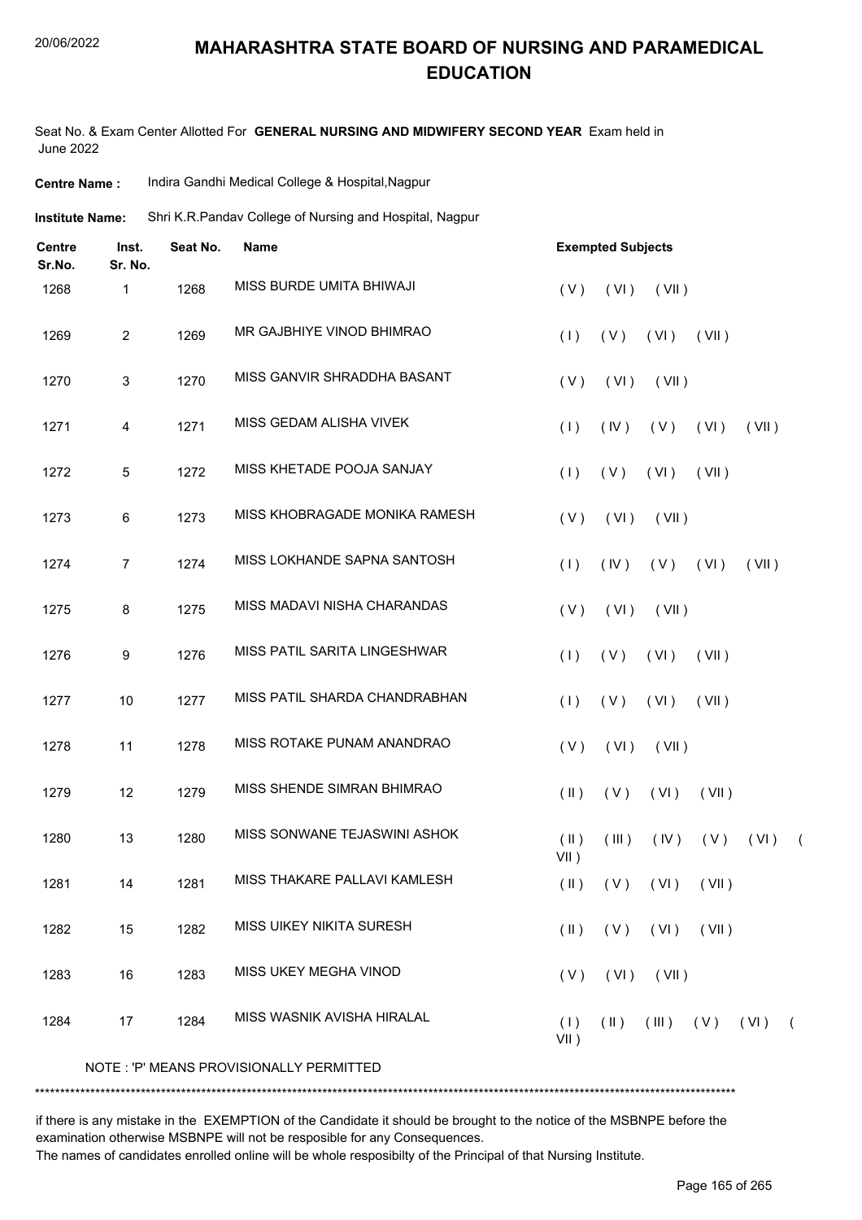# MAHARASHTRA STATE BOARD OF NURSING AND PARAMEDICAL EDUCATION

Seat No. & Exam Center Allotted For **GENERAL NURSING AND MIDWIFERY SECOND YEAR** Exam held in June 2022

**Centre Name :** Indira Gandhi Medical College & Hospital,Nagpur

**Institute Name:** Shri K.R.Pandav College of Nursing and Hospital, Nagpur

| Centre Sr.No. | Inst. Sr. No. | Seat No. | Name | Exempted Subjects |
|---|---|---|---|---|
| 1268 | 1 | 1268 | MISS BURDE UMITA BHIWAJI | ( V ) ( VI ) ( VII ) |
| 1269 | 2 | 1269 | MR GAJBHIYE VINOD BHIMRAO | ( I ) ( V ) ( VI ) ( VII ) |
| 1270 | 3 | 1270 | MISS GANVIR SHRADDHA BASANT | ( V ) ( VI ) ( VII ) |
| 1271 | 4 | 1271 | MISS GEDAM ALISHA VIVEK | ( I ) ( IV ) ( V ) ( VI ) ( VII ) |
| 1272 | 5 | 1272 | MISS KHETADE POOJA SANJAY | ( I ) ( V ) ( VI ) ( VII ) |
| 1273 | 6 | 1273 | MISS KHOBRAGADE MONIKA RAMESH | ( V ) ( VI ) ( VII ) |
| 1274 | 7 | 1274 | MISS LOKHANDE SAPNA SANTOSH | ( I ) ( IV ) ( V ) ( VI ) ( VII ) |
| 1275 | 8 | 1275 | MISS MADAVI NISHA CHARANDAS | ( V ) ( VI ) ( VII ) |
| 1276 | 9 | 1276 | MISS PATIL SARITA LINGESHWAR | ( I ) ( V ) ( VI ) ( VII ) |
| 1277 | 10 | 1277 | MISS PATIL SHARDA CHANDRABHAN | ( I ) ( V ) ( VI ) ( VII ) |
| 1278 | 11 | 1278 | MISS ROTAKE PUNAM ANANDRAO | ( V ) ( VI ) ( VII ) |
| 1279 | 12 | 1279 | MISS SHENDE SIMRAN BHIMRAO | ( II ) ( V ) ( VI ) ( VII ) |
| 1280 | 13 | 1280 | MISS SONWANE TEJASWINI ASHOK | ( II ) ( III ) ( IV ) ( V ) ( VI ) ( VII ) |
| 1281 | 14 | 1281 | MISS THAKARE PALLAVI KAMLESH | ( II ) ( V ) ( VI ) ( VII ) |
| 1282 | 15 | 1282 | MISS UIKEY NIKITA SURESH | ( II ) ( V ) ( VI ) ( VII ) |
| 1283 | 16 | 1283 | MISS UKEY MEGHA VINOD | ( V ) ( VI ) ( VII ) |
| 1284 | 17 | 1284 | MISS WASNIK AVISHA HIRALAL | ( I ) ( II ) ( III ) ( V ) ( VI ) ( VII ) |

NOTE : 'P' MEANS PROVISIONALLY PERMITTED

******************************************************************************************************************************************

if there is any mistake in the EXEMPTION of the Candidate it should be brought to the notice of the MSBNPE before the examination otherwise MSBNPE will not be resposible for any Consequences.
The names of candidates enrolled online will be whole resposibilty of the Principal of that Nursing Institute.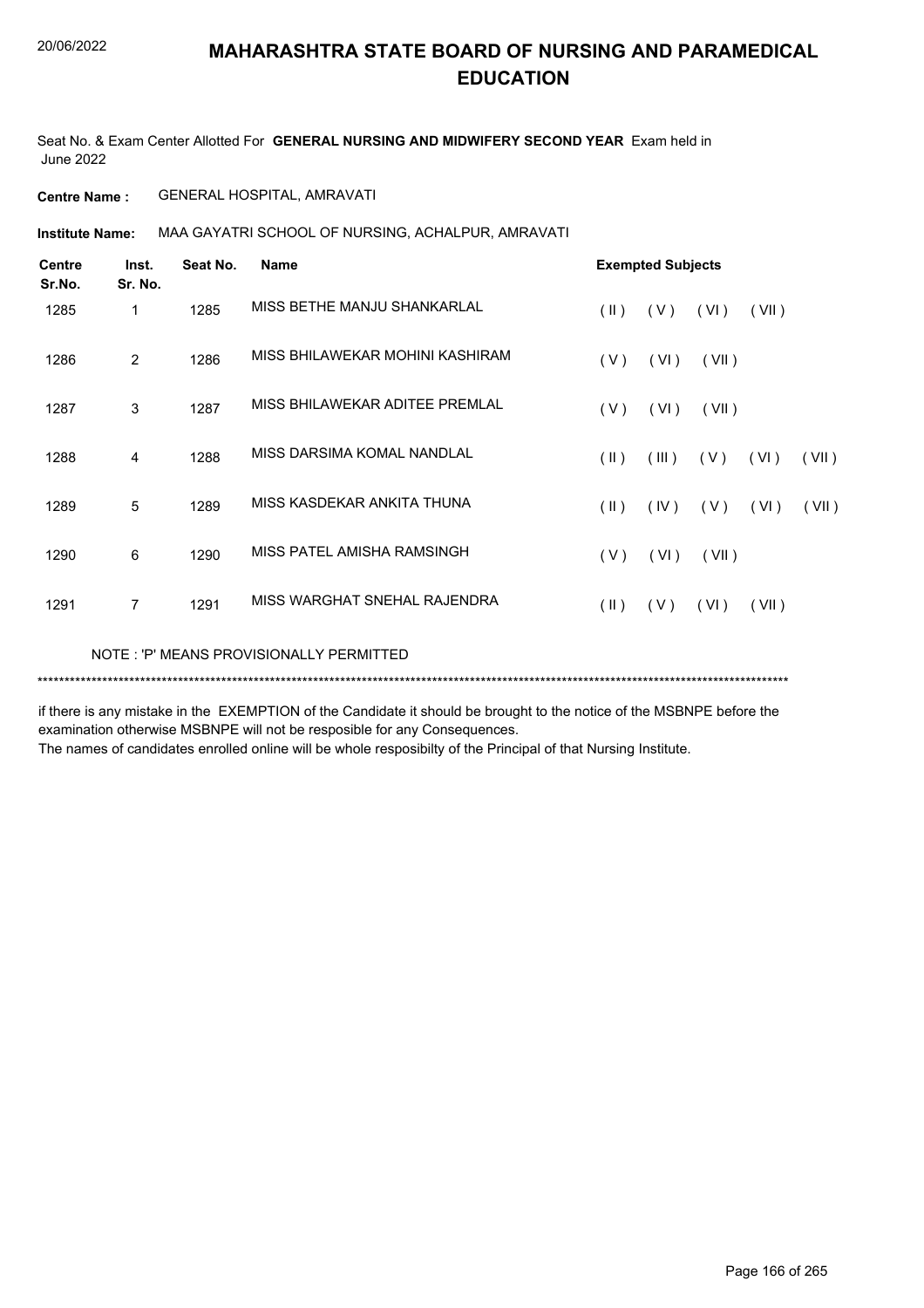# MAHARASHTRA STATE BOARD OF NURSING AND PARAMEDICAL EDUCATION

20/06/2022

Seat No. & Exam Center Allotted For **GENERAL NURSING AND MIDWIFERY SECOND YEAR** Exam held in June 2022

**Centre Name :** GENERAL HOSPITAL, AMRAVATI

**Institute Name:** MAA GAYATRI SCHOOL OF NURSING, ACHALPUR, AMRAVATI

| Centre Sr.No. | Inst. Sr. No. | Seat No. | Name | Exempted Subjects |
|---|---|---|---|---|
| 1285 | 1 | 1285 | MISS BETHE MANJU SHANKARLAL | ( II ) ( V ) ( VI ) ( VII ) |
| 1286 | 2 | 1286 | MISS BHILAWEKAR MOHINI KASHIRAM | ( V ) ( VI ) ( VII ) |
| 1287 | 3 | 1287 | MISS BHILAWEKAR ADITEE PREMLAL | ( V ) ( VI ) ( VII ) |
| 1288 | 4 | 1288 | MISS DARSIMA KOMAL NANDLAL | ( II ) ( III ) ( V ) ( VI ) ( VII ) |
| 1289 | 5 | 1289 | MISS KASDEKAR ANKITA THUNA | ( II ) ( IV ) ( V ) ( VI ) ( VII ) |
| 1290 | 6 | 1290 | MISS PATEL AMISHA RAMSINGH | ( V ) ( VI ) ( VII ) |
| 1291 | 7 | 1291 | MISS WARGHAT SNEHAL RAJENDRA | ( II ) ( V ) ( VI ) ( VII ) |

NOTE : 'P' MEANS PROVISIONALLY PERMITTED

*******************************************************************************************************************************************

if there is any mistake in the EXEMPTION of the Candidate it should be brought to the notice of the MSBNPE before the examination otherwise MSBNPE will not be resposible for any Consequences.

The names of candidates enrolled online will be whole resposibilty of the Principal of that Nursing Institute.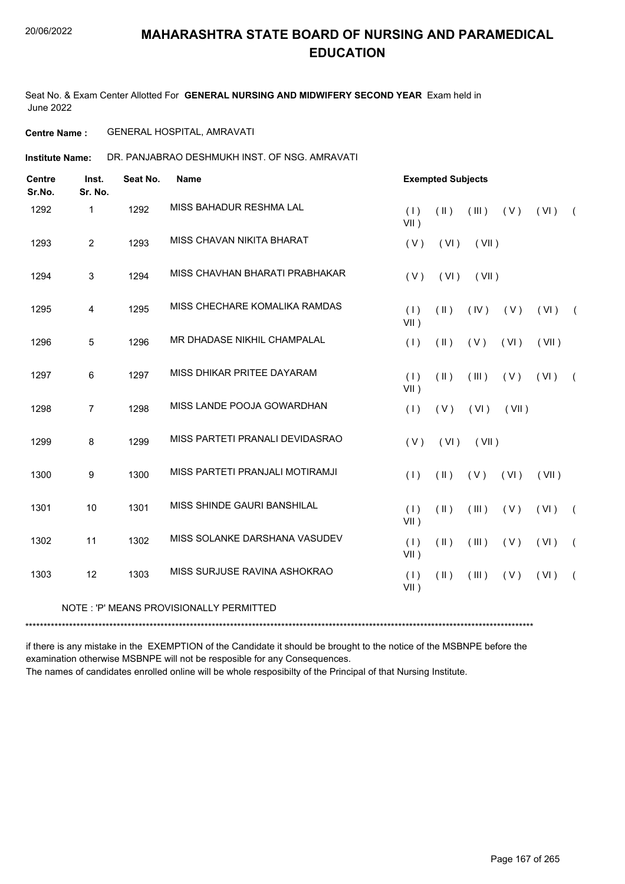# MAHARASHTRA STATE BOARD OF NURSING AND PARAMEDICAL EDUCATION

Seat No. & Exam Center Allotted For **GENERAL NURSING AND MIDWIFERY SECOND YEAR** Exam held in June 2022

**Centre Name :** GENERAL HOSPITAL, AMRAVATI

**Institute Name:** DR. PANJABRAO DESHMUKH INST. OF NSG. AMRAVATI

| Centre Sr.No. | Inst. Sr. No. | Seat No. | Name | Exempted Subjects |
|---|---|---|---|---|
| 1292 | 1 | 1292 | MISS BAHADUR RESHMA LAL | ( I ) ( II ) ( III ) ( V ) ( VI ) ( VII ) |
| 1293 | 2 | 1293 | MISS CHAVAN NIKITA BHARAT | ( V ) ( VI ) ( VII ) |
| 1294 | 3 | 1294 | MISS CHAVHAN BHARATI PRABHAKAR | ( V ) ( VI ) ( VII ) |
| 1295 | 4 | 1295 | MISS CHECHARE KOMALIKA RAMDAS | ( I ) ( II ) ( IV ) ( V ) ( VI ) ( VII ) |
| 1296 | 5 | 1296 | MR DHADASE NIKHIL CHAMPALAL | ( I ) ( II ) ( V ) ( VI ) ( VII ) |
| 1297 | 6 | 1297 | MISS DHIKAR PRITEE DAYARAM | ( I ) ( II ) ( III ) ( V ) ( VI ) ( VII ) |
| 1298 | 7 | 1298 | MISS LANDE POOJA GOWARDHAN | ( I ) ( V ) ( VI ) ( VII ) |
| 1299 | 8 | 1299 | MISS PARTETI PRANALI DEVIDASRAO | ( V ) ( VI ) ( VII ) |
| 1300 | 9 | 1300 | MISS PARTETI PRANJALI MOTIRAMJI | ( I ) ( II ) ( V ) ( VI ) ( VII ) |
| 1301 | 10 | 1301 | MISS SHINDE GAURI BANSHILAL | ( I ) ( II ) ( III ) ( V ) ( VI ) ( VII ) |
| 1302 | 11 | 1302 | MISS SOLANKE DARSHANA VASUDEV | ( I ) ( II ) ( III ) ( V ) ( VI ) ( VII ) |
| 1303 | 12 | 1303 | MISS SURJUSE RAVINA ASHOKRAO | ( I ) ( II ) ( III ) ( V ) ( VI ) ( VII ) |

NOTE : 'P' MEANS PROVISIONALLY PERMITTED

*******************************************************************************************************************************************

if there is any mistake in the EXEMPTION of the Candidate it should be brought to the notice of the MSBNPE before the examination otherwise MSBNPE will not be resposible for any Consequences.

The names of candidates enrolled online will be whole resposibilty of the Principal of that Nursing Institute.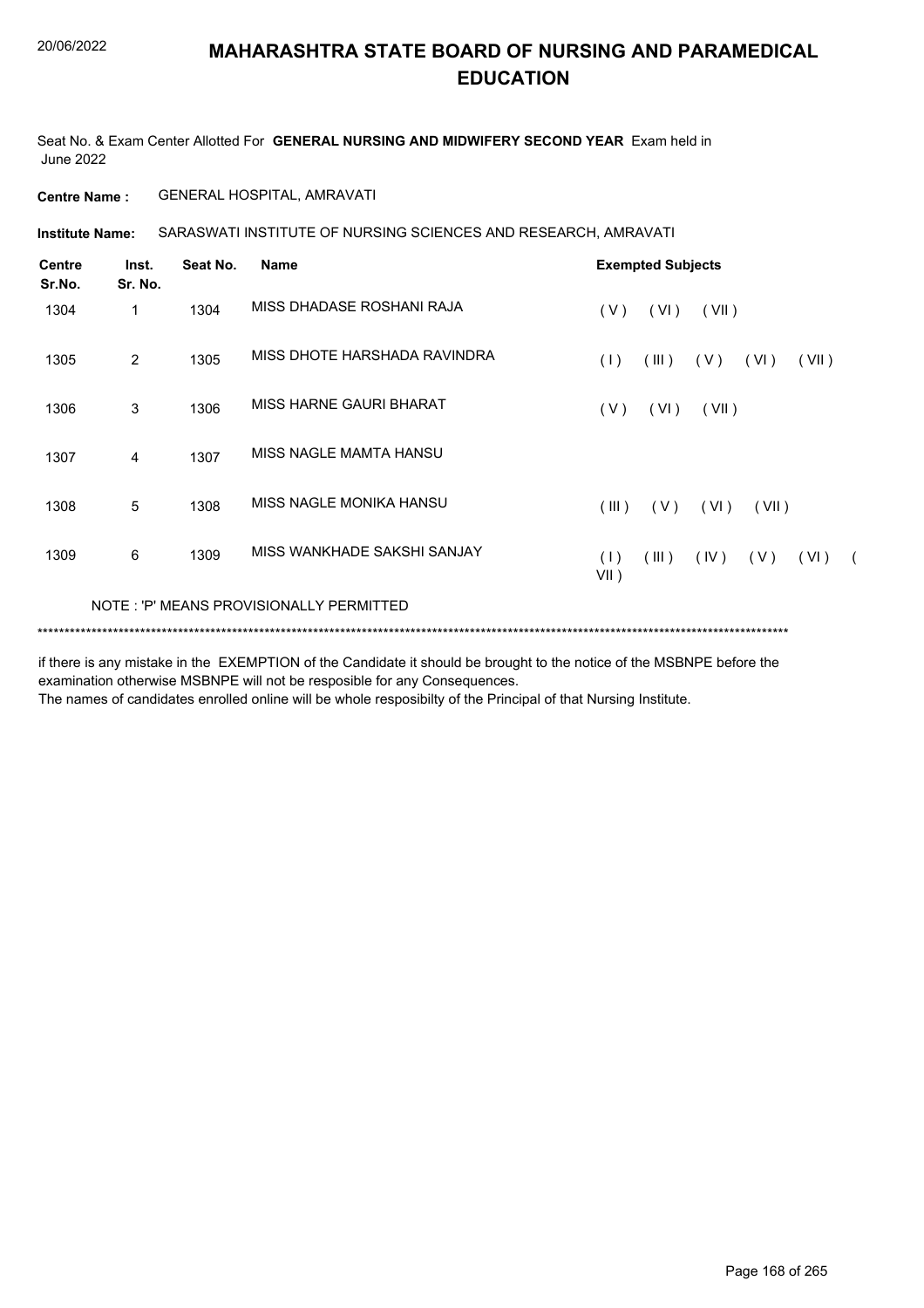# MAHARASHTRA STATE BOARD OF NURSING AND PARAMEDICAL EDUCATION

Seat No. & Exam Center Allotted For **GENERAL NURSING AND MIDWIFERY SECOND YEAR** Exam held in June 2022

**Centre Name :** GENERAL HOSPITAL, AMRAVATI

**Institute Name:** SARASWATI INSTITUTE OF NURSING SCIENCES AND RESEARCH, AMRAVATI

| Centre Sr.No. | Inst. Sr. No. | Seat No. | Name | Exempted Subjects |
|---|---|---|---|---|
| 1304 | 1 | 1304 | MISS DHADASE ROSHANI RAJA | ( V ) ( VI ) ( VII ) |
| 1305 | 2 | 1305 | MISS DHOTE HARSHADA RAVINDRA | ( I ) ( III ) ( V ) ( VI ) ( VII ) |
| 1306 | 3 | 1306 | MISS HARNE GAURI BHARAT | ( V ) ( VI ) ( VII ) |
| 1307 | 4 | 1307 | MISS NAGLE MAMTA HANSU | |
| 1308 | 5 | 1308 | MISS NAGLE MONIKA HANSU | ( III ) ( V ) ( VI ) ( VII ) |
| 1309 | 6 | 1309 | MISS WANKHADE SAKSHI SANJAY | ( I ) ( III ) ( IV ) ( V ) ( VI ) ( VII ) |

NOTE : 'P' MEANS PROVISIONALLY PERMITTED

******************************************************************************************************************************************

if there is any mistake in the EXEMPTION of the Candidate it should be brought to the notice of the MSBNPE before the examination otherwise MSBNPE will not be resposible for any Consequences.
The names of candidates enrolled online will be whole resposibilty of the Principal of that Nursing Institute.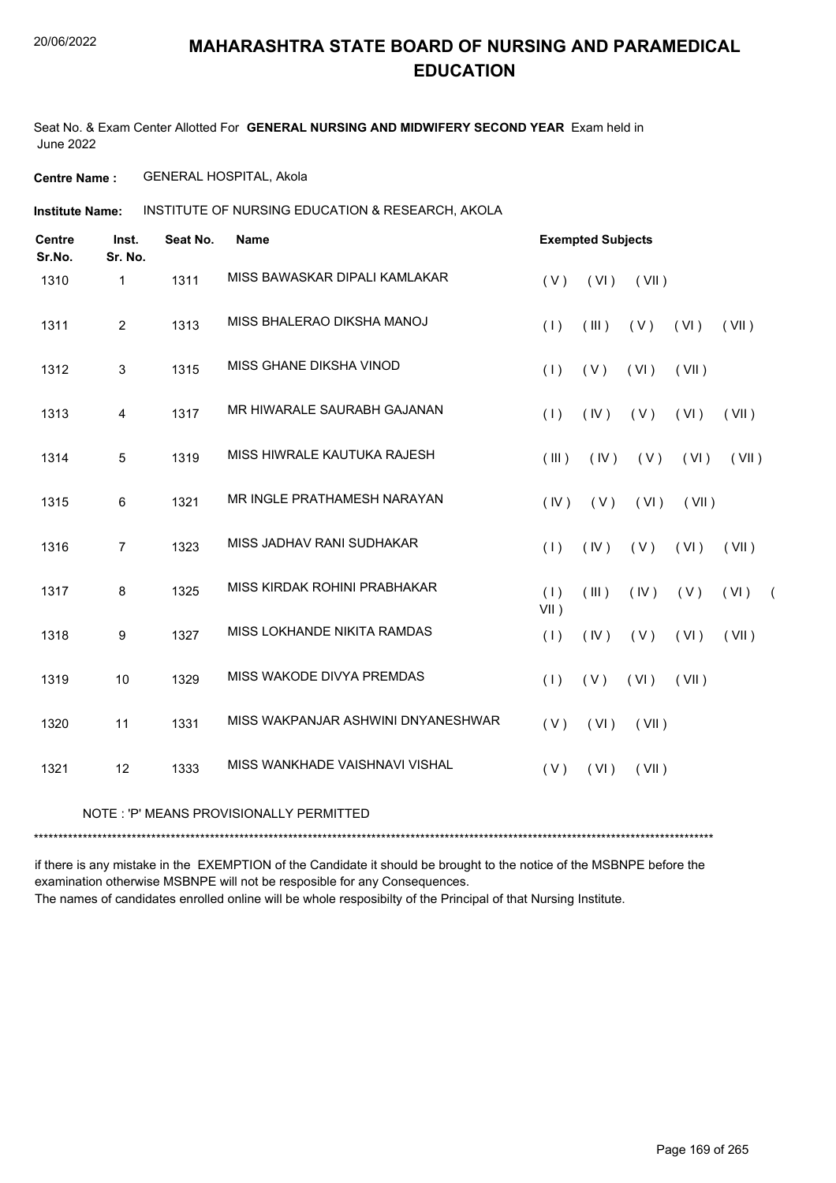# MAHARASHTRA STATE BOARD OF NURSING AND PARAMEDICAL EDUCATION

20/06/2022

Seat No. & Exam Center Allotted For **GENERAL NURSING AND MIDWIFERY SECOND YEAR** Exam held in June 2022

**Centre Name :** GENERAL HOSPITAL, Akola

**Institute Name:** INSTITUTE OF NURSING EDUCATION & RESEARCH, AKOLA

| Centre Sr.No. | Inst. Sr. No. | Seat No. | Name | Exempted Subjects |
|---|---|---|---|---|
| 1310 | 1 | 1311 | MISS BAWASKAR DIPALI KAMLAKAR | ( V ) ( VI ) ( VII ) |
| 1311 | 2 | 1313 | MISS BHALERAO DIKSHA MANOJ | ( I ) ( III ) ( V ) ( VI ) ( VII ) |
| 1312 | 3 | 1315 | MISS GHANE DIKSHA VINOD | ( I ) ( V ) ( VI ) ( VII ) |
| 1313 | 4 | 1317 | MR HIWARALE SAURABH GAJANAN | ( I ) ( IV ) ( V ) ( VI ) ( VII ) |
| 1314 | 5 | 1319 | MISS HIWRALE KAUTUKA RAJESH | ( III ) ( IV ) ( V ) ( VI ) ( VII ) |
| 1315 | 6 | 1321 | MR INGLE PRATHAMESH NARAYAN | ( IV ) ( V ) ( VI ) ( VII ) |
| 1316 | 7 | 1323 | MISS JADHAV RANI SUDHAKAR | ( I ) ( IV ) ( V ) ( VI ) ( VII ) |
| 1317 | 8 | 1325 | MISS KIRDAK ROHINI PRABHAKAR | ( I ) ( III ) ( IV ) ( V ) ( VI ) ( VII ) |
| 1318 | 9 | 1327 | MISS LOKHANDE NIKITA RAMDAS | ( I ) ( IV ) ( V ) ( VI ) ( VII ) |
| 1319 | 10 | 1329 | MISS WAKODE DIVYA PREMDAS | ( I ) ( V ) ( VI ) ( VII ) |
| 1320 | 11 | 1331 | MISS WAKPANJAR ASHWINI DNYANESHWAR | ( V ) ( VI ) ( VII ) |
| 1321 | 12 | 1333 | MISS WANKHADE VAISHNAVI VISHAL | ( V ) ( VI ) ( VII ) |

NOTE : 'P' MEANS PROVISIONALLY PERMITTED

***********************************************************************************************************************************

if there is any mistake in the EXEMPTION of the Candidate it should be brought to the notice of the MSBNPE before the examination otherwise MSBNPE will not be resposible for any Consequences.
The names of candidates enrolled online will be whole resposibilty of the Principal of that Nursing Institute.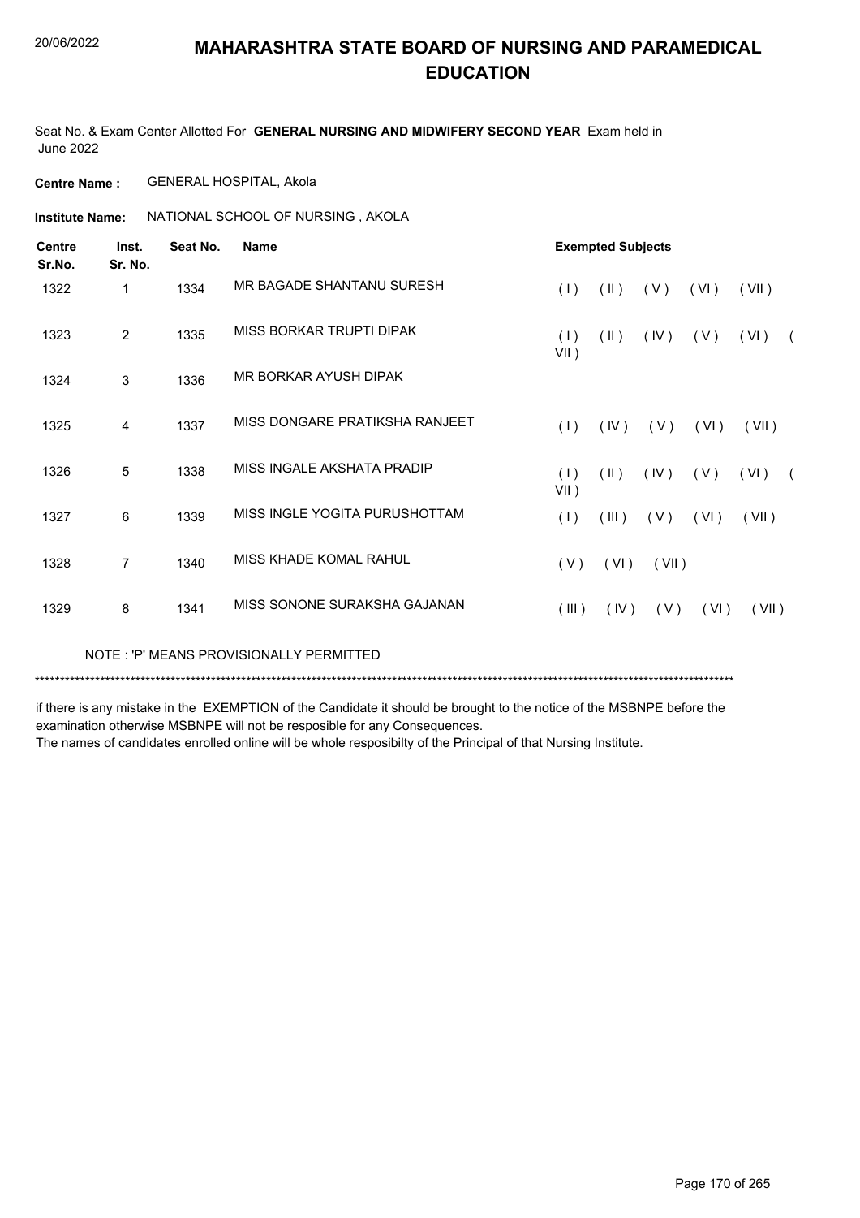# MAHARASHTRA STATE BOARD OF NURSING AND PARAMEDICAL EDUCATION

Seat No. & Exam Center Allotted For **GENERAL NURSING AND MIDWIFERY SECOND YEAR** Exam held in June 2022

**Centre Name :** GENERAL HOSPITAL, Akola

**Institute Name:** NATIONAL SCHOOL OF NURSING , AKOLA

| Centre Sr.No. | Inst. Sr. No. | Seat No. | Name | Exempted Subjects |
|---|---|---|---|---|
| 1322 | 1 | 1334 | MR BAGADE SHANTANU SURESH | ( I ) ( II ) ( V ) ( VI ) ( VII ) |
| 1323 | 2 | 1335 | MISS BORKAR TRUPTI DIPAK | ( I ) ( II ) ( IV ) ( V ) ( VI ) ( VII ) |
| 1324 | 3 | 1336 | MR BORKAR AYUSH DIPAK | |
| 1325 | 4 | 1337 | MISS DONGARE PRATIKSHA RANJEET | ( I ) ( IV ) ( V ) ( VI ) ( VII ) |
| 1326 | 5 | 1338 | MISS INGALE AKSHATA PRADIP | ( I ) ( II ) ( IV ) ( V ) ( VI ) ( VII ) |
| 1327 | 6 | 1339 | MISS INGLE YOGITA PURUSHOTTAM | ( I ) ( III ) ( V ) ( VI ) ( VII ) |
| 1328 | 7 | 1340 | MISS KHADE KOMAL RAHUL | ( V ) ( VI ) ( VII ) |
| 1329 | 8 | 1341 | MISS SONONE SURAKSHA GAJANAN | ( III ) ( IV ) ( V ) ( VI ) ( VII ) |

NOTE : 'P' MEANS PROVISIONALLY PERMITTED

*******************************************************************************************************************************************

if there is any mistake in the EXEMPTION of the Candidate it should be brought to the notice of the MSBNPE before the examination otherwise MSBNPE will not be resposible for any Consequences.
The names of candidates enrolled online will be whole resposibilty of the Principal of that Nursing Institute.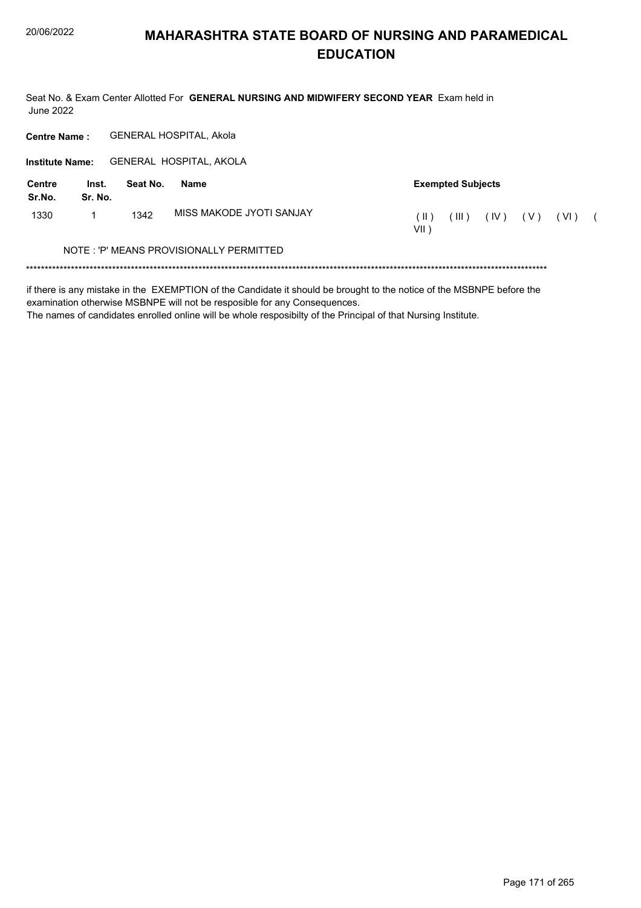# MAHARASHTRA STATE BOARD OF NURSING AND PARAMEDICAL EDUCATION

Seat No. & Exam Center Allotted For **GENERAL NURSING AND MIDWIFERY SECOND YEAR** Exam held in June 2022

**Centre Name :** GENERAL HOSPITAL, Akola

**Institute Name:** GENERAL HOSPITAL, AKOLA

| Centre Sr.No. | Inst. Sr. No. | Seat No. | Name | Exempted Subjects |
|---|---|---|---|---|
| 1330 | 1 | 1342 | MISS MAKODE JYOTI SANJAY | ( II ) ( III ) ( IV ) ( V ) ( VI ) ( VII ) |

NOTE : 'P' MEANS PROVISIONALLY PERMITTED

******************************************************************************************************************************************

if there is any mistake in the EXEMPTION of the Candidate it should be brought to the notice of the MSBNPE before the examination otherwise MSBNPE will not be resposible for any Consequences.

The names of candidates enrolled online will be whole resposibilty of the Principal of that Nursing Institute.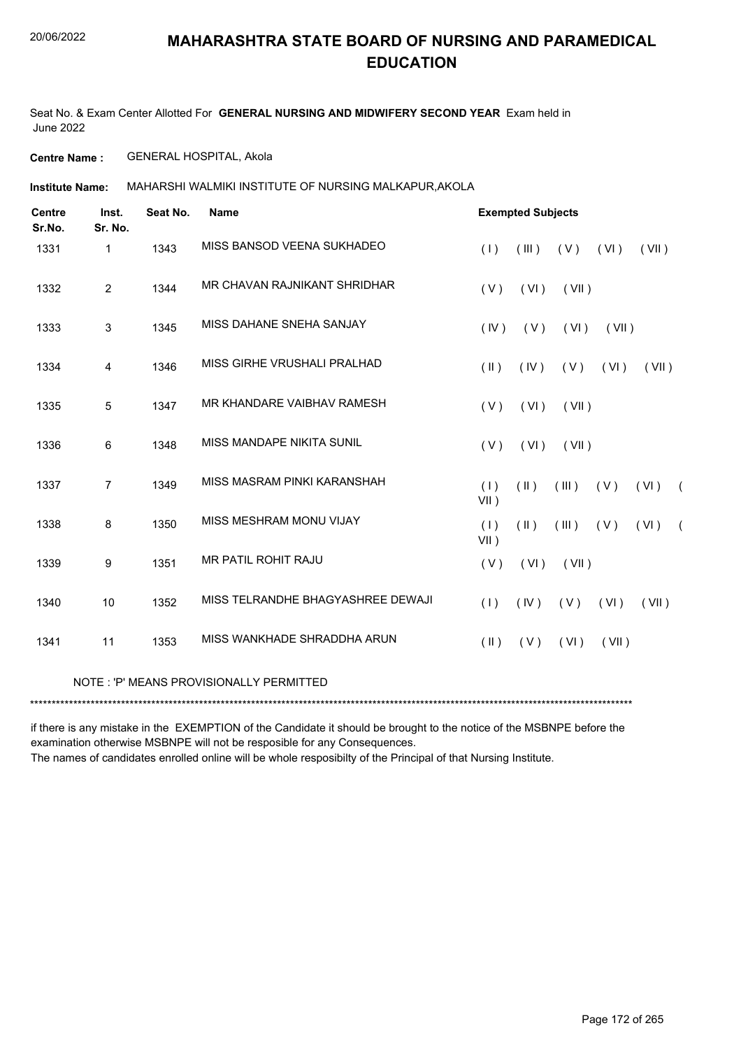# MAHARASHTRA STATE BOARD OF NURSING AND PARAMEDICAL EDUCATION

Seat No. & Exam Center Allotted For **GENERAL NURSING AND MIDWIFERY SECOND YEAR** Exam held in June 2022

**Centre Name :** GENERAL HOSPITAL, Akola

**Institute Name:** MAHARSHI WALMIKI INSTITUTE OF NURSING MALKAPUR,AKOLA

| Centre Sr.No. | Inst. Sr. No. | Seat No. | Name | Exempted Subjects |
|---|---|---|---|---|
| 1331 | 1 | 1343 | MISS BANSOD VEENA SUKHADEO | ( I ) ( III ) ( V ) ( VI ) ( VII ) |
| 1332 | 2 | 1344 | MR CHAVAN RAJNIKANT SHRIDHAR | ( V ) ( VI ) ( VII ) |
| 1333 | 3 | 1345 | MISS DAHANE SNEHA SANJAY | ( IV ) ( V ) ( VI ) ( VII ) |
| 1334 | 4 | 1346 | MISS GIRHE VRUSHALI PRALHAD | ( II ) ( IV ) ( V ) ( VI ) ( VII ) |
| 1335 | 5 | 1347 | MR KHANDARE VAIBHAV RAMESH | ( V ) ( VI ) ( VII ) |
| 1336 | 6 | 1348 | MISS MANDAPE NIKITA SUNIL | ( V ) ( VI ) ( VII ) |
| 1337 | 7 | 1349 | MISS MASRAM PINKI KARANSHAH | ( I ) ( II ) ( III ) ( V ) ( VI ) ( VII ) |
| 1338 | 8 | 1350 | MISS MESHRAM MONU VIJAY | ( I ) ( II ) ( III ) ( V ) ( VI ) ( VII ) |
| 1339 | 9 | 1351 | MR PATIL ROHIT RAJU | ( V ) ( VI ) ( VII ) |
| 1340 | 10 | 1352 | MISS TELRANDHE BHAGYASHREE DEWAJI | ( I ) ( IV ) ( V ) ( VI ) ( VII ) |
| 1341 | 11 | 1353 | MISS WANKHADE SHRADDHA ARUN | ( II ) ( V ) ( VI ) ( VII ) |

NOTE : 'P' MEANS PROVISIONALLY PERMITTED

*******************************************************************************************************************************************

if there is any mistake in the EXEMPTION of the Candidate it should be brought to the notice of the MSBNPE before the examination otherwise MSBNPE will not be resposible for any Consequences.

The names of candidates enrolled online will be whole resposibilty of the Principal of that Nursing Institute.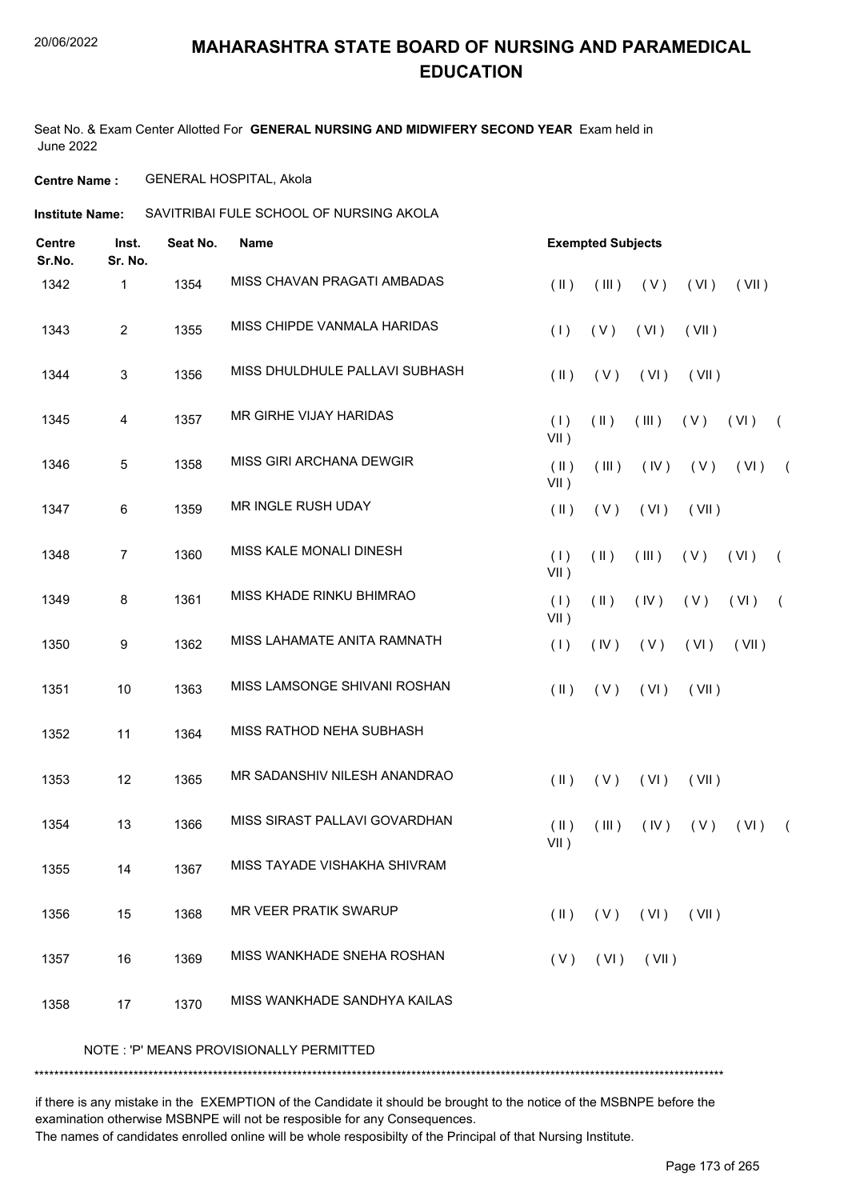# MAHARASHTRA STATE BOARD OF NURSING AND PARAMEDICAL EDUCATION

Seat No. & Exam Center Allotted For **GENERAL NURSING AND MIDWIFERY SECOND YEAR** Exam held in June 2022

**Centre Name :** GENERAL HOSPITAL, Akola

**Institute Name:** SAVITRIBAI FULE SCHOOL OF NURSING AKOLA

| Centre Sr.No. | Inst. Sr. No. | Seat No. | Name | Exempted Subjects |
|---|---|---|---|---|
| 1342 | 1 | 1354 | MISS CHAVAN PRAGATI AMBADAS | ( II ) ( III ) ( V ) ( VI ) ( VII ) |
| 1343 | 2 | 1355 | MISS CHIPDE VANMALA HARIDAS | ( I ) ( V ) ( VI ) ( VII ) |
| 1344 | 3 | 1356 | MISS DHULDHULE PALLAVI SUBHASH | ( II ) ( V ) ( VI ) ( VII ) |
| 1345 | 4 | 1357 | MR GIRHE VIJAY HARIDAS | ( I ) ( II ) ( III ) ( V ) ( VI ) ( VII ) |
| 1346 | 5 | 1358 | MISS GIRI ARCHANA DEWGIR | ( II ) ( III ) ( IV ) ( V ) ( VI ) ( VII ) |
| 1347 | 6 | 1359 | MR INGLE RUSH UDAY | ( II ) ( V ) ( VI ) ( VII ) |
| 1348 | 7 | 1360 | MISS KALE MONALI DINESH | ( I ) ( II ) ( III ) ( V ) ( VI ) ( VII ) |
| 1349 | 8 | 1361 | MISS KHADE RINKU BHIMRAO | ( I ) ( II ) ( IV ) ( V ) ( VI ) ( VII ) |
| 1350 | 9 | 1362 | MISS LAHAMATE ANITA RAMNATH | ( I ) ( IV ) ( V ) ( VI ) ( VII ) |
| 1351 | 10 | 1363 | MISS LAMSONGE SHIVANI ROSHAN | ( II ) ( V ) ( VI ) ( VII ) |
| 1352 | 11 | 1364 | MISS RATHOD NEHA SUBHASH | |
| 1353 | 12 | 1365 | MR SADANSHIV NILESH ANANDRAO | ( II ) ( V ) ( VI ) ( VII ) |
| 1354 | 13 | 1366 | MISS SIRAST PALLAVI GOVARDHAN | ( II ) ( III ) ( IV ) ( V ) ( VI ) ( VII ) |
| 1355 | 14 | 1367 | MISS TAYADE VISHAKHA SHIVRAM | |
| 1356 | 15 | 1368 | MR VEER PRATIK SWARUP | ( II ) ( V ) ( VI ) ( VII ) |
| 1357 | 16 | 1369 | MISS WANKHADE SNEHA ROSHAN | ( V ) ( VI ) ( VII ) |
| 1358 | 17 | 1370 | MISS WANKHADE SANDHYA KAILAS | |

NOTE : 'P' MEANS PROVISIONALLY PERMITTED

*******************************************************************************************************************************************

if there is any mistake in the EXEMPTION of the Candidate it should be brought to the notice of the MSBNPE before the examination otherwise MSBNPE will not be resposible for any Consequences.
The names of candidates enrolled online will be whole resposibilty of the Principal of that Nursing Institute.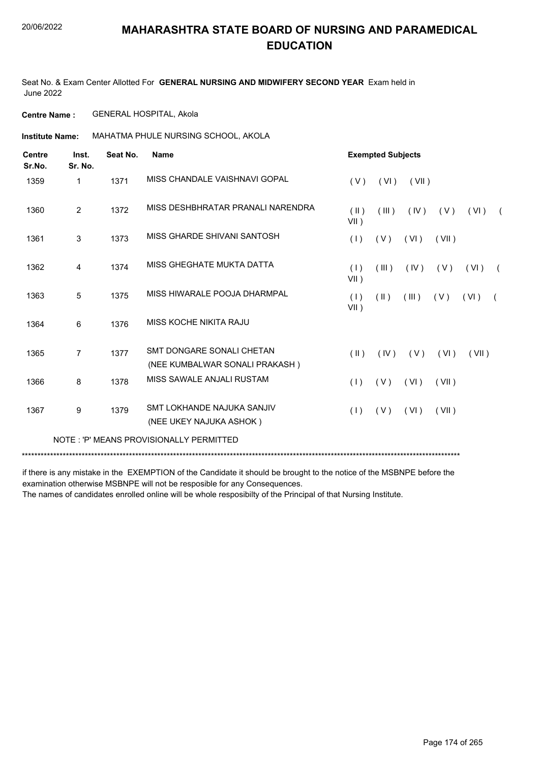# MAHARASHTRA STATE BOARD OF NURSING AND PARAMEDICAL EDUCATION

Seat No. & Exam Center Allotted For **GENERAL NURSING AND MIDWIFERY SECOND YEAR** Exam held in June 2022

**Centre Name :** GENERAL HOSPITAL, Akola

**Institute Name:** MAHATMA PHULE NURSING SCHOOL, AKOLA

| Centre Sr.No. | Inst. Sr. No. | Seat No. | Name | Exempted Subjects |
|---|---|---|---|---|
| 1359 | 1 | 1371 | MISS CHANDALE VAISHNAVI GOPAL | ( V ) ( VI ) ( VII ) |
| 1360 | 2 | 1372 | MISS DESHBHRATAR PRANALI NARENDRA | ( II ) ( III ) ( IV ) ( V ) ( VI ) ( VII ) |
| 1361 | 3 | 1373 | MISS GHARDE SHIVANI SANTOSH | ( I ) ( V ) ( VI ) ( VII ) |
| 1362 | 4 | 1374 | MISS GHEGHATE MUKTA DATTA | ( I ) ( III ) ( IV ) ( V ) ( VI ) ( VII ) |
| 1363 | 5 | 1375 | MISS HIWARALE POOJA DHARMPAL | ( I ) ( II ) ( III ) ( V ) ( VI ) ( VII ) |
| 1364 | 6 | 1376 | MISS KOCHE NIKITA RAJU | |
| 1365 | 7 | 1377 | SMT DONGARE SONALI CHETAN (NEE KUMBALWAR SONALI PRAKASH ) | ( II ) ( IV ) ( V ) ( VI ) ( VII ) |
| 1366 | 8 | 1378 | MISS SAWALE ANJALI RUSTAM | ( I ) ( V ) ( VI ) ( VII ) |
| 1367 | 9 | 1379 | SMT LOKHANDE NAJUKA SANJIV (NEE UKEY NAJUKA ASHOK ) | ( I ) ( V ) ( VI ) ( VII ) |

NOTE : 'P' MEANS PROVISIONALLY PERMITTED

*******************************************************************************************************************************************

if there is any mistake in the EXEMPTION of the Candidate it should be brought to the notice of the MSBNPE before the examination otherwise MSBNPE will not be resposible for any Consequences.

The names of candidates enrolled online will be whole resposibilty of the Principal of that Nursing Institute.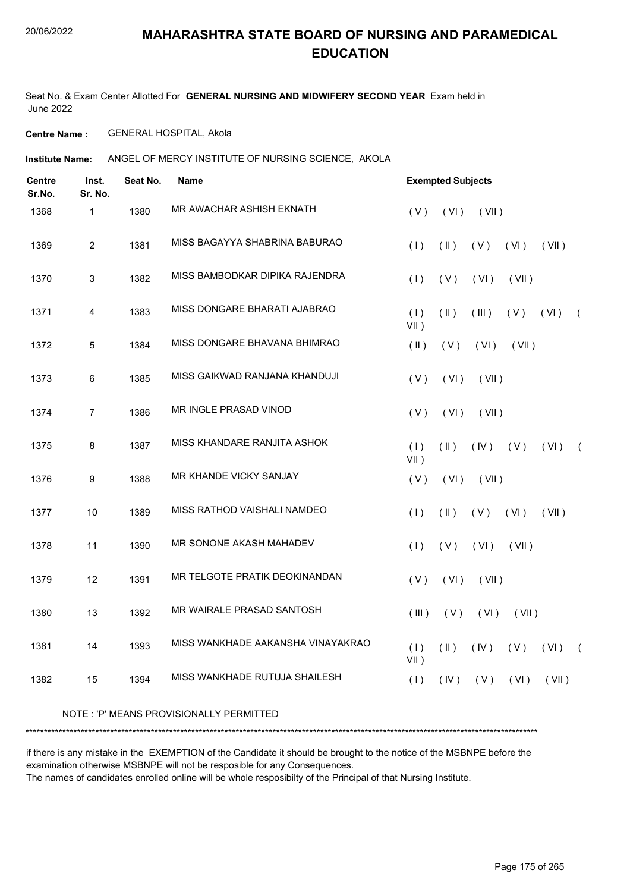# MAHARASHTRA STATE BOARD OF NURSING AND PARAMEDICAL EDUCATION

20/06/2022

Seat No. & Exam Center Allotted For **GENERAL NURSING AND MIDWIFERY SECOND YEAR** Exam held in June 2022

**Centre Name :** GENERAL HOSPITAL, Akola

**Institute Name:** ANGEL OF MERCY INSTITUTE OF NURSING SCIENCE, AKOLA

| Centre Sr.No. | Inst. Sr. No. | Seat No. | Name | Exempted Subjects |
|---|---|---|---|---|
| 1368 | 1 | 1380 | MR AWACHAR ASHISH EKNATH | ( V ) ( VI ) ( VII ) |
| 1369 | 2 | 1381 | MISS BAGAYYA SHABRINA BABURAO | ( I ) ( II ) ( V ) ( VI ) ( VII ) |
| 1370 | 3 | 1382 | MISS BAMBODKAR DIPIKA RAJENDRA | ( I ) ( V ) ( VI ) ( VII ) |
| 1371 | 4 | 1383 | MISS DONGARE BHARATI AJABRAO | ( I ) ( II ) ( III ) ( V ) ( VI ) ( VII ) |
| 1372 | 5 | 1384 | MISS DONGARE BHAVANA BHIMRAO | ( II ) ( V ) ( VI ) ( VII ) |
| 1373 | 6 | 1385 | MISS GAIKWAD RANJANA KHANDUJI | ( V ) ( VI ) ( VII ) |
| 1374 | 7 | 1386 | MR INGLE PRASAD VINOD | ( V ) ( VI ) ( VII ) |
| 1375 | 8 | 1387 | MISS KHANDARE RANJITA ASHOK | ( I ) ( II ) ( IV ) ( V ) ( VI ) ( VII ) |
| 1376 | 9 | 1388 | MR KHANDE VICKY SANJAY | ( V ) ( VI ) ( VII ) |
| 1377 | 10 | 1389 | MISS RATHOD VAISHALI NAMDEO | ( I ) ( II ) ( V ) ( VI ) ( VII ) |
| 1378 | 11 | 1390 | MR SONONE AKASH MAHADEV | ( I ) ( V ) ( VI ) ( VII ) |
| 1379 | 12 | 1391 | MR TELGOTE PRATIK DEOKINANDAN | ( V ) ( VI ) ( VII ) |
| 1380 | 13 | 1392 | MR WAIRALE PRASAD SANTOSH | ( III ) ( V ) ( VI ) ( VII ) |
| 1381 | 14 | 1393 | MISS WANKHADE AAKANSHA VINAYAKRAO | ( I ) ( II ) ( IV ) ( V ) ( VI ) ( VII ) |
| 1382 | 15 | 1394 | MISS WANKHADE RUTUJA SHAILESH | ( I ) ( IV ) ( V ) ( VI ) ( VII ) |

NOTE : 'P' MEANS PROVISIONALLY PERMITTED

******************************************************************************************************************************************

if there is any mistake in the EXEMPTION of the Candidate it should be brought to the notice of the MSBNPE before the examination otherwise MSBNPE will not be resposible for any Consequences.
The names of candidates enrolled online will be whole resposibilty of the Principal of that Nursing Institute.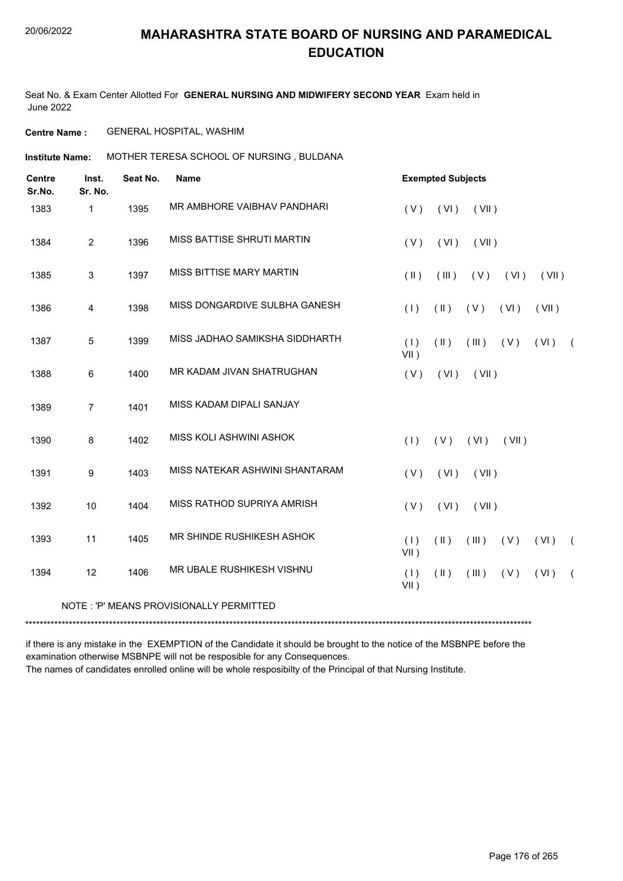# MAHARASHTRA STATE BOARD OF NURSING AND PARAMEDICAL EDUCATION

Seat No. & Exam Center Allotted For **GENERAL NURSING AND MIDWIFERY SECOND YEAR** Exam held in June 2022

**Centre Name :** GENERAL HOSPITAL, WASHIM

**Institute Name:** MOTHER TERESA SCHOOL OF NURSING , BULDANA

| Centre Sr.No. | Inst. Sr. No. | Seat No. | Name | Exempted Subjects |
|---|---|---|---|---|
| 1383 | 1 | 1395 | MR AMBHORE VAIBHAV PANDHARI | ( V ) ( VI ) ( VII ) |
| 1384 | 2 | 1396 | MISS BATTISE SHRUTI MARTIN | ( V ) ( VI ) ( VII ) |
| 1385 | 3 | 1397 | MISS BITTISE MARY MARTIN | ( II ) ( III ) ( V ) ( VI ) ( VII ) |
| 1386 | 4 | 1398 | MISS DONGARDIVE SULBHA GANESH | ( I ) ( II ) ( V ) ( VI ) ( VII ) |
| 1387 | 5 | 1399 | MISS JADHAO SAMIKSHA SIDDHARTH | ( I ) ( II ) ( III ) ( V ) ( VI ) ( VII ) |
| 1388 | 6 | 1400 | MR KADAM JIVAN SHATRUGHAN | ( V ) ( VI ) ( VII ) |
| 1389 | 7 | 1401 | MISS KADAM DIPALI SANJAY | |
| 1390 | 8 | 1402 | MISS KOLI ASHWINI ASHOK | ( I ) ( V ) ( VI ) ( VII ) |
| 1391 | 9 | 1403 | MISS NATEKAR ASHWINI SHANTARAM | ( V ) ( VI ) ( VII ) |
| 1392 | 10 | 1404 | MISS RATHOD SUPRIYA AMRISH | ( V ) ( VI ) ( VII ) |
| 1393 | 11 | 1405 | MR SHINDE RUSHIKESH ASHOK | ( I ) ( II ) ( III ) ( V ) ( VI ) ( VII ) |
| 1394 | 12 | 1406 | MR UBALE RUSHIKESH VISHNU | ( I ) ( II ) ( III ) ( V ) ( VI ) ( VII ) |

NOTE : 'P' MEANS PROVISIONALLY PERMITTED

*******************************************************************************************************************************************

if there is any mistake in the EXEMPTION of the Candidate it should be brought to the notice of the MSBNPE before the examination otherwise MSBNPE will not be resposible for any Consequences.

The names of candidates enrolled online will be whole resposibilty of the Principal of that Nursing Institute.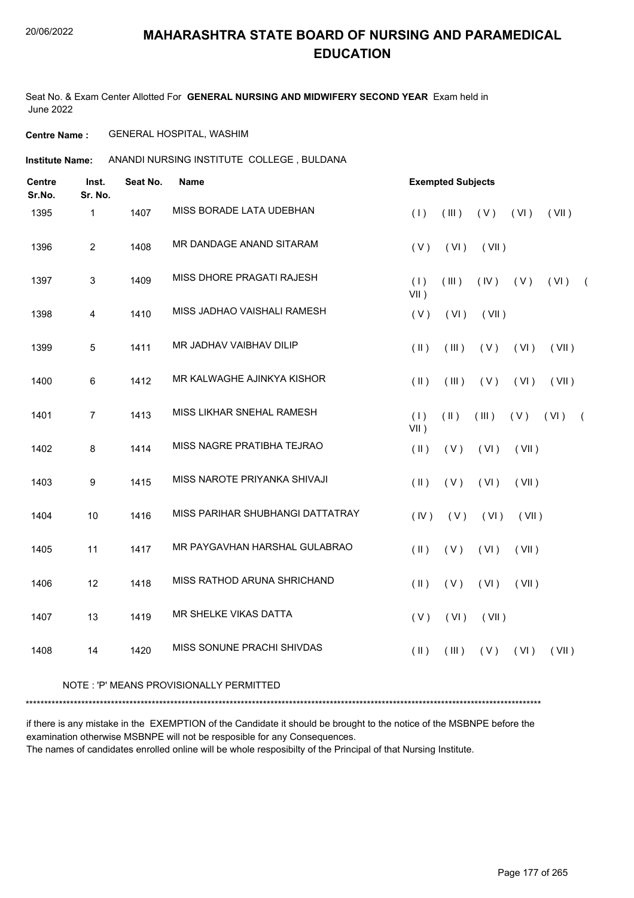# MAHARASHTRA STATE BOARD OF NURSING AND PARAMEDICAL EDUCATION

20/06/2022

Seat No. & Exam Center Allotted For **GENERAL NURSING AND MIDWIFERY SECOND YEAR** Exam held in June 2022

**Centre Name :** GENERAL HOSPITAL, WASHIM

**Institute Name:** ANANDI NURSING INSTITUTE COLLEGE , BULDANA

| Centre Sr.No. | Inst. Sr. No. | Seat No. | Name | Exempted Subjects |
|---|---|---|---|---|
| 1395 | 1 | 1407 | MISS BORADE LATA UDEBHAN | ( I ) ( III ) ( V ) ( VI ) ( VII ) |
| 1396 | 2 | 1408 | MR DANDAGE ANAND SITARAM | ( V ) ( VI ) ( VII ) |
| 1397 | 3 | 1409 | MISS DHORE PRAGATI RAJESH | ( I ) ( III ) ( IV ) ( V ) ( VI ) ( VII ) |
| 1398 | 4 | 1410 | MISS JADHAO VAISHALI RAMESH | ( V ) ( VI ) ( VII ) |
| 1399 | 5 | 1411 | MR JADHAV VAIBHAV DILIP | ( II ) ( III ) ( V ) ( VI ) ( VII ) |
| 1400 | 6 | 1412 | MR KALWAGHE AJINKYA KISHOR | ( II ) ( III ) ( V ) ( VI ) ( VII ) |
| 1401 | 7 | 1413 | MISS LIKHAR SNEHAL RAMESH | ( I ) ( II ) ( III ) ( V ) ( VI ) ( VII ) |
| 1402 | 8 | 1414 | MISS NAGRE PRATIBHA TEJRAO | ( II ) ( V ) ( VI ) ( VII ) |
| 1403 | 9 | 1415 | MISS NAROTE PRIYANKA SHIVAJI | ( II ) ( V ) ( VI ) ( VII ) |
| 1404 | 10 | 1416 | MISS PARIHAR SHUBHANGI DATTATRAY | ( IV ) ( V ) ( VI ) ( VII ) |
| 1405 | 11 | 1417 | MR PAYGAVHAN HARSHAL GULABRAO | ( II ) ( V ) ( VI ) ( VII ) |
| 1406 | 12 | 1418 | MISS RATHOD ARUNA SHRICHAND | ( II ) ( V ) ( VI ) ( VII ) |
| 1407 | 13 | 1419 | MR SHELKE VIKAS DATTA | ( V ) ( VI ) ( VII ) |
| 1408 | 14 | 1420 | MISS SONUNE PRACHI SHIVDAS | ( II ) ( III ) ( V ) ( VI ) ( VII ) |

NOTE : 'P' MEANS PROVISIONALLY PERMITTED

*******************************************************************************************************************************************

if there is any mistake in the EXEMPTION of the Candidate it should be brought to the notice of the MSBNPE before the examination otherwise MSBNPE will not be resposible for any Consequences.
The names of candidates enrolled online will be whole resposibilty of the Principal of that Nursing Institute.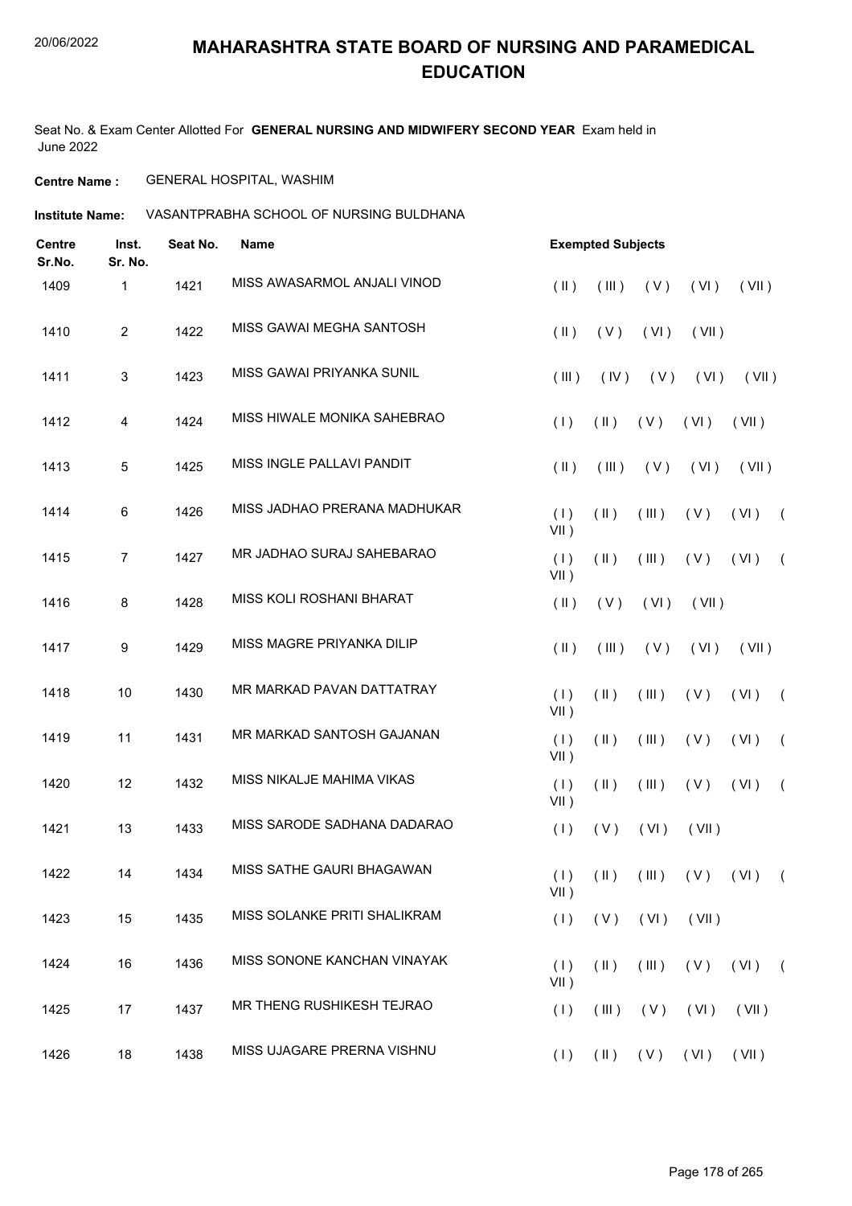# MAHARASHTRA STATE BOARD OF NURSING AND PARAMEDICAL EDUCATION

Seat No. & Exam Center Allotted For **GENERAL NURSING AND MIDWIFERY SECOND YEAR** Exam held in June 2022

**Centre Name :** GENERAL HOSPITAL, WASHIM

**Institute Name:** VASANTPRABHA SCHOOL OF NURSING BULDHANA

| Centre Sr.No. | Inst. Sr. No. | Seat No. | Name | Exempted Subjects |
|---|---|---|---|---|
| 1409 | 1 | 1421 | MISS AWASARMOL ANJALI VINOD | ( II ) ( III ) ( V ) ( VI ) ( VII ) |
| 1410 | 2 | 1422 | MISS GAWAI MEGHA SANTOSH | ( II ) ( V ) ( VI ) ( VII ) |
| 1411 | 3 | 1423 | MISS GAWAI PRIYANKA SUNIL | ( III ) ( IV ) ( V ) ( VI ) ( VII ) |
| 1412 | 4 | 1424 | MISS HIWALE MONIKA SAHEBRAO | ( I ) ( II ) ( V ) ( VI ) ( VII ) |
| 1413 | 5 | 1425 | MISS INGLE PALLAVI PANDIT | ( II ) ( III ) ( V ) ( VI ) ( VII ) |
| 1414 | 6 | 1426 | MISS JADHAO PRERANA MADHUKAR | ( I ) ( II ) ( III ) ( V ) ( VI ) ( VII ) |
| 1415 | 7 | 1427 | MR JADHAO SURAJ SAHEBARAO | ( I ) ( II ) ( III ) ( V ) ( VI ) ( VII ) |
| 1416 | 8 | 1428 | MISS KOLI ROSHANI BHARAT | ( II ) ( V ) ( VI ) ( VII ) |
| 1417 | 9 | 1429 | MISS MAGRE PRIYANKA DILIP | ( II ) ( III ) ( V ) ( VI ) ( VII ) |
| 1418 | 10 | 1430 | MR MARKAD PAVAN DATTATRAY | ( I ) ( II ) ( III ) ( V ) ( VI ) ( VII ) |
| 1419 | 11 | 1431 | MR MARKAD SANTOSH GAJANAN | ( I ) ( II ) ( III ) ( V ) ( VI ) ( VII ) |
| 1420 | 12 | 1432 | MISS NIKALJE MAHIMA VIKAS | ( I ) ( II ) ( III ) ( V ) ( VI ) ( VII ) |
| 1421 | 13 | 1433 | MISS SARODE SADHANA DADARAO | ( I ) ( V ) ( VI ) ( VII ) |
| 1422 | 14 | 1434 | MISS SATHE GAURI BHAGAWAN | ( I ) ( II ) ( III ) ( V ) ( VI ) ( VII ) |
| 1423 | 15 | 1435 | MISS SOLANKE PRITI SHALIKRAM | ( I ) ( V ) ( VI ) ( VII ) |
| 1424 | 16 | 1436 | MISS SONONE KANCHAN VINAYAK | ( I ) ( II ) ( III ) ( V ) ( VI ) ( VII ) |
| 1425 | 17 | 1437 | MR THENG RUSHIKESH TEJRAO | ( I ) ( III ) ( V ) ( VI ) ( VII ) |
| 1426 | 18 | 1438 | MISS UJAGARE PRERNA VISHNU | ( I ) ( II ) ( V ) ( VI ) ( VII ) |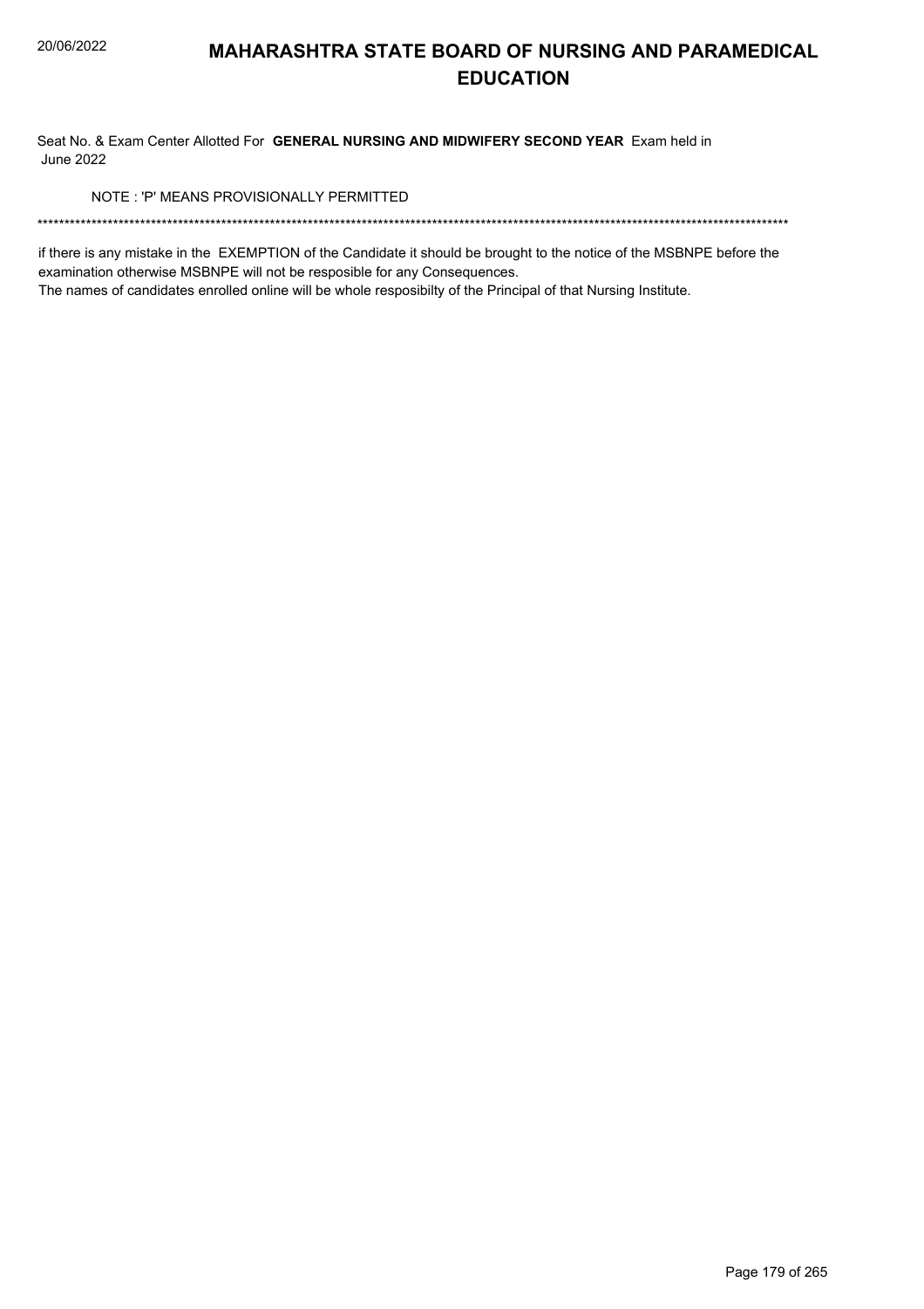# MAHARASHTRA STATE BOARD OF NURSING AND PARAMEDICAL EDUCATION

Seat No. & Exam Center Allotted For **GENERAL NURSING AND MIDWIFERY SECOND YEAR** Exam held in June 2022

NOTE : 'P' MEANS PROVISIONALLY PERMITTED

******************************************************************************************************************************************

if there is any mistake in the EXEMPTION of the Candidate it should be brought to the notice of the MSBNPE before the examination otherwise MSBNPE will not be resposible for any Consequences.

The names of candidates enrolled online will be whole resposibilty of the Principal of that Nursing Institute.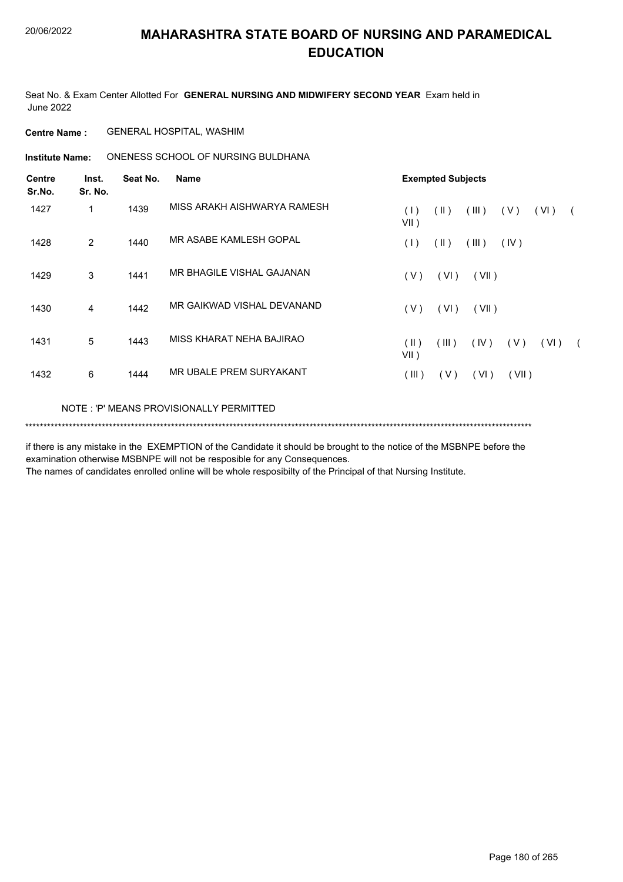# MAHARASHTRA STATE BOARD OF NURSING AND PARAMEDICAL EDUCATION

Seat No. & Exam Center Allotted For **GENERAL NURSING AND MIDWIFERY SECOND YEAR** Exam held in June 2022

**Centre Name :** GENERAL HOSPITAL, WASHIM

**Institute Name:** ONENESS SCHOOL OF NURSING BULDHANA

| Centre Sr.No. | Inst. Sr. No. | Seat No. | Name | Exempted Subjects |
|---|---|---|---|---|
| 1427 | 1 | 1439 | MISS ARAKH AISHWARYA RAMESH | ( I ) ( II ) ( III ) ( V ) ( VI ) ( VII ) |
| 1428 | 2 | 1440 | MR ASABE KAMLESH GOPAL | ( I ) ( II ) ( III ) ( IV ) |
| 1429 | 3 | 1441 | MR BHAGILE VISHAL GAJANAN | ( V ) ( VI ) ( VII ) |
| 1430 | 4 | 1442 | MR GAIKWAD VISHAL DEVANAND | ( V ) ( VI ) ( VII ) |
| 1431 | 5 | 1443 | MISS KHARAT NEHA BAJIRAO | ( II ) ( III ) ( IV ) ( V ) ( VI ) ( VII ) |
| 1432 | 6 | 1444 | MR UBALE PREM SURYAKANT | ( III ) ( V ) ( VI ) ( VII ) |

NOTE : 'P' MEANS PROVISIONALLY PERMITTED

*******************************************************************************************************************************************

if there is any mistake in the EXEMPTION of the Candidate it should be brought to the notice of the MSBNPE before the examination otherwise MSBNPE will not be resposible for any Consequences.

The names of candidates enrolled online will be whole resposibilty of the Principal of that Nursing Institute.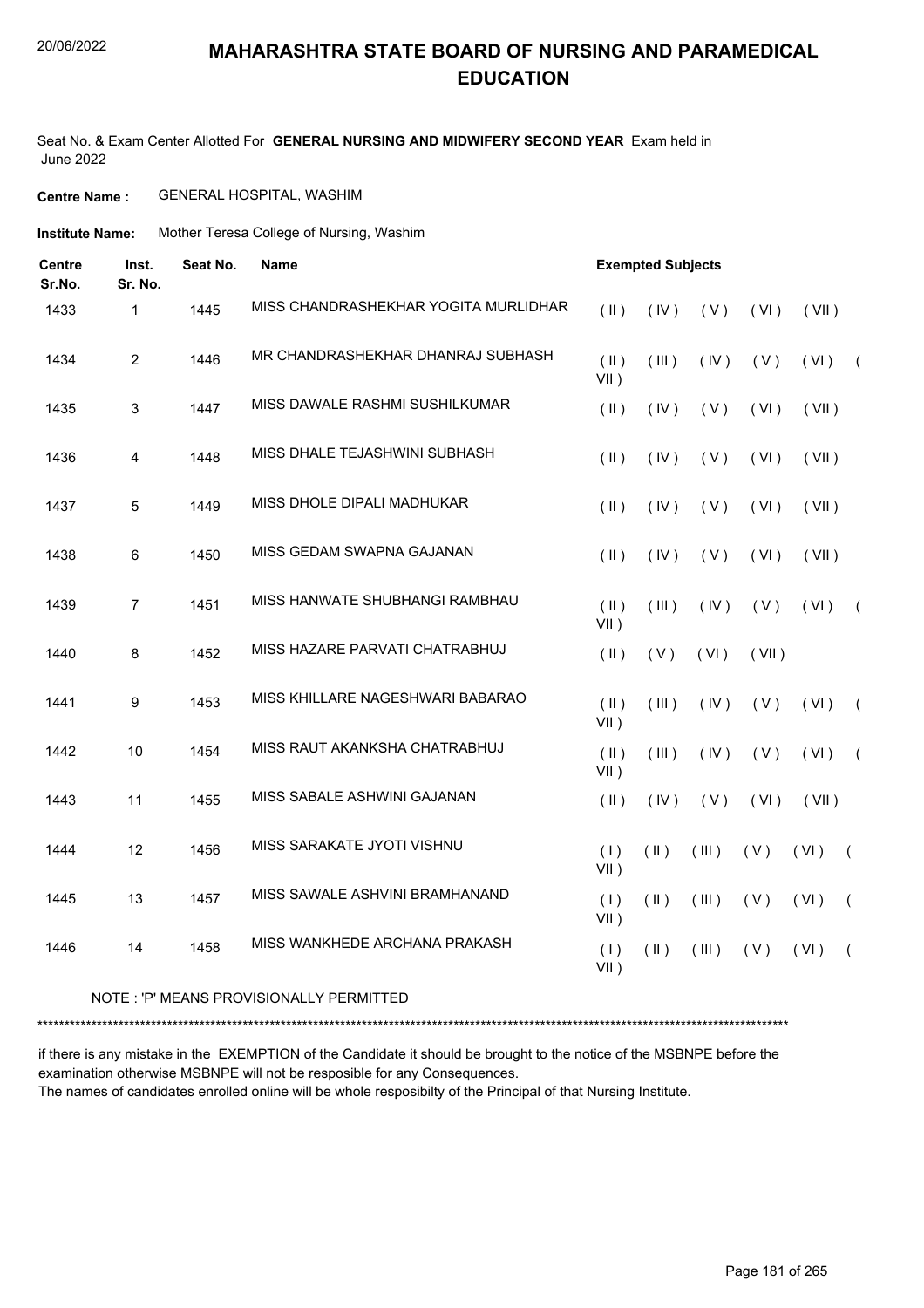# MAHARASHTRA STATE BOARD OF NURSING AND PARAMEDICAL EDUCATION

Seat No. & Exam Center Allotted For **GENERAL NURSING AND MIDWIFERY SECOND YEAR** Exam held in June 2022

**Centre Name :** GENERAL HOSPITAL, WASHIM

**Institute Name:** Mother Teresa College of Nursing, Washim

| Centre Sr.No. | Inst. Sr. No. | Seat No. | Name | Exempted Subjects |
|---|---|---|---|---|
| 1433 | 1 | 1445 | MISS CHANDRASHEKHAR YOGITA MURLIDHAR | ( II ) ( IV ) ( V ) ( VI ) ( VII ) |
| 1434 | 2 | 1446 | MR CHANDRASHEKHAR DHANRAJ SUBHASH | ( II ) ( III ) ( IV ) ( V ) ( VI ) ( VII ) |
| 1435 | 3 | 1447 | MISS DAWALE RASHMI SUSHILKUMAR | ( II ) ( IV ) ( V ) ( VI ) ( VII ) |
| 1436 | 4 | 1448 | MISS DHALE TEJASHWINI SUBHASH | ( II ) ( IV ) ( V ) ( VI ) ( VII ) |
| 1437 | 5 | 1449 | MISS DHOLE DIPALI MADHUKAR | ( II ) ( IV ) ( V ) ( VI ) ( VII ) |
| 1438 | 6 | 1450 | MISS GEDAM SWAPNA GAJANAN | ( II ) ( IV ) ( V ) ( VI ) ( VII ) |
| 1439 | 7 | 1451 | MISS HANWATE SHUBHANGI RAMBHAU | ( II ) ( III ) ( IV ) ( V ) ( VI ) ( VII ) |
| 1440 | 8 | 1452 | MISS HAZARE PARVATI CHATRABHUJ | ( II ) ( V ) ( VI ) ( VII ) |
| 1441 | 9 | 1453 | MISS KHILLARE NAGESHWARI BABARAO | ( II ) ( III ) ( IV ) ( V ) ( VI ) ( VII ) |
| 1442 | 10 | 1454 | MISS RAUT AKANKSHA CHATRABHUJ | ( II ) ( III ) ( IV ) ( V ) ( VI ) ( VII ) |
| 1443 | 11 | 1455 | MISS SABALE ASHWINI GAJANAN | ( II ) ( IV ) ( V ) ( VI ) ( VII ) |
| 1444 | 12 | 1456 | MISS SARAKATE JYOTI VISHNU | ( I ) ( II ) ( III ) ( V ) ( VI ) ( VII ) |
| 1445 | 13 | 1457 | MISS SAWALE ASHVINI BRAMHANAND | ( I ) ( II ) ( III ) ( V ) ( VI ) ( VII ) |
| 1446 | 14 | 1458 | MISS WANKHEDE ARCHANA PRAKASH | ( I ) ( II ) ( III ) ( V ) ( VI ) ( VII ) |

NOTE : 'P' MEANS PROVISIONALLY PERMITTED

******************************************************************************************************************************************

if there is any mistake in the EXEMPTION of the Candidate it should be brought to the notice of the MSBNPE before the examination otherwise MSBNPE will not be resposible for any Consequences.

The names of candidates enrolled online will be whole resposibilty of the Principal of that Nursing Institute.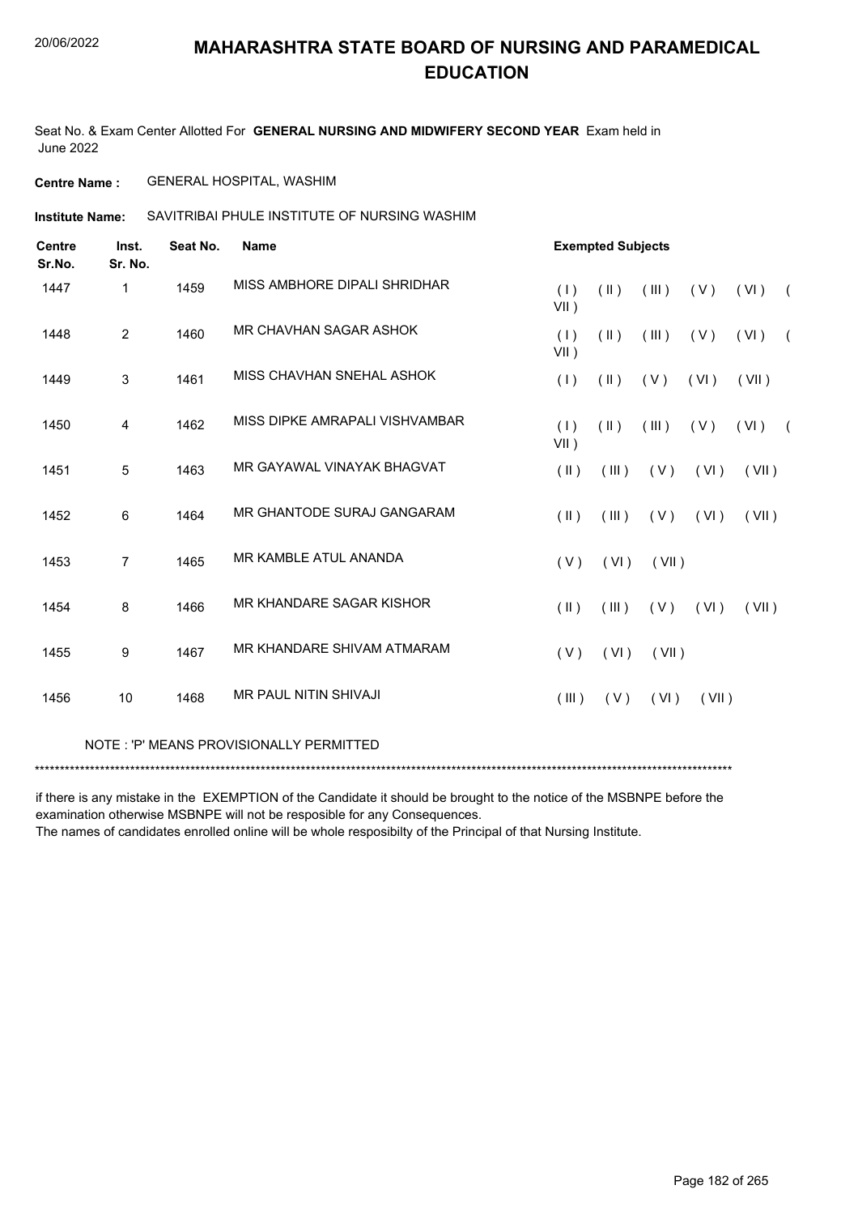# MAHARASHTRA STATE BOARD OF NURSING AND PARAMEDICAL EDUCATION

Seat No. & Exam Center Allotted For **GENERAL NURSING AND MIDWIFERY SECOND YEAR** Exam held in June 2022

**Centre Name :** GENERAL HOSPITAL, WASHIM

**Institute Name:** SAVITRIBAI PHULE INSTITUTE OF NURSING WASHIM

| Centre Sr.No. | Inst. Sr. No. | Seat No. | Name | Exempted Subjects |
|---|---|---|---|---|
| 1447 | 1 | 1459 | MISS AMBHORE DIPALI SHRIDHAR | ( I ) ( II ) ( III ) ( V ) ( VI ) ( VII ) |
| 1448 | 2 | 1460 | MR CHAVHAN SAGAR ASHOK | ( I ) ( II ) ( III ) ( V ) ( VI ) ( VII ) |
| 1449 | 3 | 1461 | MISS CHAVHAN SNEHAL ASHOK | ( I ) ( II ) ( V ) ( VI ) ( VII ) |
| 1450 | 4 | 1462 | MISS DIPKE AMRAPALI VISHVAMBAR | ( I ) ( II ) ( III ) ( V ) ( VI ) ( VII ) |
| 1451 | 5 | 1463 | MR GAYAWAL VINAYAK BHAGVAT | ( II ) ( III ) ( V ) ( VI ) ( VII ) |
| 1452 | 6 | 1464 | MR GHANTODE SURAJ GANGARAM | ( II ) ( III ) ( V ) ( VI ) ( VII ) |
| 1453 | 7 | 1465 | MR KAMBLE ATUL ANANDA | ( V ) ( VI ) ( VII ) |
| 1454 | 8 | 1466 | MR KHANDARE SAGAR KISHOR | ( II ) ( III ) ( V ) ( VI ) ( VII ) |
| 1455 | 9 | 1467 | MR KHANDARE SHIVAM ATMARAM | ( V ) ( VI ) ( VII ) |
| 1456 | 10 | 1468 | MR PAUL NITIN SHIVAJI | ( III ) ( V ) ( VI ) ( VII ) |

NOTE : 'P' MEANS PROVISIONALLY PERMITTED

*******************************************************************************************************************************************

if there is any mistake in the EXEMPTION of the Candidate it should be brought to the notice of the MSBNPE before the examination otherwise MSBNPE will not be resposible for any Consequences.
The names of candidates enrolled online will be whole resposibilty of the Principal of that Nursing Institute.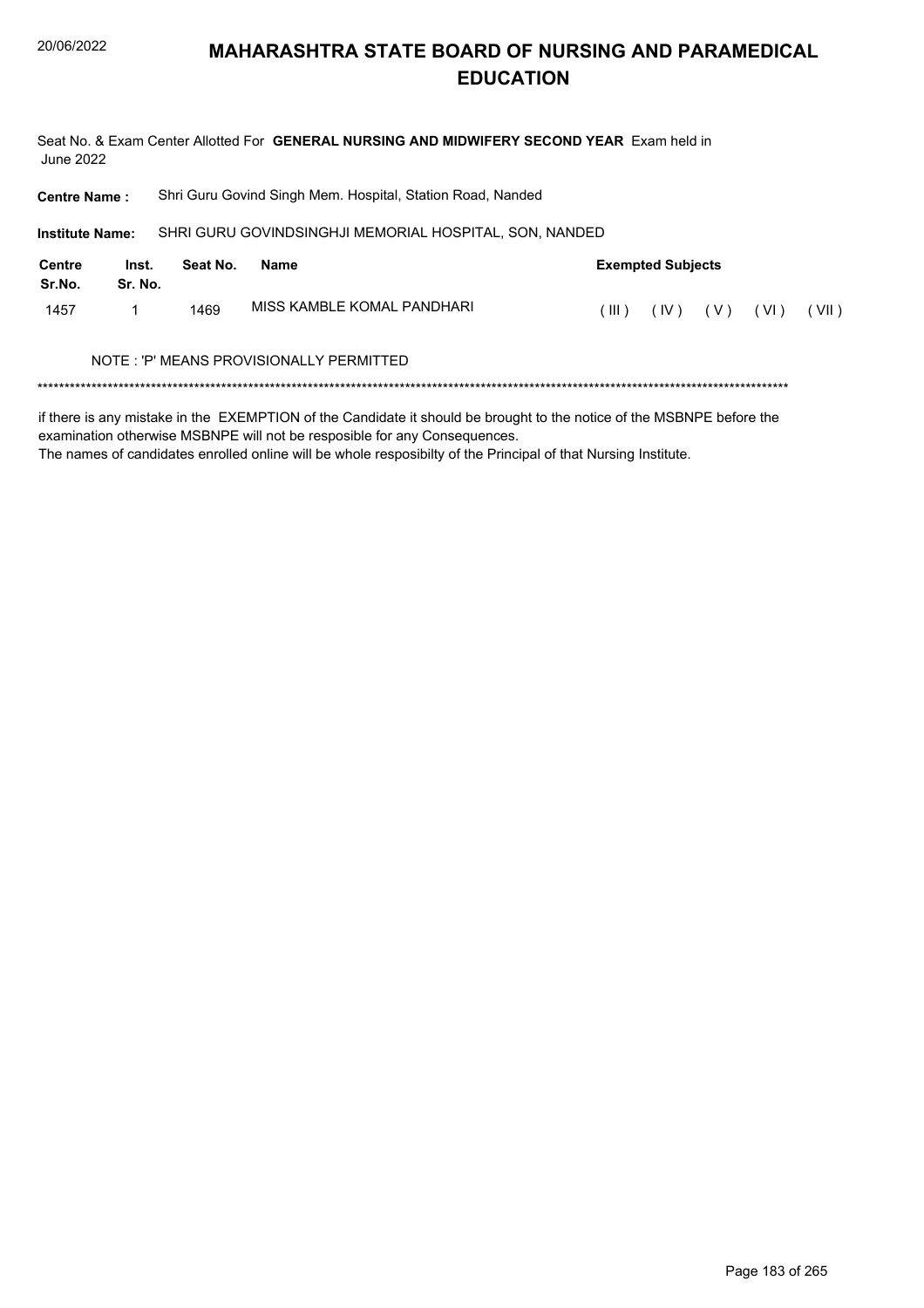# MAHARASHTRA STATE BOARD OF NURSING AND PARAMEDICAL EDUCATION

Seat No. & Exam Center Allotted For **GENERAL NURSING AND MIDWIFERY SECOND YEAR** Exam held in June 2022

**Centre Name :** Shri Guru Govind Singh Mem. Hospital, Station Road, Nanded

**Institute Name:** SHRI GURU GOVINDSINGHJI MEMORIAL HOSPITAL, SON, NANDED

| Centre Sr.No. | Inst. Sr. No. | Seat No. | Name | Exempted Subjects |
|---|---|---|---|---|
| 1457 | 1 | 1469 | MISS KAMBLE KOMAL PANDHARI | ( III ) ( IV ) ( V ) ( VI ) ( VII ) |

NOTE : 'P' MEANS PROVISIONALLY PERMITTED

*******************************************************************************************************************************************

if there is any mistake in the EXEMPTION of the Candidate it should be brought to the notice of the MSBNPE before the examination otherwise MSBNPE will not be resposible for any Consequences.
The names of candidates enrolled online will be whole resposibilty of the Principal of that Nursing Institute.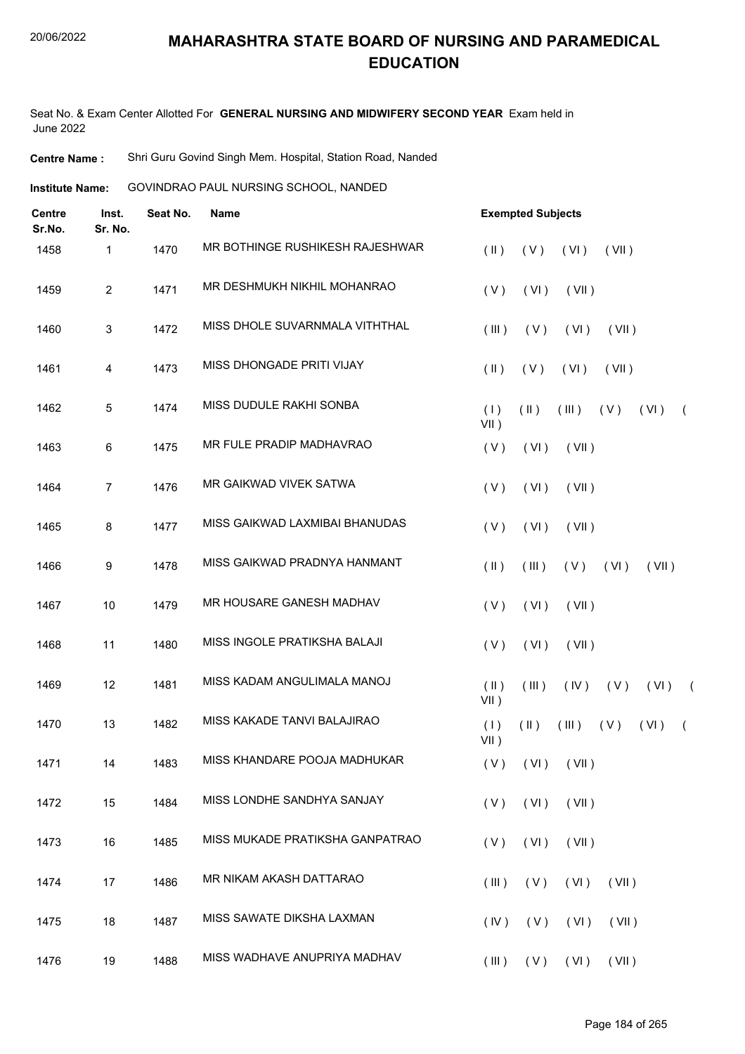# MAHARASHTRA STATE BOARD OF NURSING AND PARAMEDICAL EDUCATION

Seat No. & Exam Center Allotted For **GENERAL NURSING AND MIDWIFERY SECOND YEAR** Exam held in June 2022

**Centre Name :** Shri Guru Govind Singh Mem. Hospital, Station Road, Nanded

**Institute Name:** GOVINDRAO PAUL NURSING SCHOOL, NANDED

| Centre Sr.No. | Inst. Sr. No. | Seat No. | Name | Exempted Subjects |
|---|---|---|---|---|
| 1458 | 1 | 1470 | MR BOTHINGE RUSHIKESH RAJESHWAR | ( II ) ( V ) ( VI ) ( VII ) |
| 1459 | 2 | 1471 | MR DESHMUKH NIKHIL MOHANRAO | ( V ) ( VI ) ( VII ) |
| 1460 | 3 | 1472 | MISS DHOLE SUVARNMALA VITHTHAL | ( III ) ( V ) ( VI ) ( VII ) |
| 1461 | 4 | 1473 | MISS DHONGADE PRITI VIJAY | ( II ) ( V ) ( VI ) ( VII ) |
| 1462 | 5 | 1474 | MISS DUDULE RAKHI SONBA | ( I ) ( II ) ( III ) ( V ) ( VI ) ( VII ) |
| 1463 | 6 | 1475 | MR FULE PRADIP MADHAVRAO | ( V ) ( VI ) ( VII ) |
| 1464 | 7 | 1476 | MR GAIKWAD VIVEK SATWA | ( V ) ( VI ) ( VII ) |
| 1465 | 8 | 1477 | MISS GAIKWAD LAXMIBAI BHANUDAS | ( V ) ( VI ) ( VII ) |
| 1466 | 9 | 1478 | MISS GAIKWAD PRADNYA HANMANT | ( II ) ( III ) ( V ) ( VI ) ( VII ) |
| 1467 | 10 | 1479 | MR HOUSARE GANESH MADHAV | ( V ) ( VI ) ( VII ) |
| 1468 | 11 | 1480 | MISS INGOLE PRATIKSHA BALAJI | ( V ) ( VI ) ( VII ) |
| 1469 | 12 | 1481 | MISS KADAM ANGULIMALA MANOJ | ( II ) ( III ) ( IV ) ( V ) ( VI ) ( VII ) |
| 1470 | 13 | 1482 | MISS KAKADE TANVI BALAJIRAO | ( I ) ( II ) ( III ) ( V ) ( VI ) ( VII ) |
| 1471 | 14 | 1483 | MISS KHANDARE POOJA MADHUKAR | ( V ) ( VI ) ( VII ) |
| 1472 | 15 | 1484 | MISS LONDHE SANDHYA SANJAY | ( V ) ( VI ) ( VII ) |
| 1473 | 16 | 1485 | MISS MUKADE PRATIKSHA GANPATRAO | ( V ) ( VI ) ( VII ) |
| 1474 | 17 | 1486 | MR NIKAM AKASH DATTARAO | ( III ) ( V ) ( VI ) ( VII ) |
| 1475 | 18 | 1487 | MISS SAWATE DIKSHA LAXMAN | ( IV ) ( V ) ( VI ) ( VII ) |
| 1476 | 19 | 1488 | MISS WADHAVE ANUPRIYA MADHAV | ( III ) ( V ) ( VI ) ( VII ) |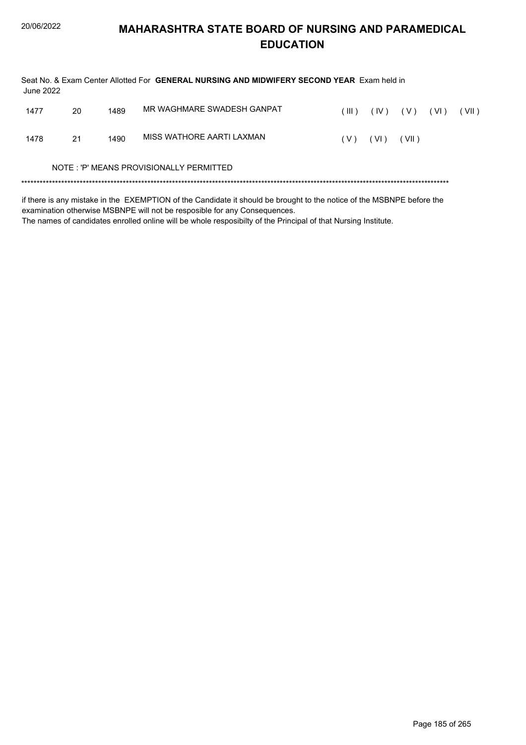# MAHARASHTRA STATE BOARD OF NURSING AND PARAMEDICAL EDUCATION

Seat No. & Exam Center Allotted For **GENERAL NURSING AND MIDWIFERY SECOND YEAR** Exam held in June 2022

| | | | | |
|---|---|---|---|---|
| 1477 | 20 | 1489 | MR WAGHMARE SWADESH GANPAT | ( III ) ( IV ) ( V ) ( VI ) ( VII ) |
| 1478 | 21 | 1490 | MISS WATHORE AARTI LAXMAN | ( V ) ( VI ) ( VII ) |

NOTE : 'P' MEANS PROVISIONALLY PERMITTED

*******************************************************************************************************************************************

if there is any mistake in the EXEMPTION of the Candidate it should be brought to the notice of the MSBNPE before the examination otherwise MSBNPE will not be resposible for any Consequences.

The names of candidates enrolled online will be whole resposibilty of the Principal of that Nursing Institute.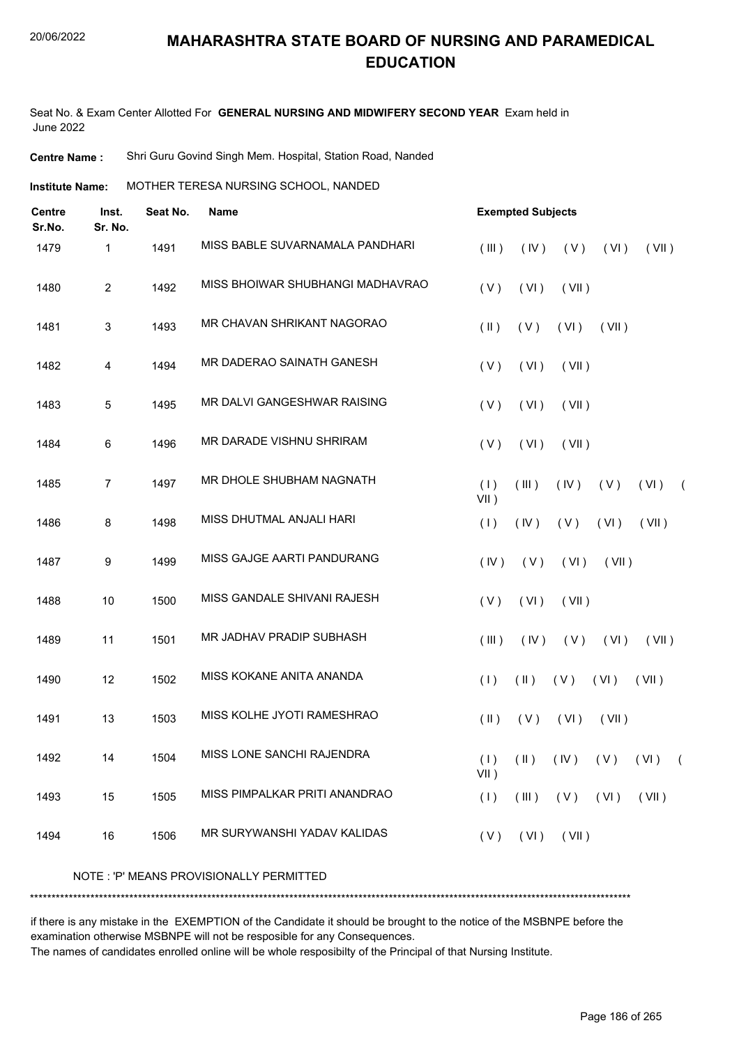# MAHARASHTRA STATE BOARD OF NURSING AND PARAMEDICAL EDUCATION

Seat No. & Exam Center Allotted For **GENERAL NURSING AND MIDWIFERY SECOND YEAR** Exam held in June 2022

**Centre Name :** Shri Guru Govind Singh Mem. Hospital, Station Road, Nanded

**Institute Name:** MOTHER TERESA NURSING SCHOOL, NANDED

| Centre Sr.No. | Inst. Sr. No. | Seat No. | Name | Exempted Subjects |
|---|---|---|---|---|
| 1479 | 1 | 1491 | MISS BABLE SUVARNAMALA PANDHARI | ( III ) ( IV ) ( V ) ( VI ) ( VII ) |
| 1480 | 2 | 1492 | MISS BHOIWAR SHUBHANGI MADHAVRAO | ( V ) ( VI ) ( VII ) |
| 1481 | 3 | 1493 | MR CHAVAN SHRIKANT NAGORAO | ( II ) ( V ) ( VI ) ( VII ) |
| 1482 | 4 | 1494 | MR DADERAO SAINATH GANESH | ( V ) ( VI ) ( VII ) |
| 1483 | 5 | 1495 | MR DALVI GANGESHWAR RAISING | ( V ) ( VI ) ( VII ) |
| 1484 | 6 | 1496 | MR DARADE VISHNU SHRIRAM | ( V ) ( VI ) ( VII ) |
| 1485 | 7 | 1497 | MR DHOLE SHUBHAM NAGNATH | ( I ) ( III ) ( IV ) ( V ) ( VI ) ( VII ) |
| 1486 | 8 | 1498 | MISS DHUTMAL ANJALI HARI | ( I ) ( IV ) ( V ) ( VI ) ( VII ) |
| 1487 | 9 | 1499 | MISS GAJGE AARTI PANDURANG | ( IV ) ( V ) ( VI ) ( VII ) |
| 1488 | 10 | 1500 | MISS GANDALE SHIVANI RAJESH | ( V ) ( VI ) ( VII ) |
| 1489 | 11 | 1501 | MR JADHAV PRADIP SUBHASH | ( III ) ( IV ) ( V ) ( VI ) ( VII ) |
| 1490 | 12 | 1502 | MISS KOKANE ANITA ANANDA | ( I ) ( II ) ( V ) ( VI ) ( VII ) |
| 1491 | 13 | 1503 | MISS KOLHE JYOTI RAMESHRAO | ( II ) ( V ) ( VI ) ( VII ) |
| 1492 | 14 | 1504 | MISS LONE SANCHI RAJENDRA | ( I ) ( II ) ( IV ) ( V ) ( VI ) ( VII ) |
| 1493 | 15 | 1505 | MISS PIMPALKAR PRITI ANANDRAO | ( I ) ( III ) ( V ) ( VI ) ( VII ) |
| 1494 | 16 | 1506 | MR SURYWANSHI YADAV KALIDAS | ( V ) ( VI ) ( VII ) |

NOTE : 'P' MEANS PROVISIONALLY PERMITTED

***************************************************************************************************************************************

if there is any mistake in the EXEMPTION of the Candidate it should be brought to the notice of the MSBNPE before the examination otherwise MSBNPE will not be resposible for any Consequences.

The names of candidates enrolled online will be whole resposibilty of the Principal of that Nursing Institute.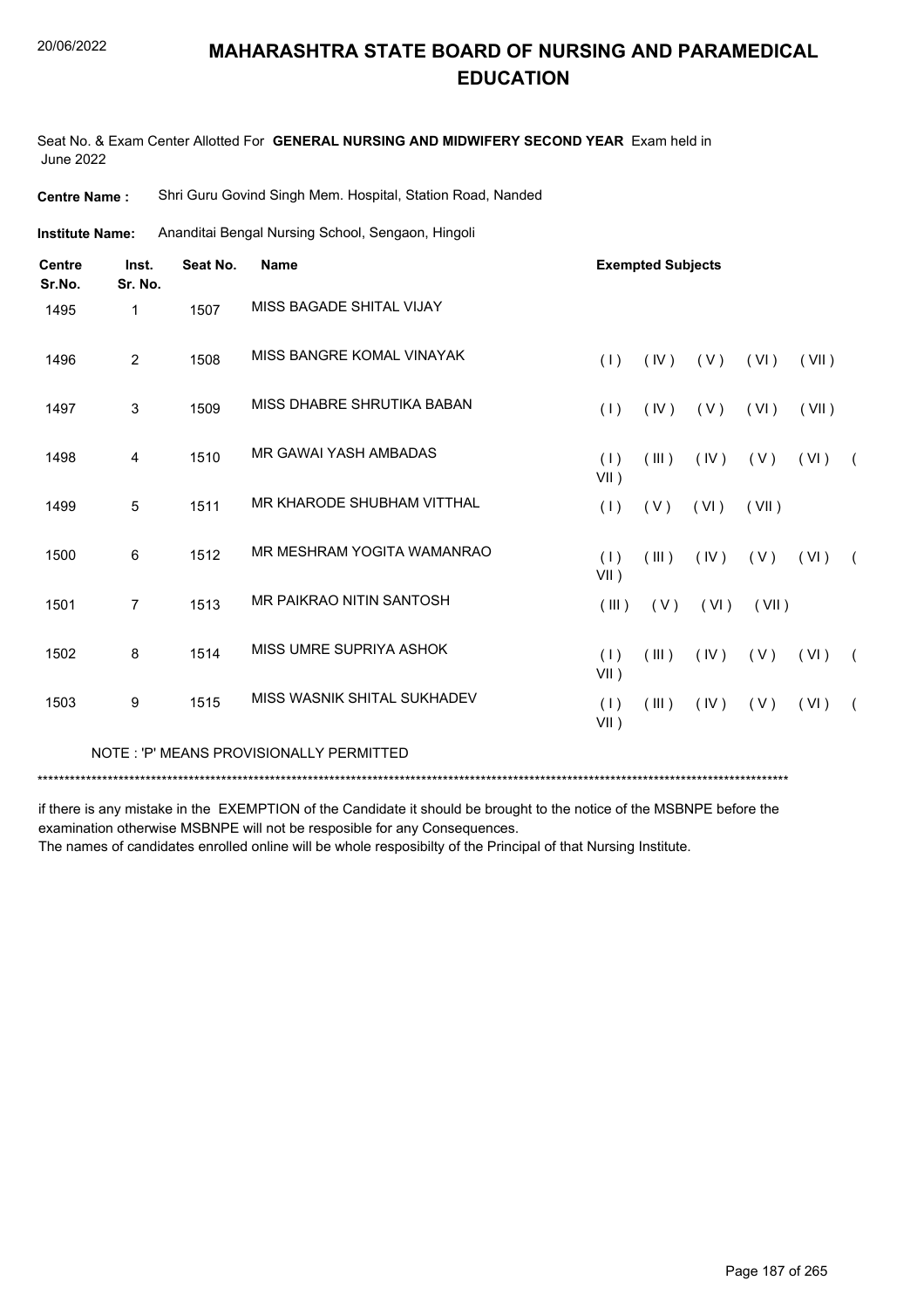# MAHARASHTRA STATE BOARD OF NURSING AND PARAMEDICAL EDUCATION

Seat No. & Exam Center Allotted For **GENERAL NURSING AND MIDWIFERY SECOND YEAR** Exam held in June 2022

**Centre Name :** Shri Guru Govind Singh Mem. Hospital, Station Road, Nanded

**Institute Name:** Ananditai Bengal Nursing School, Sengaon, Hingoli

| Centre Sr.No. | Inst. Sr. No. | Seat No. | Name | Exempted Subjects |
|---|---|---|---|---|
| 1495 | 1 | 1507 | MISS BAGADE SHITAL VIJAY | |
| 1496 | 2 | 1508 | MISS BANGRE KOMAL VINAYAK | ( I ) ( IV ) ( V ) ( VI ) ( VII ) |
| 1497 | 3 | 1509 | MISS DHABRE SHRUTIKA BABAN | ( I ) ( IV ) ( V ) ( VI ) ( VII ) |
| 1498 | 4 | 1510 | MR GAWAI YASH AMBADAS | ( I ) ( III ) ( IV ) ( V ) ( VI ) ( VII ) |
| 1499 | 5 | 1511 | MR KHARODE SHUBHAM VITTHAL | ( I ) ( V ) ( VI ) ( VII ) |
| 1500 | 6 | 1512 | MR MESHRAM YOGITA WAMANRAO | ( I ) ( III ) ( IV ) ( V ) ( VI ) ( VII ) |
| 1501 | 7 | 1513 | MR PAIKRAO NITIN SANTOSH | ( III ) ( V ) ( VI ) ( VII ) |
| 1502 | 8 | 1514 | MISS UMRE SUPRIYA ASHOK | ( I ) ( III ) ( IV ) ( V ) ( VI ) ( VII ) |
| 1503 | 9 | 1515 | MISS WASNIK SHITAL SUKHADEV | ( I ) ( III ) ( IV ) ( V ) ( VI ) ( VII ) |

NOTE : 'P' MEANS PROVISIONALLY PERMITTED

*******************************************************************************************************************************************

if there is any mistake in the EXEMPTION of the Candidate it should be brought to the notice of the MSBNPE before the examination otherwise MSBNPE will not be resposible for any Consequences.

The names of candidates enrolled online will be whole resposibilty of the Principal of that Nursing Institute.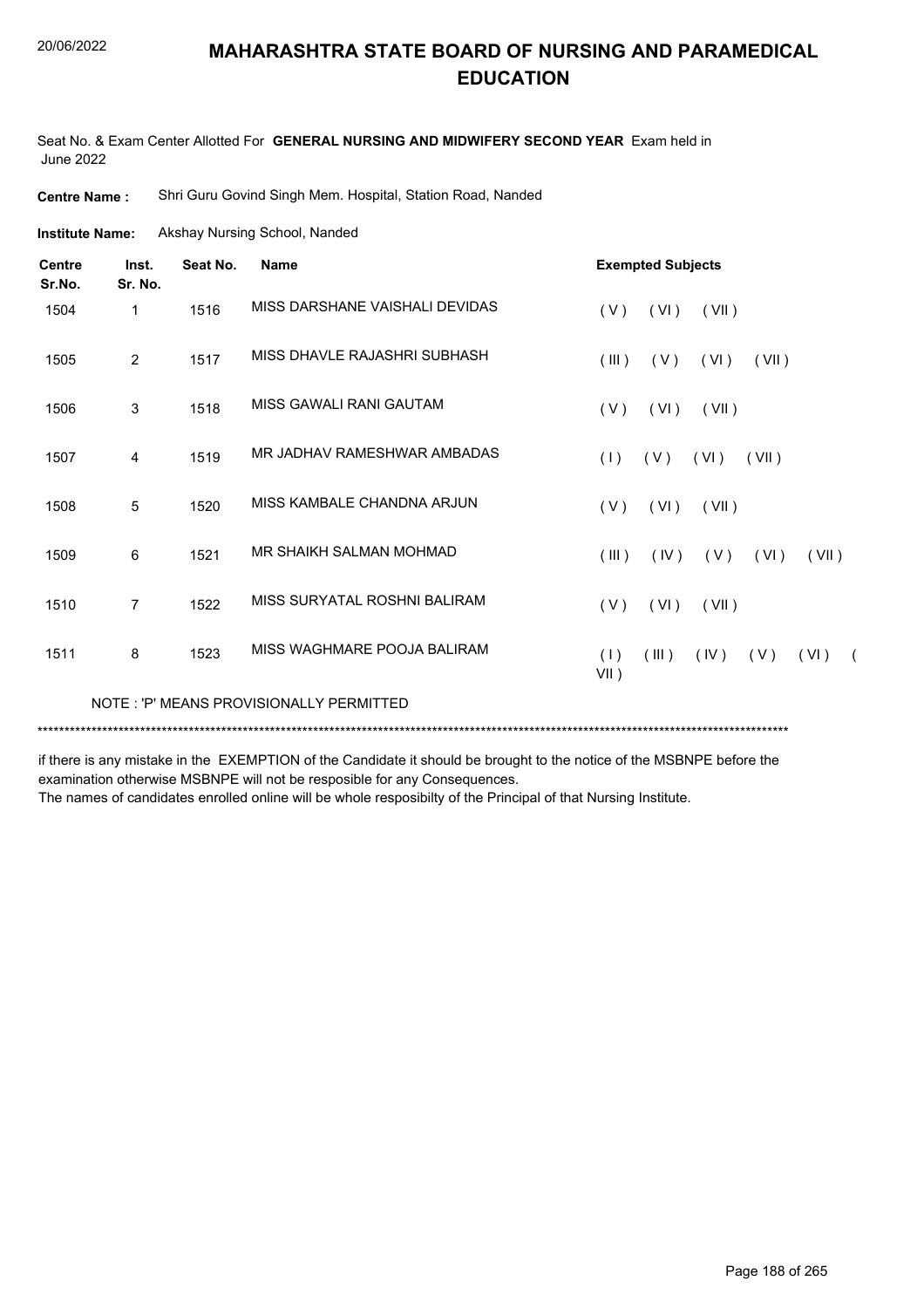# MAHARASHTRA STATE BOARD OF NURSING AND PARAMEDICAL EDUCATION

20/06/2022

Seat No. & Exam Center Allotted For **GENERAL NURSING AND MIDWIFERY SECOND YEAR** Exam held in June 2022

**Centre Name :** Shri Guru Govind Singh Mem. Hospital, Station Road, Nanded

**Institute Name:** Akshay Nursing School, Nanded

| Centre Sr.No. | Inst. Sr. No. | Seat No. | Name | Exempted Subjects |
|---|---|---|---|---|
| 1504 | 1 | 1516 | MISS DARSHANE VAISHALI DEVIDAS | ( V ) ( VI ) ( VII ) |
| 1505 | 2 | 1517 | MISS DHAVLE RAJASHRI SUBHASH | ( III ) ( V ) ( VI ) ( VII ) |
| 1506 | 3 | 1518 | MISS GAWALI RANI GAUTAM | ( V ) ( VI ) ( VII ) |
| 1507 | 4 | 1519 | MR JADHAV RAMESHWAR AMBADAS | ( I ) ( V ) ( VI ) ( VII ) |
| 1508 | 5 | 1520 | MISS KAMBALE CHANDNA ARJUN | ( V ) ( VI ) ( VII ) |
| 1509 | 6 | 1521 | MR SHAIKH SALMAN MOHMAD | ( III ) ( IV ) ( V ) ( VI ) ( VII ) |
| 1510 | 7 | 1522 | MISS SURYATAL ROSHNI BALIRAM | ( V ) ( VI ) ( VII ) |
| 1511 | 8 | 1523 | MISS WAGHMARE POOJA BALIRAM | ( I ) ( III ) ( IV ) ( V ) ( VI ) ( VII ) |

NOTE : 'P' MEANS PROVISIONALLY PERMITTED

******************************************************************************************************************************************

if there is any mistake in the EXEMPTION of the Candidate it should be brought to the notice of the MSBNPE before the examination otherwise MSBNPE will not be resposible for any Consequences.

The names of candidates enrolled online will be whole resposibilty of the Principal of that Nursing Institute.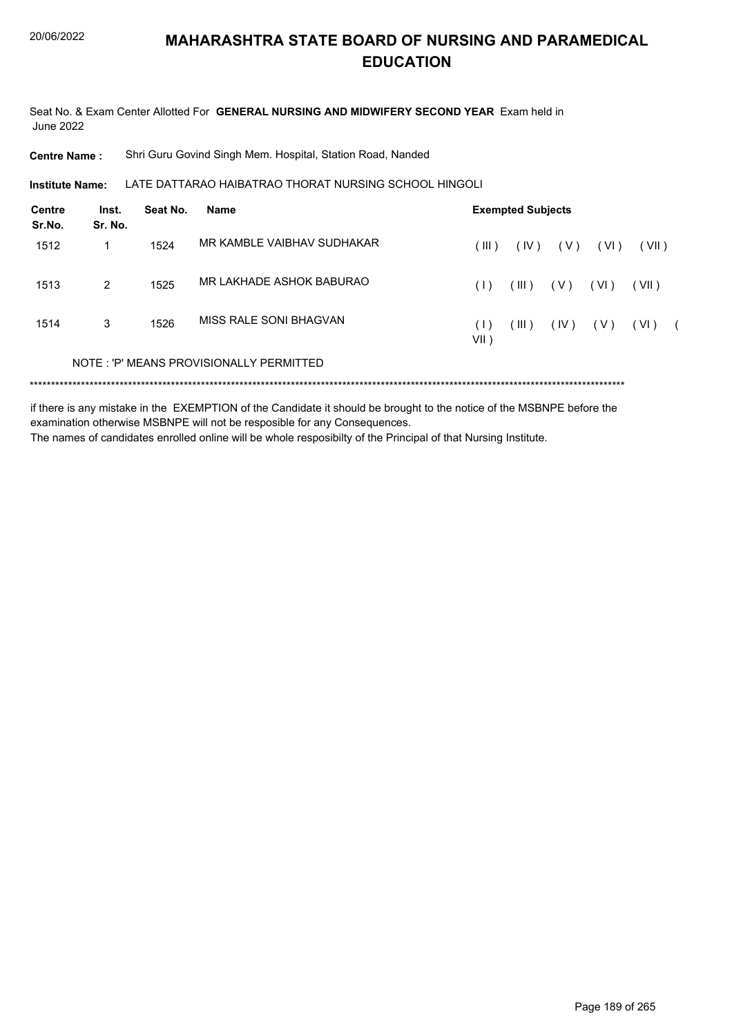# MAHARASHTRA STATE BOARD OF NURSING AND PARAMEDICAL EDUCATION

Seat No. & Exam Center Allotted For **GENERAL NURSING AND MIDWIFERY SECOND YEAR** Exam held in June 2022

**Centre Name :** Shri Guru Govind Singh Mem. Hospital, Station Road, Nanded

**Institute Name:** LATE DATTARAO HAIBATRAO THORAT NURSING SCHOOL HINGOLI

| Centre Sr.No. | Inst. Sr. No. | Seat No. | Name | Exempted Subjects |
|---|---|---|---|---|
| 1512 | 1 | 1524 | MR KAMBLE VAIBHAV SUDHAKAR | ( III ) ( IV ) ( V ) ( VI ) ( VII ) |
| 1513 | 2 | 1525 | MR LAKHADE ASHOK BABURAO | ( I ) ( III ) ( V ) ( VI ) ( VII ) |
| 1514 | 3 | 1526 | MISS RALE SONI BHAGVAN | ( I ) ( III ) ( IV ) ( V ) ( VI ) ( VII ) |

NOTE : 'P' MEANS PROVISIONALLY PERMITTED

*******************************************************************************************************************************************

if there is any mistake in the EXEMPTION of the Candidate it should be brought to the notice of the MSBNPE before the examination otherwise MSBNPE will not be resposible for any Consequences.

The names of candidates enrolled online will be whole resposibilty of the Principal of that Nursing Institute.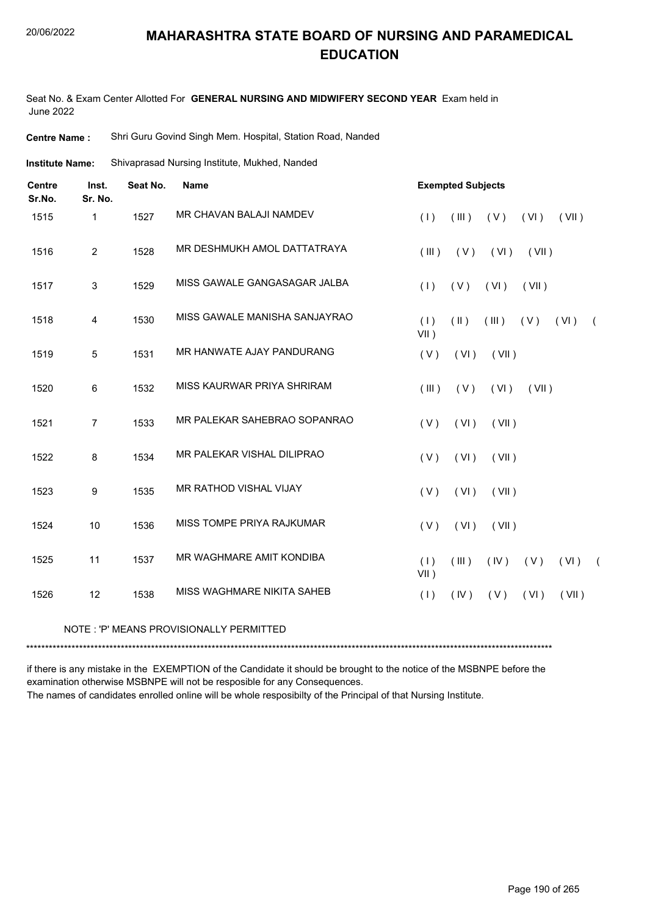# MAHARASHTRA STATE BOARD OF NURSING AND PARAMEDICAL EDUCATION

Seat No. & Exam Center Allotted For **GENERAL NURSING AND MIDWIFERY SECOND YEAR** Exam held in June 2022

**Centre Name :** Shri Guru Govind Singh Mem. Hospital, Station Road, Nanded

**Institute Name:** Shivaprasad Nursing Institute, Mukhed, Nanded

| Centre Sr.No. | Inst. Sr. No. | Seat No. | Name | Exempted Subjects |
|---|---|---|---|---|
| 1515 | 1 | 1527 | MR CHAVAN BALAJI NAMDEV | ( I ) ( III ) ( V ) ( VI ) ( VII ) |
| 1516 | 2 | 1528 | MR DESHMUKH AMOL DATTATRAYA | ( III ) ( V ) ( VI ) ( VII ) |
| 1517 | 3 | 1529 | MISS GAWALE GANGASAGAR JALBA | ( I ) ( V ) ( VI ) ( VII ) |
| 1518 | 4 | 1530 | MISS GAWALE MANISHA SANJAYRAO | ( I ) ( II ) ( III ) ( V ) ( VI ) ( VII ) |
| 1519 | 5 | 1531 | MR HANWATE AJAY PANDURANG | ( V ) ( VI ) ( VII ) |
| 1520 | 6 | 1532 | MISS KAURWAR PRIYA SHRIRAM | ( III ) ( V ) ( VI ) ( VII ) |
| 1521 | 7 | 1533 | MR PALEKAR SAHEBRAO SOPANRAO | ( V ) ( VI ) ( VII ) |
| 1522 | 8 | 1534 | MR PALEKAR VISHAL DILIPRAO | ( V ) ( VI ) ( VII ) |
| 1523 | 9 | 1535 | MR RATHOD VISHAL VIJAY | ( V ) ( VI ) ( VII ) |
| 1524 | 10 | 1536 | MISS TOMPE PRIYA RAJKUMAR | ( V ) ( VI ) ( VII ) |
| 1525 | 11 | 1537 | MR WAGHMARE AMIT KONDIBA | ( I ) ( III ) ( IV ) ( V ) ( VI ) ( VII ) |
| 1526 | 12 | 1538 | MISS WAGHMARE NIKITA SAHEB | ( I ) ( IV ) ( V ) ( VI ) ( VII ) |

NOTE : 'P' MEANS PROVISIONALLY PERMITTED

*******************************************************************************************************************************************

if there is any mistake in the EXEMPTION of the Candidate it should be brought to the notice of the MSBNPE before the examination otherwise MSBNPE will not be resposible for any Consequences.

The names of candidates enrolled online will be whole resposibilty of the Principal of that Nursing Institute.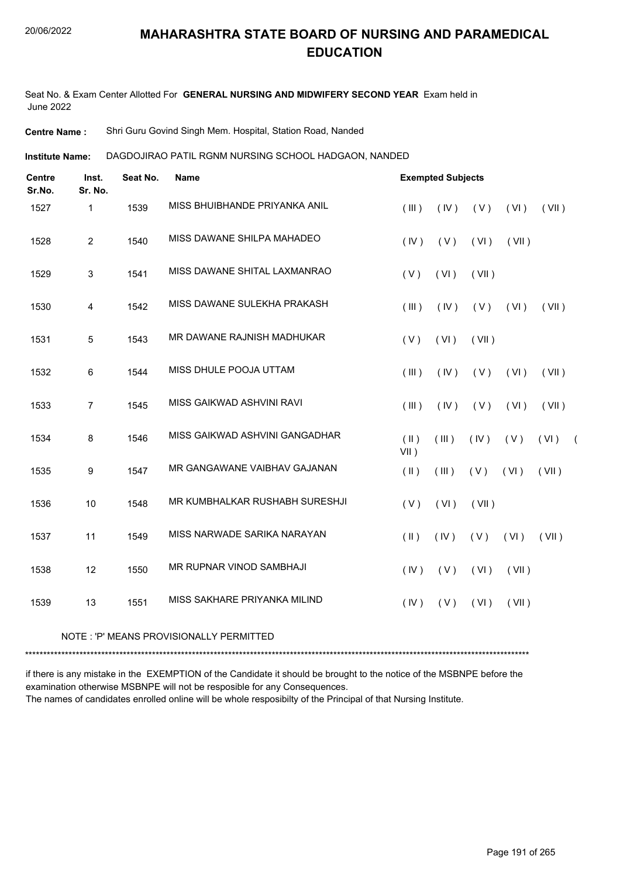# MAHARASHTRA STATE BOARD OF NURSING AND PARAMEDICAL EDUCATION

Seat No. & Exam Center Allotted For **GENERAL NURSING AND MIDWIFERY SECOND YEAR** Exam held in June 2022

**Centre Name :** Shri Guru Govind Singh Mem. Hospital, Station Road, Nanded

**Institute Name:** DAGDOJIRAO PATIL RGNM NURSING SCHOOL HADGAON, NANDED

| Centre Sr.No. | Inst. Sr. No. | Seat No. | Name | Exempted Subjects |
|---|---|---|---|---|
| 1527 | 1 | 1539 | MISS BHUIBHANDE PRIYANKA ANIL | ( III ) ( IV ) ( V ) ( VI ) ( VII ) |
| 1528 | 2 | 1540 | MISS DAWANE SHILPA MAHADEO | ( IV ) ( V ) ( VI ) ( VII ) |
| 1529 | 3 | 1541 | MISS DAWANE SHITAL LAXMANRAO | ( V ) ( VI ) ( VII ) |
| 1530 | 4 | 1542 | MISS DAWANE SULEKHA PRAKASH | ( III ) ( IV ) ( V ) ( VI ) ( VII ) |
| 1531 | 5 | 1543 | MR DAWANE RAJNISH MADHUKAR | ( V ) ( VI ) ( VII ) |
| 1532 | 6 | 1544 | MISS DHULE POOJA UTTAM | ( III ) ( IV ) ( V ) ( VI ) ( VII ) |
| 1533 | 7 | 1545 | MISS GAIKWAD ASHVINI RAVI | ( III ) ( IV ) ( V ) ( VI ) ( VII ) |
| 1534 | 8 | 1546 | MISS GAIKWAD ASHVINI GANGADHAR | ( II ) ( III ) ( IV ) ( V ) ( VI ) ( VII ) |
| 1535 | 9 | 1547 | MR GANGAWANE VAIBHAV GAJANAN | ( II ) ( III ) ( V ) ( VI ) ( VII ) |
| 1536 | 10 | 1548 | MR KUMBHALKAR RUSHABH SURESHJI | ( V ) ( VI ) ( VII ) |
| 1537 | 11 | 1549 | MISS NARWADE SARIKA NARAYAN | ( II ) ( IV ) ( V ) ( VI ) ( VII ) |
| 1538 | 12 | 1550 | MR RUPNAR VINOD SAMBHAJI | ( IV ) ( V ) ( VI ) ( VII ) |
| 1539 | 13 | 1551 | MISS SAKHARE PRIYANKA MILIND | ( IV ) ( V ) ( VI ) ( VII ) |

NOTE : 'P' MEANS PROVISIONALLY PERMITTED

*******************************************************************************************************************************************

if there is any mistake in the EXEMPTION of the Candidate it should be brought to the notice of the MSBNPE before the examination otherwise MSBNPE will not be resposible for any Consequences.

The names of candidates enrolled online will be whole resposibilty of the Principal of that Nursing Institute.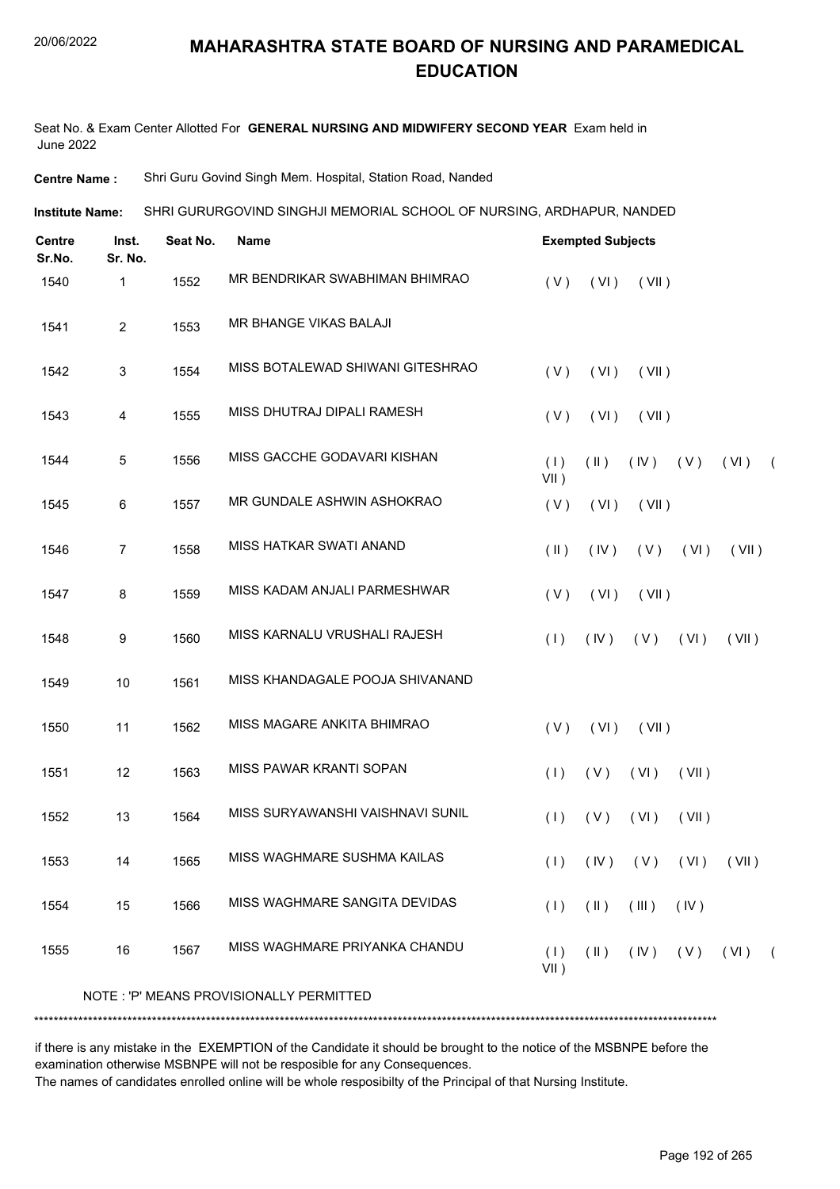# MAHARASHTRA STATE BOARD OF NURSING AND PARAMEDICAL EDUCATION

Seat No. & Exam Center Allotted For **GENERAL NURSING AND MIDWIFERY SECOND YEAR** Exam held in June 2022

**Centre Name :** Shri Guru Govind Singh Mem. Hospital, Station Road, Nanded

**Institute Name:** SHRI GURURGOVIND SINGHJI MEMORIAL SCHOOL OF NURSING, ARDHAPUR, NANDED

| Centre Sr.No. | Inst. Sr. No. | Seat No. | Name | Exempted Subjects |
|---|---|---|---|---|
| 1540 | 1 | 1552 | MR BENDRIKAR SWABHIMAN BHIMRAO | ( V ) ( VI ) ( VII ) |
| 1541 | 2 | 1553 | MR BHANGE VIKAS BALAJI | |
| 1542 | 3 | 1554 | MISS BOTALEWAD SHIWANI GITESHRAO | ( V ) ( VI ) ( VII ) |
| 1543 | 4 | 1555 | MISS DHUTRAJ DIPALI RAMESH | ( V ) ( VI ) ( VII ) |
| 1544 | 5 | 1556 | MISS GACCHE GODAVARI KISHAN | ( I ) ( II ) ( IV ) ( V ) ( VI ) ( VII ) |
| 1545 | 6 | 1557 | MR GUNDALE ASHWIN ASHOKRAO | ( V ) ( VI ) ( VII ) |
| 1546 | 7 | 1558 | MISS HATKAR SWATI ANAND | ( II ) ( IV ) ( V ) ( VI ) ( VII ) |
| 1547 | 8 | 1559 | MISS KADAM ANJALI PARMESHWAR | ( V ) ( VI ) ( VII ) |
| 1548 | 9 | 1560 | MISS KARNALU VRUSHALI RAJESH | ( I ) ( IV ) ( V ) ( VI ) ( VII ) |
| 1549 | 10 | 1561 | MISS KHANDAGALE POOJA SHIVANAND | |
| 1550 | 11 | 1562 | MISS MAGARE ANKITA BHIMRAO | ( V ) ( VI ) ( VII ) |
| 1551 | 12 | 1563 | MISS PAWAR KRANTI SOPAN | ( I ) ( V ) ( VI ) ( VII ) |
| 1552 | 13 | 1564 | MISS SURYAWANSHI VAISHNAVI SUNIL | ( I ) ( V ) ( VI ) ( VII ) |
| 1553 | 14 | 1565 | MISS WAGHMARE SUSHMA KAILAS | ( I ) ( IV ) ( V ) ( VI ) ( VII ) |
| 1554 | 15 | 1566 | MISS WAGHMARE SANGITA DEVIDAS | ( I ) ( II ) ( III ) ( IV ) |
| 1555 | 16 | 1567 | MISS WAGHMARE PRIYANKA CHANDU | ( I ) ( II ) ( IV ) ( V ) ( VI ) ( VII ) |

NOTE : 'P' MEANS PROVISIONALLY PERMITTED

******************************************************************************************************************************

if there is any mistake in the EXEMPTION of the Candidate it should be brought to the notice of the MSBNPE before the examination otherwise MSBNPE will not be resposible for any Consequences.
The names of candidates enrolled online will be whole resposibilty of the Principal of that Nursing Institute.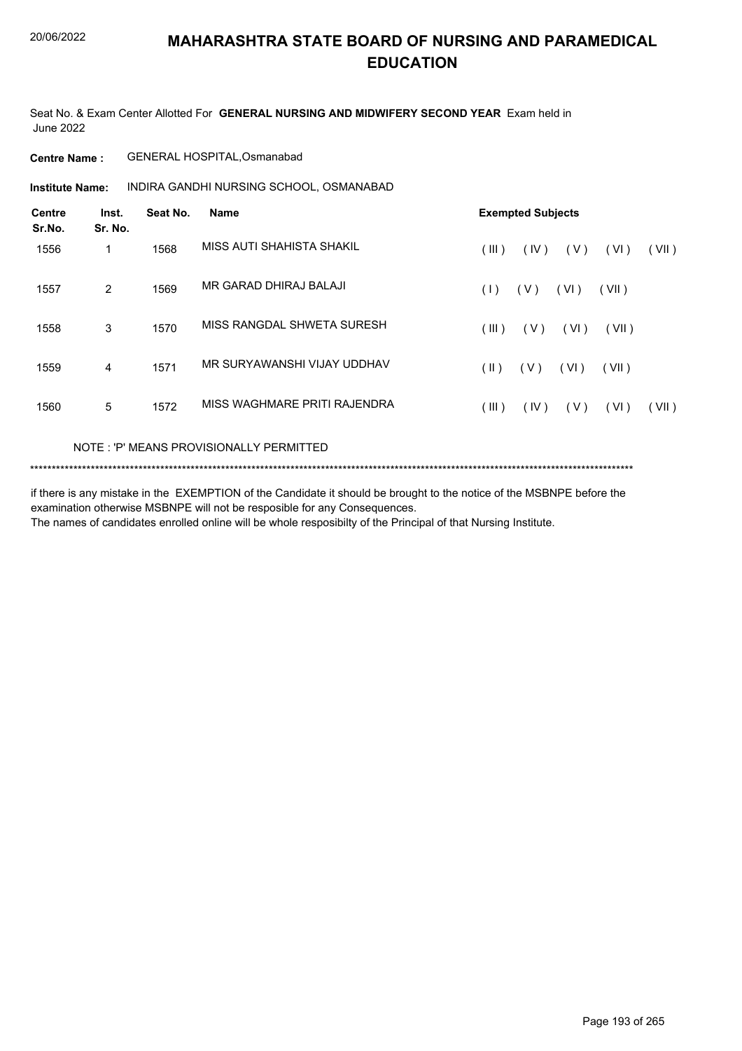# MAHARASHTRA STATE BOARD OF NURSING AND PARAMEDICAL EDUCATION

20/06/2022

Seat No. & Exam Center Allotted For **GENERAL NURSING AND MIDWIFERY SECOND YEAR** Exam held in June 2022

**Centre Name :** GENERAL HOSPITAL,Osmanabad

**Institute Name:** INDIRA GANDHI NURSING SCHOOL, OSMANABAD

| Centre Sr.No. | Inst. Sr. No. | Seat No. | Name | Exempted Subjects |
|---|---|---|---|---|
| 1556 | 1 | 1568 | MISS AUTI SHAHISTA SHAKIL | ( III ) ( IV ) ( V ) ( VI ) ( VII ) |
| 1557 | 2 | 1569 | MR GARAD DHIRAJ BALAJI | ( I ) ( V ) ( VI ) ( VII ) |
| 1558 | 3 | 1570 | MISS RANGDAL SHWETA SURESH | ( III ) ( V ) ( VI ) ( VII ) |
| 1559 | 4 | 1571 | MR SURYAWANSHI VIJAY UDDHAV | ( II ) ( V ) ( VI ) ( VII ) |
| 1560 | 5 | 1572 | MISS WAGHMARE PRITI RAJENDRA | ( III ) ( IV ) ( V ) ( VI ) ( VII ) |

NOTE : 'P' MEANS PROVISIONALLY PERMITTED

******************************************************************************************************************************************

if there is any mistake in the EXEMPTION of the Candidate it should be brought to the notice of the MSBNPE before the examination otherwise MSBNPE will not be resposible for any Consequences.
The names of candidates enrolled online will be whole resposibilty of the Principal of that Nursing Institute.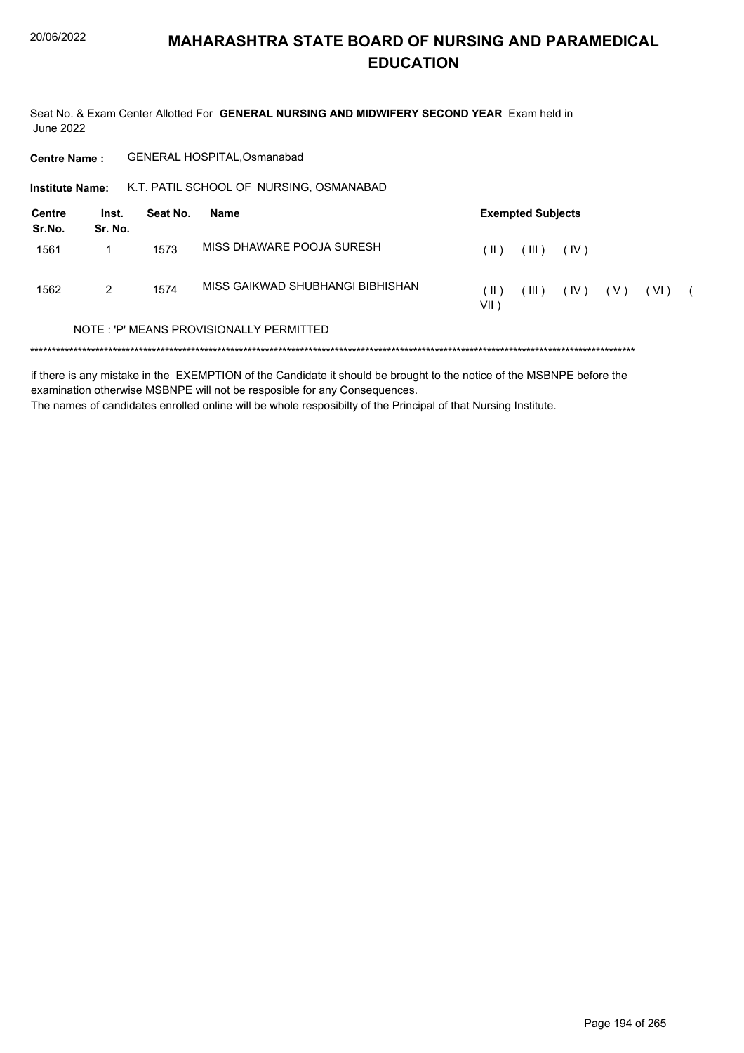# MAHARASHTRA STATE BOARD OF NURSING AND PARAMEDICAL EDUCATION

Seat No. & Exam Center Allotted For **GENERAL NURSING AND MIDWIFERY SECOND YEAR** Exam held in June 2022

**Centre Name :** GENERAL HOSPITAL,Osmanabad

**Institute Name:** K.T. PATIL SCHOOL OF NURSING, OSMANABAD

| Centre Sr.No. | Inst. Sr. No. | Seat No. | Name | Exempted Subjects |
|---|---|---|---|---|
| 1561 | 1 | 1573 | MISS DHAWARE POOJA SURESH | ( II ) ( III ) ( IV ) |
| 1562 | 2 | 1574 | MISS GAIKWAD SHUBHANGI BIBHISHAN | ( II ) ( III ) ( IV ) ( V ) ( VI ) ( VII ) |

NOTE : 'P' MEANS PROVISIONALLY PERMITTED

*******************************************************************************************************************************************

if there is any mistake in the EXEMPTION of the Candidate it should be brought to the notice of the MSBNPE before the examination otherwise MSBNPE will not be resposible for any Consequences.

The names of candidates enrolled online will be whole resposibilty of the Principal of that Nursing Institute.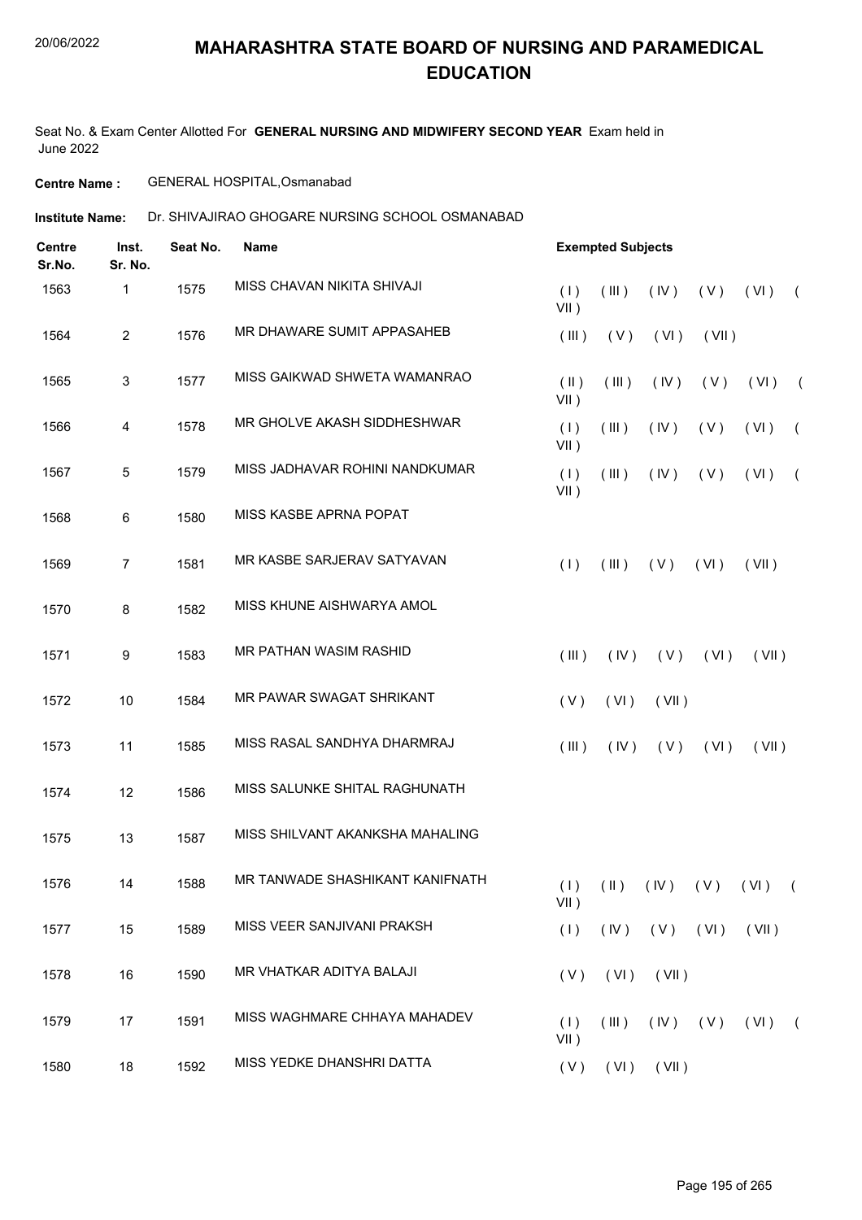# MAHARASHTRA STATE BOARD OF NURSING AND PARAMEDICAL EDUCATION

Seat No. & Exam Center Allotted For **GENERAL NURSING AND MIDWIFERY SECOND YEAR** Exam held in June 2022

**Centre Name :** GENERAL HOSPITAL,Osmanabad

**Institute Name:** Dr. SHIVAJIRAO GHOGARE NURSING SCHOOL OSMANABAD

| Centre Sr.No. | Inst. Sr. No. | Seat No. | Name | Exempted Subjects |
|---|---|---|---|---|
| 1563 | 1 | 1575 | MISS CHAVAN NIKITA SHIVAJI | ( I ) ( III ) ( IV ) ( V ) ( VI ) ( VII ) |
| 1564 | 2 | 1576 | MR DHAWARE SUMIT APPASAHEB | ( III ) ( V ) ( VI ) ( VII ) |
| 1565 | 3 | 1577 | MISS GAIKWAD SHWETA WAMANRAO | ( II ) ( III ) ( IV ) ( V ) ( VI ) ( VII ) |
| 1566 | 4 | 1578 | MR GHOLVE AKASH SIDDHESHWAR | ( I ) ( III ) ( IV ) ( V ) ( VI ) ( VII ) |
| 1567 | 5 | 1579 | MISS JADHAVAR ROHINI NANDKUMAR | ( I ) ( III ) ( IV ) ( V ) ( VI ) ( VII ) |
| 1568 | 6 | 1580 | MISS KASBE APRNA POPAT | |
| 1569 | 7 | 1581 | MR KASBE SARJERAV SATYAVAN | ( I ) ( III ) ( V ) ( VI ) ( VII ) |
| 1570 | 8 | 1582 | MISS KHUNE AISHWARYA AMOL | |
| 1571 | 9 | 1583 | MR PATHAN WASIM RASHID | ( III ) ( IV ) ( V ) ( VI ) ( VII ) |
| 1572 | 10 | 1584 | MR PAWAR SWAGAT SHRIKANT | ( V ) ( VI ) ( VII ) |
| 1573 | 11 | 1585 | MISS RASAL SANDHYA DHARMRAJ | ( III ) ( IV ) ( V ) ( VI ) ( VII ) |
| 1574 | 12 | 1586 | MISS SALUNKE SHITAL RAGHUNATH | |
| 1575 | 13 | 1587 | MISS SHILVANT AKANKSHA MAHALING | |
| 1576 | 14 | 1588 | MR TANWADE SHASHIKANT KANIFNATH | ( I ) ( II ) ( IV ) ( V ) ( VI ) ( VII ) |
| 1577 | 15 | 1589 | MISS VEER SANJIVANI PRAKSH | ( I ) ( IV ) ( V ) ( VI ) ( VII ) |
| 1578 | 16 | 1590 | MR VHATKAR ADITYA BALAJI | ( V ) ( VI ) ( VII ) |
| 1579 | 17 | 1591 | MISS WAGHMARE CHHAYA MAHADEV | ( I ) ( III ) ( IV ) ( V ) ( VI ) ( VII ) |
| 1580 | 18 | 1592 | MISS YEDKE DHANSHRI DATTA | ( V ) ( VI ) ( VII ) |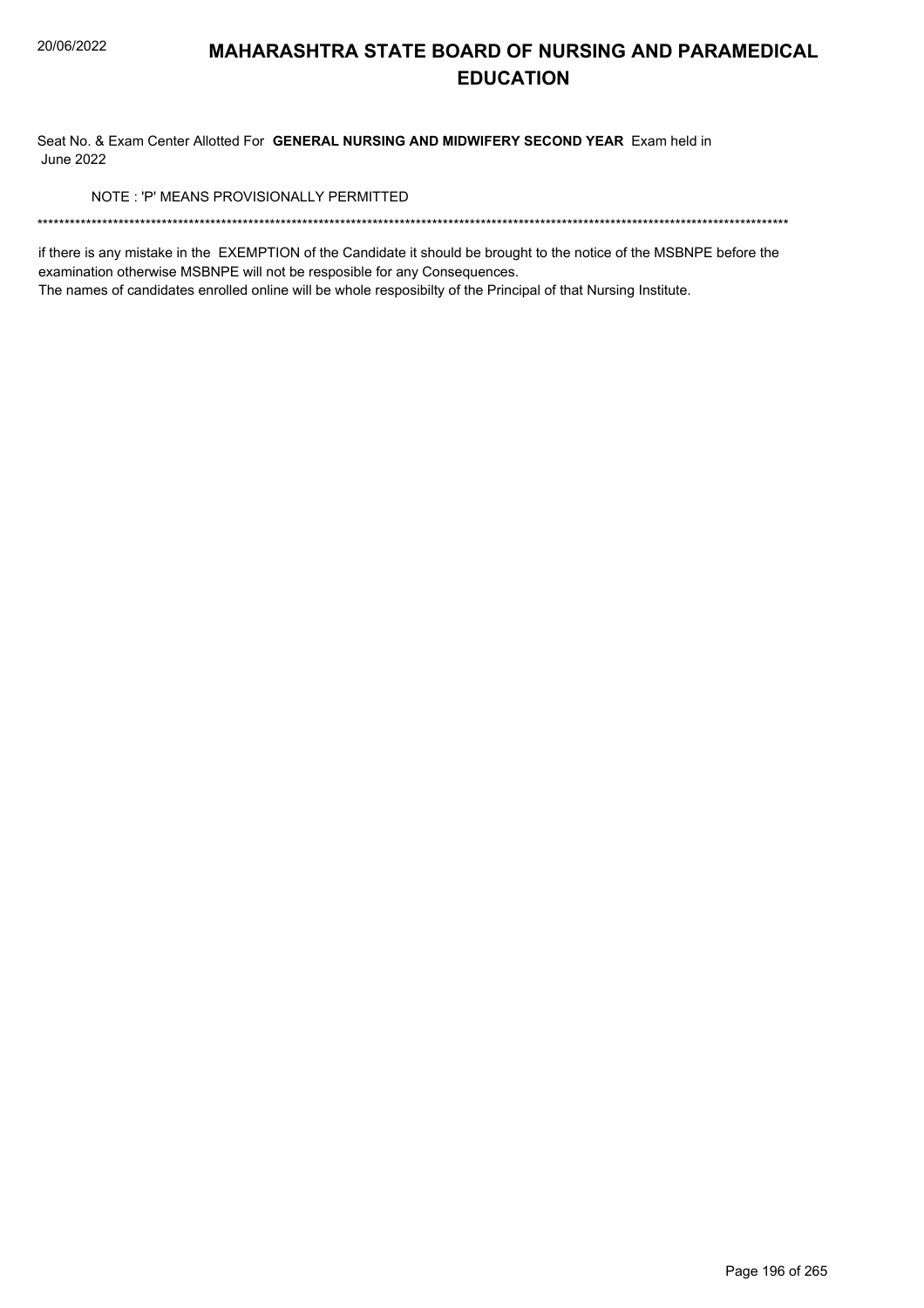# MAHARASHTRA STATE BOARD OF NURSING AND PARAMEDICAL EDUCATION

Seat No. & Exam Center Allotted For **GENERAL NURSING AND MIDWIFERY SECOND YEAR** Exam held in June 2022

NOTE : 'P' MEANS PROVISIONALLY PERMITTED

******************************************************************************************************************************************

if there is any mistake in the EXEMPTION of the Candidate it should be brought to the notice of the MSBNPE before the examination otherwise MSBNPE will not be resposible for any Consequences.
The names of candidates enrolled online will be whole resposibilty of the Principal of that Nursing Institute.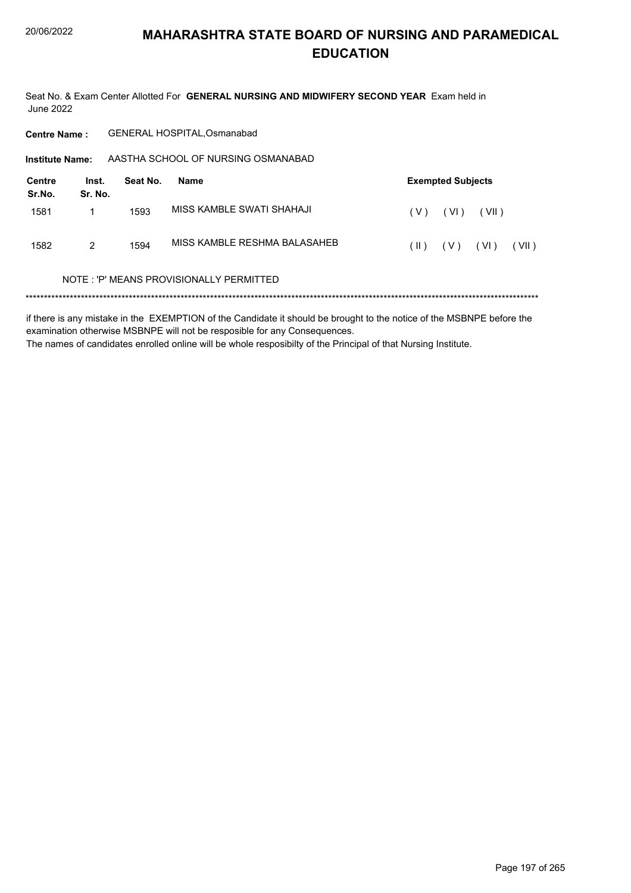# MAHARASHTRA STATE BOARD OF NURSING AND PARAMEDICAL EDUCATION

Seat No. & Exam Center Allotted For **GENERAL NURSING AND MIDWIFERY SECOND YEAR** Exam held in June 2022

**Centre Name :** GENERAL HOSPITAL,Osmanabad

**Institute Name:** AASTHA SCHOOL OF NURSING OSMANABAD

| Centre Sr.No. | Inst. Sr. No. | Seat No. | Name | Exempted Subjects |
|---|---|---|---|---|
| 1581 | 1 | 1593 | MISS KAMBLE SWATI SHAHAJI | ( V ) ( VI ) ( VII ) |
| 1582 | 2 | 1594 | MISS KAMBLE RESHMA BALASAHEB | ( II ) ( V ) ( VI ) ( VII ) |

NOTE : 'P' MEANS PROVISIONALLY PERMITTED

******************************************************************************************************************************************

if there is any mistake in the EXEMPTION of the Candidate it should be brought to the notice of the MSBNPE before the examination otherwise MSBNPE will not be resposible for any Consequences.

The names of candidates enrolled online will be whole resposibilty of the Principal of that Nursing Institute.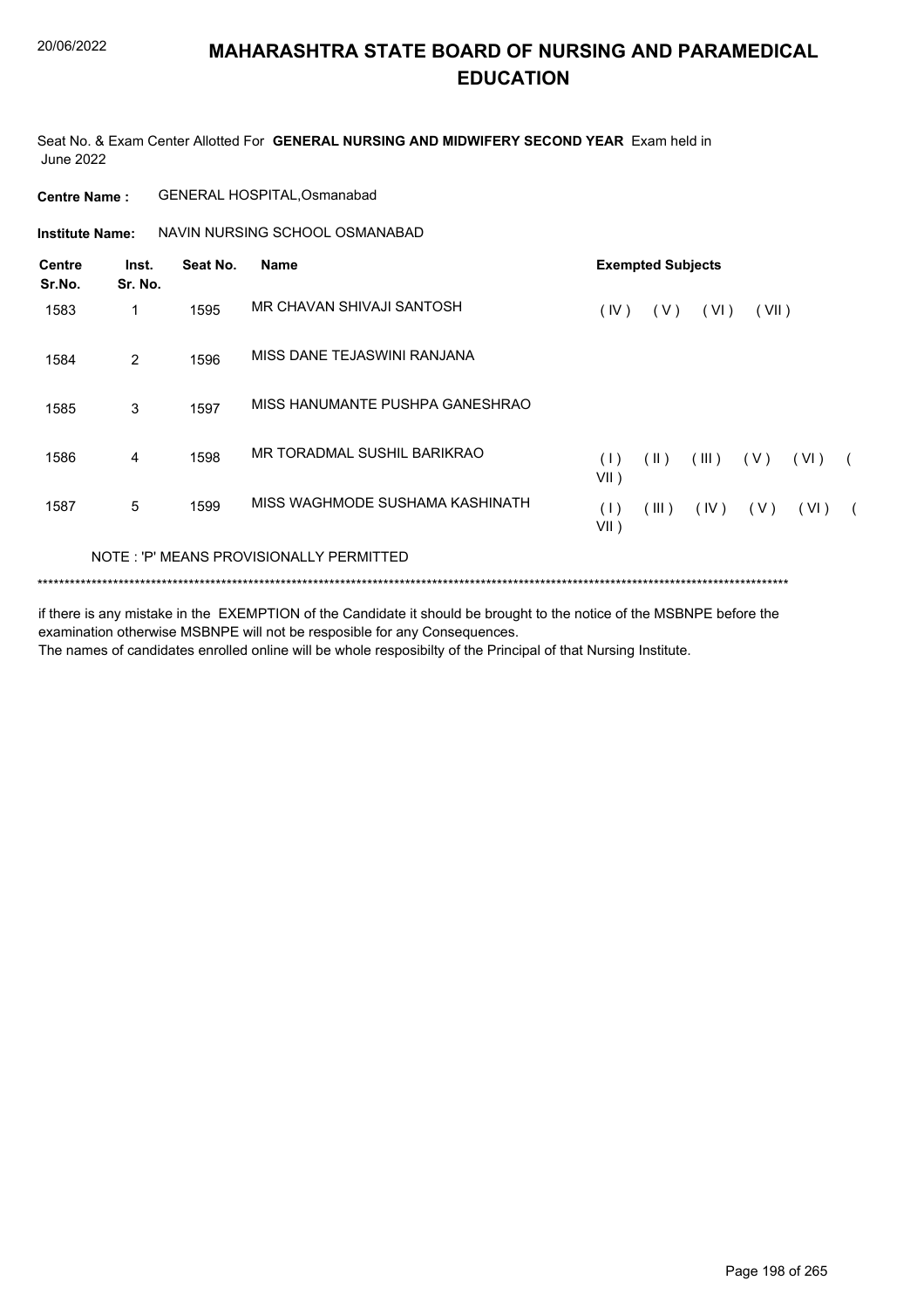# MAHARASHTRA STATE BOARD OF NURSING AND PARAMEDICAL EDUCATION

Seat No. & Exam Center Allotted For **GENERAL NURSING AND MIDWIFERY SECOND YEAR** Exam held in June 2022

**Centre Name :** GENERAL HOSPITAL,Osmanabad

**Institute Name:** NAVIN NURSING SCHOOL OSMANABAD

| Centre Sr.No. | Inst. Sr. No. | Seat No. | Name | Exempted Subjects |
|---|---|---|---|---|
| 1583 | 1 | 1595 | MR CHAVAN SHIVAJI SANTOSH | ( IV ) ( V ) ( VI ) ( VII ) |
| 1584 | 2 | 1596 | MISS DANE TEJASWINI RANJANA | |
| 1585 | 3 | 1597 | MISS HANUMANTE PUSHPA GANESHRAO | |
| 1586 | 4 | 1598 | MR TORADMAL SUSHIL BARIKRAO | ( I ) ( II ) ( III ) ( V ) ( VI ) ( VII ) |
| 1587 | 5 | 1599 | MISS WAGHMODE SUSHAMA KASHINATH | ( I ) ( III ) ( IV ) ( V ) ( VI ) ( VII ) |

NOTE : 'P' MEANS PROVISIONALLY PERMITTED

*******************************************************************************************************************************************

if there is any mistake in the EXEMPTION of the Candidate it should be brought to the notice of the MSBNPE before the examination otherwise MSBNPE will not be resposible for any Consequences.

The names of candidates enrolled online will be whole resposibilty of the Principal of that Nursing Institute.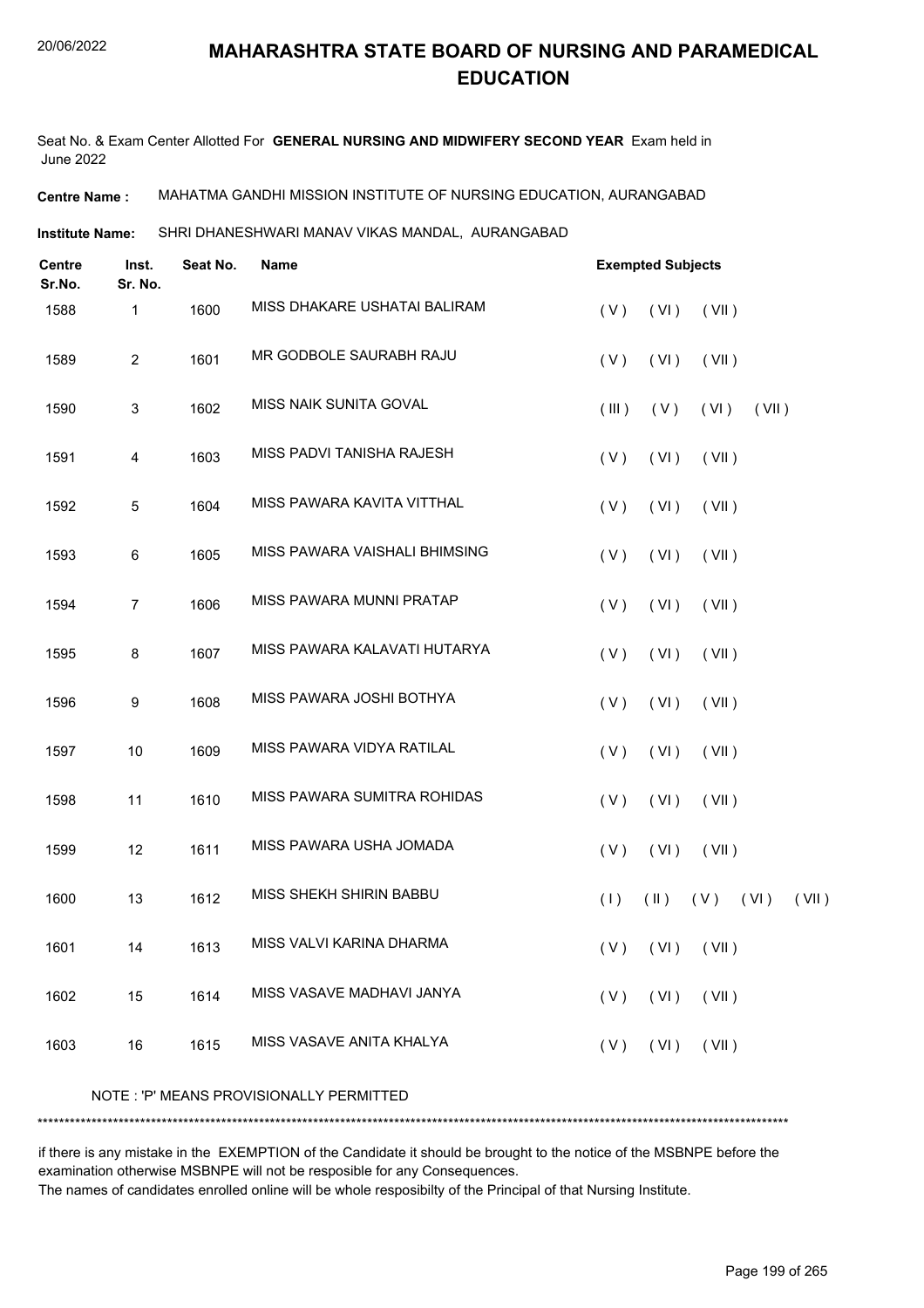# MAHARASHTRA STATE BOARD OF NURSING AND PARAMEDICAL EDUCATION

Seat No. & Exam Center Allotted For **GENERAL NURSING AND MIDWIFERY SECOND YEAR** Exam held in June 2022

**Centre Name :** MAHATMA GANDHI MISSION INSTITUTE OF NURSING EDUCATION, AURANGABAD

**Institute Name:** SHRI DHANESHWARI MANAV VIKAS MANDAL, AURANGABAD

| Centre Sr.No. | Inst. Sr. No. | Seat No. | Name | Exempted Subjects |
|---|---|---|---|---|
| 1588 | 1 | 1600 | MISS DHAKARE USHATAI BALIRAM | ( V ) ( VI ) ( VII ) |
| 1589 | 2 | 1601 | MR GODBOLE SAURABH RAJU | ( V ) ( VI ) ( VII ) |
| 1590 | 3 | 1602 | MISS NAIK SUNITA GOVAL | ( III ) ( V ) ( VI ) ( VII ) |
| 1591 | 4 | 1603 | MISS PADVI TANISHA RAJESH | ( V ) ( VI ) ( VII ) |
| 1592 | 5 | 1604 | MISS PAWARA KAVITA VITTHAL | ( V ) ( VI ) ( VII ) |
| 1593 | 6 | 1605 | MISS PAWARA VAISHALI BHIMSING | ( V ) ( VI ) ( VII ) |
| 1594 | 7 | 1606 | MISS PAWARA MUNNI PRATAP | ( V ) ( VI ) ( VII ) |
| 1595 | 8 | 1607 | MISS PAWARA KALAVATI HUTARYA | ( V ) ( VI ) ( VII ) |
| 1596 | 9 | 1608 | MISS PAWARA JOSHI BOTHYA | ( V ) ( VI ) ( VII ) |
| 1597 | 10 | 1609 | MISS PAWARA VIDYA RATILAL | ( V ) ( VI ) ( VII ) |
| 1598 | 11 | 1610 | MISS PAWARA SUMITRA ROHIDAS | ( V ) ( VI ) ( VII ) |
| 1599 | 12 | 1611 | MISS PAWARA USHA JOMADA | ( V ) ( VI ) ( VII ) |
| 1600 | 13 | 1612 | MISS SHEKH SHIRIN BABBU | ( I ) ( II ) ( V ) ( VI ) ( VII ) |
| 1601 | 14 | 1613 | MISS VALVI KARINA DHARMA | ( V ) ( VI ) ( VII ) |
| 1602 | 15 | 1614 | MISS VASAVE MADHAVI JANYA | ( V ) ( VI ) ( VII ) |
| 1603 | 16 | 1615 | MISS VASAVE ANITA KHALYA | ( V ) ( VI ) ( VII ) |

NOTE : 'P' MEANS PROVISIONALLY PERMITTED

if there is any mistake in the EXEMPTION of the Candidate it should be brought to the notice of the MSBNPE before the examination otherwise MSBNPE will not be resposible for any Consequences.
The names of candidates enrolled online will be whole resposibilty of the Principal of that Nursing Institute.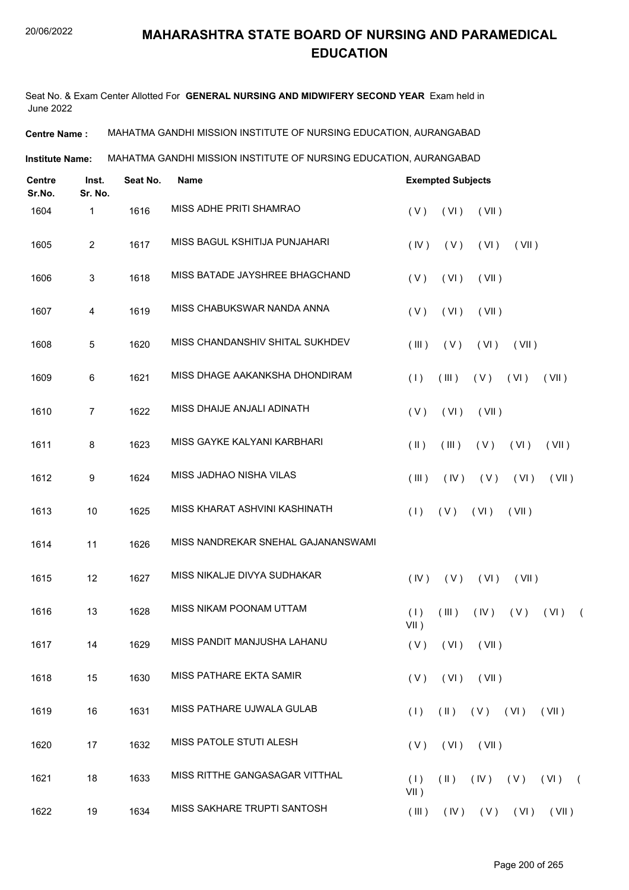# MAHARASHTRA STATE BOARD OF NURSING AND PARAMEDICAL EDUCATION

Seat No. & Exam Center Allotted For **GENERAL NURSING AND MIDWIFERY SECOND YEAR** Exam held in June 2022

**Centre Name :** MAHATMA GANDHI MISSION INSTITUTE OF NURSING EDUCATION, AURANGABAD

**Institute Name:** MAHATMA GANDHI MISSION INSTITUTE OF NURSING EDUCATION, AURANGABAD

| Centre Sr.No. | Inst. Sr. No. | Seat No. | Name | Exempted Subjects |
|---|---|---|---|---|
| 1604 | 1 | 1616 | MISS ADHE PRITI SHAMRAO | ( V ) ( VI ) ( VII ) |
| 1605 | 2 | 1617 | MISS BAGUL KSHITIJA PUNJAHARI | ( IV ) ( V ) ( VI ) ( VII ) |
| 1606 | 3 | 1618 | MISS BATADE JAYSHREE BHAGCHAND | ( V ) ( VI ) ( VII ) |
| 1607 | 4 | 1619 | MISS CHABUKSWAR NANDA ANNA | ( V ) ( VI ) ( VII ) |
| 1608 | 5 | 1620 | MISS CHANDANSHIV SHITAL SUKHDEV | ( III ) ( V ) ( VI ) ( VII ) |
| 1609 | 6 | 1621 | MISS DHAGE AAKANKSHA DHONDIRAM | ( I ) ( III ) ( V ) ( VI ) ( VII ) |
| 1610 | 7 | 1622 | MISS DHAIJE ANJALI ADINATH | ( V ) ( VI ) ( VII ) |
| 1611 | 8 | 1623 | MISS GAYKE KALYANI KARBHARI | ( II ) ( III ) ( V ) ( VI ) ( VII ) |
| 1612 | 9 | 1624 | MISS JADHAO NISHA VILAS | ( III ) ( IV ) ( V ) ( VI ) ( VII ) |
| 1613 | 10 | 1625 | MISS KHARAT ASHVINI KASHINATH | ( I ) ( V ) ( VI ) ( VII ) |
| 1614 | 11 | 1626 | MISS NANDREKAR SNEHAL GAJANANSWAMI | |
| 1615 | 12 | 1627 | MISS NIKALJE DIVYA SUDHAKAR | ( IV ) ( V ) ( VI ) ( VII ) |
| 1616 | 13 | 1628 | MISS NIKAM POONAM UTTAM | ( I ) ( III ) ( IV ) ( V ) ( VI ) ( VII ) |
| 1617 | 14 | 1629 | MISS PANDIT MANJUSHA LAHANU | ( V ) ( VI ) ( VII ) |
| 1618 | 15 | 1630 | MISS PATHARE EKTA SAMIR | ( V ) ( VI ) ( VII ) |
| 1619 | 16 | 1631 | MISS PATHARE UJWALA GULAB | ( I ) ( II ) ( V ) ( VI ) ( VII ) |
| 1620 | 17 | 1632 | MISS PATOLE STUTI ALESH | ( V ) ( VI ) ( VII ) |
| 1621 | 18 | 1633 | MISS RITTHE GANGASAGAR VITTHAL | ( I ) ( II ) ( IV ) ( V ) ( VI ) ( VII ) |
| 1622 | 19 | 1634 | MISS SAKHARE TRUPTI SANTOSH | ( III ) ( IV ) ( V ) ( VI ) ( VII ) |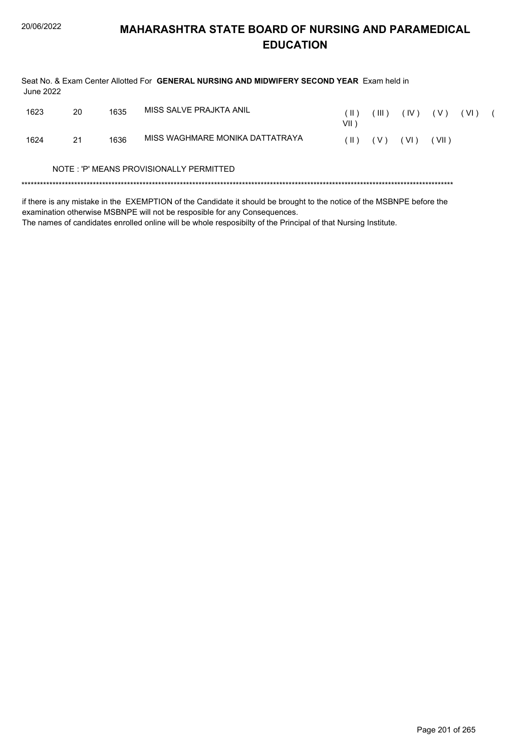# MAHARASHTRA STATE BOARD OF NURSING AND PARAMEDICAL EDUCATION

Seat No. & Exam Center Allotted For **GENERAL NURSING AND MIDWIFERY SECOND YEAR** Exam held in June 2022

| | | | | |
|---|---|---|---|---|
| 1623 | 20 | 1635 | MISS SALVE PRAJKTA ANIL | ( II ) ( III ) ( IV ) ( V ) ( VI ) ( VII ) |
| 1624 | 21 | 1636 | MISS WAGHMARE MONIKA DATTATRAYA | ( II ) ( V ) ( VI ) ( VII ) |

NOTE : 'P' MEANS PROVISIONALLY PERMITTED

******************************************************************************************************************************************

if there is any mistake in the EXEMPTION of the Candidate it should be brought to the notice of the MSBNPE before the examination otherwise MSBNPE will not be resposible for any Consequences.

The names of candidates enrolled online will be whole resposibilty of the Principal of that Nursing Institute.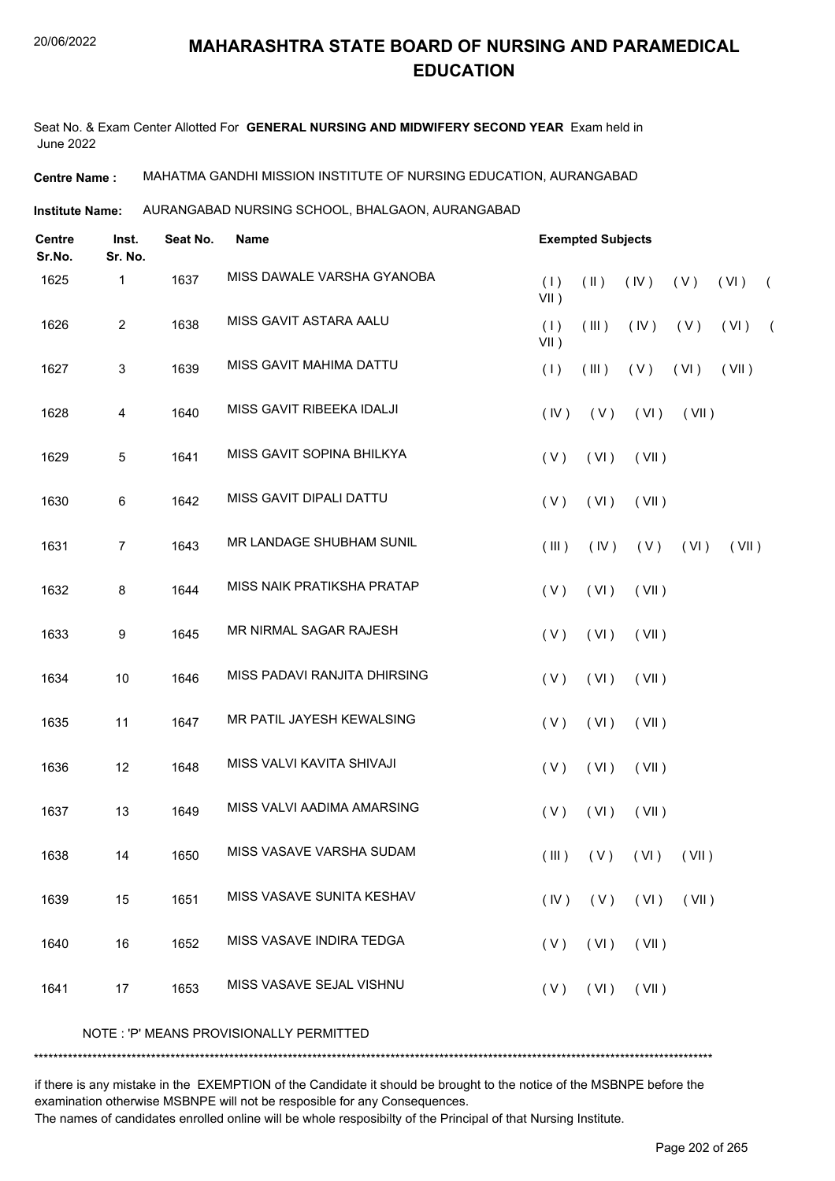# MAHARASHTRA STATE BOARD OF NURSING AND PARAMEDICAL EDUCATION

Seat No. & Exam Center Allotted For **GENERAL NURSING AND MIDWIFERY SECOND YEAR** Exam held in June 2022

**Centre Name :** MAHATMA GANDHI MISSION INSTITUTE OF NURSING EDUCATION, AURANGABAD

**Institute Name:** AURANGABAD NURSING SCHOOL, BHALGAON, AURANGABAD

| Centre Sr.No. | Inst. Sr. No. | Seat No. | Name | Exempted Subjects |
|---|---|---|---|---|
| 1625 | 1 | 1637 | MISS DAWALE VARSHA GYANOBA | ( I ) ( II ) ( IV ) ( V ) ( VI ) ( VII ) |
| 1626 | 2 | 1638 | MISS GAVIT ASTARA AALU | ( I ) ( III ) ( IV ) ( V ) ( VI ) ( VII ) |
| 1627 | 3 | 1639 | MISS GAVIT MAHIMA DATTU | ( I ) ( III ) ( V ) ( VI ) ( VII ) |
| 1628 | 4 | 1640 | MISS GAVIT RIBEEKA IDALJI | ( IV ) ( V ) ( VI ) ( VII ) |
| 1629 | 5 | 1641 | MISS GAVIT SOPINA BHILKYA | ( V ) ( VI ) ( VII ) |
| 1630 | 6 | 1642 | MISS GAVIT DIPALI DATTU | ( V ) ( VI ) ( VII ) |
| 1631 | 7 | 1643 | MR LANDAGE SHUBHAM SUNIL | ( III ) ( IV ) ( V ) ( VI ) ( VII ) |
| 1632 | 8 | 1644 | MISS NAIK PRATIKSHA PRATAP | ( V ) ( VI ) ( VII ) |
| 1633 | 9 | 1645 | MR NIRMAL SAGAR RAJESH | ( V ) ( VI ) ( VII ) |
| 1634 | 10 | 1646 | MISS PADAVI RANJITA DHIRSING | ( V ) ( VI ) ( VII ) |
| 1635 | 11 | 1647 | MR PATIL JAYESH KEWALSING | ( V ) ( VI ) ( VII ) |
| 1636 | 12 | 1648 | MISS VALVI KAVITA SHIVAJI | ( V ) ( VI ) ( VII ) |
| 1637 | 13 | 1649 | MISS VALVI AADIMA AMARSING | ( V ) ( VI ) ( VII ) |
| 1638 | 14 | 1650 | MISS VASAVE VARSHA SUDAM | ( III ) ( V ) ( VI ) ( VII ) |
| 1639 | 15 | 1651 | MISS VASAVE SUNITA KESHAV | ( IV ) ( V ) ( VI ) ( VII ) |
| 1640 | 16 | 1652 | MISS VASAVE INDIRA TEDGA | ( V ) ( VI ) ( VII ) |
| 1641 | 17 | 1653 | MISS VASAVE SEJAL VISHNU | ( V ) ( VI ) ( VII ) |

NOTE : 'P' MEANS PROVISIONALLY PERMITTED

******************************************************************************************************************************************

if there is any mistake in the EXEMPTION of the Candidate it should be brought to the notice of the MSBNPE before the examination otherwise MSBNPE will not be resposible for any Consequences.

The names of candidates enrolled online will be whole resposibilty of the Principal of that Nursing Institute.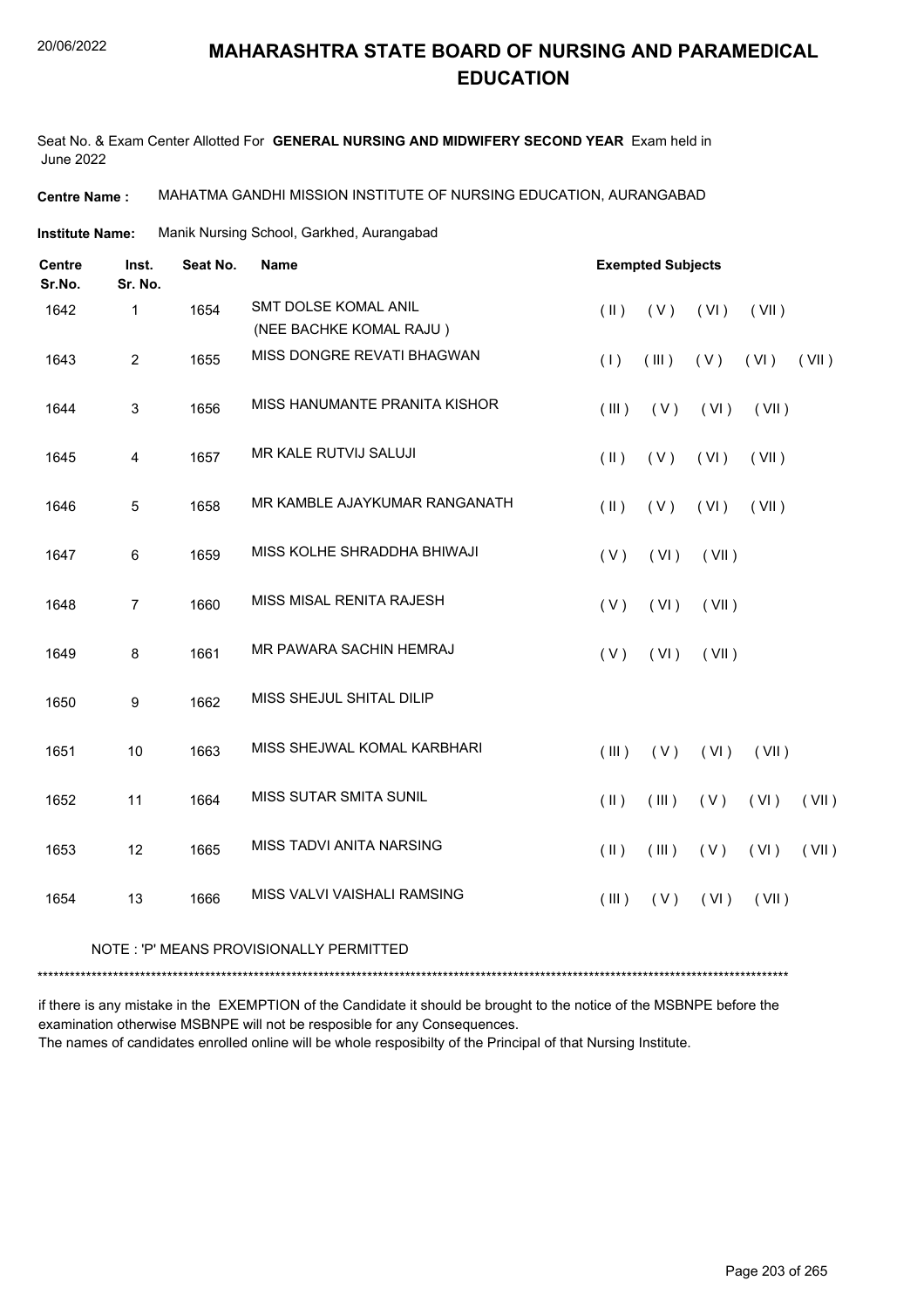# MAHARASHTRA STATE BOARD OF NURSING AND PARAMEDICAL EDUCATION

Seat No. & Exam Center Allotted For **GENERAL NURSING AND MIDWIFERY SECOND YEAR** Exam held in June 2022

**Centre Name :** MAHATMA GANDHI MISSION INSTITUTE OF NURSING EDUCATION, AURANGABAD

**Institute Name:** Manik Nursing School, Garkhed, Aurangabad

| Centre Sr.No. | Inst. Sr. No. | Seat No. | Name | Exempted Subjects |
|---|---|---|---|---|
| 1642 | 1 | 1654 | SMT DOLSE KOMAL ANIL (NEE BACHKE KOMAL RAJU ) | ( II ) ( V ) ( VI ) ( VII ) |
| 1643 | 2 | 1655 | MISS DONGRE REVATI BHAGWAN | ( I ) ( III ) ( V ) ( VI ) ( VII ) |
| 1644 | 3 | 1656 | MISS HANUMANTE PRANITA KISHOR | ( III ) ( V ) ( VI ) ( VII ) |
| 1645 | 4 | 1657 | MR KALE RUTVIJ SALUJI | ( II ) ( V ) ( VI ) ( VII ) |
| 1646 | 5 | 1658 | MR KAMBLE AJAYKUMAR RANGANATH | ( II ) ( V ) ( VI ) ( VII ) |
| 1647 | 6 | 1659 | MISS KOLHE SHRADDHA BHIWAJI | ( V ) ( VI ) ( VII ) |
| 1648 | 7 | 1660 | MISS MISAL RENITA RAJESH | ( V ) ( VI ) ( VII ) |
| 1649 | 8 | 1661 | MR PAWARA SACHIN HEMRAJ | ( V ) ( VI ) ( VII ) |
| 1650 | 9 | 1662 | MISS SHEJUL SHITAL DILIP | |
| 1651 | 10 | 1663 | MISS SHEJWAL KOMAL KARBHARI | ( III ) ( V ) ( VI ) ( VII ) |
| 1652 | 11 | 1664 | MISS SUTAR SMITA SUNIL | ( II ) ( III ) ( V ) ( VI ) ( VII ) |
| 1653 | 12 | 1665 | MISS TADVI ANITA NARSING | ( II ) ( III ) ( V ) ( VI ) ( VII ) |
| 1654 | 13 | 1666 | MISS VALVI VAISHALI RAMSING | ( III ) ( V ) ( VI ) ( VII ) |

NOTE : 'P' MEANS PROVISIONALLY PERMITTED

*******************************************************************************************************************************************

if there is any mistake in the EXEMPTION of the Candidate it should be brought to the notice of the MSBNPE before the examination otherwise MSBNPE will not be resposible for any Consequences.
The names of candidates enrolled online will be whole resposibilty of the Principal of that Nursing Institute.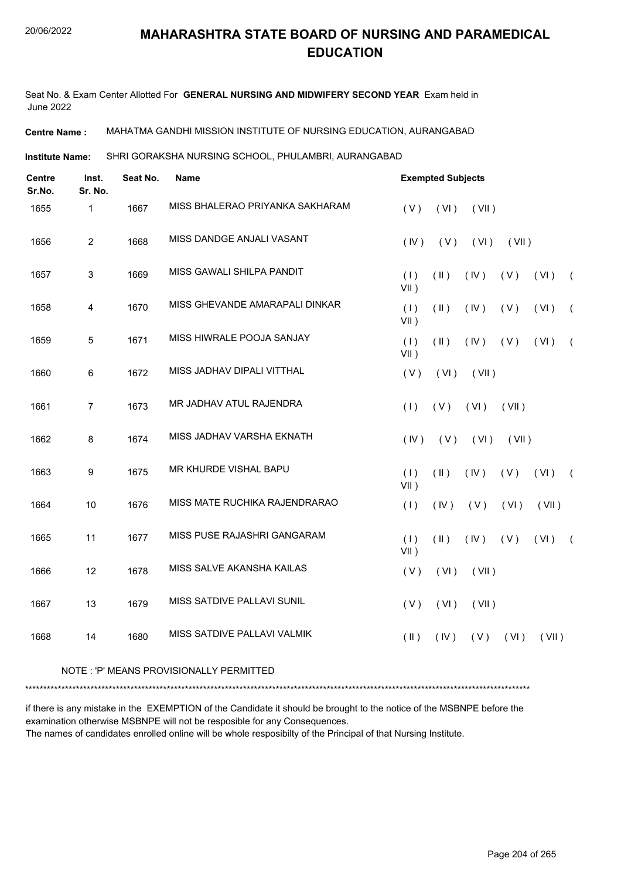# MAHARASHTRA STATE BOARD OF NURSING AND PARAMEDICAL EDUCATION

20/06/2022

Seat No. & Exam Center Allotted For **GENERAL NURSING AND MIDWIFERY SECOND YEAR** Exam held in June 2022

**Centre Name :** MAHATMA GANDHI MISSION INSTITUTE OF NURSING EDUCATION, AURANGABAD

**Institute Name:** SHRI GORAKSHA NURSING SCHOOL, PHULAMBRI, AURANGABAD

| Centre Sr.No. | Inst. Sr. No. | Seat No. | Name | Exempted Subjects |
|---|---|---|---|---|
| 1655 | 1 | 1667 | MISS BHALERAO PRIYANKA SAKHARAM | ( V ) ( VI ) ( VII ) |
| 1656 | 2 | 1668 | MISS DANDGE ANJALI VASANT | ( IV ) ( V ) ( VI ) ( VII ) |
| 1657 | 3 | 1669 | MISS GAWALI SHILPA PANDIT | ( I ) ( II ) ( IV ) ( V ) ( VI ) ( VII ) |
| 1658 | 4 | 1670 | MISS GHEVANDE AMARAPALI DINKAR | ( I ) ( II ) ( IV ) ( V ) ( VI ) ( VII ) |
| 1659 | 5 | 1671 | MISS HIWRALE POOJA SANJAY | ( I ) ( II ) ( IV ) ( V ) ( VI ) ( VII ) |
| 1660 | 6 | 1672 | MISS JADHAV DIPALI VITTHAL | ( V ) ( VI ) ( VII ) |
| 1661 | 7 | 1673 | MR JADHAV ATUL RAJENDRA | ( I ) ( V ) ( VI ) ( VII ) |
| 1662 | 8 | 1674 | MISS JADHAV VARSHA EKNATH | ( IV ) ( V ) ( VI ) ( VII ) |
| 1663 | 9 | 1675 | MR KHURDE VISHAL BAPU | ( I ) ( II ) ( IV ) ( V ) ( VI ) ( VII ) |
| 1664 | 10 | 1676 | MISS MATE RUCHIKA RAJENDRARAO | ( I ) ( IV ) ( V ) ( VI ) ( VII ) |
| 1665 | 11 | 1677 | MISS PUSE RAJASHRI GANGARAM | ( I ) ( II ) ( IV ) ( V ) ( VI ) ( VII ) |
| 1666 | 12 | 1678 | MISS SALVE AKANSHA KAILAS | ( V ) ( VI ) ( VII ) |
| 1667 | 13 | 1679 | MISS SATDIVE PALLAVI SUNIL | ( V ) ( VI ) ( VII ) |
| 1668 | 14 | 1680 | MISS SATDIVE PALLAVI VALMIK | ( II ) ( IV ) ( V ) ( VI ) ( VII ) |

NOTE : 'P' MEANS PROVISIONALLY PERMITTED

*******************************************************************************************************************************************

if there is any mistake in the EXEMPTION of the Candidate it should be brought to the notice of the MSBNPE before the examination otherwise MSBNPE will not be resposible for any Consequences.

The names of candidates enrolled online will be whole resposibilty of the Principal of that Nursing Institute.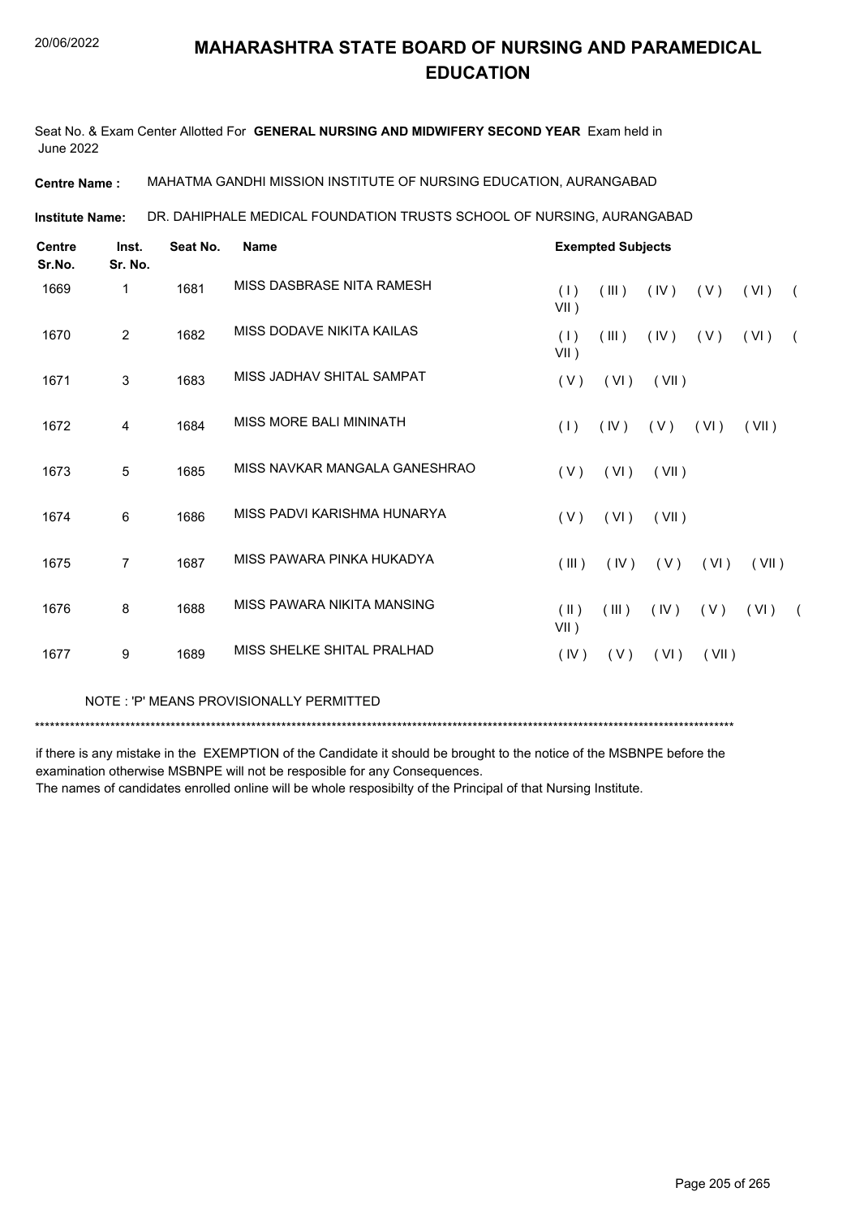# MAHARASHTRA STATE BOARD OF NURSING AND PARAMEDICAL EDUCATION

Seat No. & Exam Center Allotted For **GENERAL NURSING AND MIDWIFERY SECOND YEAR** Exam held in June 2022

**Centre Name :** MAHATMA GANDHI MISSION INSTITUTE OF NURSING EDUCATION, AURANGABAD

**Institute Name:** DR. DAHIPHALE MEDICAL FOUNDATION TRUSTS SCHOOL OF NURSING, AURANGABAD

| Centre Sr.No. | Inst. Sr. No. | Seat No. | Name | Exempted Subjects |
|---|---|---|---|---|
| 1669 | 1 | 1681 | MISS DASBRASE NITA RAMESH | ( I ) ( III ) ( IV ) ( V ) ( VI ) ( VII ) |
| 1670 | 2 | 1682 | MISS DODAVE NIKITA KAILAS | ( I ) ( III ) ( IV ) ( V ) ( VI ) ( VII ) |
| 1671 | 3 | 1683 | MISS JADHAV SHITAL SAMPAT | ( V ) ( VI ) ( VII ) |
| 1672 | 4 | 1684 | MISS MORE BALI MININATH | ( I ) ( IV ) ( V ) ( VI ) ( VII ) |
| 1673 | 5 | 1685 | MISS NAVKAR MANGALA GANESHRAO | ( V ) ( VI ) ( VII ) |
| 1674 | 6 | 1686 | MISS PADVI KARISHMA HUNARYA | ( V ) ( VI ) ( VII ) |
| 1675 | 7 | 1687 | MISS PAWARA PINKA HUKADYA | ( III ) ( IV ) ( V ) ( VI ) ( VII ) |
| 1676 | 8 | 1688 | MISS PAWARA NIKITA MANSING | ( II ) ( III ) ( IV ) ( V ) ( VI ) ( VII ) |
| 1677 | 9 | 1689 | MISS SHELKE SHITAL PRALHAD | ( IV ) ( V ) ( VI ) ( VII ) |

NOTE : 'P' MEANS PROVISIONALLY PERMITTED

*******************************************************************************************************************************************

if there is any mistake in the EXEMPTION of the Candidate it should be brought to the notice of the MSBNPE before the examination otherwise MSBNPE will not be resposible for any Consequences.
The names of candidates enrolled online will be whole resposibilty of the Principal of that Nursing Institute.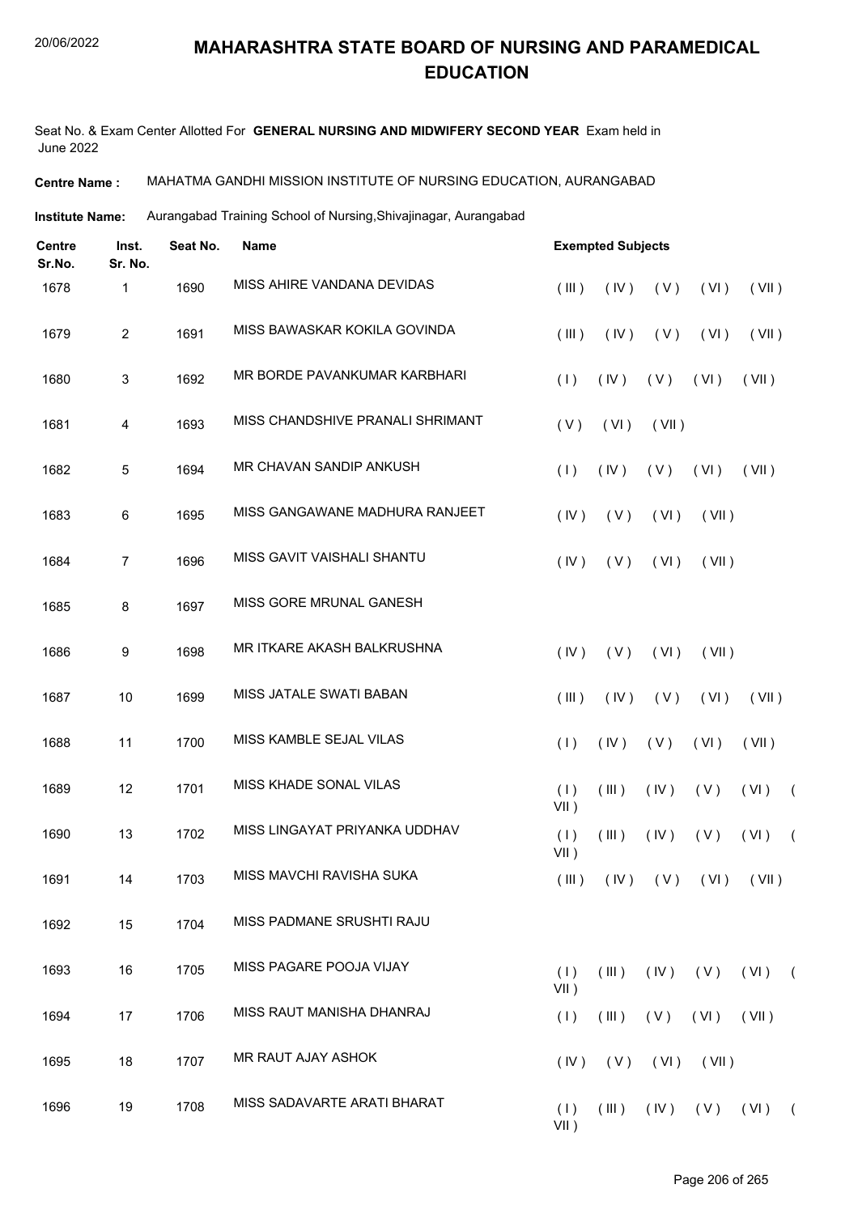# MAHARASHTRA STATE BOARD OF NURSING AND PARAMEDICAL EDUCATION

Seat No. & Exam Center Allotted For **GENERAL NURSING AND MIDWIFERY SECOND YEAR** Exam held in June 2022

**Centre Name :** MAHATMA GANDHI MISSION INSTITUTE OF NURSING EDUCATION, AURANGABAD

**Institute Name:** Aurangabad Training School of Nursing,Shivajinagar, Aurangabad

| Centre Sr.No. | Inst. Sr. No. | Seat No. | Name | Exempted Subjects |
|---|---|---|---|---|
| 1678 | 1 | 1690 | MISS AHIRE VANDANA DEVIDAS | ( III ) ( IV ) ( V ) ( VI ) ( VII ) |
| 1679 | 2 | 1691 | MISS BAWASKAR KOKILA GOVINDA | ( III ) ( IV ) ( V ) ( VI ) ( VII ) |
| 1680 | 3 | 1692 | MR BORDE PAVANKUMAR KARBHARI | ( I ) ( IV ) ( V ) ( VI ) ( VII ) |
| 1681 | 4 | 1693 | MISS CHANDSHIVE PRANALI SHRIMANT | ( V ) ( VI ) ( VII ) |
| 1682 | 5 | 1694 | MR CHAVAN SANDIP ANKUSH | ( I ) ( IV ) ( V ) ( VI ) ( VII ) |
| 1683 | 6 | 1695 | MISS GANGAWANE MADHURA RANJEET | ( IV ) ( V ) ( VI ) ( VII ) |
| 1684 | 7 | 1696 | MISS GAVIT VAISHALI SHANTU | ( IV ) ( V ) ( VI ) ( VII ) |
| 1685 | 8 | 1697 | MISS GORE MRUNAL GANESH | |
| 1686 | 9 | 1698 | MR ITKARE AKASH BALKRUSHNA | ( IV ) ( V ) ( VI ) ( VII ) |
| 1687 | 10 | 1699 | MISS JATALE SWATI BABAN | ( III ) ( IV ) ( V ) ( VI ) ( VII ) |
| 1688 | 11 | 1700 | MISS KAMBLE SEJAL VILAS | ( I ) ( IV ) ( V ) ( VI ) ( VII ) |
| 1689 | 12 | 1701 | MISS KHADE SONAL VILAS | ( I ) ( III ) ( IV ) ( V ) ( VI ) ( VII ) |
| 1690 | 13 | 1702 | MISS LINGAYAT PRIYANKA UDDHAV | ( I ) ( III ) ( IV ) ( V ) ( VI ) ( VII ) |
| 1691 | 14 | 1703 | MISS MAVCHI RAVISHA SUKA | ( III ) ( IV ) ( V ) ( VI ) ( VII ) |
| 1692 | 15 | 1704 | MISS PADMANE SRUSHTI RAJU | |
| 1693 | 16 | 1705 | MISS PAGARE POOJA VIJAY | ( I ) ( III ) ( IV ) ( V ) ( VI ) ( VII ) |
| 1694 | 17 | 1706 | MISS RAUT MANISHA DHANRAJ | ( I ) ( III ) ( V ) ( VI ) ( VII ) |
| 1695 | 18 | 1707 | MR RAUT AJAY ASHOK | ( IV ) ( V ) ( VI ) ( VII ) |
| 1696 | 19 | 1708 | MISS SADAVARTE ARATI BHARAT | ( I ) ( III ) ( IV ) ( V ) ( VI ) ( VII ) |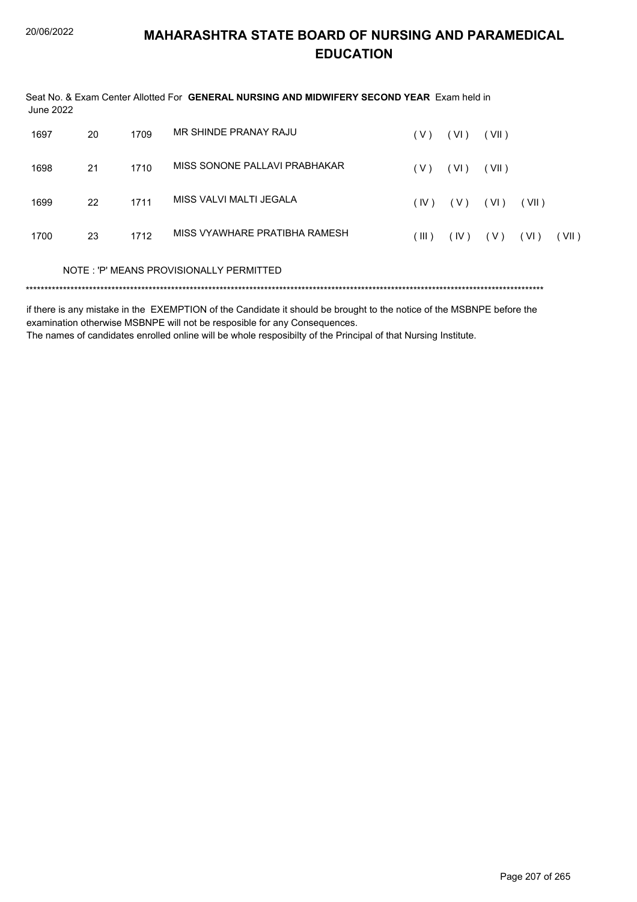# MAHARASHTRA STATE BOARD OF NURSING AND PARAMEDICAL EDUCATION

Seat No. & Exam Center Allotted For **GENERAL NURSING AND MIDWIFERY SECOND YEAR** Exam held in June 2022

| | | | | | | | | |
|---|---|---|---|---|---|---|---|---|
| 1697 | 20 | 1709 | MR SHINDE PRANAY RAJU | ( V ) | ( VI ) | ( VII ) | | |
| 1698 | 21 | 1710 | MISS SONONE PALLAVI PRABHAKAR | ( V ) | ( VI ) | ( VII ) | | |
| 1699 | 22 | 1711 | MISS VALVI MALTI JEGALA | ( IV ) | ( V ) | ( VI ) | ( VII ) | |
| 1700 | 23 | 1712 | MISS VYAWHARE PRATIBHA RAMESH | ( III ) | ( IV ) | ( V ) | ( VI ) | ( VII ) |

NOTE : 'P' MEANS PROVISIONALLY PERMITTED

*******************************************************************************************************************************************

if there is any mistake in the EXEMPTION of the Candidate it should be brought to the notice of the MSBNPE before the examination otherwise MSBNPE will not be resposible for any Consequences.

The names of candidates enrolled online will be whole resposibilty of the Principal of that Nursing Institute.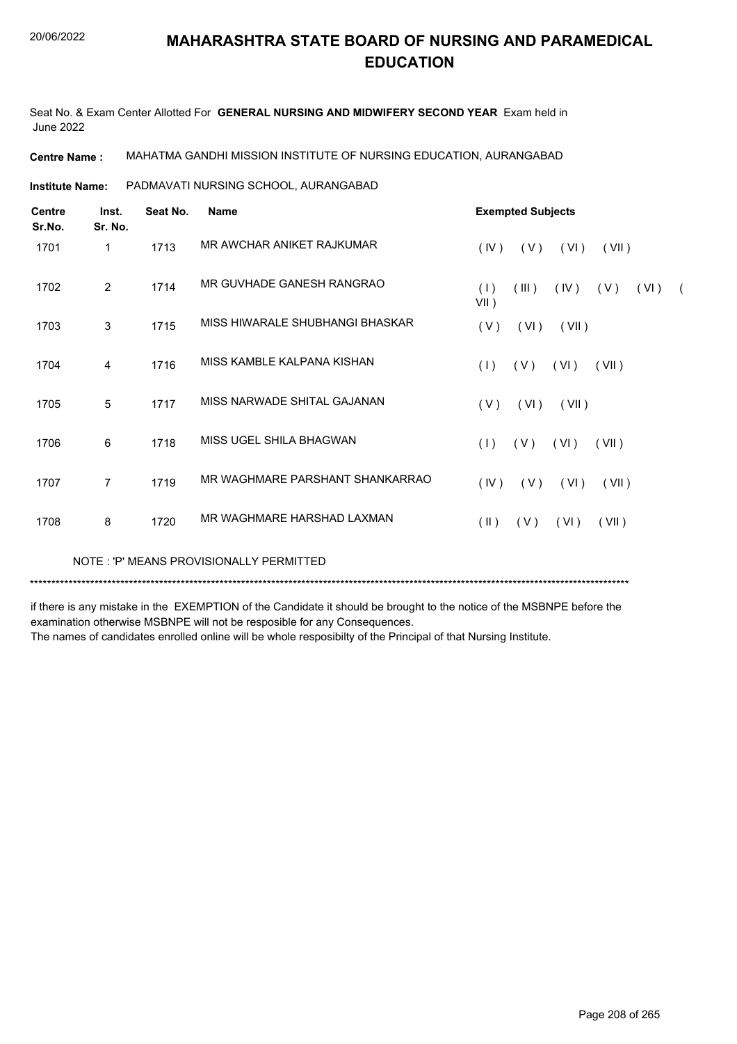# MAHARASHTRA STATE BOARD OF NURSING AND PARAMEDICAL EDUCATION

20/06/2022

Seat No. & Exam Center Allotted For **GENERAL NURSING AND MIDWIFERY SECOND YEAR** Exam held in June 2022

**Centre Name :** MAHATMA GANDHI MISSION INSTITUTE OF NURSING EDUCATION, AURANGABAD

**Institute Name:** PADMAVATI NURSING SCHOOL, AURANGABAD

| Centre Sr.No. | Inst. Sr. No. | Seat No. | Name | Exempted Subjects |
|---|---|---|---|---|
| 1701 | 1 | 1713 | MR AWCHAR ANIKET RAJKUMAR | ( IV ) ( V ) ( VI ) ( VII ) |
| 1702 | 2 | 1714 | MR GUVHADE GANESH RANGRAO | ( I ) ( III ) ( IV ) ( V ) ( VI ) ( VII ) |
| 1703 | 3 | 1715 | MISS HIWARALE SHUBHANGI BHASKAR | ( V ) ( VI ) ( VII ) |
| 1704 | 4 | 1716 | MISS KAMBLE KALPANA KISHAN | ( I ) ( V ) ( VI ) ( VII ) |
| 1705 | 5 | 1717 | MISS NARWADE SHITAL GAJANAN | ( V ) ( VI ) ( VII ) |
| 1706 | 6 | 1718 | MISS UGEL SHILA BHAGWAN | ( I ) ( V ) ( VI ) ( VII ) |
| 1707 | 7 | 1719 | MR WAGHMARE PARSHANT SHANKARRAO | ( IV ) ( V ) ( VI ) ( VII ) |
| 1708 | 8 | 1720 | MR WAGHMARE HARSHAD LAXMAN | ( II ) ( V ) ( VI ) ( VII ) |

NOTE : 'P' MEANS PROVISIONALLY PERMITTED

***********************************************************************************************************************************

if there is any mistake in the EXEMPTION of the Candidate it should be brought to the notice of the MSBNPE before the examination otherwise MSBNPE will not be resposible for any Consequences.
The names of candidates enrolled online will be whole resposibilty of the Principal of that Nursing Institute.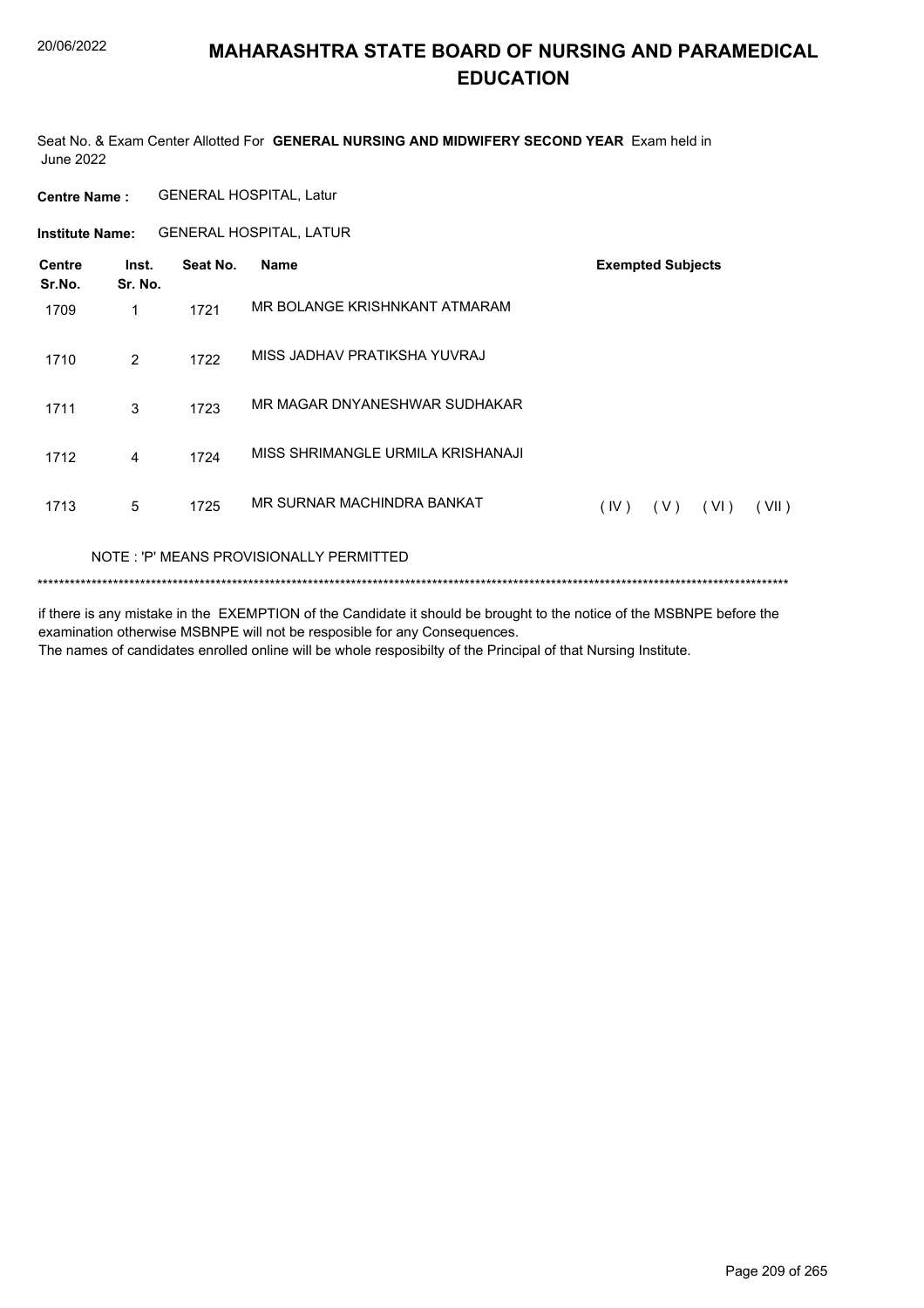# MAHARASHTRA STATE BOARD OF NURSING AND PARAMEDICAL EDUCATION

20/06/2022

Seat No. & Exam Center Allotted For **GENERAL NURSING AND MIDWIFERY SECOND YEAR** Exam held in June 2022

**Centre Name :** GENERAL HOSPITAL, Latur

**Institute Name:** GENERAL HOSPITAL, LATUR

| Centre Sr.No. | Inst. Sr. No. | Seat No. | Name | Exempted Subjects |
|---|---|---|---|---|
| 1709 | 1 | 1721 | MR BOLANGE KRISHNKANT ATMARAM | |
| 1710 | 2 | 1722 | MISS JADHAV PRATIKSHA YUVRAJ | |
| 1711 | 3 | 1723 | MR MAGAR DNYANESHWAR SUDHAKAR | |
| 1712 | 4 | 1724 | MISS SHRIMANGLE URMILA KRISHANAJI | |
| 1713 | 5 | 1725 | MR SURNAR MACHINDRA BANKAT | ( IV ) ( V ) ( VI ) ( VII ) |

NOTE : 'P' MEANS PROVISIONALLY PERMITTED

******************************************************************************************************************************************

if there is any mistake in the EXEMPTION of the Candidate it should be brought to the notice of the MSBNPE before the examination otherwise MSBNPE will not be resposible for any Consequences.
The names of candidates enrolled online will be whole resposibilty of the Principal of that Nursing Institute.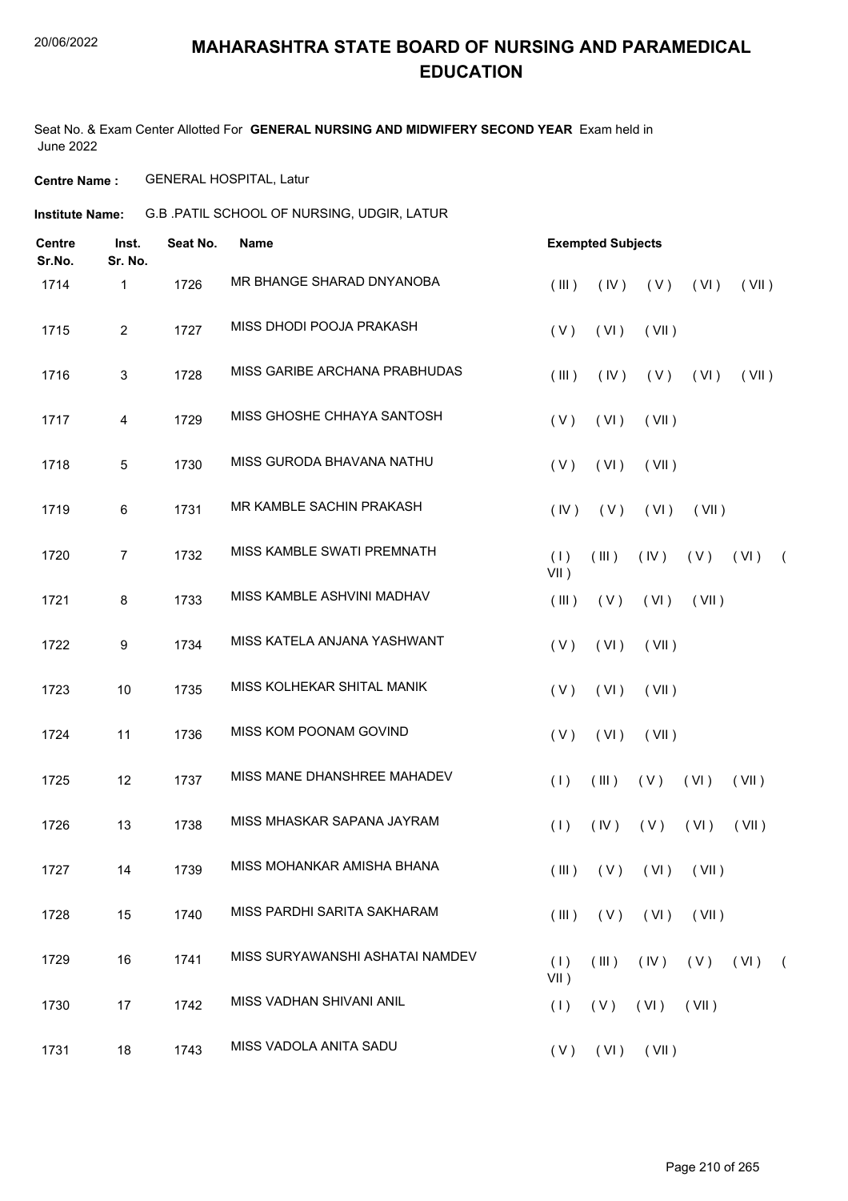# MAHARASHTRA STATE BOARD OF NURSING AND PARAMEDICAL EDUCATION

Seat No. & Exam Center Allotted For **GENERAL NURSING AND MIDWIFERY SECOND YEAR** Exam held in June 2022

**Centre Name :** GENERAL HOSPITAL, Latur

**Institute Name:** G.B .PATIL SCHOOL OF NURSING, UDGIR, LATUR

| Centre Sr.No. | Inst. Sr. No. | Seat No. | Name | Exempted Subjects |
|---|---|---|---|---|
| 1714 | 1 | 1726 | MR BHANGE SHARAD DNYANOBA | ( III ) ( IV ) ( V ) ( VI ) ( VII ) |
| 1715 | 2 | 1727 | MISS DHODI POOJA PRAKASH | ( V ) ( VI ) ( VII ) |
| 1716 | 3 | 1728 | MISS GARIBE ARCHANA PRABHUDAS | ( III ) ( IV ) ( V ) ( VI ) ( VII ) |
| 1717 | 4 | 1729 | MISS GHOSHE CHHAYA SANTOSH | ( V ) ( VI ) ( VII ) |
| 1718 | 5 | 1730 | MISS GURODA BHAVANA NATHU | ( V ) ( VI ) ( VII ) |
| 1719 | 6 | 1731 | MR KAMBLE SACHIN PRAKASH | ( IV ) ( V ) ( VI ) ( VII ) |
| 1720 | 7 | 1732 | MISS KAMBLE SWATI PREMNATH | ( I ) ( III ) ( IV ) ( V ) ( VI ) ( VII ) |
| 1721 | 8 | 1733 | MISS KAMBLE ASHVINI MADHAV | ( III ) ( V ) ( VI ) ( VII ) |
| 1722 | 9 | 1734 | MISS KATELA ANJANA YASHWANT | ( V ) ( VI ) ( VII ) |
| 1723 | 10 | 1735 | MISS KOLHEKAR SHITAL MANIK | ( V ) ( VI ) ( VII ) |
| 1724 | 11 | 1736 | MISS KOM POONAM GOVIND | ( V ) ( VI ) ( VII ) |
| 1725 | 12 | 1737 | MISS MANE DHANSHREE MAHADEV | ( I ) ( III ) ( V ) ( VI ) ( VII ) |
| 1726 | 13 | 1738 | MISS MHASKAR SAPANA JAYRAM | ( I ) ( IV ) ( V ) ( VI ) ( VII ) |
| 1727 | 14 | 1739 | MISS MOHANKAR AMISHA BHANA | ( III ) ( V ) ( VI ) ( VII ) |
| 1728 | 15 | 1740 | MISS PARDHI SARITA SAKHARAM | ( III ) ( V ) ( VI ) ( VII ) |
| 1729 | 16 | 1741 | MISS SURYAWANSHI ASHATAI NAMDEV | ( I ) ( III ) ( IV ) ( V ) ( VI ) ( VII ) |
| 1730 | 17 | 1742 | MISS VADHAN SHIVANI ANIL | ( I ) ( V ) ( VI ) ( VII ) |
| 1731 | 18 | 1743 | MISS VADOLA ANITA SADU | ( V ) ( VI ) ( VII ) |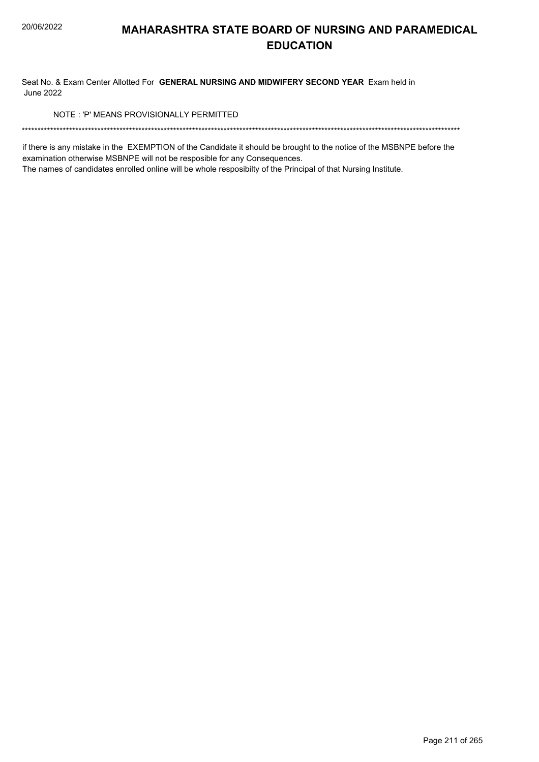# MAHARASHTRA STATE BOARD OF NURSING AND PARAMEDICAL EDUCATION

Seat No. & Exam Center Allotted For **GENERAL NURSING AND MIDWIFERY SECOND YEAR** Exam held in June 2022

NOTE : 'P' MEANS PROVISIONALLY PERMITTED

*******************************************************************************************************************************************

if there is any mistake in the EXEMPTION of the Candidate it should be brought to the notice of the MSBNPE before the examination otherwise MSBNPE will not be resposible for any Consequences.

The names of candidates enrolled online will be whole resposibilty of the Principal of that Nursing Institute.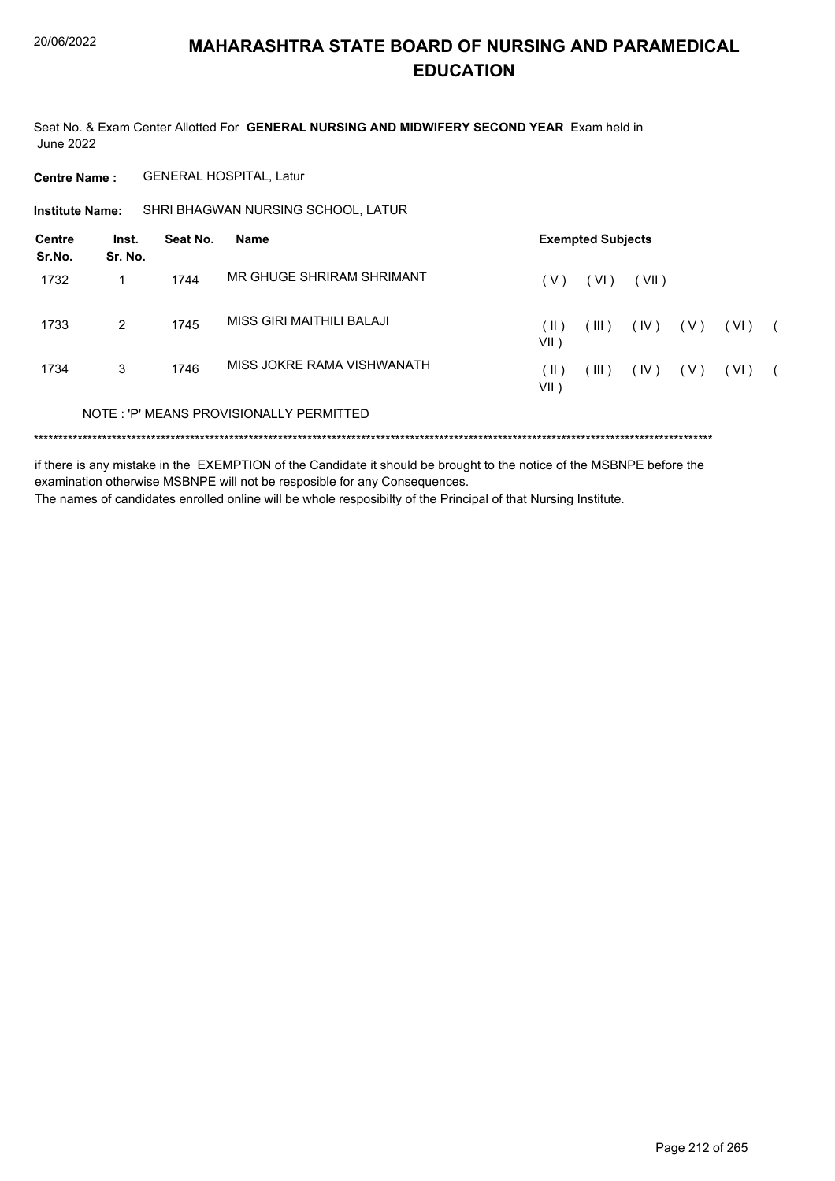# MAHARASHTRA STATE BOARD OF NURSING AND PARAMEDICAL EDUCATION

Seat No. & Exam Center Allotted For **GENERAL NURSING AND MIDWIFERY SECOND YEAR** Exam held in June 2022

**Centre Name :** GENERAL HOSPITAL, Latur

**Institute Name:** SHRI BHAGWAN NURSING SCHOOL, LATUR

| Centre Sr.No. | Inst. Sr. No. | Seat No. | Name | Exempted Subjects |
|---|---|---|---|---|
| 1732 | 1 | 1744 | MR GHUGE SHRIRAM SHRIMANT | ( V ) ( VI ) ( VII ) |
| 1733 | 2 | 1745 | MISS GIRI MAITHILI BALAJI | ( II ) ( III ) ( IV ) ( V ) ( VI ) ( VII ) |
| 1734 | 3 | 1746 | MISS JOKRE RAMA VISHWANATH | ( II ) ( III ) ( IV ) ( V ) ( VI ) ( VII ) |

NOTE : 'P' MEANS PROVISIONALLY PERMITTED

\*\*\*\*\*\*\*\*\*\*\*\*\*\*\*\*\*\*\*\*\*\*\*\*\*\*\*\*\*\*\*\*\*\*\*\*\*\*\*\*\*\*\*\*\*\*\*\*\*\*\*\*\*\*\*\*\*\*\*\*\*\*\*\*\*\*\*\*\*\*\*\*\*\*\*\*\*\*\*\*\*\*\*\*\*\*\*\*\*\*\*\*\*\*\*\*\*\*\*\*\*\*\*\*\*\*\*\*\*\*\*\*\*\*\*\*\*\*\*\*\*\*\*\*\*\*\*\*\*\*\*\*\*\*

if there is any mistake in the EXEMPTION of the Candidate it should be brought to the notice of the MSBNPE before the examination otherwise MSBNPE will not be resposible for any Consequences.

The names of candidates enrolled online will be whole resposibilty of the Principal of that Nursing Institute.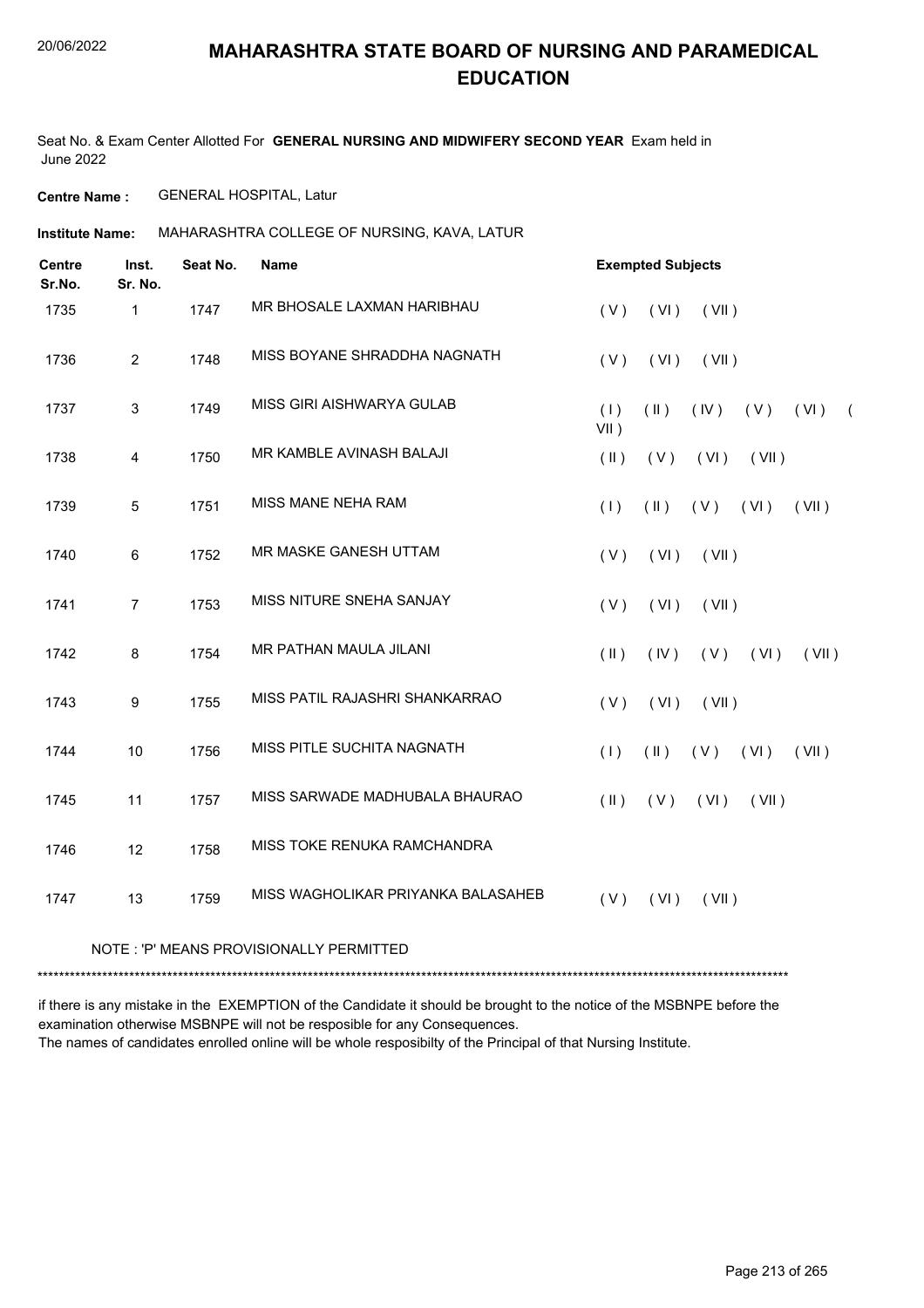# MAHARASHTRA STATE BOARD OF NURSING AND PARAMEDICAL EDUCATION

Seat No. & Exam Center Allotted For **GENERAL NURSING AND MIDWIFERY SECOND YEAR** Exam held in June 2022

**Centre Name :** GENERAL HOSPITAL, Latur

**Institute Name:** MAHARASHTRA COLLEGE OF NURSING, KAVA, LATUR

| Centre Sr.No. | Inst. Sr. No. | Seat No. | Name | Exempted Subjects |
|---|---|---|---|---|
| 1735 | 1 | 1747 | MR BHOSALE LAXMAN HARIBHAU | ( V ) ( VI ) ( VII ) |
| 1736 | 2 | 1748 | MISS BOYANE SHRADDHA NAGNATH | ( V ) ( VI ) ( VII ) |
| 1737 | 3 | 1749 | MISS GIRI AISHWARYA GULAB | ( I ) ( II ) ( IV ) ( V ) ( VI ) ( VII ) |
| 1738 | 4 | 1750 | MR KAMBLE AVINASH BALAJI | ( II ) ( V ) ( VI ) ( VII ) |
| 1739 | 5 | 1751 | MISS MANE NEHA RAM | ( I ) ( II ) ( V ) ( VI ) ( VII ) |
| 1740 | 6 | 1752 | MR MASKE GANESH UTTAM | ( V ) ( VI ) ( VII ) |
| 1741 | 7 | 1753 | MISS NITURE SNEHA SANJAY | ( V ) ( VI ) ( VII ) |
| 1742 | 8 | 1754 | MR PATHAN MAULA JILANI | ( II ) ( IV ) ( V ) ( VI ) ( VII ) |
| 1743 | 9 | 1755 | MISS PATIL RAJASHRI SHANKARRAO | ( V ) ( VI ) ( VII ) |
| 1744 | 10 | 1756 | MISS PITLE SUCHITA NAGNATH | ( I ) ( II ) ( V ) ( VI ) ( VII ) |
| 1745 | 11 | 1757 | MISS SARWADE MADHUBALA BHAURAO | ( II ) ( V ) ( VI ) ( VII ) |
| 1746 | 12 | 1758 | MISS TOKE RENUKA RAMCHANDRA | |
| 1747 | 13 | 1759 | MISS WAGHOLIKAR PRIYANKA BALASAHEB | ( V ) ( VI ) ( VII ) |

NOTE : 'P' MEANS PROVISIONALLY PERMITTED

******************************************************************************************************************************************

if there is any mistake in the EXEMPTION of the Candidate it should be brought to the notice of the MSBNPE before the examination otherwise MSBNPE will not be resposible for any Consequences.

The names of candidates enrolled online will be whole resposibilty of the Principal of that Nursing Institute.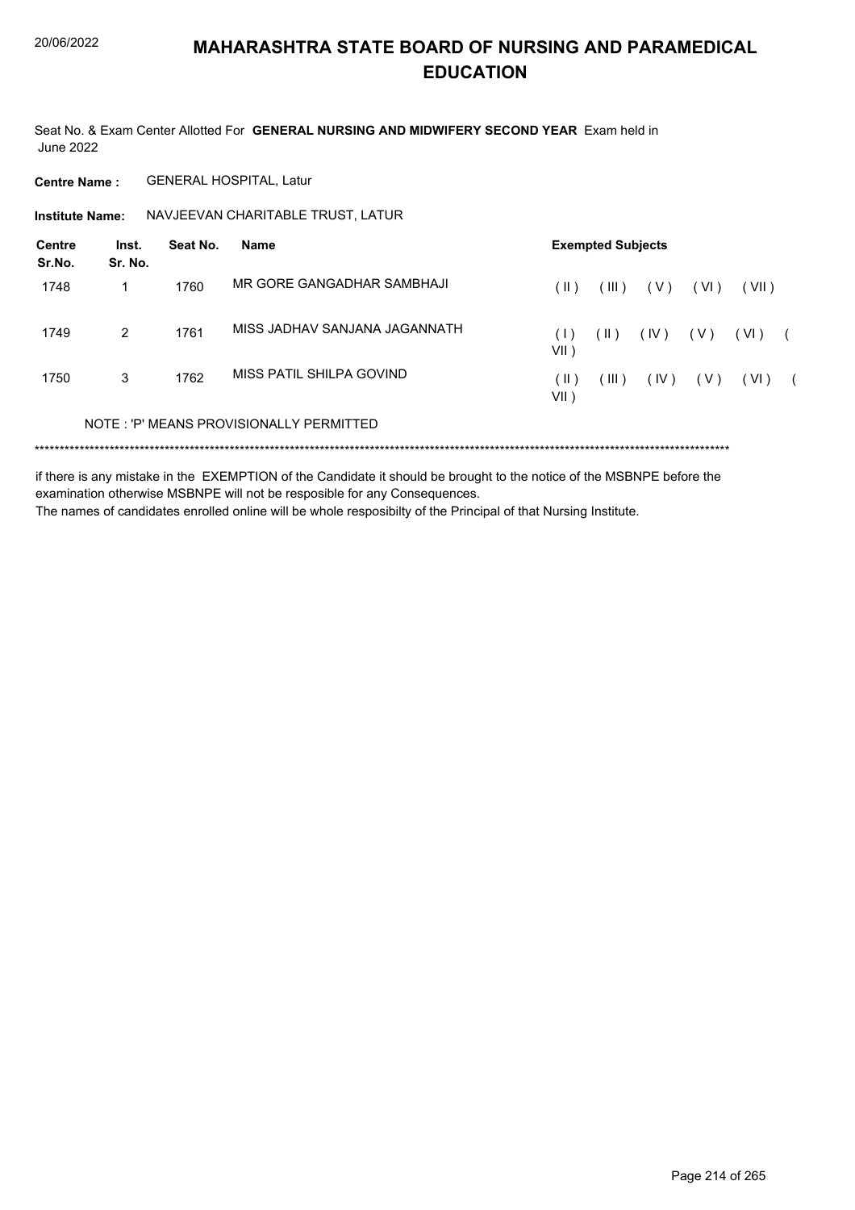# MAHARASHTRA STATE BOARD OF NURSING AND PARAMEDICAL EDUCATION

Seat No. & Exam Center Allotted For **GENERAL NURSING AND MIDWIFERY SECOND YEAR** Exam held in June 2022

**Centre Name :** GENERAL HOSPITAL, Latur

**Institute Name:** NAVJEEVAN CHARITABLE TRUST, LATUR

| Centre Sr.No. | Inst. Sr. No. | Seat No. | Name | Exempted Subjects |
|---|---|---|---|---|
| 1748 | 1 | 1760 | MR GORE GANGADHAR SAMBHAJI | ( II ) ( III ) ( V ) ( VI ) ( VII ) |
| 1749 | 2 | 1761 | MISS JADHAV SANJANA JAGANNATH | ( I ) ( II ) ( IV ) ( V ) ( VI ) ( VII ) |
| 1750 | 3 | 1762 | MISS PATIL SHILPA GOVIND | ( II ) ( III ) ( IV ) ( V ) ( VI ) ( VII ) |

NOTE : 'P' MEANS PROVISIONALLY PERMITTED

******************************************************************************************************************************************

if there is any mistake in the EXEMPTION of the Candidate it should be brought to the notice of the MSBNPE before the examination otherwise MSBNPE will not be resposible for any Consequences.

The names of candidates enrolled online will be whole resposibilty of the Principal of that Nursing Institute.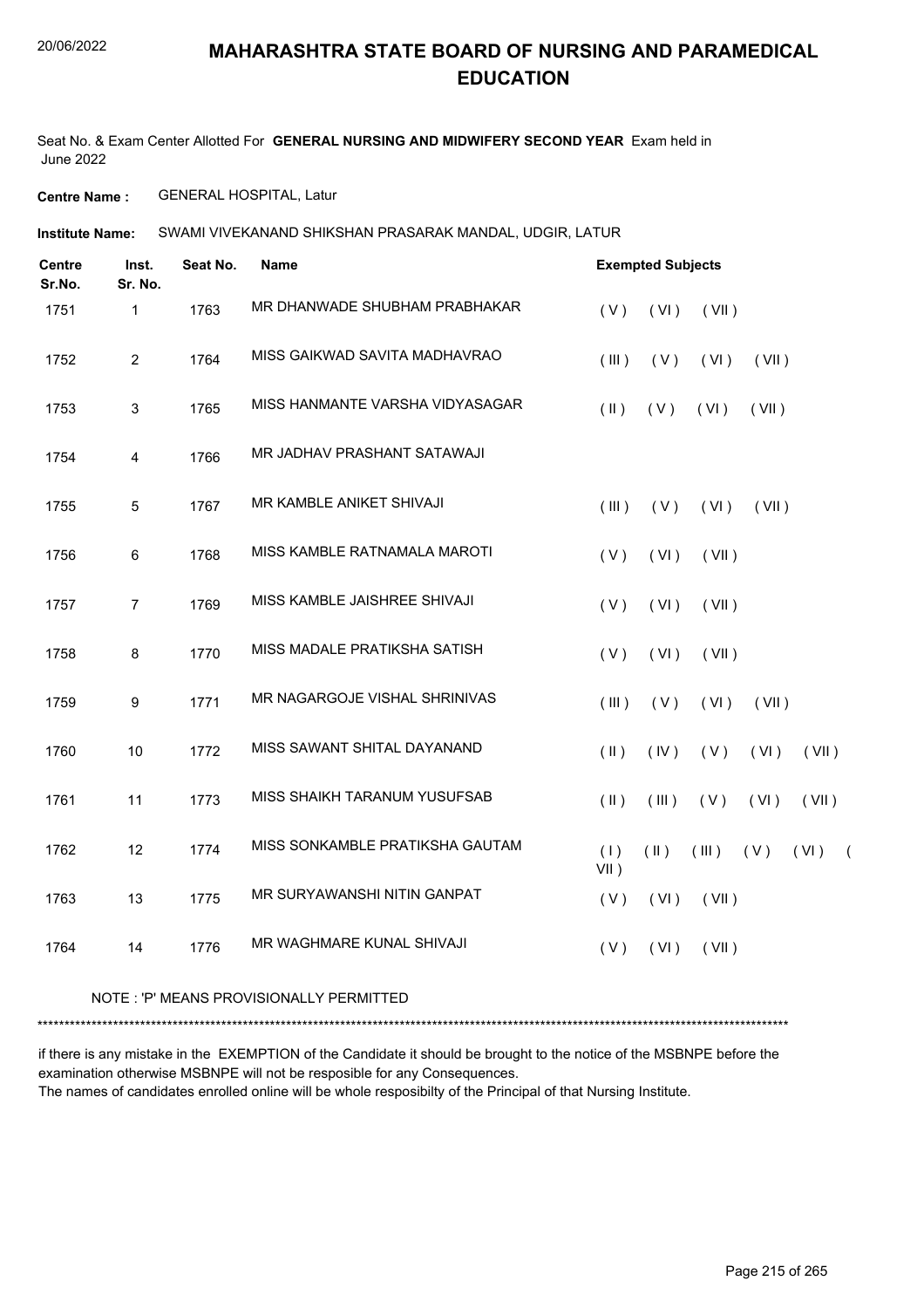# MAHARASHTRA STATE BOARD OF NURSING AND PARAMEDICAL EDUCATION

Seat No. & Exam Center Allotted For **GENERAL NURSING AND MIDWIFERY SECOND YEAR** Exam held in June 2022

**Centre Name :** GENERAL HOSPITAL, Latur

**Institute Name:** SWAMI VIVEKANAND SHIKSHAN PRASARAK MANDAL, UDGIR, LATUR

| Centre Sr.No. | Inst. Sr. No. | Seat No. | Name | Exempted Subjects |
|---|---|---|---|---|
| 1751 | 1 | 1763 | MR DHANWADE SHUBHAM PRABHAKAR | ( V ) ( VI ) ( VII ) |
| 1752 | 2 | 1764 | MISS GAIKWAD SAVITA MADHAVRAO | ( III ) ( V ) ( VI ) ( VII ) |
| 1753 | 3 | 1765 | MISS HANMANTE VARSHA VIDYASAGAR | ( II ) ( V ) ( VI ) ( VII ) |
| 1754 | 4 | 1766 | MR JADHAV PRASHANT SATAWAJI | |
| 1755 | 5 | 1767 | MR KAMBLE ANIKET SHIVAJI | ( III ) ( V ) ( VI ) ( VII ) |
| 1756 | 6 | 1768 | MISS KAMBLE RATNAMALA MAROTI | ( V ) ( VI ) ( VII ) |
| 1757 | 7 | 1769 | MISS KAMBLE JAISHREE SHIVAJI | ( V ) ( VI ) ( VII ) |
| 1758 | 8 | 1770 | MISS MADALE PRATIKSHA SATISH | ( V ) ( VI ) ( VII ) |
| 1759 | 9 | 1771 | MR NAGARGOJE VISHAL SHRINIVAS | ( III ) ( V ) ( VI ) ( VII ) |
| 1760 | 10 | 1772 | MISS SAWANT SHITAL DAYANAND | ( II ) ( IV ) ( V ) ( VI ) ( VII ) |
| 1761 | 11 | 1773 | MISS SHAIKH TARANUM YUSUFSAB | ( II ) ( III ) ( V ) ( VI ) ( VII ) |
| 1762 | 12 | 1774 | MISS SONKAMBLE PRATIKSHA GAUTAM | ( I ) ( II ) ( III ) ( V ) ( VI ) ( VII ) |
| 1763 | 13 | 1775 | MR SURYAWANSHI NITIN GANPAT | ( V ) ( VI ) ( VII ) |
| 1764 | 14 | 1776 | MR WAGHMARE KUNAL SHIVAJI | ( V ) ( VI ) ( VII ) |

NOTE : 'P' MEANS PROVISIONALLY PERMITTED

******************************************************************************************************************************************

if there is any mistake in the EXEMPTION of the Candidate it should be brought to the notice of the MSBNPE before the examination otherwise MSBNPE will not be resposible for any Consequences.
The names of candidates enrolled online will be whole resposibilty of the Principal of that Nursing Institute.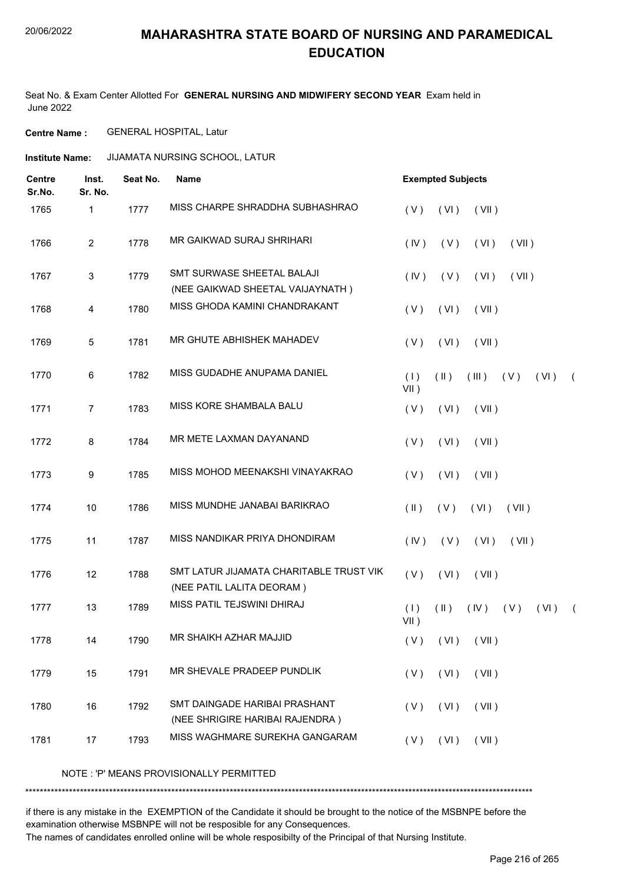# MAHARASHTRA STATE BOARD OF NURSING AND PARAMEDICAL EDUCATION

Seat No. & Exam Center Allotted For **GENERAL NURSING AND MIDWIFERY SECOND YEAR** Exam held in June 2022

**Centre Name :** GENERAL HOSPITAL, Latur

**Institute Name:** JIJAMATA NURSING SCHOOL, LATUR

| Centre Sr.No. | Inst. Sr. No. | Seat No. | Name | Exempted Subjects |
|---|---|---|---|---|
| 1765 | 1 | 1777 | MISS CHARPE SHRADDHA SUBHASHRAO | ( V ) ( VI ) ( VII ) |
| 1766 | 2 | 1778 | MR GAIKWAD SURAJ SHRIHARI | ( IV ) ( V ) ( VI ) ( VII ) |
| 1767 | 3 | 1779 | SMT SURWASE SHEETAL BALAJI (NEE GAIKWAD SHEETAL VAIJAYNATH ) | ( IV ) ( V ) ( VI ) ( VII ) |
| 1768 | 4 | 1780 | MISS GHODA KAMINI CHANDRAKANT | ( V ) ( VI ) ( VII ) |
| 1769 | 5 | 1781 | MR GHUTE ABHISHEK MAHADEV | ( V ) ( VI ) ( VII ) |
| 1770 | 6 | 1782 | MISS GUDADHE ANUPAMA DANIEL | ( I ) ( II ) ( III ) ( V ) ( VI ) ( VII ) |
| 1771 | 7 | 1783 | MISS KORE SHAMBALA BALU | ( V ) ( VI ) ( VII ) |
| 1772 | 8 | 1784 | MR METE LAXMAN DAYANAND | ( V ) ( VI ) ( VII ) |
| 1773 | 9 | 1785 | MISS MOHOD MEENAKSHI VINAYAKRAO | ( V ) ( VI ) ( VII ) |
| 1774 | 10 | 1786 | MISS MUNDHE JANABAI BARIKRAO | ( II ) ( V ) ( VI ) ( VII ) |
| 1775 | 11 | 1787 | MISS NANDIKAR PRIYA DHONDIRAM | ( IV ) ( V ) ( VI ) ( VII ) |
| 1776 | 12 | 1788 | SMT LATUR JIJAMATA CHARITABLE TRUST VIK (NEE PATIL LALITA DEORAM ) | ( V ) ( VI ) ( VII ) |
| 1777 | 13 | 1789 | MISS PATIL TEJSWINI DHIRAJ | ( I ) ( II ) ( IV ) ( V ) ( VI ) ( VII ) |
| 1778 | 14 | 1790 | MR SHAIKH AZHAR MAJJID | ( V ) ( VI ) ( VII ) |
| 1779 | 15 | 1791 | MR SHEVALE PRADEEP PUNDLIK | ( V ) ( VI ) ( VII ) |
| 1780 | 16 | 1792 | SMT DAINGADE HARIBAI PRASHANT (NEE SHRIGIRE HARIBAI RAJENDRA ) | ( V ) ( VI ) ( VII ) |
| 1781 | 17 | 1793 | MISS WAGHMARE SUREKHA GANGARAM | ( V ) ( VI ) ( VII ) |

NOTE : 'P' MEANS PROVISIONALLY PERMITTED

if there is any mistake in the EXEMPTION of the Candidate it should be brought to the notice of the MSBNPE before the examination otherwise MSBNPE will not be resposible for any Consequences.
The names of candidates enrolled online will be whole resposibilty of the Principal of that Nursing Institute.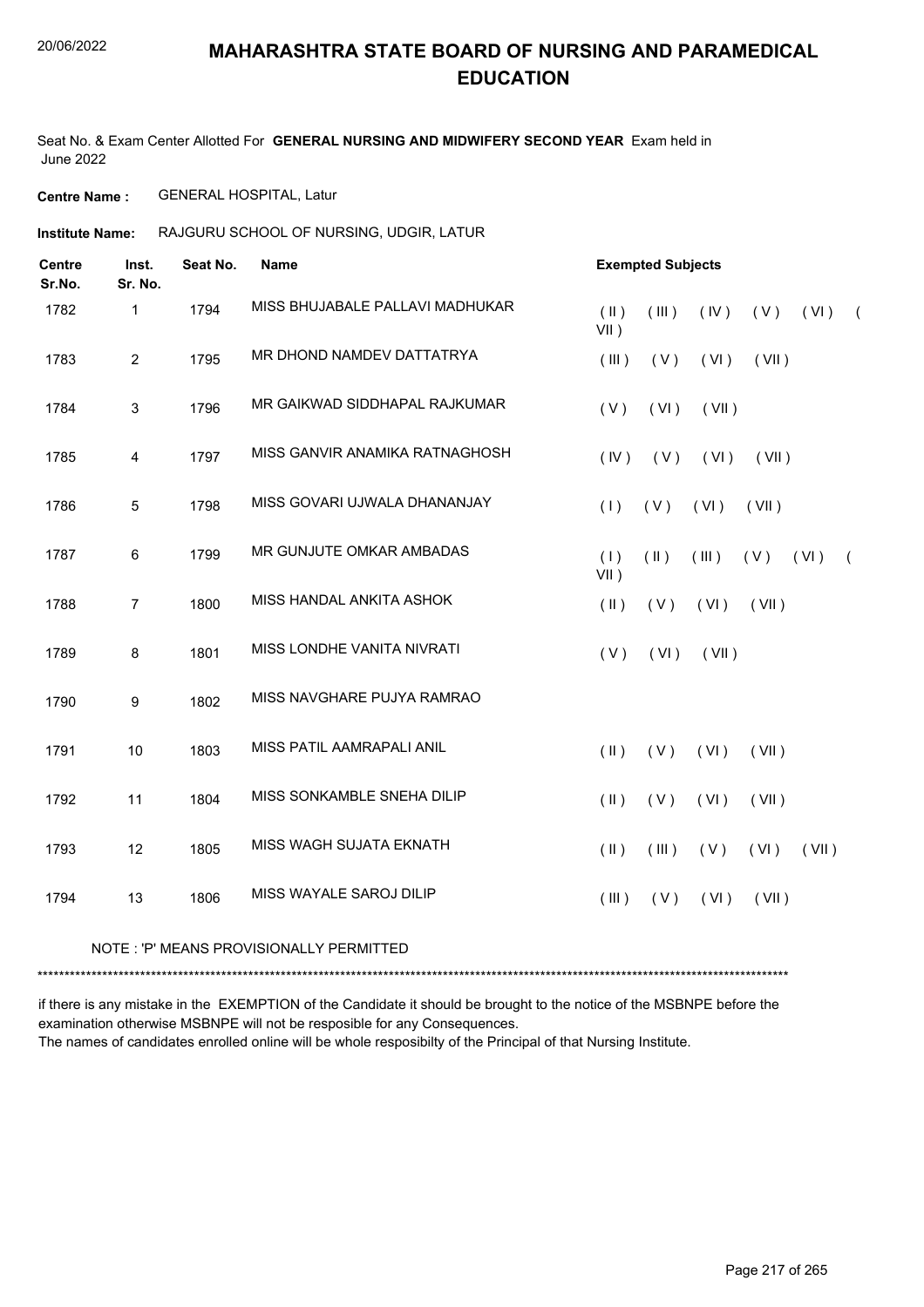# MAHARASHTRA STATE BOARD OF NURSING AND PARAMEDICAL EDUCATION

Seat No. & Exam Center Allotted For **GENERAL NURSING AND MIDWIFERY SECOND YEAR** Exam held in June 2022

**Centre Name :** GENERAL HOSPITAL, Latur

**Institute Name:** RAJGURU SCHOOL OF NURSING, UDGIR, LATUR

| Centre Sr.No. | Inst. Sr. No. | Seat No. | Name | Exempted Subjects |
|---|---|---|---|---|
| 1782 | 1 | 1794 | MISS BHUJABALE PALLAVI MADHUKAR | ( II ) ( III ) ( IV ) ( V ) ( VI ) ( VII ) |
| 1783 | 2 | 1795 | MR DHOND NAMDEV DATTATRYA | ( III ) ( V ) ( VI ) ( VII ) |
| 1784 | 3 | 1796 | MR GAIKWAD SIDDHAPAL RAJKUMAR | ( V ) ( VI ) ( VII ) |
| 1785 | 4 | 1797 | MISS GANVIR ANAMIKA RATNAGHOSH | ( IV ) ( V ) ( VI ) ( VII ) |
| 1786 | 5 | 1798 | MISS GOVARI UJWALA DHANANJAY | ( I ) ( V ) ( VI ) ( VII ) |
| 1787 | 6 | 1799 | MR GUNJUTE OMKAR AMBADAS | ( I ) ( II ) ( III ) ( V ) ( VI ) ( VII ) |
| 1788 | 7 | 1800 | MISS HANDAL ANKITA ASHOK | ( II ) ( V ) ( VI ) ( VII ) |
| 1789 | 8 | 1801 | MISS LONDHE VANITA NIVRATI | ( V ) ( VI ) ( VII ) |
| 1790 | 9 | 1802 | MISS NAVGHARE PUJYA RAMRAO | |
| 1791 | 10 | 1803 | MISS PATIL AAMRAPALI ANIL | ( II ) ( V ) ( VI ) ( VII ) |
| 1792 | 11 | 1804 | MISS SONKAMBLE SNEHA DILIP | ( II ) ( V ) ( VI ) ( VII ) |
| 1793 | 12 | 1805 | MISS WAGH SUJATA EKNATH | ( II ) ( III ) ( V ) ( VI ) ( VII ) |
| 1794 | 13 | 1806 | MISS WAYALE SAROJ DILIP | ( III ) ( V ) ( VI ) ( VII ) |

NOTE : 'P' MEANS PROVISIONALLY PERMITTED

******************************************************************************************************************************************

if there is any mistake in the EXEMPTION of the Candidate it should be brought to the notice of the MSBNPE before the examination otherwise MSBNPE will not be resposible for any Consequences.

The names of candidates enrolled online will be whole resposibilty of the Principal of that Nursing Institute.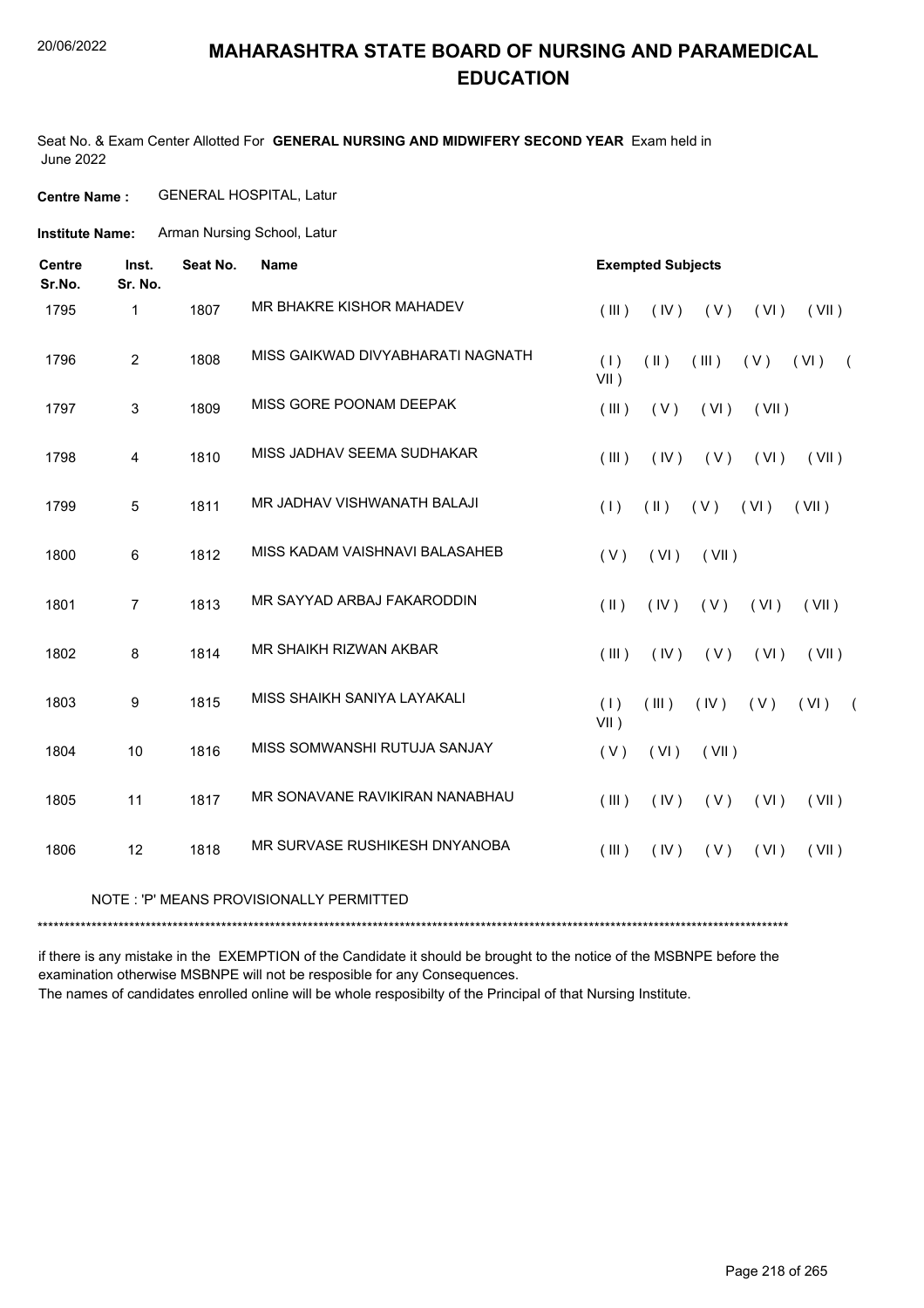# MAHARASHTRA STATE BOARD OF NURSING AND PARAMEDICAL EDUCATION

Seat No. & Exam Center Allotted For **GENERAL NURSING AND MIDWIFERY SECOND YEAR** Exam held in June 2022

**Centre Name :** GENERAL HOSPITAL, Latur

**Institute Name:** Arman Nursing School, Latur

| Centre Sr.No. | Inst. Sr. No. | Seat No. | Name | Exempted Subjects |
|---|---|---|---|---|
| 1795 | 1 | 1807 | MR BHAKRE KISHOR MAHADEV | ( III ) ( IV ) ( V ) ( VI ) ( VII ) |
| 1796 | 2 | 1808 | MISS GAIKWAD DIVYABHARATI NAGNATH | ( I ) ( II ) ( III ) ( V ) ( VI ) ( VII ) |
| 1797 | 3 | 1809 | MISS GORE POONAM DEEPAK | ( III ) ( V ) ( VI ) ( VII ) |
| 1798 | 4 | 1810 | MISS JADHAV SEEMA SUDHAKAR | ( III ) ( IV ) ( V ) ( VI ) ( VII ) |
| 1799 | 5 | 1811 | MR JADHAV VISHWANATH BALAJI | ( I ) ( II ) ( V ) ( VI ) ( VII ) |
| 1800 | 6 | 1812 | MISS KADAM VAISHNAVI BALASAHEB | ( V ) ( VI ) ( VII ) |
| 1801 | 7 | 1813 | MR SAYYAD ARBAJ FAKARODDIN | ( II ) ( IV ) ( V ) ( VI ) ( VII ) |
| 1802 | 8 | 1814 | MR SHAIKH RIZWAN AKBAR | ( III ) ( IV ) ( V ) ( VI ) ( VII ) |
| 1803 | 9 | 1815 | MISS SHAIKH SANIYA LAYAKALI | ( I ) ( III ) ( IV ) ( V ) ( VI ) ( VII ) |
| 1804 | 10 | 1816 | MISS SOMWANSHI RUTUJA SANJAY | ( V ) ( VI ) ( VII ) |
| 1805 | 11 | 1817 | MR SONAVANE RAVIKIRAN NANABHAU | ( III ) ( IV ) ( V ) ( VI ) ( VII ) |
| 1806 | 12 | 1818 | MR SURVASE RUSHIKESH DNYANOBA | ( III ) ( IV ) ( V ) ( VI ) ( VII ) |

NOTE : 'P' MEANS PROVISIONALLY PERMITTED

*******************************************************************************************************************************

if there is any mistake in the EXEMPTION of the Candidate it should be brought to the notice of the MSBNPE before the examination otherwise MSBNPE will not be resposible for any Consequences.

The names of candidates enrolled online will be whole resposibilty of the Principal of that Nursing Institute.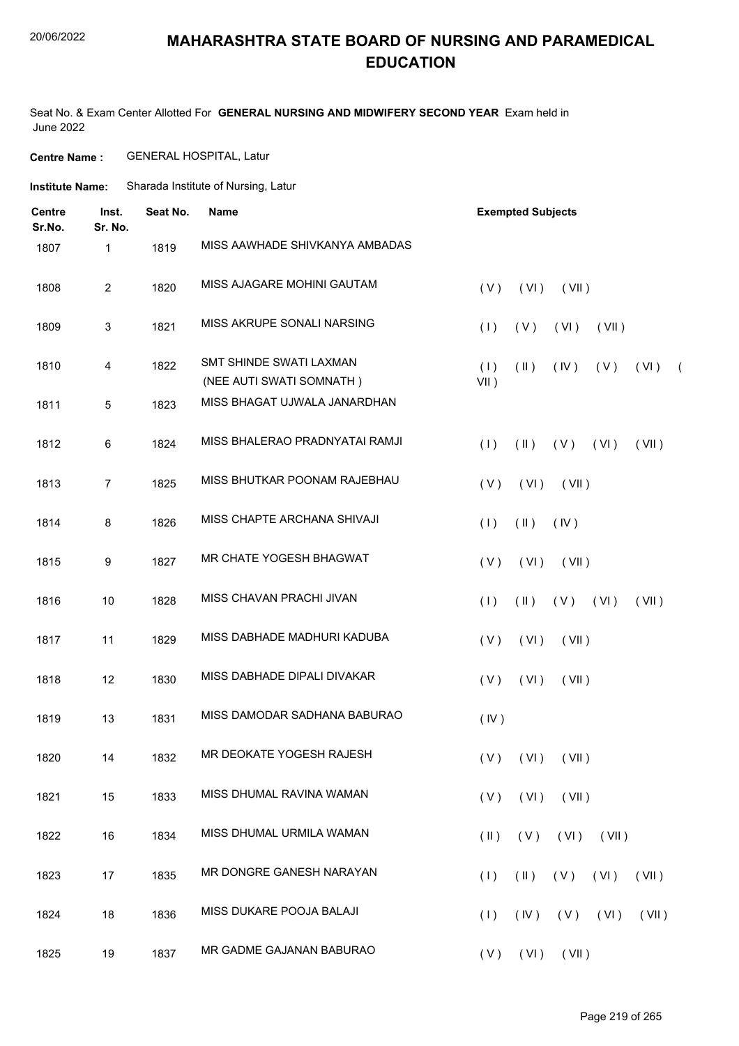# MAHARASHTRA STATE BOARD OF NURSING AND PARAMEDICAL EDUCATION

Seat No. & Exam Center Allotted For **GENERAL NURSING AND MIDWIFERY SECOND YEAR** Exam held in June 2022

**Centre Name :** GENERAL HOSPITAL, Latur

**Institute Name:** Sharada Institute of Nursing, Latur

| Centre Sr.No. | Inst. Sr. No. | Seat No. | Name | Exempted Subjects |
|---|---|---|---|---|
| 1807 | 1 | 1819 | MISS AAWHADE SHIVKANYA AMBADAS | |
| 1808 | 2 | 1820 | MISS AJAGARE MOHINI GAUTAM | ( V ) ( VI ) ( VII ) |
| 1809 | 3 | 1821 | MISS AKRUPE SONALI NARSING | ( I ) ( V ) ( VI ) ( VII ) |
| 1810 | 4 | 1822 | SMT SHINDE SWATI LAXMAN (NEE AUTI SWATI SOMNATH ) | ( I ) ( II ) ( IV ) ( V ) ( VI ) ( VII ) |
| 1811 | 5 | 1823 | MISS BHAGAT UJWALA JANARDHAN | |
| 1812 | 6 | 1824 | MISS BHALERAO PRADNYATAI RAMJI | ( I ) ( II ) ( V ) ( VI ) ( VII ) |
| 1813 | 7 | 1825 | MISS BHUTKAR POONAM RAJEBHAU | ( V ) ( VI ) ( VII ) |
| 1814 | 8 | 1826 | MISS CHAPTE ARCHANA SHIVAJI | ( I ) ( II ) ( IV ) |
| 1815 | 9 | 1827 | MR CHATE YOGESH BHAGWAT | ( V ) ( VI ) ( VII ) |
| 1816 | 10 | 1828 | MISS CHAVAN PRACHI JIVAN | ( I ) ( II ) ( V ) ( VI ) ( VII ) |
| 1817 | 11 | 1829 | MISS DABHADE MADHURI KADUBA | ( V ) ( VI ) ( VII ) |
| 1818 | 12 | 1830 | MISS DABHADE DIPALI DIVAKAR | ( V ) ( VI ) ( VII ) |
| 1819 | 13 | 1831 | MISS DAMODAR SADHANA BABURAO | ( IV ) |
| 1820 | 14 | 1832 | MR DEOKATE YOGESH RAJESH | ( V ) ( VI ) ( VII ) |
| 1821 | 15 | 1833 | MISS DHUMAL RAVINA WAMAN | ( V ) ( VI ) ( VII ) |
| 1822 | 16 | 1834 | MISS DHUMAL URMILA WAMAN | ( II ) ( V ) ( VI ) ( VII ) |
| 1823 | 17 | 1835 | MR DONGRE GANESH NARAYAN | ( I ) ( II ) ( V ) ( VI ) ( VII ) |
| 1824 | 18 | 1836 | MISS DUKARE POOJA BALAJI | ( I ) ( IV ) ( V ) ( VI ) ( VII ) |
| 1825 | 19 | 1837 | MR GADME GAJANAN BABURAO | ( V ) ( VI ) ( VII ) |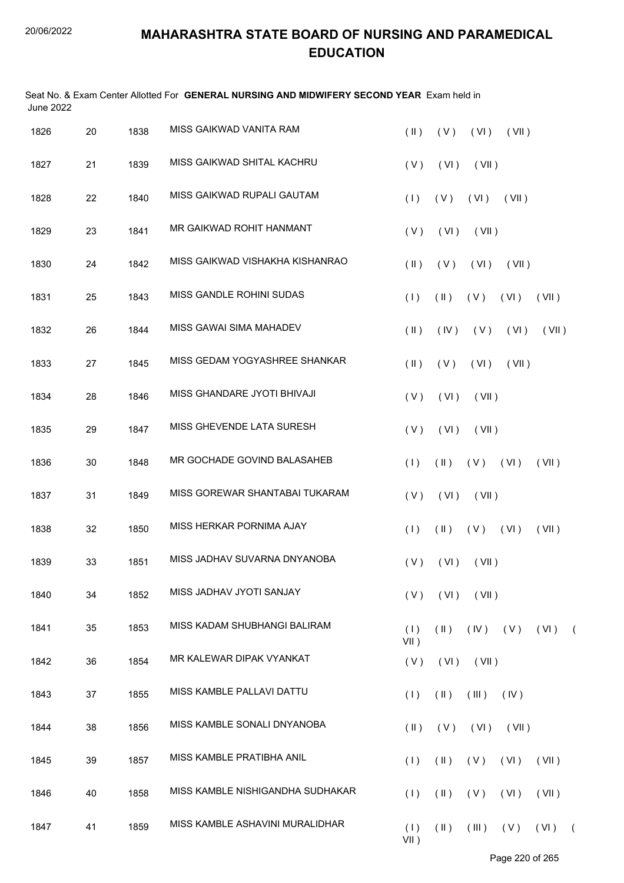# MAHARASHTRA STATE BOARD OF NURSING AND PARAMEDICAL EDUCATION

Seat No. & Exam Center Allotted For **GENERAL NURSING AND MIDWIFERY SECOND YEAR** Exam held in June 2022

| | | | | |
|---|---|---|---|---|
| 1826 | 20 | 1838 | MISS GAIKWAD VANITA RAM | ( II ) ( V ) ( VI ) ( VII ) |
| 1827 | 21 | 1839 | MISS GAIKWAD SHITAL KACHRU | ( V ) ( VI ) ( VII ) |
| 1828 | 22 | 1840 | MISS GAIKWAD RUPALI GAUTAM | ( I ) ( V ) ( VI ) ( VII ) |
| 1829 | 23 | 1841 | MR GAIKWAD ROHIT HANMANT | ( V ) ( VI ) ( VII ) |
| 1830 | 24 | 1842 | MISS GAIKWAD VISHAKHA KISHANRAO | ( II ) ( V ) ( VI ) ( VII ) |
| 1831 | 25 | 1843 | MISS GANDLE ROHINI SUDAS | ( I ) ( II ) ( V ) ( VI ) ( VII ) |
| 1832 | 26 | 1844 | MISS GAWAI SIMA MAHADEV | ( II ) ( IV ) ( V ) ( VI ) ( VII ) |
| 1833 | 27 | 1845 | MISS GEDAM YOGYASHREE SHANKAR | ( II ) ( V ) ( VI ) ( VII ) |
| 1834 | 28 | 1846 | MISS GHANDARE JYOTI BHIVAJI | ( V ) ( VI ) ( VII ) |
| 1835 | 29 | 1847 | MISS GHEVENDE LATA SURESH | ( V ) ( VI ) ( VII ) |
| 1836 | 30 | 1848 | MR GOCHADE GOVIND BALASAHEB | ( I ) ( II ) ( V ) ( VI ) ( VII ) |
| 1837 | 31 | 1849 | MISS GOREWAR SHANTABAI TUKARAM | ( V ) ( VI ) ( VII ) |
| 1838 | 32 | 1850 | MISS HERKAR PORNIMA AJAY | ( I ) ( II ) ( V ) ( VI ) ( VII ) |
| 1839 | 33 | 1851 | MISS JADHAV SUVARNA DNYANOBA | ( V ) ( VI ) ( VII ) |
| 1840 | 34 | 1852 | MISS JADHAV JYOTI SANJAY | ( V ) ( VI ) ( VII ) |
| 1841 | 35 | 1853 | MISS KADAM SHUBHANGI BALIRAM | ( I ) ( II ) ( IV ) ( V ) ( VI ) ( VII ) |
| 1842 | 36 | 1854 | MR KALEWAR DIPAK VYANKAT | ( V ) ( VI ) ( VII ) |
| 1843 | 37 | 1855 | MISS KAMBLE PALLAVI DATTU | ( I ) ( II ) ( III ) ( IV ) |
| 1844 | 38 | 1856 | MISS KAMBLE SONALI DNYANOBA | ( II ) ( V ) ( VI ) ( VII ) |
| 1845 | 39 | 1857 | MISS KAMBLE PRATIBHA ANIL | ( I ) ( II ) ( V ) ( VI ) ( VII ) |
| 1846 | 40 | 1858 | MISS KAMBLE NISHIGANDHA SUDHAKAR | ( I ) ( II ) ( V ) ( VI ) ( VII ) |
| 1847 | 41 | 1859 | MISS KAMBLE ASHAVINI MURALIDHAR | ( I ) ( II ) ( III ) ( V ) ( VI ) ( VII ) |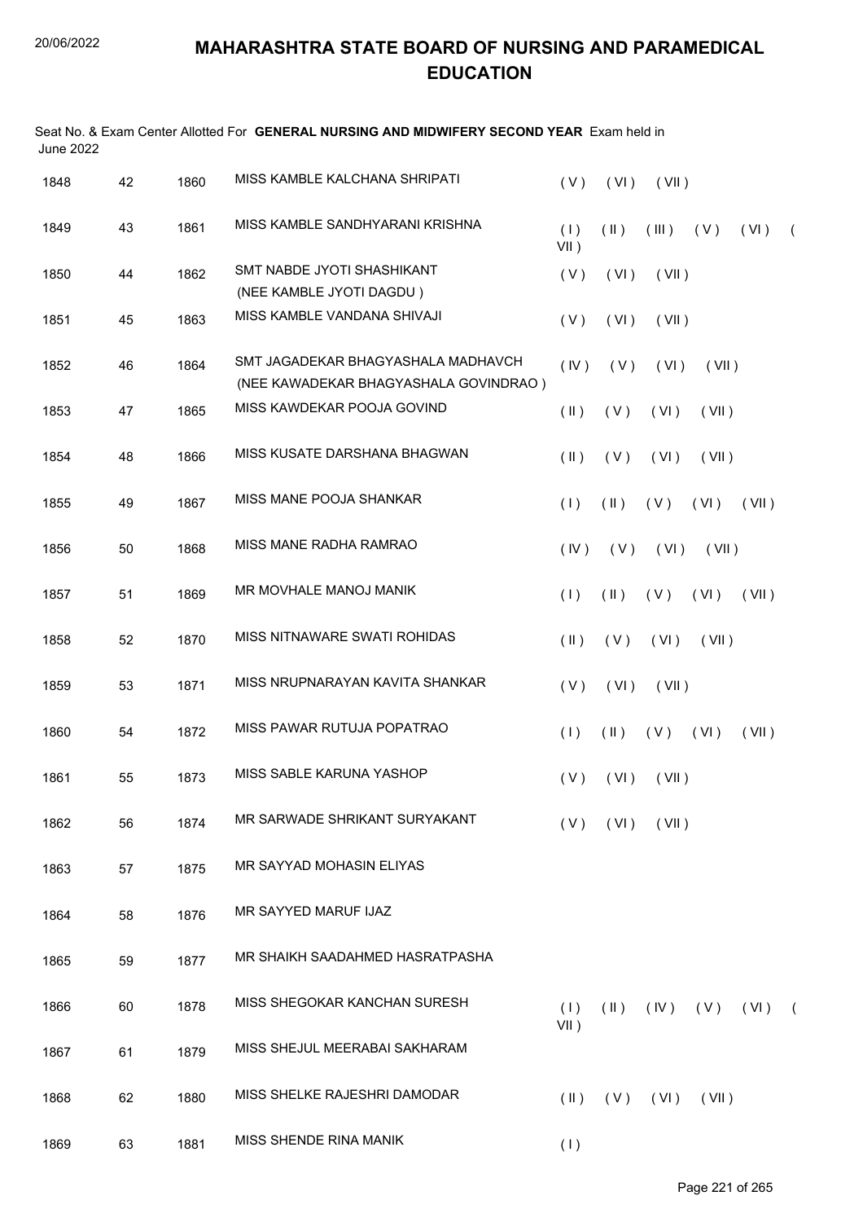# MAHARASHTRA STATE BOARD OF NURSING AND PARAMEDICAL EDUCATION

Seat No. & Exam Center Allotted For **GENERAL NURSING AND MIDWIFERY SECOND YEAR** Exam held in June 2022

| | | | | |
|---|---|---|---|---|
| 1848 | 42 | 1860 | MISS KAMBLE KALCHANA SHRIPATI | ( V ) ( VI ) ( VII ) |
| 1849 | 43 | 1861 | MISS KAMBLE SANDHYARANI KRISHNA | ( I ) ( II ) ( III ) ( V ) ( VI ) ( VII ) |
| 1850 | 44 | 1862 | SMT NABDE JYOTI SHASHIKANT (NEE KAMBLE JYOTI DAGDU ) | ( V ) ( VI ) ( VII ) |
| 1851 | 45 | 1863 | MISS KAMBLE VANDANA SHIVAJI | ( V ) ( VI ) ( VII ) |
| 1852 | 46 | 1864 | SMT JAGADEKAR BHAGYASHALA MADHAVCH (NEE KAWADEKAR BHAGYASHALA GOVINDRAO ) | ( IV ) ( V ) ( VI ) ( VII ) |
| 1853 | 47 | 1865 | MISS KAWDEKAR POOJA GOVIND | ( II ) ( V ) ( VI ) ( VII ) |
| 1854 | 48 | 1866 | MISS KUSATE DARSHANA BHAGWAN | ( II ) ( V ) ( VI ) ( VII ) |
| 1855 | 49 | 1867 | MISS MANE POOJA SHANKAR | ( I ) ( II ) ( V ) ( VI ) ( VII ) |
| 1856 | 50 | 1868 | MISS MANE RADHA RAMRAO | ( IV ) ( V ) ( VI ) ( VII ) |
| 1857 | 51 | 1869 | MR MOVHALE MANOJ MANIK | ( I ) ( II ) ( V ) ( VI ) ( VII ) |
| 1858 | 52 | 1870 | MISS NITNAWARE SWATI ROHIDAS | ( II ) ( V ) ( VI ) ( VII ) |
| 1859 | 53 | 1871 | MISS NRUPNARAYAN KAVITA SHANKAR | ( V ) ( VI ) ( VII ) |
| 1860 | 54 | 1872 | MISS PAWAR RUTUJA POPATRAO | ( I ) ( II ) ( V ) ( VI ) ( VII ) |
| 1861 | 55 | 1873 | MISS SABLE KARUNA YASHOP | ( V ) ( VI ) ( VII ) |
| 1862 | 56 | 1874 | MR SARWADE SHRIKANT SURYAKANT | ( V ) ( VI ) ( VII ) |
| 1863 | 57 | 1875 | MR SAYYAD MOHASIN ELIYAS | |
| 1864 | 58 | 1876 | MR SAYYED MARUF IJAZ | |
| 1865 | 59 | 1877 | MR SHAIKH SAADAHMED HASRATPASHA | |
| 1866 | 60 | 1878 | MISS SHEGOKAR KANCHAN SURESH | ( I ) ( II ) ( IV ) ( V ) ( VI ) ( VII ) |
| 1867 | 61 | 1879 | MISS SHEJUL MEERABAI SAKHARAM | |
| 1868 | 62 | 1880 | MISS SHELKE RAJESHRI DAMODAR | ( II ) ( V ) ( VI ) ( VII ) |
| 1869 | 63 | 1881 | MISS SHENDE RINA MANIK | ( I ) |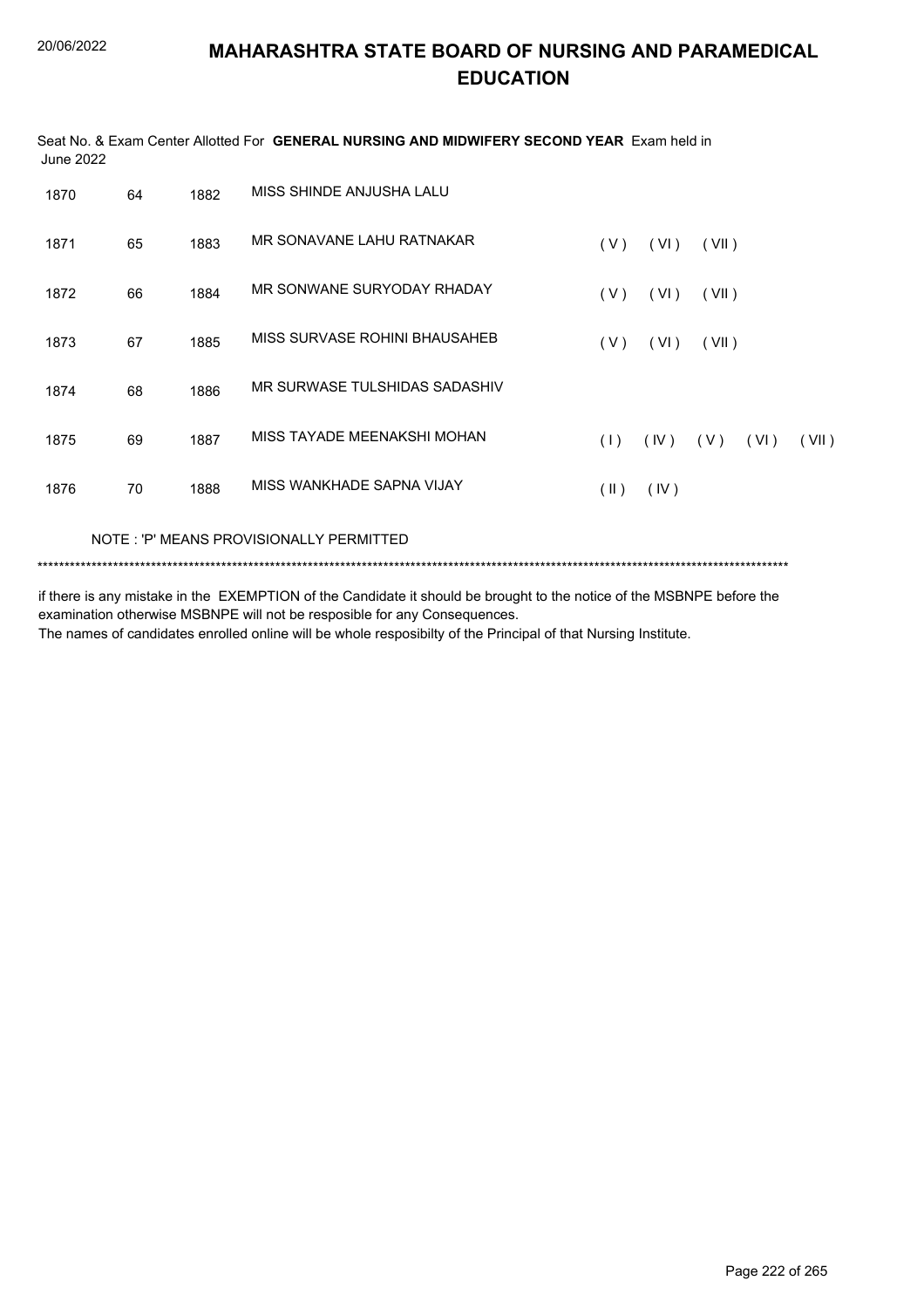# MAHARASHTRA STATE BOARD OF NURSING AND PARAMEDICAL EDUCATION

Seat No. & Exam Center Allotted For **GENERAL NURSING AND MIDWIFERY SECOND YEAR** Exam held in June 2022

| | | | | |
|---|---|---|---|---|
| 1870 | 64 | 1882 | MISS SHINDE ANJUSHA LALU | |
| 1871 | 65 | 1883 | MR SONAVANE LAHU RATNAKAR | ( V ) ( VI ) ( VII ) |
| 1872 | 66 | 1884 | MR SONWANE SURYODAY RHADAY | ( V ) ( VI ) ( VII ) |
| 1873 | 67 | 1885 | MISS SURVASE ROHINI BHAUSAHEB | ( V ) ( VI ) ( VII ) |
| 1874 | 68 | 1886 | MR SURWASE TULSHIDAS SADASHIV | |
| 1875 | 69 | 1887 | MISS TAYADE MEENAKSHI MOHAN | ( I ) ( IV ) ( V ) ( VI ) ( VII ) |
| 1876 | 70 | 1888 | MISS WANKHADE SAPNA VIJAY | ( II ) ( IV ) |

NOTE : 'P' MEANS PROVISIONALLY PERMITTED

*******************************************************************************************************************************************

if there is any mistake in the EXEMPTION of the Candidate it should be brought to the notice of the MSBNPE before the examination otherwise MSBNPE will not be resposible for any Consequences.
The names of candidates enrolled online will be whole resposibilty of the Principal of that Nursing Institute.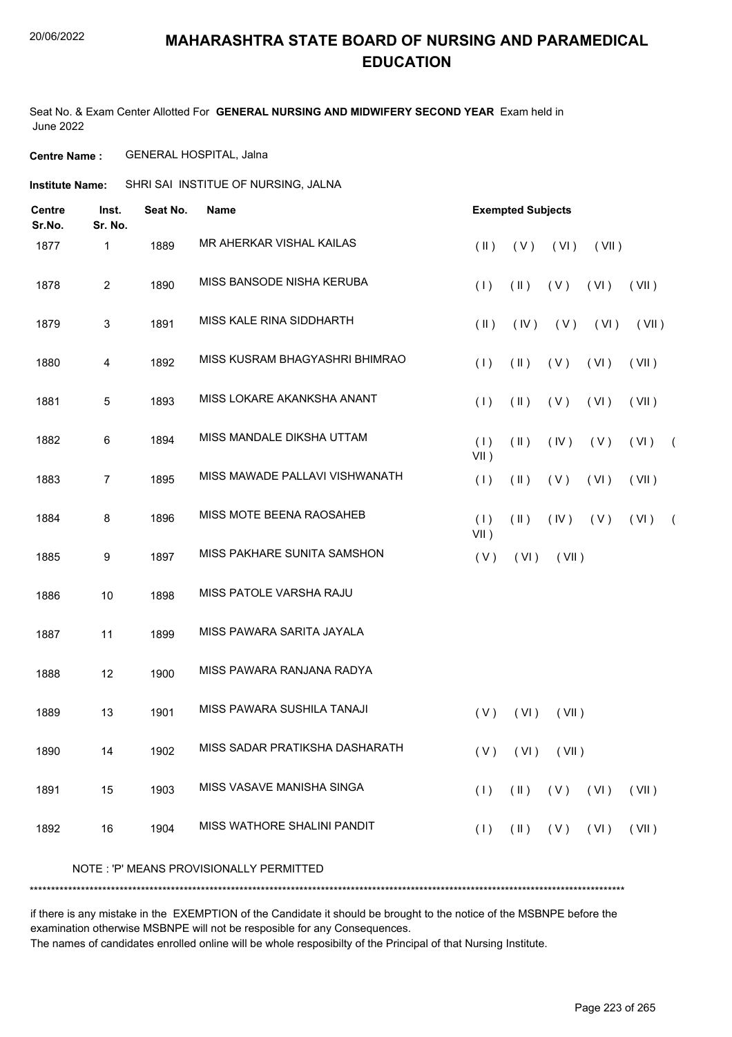# MAHARASHTRA STATE BOARD OF NURSING AND PARAMEDICAL EDUCATION

20/06/2022

Seat No. & Exam Center Allotted For **GENERAL NURSING AND MIDWIFERY SECOND YEAR** Exam held in June 2022

**Centre Name :** GENERAL HOSPITAL, Jalna

**Institute Name:** SHRI SAI INSTITUE OF NURSING, JALNA

| Centre Sr.No. | Inst. Sr. No. | Seat No. | Name | Exempted Subjects |
|---|---|---|---|---|
| 1877 | 1 | 1889 | MR AHERKAR VISHAL KAILAS | ( II ) ( V ) ( VI ) ( VII ) |
| 1878 | 2 | 1890 | MISS BANSODE NISHA KERUBA | ( I ) ( II ) ( V ) ( VI ) ( VII ) |
| 1879 | 3 | 1891 | MISS KALE RINA SIDDHARTH | ( II ) ( IV ) ( V ) ( VI ) ( VII ) |
| 1880 | 4 | 1892 | MISS KUSRAM BHAGYASHRI BHIMRAO | ( I ) ( II ) ( V ) ( VI ) ( VII ) |
| 1881 | 5 | 1893 | MISS LOKARE AKANKSHA ANANT | ( I ) ( II ) ( V ) ( VI ) ( VII ) |
| 1882 | 6 | 1894 | MISS MANDALE DIKSHA UTTAM | ( I ) ( II ) ( IV ) ( V ) ( VI ) ( VII ) |
| 1883 | 7 | 1895 | MISS MAWADE PALLAVI VISHWANATH | ( I ) ( II ) ( V ) ( VI ) ( VII ) |
| 1884 | 8 | 1896 | MISS MOTE BEENA RAOSAHEB | ( I ) ( II ) ( IV ) ( V ) ( VI ) ( VII ) |
| 1885 | 9 | 1897 | MISS PAKHARE SUNITA SAMSHON | ( V ) ( VI ) ( VII ) |
| 1886 | 10 | 1898 | MISS PATOLE VARSHA RAJU | |
| 1887 | 11 | 1899 | MISS PAWARA SARITA JAYALA | |
| 1888 | 12 | 1900 | MISS PAWARA RANJANA RADYA | |
| 1889 | 13 | 1901 | MISS PAWARA SUSHILA TANAJI | ( V ) ( VI ) ( VII ) |
| 1890 | 14 | 1902 | MISS SADAR PRATIKSHA DASHARATH | ( V ) ( VI ) ( VII ) |
| 1891 | 15 | 1903 | MISS VASAVE MANISHA SINGA | ( I ) ( II ) ( V ) ( VI ) ( VII ) |
| 1892 | 16 | 1904 | MISS WATHORE SHALINI PANDIT | ( I ) ( II ) ( V ) ( VI ) ( VII ) |

NOTE : 'P' MEANS PROVISIONALLY PERMITTED

******************************************************************************************************************************************

if there is any mistake in the EXEMPTION of the Candidate it should be brought to the notice of the MSBNPE before the examination otherwise MSBNPE will not be resposible for any Consequences.
The names of candidates enrolled online will be whole resposibilty of the Principal of that Nursing Institute.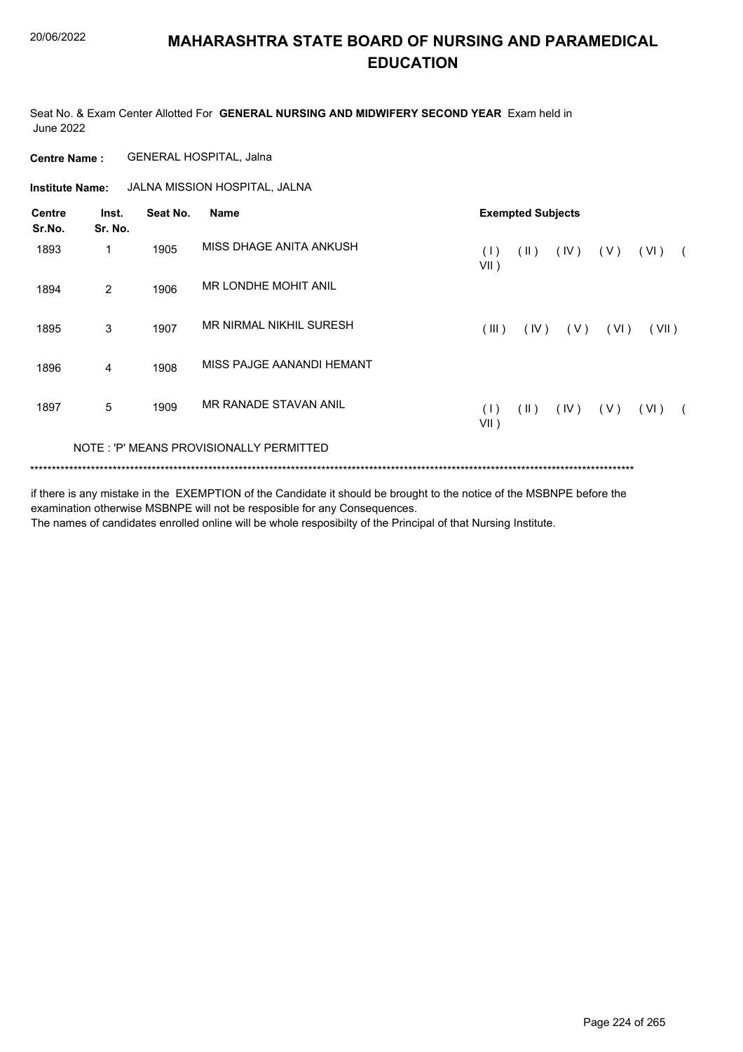# MAHARASHTRA STATE BOARD OF NURSING AND PARAMEDICAL EDUCATION

Seat No. & Exam Center Allotted For **GENERAL NURSING AND MIDWIFERY SECOND YEAR** Exam held in June 2022

**Centre Name :** GENERAL HOSPITAL, Jalna

**Institute Name:** JALNA MISSION HOSPITAL, JALNA

| Centre Sr.No. | Inst. Sr. No. | Seat No. | Name | Exempted Subjects |
|---|---|---|---|---|
| 1893 | 1 | 1905 | MISS DHAGE ANITA ANKUSH | ( I ) ( II ) ( IV ) ( V ) ( VI ) ( VII ) |
| 1894 | 2 | 1906 | MR LONDHE MOHIT ANIL | |
| 1895 | 3 | 1907 | MR NIRMAL NIKHIL SURESH | ( III ) ( IV ) ( V ) ( VI ) ( VII ) |
| 1896 | 4 | 1908 | MISS PAJGE AANANDI HEMANT | |
| 1897 | 5 | 1909 | MR RANADE STAVAN ANIL | ( I ) ( II ) ( IV ) ( V ) ( VI ) ( VII ) |

NOTE : 'P' MEANS PROVISIONALLY PERMITTED

*******************************************************************************************************************************************

if there is any mistake in the EXEMPTION of the Candidate it should be brought to the notice of the MSBNPE before the examination otherwise MSBNPE will not be resposible for any Consequences.

The names of candidates enrolled online will be whole resposibilty of the Principal of that Nursing Institute.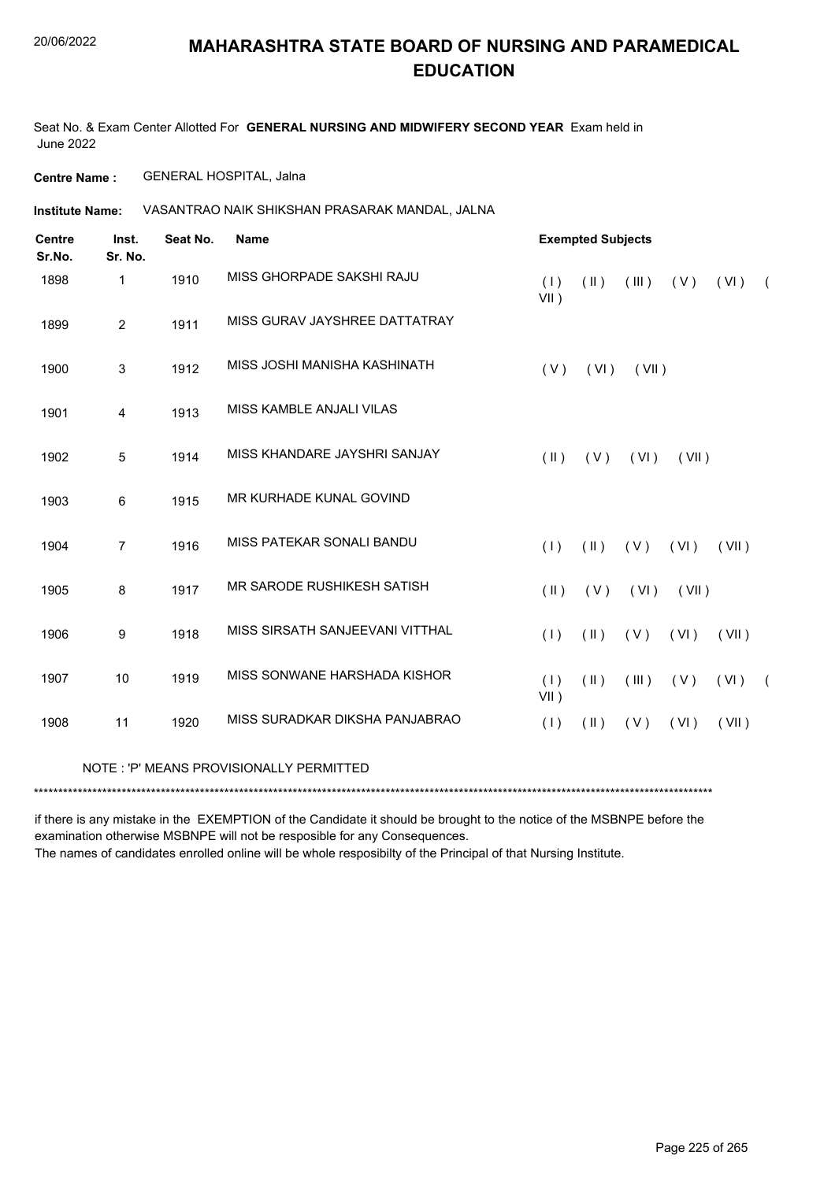# MAHARASHTRA STATE BOARD OF NURSING AND PARAMEDICAL EDUCATION

Seat No. & Exam Center Allotted For **GENERAL NURSING AND MIDWIFERY SECOND YEAR** Exam held in June 2022

**Centre Name :** GENERAL HOSPITAL, Jalna

**Institute Name:** VASANTRAO NAIK SHIKSHAN PRASARAK MANDAL, JALNA

| Centre Sr.No. | Inst. Sr. No. | Seat No. | Name | Exempted Subjects |
|---|---|---|---|---|
| 1898 | 1 | 1910 | MISS GHORPADE SAKSHI RAJU | ( I ) ( II ) ( III ) ( V ) ( VI ) ( VII ) |
| 1899 | 2 | 1911 | MISS GURAV JAYSHREE DATTATRAY | |
| 1900 | 3 | 1912 | MISS JOSHI MANISHA KASHINATH | ( V ) ( VI ) ( VII ) |
| 1901 | 4 | 1913 | MISS KAMBLE ANJALI VILAS | |
| 1902 | 5 | 1914 | MISS KHANDARE JAYSHRI SANJAY | ( II ) ( V ) ( VI ) ( VII ) |
| 1903 | 6 | 1915 | MR KURHADE KUNAL GOVIND | |
| 1904 | 7 | 1916 | MISS PATEKAR SONALI BANDU | ( I ) ( II ) ( V ) ( VI ) ( VII ) |
| 1905 | 8 | 1917 | MR SARODE RUSHIKESH SATISH | ( II ) ( V ) ( VI ) ( VII ) |
| 1906 | 9 | 1918 | MISS SIRSATH SANJEEVANI VITTHAL | ( I ) ( II ) ( V ) ( VI ) ( VII ) |
| 1907 | 10 | 1919 | MISS SONWANE HARSHADA KISHOR | ( I ) ( II ) ( III ) ( V ) ( VI ) ( VII ) |
| 1908 | 11 | 1920 | MISS SURADKAR DIKSHA PANJABRAO | ( I ) ( II ) ( V ) ( VI ) ( VII ) |

NOTE : 'P' MEANS PROVISIONALLY PERMITTED

******************************************************************************************************************************************

if there is any mistake in the EXEMPTION of the Candidate it should be brought to the notice of the MSBNPE before the examination otherwise MSBNPE will not be resposible for any Consequences.

The names of candidates enrolled online will be whole resposibilty of the Principal of that Nursing Institute.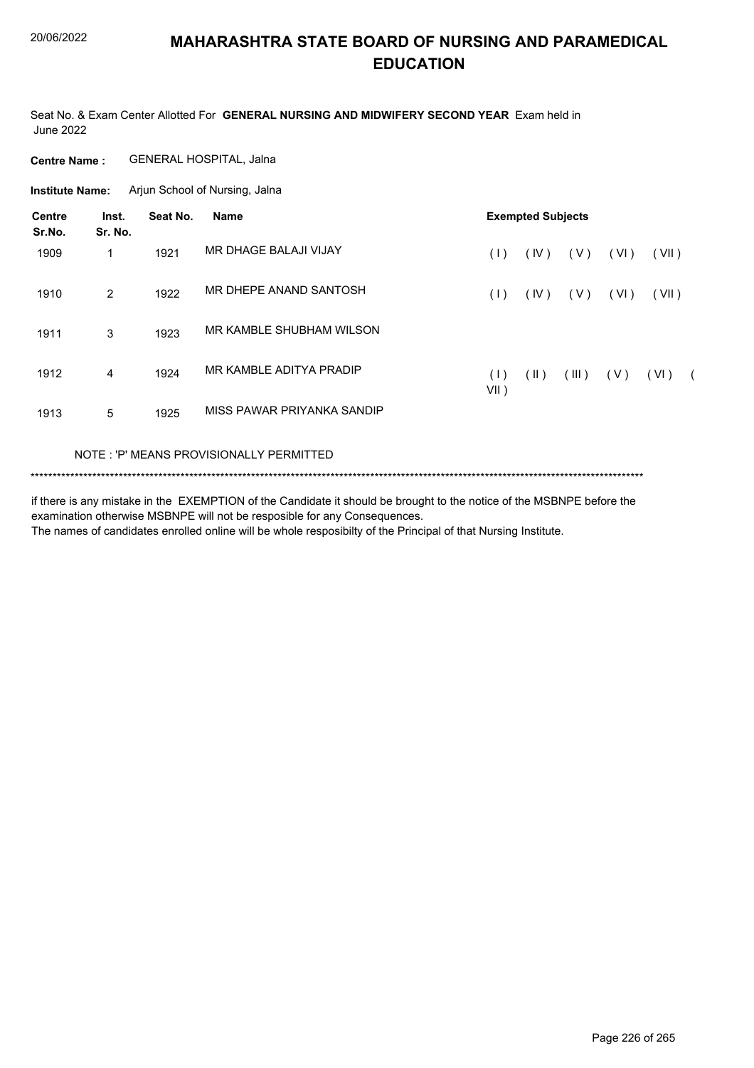20/06/2022

# MAHARASHTRA STATE BOARD OF NURSING AND PARAMEDICAL EDUCATION

Seat No. & Exam Center Allotted For **GENERAL NURSING AND MIDWIFERY SECOND YEAR** Exam held in June 2022

**Centre Name :** GENERAL HOSPITAL, Jalna

**Institute Name:** Arjun School of Nursing, Jalna

| Centre Sr.No. | Inst. Sr. No. | Seat No. | Name | Exempted Subjects |
|---|---|---|---|---|
| 1909 | 1 | 1921 | MR DHAGE BALAJI VIJAY | ( I ) ( IV ) ( V ) ( VI ) ( VII ) |
| 1910 | 2 | 1922 | MR DHEPE ANAND SANTOSH | ( I ) ( IV ) ( V ) ( VI ) ( VII ) |
| 1911 | 3 | 1923 | MR KAMBLE SHUBHAM WILSON | |
| 1912 | 4 | 1924 | MR KAMBLE ADITYA PRADIP | ( I ) ( II ) ( III ) ( V ) ( VI ) ( VII ) |
| 1913 | 5 | 1925 | MISS PAWAR PRIYANKA SANDIP | |

NOTE : 'P' MEANS PROVISIONALLY PERMITTED

*******************************************************************************************************************************************

if there is any mistake in the EXEMPTION of the Candidate it should be brought to the notice of the MSBNPE before the examination otherwise MSBNPE will not be resposible for any Consequences.
The names of candidates enrolled online will be whole resposibilty of the Principal of that Nursing Institute.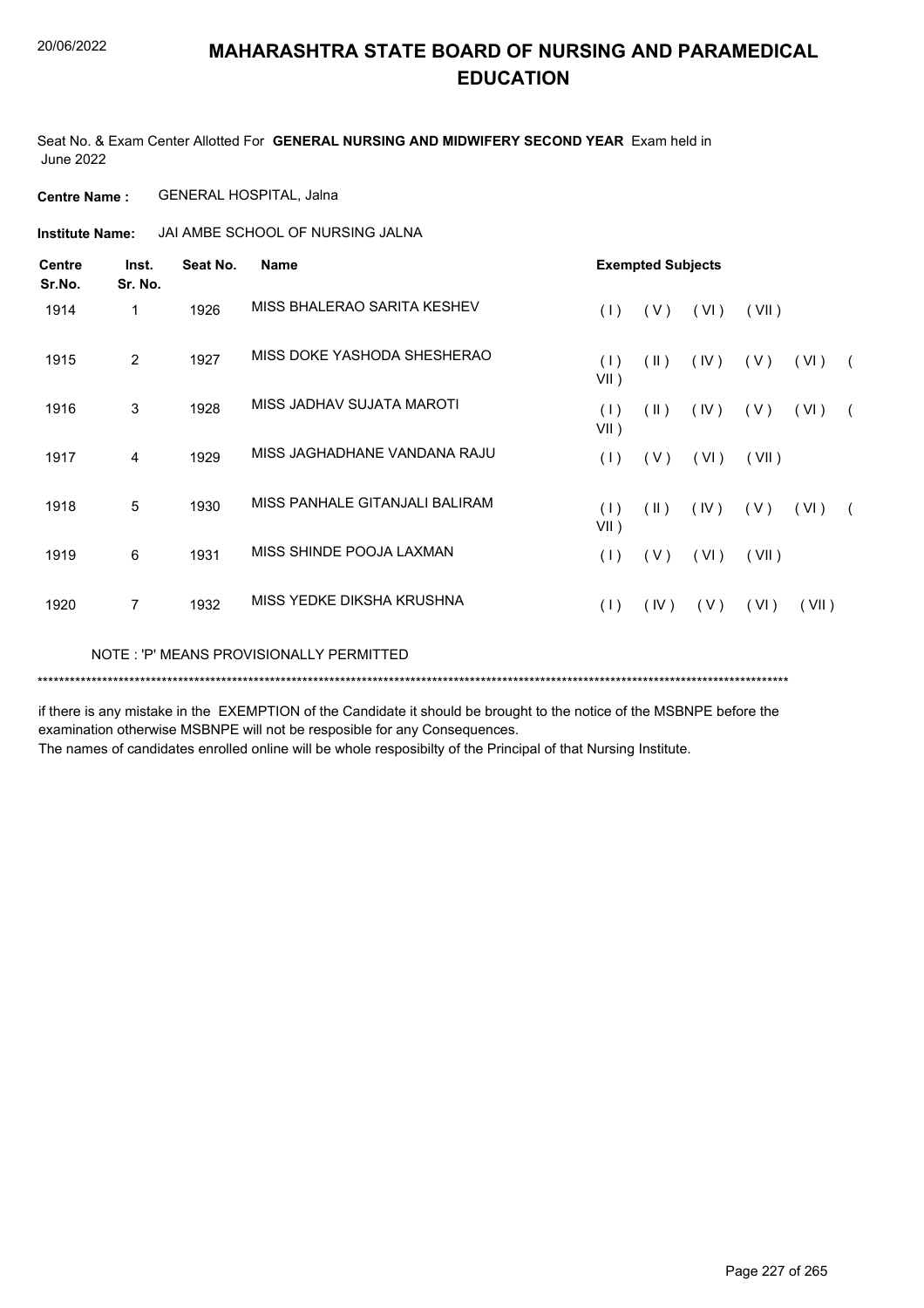# MAHARASHTRA STATE BOARD OF NURSING AND PARAMEDICAL EDUCATION

20/06/2022

Seat No. & Exam Center Allotted For **GENERAL NURSING AND MIDWIFERY SECOND YEAR** Exam held in June 2022

**Centre Name :** GENERAL HOSPITAL, Jalna

**Institute Name:** JAI AMBE SCHOOL OF NURSING JALNA

| Centre Sr.No. | Inst. Sr. No. | Seat No. | Name | Exempted Subjects |
|---|---|---|---|---|
| 1914 | 1 | 1926 | MISS BHALERAO SARITA KESHEV | ( I ) ( V ) ( VI ) ( VII ) |
| 1915 | 2 | 1927 | MISS DOKE YASHODA SHESHERAO | ( I ) ( II ) ( IV ) ( V ) ( VI ) ( VII ) |
| 1916 | 3 | 1928 | MISS JADHAV SUJATA MAROTI | ( I ) ( II ) ( IV ) ( V ) ( VI ) ( VII ) |
| 1917 | 4 | 1929 | MISS JAGHADHANE VANDANA RAJU | ( I ) ( V ) ( VI ) ( VII ) |
| 1918 | 5 | 1930 | MISS PANHALE GITANJALI BALIRAM | ( I ) ( II ) ( IV ) ( V ) ( VI ) ( VII ) |
| 1919 | 6 | 1931 | MISS SHINDE POOJA LAXMAN | ( I ) ( V ) ( VI ) ( VII ) |
| 1920 | 7 | 1932 | MISS YEDKE DIKSHA KRUSHNA | ( I ) ( IV ) ( V ) ( VI ) ( VII ) |

NOTE : 'P' MEANS PROVISIONALLY PERMITTED

*******************************************************************************************************************************************

if there is any mistake in the EXEMPTION of the Candidate it should be brought to the notice of the MSBNPE before the examination otherwise MSBNPE will not be resposible for any Consequences.

The names of candidates enrolled online will be whole resposibilty of the Principal of that Nursing Institute.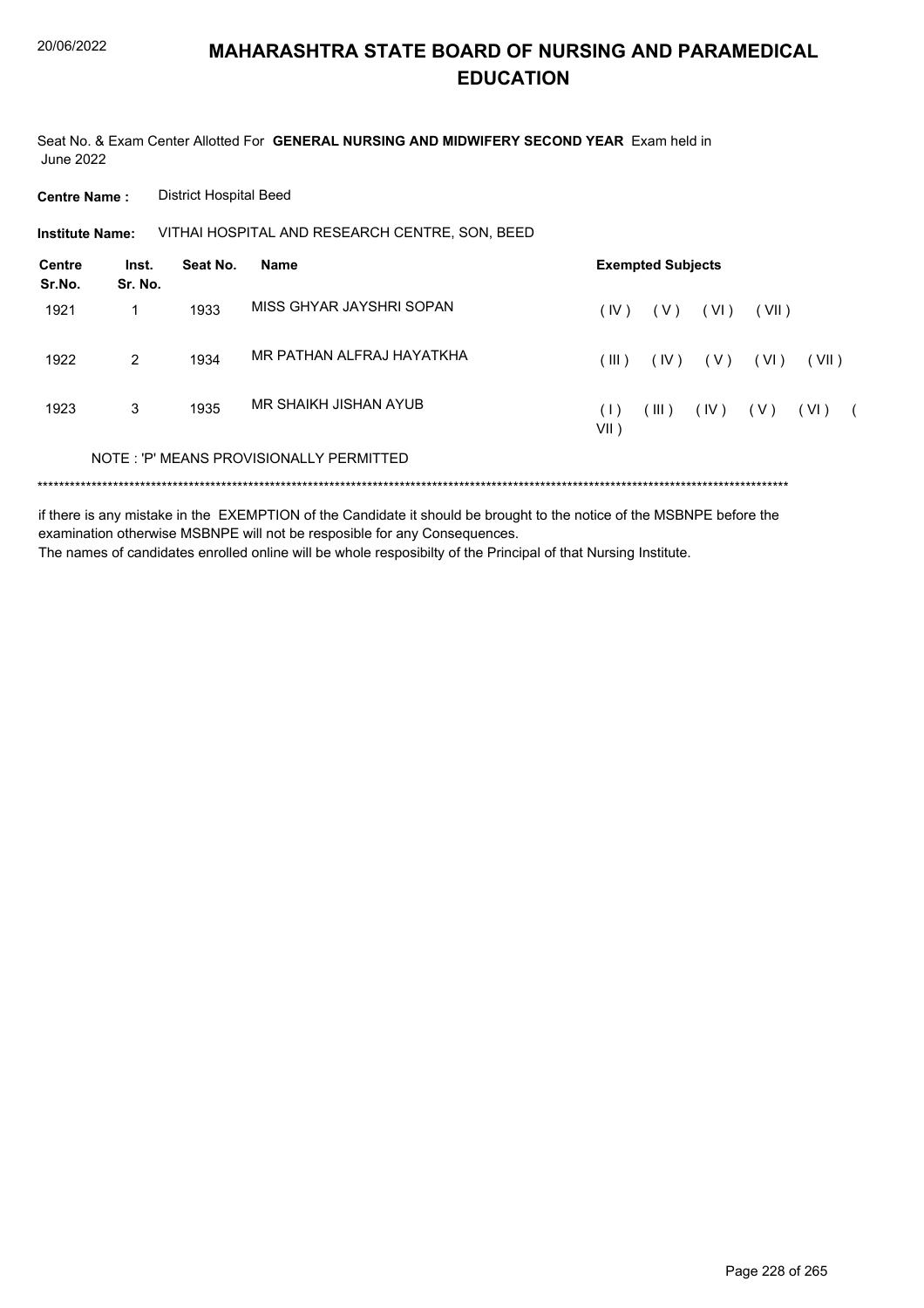# MAHARASHTRA STATE BOARD OF NURSING AND PARAMEDICAL EDUCATION

Seat No. & Exam Center Allotted For **GENERAL NURSING AND MIDWIFERY SECOND YEAR** Exam held in June 2022

**Centre Name :** District Hospital Beed

**Institute Name:** VITHAI HOSPITAL AND RESEARCH CENTRE, SON, BEED

| Centre Sr.No. | Inst. Sr. No. | Seat No. | Name | Exempted Subjects |
|---|---|---|---|---|
| 1921 | 1 | 1933 | MISS GHYAR JAYSHRI SOPAN | ( IV ) ( V ) ( VI ) ( VII ) |
| 1922 | 2 | 1934 | MR PATHAN ALFRAJ HAYATKHA | ( III ) ( IV ) ( V ) ( VI ) ( VII ) |
| 1923 | 3 | 1935 | MR SHAIKH JISHAN AYUB | ( I ) ( III ) ( IV ) ( V ) ( VI ) ( VII ) |

NOTE : 'P' MEANS PROVISIONALLY PERMITTED

******************************************************************************************************************************************

if there is any mistake in the EXEMPTION of the Candidate it should be brought to the notice of the MSBNPE before the examination otherwise MSBNPE will not be resposible for any Consequences.

The names of candidates enrolled online will be whole resposibilty of the Principal of that Nursing Institute.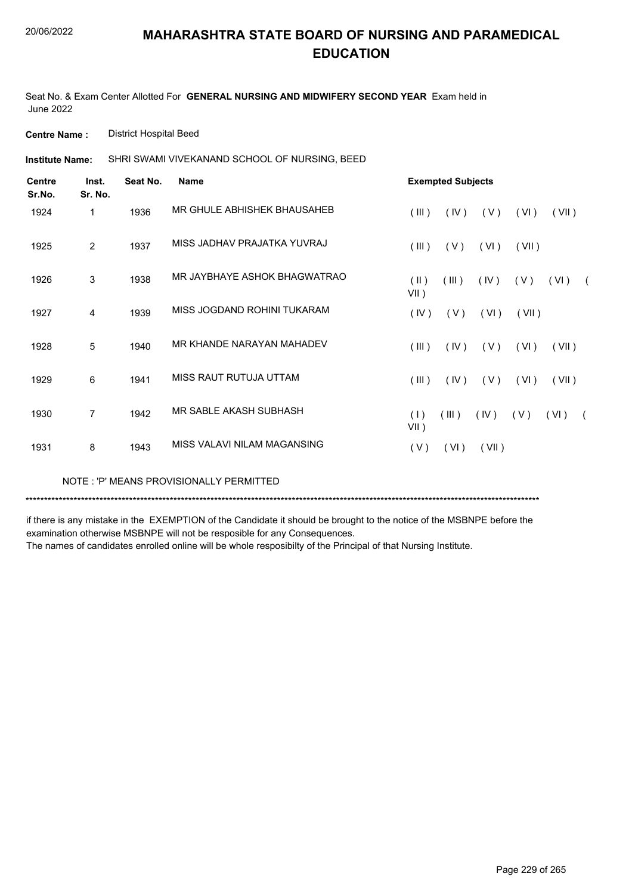# MAHARASHTRA STATE BOARD OF NURSING AND PARAMEDICAL EDUCATION

Seat No. & Exam Center Allotted For **GENERAL NURSING AND MIDWIFERY SECOND YEAR** Exam held in June 2022

**Centre Name :** District Hospital Beed

**Institute Name:** SHRI SWAMI VIVEKANAND SCHOOL OF NURSING, BEED

| Centre Sr.No. | Inst. Sr. No. | Seat No. | Name | Exempted Subjects |
|---|---|---|---|---|
| 1924 | 1 | 1936 | MR GHULE ABHISHEK BHAUSAHEB | ( III ) ( IV ) ( V ) ( VI ) ( VII ) |
| 1925 | 2 | 1937 | MISS JADHAV PRAJATKA YUVRAJ | ( III ) ( V ) ( VI ) ( VII ) |
| 1926 | 3 | 1938 | MR JAYBHAYE ASHOK BHAGWATRAO | ( II ) ( III ) ( IV ) ( V ) ( VI ) ( VII ) |
| 1927 | 4 | 1939 | MISS JOGDAND ROHINI TUKARAM | ( IV ) ( V ) ( VI ) ( VII ) |
| 1928 | 5 | 1940 | MR KHANDE NARAYAN MAHADEV | ( III ) ( IV ) ( V ) ( VI ) ( VII ) |
| 1929 | 6 | 1941 | MISS RAUT RUTUJA UTTAM | ( III ) ( IV ) ( V ) ( VI ) ( VII ) |
| 1930 | 7 | 1942 | MR SABLE AKASH SUBHASH | ( I ) ( III ) ( IV ) ( V ) ( VI ) ( VII ) |
| 1931 | 8 | 1943 | MISS VALAVI NILAM MAGANSING | ( V ) ( VI ) ( VII ) |

NOTE : 'P' MEANS PROVISIONALLY PERMITTED

*******************************************************************************************************************************************

if there is any mistake in the EXEMPTION of the Candidate it should be brought to the notice of the MSBNPE before the examination otherwise MSBNPE will not be resposible for any Consequences.
The names of candidates enrolled online will be whole resposibilty of the Principal of that Nursing Institute.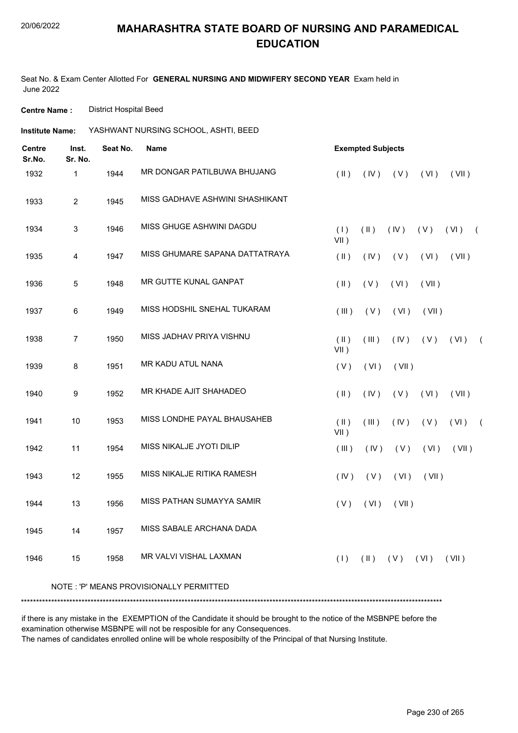# MAHARASHTRA STATE BOARD OF NURSING AND PARAMEDICAL EDUCATION

20/06/2022

Seat No. & Exam Center Allotted For **GENERAL NURSING AND MIDWIFERY SECOND YEAR** Exam held in June 2022

**Centre Name :** District Hospital Beed

**Institute Name:** YASHWANT NURSING SCHOOL, ASHTI, BEED

| Centre Sr.No. | Inst. Sr. No. | Seat No. | Name | Exempted Subjects |
|---|---|---|---|---|
| 1932 | 1 | 1944 | MR DONGAR PATILBUWA BHUJANG | ( II ) ( IV ) ( V ) ( VI ) ( VII ) |
| 1933 | 2 | 1945 | MISS GADHAVE ASHWINI SHASHIKANT | |
| 1934 | 3 | 1946 | MISS GHUGE ASHWINI DAGDU | ( I ) ( II ) ( IV ) ( V ) ( VI ) ( VII ) |
| 1935 | 4 | 1947 | MISS GHUMARE SAPANA DATTATRAYA | ( II ) ( IV ) ( V ) ( VI ) ( VII ) |
| 1936 | 5 | 1948 | MR GUTTE KUNAL GANPAT | ( II ) ( V ) ( VI ) ( VII ) |
| 1937 | 6 | 1949 | MISS HODSHIL SNEHAL TUKARAM | ( III ) ( V ) ( VI ) ( VII ) |
| 1938 | 7 | 1950 | MISS JADHAV PRIYA VISHNU | ( II ) ( III ) ( IV ) ( V ) ( VI ) ( VII ) |
| 1939 | 8 | 1951 | MR KADU ATUL NANA | ( V ) ( VI ) ( VII ) |
| 1940 | 9 | 1952 | MR KHADE AJIT SHAHADEO | ( II ) ( IV ) ( V ) ( VI ) ( VII ) |
| 1941 | 10 | 1953 | MISS LONDHE PAYAL BHAUSAHEB | ( II ) ( III ) ( IV ) ( V ) ( VI ) ( VII ) |
| 1942 | 11 | 1954 | MISS NIKALJE JYOTI DILIP | ( III ) ( IV ) ( V ) ( VI ) ( VII ) |
| 1943 | 12 | 1955 | MISS NIKALJE RITIKA RAMESH | ( IV ) ( V ) ( VI ) ( VII ) |
| 1944 | 13 | 1956 | MISS PATHAN SUMAYYA SAMIR | ( V ) ( VI ) ( VII ) |
| 1945 | 14 | 1957 | MISS SABALE ARCHANA DADA | |
| 1946 | 15 | 1958 | MR VALVI VISHAL LAXMAN | ( I ) ( II ) ( V ) ( VI ) ( VII ) |

NOTE : 'P' MEANS PROVISIONALLY PERMITTED

*******************************************************************************************************************************************

if there is any mistake in the EXEMPTION of the Candidate it should be brought to the notice of the MSBNPE before the examination otherwise MSBNPE will not be resposible for any Consequences.

The names of candidates enrolled online will be whole resposibilty of the Principal of that Nursing Institute.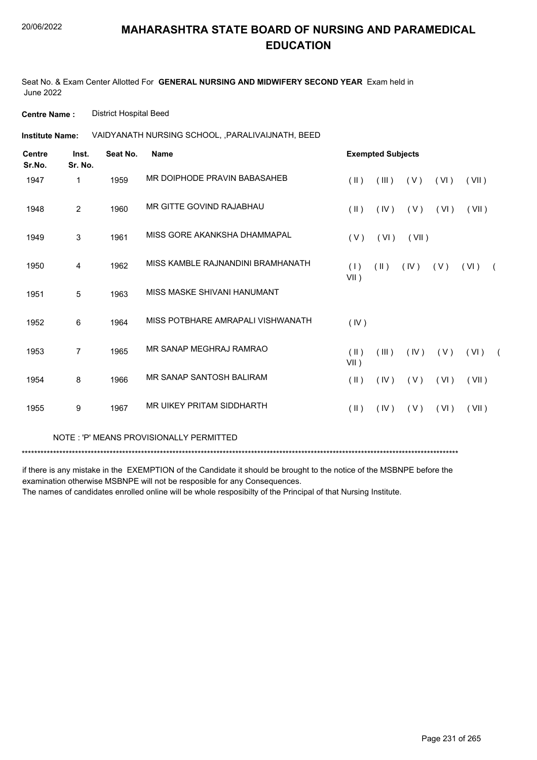# MAHARASHTRA STATE BOARD OF NURSING AND PARAMEDICAL EDUCATION

20/06/2022

Seat No. & Exam Center Allotted For **GENERAL NURSING AND MIDWIFERY SECOND YEAR** Exam held in June 2022

**Centre Name :** District Hospital Beed

**Institute Name:** VAIDYANATH NURSING SCHOOL, ,PARALIVAIJNATH, BEED

| Centre Sr.No. | Inst. Sr. No. | Seat No. | Name | Exempted Subjects |
|---|---|---|---|---|
| 1947 | 1 | 1959 | MR DOIPHODE PRAVIN BABASAHEB | ( II ) ( III ) ( V ) ( VI ) ( VII ) |
| 1948 | 2 | 1960 | MR GITTE GOVIND RAJABHAU | ( II ) ( IV ) ( V ) ( VI ) ( VII ) |
| 1949 | 3 | 1961 | MISS GORE AKANKSHA DHAMMAPAL | ( V ) ( VI ) ( VII ) |
| 1950 | 4 | 1962 | MISS KAMBLE RAJNANDINI BRAMHANATH | ( I ) ( II ) ( IV ) ( V ) ( VI ) ( VII ) |
| 1951 | 5 | 1963 | MISS MASKE SHIVANI HANUMANT | |
| 1952 | 6 | 1964 | MISS POTBHARE AMRAPALI VISHWANATH | ( IV ) |
| 1953 | 7 | 1965 | MR SANAP MEGHRAJ RAMRAO | ( II ) ( III ) ( IV ) ( V ) ( VI ) ( VII ) |
| 1954 | 8 | 1966 | MR SANAP SANTOSH BALIRAM | ( II ) ( IV ) ( V ) ( VI ) ( VII ) |
| 1955 | 9 | 1967 | MR UIKEY PRITAM SIDDHARTH | ( II ) ( IV ) ( V ) ( VI ) ( VII ) |

NOTE : 'P' MEANS PROVISIONALLY PERMITTED

******************************************************************************************************************************************

if there is any mistake in the EXEMPTION of the Candidate it should be brought to the notice of the MSBNPE before the examination otherwise MSBNPE will not be resposible for any Consequences.

The names of candidates enrolled online will be whole resposibilty of the Principal of that Nursing Institute.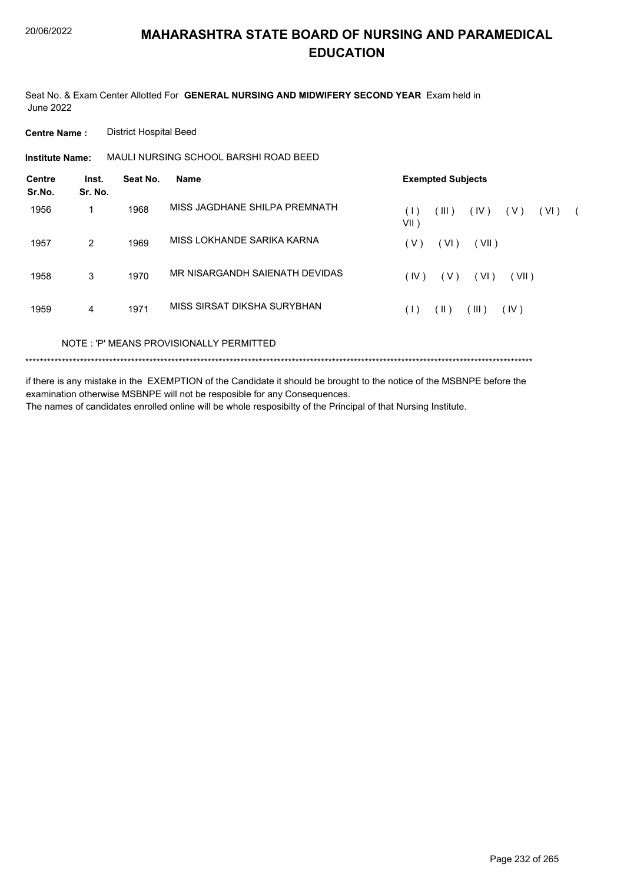# MAHARASHTRA STATE BOARD OF NURSING AND PARAMEDICAL EDUCATION

Seat No. & Exam Center Allotted For **GENERAL NURSING AND MIDWIFERY SECOND YEAR** Exam held in June 2022

**Centre Name :** District Hospital Beed

**Institute Name:** MAULI NURSING SCHOOL BARSHI ROAD BEED

| Centre Sr.No. | Inst. Sr. No. | Seat No. | Name | Exempted Subjects |
|---|---|---|---|---|
| 1956 | 1 | 1968 | MISS JAGDHANE SHILPA PREMNATH | ( I ) ( III ) ( IV ) ( V ) ( VI ) ( VII ) |
| 1957 | 2 | 1969 | MISS LOKHANDE SARIKA KARNA | ( V ) ( VI ) ( VII ) |
| 1958 | 3 | 1970 | MR NISARGANDH SAIENATH DEVIDAS | ( IV ) ( V ) ( VI ) ( VII ) |
| 1959 | 4 | 1971 | MISS SIRSAT DIKSHA SURYBHAN | ( I ) ( II ) ( III ) ( IV ) |

NOTE : 'P' MEANS PROVISIONALLY PERMITTED

*******************************************************************************************************************************************

if there is any mistake in the EXEMPTION of the Candidate it should be brought to the notice of the MSBNPE before the examination otherwise MSBNPE will not be resposible for any Consequences.

The names of candidates enrolled online will be whole resposibilty of the Principal of that Nursing Institute.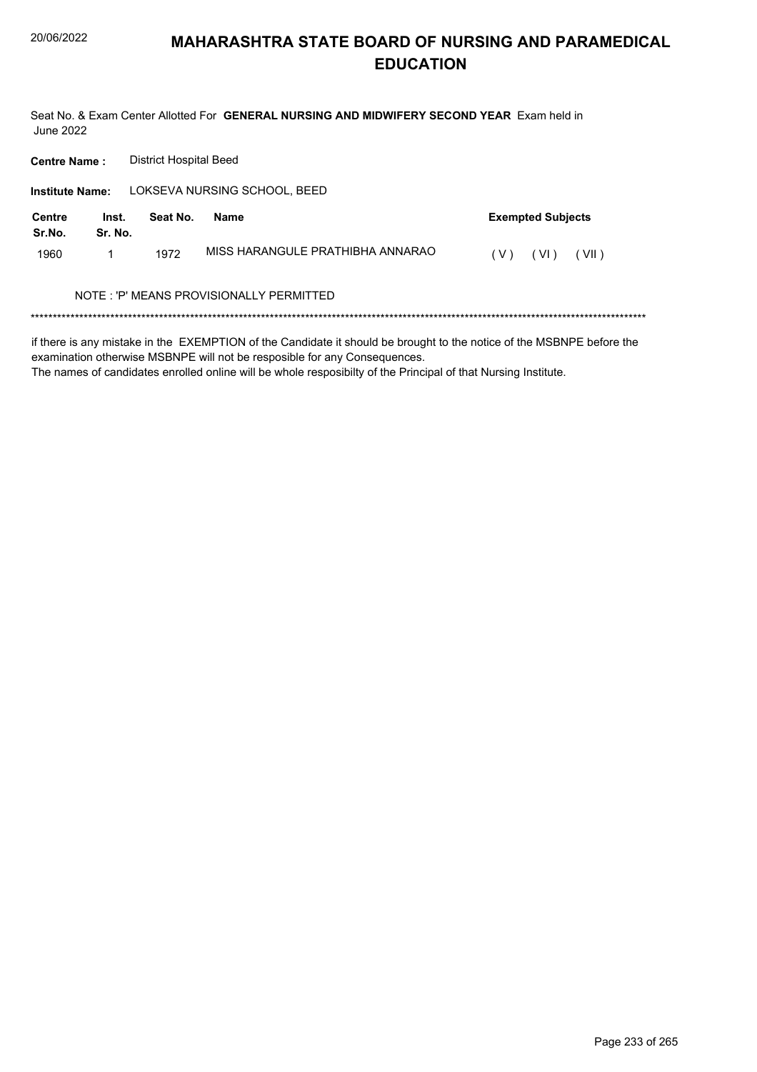# MAHARASHTRA STATE BOARD OF NURSING AND PARAMEDICAL EDUCATION

Seat No. & Exam Center Allotted For **GENERAL NURSING AND MIDWIFERY SECOND YEAR** Exam held in June 2022

**Centre Name :** District Hospital Beed

**Institute Name:** LOKSEVA NURSING SCHOOL, BEED

| Centre Sr.No. | Inst. Sr. No. | Seat No. | Name | Exempted Subjects |
|---|---|---|---|---|
| 1960 | 1 | 1972 | MISS HARANGULE PRATHIBHA ANNARAO | ( V ) ( VI ) ( VII ) |

NOTE : 'P' MEANS PROVISIONALLY PERMITTED

*******************************************************************************************************************************************

if there is any mistake in the EXEMPTION of the Candidate it should be brought to the notice of the MSBNPE before the examination otherwise MSBNPE will not be resposible for any Consequences.
The names of candidates enrolled online will be whole resposibilty of the Principal of that Nursing Institute.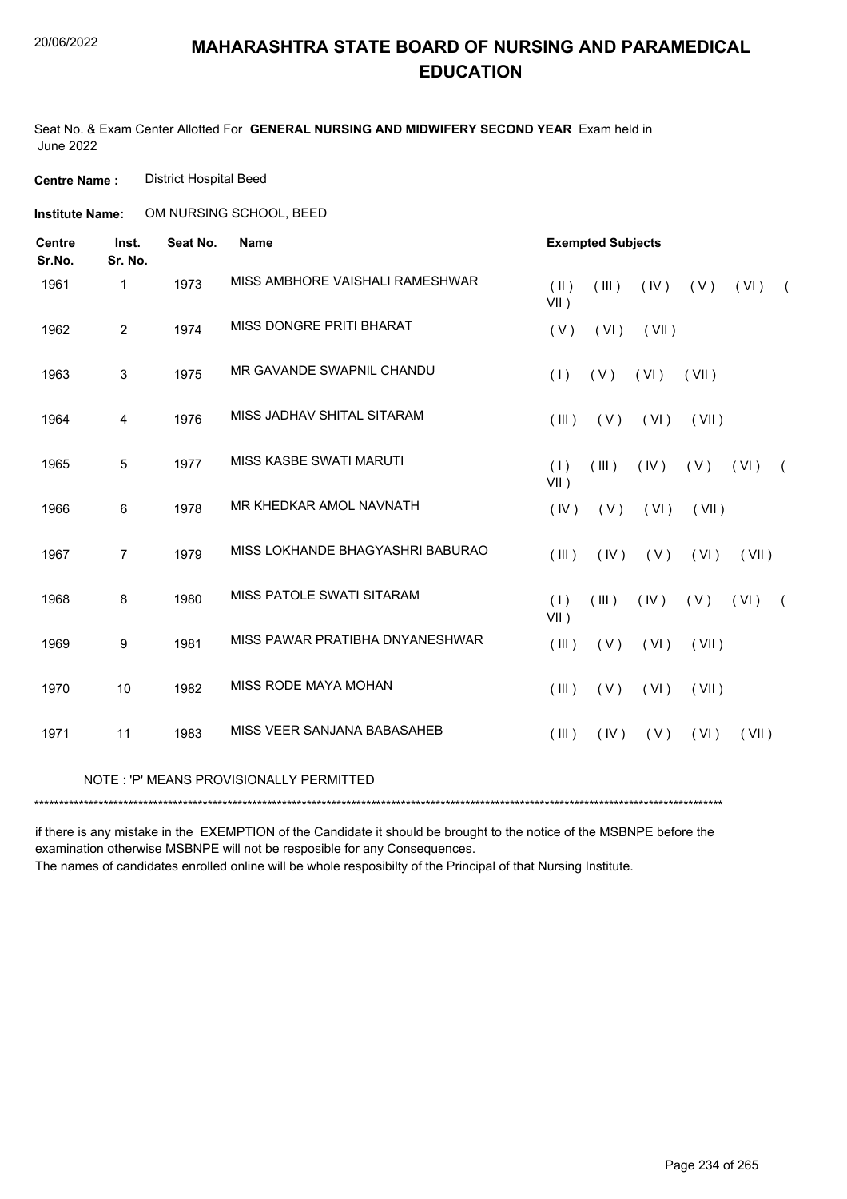# MAHARASHTRA STATE BOARD OF NURSING AND PARAMEDICAL EDUCATION

20/06/2022

Seat No. & Exam Center Allotted For **GENERAL NURSING AND MIDWIFERY SECOND YEAR** Exam held in June 2022

**Centre Name :** District Hospital Beed

**Institute Name:** OM NURSING SCHOOL, BEED

| Centre Sr.No. | Inst. Sr. No. | Seat No. | Name | Exempted Subjects |
|---|---|---|---|---|
| 1961 | 1 | 1973 | MISS AMBHORE VAISHALI RAMESHWAR | ( II ) ( III ) ( IV ) ( V ) ( VI ) ( VII ) |
| 1962 | 2 | 1974 | MISS DONGRE PRITI BHARAT | ( V ) ( VI ) ( VII ) |
| 1963 | 3 | 1975 | MR GAVANDE SWAPNIL CHANDU | ( I ) ( V ) ( VI ) ( VII ) |
| 1964 | 4 | 1976 | MISS JADHAV SHITAL SITARAM | ( III ) ( V ) ( VI ) ( VII ) |
| 1965 | 5 | 1977 | MISS KASBE SWATI MARUTI | ( I ) ( III ) ( IV ) ( V ) ( VI ) ( VII ) |
| 1966 | 6 | 1978 | MR KHEDKAR AMOL NAVNATH | ( IV ) ( V ) ( VI ) ( VII ) |
| 1967 | 7 | 1979 | MISS LOKHANDE BHAGYASHRI BABURAO | ( III ) ( IV ) ( V ) ( VI ) ( VII ) |
| 1968 | 8 | 1980 | MISS PATOLE SWATI SITARAM | ( I ) ( III ) ( IV ) ( V ) ( VI ) ( VII ) |
| 1969 | 9 | 1981 | MISS PAWAR PRATIBHA DNYANESHWAR | ( III ) ( V ) ( VI ) ( VII ) |
| 1970 | 10 | 1982 | MISS RODE MAYA MOHAN | ( III ) ( V ) ( VI ) ( VII ) |
| 1971 | 11 | 1983 | MISS VEER SANJANA BABASAHEB | ( III ) ( IV ) ( V ) ( VI ) ( VII ) |

NOTE : 'P' MEANS PROVISIONALLY PERMITTED

*******************************************************************************************************************************************

if there is any mistake in the EXEMPTION of the Candidate it should be brought to the notice of the MSBNPE before the examination otherwise MSBNPE will not be resposible for any Consequences.

The names of candidates enrolled online will be whole resposibilty of the Principal of that Nursing Institute.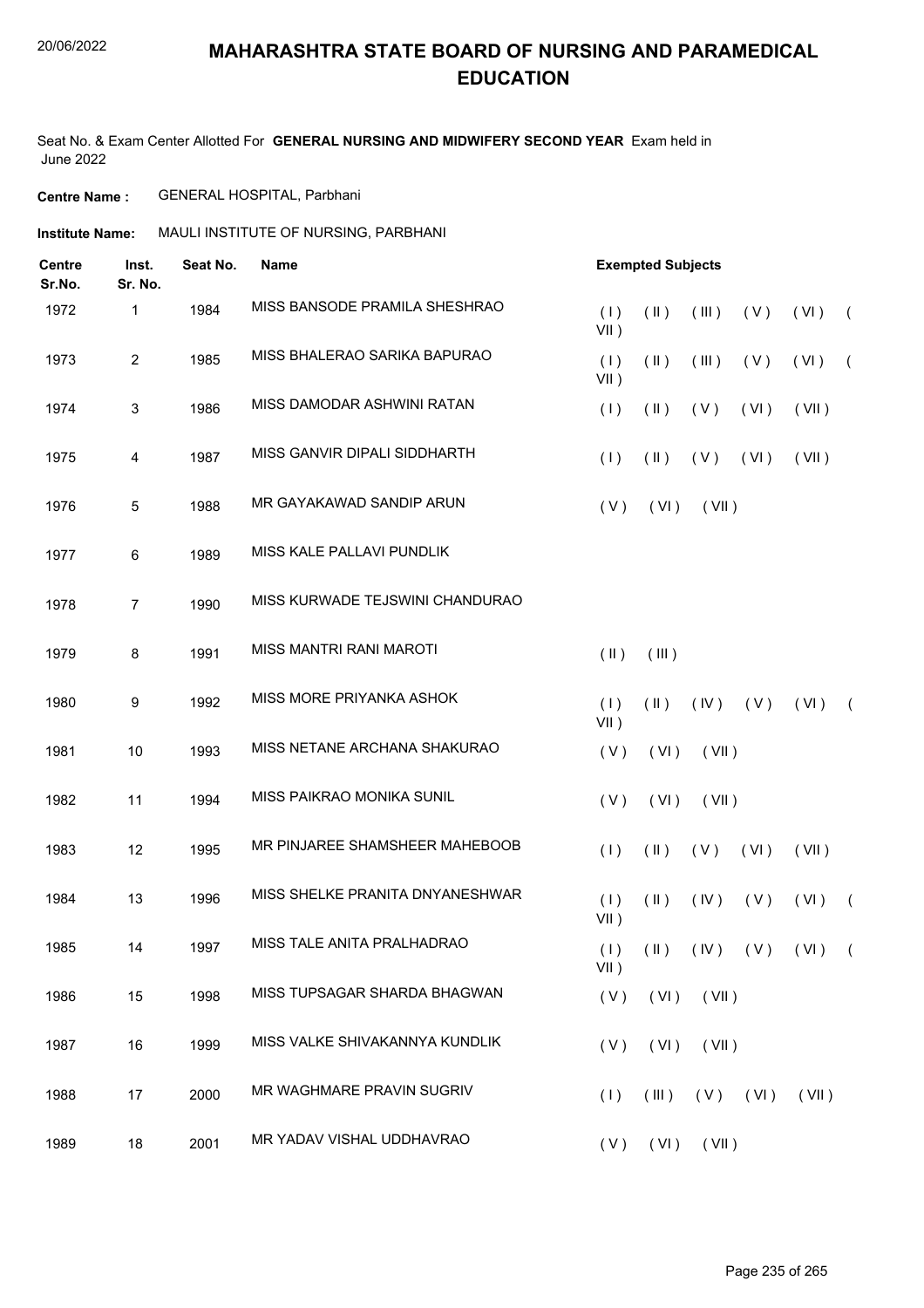# MAHARASHTRA STATE BOARD OF NURSING AND PARAMEDICAL EDUCATION

Seat No. & Exam Center Allotted For **GENERAL NURSING AND MIDWIFERY SECOND YEAR** Exam held in June 2022

**Centre Name :** GENERAL HOSPITAL, Parbhani

**Institute Name:** MAULI INSTITUTE OF NURSING, PARBHANI

| Centre Sr.No. | Inst. Sr. No. | Seat No. | Name | Exempted Subjects |
|---|---|---|---|---|
| 1972 | 1 | 1984 | MISS BANSODE PRAMILA SHESHRAO | ( I ) ( II ) ( III ) ( V ) ( VI ) ( VII ) |
| 1973 | 2 | 1985 | MISS BHALERAO SARIKA BAPURAO | ( I ) ( II ) ( III ) ( V ) ( VI ) ( VII ) |
| 1974 | 3 | 1986 | MISS DAMODAR ASHWINI RATAN | ( I ) ( II ) ( V ) ( VI ) ( VII ) |
| 1975 | 4 | 1987 | MISS GANVIR DIPALI SIDDHARTH | ( I ) ( II ) ( V ) ( VI ) ( VII ) |
| 1976 | 5 | 1988 | MR GAYAKAWAD SANDIP ARUN | ( V ) ( VI ) ( VII ) |
| 1977 | 6 | 1989 | MISS KALE PALLAVI PUNDLIK | |
| 1978 | 7 | 1990 | MISS KURWADE TEJSWINI CHANDURAO | |
| 1979 | 8 | 1991 | MISS MANTRI RANI MAROTI | ( II ) ( III ) |
| 1980 | 9 | 1992 | MISS MORE PRIYANKA ASHOK | ( I ) ( II ) ( IV ) ( V ) ( VI ) ( VII ) |
| 1981 | 10 | 1993 | MISS NETANE ARCHANA SHAKURAO | ( V ) ( VI ) ( VII ) |
| 1982 | 11 | 1994 | MISS PAIKRAO MONIKA SUNIL | ( V ) ( VI ) ( VII ) |
| 1983 | 12 | 1995 | MR PINJAREE SHAMSHEER MAHEBOOB | ( I ) ( II ) ( V ) ( VI ) ( VII ) |
| 1984 | 13 | 1996 | MISS SHELKE PRANITA DNYANESHWAR | ( I ) ( II ) ( IV ) ( V ) ( VI ) ( VII ) |
| 1985 | 14 | 1997 | MISS TALE ANITA PRALHADRAO | ( I ) ( II ) ( IV ) ( V ) ( VI ) ( VII ) |
| 1986 | 15 | 1998 | MISS TUPSAGAR SHARDA BHAGWAN | ( V ) ( VI ) ( VII ) |
| 1987 | 16 | 1999 | MISS VALKE SHIVAKANNYA KUNDLIK | ( V ) ( VI ) ( VII ) |
| 1988 | 17 | 2000 | MR WAGHMARE PRAVIN SUGRIV | ( I ) ( III ) ( V ) ( VI ) ( VII ) |
| 1989 | 18 | 2001 | MR YADAV VISHAL UDDHAVRAO | ( V ) ( VI ) ( VII ) |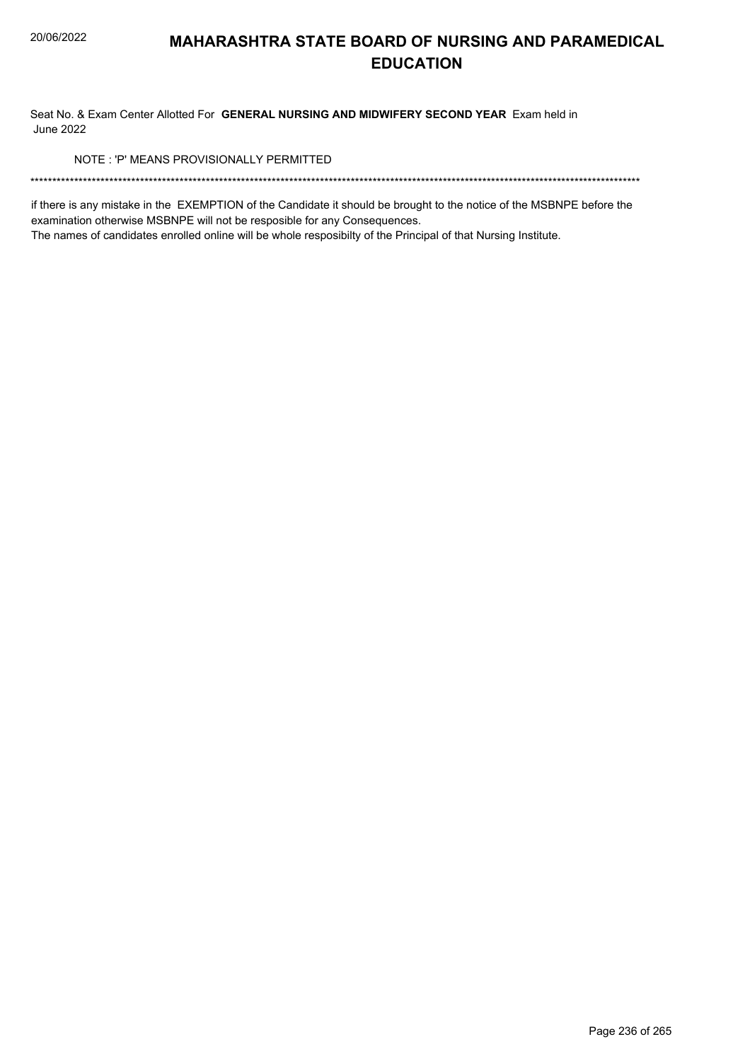# MAHARASHTRA STATE BOARD OF NURSING AND PARAMEDICAL EDUCATION

Seat No. & Exam Center Allotted For **GENERAL NURSING AND MIDWIFERY SECOND YEAR** Exam held in June 2022

NOTE : 'P' MEANS PROVISIONALLY PERMITTED

\*\*\*\*\*\*\*\*\*\*\*\*\*\*\*\*\*\*\*\*\*\*\*\*\*\*\*\*\*\*\*\*\*\*\*\*\*\*\*\*\*\*\*\*\*\*\*\*\*\*\*\*\*\*\*\*\*\*\*\*\*\*\*\*\*\*\*\*\*\*\*\*\*\*\*\*\*\*\*\*\*\*\*\*\*\*\*\*\*\*\*\*\*\*\*\*\*\*\*\*\*\*\*\*\*\*\*\*\*\*\*\*\*\*\*\*\*\*\*\*\*\*\*\*\*\*\*\*\*\*\*\*\*\*\*\*

if there is any mistake in the EXEMPTION of the Candidate it should be brought to the notice of the MSBNPE before the examination otherwise MSBNPE will not be resposible for any Consequences.

The names of candidates enrolled online will be whole resposibilty of the Principal of that Nursing Institute.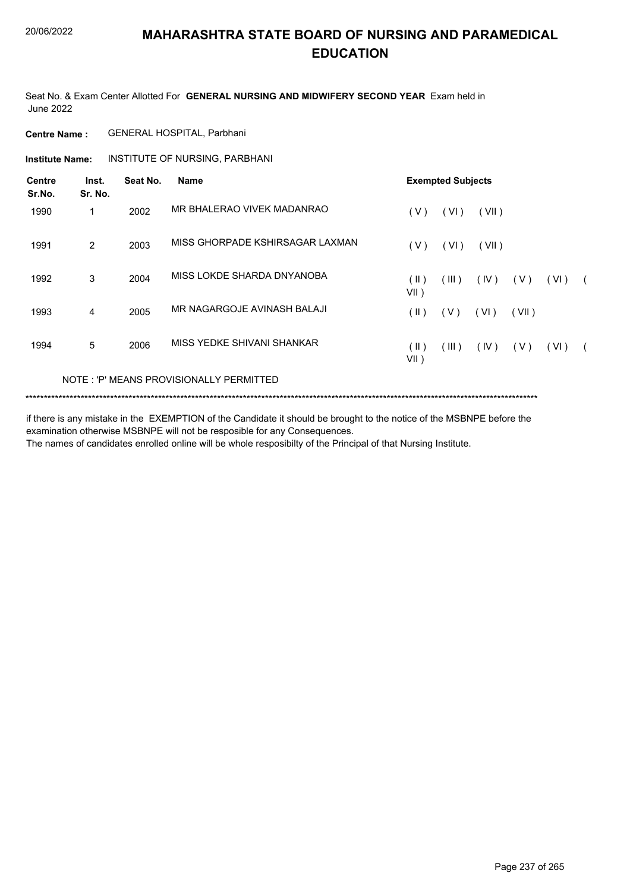# MAHARASHTRA STATE BOARD OF NURSING AND PARAMEDICAL EDUCATION

Seat No. & Exam Center Allotted For **GENERAL NURSING AND MIDWIFERY SECOND YEAR** Exam held in June 2022

**Centre Name :** GENERAL HOSPITAL, Parbhani

**Institute Name:** INSTITUTE OF NURSING, PARBHANI

| Centre Sr.No. | Inst. Sr. No. | Seat No. | Name | Exempted Subjects |
|---|---|---|---|---|
| 1990 | 1 | 2002 | MR BHALERAO VIVEK MADANRAO | ( V ) ( VI ) ( VII ) |
| 1991 | 2 | 2003 | MISS GHORPADE KSHIRSAGAR LAXMAN | ( V ) ( VI ) ( VII ) |
| 1992 | 3 | 2004 | MISS LOKDE SHARDA DNYANOBA | ( II ) ( III ) ( IV ) ( V ) ( VI ) ( VII ) |
| 1993 | 4 | 2005 | MR NAGARGOJE AVINASH BALAJI | ( II ) ( V ) ( VI ) ( VII ) |
| 1994 | 5 | 2006 | MISS YEDKE SHIVANI SHANKAR | ( II ) ( III ) ( IV ) ( V ) ( VI ) ( VII ) |

NOTE : 'P' MEANS PROVISIONALLY PERMITTED

*******************************************************************************************************************************************

if there is any mistake in the EXEMPTION of the Candidate it should be brought to the notice of the MSBNPE before the examination otherwise MSBNPE will not be resposible for any Consequences.
The names of candidates enrolled online will be whole resposibilty of the Principal of that Nursing Institute.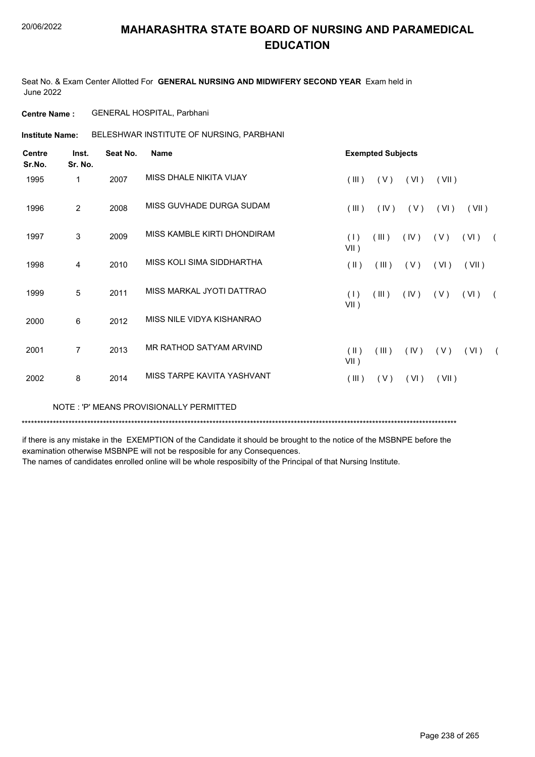# MAHARASHTRA STATE BOARD OF NURSING AND PARAMEDICAL EDUCATION

20/06/2022

Seat No. & Exam Center Allotted For **GENERAL NURSING AND MIDWIFERY SECOND YEAR** Exam held in June 2022

**Centre Name :** GENERAL HOSPITAL, Parbhani

**Institute Name:** BELESHWAR INSTITUTE OF NURSING, PARBHANI

| Centre Sr.No. | Inst. Sr. No. | Seat No. | Name | Exempted Subjects |
|---|---|---|---|---|
| 1995 | 1 | 2007 | MISS DHALE NIKITA VIJAY | ( III ) ( V ) ( VI ) ( VII ) |
| 1996 | 2 | 2008 | MISS GUVHADE DURGA SUDAM | ( III ) ( IV ) ( V ) ( VI ) ( VII ) |
| 1997 | 3 | 2009 | MISS KAMBLE KIRTI DHONDIRAM | ( I ) ( III ) ( IV ) ( V ) ( VI ) ( VII ) |
| 1998 | 4 | 2010 | MISS KOLI SIMA SIDDHARTHA | ( II ) ( III ) ( V ) ( VI ) ( VII ) |
| 1999 | 5 | 2011 | MISS MARKAL JYOTI DATTRAO | ( I ) ( III ) ( IV ) ( V ) ( VI ) ( VII ) |
| 2000 | 6 | 2012 | MISS NILE VIDYA KISHANRAO | |
| 2001 | 7 | 2013 | MR RATHOD SATYAM ARVIND | ( II ) ( III ) ( IV ) ( V ) ( VI ) ( VII ) |
| 2002 | 8 | 2014 | MISS TARPE KAVITA YASHVANT | ( III ) ( V ) ( VI ) ( VII ) |

NOTE : 'P' MEANS PROVISIONALLY PERMITTED

*******************************************************************************************************************************************

if there is any mistake in the EXEMPTION of the Candidate it should be brought to the notice of the MSBNPE before the examination otherwise MSBNPE will not be resposible for any Consequences.

The names of candidates enrolled online will be whole resposibilty of the Principal of that Nursing Institute.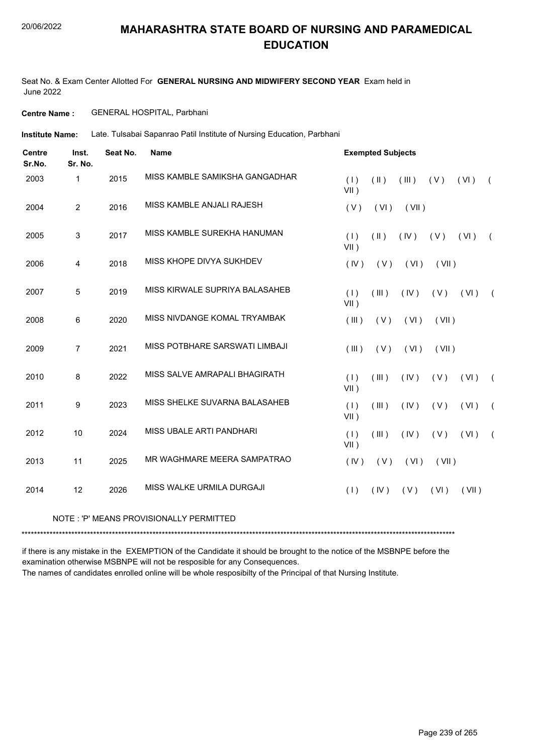# MAHARASHTRA STATE BOARD OF NURSING AND PARAMEDICAL EDUCATION

Seat No. & Exam Center Allotted For **GENERAL NURSING AND MIDWIFERY SECOND YEAR** Exam held in June 2022

**Centre Name :** GENERAL HOSPITAL, Parbhani

**Institute Name:** Late. Tulsabai Sapanrao Patil Institute of Nursing Education, Parbhani

| Centre Sr.No. | Inst. Sr. No. | Seat No. | Name | Exempted Subjects |
|---|---|---|---|---|
| 2003 | 1 | 2015 | MISS KAMBLE SAMIKSHA GANGADHAR | ( I ) ( II ) ( III ) ( V ) ( VI ) ( VII ) |
| 2004 | 2 | 2016 | MISS KAMBLE ANJALI RAJESH | ( V ) ( VI ) ( VII ) |
| 2005 | 3 | 2017 | MISS KAMBLE SUREKHA HANUMAN | ( I ) ( II ) ( IV ) ( V ) ( VI ) ( VII ) |
| 2006 | 4 | 2018 | MISS KHOPE DIVYA SUKHDEV | ( IV ) ( V ) ( VI ) ( VII ) |
| 2007 | 5 | 2019 | MISS KIRWALE SUPRIYA BALASAHEB | ( I ) ( III ) ( IV ) ( V ) ( VI ) ( VII ) |
| 2008 | 6 | 2020 | MISS NIVDANGE KOMAL TRYAMBAK | ( III ) ( V ) ( VI ) ( VII ) |
| 2009 | 7 | 2021 | MISS POTBHARE SARSWATI LIMBAJI | ( III ) ( V ) ( VI ) ( VII ) |
| 2010 | 8 | 2022 | MISS SALVE AMRAPALI BHAGIRATH | ( I ) ( III ) ( IV ) ( V ) ( VI ) ( VII ) |
| 2011 | 9 | 2023 | MISS SHELKE SUVARNA BALASAHEB | ( I ) ( III ) ( IV ) ( V ) ( VI ) ( VII ) |
| 2012 | 10 | 2024 | MISS UBALE ARTI PANDHARI | ( I ) ( III ) ( IV ) ( V ) ( VI ) ( VII ) |
| 2013 | 11 | 2025 | MR WAGHMARE MEERA SAMPATRAO | ( IV ) ( V ) ( VI ) ( VII ) |
| 2014 | 12 | 2026 | MISS WALKE URMILA DURGAJI | ( I ) ( IV ) ( V ) ( VI ) ( VII ) |

NOTE : 'P' MEANS PROVISIONALLY PERMITTED

*******************************************************************************************************************************************

if there is any mistake in the EXEMPTION of the Candidate it should be brought to the notice of the MSBNPE before the examination otherwise MSBNPE will not be resposible for any Consequences.

The names of candidates enrolled online will be whole resposibilty of the Principal of that Nursing Institute.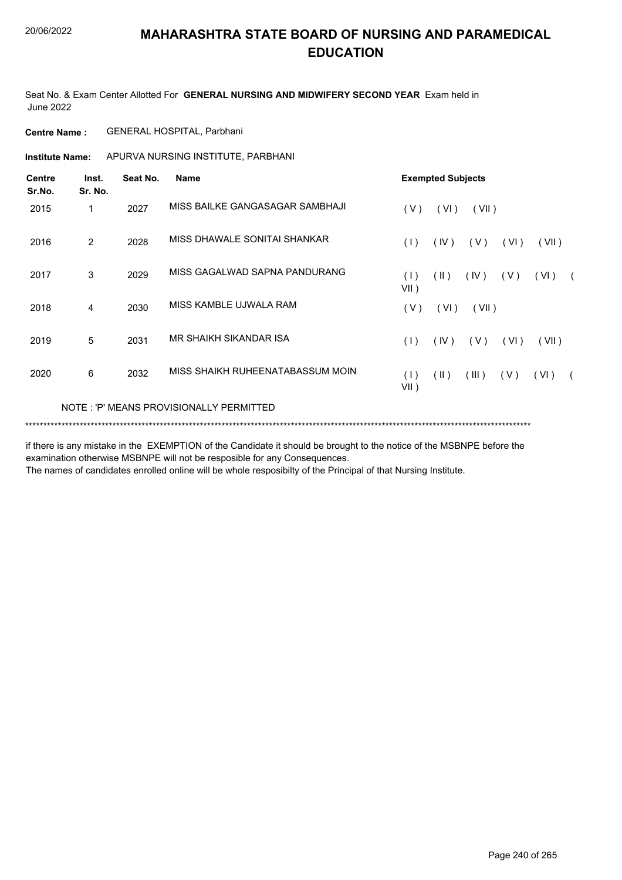# MAHARASHTRA STATE BOARD OF NURSING AND PARAMEDICAL EDUCATION

Seat No. & Exam Center Allotted For **GENERAL NURSING AND MIDWIFERY SECOND YEAR** Exam held in June 2022

**Centre Name :** GENERAL HOSPITAL, Parbhani

**Institute Name:** APURVA NURSING INSTITUTE, PARBHANI

| Centre Sr.No. | Inst. Sr. No. | Seat No. | Name | Exempted Subjects |
|---|---|---|---|---|
| 2015 | 1 | 2027 | MISS BAILKE GANGASAGAR SAMBHAJI | ( V ) ( VI ) ( VII ) |
| 2016 | 2 | 2028 | MISS DHAWALE SONITAI SHANKAR | ( I ) ( IV ) ( V ) ( VI ) ( VII ) |
| 2017 | 3 | 2029 | MISS GAGALWAD SAPNA PANDURANG | ( I ) ( II ) ( IV ) ( V ) ( VI ) ( VII ) |
| 2018 | 4 | 2030 | MISS KAMBLE UJWALA RAM | ( V ) ( VI ) ( VII ) |
| 2019 | 5 | 2031 | MR SHAIKH SIKANDAR ISA | ( I ) ( IV ) ( V ) ( VI ) ( VII ) |
| 2020 | 6 | 2032 | MISS SHAIKH RUHEENATABASSUM MOIN | ( I ) ( II ) ( III ) ( V ) ( VI ) ( VII ) |

NOTE : 'P' MEANS PROVISIONALLY PERMITTED

*******************************************************************************************************************************************

if there is any mistake in the EXEMPTION of the Candidate it should be brought to the notice of the MSBNPE before the examination otherwise MSBNPE will not be resposible for any Consequences.

The names of candidates enrolled online will be whole resposibilty of the Principal of that Nursing Institute.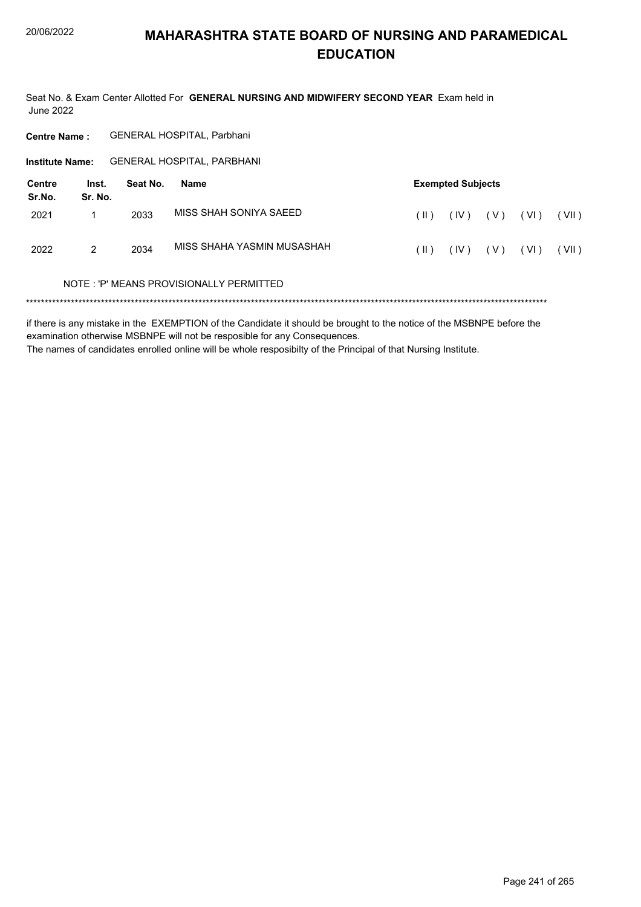# MAHARASHTRA STATE BOARD OF NURSING AND PARAMEDICAL EDUCATION

Seat No. & Exam Center Allotted For **GENERAL NURSING AND MIDWIFERY SECOND YEAR** Exam held in June 2022

**Centre Name :** GENERAL HOSPITAL, Parbhani

**Institute Name:** GENERAL HOSPITAL, PARBHANI

| Centre Sr.No. | Inst. Sr. No. | Seat No. | Name | Exempted Subjects | | | | |
|---|---|---|---|---|---|---|---|---|
| 2021 | 1 | 2033 | MISS SHAH SONIYA SAEED | ( II ) | ( IV ) | ( V ) | ( VI ) | ( VII ) |
| 2022 | 2 | 2034 | MISS SHAHA YASMIN MUSASHAH | ( II ) | ( IV ) | ( V ) | ( VI ) | ( VII ) |

NOTE : 'P' MEANS PROVISIONALLY PERMITTED

******************************************************************************************************************************************

if there is any mistake in the EXEMPTION of the Candidate it should be brought to the notice of the MSBNPE before the examination otherwise MSBNPE will not be resposible for any Consequences.

The names of candidates enrolled online will be whole resposibilty of the Principal of that Nursing Institute.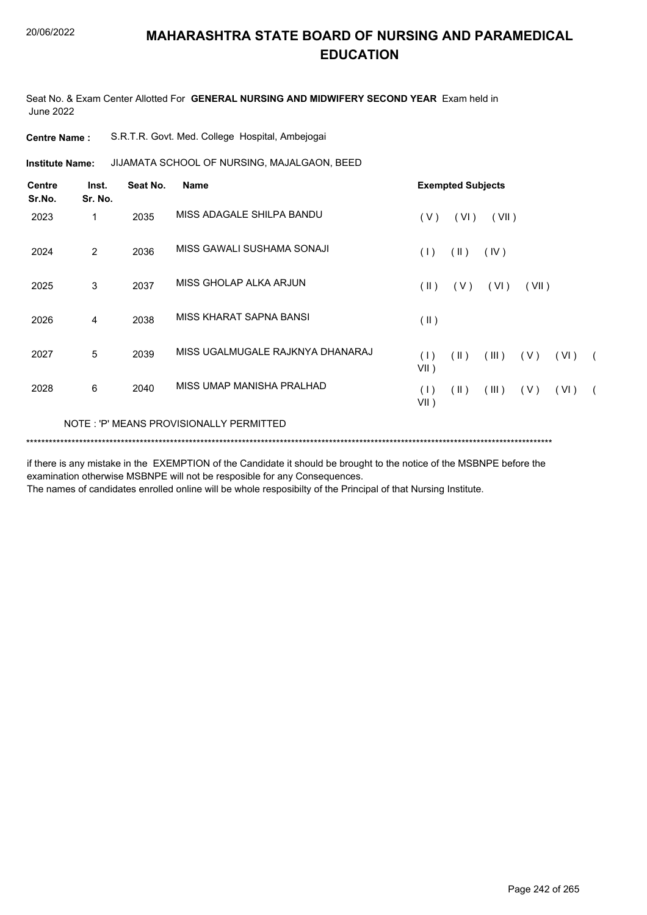# MAHARASHTRA STATE BOARD OF NURSING AND PARAMEDICAL EDUCATION

Seat No. & Exam Center Allotted For **GENERAL NURSING AND MIDWIFERY SECOND YEAR** Exam held in June 2022

**Centre Name :** S.R.T.R. Govt. Med. College Hospital, Ambejogai

**Institute Name:** JIJAMATA SCHOOL OF NURSING, MAJALGAON, BEED

| Centre Sr.No. | Inst. Sr. No. | Seat No. | Name | Exempted Subjects |
|---|---|---|---|---|
| 2023 | 1 | 2035 | MISS ADAGALE SHILPA BANDU | ( V ) ( VI ) ( VII ) |
| 2024 | 2 | 2036 | MISS GAWALI SUSHAMA SONAJI | ( I ) ( II ) ( IV ) |
| 2025 | 3 | 2037 | MISS GHOLAP ALKA ARJUN | ( II ) ( V ) ( VI ) ( VII ) |
| 2026 | 4 | 2038 | MISS KHARAT SAPNA BANSI | ( II ) |
| 2027 | 5 | 2039 | MISS UGALMUGALE RAJKNYA DHANARAJ | ( I ) ( II ) ( III ) ( V ) ( VI ) ( VII ) |
| 2028 | 6 | 2040 | MISS UMAP MANISHA PRALHAD | ( I ) ( II ) ( III ) ( V ) ( VI ) ( VII ) |

NOTE : 'P' MEANS PROVISIONALLY PERMITTED

*******************************************************************************************************************************************

if there is any mistake in the EXEMPTION of the Candidate it should be brought to the notice of the MSBNPE before the examination otherwise MSBNPE will not be resposible for any Consequences.
The names of candidates enrolled online will be whole resposibilty of the Principal of that Nursing Institute.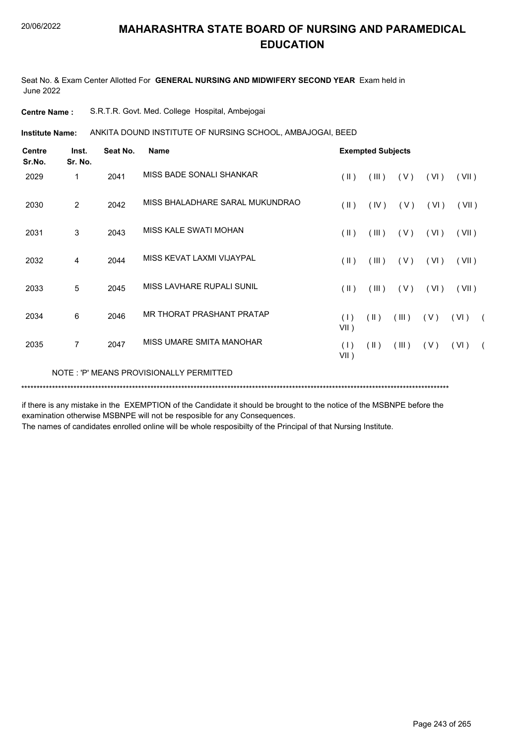# MAHARASHTRA STATE BOARD OF NURSING AND PARAMEDICAL EDUCATION

20/06/2022

Seat No. & Exam Center Allotted For **GENERAL NURSING AND MIDWIFERY SECOND YEAR** Exam held in June 2022

**Centre Name :** S.R.T.R. Govt. Med. College Hospital, Ambejogai

**Institute Name:** ANKITA DOUND INSTITUTE OF NURSING SCHOOL, AMBAJOGAI, BEED

| Centre Sr.No. | Inst. Sr. No. | Seat No. | Name | Exempted Subjects |
|---|---|---|---|---|
| 2029 | 1 | 2041 | MISS BADE SONALI SHANKAR | ( II ) ( III ) ( V ) ( VI ) ( VII ) |
| 2030 | 2 | 2042 | MISS BHALADHARE SARAL MUKUNDRAO | ( II ) ( IV ) ( V ) ( VI ) ( VII ) |
| 2031 | 3 | 2043 | MISS KALE SWATI MOHAN | ( II ) ( III ) ( V ) ( VI ) ( VII ) |
| 2032 | 4 | 2044 | MISS KEVAT LAXMI VIJAYPAL | ( II ) ( III ) ( V ) ( VI ) ( VII ) |
| 2033 | 5 | 2045 | MISS LAVHARE RUPALI SUNIL | ( II ) ( III ) ( V ) ( VI ) ( VII ) |
| 2034 | 6 | 2046 | MR THORAT PRASHANT PRATAP | ( I ) ( II ) ( III ) ( V ) ( VI ) ( VII ) |
| 2035 | 7 | 2047 | MISS UMARE SMITA MANOHAR | ( I ) ( II ) ( III ) ( V ) ( VI ) ( VII ) |

NOTE : 'P' MEANS PROVISIONALLY PERMITTED

***********************************************************************************************************************************

if there is any mistake in the EXEMPTION of the Candidate it should be brought to the notice of the MSBNPE before the examination otherwise MSBNPE will not be resposible for any Consequences.
The names of candidates enrolled online will be whole resposibilty of the Principal of that Nursing Institute.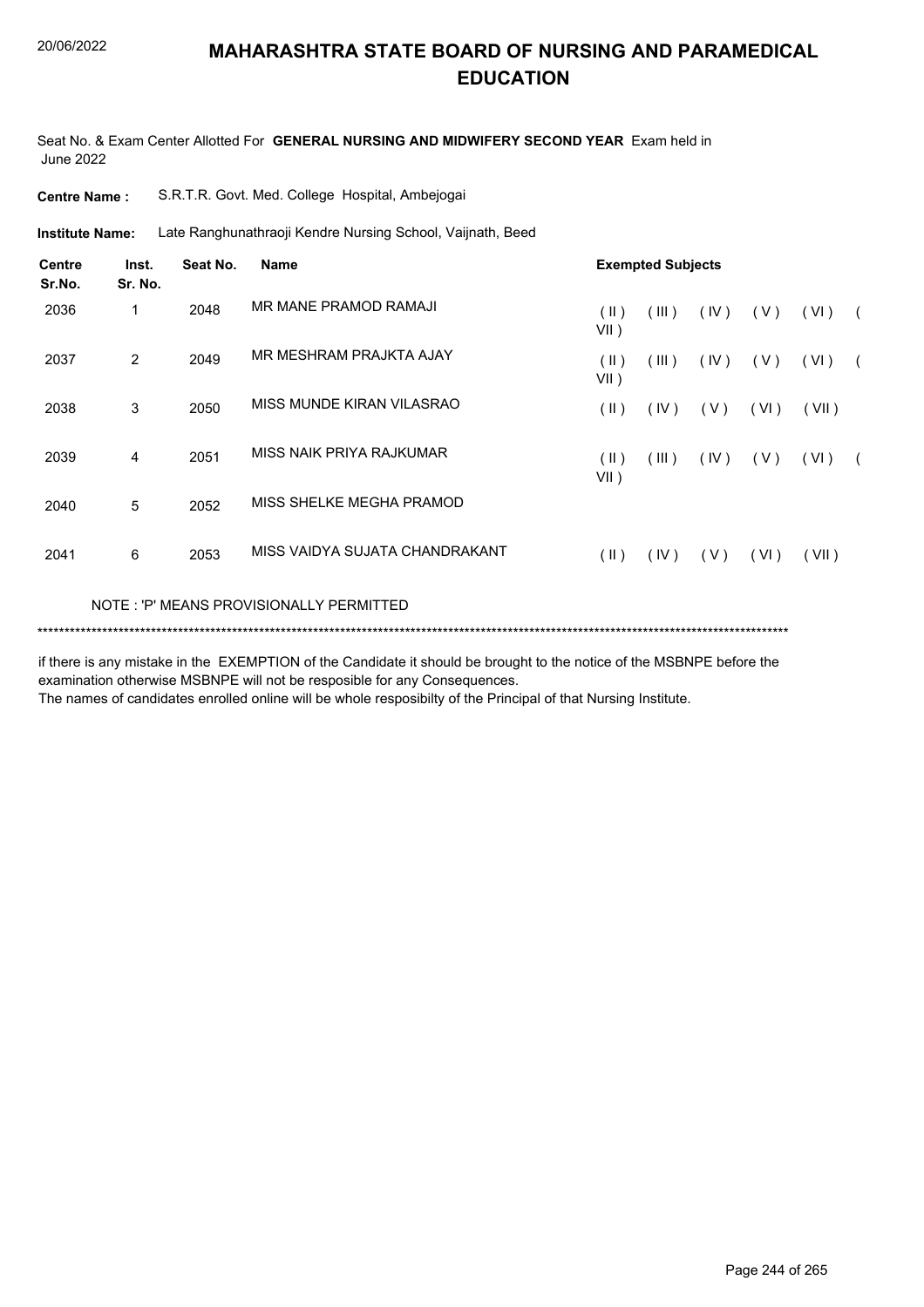# MAHARASHTRA STATE BOARD OF NURSING AND PARAMEDICAL EDUCATION

20/06/2022

Seat No. & Exam Center Allotted For **GENERAL NURSING AND MIDWIFERY SECOND YEAR** Exam held in June 2022

**Centre Name :** S.R.T.R. Govt. Med. College Hospital, Ambejogai

**Institute Name:** Late Ranghunathraoji Kendre Nursing School, Vaijnath, Beed

| Centre Sr.No. | Inst. Sr. No. | Seat No. | Name | Exempted Subjects |
|---|---|---|---|---|
| 2036 | 1 | 2048 | MR MANE PRAMOD RAMAJI | ( II ) ( III ) ( IV ) ( V ) ( VI ) ( VII ) |
| 2037 | 2 | 2049 | MR MESHRAM PRAJKTA AJAY | ( II ) ( III ) ( IV ) ( V ) ( VI ) ( VII ) |
| 2038 | 3 | 2050 | MISS MUNDE KIRAN VILASRAO | ( II ) ( IV ) ( V ) ( VI ) ( VII ) |
| 2039 | 4 | 2051 | MISS NAIK PRIYA RAJKUMAR | ( II ) ( III ) ( IV ) ( V ) ( VI ) ( VII ) |
| 2040 | 5 | 2052 | MISS SHELKE MEGHA PRAMOD | |
| 2041 | 6 | 2053 | MISS VAIDYA SUJATA CHANDRAKANT | ( II ) ( IV ) ( V ) ( VI ) ( VII ) |

NOTE : 'P' MEANS PROVISIONALLY PERMITTED

*******************************************************************************************************************************************

if there is any mistake in the EXEMPTION of the Candidate it should be brought to the notice of the MSBNPE before the examination otherwise MSBNPE will not be resposible for any Consequences.
The names of candidates enrolled online will be whole resposibilty of the Principal of that Nursing Institute.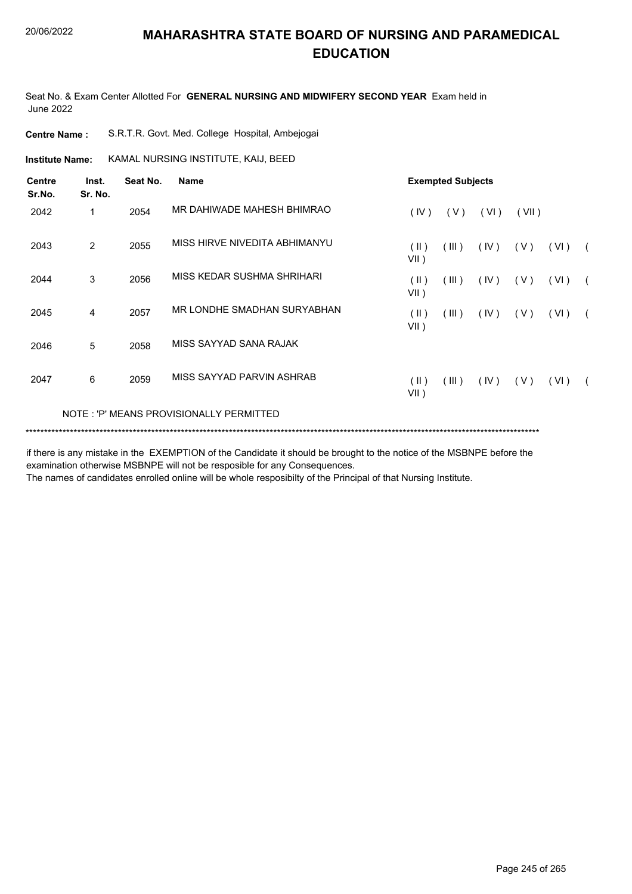# MAHARASHTRA STATE BOARD OF NURSING AND PARAMEDICAL EDUCATION

Seat No. & Exam Center Allotted For **GENERAL NURSING AND MIDWIFERY SECOND YEAR** Exam held in June 2022

**Centre Name :** S.R.T.R. Govt. Med. College Hospital, Ambejogai

**Institute Name:** KAMAL NURSING INSTITUTE, KAIJ, BEED

| Centre Sr.No. | Inst. Sr. No. | Seat No. | Name | Exempted Subjects |
|---|---|---|---|---|
| 2042 | 1 | 2054 | MR DAHIWADE MAHESH BHIMRAO | ( IV ) ( V ) ( VI ) ( VII ) |
| 2043 | 2 | 2055 | MISS HIRVE NIVEDITA ABHIMANYU | ( II ) ( III ) ( IV ) ( V ) ( VI ) ( VII ) |
| 2044 | 3 | 2056 | MISS KEDAR SUSHMA SHRIHARI | ( II ) ( III ) ( IV ) ( V ) ( VI ) ( VII ) |
| 2045 | 4 | 2057 | MR LONDHE SMADHAN SURYABHAN | ( II ) ( III ) ( IV ) ( V ) ( VI ) ( VII ) |
| 2046 | 5 | 2058 | MISS SAYYAD SANA RAJAK | |
| 2047 | 6 | 2059 | MISS SAYYAD PARVIN ASHRAB | ( II ) ( III ) ( IV ) ( V ) ( VI ) ( VII ) |

NOTE : 'P' MEANS PROVISIONALLY PERMITTED

*******************************************************************************************************************************************

if there is any mistake in the EXEMPTION of the Candidate it should be brought to the notice of the MSBNPE before the examination otherwise MSBNPE will not be resposible for any Consequences.

The names of candidates enrolled online will be whole resposibilty of the Principal of that Nursing Institute.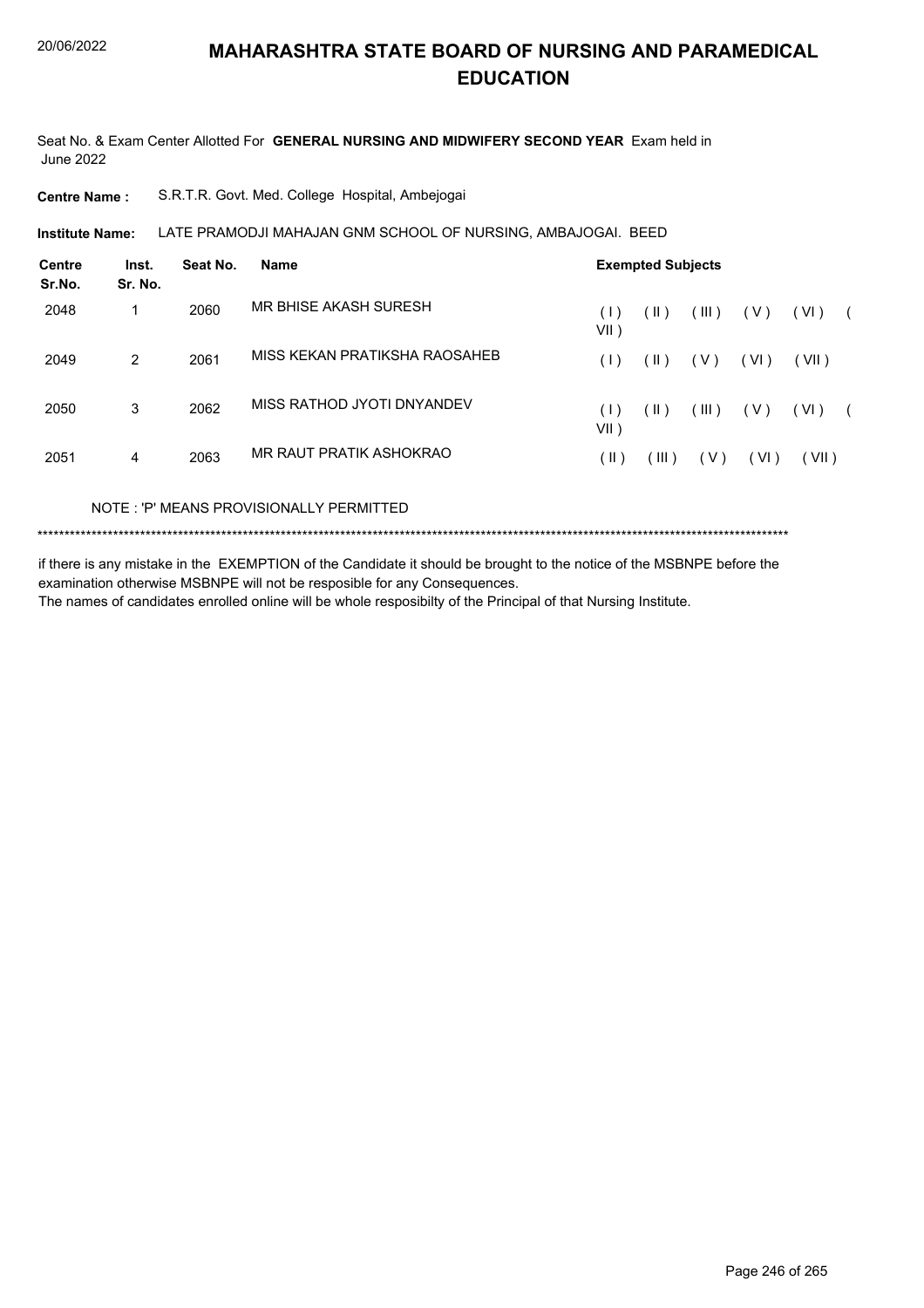# MAHARASHTRA STATE BOARD OF NURSING AND PARAMEDICAL EDUCATION

Seat No. & Exam Center Allotted For **GENERAL NURSING AND MIDWIFERY SECOND YEAR** Exam held in June 2022

**Centre Name :** S.R.T.R. Govt. Med. College Hospital, Ambejogai

**Institute Name:** LATE PRAMODJI MAHAJAN GNM SCHOOL OF NURSING, AMBAJOGAI. BEED

| Centre Sr.No. | Inst. Sr. No. | Seat No. | Name | Exempted Subjects |
|---|---|---|---|---|
| 2048 | 1 | 2060 | MR BHISE AKASH SURESH | ( I ) ( II ) ( III ) ( V ) ( VI ) ( VII ) |
| 2049 | 2 | 2061 | MISS KEKAN PRATIKSHA RAOSAHEB | ( I ) ( II ) ( V ) ( VI ) ( VII ) |
| 2050 | 3 | 2062 | MISS RATHOD JYOTI DNYANDEV | ( I ) ( II ) ( III ) ( V ) ( VI ) ( VII ) |
| 2051 | 4 | 2063 | MR RAUT PRATIK ASHOKRAO | ( II ) ( III ) ( V ) ( VI ) ( VII ) |

NOTE : 'P' MEANS PROVISIONALLY PERMITTED

\*\*\*\*\*\*\*\*\*\*\*\*\*\*\*\*\*\*\*\*\*\*\*\*\*\*\*\*\*\*\*\*\*\*\*\*\*\*\*\*\*\*\*\*\*\*\*\*\*\*\*\*\*\*\*\*\*\*\*\*\*\*\*\*\*\*\*\*\*\*\*\*\*\*\*\*\*\*\*\*\*\*\*\*\*\*\*\*\*\*\*\*\*\*\*\*\*\*\*\*\*\*\*\*\*\*\*\*\*\*\*\*\*\*\*\*\*\*\*\*\*\*\*\*\*\*\*\*\*\*\*\*\*\*\*\*\*\*

if there is any mistake in the EXEMPTION of the Candidate it should be brought to the notice of the MSBNPE before the examination otherwise MSBNPE will not be resposible for any Consequences.

The names of candidates enrolled online will be whole resposibilty of the Principal of that Nursing Institute.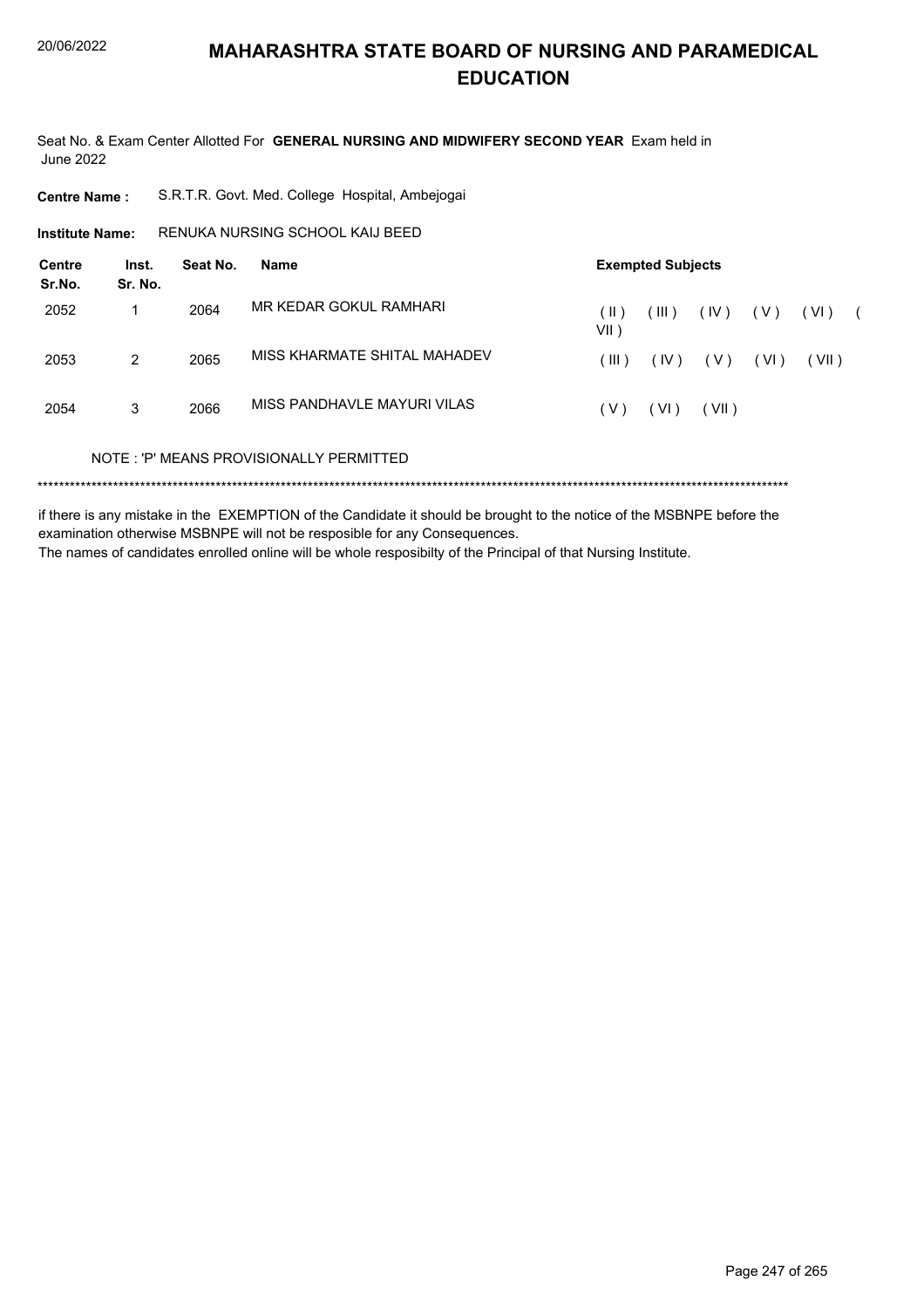# MAHARASHTRA STATE BOARD OF NURSING AND PARAMEDICAL EDUCATION

20/06/2022

Seat No. & Exam Center Allotted For **GENERAL NURSING AND MIDWIFERY SECOND YEAR** Exam held in June 2022

**Centre Name :** S.R.T.R. Govt. Med. College Hospital, Ambejogai

**Institute Name:** RENUKA NURSING SCHOOL KAIJ BEED

| Centre Sr.No. | Inst. Sr. No. | Seat No. | Name | Exempted Subjects |
|---|---|---|---|---|
| 2052 | 1 | 2064 | MR KEDAR GOKUL RAMHARI | ( II ) ( III ) ( IV ) ( V ) ( VI ) ( VII ) |
| 2053 | 2 | 2065 | MISS KHARMATE SHITAL MAHADEV | ( III ) ( IV ) ( V ) ( VI ) ( VII ) |
| 2054 | 3 | 2066 | MISS PANDHAVLE MAYURI VILAS | ( V ) ( VI ) ( VII ) |

NOTE : 'P' MEANS PROVISIONALLY PERMITTED

*******************************************************************************************************************************************

if there is any mistake in the EXEMPTION of the Candidate it should be brought to the notice of the MSBNPE before the examination otherwise MSBNPE will not be resposible for any Consequences.

The names of candidates enrolled online will be whole resposibilty of the Principal of that Nursing Institute.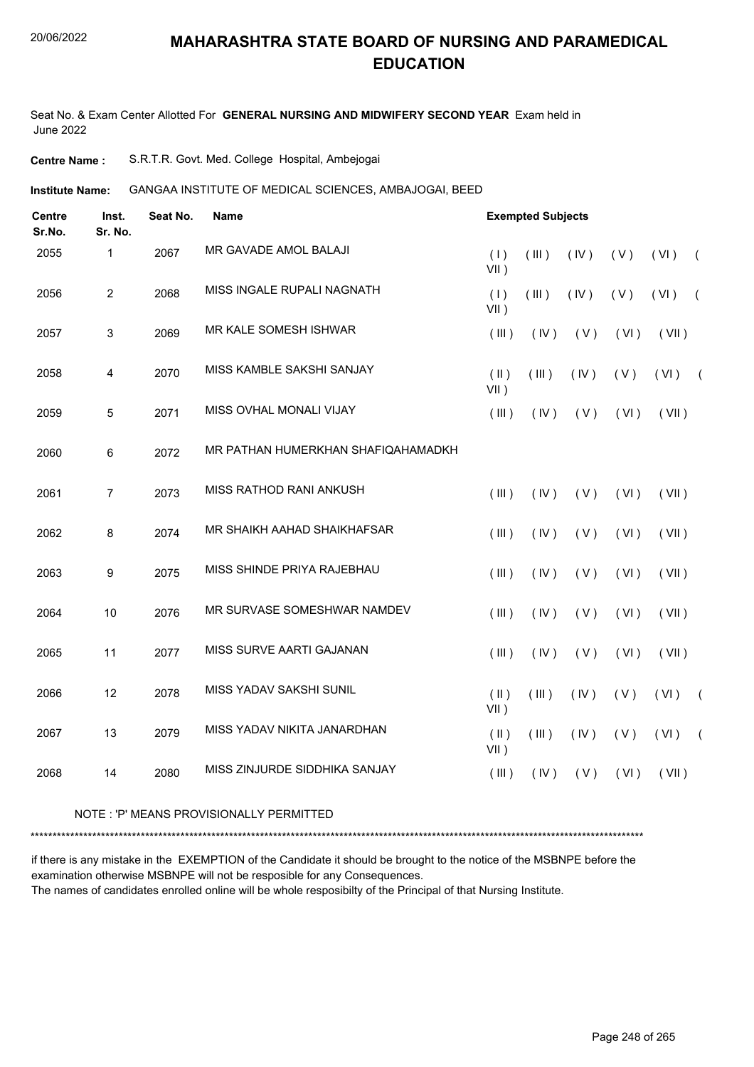# MAHARASHTRA STATE BOARD OF NURSING AND PARAMEDICAL EDUCATION

Seat No. & Exam Center Allotted For **GENERAL NURSING AND MIDWIFERY SECOND YEAR** Exam held in June 2022

**Centre Name :** S.R.T.R. Govt. Med. College Hospital, Ambejogai

**Institute Name:** GANGAA INSTITUTE OF MEDICAL SCIENCES, AMBAJOGAI, BEED

| Centre Sr.No. | Inst. Sr. No. | Seat No. | Name | Exempted Subjects |
|---|---|---|---|---|
| 2055 | 1 | 2067 | MR GAVADE AMOL BALAJI | ( I ) ( III ) ( IV ) ( V ) ( VI ) ( VII ) |
| 2056 | 2 | 2068 | MISS INGALE RUPALI NAGNATH | ( I ) ( III ) ( IV ) ( V ) ( VI ) ( VII ) |
| 2057 | 3 | 2069 | MR KALE SOMESH ISHWAR | ( III ) ( IV ) ( V ) ( VI ) ( VII ) |
| 2058 | 4 | 2070 | MISS KAMBLE SAKSHI SANJAY | ( II ) ( III ) ( IV ) ( V ) ( VI ) ( VII ) |
| 2059 | 5 | 2071 | MISS OVHAL MONALI VIJAY | ( III ) ( IV ) ( V ) ( VI ) ( VII ) |
| 2060 | 6 | 2072 | MR PATHAN HUMERKHAN SHAFIQAHAMADKH | |
| 2061 | 7 | 2073 | MISS RATHOD RANI ANKUSH | ( III ) ( IV ) ( V ) ( VI ) ( VII ) |
| 2062 | 8 | 2074 | MR SHAIKH AAHAD SHAIKHAFSAR | ( III ) ( IV ) ( V ) ( VI ) ( VII ) |
| 2063 | 9 | 2075 | MISS SHINDE PRIYA RAJEBHAU | ( III ) ( IV ) ( V ) ( VI ) ( VII ) |
| 2064 | 10 | 2076 | MR SURVASE SOMESHWAR NAMDEV | ( III ) ( IV ) ( V ) ( VI ) ( VII ) |
| 2065 | 11 | 2077 | MISS SURVE AARTI GAJANAN | ( III ) ( IV ) ( V ) ( VI ) ( VII ) |
| 2066 | 12 | 2078 | MISS YADAV SAKSHI SUNIL | ( II ) ( III ) ( IV ) ( V ) ( VI ) ( VII ) |
| 2067 | 13 | 2079 | MISS YADAV NIKITA JANARDHAN | ( II ) ( III ) ( IV ) ( V ) ( VI ) ( VII ) |
| 2068 | 14 | 2080 | MISS ZINJURDE SIDDHIKA SANJAY | ( III ) ( IV ) ( V ) ( VI ) ( VII ) |

NOTE : 'P' MEANS PROVISIONALLY PERMITTED

*******************************************************************************************************************************************

if there is any mistake in the EXEMPTION of the Candidate it should be brought to the notice of the MSBNPE before the examination otherwise MSBNPE will not be resposible for any Consequences.
The names of candidates enrolled online will be whole resposibilty of the Principal of that Nursing Institute.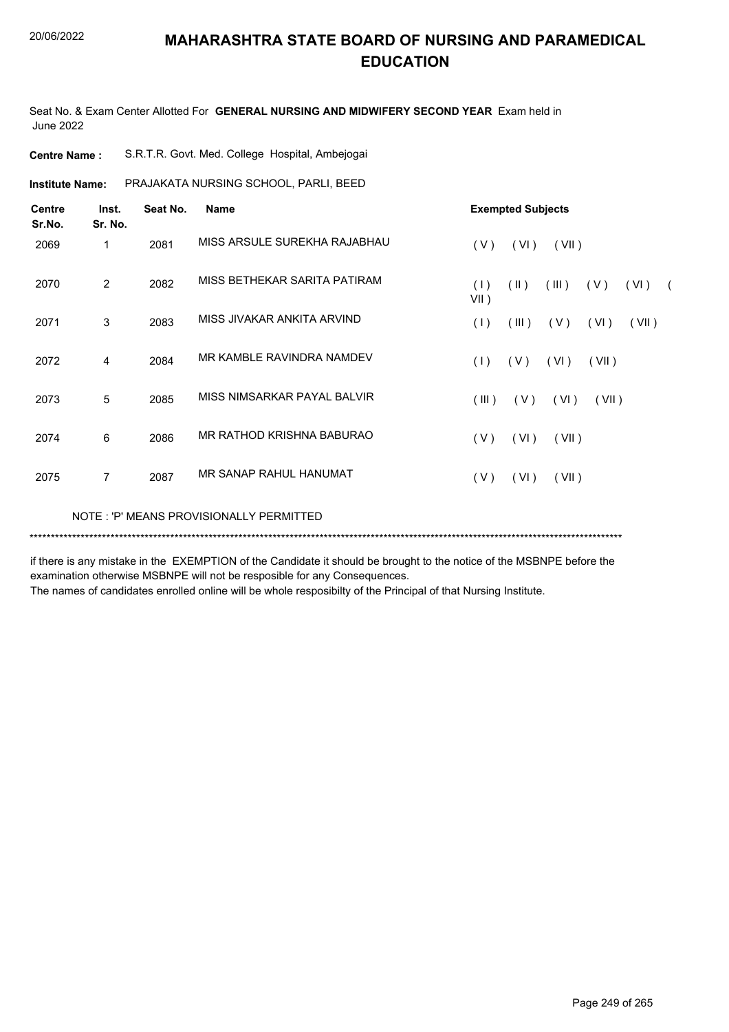# MAHARASHTRA STATE BOARD OF NURSING AND PARAMEDICAL EDUCATION

Seat No. & Exam Center Allotted For **GENERAL NURSING AND MIDWIFERY SECOND YEAR** Exam held in June 2022

**Centre Name :** S.R.T.R. Govt. Med. College Hospital, Ambejogai

**Institute Name:** PRAJAKATA NURSING SCHOOL, PARLI, BEED

| Centre Sr.No. | Inst. Sr. No. | Seat No. | Name | Exempted Subjects |
|---|---|---|---|---|
| 2069 | 1 | 2081 | MISS ARSULE SUREKHA RAJABHAU | ( V ) ( VI ) ( VII ) |
| 2070 | 2 | 2082 | MISS BETHEKAR SARITA PATIRAM | ( I ) ( II ) ( III ) ( V ) ( VI ) ( VII ) |
| 2071 | 3 | 2083 | MISS JIVAKAR ANKITA ARVIND | ( I ) ( III ) ( V ) ( VI ) ( VII ) |
| 2072 | 4 | 2084 | MR KAMBLE RAVINDRA NAMDEV | ( I ) ( V ) ( VI ) ( VII ) |
| 2073 | 5 | 2085 | MISS NIMSARKAR PAYAL BALVIR | ( III ) ( V ) ( VI ) ( VII ) |
| 2074 | 6 | 2086 | MR RATHOD KRISHNA BABURAO | ( V ) ( VI ) ( VII ) |
| 2075 | 7 | 2087 | MR SANAP RAHUL HANUMAT | ( V ) ( VI ) ( VII ) |

NOTE : 'P' MEANS PROVISIONALLY PERMITTED

***********************************************************************************************************************************************

if there is any mistake in the EXEMPTION of the Candidate it should be brought to the notice of the MSBNPE before the examination otherwise MSBNPE will not be resposible for any Consequences.

The names of candidates enrolled online will be whole resposibilty of the Principal of that Nursing Institute.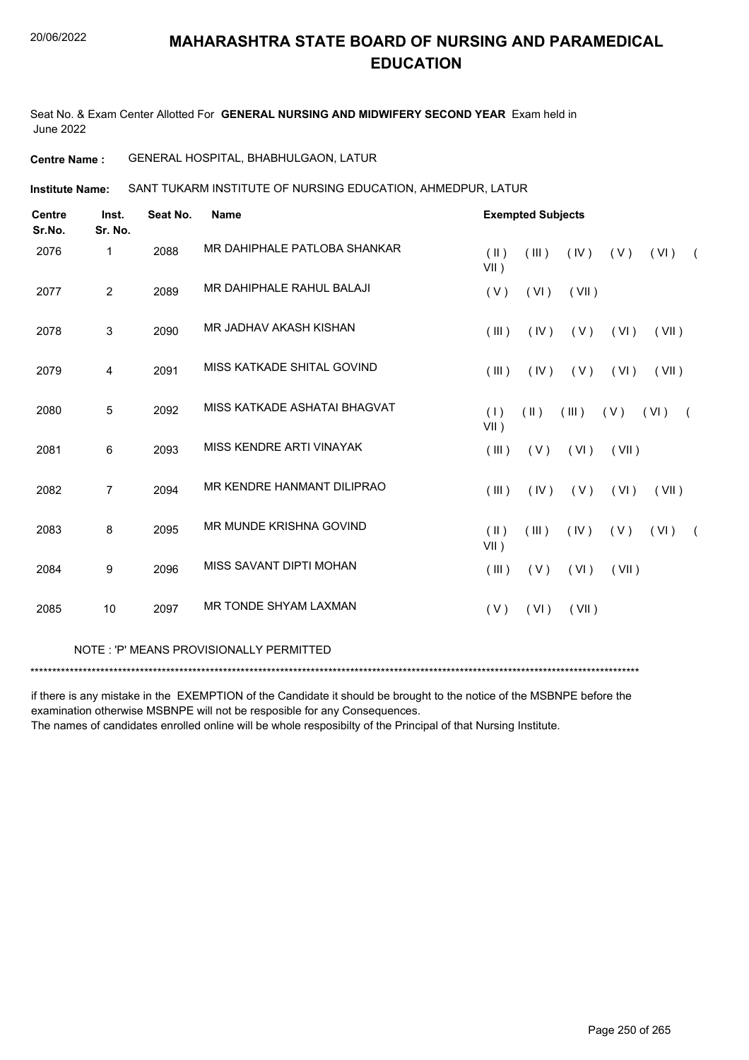# MAHARASHTRA STATE BOARD OF NURSING AND PARAMEDICAL EDUCATION

Seat No. & Exam Center Allotted For **GENERAL NURSING AND MIDWIFERY SECOND YEAR** Exam held in June 2022

**Centre Name :** GENERAL HOSPITAL, BHABHULGAON, LATUR

**Institute Name:** SANT TUKARM INSTITUTE OF NURSING EDUCATION, AHMEDPUR, LATUR

| Centre Sr.No. | Inst. Sr. No. | Seat No. | Name | Exempted Subjects |
|---|---|---|---|---|
| 2076 | 1 | 2088 | MR DAHIPHALE PATLOBA SHANKAR | ( II ) ( III ) ( IV ) ( V ) ( VI ) ( VII ) |
| 2077 | 2 | 2089 | MR DAHIPHALE RAHUL BALAJI | ( V ) ( VI ) ( VII ) |
| 2078 | 3 | 2090 | MR JADHAV AKASH KISHAN | ( III ) ( IV ) ( V ) ( VI ) ( VII ) |
| 2079 | 4 | 2091 | MISS KATKADE SHITAL GOVIND | ( III ) ( IV ) ( V ) ( VI ) ( VII ) |
| 2080 | 5 | 2092 | MISS KATKADE ASHATAI BHAGVAT | ( I ) ( II ) ( III ) ( V ) ( VI ) ( VII ) |
| 2081 | 6 | 2093 | MISS KENDRE ARTI VINAYAK | ( III ) ( V ) ( VI ) ( VII ) |
| 2082 | 7 | 2094 | MR KENDRE HANMANT DILIPRAO | ( III ) ( IV ) ( V ) ( VI ) ( VII ) |
| 2083 | 8 | 2095 | MR MUNDE KRISHNA GOVIND | ( II ) ( III ) ( IV ) ( V ) ( VI ) ( VII ) |
| 2084 | 9 | 2096 | MISS SAVANT DIPTI MOHAN | ( III ) ( V ) ( VI ) ( VII ) |
| 2085 | 10 | 2097 | MR TONDE SHYAM LAXMAN | ( V ) ( VI ) ( VII ) |

NOTE : 'P' MEANS PROVISIONALLY PERMITTED

*******************************************************************************************************************************************

if there is any mistake in the EXEMPTION of the Candidate it should be brought to the notice of the MSBNPE before the examination otherwise MSBNPE will not be resposible for any Consequences.

The names of candidates enrolled online will be whole resposibilty of the Principal of that Nursing Institute.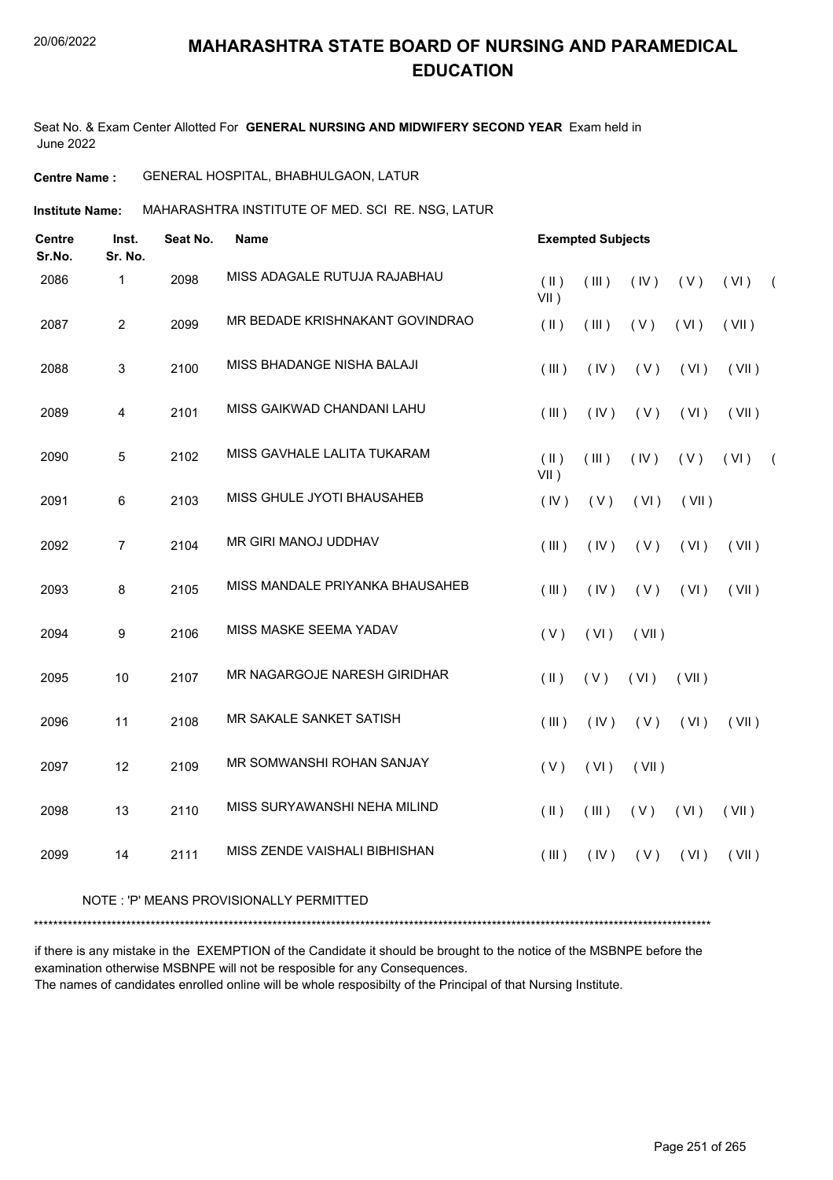# MAHARASHTRA STATE BOARD OF NURSING AND PARAMEDICAL EDUCATION

Seat No. & Exam Center Allotted For **GENERAL NURSING AND MIDWIFERY SECOND YEAR** Exam held in June 2022

**Centre Name :** GENERAL HOSPITAL, BHABHULGAON, LATUR

**Institute Name:** MAHARASHTRA INSTITUTE OF MED. SCI RE. NSG, LATUR

| Centre Sr.No. | Inst. Sr. No. | Seat No. | Name | Exempted Subjects |
|---|---|---|---|---|
| 2086 | 1 | 2098 | MISS ADAGALE RUTUJA RAJABHAU | ( II ) ( III ) ( IV ) ( V ) ( VI ) ( VII ) |
| 2087 | 2 | 2099 | MR BEDADE KRISHNAKANT GOVINDRAO | ( II ) ( III ) ( V ) ( VI ) ( VII ) |
| 2088 | 3 | 2100 | MISS BHADANGE NISHA BALAJI | ( III ) ( IV ) ( V ) ( VI ) ( VII ) |
| 2089 | 4 | 2101 | MISS GAIKWAD CHANDANI LAHU | ( III ) ( IV ) ( V ) ( VI ) ( VII ) |
| 2090 | 5 | 2102 | MISS GAVHALE LALITA TUKARAM | ( II ) ( III ) ( IV ) ( V ) ( VI ) ( VII ) |
| 2091 | 6 | 2103 | MISS GHULE JYOTI BHAUSAHEB | ( IV ) ( V ) ( VI ) ( VII ) |
| 2092 | 7 | 2104 | MR GIRI MANOJ UDDHAV | ( III ) ( IV ) ( V ) ( VI ) ( VII ) |
| 2093 | 8 | 2105 | MISS MANDALE PRIYANKA BHAUSAHEB | ( III ) ( IV ) ( V ) ( VI ) ( VII ) |
| 2094 | 9 | 2106 | MISS MASKE SEEMA YADAV | ( V ) ( VI ) ( VII ) |
| 2095 | 10 | 2107 | MR NAGARGOJE NARESH GIRIDHAR | ( II ) ( V ) ( VI ) ( VII ) |
| 2096 | 11 | 2108 | MR SAKALE SANKET SATISH | ( III ) ( IV ) ( V ) ( VI ) ( VII ) |
| 2097 | 12 | 2109 | MR SOMWANSHI ROHAN SANJAY | ( V ) ( VI ) ( VII ) |
| 2098 | 13 | 2110 | MISS SURYAWANSHI NEHA MILIND | ( II ) ( III ) ( V ) ( VI ) ( VII ) |
| 2099 | 14 | 2111 | MISS ZENDE VAISHALI BIBHISHAN | ( III ) ( IV ) ( V ) ( VI ) ( VII ) |

NOTE : 'P' MEANS PROVISIONALLY PERMITTED

******************************************************************************************************************************************

if there is any mistake in the EXEMPTION of the Candidate it should be brought to the notice of the MSBNPE before the examination otherwise MSBNPE will not be resposible for any Consequences.

The names of candidates enrolled online will be whole resposibilty of the Principal of that Nursing Institute.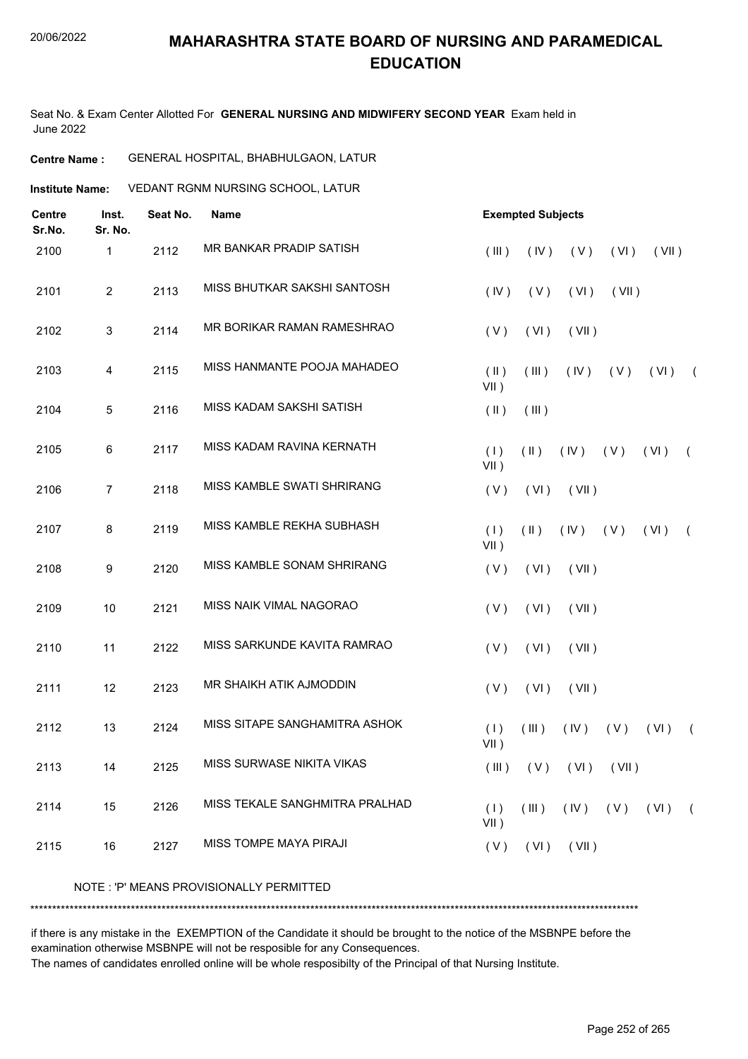# MAHARASHTRA STATE BOARD OF NURSING AND PARAMEDICAL EDUCATION

Seat No. & Exam Center Allotted For **GENERAL NURSING AND MIDWIFERY SECOND YEAR** Exam held in June 2022

**Centre Name :** GENERAL HOSPITAL, BHABHULGAON, LATUR

**Institute Name:** VEDANT RGNM NURSING SCHOOL, LATUR

| Centre Sr.No. | Inst. Sr. No. | Seat No. | Name | Exempted Subjects |
|---|---|---|---|---|
| 2100 | 1 | 2112 | MR BANKAR PRADIP SATISH | ( III ) ( IV ) ( V ) ( VI ) ( VII ) |
| 2101 | 2 | 2113 | MISS BHUTKAR SAKSHI SANTOSH | ( IV ) ( V ) ( VI ) ( VII ) |
| 2102 | 3 | 2114 | MR BORIKAR RAMAN RAMESHRAO | ( V ) ( VI ) ( VII ) |
| 2103 | 4 | 2115 | MISS HANMANTE POOJA MAHADEO | ( II ) ( III ) ( IV ) ( V ) ( VI ) ( VII ) |
| 2104 | 5 | 2116 | MISS KADAM SAKSHI SATISH | ( II ) ( III ) |
| 2105 | 6 | 2117 | MISS KADAM RAVINA KERNATH | ( I ) ( II ) ( IV ) ( V ) ( VI ) ( VII ) |
| 2106 | 7 | 2118 | MISS KAMBLE SWATI SHRIRANG | ( V ) ( VI ) ( VII ) |
| 2107 | 8 | 2119 | MISS KAMBLE REKHA SUBHASH | ( I ) ( II ) ( IV ) ( V ) ( VI ) ( VII ) |
| 2108 | 9 | 2120 | MISS KAMBLE SONAM SHRIRANG | ( V ) ( VI ) ( VII ) |
| 2109 | 10 | 2121 | MISS NAIK VIMAL NAGORAO | ( V ) ( VI ) ( VII ) |
| 2110 | 11 | 2122 | MISS SARKUNDE KAVITA RAMRAO | ( V ) ( VI ) ( VII ) |
| 2111 | 12 | 2123 | MR SHAIKH ATIK AJMODDIN | ( V ) ( VI ) ( VII ) |
| 2112 | 13 | 2124 | MISS SITAPE SANGHAMITRA ASHOK | ( I ) ( III ) ( IV ) ( V ) ( VI ) ( VII ) |
| 2113 | 14 | 2125 | MISS SURWASE NIKITA VIKAS | ( III ) ( V ) ( VI ) ( VII ) |
| 2114 | 15 | 2126 | MISS TEKALE SANGHMITRA PRALHAD | ( I ) ( III ) ( IV ) ( V ) ( VI ) ( VII ) |
| 2115 | 16 | 2127 | MISS TOMPE MAYA PIRAJI | ( V ) ( VI ) ( VII ) |

NOTE : 'P' MEANS PROVISIONALLY PERMITTED

***********************************************************************************************************************************

if there is any mistake in the EXEMPTION of the Candidate it should be brought to the notice of the MSBNPE before the examination otherwise MSBNPE will not be resposible for any Consequences.

The names of candidates enrolled online will be whole resposibilty of the Principal of that Nursing Institute.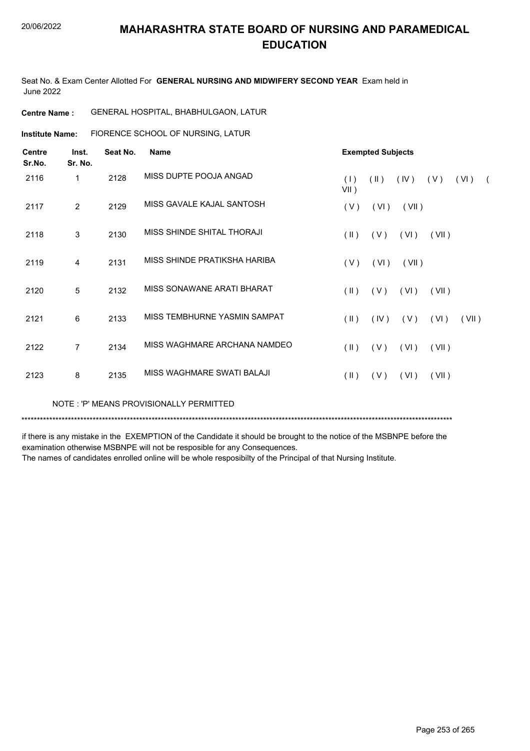# MAHARASHTRA STATE BOARD OF NURSING AND PARAMEDICAL EDUCATION

Seat No. & Exam Center Allotted For **GENERAL NURSING AND MIDWIFERY SECOND YEAR** Exam held in June 2022

**Centre Name :** GENERAL HOSPITAL, BHABHULGAON, LATUR

**Institute Name:** FIORENCE SCHOOL OF NURSING, LATUR

| Centre Sr.No. | Inst. Sr. No. | Seat No. | Name | Exempted Subjects |
|---|---|---|---|---|
| 2116 | 1 | 2128 | MISS DUPTE POOJA ANGAD | ( I ) ( II ) ( IV ) ( V ) ( VI ) ( VII ) |
| 2117 | 2 | 2129 | MISS GAVALE KAJAL SANTOSH | ( V ) ( VI ) ( VII ) |
| 2118 | 3 | 2130 | MISS SHINDE SHITAL THORAJI | ( II ) ( V ) ( VI ) ( VII ) |
| 2119 | 4 | 2131 | MISS SHINDE PRATIKSHA HARIBA | ( V ) ( VI ) ( VII ) |
| 2120 | 5 | 2132 | MISS SONAWANE ARATI BHARAT | ( II ) ( V ) ( VI ) ( VII ) |
| 2121 | 6 | 2133 | MISS TEMBHURNE YASMIN SAMPAT | ( II ) ( IV ) ( V ) ( VI ) ( VII ) |
| 2122 | 7 | 2134 | MISS WAGHMARE ARCHANA NAMDEO | ( II ) ( V ) ( VI ) ( VII ) |
| 2123 | 8 | 2135 | MISS WAGHMARE SWATI BALAJI | ( II ) ( V ) ( VI ) ( VII ) |

NOTE : 'P' MEANS PROVISIONALLY PERMITTED

******************************************************************************************************************************************

if there is any mistake in the EXEMPTION of the Candidate it should be brought to the notice of the MSBNPE before the examination otherwise MSBNPE will not be resposible for any Consequences.

The names of candidates enrolled online will be whole resposibilty of the Principal of that Nursing Institute.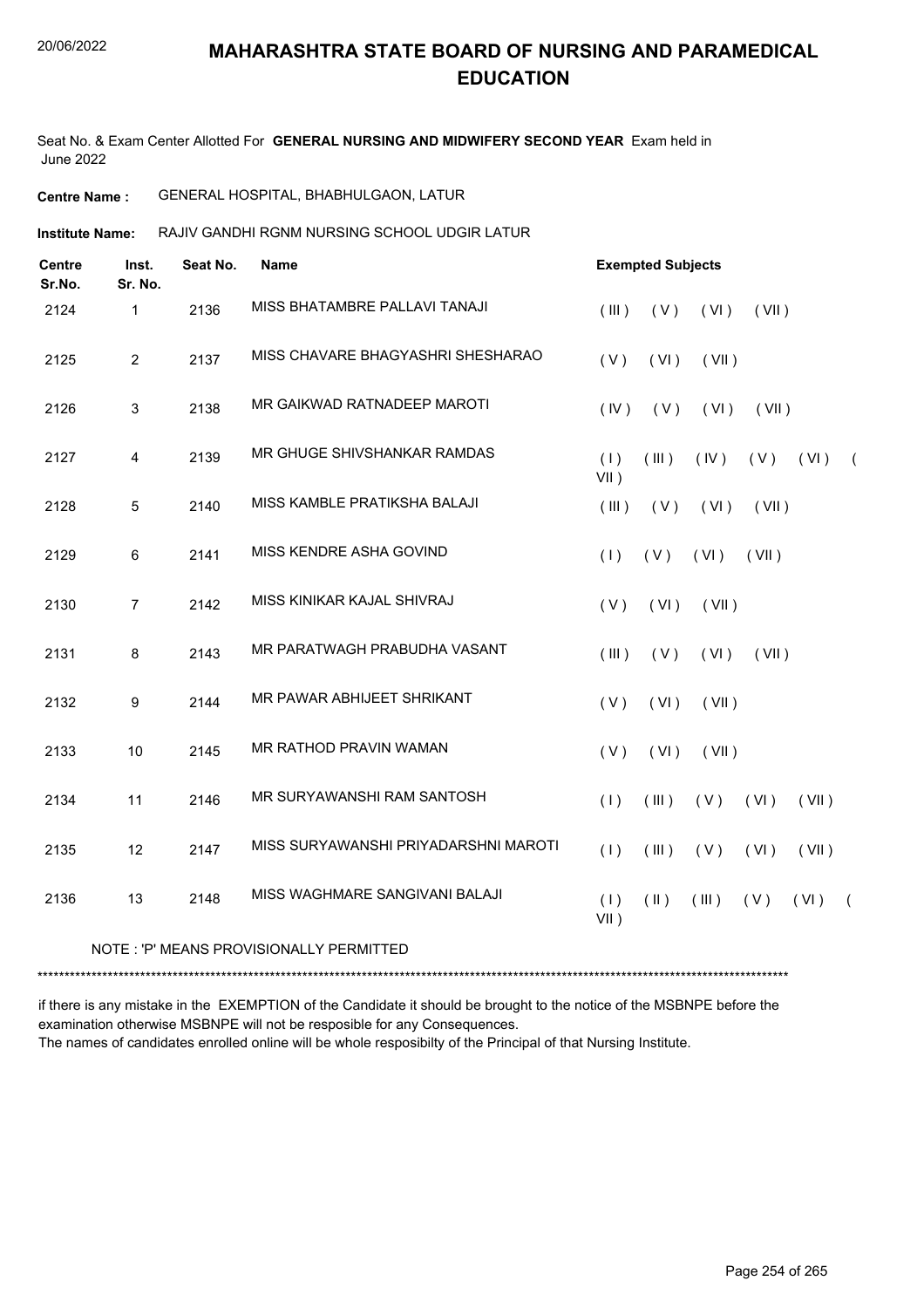# MAHARASHTRA STATE BOARD OF NURSING AND PARAMEDICAL EDUCATION

20/06/2022

Seat No. & Exam Center Allotted For **GENERAL NURSING AND MIDWIFERY SECOND YEAR** Exam held in June 2022

**Centre Name :** GENERAL HOSPITAL, BHABHULGAON, LATUR

**Institute Name:** RAJIV GANDHI RGNM NURSING SCHOOL UDGIR LATUR

| Centre Sr.No. | Inst. Sr. No. | Seat No. | Name | Exempted Subjects |
|---|---|---|---|---|
| 2124 | 1 | 2136 | MISS BHATAMBRE PALLAVI TANAJI | ( III ) ( V ) ( VI ) ( VII ) |
| 2125 | 2 | 2137 | MISS CHAVARE BHAGYASHRI SHESHARAO | ( V ) ( VI ) ( VII ) |
| 2126 | 3 | 2138 | MR GAIKWAD RATNADEEP MAROTI | ( IV ) ( V ) ( VI ) ( VII ) |
| 2127 | 4 | 2139 | MR GHUGE SHIVSHANKAR RAMDAS | ( I ) ( III ) ( IV ) ( V ) ( VI ) ( VII ) |
| 2128 | 5 | 2140 | MISS KAMBLE PRATIKSHA BALAJI | ( III ) ( V ) ( VI ) ( VII ) |
| 2129 | 6 | 2141 | MISS KENDRE ASHA GOVIND | ( I ) ( V ) ( VI ) ( VII ) |
| 2130 | 7 | 2142 | MISS KINIKAR KAJAL SHIVRAJ | ( V ) ( VI ) ( VII ) |
| 2131 | 8 | 2143 | MR PARATWAGH PRABUDHA VASANT | ( III ) ( V ) ( VI ) ( VII ) |
| 2132 | 9 | 2144 | MR PAWAR ABHIJEET SHRIKANT | ( V ) ( VI ) ( VII ) |
| 2133 | 10 | 2145 | MR RATHOD PRAVIN WAMAN | ( V ) ( VI ) ( VII ) |
| 2134 | 11 | 2146 | MR SURYAWANSHI RAM SANTOSH | ( I ) ( III ) ( V ) ( VI ) ( VII ) |
| 2135 | 12 | 2147 | MISS SURYAWANSHI PRIYADARSHNI MAROTI | ( I ) ( III ) ( V ) ( VI ) ( VII ) |
| 2136 | 13 | 2148 | MISS WAGHMARE SANGIVANI BALAJI | ( I ) ( II ) ( III ) ( V ) ( VI ) ( VII ) |

NOTE : 'P' MEANS PROVISIONALLY PERMITTED

*******************************************************************************************************************************************

if there is any mistake in the EXEMPTION of the Candidate it should be brought to the notice of the MSBNPE before the examination otherwise MSBNPE will not be resposible for any Consequences.

The names of candidates enrolled online will be whole resposibilty of the Principal of that Nursing Institute.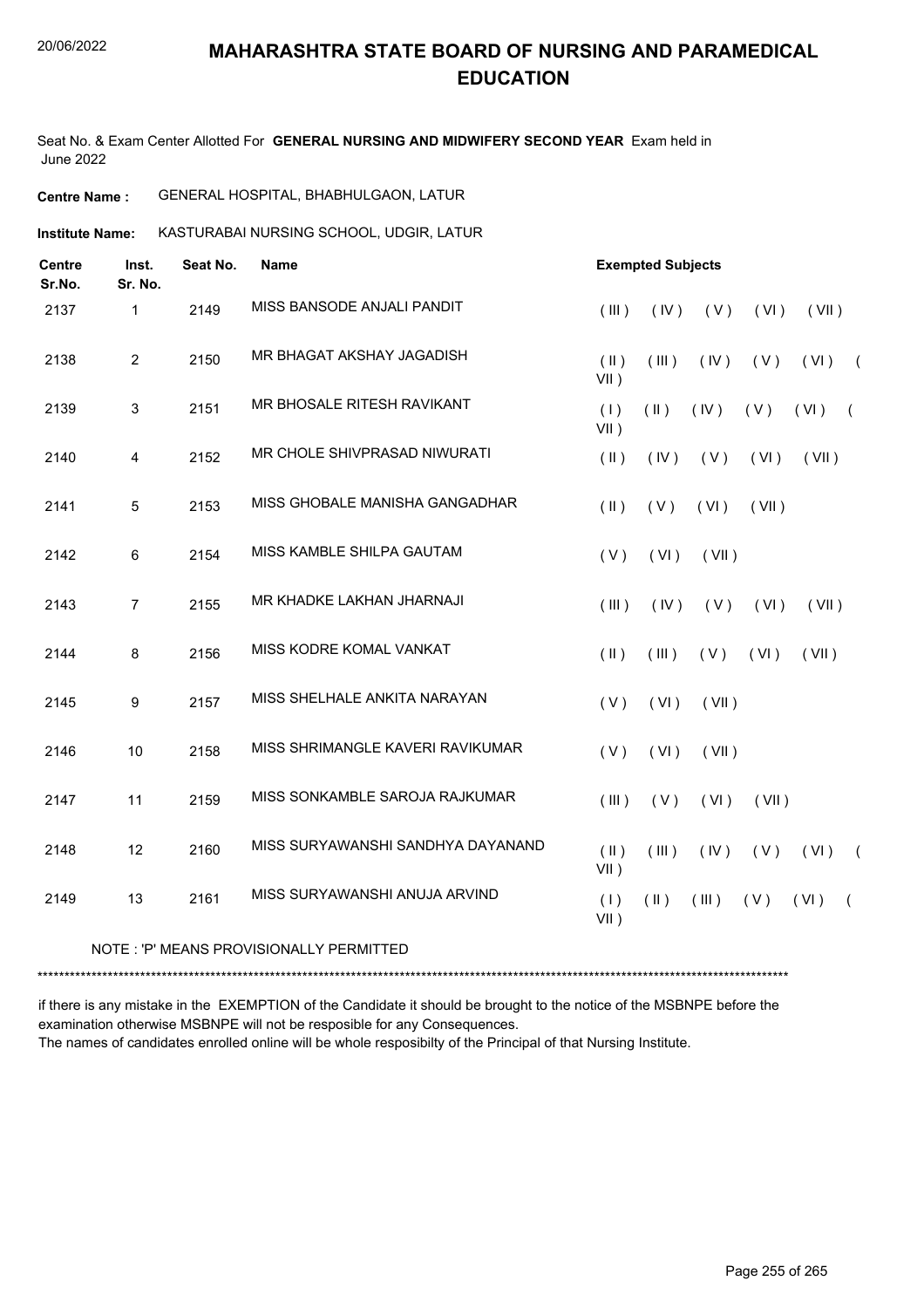# MAHARASHTRA STATE BOARD OF NURSING AND PARAMEDICAL EDUCATION

Seat No. & Exam Center Allotted For **GENERAL NURSING AND MIDWIFERY SECOND YEAR** Exam held in June 2022

**Centre Name :** GENERAL HOSPITAL, BHABHULGAON, LATUR

**Institute Name:** KASTURABAI NURSING SCHOOL, UDGIR, LATUR

| Centre Sr.No. | Inst. Sr. No. | Seat No. | Name | Exempted Subjects |
|---|---|---|---|---|
| 2137 | 1 | 2149 | MISS BANSODE ANJALI PANDIT | ( III ) ( IV ) ( V ) ( VI ) ( VII ) |
| 2138 | 2 | 2150 | MR BHAGAT AKSHAY JAGADISH | ( II ) ( III ) ( IV ) ( V ) ( VI ) ( VII ) |
| 2139 | 3 | 2151 | MR BHOSALE RITESH RAVIKANT | ( I ) ( II ) ( IV ) ( V ) ( VI ) ( VII ) |
| 2140 | 4 | 2152 | MR CHOLE SHIVPRASAD NIWURATI | ( II ) ( IV ) ( V ) ( VI ) ( VII ) |
| 2141 | 5 | 2153 | MISS GHOBALE MANISHA GANGADHAR | ( II ) ( V ) ( VI ) ( VII ) |
| 2142 | 6 | 2154 | MISS KAMBLE SHILPA GAUTAM | ( V ) ( VI ) ( VII ) |
| 2143 | 7 | 2155 | MR KHADKE LAKHAN JHARNAJI | ( III ) ( IV ) ( V ) ( VI ) ( VII ) |
| 2144 | 8 | 2156 | MISS KODRE KOMAL VANKAT | ( II ) ( III ) ( V ) ( VI ) ( VII ) |
| 2145 | 9 | 2157 | MISS SHELHALE ANKITA NARAYAN | ( V ) ( VI ) ( VII ) |
| 2146 | 10 | 2158 | MISS SHRIMANGLE KAVERI RAVIKUMAR | ( V ) ( VI ) ( VII ) |
| 2147 | 11 | 2159 | MISS SONKAMBLE SAROJA RAJKUMAR | ( III ) ( V ) ( VI ) ( VII ) |
| 2148 | 12 | 2160 | MISS SURYAWANSHI SANDHYA DAYANAND | ( II ) ( III ) ( IV ) ( V ) ( VI ) ( VII ) |
| 2149 | 13 | 2161 | MISS SURYAWANSHI ANUJA ARVIND | ( I ) ( II ) ( III ) ( V ) ( VI ) ( VII ) |

NOTE : 'P' MEANS PROVISIONALLY PERMITTED

*******************************************************************************************************************************************

if there is any mistake in the EXEMPTION of the Candidate it should be brought to the notice of the MSBNPE before the examination otherwise MSBNPE will not be resposible for any Consequences.
The names of candidates enrolled online will be whole resposibilty of the Principal of that Nursing Institute.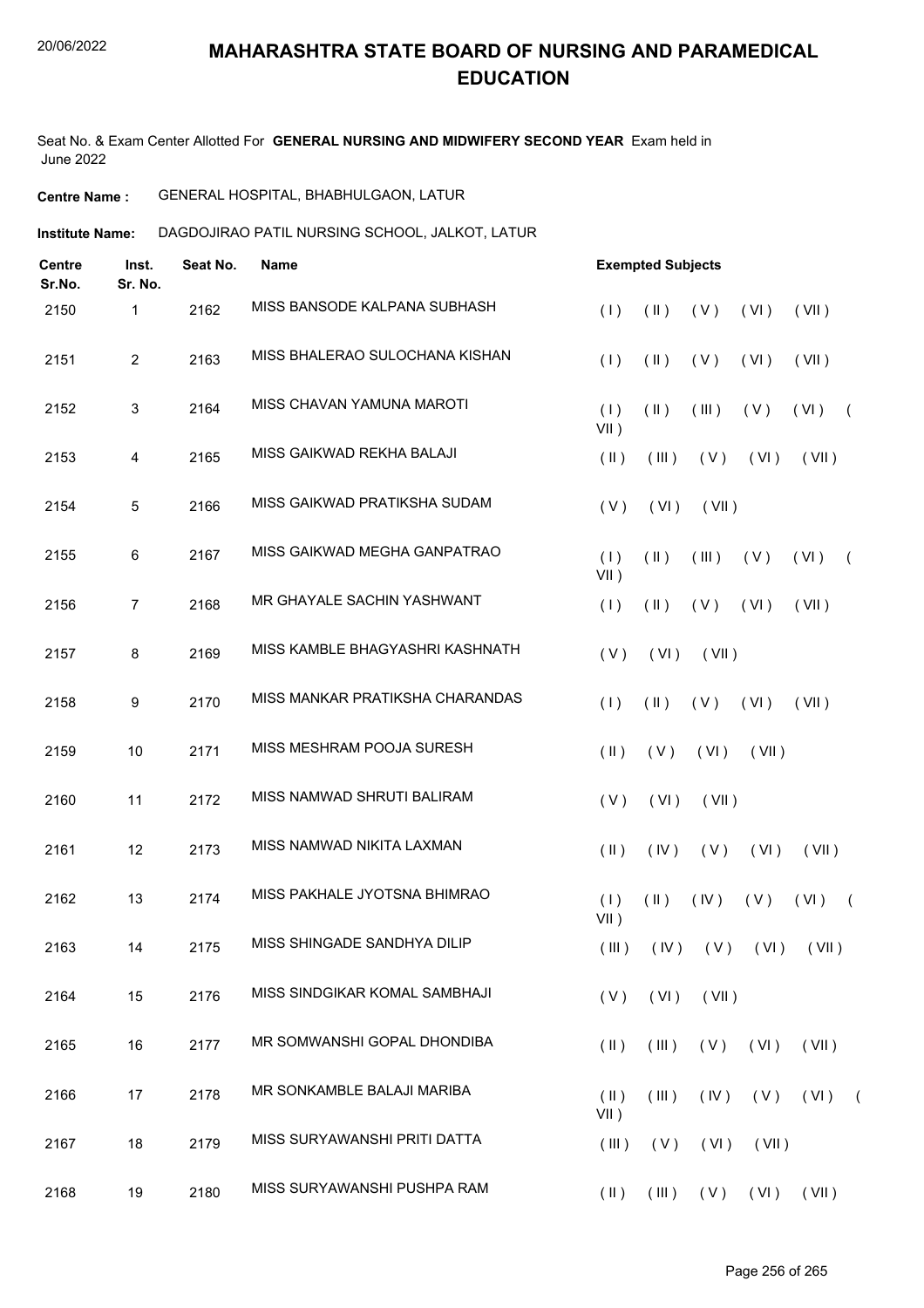# MAHARASHTRA STATE BOARD OF NURSING AND PARAMEDICAL EDUCATION

Seat No. & Exam Center Allotted For **GENERAL NURSING AND MIDWIFERY SECOND YEAR** Exam held in June 2022

**Centre Name :** GENERAL HOSPITAL, BHABHULGAON, LATUR

**Institute Name:** DAGDOJIRAO PATIL NURSING SCHOOL, JALKOT, LATUR

| Centre Sr.No. | Inst. Sr. No. | Seat No. | Name | Exempted Subjects |
|---|---|---|---|---|
| 2150 | 1 | 2162 | MISS BANSODE KALPANA SUBHASH | ( I ) ( II ) ( V ) ( VI ) ( VII ) |
| 2151 | 2 | 2163 | MISS BHALERAO SULOCHANA KISHAN | ( I ) ( II ) ( V ) ( VI ) ( VII ) |
| 2152 | 3 | 2164 | MISS CHAVAN YAMUNA MAROTI | ( I ) ( II ) ( III ) ( V ) ( VI ) ( VII ) |
| 2153 | 4 | 2165 | MISS GAIKWAD REKHA BALAJI | ( II ) ( III ) ( V ) ( VI ) ( VII ) |
| 2154 | 5 | 2166 | MISS GAIKWAD PRATIKSHA SUDAM | ( V ) ( VI ) ( VII ) |
| 2155 | 6 | 2167 | MISS GAIKWAD MEGHA GANPATRAO | ( I ) ( II ) ( III ) ( V ) ( VI ) ( VII ) |
| 2156 | 7 | 2168 | MR GHAYALE SACHIN YASHWANT | ( I ) ( II ) ( V ) ( VI ) ( VII ) |
| 2157 | 8 | 2169 | MISS KAMBLE BHAGYASHRI KASHNATH | ( V ) ( VI ) ( VII ) |
| 2158 | 9 | 2170 | MISS MANKAR PRATIKSHA CHARANDAS | ( I ) ( II ) ( V ) ( VI ) ( VII ) |
| 2159 | 10 | 2171 | MISS MESHRAM POOJA SURESH | ( II ) ( V ) ( VI ) ( VII ) |
| 2160 | 11 | 2172 | MISS NAMWAD SHRUTI BALIRAM | ( V ) ( VI ) ( VII ) |
| 2161 | 12 | 2173 | MISS NAMWAD NIKITA LAXMAN | ( II ) ( IV ) ( V ) ( VI ) ( VII ) |
| 2162 | 13 | 2174 | MISS PAKHALE JYOTSNA BHIMRAO | ( I ) ( II ) ( IV ) ( V ) ( VI ) ( VII ) |
| 2163 | 14 | 2175 | MISS SHINGADE SANDHYA DILIP | ( III ) ( IV ) ( V ) ( VI ) ( VII ) |
| 2164 | 15 | 2176 | MISS SINDGIKAR KOMAL SAMBHAJI | ( V ) ( VI ) ( VII ) |
| 2165 | 16 | 2177 | MR SOMWANSHI GOPAL DHONDIBA | ( II ) ( III ) ( V ) ( VI ) ( VII ) |
| 2166 | 17 | 2178 | MR SONKAMBLE BALAJI MARIBA | ( II ) ( III ) ( IV ) ( V ) ( VI ) ( VII ) |
| 2167 | 18 | 2179 | MISS SURYAWANSHI PRITI DATTA | ( III ) ( V ) ( VI ) ( VII ) |
| 2168 | 19 | 2180 | MISS SURYAWANSHI PUSHPA RAM | ( II ) ( III ) ( V ) ( VI ) ( VII ) |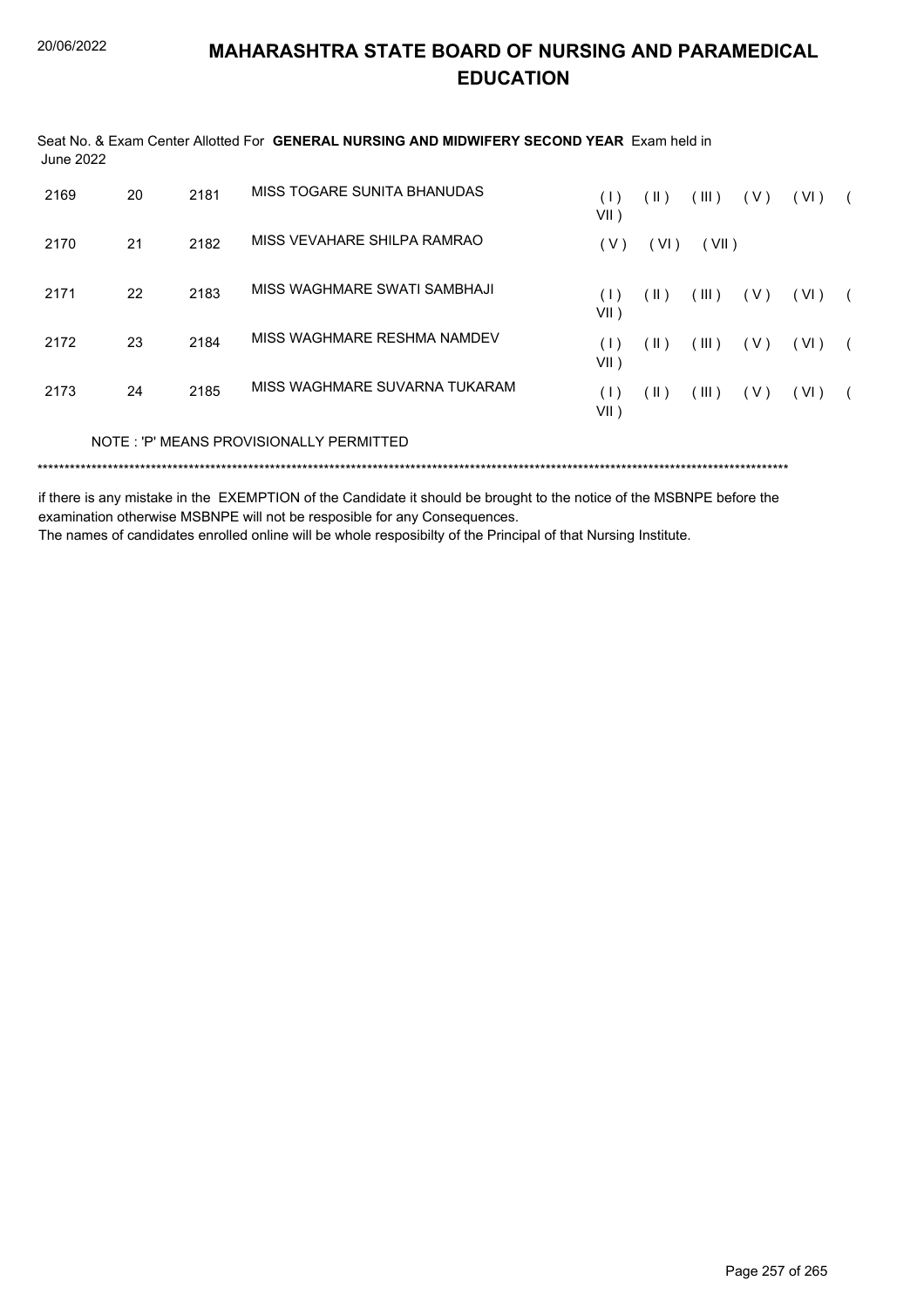# MAHARASHTRA STATE BOARD OF NURSING AND PARAMEDICAL EDUCATION

Seat No. & Exam Center Allotted For **GENERAL NURSING AND MIDWIFERY SECOND YEAR** Exam held in June 2022

| | | | | |
|---|---|---|---|---|
| 2169 | 20 | 2181 | MISS TOGARE SUNITA BHANUDAS | ( I ) ( II ) ( III ) ( V ) ( VI ) ( VII ) |
| 2170 | 21 | 2182 | MISS VEVAHARE SHILPA RAMRAO | ( V ) ( VI ) ( VII ) |
| 2171 | 22 | 2183 | MISS WAGHMARE SWATI SAMBHAJI | ( I ) ( II ) ( III ) ( V ) ( VI ) ( VII ) |
| 2172 | 23 | 2184 | MISS WAGHMARE RESHMA NAMDEV | ( I ) ( II ) ( III ) ( V ) ( VI ) ( VII ) |
| 2173 | 24 | 2185 | MISS WAGHMARE SUVARNA TUKARAM | ( I ) ( II ) ( III ) ( V ) ( VI ) ( VII ) |

NOTE : 'P' MEANS PROVISIONALLY PERMITTED

*******************************************************************************************************************************************

if there is any mistake in the EXEMPTION of the Candidate it should be brought to the notice of the MSBNPE before the examination otherwise MSBNPE will not be resposible for any Consequences.

The names of candidates enrolled online will be whole resposibilty of the Principal of that Nursing Institute.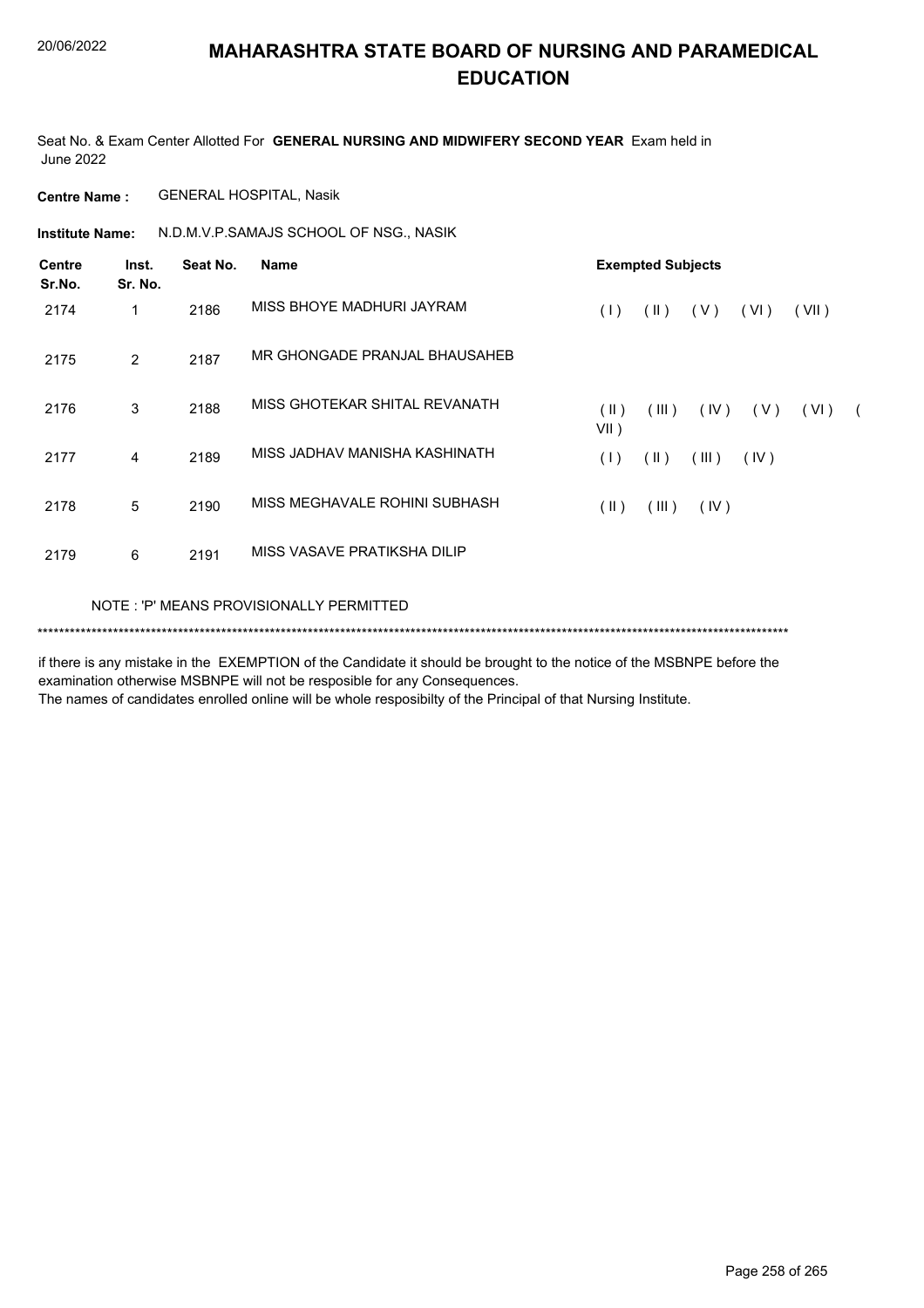# MAHARASHTRA STATE BOARD OF NURSING AND PARAMEDICAL EDUCATION

Seat No. & Exam Center Allotted For **GENERAL NURSING AND MIDWIFERY SECOND YEAR** Exam held in June 2022

**Centre Name :** GENERAL HOSPITAL, Nasik

**Institute Name:** N.D.M.V.P.SAMAJS SCHOOL OF NSG., NASIK

| Centre Sr.No. | Inst. Sr. No. | Seat No. | Name | Exempted Subjects |
|---|---|---|---|---|
| 2174 | 1 | 2186 | MISS BHOYE MADHURI JAYRAM | ( I ) ( II ) ( V ) ( VI ) ( VII ) |
| 2175 | 2 | 2187 | MR GHONGADE PRANJAL BHAUSAHEB | |
| 2176 | 3 | 2188 | MISS GHOTEKAR SHITAL REVANATH | ( II ) ( III ) ( IV ) ( V ) ( VI ) ( VII ) |
| 2177 | 4 | 2189 | MISS JADHAV MANISHA KASHINATH | ( I ) ( II ) ( III ) ( IV ) |
| 2178 | 5 | 2190 | MISS MEGHAVALE ROHINI SUBHASH | ( II ) ( III ) ( IV ) |
| 2179 | 6 | 2191 | MISS VASAVE PRATIKSHA DILIP | |

NOTE : 'P' MEANS PROVISIONALLY PERMITTED

******************************************************************************************************************************************

if there is any mistake in the EXEMPTION of the Candidate it should be brought to the notice of the MSBNPE before the examination otherwise MSBNPE will not be resposible for any Consequences.
The names of candidates enrolled online will be whole resposibilty of the Principal of that Nursing Institute.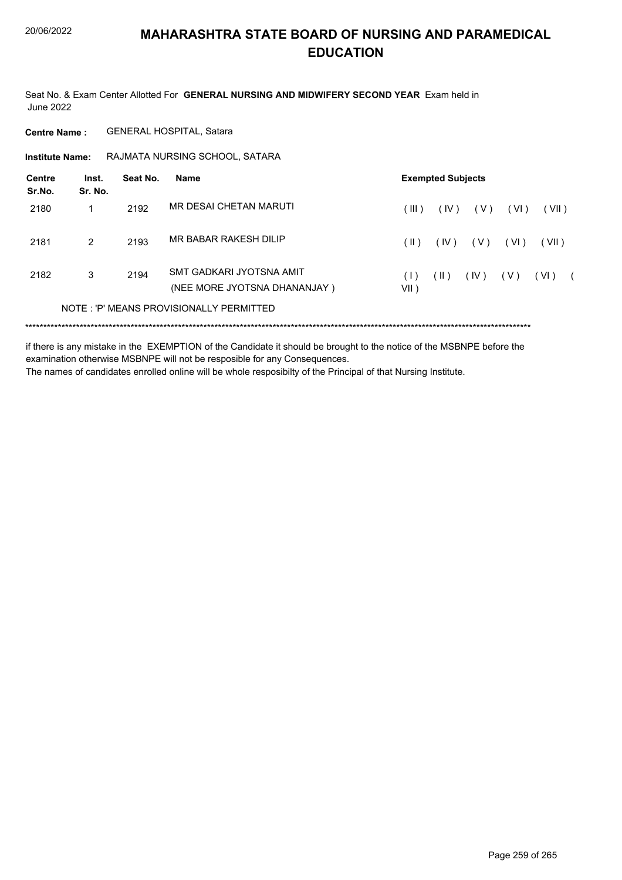# MAHARASHTRA STATE BOARD OF NURSING AND PARAMEDICAL EDUCATION

Seat No. & Exam Center Allotted For **GENERAL NURSING AND MIDWIFERY SECOND YEAR** Exam held in June 2022

**Centre Name :** GENERAL HOSPITAL, Satara

**Institute Name:** RAJMATA NURSING SCHOOL, SATARA

| Centre Sr.No. | Inst. Sr. No. | Seat No. | Name | Exempted Subjects |
|---|---|---|---|---|
| 2180 | 1 | 2192 | MR DESAI CHETAN MARUTI | ( III ) ( IV ) ( V ) ( VI ) ( VII ) |
| 2181 | 2 | 2193 | MR BABAR RAKESH DILIP | ( II ) ( IV ) ( V ) ( VI ) ( VII ) |
| 2182 | 3 | 2194 | SMT GADKARI JYOTSNA AMIT (NEE MORE JYOTSNA DHANANJAY ) | ( I ) ( II ) ( IV ) ( V ) ( VI ) ( VII ) |

NOTE : 'P' MEANS PROVISIONALLY PERMITTED

*******************************************************************************************************************************************

if there is any mistake in the EXEMPTION of the Candidate it should be brought to the notice of the MSBNPE before the examination otherwise MSBNPE will not be resposible for any Consequences.

The names of candidates enrolled online will be whole resposibilty of the Principal of that Nursing Institute.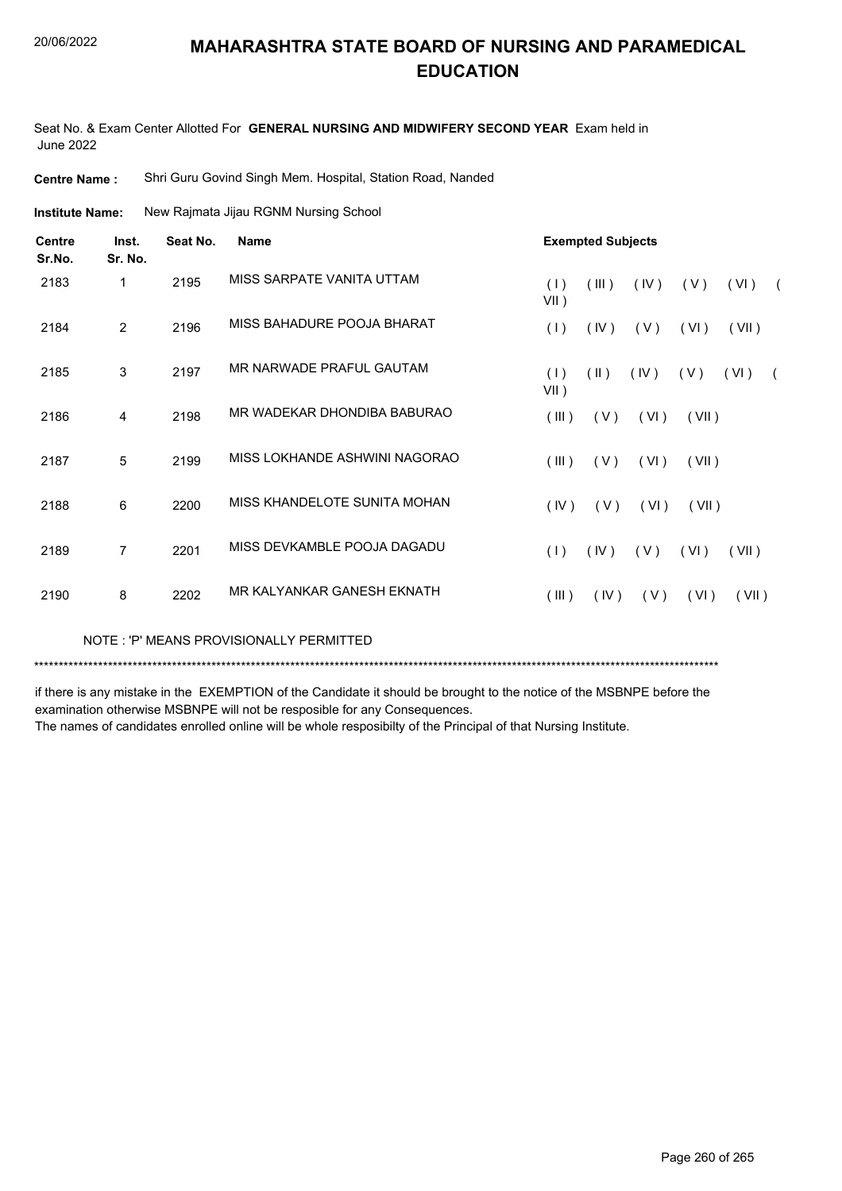# MAHARASHTRA STATE BOARD OF NURSING AND PARAMEDICAL EDUCATION

Seat No. & Exam Center Allotted For **GENERAL NURSING AND MIDWIFERY SECOND YEAR** Exam held in June 2022

**Centre Name :** Shri Guru Govind Singh Mem. Hospital, Station Road, Nanded

**Institute Name:** New Rajmata Jijau RGNM Nursing School

| Centre Sr.No. | Inst. Sr. No. | Seat No. | Name | Exempted Subjects |
|---|---|---|---|---|
| 2183 | 1 | 2195 | MISS SARPATE VANITA UTTAM | ( I ) ( III ) ( IV ) ( V ) ( VI ) ( VII ) |
| 2184 | 2 | 2196 | MISS BAHADURE POOJA BHARAT | ( I ) ( IV ) ( V ) ( VI ) ( VII ) |
| 2185 | 3 | 2197 | MR NARWADE PRAFUL GAUTAM | ( I ) ( II ) ( IV ) ( V ) ( VI ) ( VII ) |
| 2186 | 4 | 2198 | MR WADEKAR DHONDIBA BABURAO | ( III ) ( V ) ( VI ) ( VII ) |
| 2187 | 5 | 2199 | MISS LOKHANDE ASHWINI NAGORAO | ( III ) ( V ) ( VI ) ( VII ) |
| 2188 | 6 | 2200 | MISS KHANDELOTE SUNITA MOHAN | ( IV ) ( V ) ( VI ) ( VII ) |
| 2189 | 7 | 2201 | MISS DEVKAMBLE POOJA DAGADU | ( I ) ( IV ) ( V ) ( VI ) ( VII ) |
| 2190 | 8 | 2202 | MR KALYANKAR GANESH EKNATH | ( III ) ( IV ) ( V ) ( VI ) ( VII ) |

NOTE : 'P' MEANS PROVISIONALLY PERMITTED

*******************************************************************************************************************************************

if there is any mistake in the EXEMPTION of the Candidate it should be brought to the notice of the MSBNPE before the examination otherwise MSBNPE will not be resposible for any Consequences.

The names of candidates enrolled online will be whole resposibilty of the Principal of that Nursing Institute.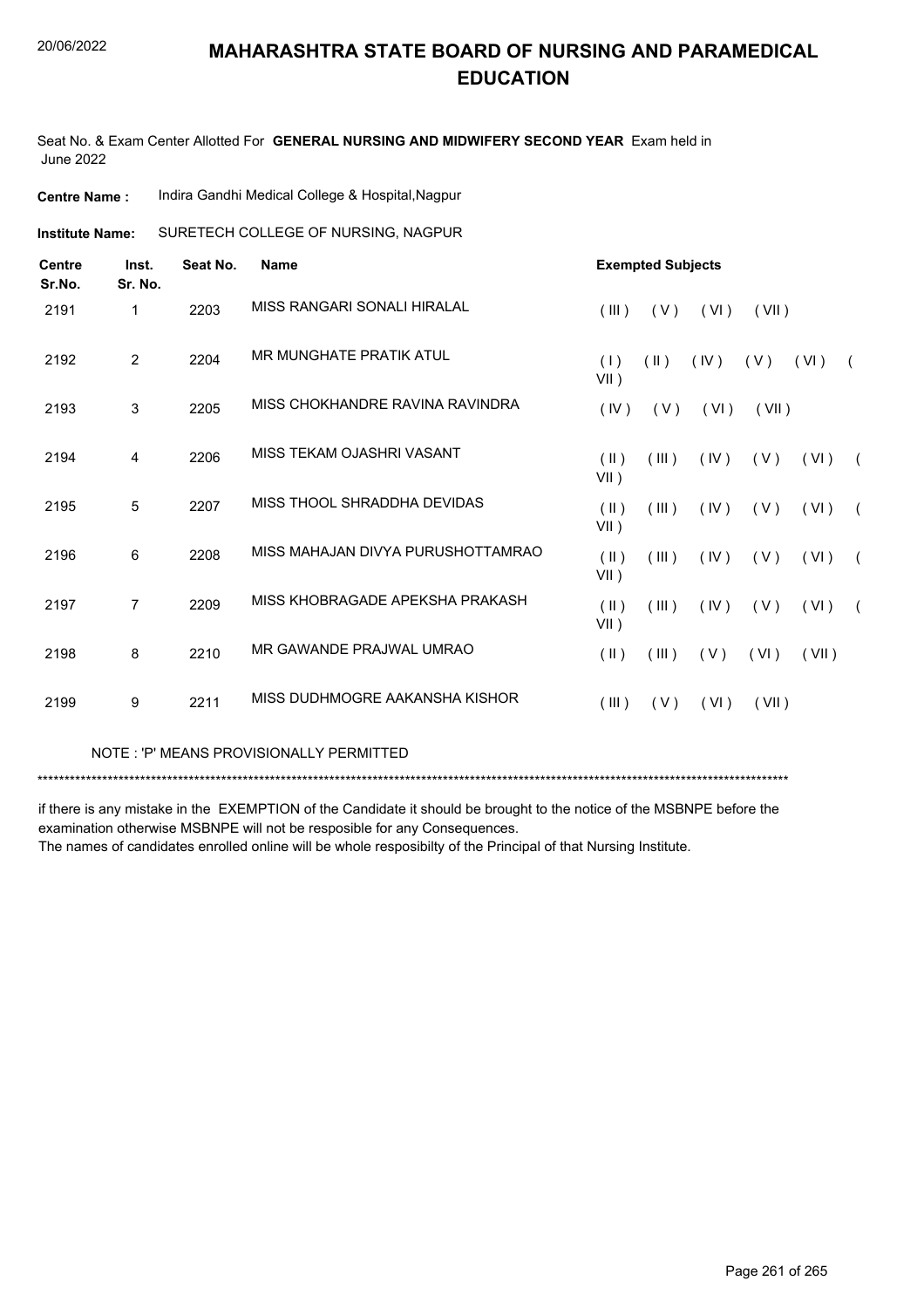# MAHARASHTRA STATE BOARD OF NURSING AND PARAMEDICAL EDUCATION

Seat No. & Exam Center Allotted For **GENERAL NURSING AND MIDWIFERY SECOND YEAR** Exam held in June 2022

**Centre Name :** Indira Gandhi Medical College & Hospital,Nagpur

**Institute Name:** SURETECH COLLEGE OF NURSING, NAGPUR

| Centre Sr.No. | Inst. Sr. No. | Seat No. | Name | Exempted Subjects |
|---|---|---|---|---|
| 2191 | 1 | 2203 | MISS RANGARI SONALI HIRALAL | ( III ) ( V ) ( VI ) ( VII ) |
| 2192 | 2 | 2204 | MR MUNGHATE PRATIK ATUL | ( I ) ( II ) ( IV ) ( V ) ( VI ) ( VII ) |
| 2193 | 3 | 2205 | MISS CHOKHANDRE RAVINA RAVINDRA | ( IV ) ( V ) ( VI ) ( VII ) |
| 2194 | 4 | 2206 | MISS TEKAM OJASHRI VASANT | ( II ) ( III ) ( IV ) ( V ) ( VI ) ( VII ) |
| 2195 | 5 | 2207 | MISS THOOL SHRADDHA DEVIDAS | ( II ) ( III ) ( IV ) ( V ) ( VI ) ( VII ) |
| 2196 | 6 | 2208 | MISS MAHAJAN DIVYA PURUSHOTTAMRAO | ( II ) ( III ) ( IV ) ( V ) ( VI ) ( VII ) |
| 2197 | 7 | 2209 | MISS KHOBRAGADE APEKSHA PRAKASH | ( II ) ( III ) ( IV ) ( V ) ( VI ) ( VII ) |
| 2198 | 8 | 2210 | MR GAWANDE PRAJWAL UMRAO | ( II ) ( III ) ( V ) ( VI ) ( VII ) |
| 2199 | 9 | 2211 | MISS DUDHMOGRE AAKANSHA KISHOR | ( III ) ( V ) ( VI ) ( VII ) |

NOTE : 'P' MEANS PROVISIONALLY PERMITTED

*******************************************************************************************************************************************

if there is any mistake in the EXEMPTION of the Candidate it should be brought to the notice of the MSBNPE before the examination otherwise MSBNPE will not be resposible for any Consequences.
The names of candidates enrolled online will be whole resposibilty of the Principal of that Nursing Institute.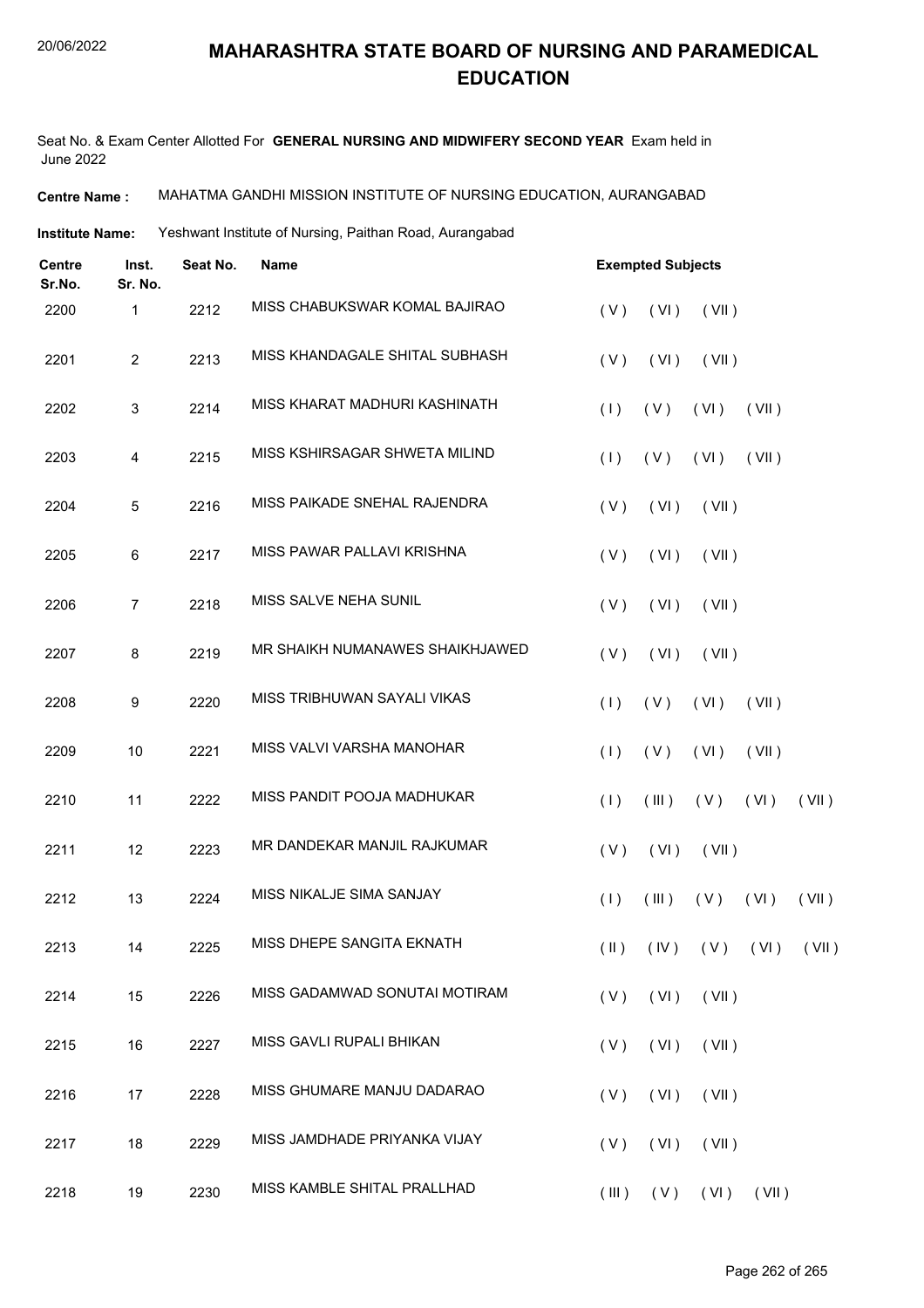# MAHARASHTRA STATE BOARD OF NURSING AND PARAMEDICAL EDUCATION

Seat No. & Exam Center Allotted For **GENERAL NURSING AND MIDWIFERY SECOND YEAR** Exam held in June 2022

**Centre Name :** MAHATMA GANDHI MISSION INSTITUTE OF NURSING EDUCATION, AURANGABAD

**Institute Name:** Yeshwant Institute of Nursing, Paithan Road, Aurangabad

| Centre Sr.No. | Inst. Sr. No. | Seat No. | Name | Exempted Subjects |
|---|---|---|---|---|
| 2200 | 1 | 2212 | MISS CHABUKSWAR KOMAL BAJIRAO | ( V ) ( VI ) ( VII ) |
| 2201 | 2 | 2213 | MISS KHANDAGALE SHITAL SUBHASH | ( V ) ( VI ) ( VII ) |
| 2202 | 3 | 2214 | MISS KHARAT MADHURI KASHINATH | ( I ) ( V ) ( VI ) ( VII ) |
| 2203 | 4 | 2215 | MISS KSHIRSAGAR SHWETA MILIND | ( I ) ( V ) ( VI ) ( VII ) |
| 2204 | 5 | 2216 | MISS PAIKADE SNEHAL RAJENDRA | ( V ) ( VI ) ( VII ) |
| 2205 | 6 | 2217 | MISS PAWAR PALLAVI KRISHNA | ( V ) ( VI ) ( VII ) |
| 2206 | 7 | 2218 | MISS SALVE NEHA SUNIL | ( V ) ( VI ) ( VII ) |
| 2207 | 8 | 2219 | MR SHAIKH NUMANAWES SHAIKHJAWED | ( V ) ( VI ) ( VII ) |
| 2208 | 9 | 2220 | MISS TRIBHUWAN SAYALI VIKAS | ( I ) ( V ) ( VI ) ( VII ) |
| 2209 | 10 | 2221 | MISS VALVI VARSHA MANOHAR | ( I ) ( V ) ( VI ) ( VII ) |
| 2210 | 11 | 2222 | MISS PANDIT POOJA MADHUKAR | ( I ) ( III ) ( V ) ( VI ) ( VII ) |
| 2211 | 12 | 2223 | MR DANDEKAR MANJIL RAJKUMAR | ( V ) ( VI ) ( VII ) |
| 2212 | 13 | 2224 | MISS NIKALJE SIMA SANJAY | ( I ) ( III ) ( V ) ( VI ) ( VII ) |
| 2213 | 14 | 2225 | MISS DHEPE SANGITA EKNATH | ( II ) ( IV ) ( V ) ( VI ) ( VII ) |
| 2214 | 15 | 2226 | MISS GADAMWAD SONUTAI MOTIRAM | ( V ) ( VI ) ( VII ) |
| 2215 | 16 | 2227 | MISS GAVLI RUPALI BHIKAN | ( V ) ( VI ) ( VII ) |
| 2216 | 17 | 2228 | MISS GHUMARE MANJU DADARAO | ( V ) ( VI ) ( VII ) |
| 2217 | 18 | 2229 | MISS JAMDHADE PRIYANKA VIJAY | ( V ) ( VI ) ( VII ) |
| 2218 | 19 | 2230 | MISS KAMBLE SHITAL PRALLHAD | ( III ) ( V ) ( VI ) ( VII ) |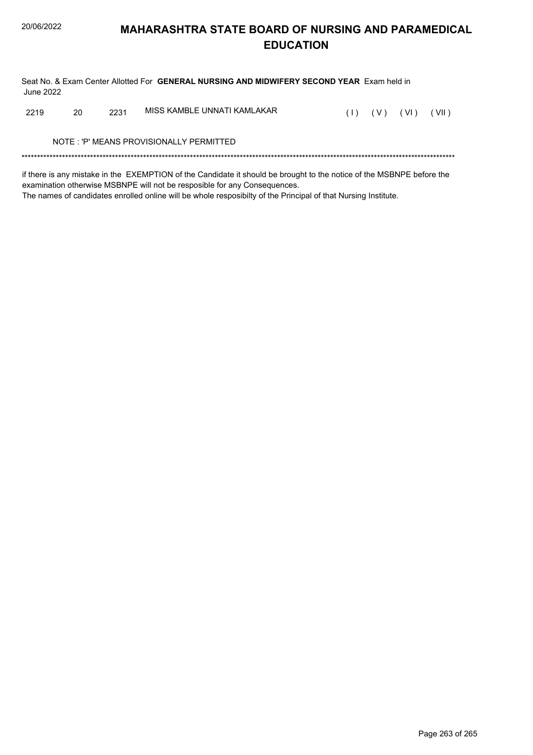# MAHARASHTRA STATE BOARD OF NURSING AND PARAMEDICAL EDUCATION

Seat No. & Exam Center Allotted For **GENERAL NURSING AND MIDWIFERY SECOND YEAR** Exam held in June 2022

| | | | | | | | |
|---|---|---|---|---|---|---|---|
| 2219 | 20 | 2231 | MISS KAMBLE UNNATI KAMLAKAR | ( I ) | ( V ) | ( VI ) | ( VII ) |

NOTE : 'P' MEANS PROVISIONALLY PERMITTED

*******************************************************************************************************************************************

if there is any mistake in the EXEMPTION of the Candidate it should be brought to the notice of the MSBNPE before the examination otherwise MSBNPE will not be resposible for any Consequences.
The names of candidates enrolled online will be whole resposibilty of the Principal of that Nursing Institute.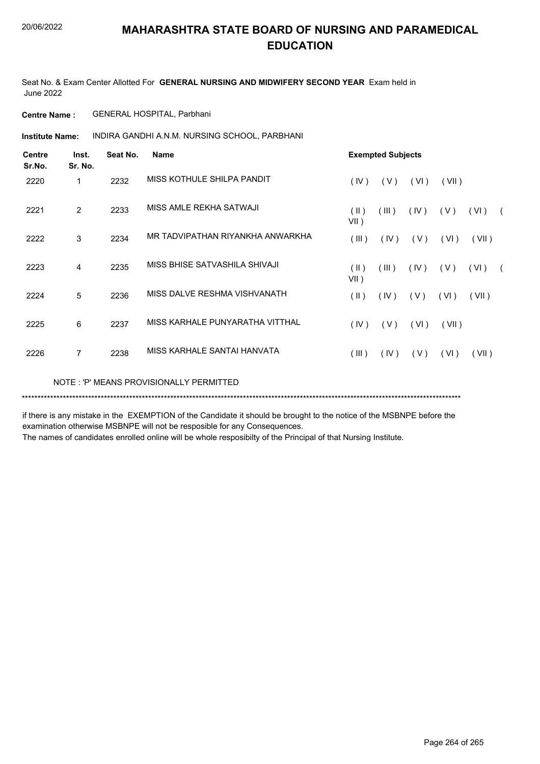# MAHARASHTRA STATE BOARD OF NURSING AND PARAMEDICAL EDUCATION

Seat No. & Exam Center Allotted For **GENERAL NURSING AND MIDWIFERY SECOND YEAR** Exam held in June 2022

**Centre Name :** GENERAL HOSPITAL, Parbhani

**Institute Name:** INDIRA GANDHI A.N.M. NURSING SCHOOL, PARBHANI

| Centre Sr.No. | Inst. Sr. No. | Seat No. | Name | Exempted Subjects |
|---|---|---|---|---|
| 2220 | 1 | 2232 | MISS KOTHULE SHILPA PANDIT | ( IV ) ( V ) ( VI ) ( VII ) |
| 2221 | 2 | 2233 | MISS AMLE REKHA SATWAJI | ( II ) ( III ) ( IV ) ( V ) ( VI ) ( VII ) |
| 2222 | 3 | 2234 | MR TADVIPATHAN RIYANKHA ANWARKHA | ( III ) ( IV ) ( V ) ( VI ) ( VII ) |
| 2223 | 4 | 2235 | MISS BHISE SATVASHILA SHIVAJI | ( II ) ( III ) ( IV ) ( V ) ( VI ) ( VII ) |
| 2224 | 5 | 2236 | MISS DALVE RESHMA VISHVANATH | ( II ) ( IV ) ( V ) ( VI ) ( VII ) |
| 2225 | 6 | 2237 | MISS KARHALE PUNYARATHA VITTHAL | ( IV ) ( V ) ( VI ) ( VII ) |
| 2226 | 7 | 2238 | MISS KARHALE SANTAI HANVATA | ( III ) ( IV ) ( V ) ( VI ) ( VII ) |

NOTE : 'P' MEANS PROVISIONALLY PERMITTED

***************************************************************************************************************************************

if there is any mistake in the EXEMPTION of the Candidate it should be brought to the notice of the MSBNPE before the examination otherwise MSBNPE will not be resposible for any Consequences.

The names of candidates enrolled online will be whole resposibilty of the Principal of that Nursing Institute.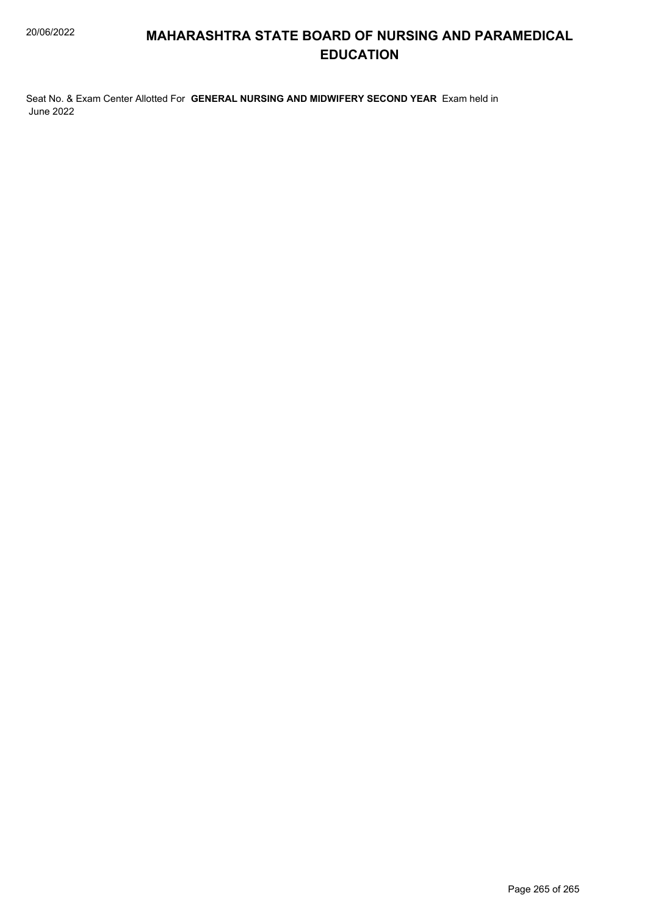# MAHARASHTRA STATE BOARD OF NURSING AND PARAMEDICAL EDUCATION

Seat No. & Exam Center Allotted For **GENERAL NURSING AND MIDWIFERY SECOND YEAR** Exam held in June 2022